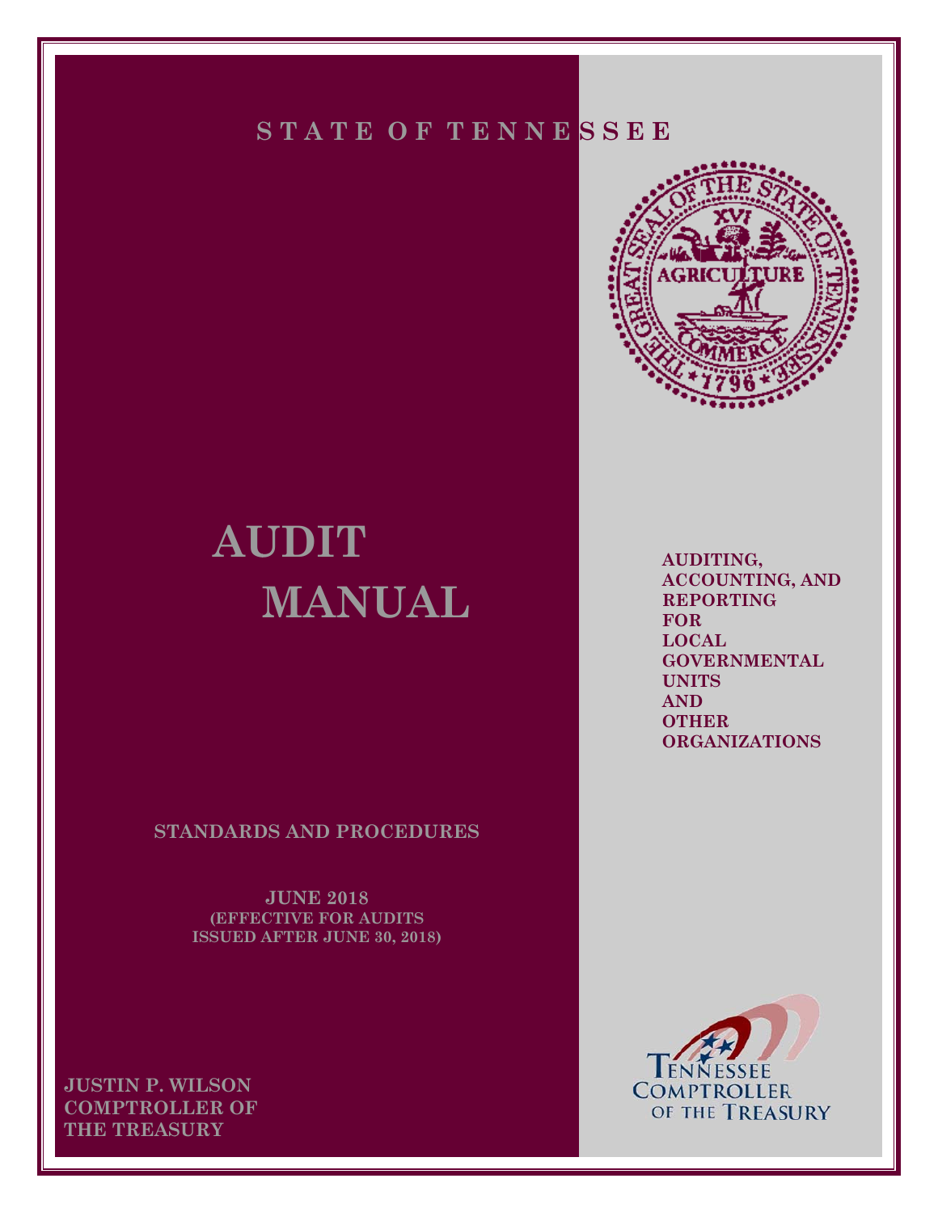STATE OF TENNESSEE

# AUDIT MANUAL

**AUDITING, ACCOUNTING, AND REPORTING FOR LOCAL GOVERNMENTAL UNITS AND OTHER ORGANIZATIONS**

**STANDARDS AND PROCEDURES**

**JUNE 2018**
**(EFFECTIVE FOR AUDITS ISSUED AFTER JUNE 30, 2018)**

**JUSTIN P. WILSON**
**COMPTROLLER OF THE TREASURY**

TENNESSEE COMPTROLLER OF THE TREASURY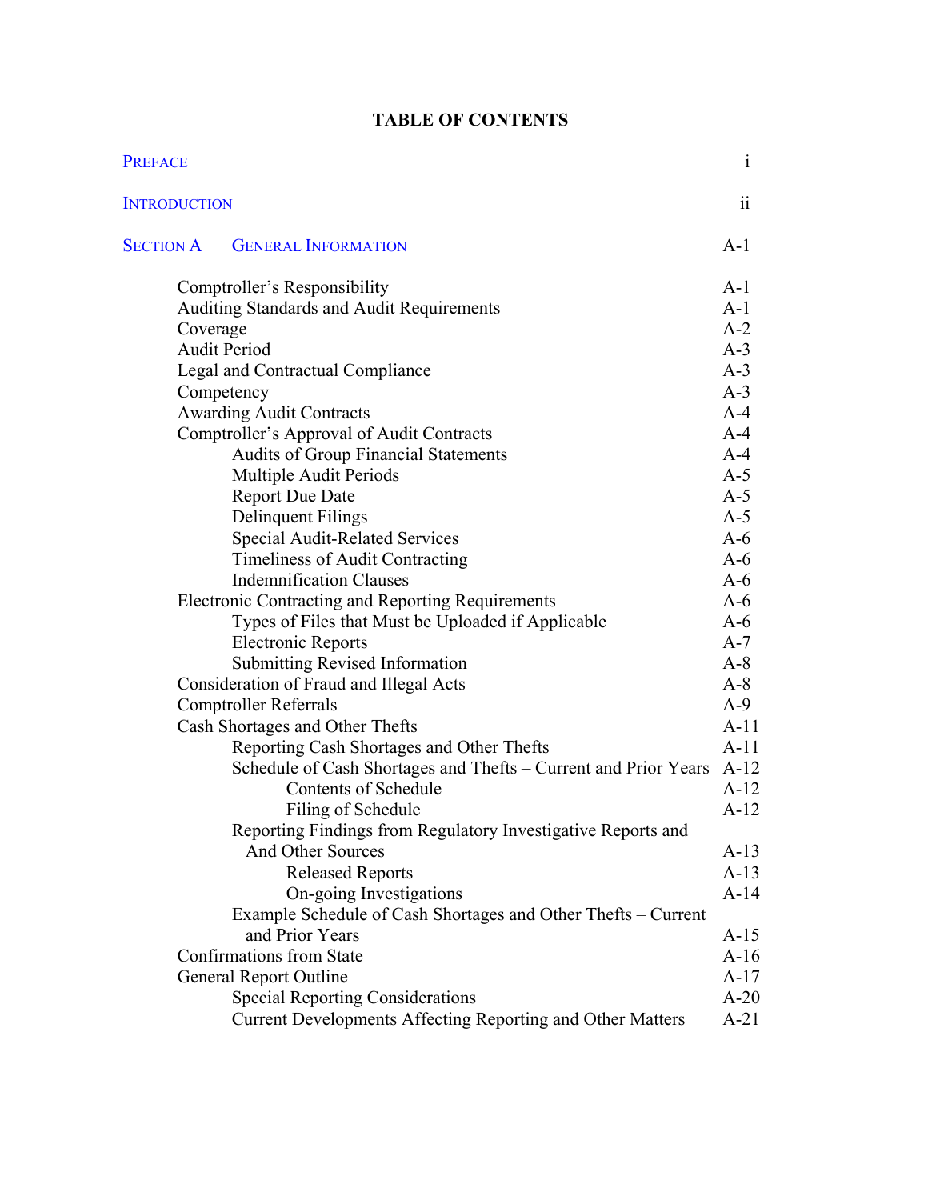# TABLE OF CONTENTS

| | |
|---|---|
| PREFACE | i |
| INTRODUCTION | ii |
| SECTION A GENERAL INFORMATION | A-1 |
| Comptroller's Responsibility | A-1 |
| Auditing Standards and Audit Requirements | A-1 |
| Coverage | A-2 |
| Audit Period | A-3 |
| Legal and Contractual Compliance | A-3 |
| Competency | A-3 |
| Awarding Audit Contracts | A-4 |
| Comptroller's Approval of Audit Contracts | A-4 |
| Audits of Group Financial Statements | A-4 |
| Multiple Audit Periods | A-5 |
| Report Due Date | A-5 |
| Delinquent Filings | A-5 |
| Special Audit-Related Services | A-6 |
| Timeliness of Audit Contracting | A-6 |
| Indemnification Clauses | A-6 |
| Electronic Contracting and Reporting Requirements | A-6 |
| Types of Files that Must be Uploaded if Applicable | A-6 |
| Electronic Reports | A-7 |
| Submitting Revised Information | A-8 |
| Consideration of Fraud and Illegal Acts | A-8 |
| Comptroller Referrals | A-9 |
| Cash Shortages and Other Thefts | A-11 |
| Reporting Cash Shortages and Other Thefts | A-11 |
| Schedule of Cash Shortages and Thefts – Current and Prior Years | A-12 |
| Contents of Schedule | A-12 |
| Filing of Schedule | A-12 |
| Reporting Findings from Regulatory Investigative Reports and And Other Sources | A-13 |
| Released Reports | A-13 |
| On-going Investigations | A-14 |
| Example Schedule of Cash Shortages and Other Thefts – Current and Prior Years | A-15 |
| Confirmations from State | A-16 |
| General Report Outline | A-17 |
| Special Reporting Considerations | A-20 |
| Current Developments Affecting Reporting and Other Matters | A-21 |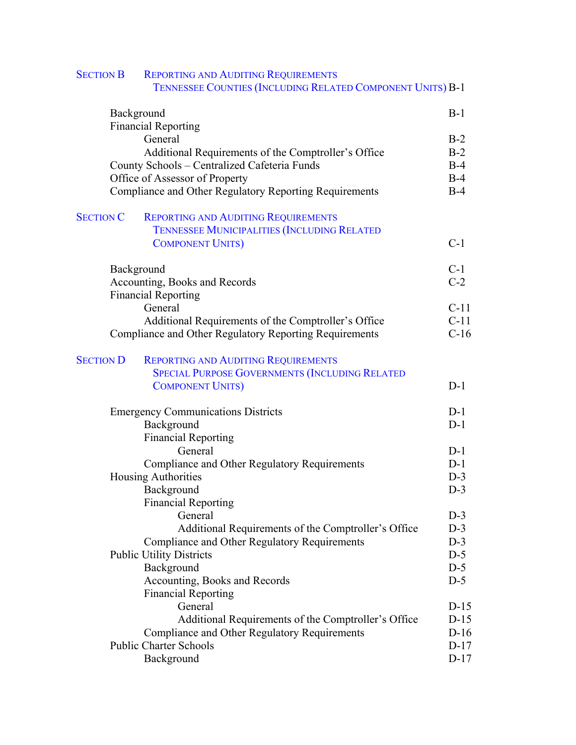| | | |
|---|---|---|
| **SECTION B** | **REPORTING AND AUDITING REQUIREMENTS TENNESSEE COUNTIES (INCLUDING RELATED COMPONENT UNITS)** | B-1 |
| | Background | B-1 |
| | Financial Reporting | |
| | General | B-2 |
| | Additional Requirements of the Comptroller's Office | B-2 |
| | County Schools – Centralized Cafeteria Funds | B-4 |
| | Office of Assessor of Property | B-4 |
| | Compliance and Other Regulatory Reporting Requirements | B-4 |
| **SECTION C** | **REPORTING AND AUDITING REQUIREMENTS TENNESSEE MUNICIPALITIES (INCLUDING RELATED COMPONENT UNITS)** | C-1 |
| | Background | C-1 |
| | Accounting, Books and Records | C-2 |
| | Financial Reporting | |
| | General | C-11 |
| | Additional Requirements of the Comptroller's Office | C-11 |
| | Compliance and Other Regulatory Reporting Requirements | C-16 |
| **SECTION D** | **REPORTING AND AUDITING REQUIREMENTS SPECIAL PURPOSE GOVERNMENTS (INCLUDING RELATED COMPONENT UNITS)** | D-1 |
| | Emergency Communications Districts | D-1 |
| | Background | D-1 |
| | Financial Reporting | |
| | General | D-1 |
| | Compliance and Other Regulatory Requirements | D-1 |
| | Housing Authorities | D-3 |
| | Background | D-3 |
| | Financial Reporting | |
| | General | D-3 |
| | Additional Requirements of the Comptroller's Office | D-3 |
| | Compliance and Other Regulatory Requirements | D-3 |
| | Public Utility Districts | D-5 |
| | Background | D-5 |
| | Accounting, Books and Records | D-5 |
| | Financial Reporting | |
| | General | D-15 |
| | Additional Requirements of the Comptroller's Office | D-15 |
| | Compliance and Other Regulatory Requirements | D-16 |
| | Public Charter Schools | D-17 |
| | Background | D-17 |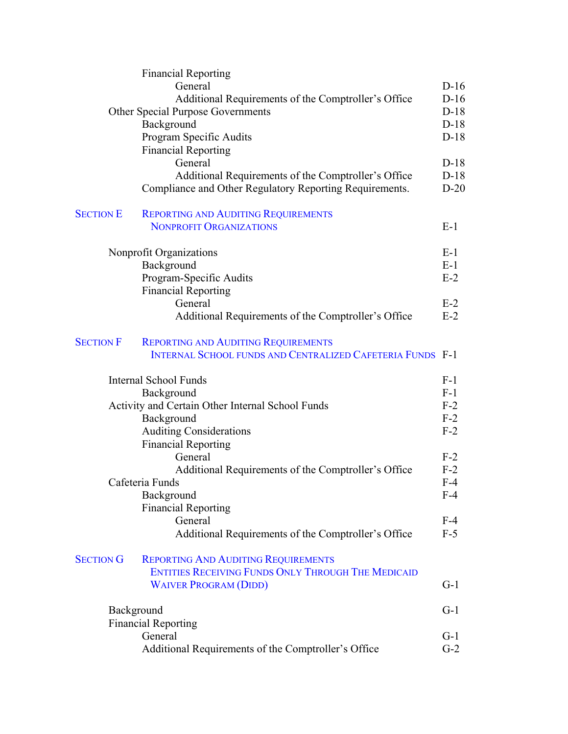| | | |
|---|---|---|
| | Financial Reporting | |
| | General | D-16 |
| | Additional Requirements of the Comptroller's Office | D-16 |
| | Other Special Purpose Governments | D-18 |
| | Background | D-18 |
| | Program Specific Audits | D-18 |
| | Financial Reporting | |
| | General | D-18 |
| | Additional Requirements of the Comptroller's Office | D-18 |
| | Compliance and Other Regulatory Reporting Requirements. | D-20 |
| SECTION E | REPORTING AND AUDITING REQUIREMENTS NONPROFIT ORGANIZATIONS | E-1 |
| | Nonprofit Organizations | E-1 |
| | Background | E-1 |
| | Program-Specific Audits | E-2 |
| | Financial Reporting | |
| | General | E-2 |
| | Additional Requirements of the Comptroller's Office | E-2 |
| SECTION F | REPORTING AND AUDITING REQUIREMENTS INTERNAL SCHOOL FUNDS AND CENTRALIZED CAFETERIA FUNDS | F-1 |
| | Internal School Funds | F-1 |
| | Background | F-1 |
| | Activity and Certain Other Internal School Funds | F-2 |
| | Background | F-2 |
| | Auditing Considerations | F-2 |
| | Financial Reporting | |
| | General | F-2 |
| | Additional Requirements of the Comptroller's Office | F-2 |
| | Cafeteria Funds | F-4 |
| | Background | F-4 |
| | Financial Reporting | |
| | General | F-4 |
| | Additional Requirements of the Comptroller's Office | F-5 |
| SECTION G | REPORTING AND AUDITING REQUIREMENTS ENTITIES RECEIVING FUNDS ONLY THROUGH THE MEDICAID WAIVER PROGRAM (DIDD) | G-1 |
| | Background | G-1 |
| | Financial Reporting | |
| | General | G-1 |
| | Additional Requirements of the Comptroller's Office | G-2 |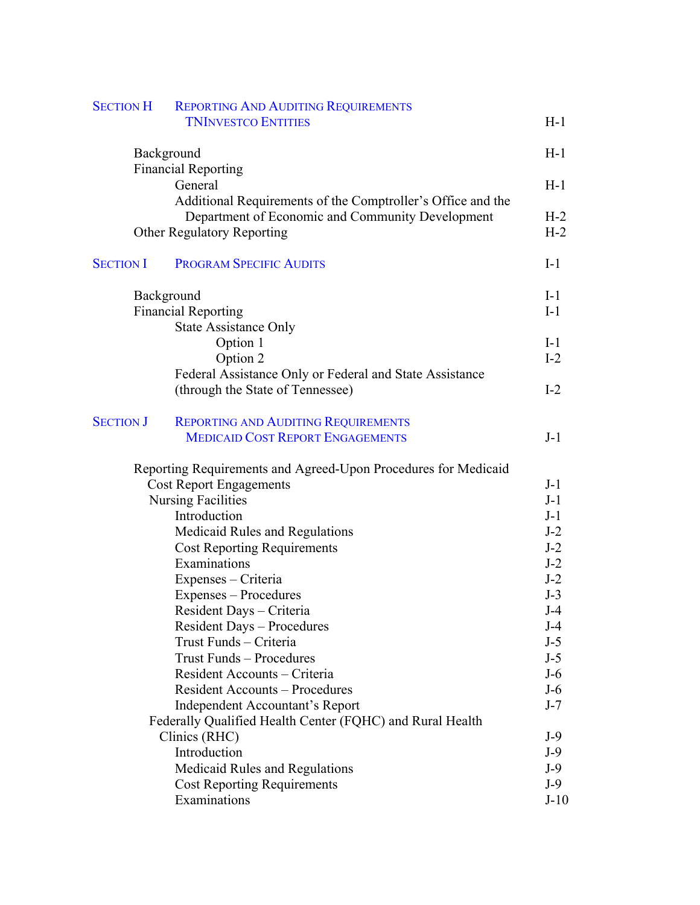| | |
|---|---|
| **SECTION H — REPORTING AND AUDITING REQUIREMENTS TNINVESTCO ENTITIES** | H-1 |
| Background | H-1 |
| Financial Reporting | |
| General | H-1 |
| Additional Requirements of the Comptroller's Office and the Department of Economic and Community Development | H-2 |
| Other Regulatory Reporting | H-2 |
| **SECTION I — PROGRAM SPECIFIC AUDITS** | I-1 |
| Background | I-1 |
| Financial Reporting | I-1 |
| State Assistance Only | |
| Option 1 | I-1 |
| Option 2 | I-2 |
| Federal Assistance Only or Federal and State Assistance (through the State of Tennessee) | I-2 |
| **SECTION J — REPORTING AND AUDITING REQUIREMENTS MEDICAID COST REPORT ENGAGEMENTS** | J-1 |
| Reporting Requirements and Agreed-Upon Procedures for Medicaid Cost Report Engagements | J-1 |
| Nursing Facilities | J-1 |
| Introduction | J-1 |
| Medicaid Rules and Regulations | J-2 |
| Cost Reporting Requirements | J-2 |
| Examinations | J-2 |
| Expenses – Criteria | J-2 |
| Expenses – Procedures | J-3 |
| Resident Days – Criteria | J-4 |
| Resident Days – Procedures | J-4 |
| Trust Funds – Criteria | J-5 |
| Trust Funds – Procedures | J-5 |
| Resident Accounts – Criteria | J-6 |
| Resident Accounts – Procedures | J-6 |
| Independent Accountant's Report | J-7 |
| Federally Qualified Health Center (FQHC) and Rural Health Clinics (RHC) | J-9 |
| Introduction | J-9 |
| Medicaid Rules and Regulations | J-9 |
| Cost Reporting Requirements | J-9 |
| Examinations | J-10 |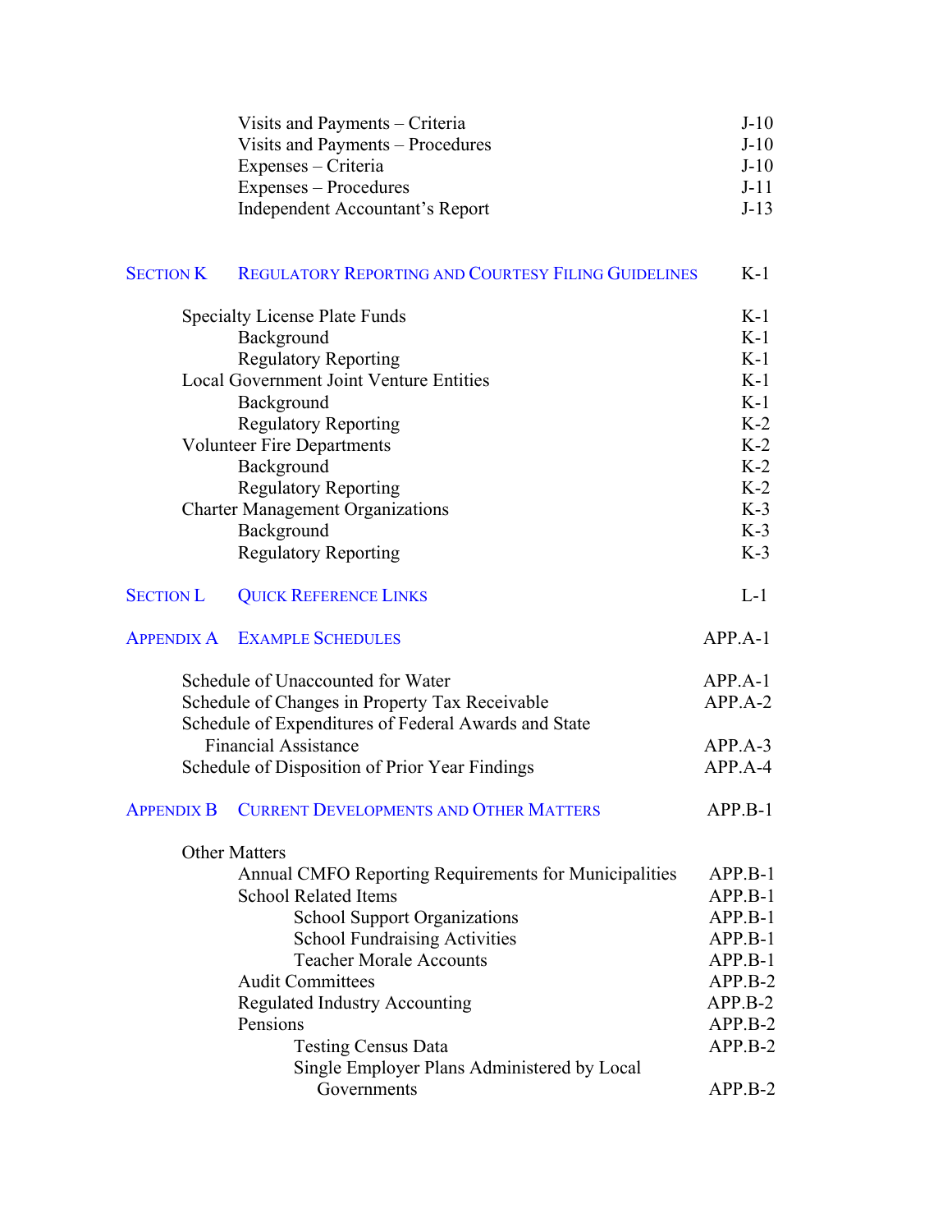| | | |
|---|---|---|
| | Visits and Payments – Criteria | J-10 |
| | Visits and Payments – Procedures | J-10 |
| | Expenses – Criteria | J-10 |
| | Expenses – Procedures | J-11 |
| | Independent Accountant's Report | J-13 |
| **SECTION K** | **REGULATORY REPORTING AND COURTESY FILING GUIDELINES** | K-1 |
| | Specialty License Plate Funds | K-1 |
| | Background | K-1 |
| | Regulatory Reporting | K-1 |
| | Local Government Joint Venture Entities | K-1 |
| | Background | K-1 |
| | Regulatory Reporting | K-2 |
| | Volunteer Fire Departments | K-2 |
| | Background | K-2 |
| | Regulatory Reporting | K-2 |
| | Charter Management Organizations | K-3 |
| | Background | K-3 |
| | Regulatory Reporting | K-3 |
| **SECTION L** | **QUICK REFERENCE LINKS** | L-1 |
| **APPENDIX A** | **EXAMPLE SCHEDULES** | APP.A-1 |
| | Schedule of Unaccounted for Water | APP.A-1 |
| | Schedule of Changes in Property Tax Receivable | APP.A-2 |
| | Schedule of Expenditures of Federal Awards and State Financial Assistance | APP.A-3 |
| | Schedule of Disposition of Prior Year Findings | APP.A-4 |
| **APPENDIX B** | **CURRENT DEVELOPMENTS AND OTHER MATTERS** | APP.B-1 |
| | Other Matters | |
| | Annual CMFO Reporting Requirements for Municipalities | APP.B-1 |
| | School Related Items | APP.B-1 |
| | School Support Organizations | APP.B-1 |
| | School Fundraising Activities | APP.B-1 |
| | Teacher Morale Accounts | APP.B-1 |
| | Audit Committees | APP.B-2 |
| | Regulated Industry Accounting | APP.B-2 |
| | Pensions | APP.B-2 |
| | Testing Census Data | APP.B-2 |
| | Single Employer Plans Administered by Local Governments | APP.B-2 |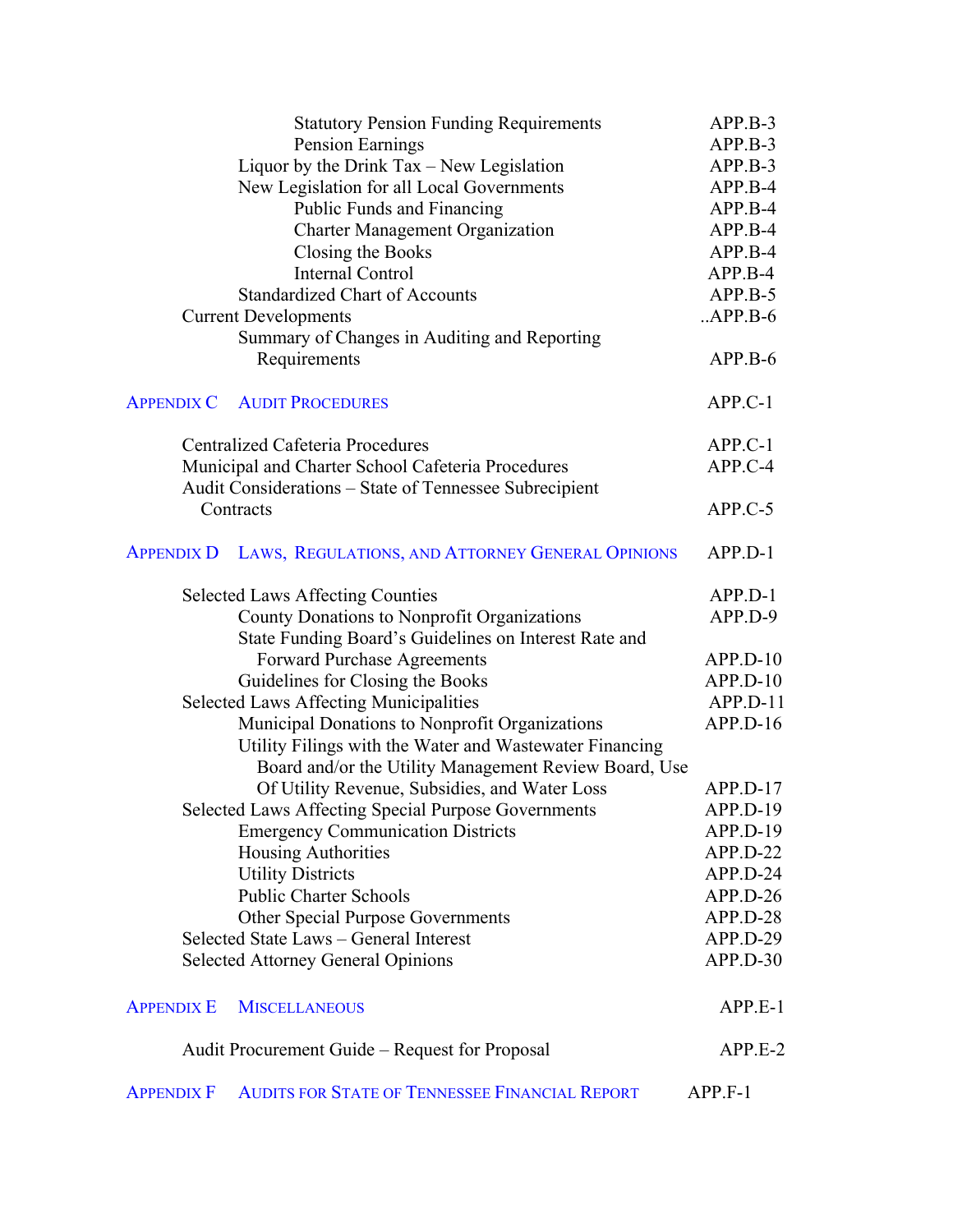| | |
|---|---|
| Statistory Pension Funding Requirements | APP.B-3 |
| Pension Earnings | APP.B-3 |
| Liquor by the Drink Tax – New Legislation | APP.B-3 |
| New Legislation for all Local Governments | APP.B-4 |
| Public Funds and Financing | APP.B-4 |
| Charter Management Organization | APP.B-4 |
| Closing the Books | APP.B-4 |
| Internal Control | APP.B-4 |
| Standardized Chart of Accounts | APP.B-5 |
| Current Developments | ..APP.B-6 |
| Summary of Changes in Auditing and Reporting Requirements | APP.B-6 |

## APPENDIX C AUDIT PROCEDURES — APP.C-1

| | |
|---|---|
| Centralized Cafeteria Procedures | APP.C-1 |
| Municipal and Charter School Cafeteria Procedures | APP.C-4 |
| Audit Considerations – State of Tennessee Subrecipient Contracts | APP.C-5 |

## APPENDIX D LAWS, REGULATIONS, AND ATTORNEY GENERAL OPINIONS — APP.D-1

| | |
|---|---|
| Selected Laws Affecting Counties | APP.D-1 |
| County Donations to Nonprofit Organizations | APP.D-9 |
| State Funding Board's Guidelines on Interest Rate and Forward Purchase Agreements | APP.D-10 |
| Guidelines for Closing the Books | APP.D-10 |
| Selected Laws Affecting Municipalities | APP.D-11 |
| Municipal Donations to Nonprofit Organizations | APP.D-16 |
| Utility Filings with the Water and Wastewater Financing Board and/or the Utility Management Review Board, Use Of Utility Revenue, Subsidies, and Water Loss | APP.D-17 |
| Selected Laws Affecting Special Purpose Governments | APP.D-19 |
| Emergency Communication Districts | APP.D-19 |
| Housing Authorities | APP.D-22 |
| Utility Districts | APP.D-24 |
| Public Charter Schools | APP.D-26 |
| Other Special Purpose Governments | APP.D-28 |
| Selected State Laws – General Interest | APP.D-29 |
| Selected Attorney General Opinions | APP.D-30 |

## APPENDIX E MISCELLANEOUS — APP.E-1

| | |
|---|---|
| Audit Procurement Guide – Request for Proposal | APP.E-2 |

## APPENDIX F AUDITS FOR STATE OF TENNESSEE FINANCIAL REPORT — APP.F-1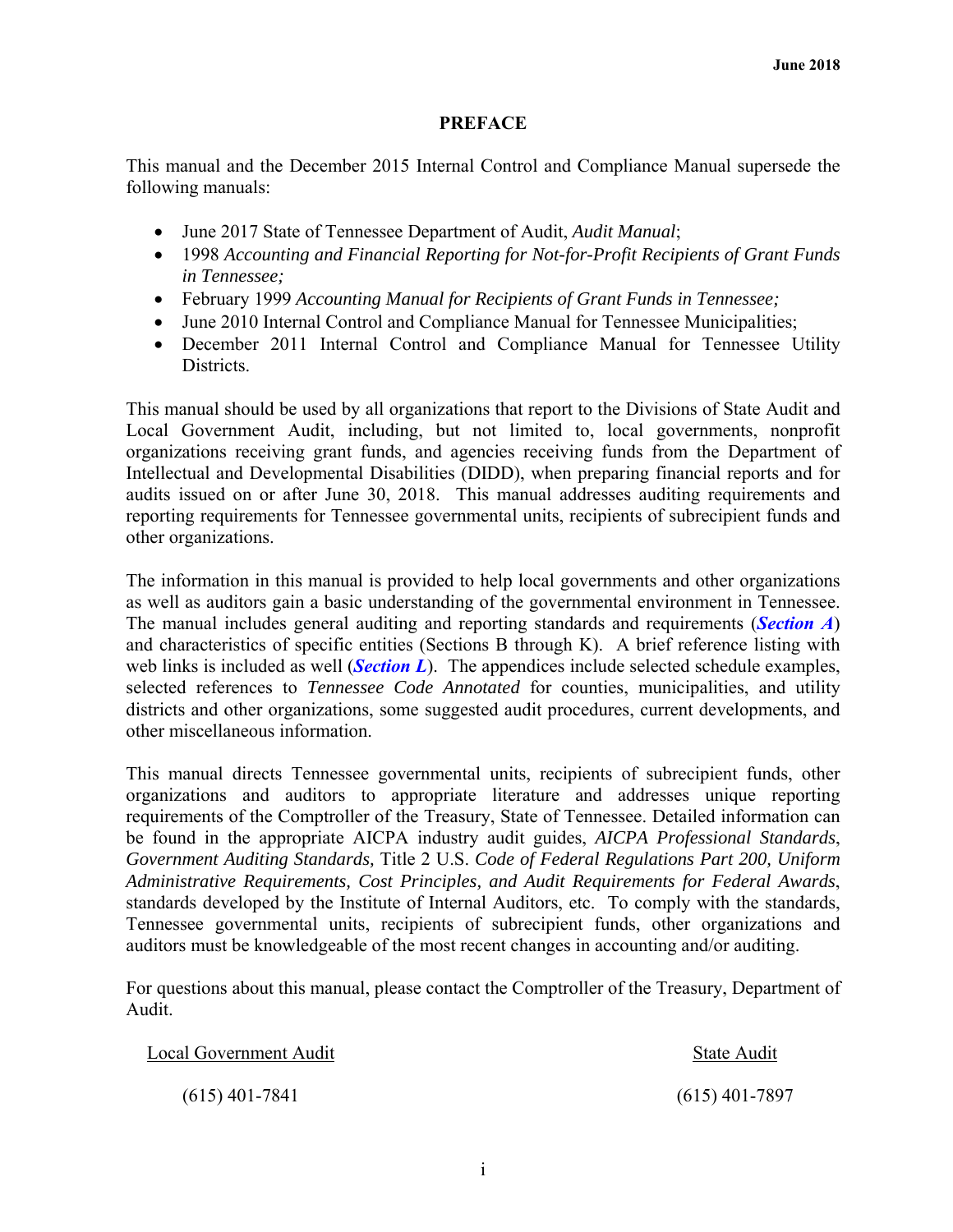June 2018

# PREFACE

This manual and the December 2015 Internal Control and Compliance Manual supersede the following manuals:

- June 2017 State of Tennessee Department of Audit, *Audit Manual*;
- 1998 *Accounting and Financial Reporting for Not-for-Profit Recipients of Grant Funds in Tennessee;*
- February 1999 *Accounting Manual for Recipients of Grant Funds in Tennessee;*
- June 2010 Internal Control and Compliance Manual for Tennessee Municipalities;
- December 2011 Internal Control and Compliance Manual for Tennessee Utility Districts.

This manual should be used by all organizations that report to the Divisions of State Audit and Local Government Audit, including, but not limited to, local governments, nonprofit organizations receiving grant funds, and agencies receiving funds from the Department of Intellectual and Developmental Disabilities (DIDD), when preparing financial reports and for audits issued on or after June 30, 2018. This manual addresses auditing requirements and reporting requirements for Tennessee governmental units, recipients of subrecipient funds and other organizations.

The information in this manual is provided to help local governments and other organizations as well as auditors gain a basic understanding of the governmental environment in Tennessee. The manual includes general auditing and reporting standards and requirements (***Section A***) and characteristics of specific entities (Sections B through K). A brief reference listing with web links is included as well (***Section L***). The appendices include selected schedule examples, selected references to *Tennessee Code Annotated* for counties, municipalities, and utility districts and other organizations, some suggested audit procedures, current developments, and other miscellaneous information.

This manual directs Tennessee governmental units, recipients of subrecipient funds, other organizations and auditors to appropriate literature and addresses unique reporting requirements of the Comptroller of the Treasury, State of Tennessee. Detailed information can be found in the appropriate AICPA industry audit guides, *AICPA Professional Standards*, *Government Auditing Standards,* Title 2 U.S. *Code of Federal Regulations Part 200, Uniform Administrative Requirements, Cost Principles, and Audit Requirements for Federal Awards*, standards developed by the Institute of Internal Auditors, etc. To comply with the standards, Tennessee governmental units, recipients of subrecipient funds, other organizations and auditors must be knowledgeable of the most recent changes in accounting and/or auditing.

For questions about this manual, please contact the Comptroller of the Treasury, Department of Audit.

| Local Government Audit | State Audit |
|---|---|
| (615) 401-7841 | (615) 401-7897 |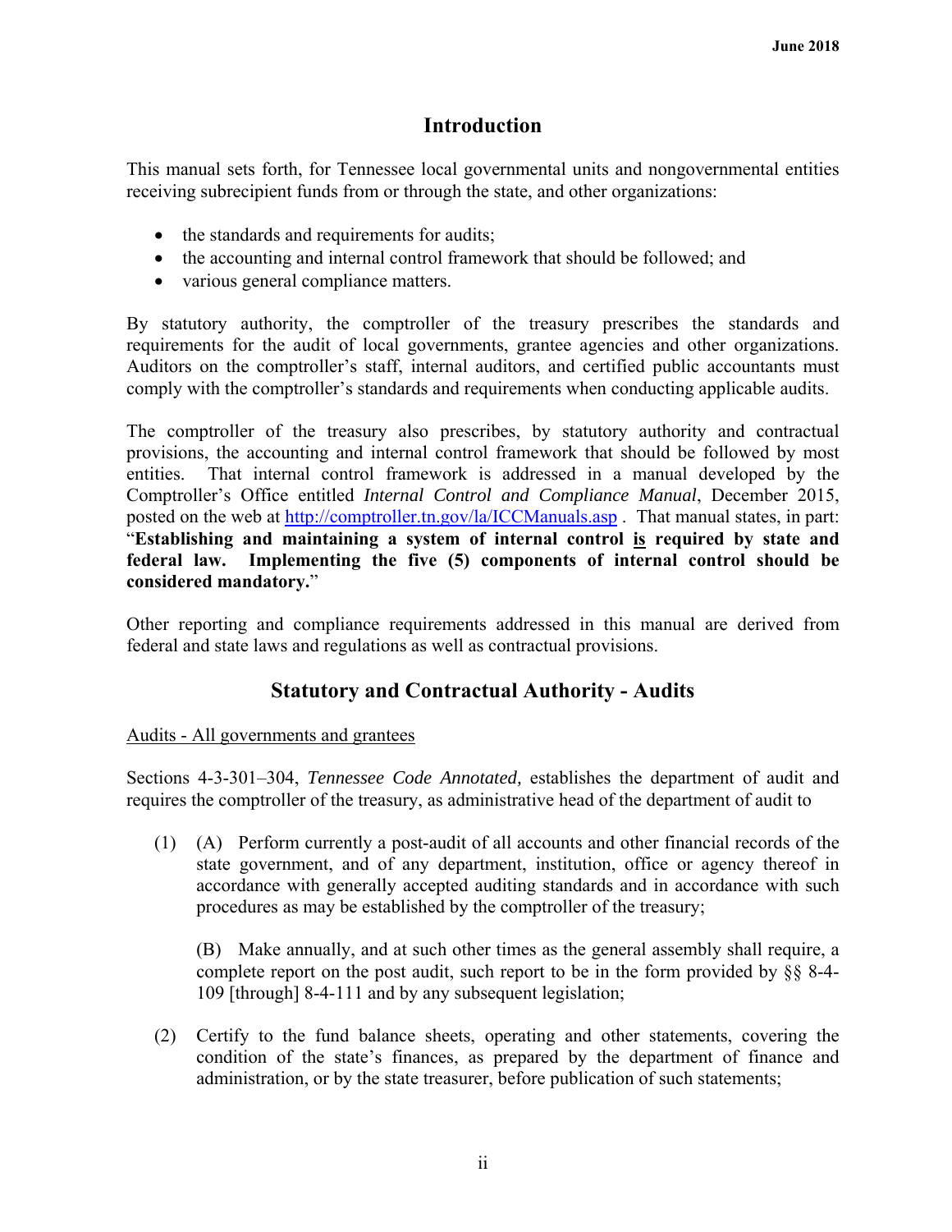## Introduction

This manual sets forth, for Tennessee local governmental units and nongovernmental entities receiving subrecipient funds from or through the state, and other organizations:

- the standards and requirements for audits;
- the accounting and internal control framework that should be followed; and
- various general compliance matters.

By statutory authority, the comptroller of the treasury prescribes the standards and requirements for the audit of local governments, grantee agencies and other organizations. Auditors on the comptroller's staff, internal auditors, and certified public accountants must comply with the comptroller's standards and requirements when conducting applicable audits.

The comptroller of the treasury also prescribes, by statutory authority and contractual provisions, the accounting and internal control framework that should be followed by most entities. That internal control framework is addressed in a manual developed by the Comptroller's Office entitled *Internal Control and Compliance Manual*, December 2015, posted on the web at http://comptroller.tn.gov/la/ICCManuals.asp . That manual states, in part: "**Establishing and maintaining a system of internal control <u>is</u> required by state and federal law. Implementing the five (5) components of internal control should be considered mandatory.**"

Other reporting and compliance requirements addressed in this manual are derived from federal and state laws and regulations as well as contractual provisions.

## Statutory and Contractual Authority - Audits

<u>Audits - All governments and grantees</u>

Sections 4-3-301–304, *Tennessee Code Annotated,* establishes the department of audit and requires the comptroller of the treasury, as administrative head of the department of audit to

(1) (A) Perform currently a post-audit of all accounts and other financial records of the state government, and of any department, institution, office or agency thereof in accordance with generally accepted auditing standards and in accordance with such procedures as may be established by the comptroller of the treasury;

(B) Make annually, and at such other times as the general assembly shall require, a complete report on the post audit, such report to be in the form provided by §§ 8-4-109 [through] 8-4-111 and by any subsequent legislation;

(2) Certify to the fund balance sheets, operating and other statements, covering the condition of the state's finances, as prepared by the department of finance and administration, or by the state treasurer, before publication of such statements;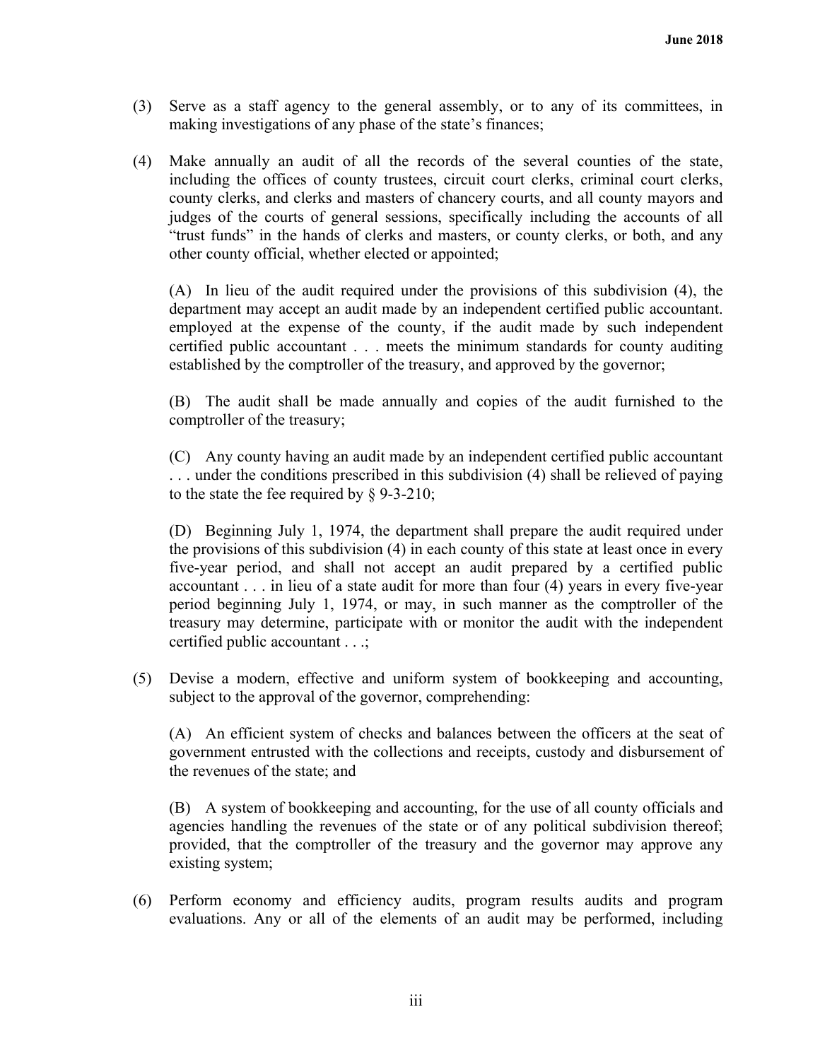(3) Serve as a staff agency to the general assembly, or to any of its committees, in making investigations of any phase of the state's finances;

(4) Make annually an audit of all the records of the several counties of the state, including the offices of county trustees, circuit court clerks, criminal court clerks, county clerks, and clerks and masters of chancery courts, and all county mayors and judges of the courts of general sessions, specifically including the accounts of all "trust funds" in the hands of clerks and masters, or county clerks, or both, and any other county official, whether elected or appointed;

(A) In lieu of the audit required under the provisions of this subdivision (4), the department may accept an audit made by an independent certified public accountant. employed at the expense of the county, if the audit made by such independent certified public accountant . . . meets the minimum standards for county auditing established by the comptroller of the treasury, and approved by the governor;

(B) The audit shall be made annually and copies of the audit furnished to the comptroller of the treasury;

(C) Any county having an audit made by an independent certified public accountant . . . under the conditions prescribed in this subdivision (4) shall be relieved of paying to the state the fee required by § 9-3-210;

(D) Beginning July 1, 1974, the department shall prepare the audit required under the provisions of this subdivision (4) in each county of this state at least once in every five-year period, and shall not accept an audit prepared by a certified public accountant . . . in lieu of a state audit for more than four (4) years in every five-year period beginning July 1, 1974, or may, in such manner as the comptroller of the treasury may determine, participate with or monitor the audit with the independent certified public accountant . . .;

(5) Devise a modern, effective and uniform system of bookkeeping and accounting, subject to the approval of the governor, comprehending:

(A) An efficient system of checks and balances between the officers at the seat of government entrusted with the collections and receipts, custody and disbursement of the revenues of the state; and

(B) A system of bookkeeping and accounting, for the use of all county officials and agencies handling the revenues of the state or of any political subdivision thereof; provided, that the comptroller of the treasury and the governor may approve any existing system;

(6) Perform economy and efficiency audits, program results audits and program evaluations. Any or all of the elements of an audit may be performed, including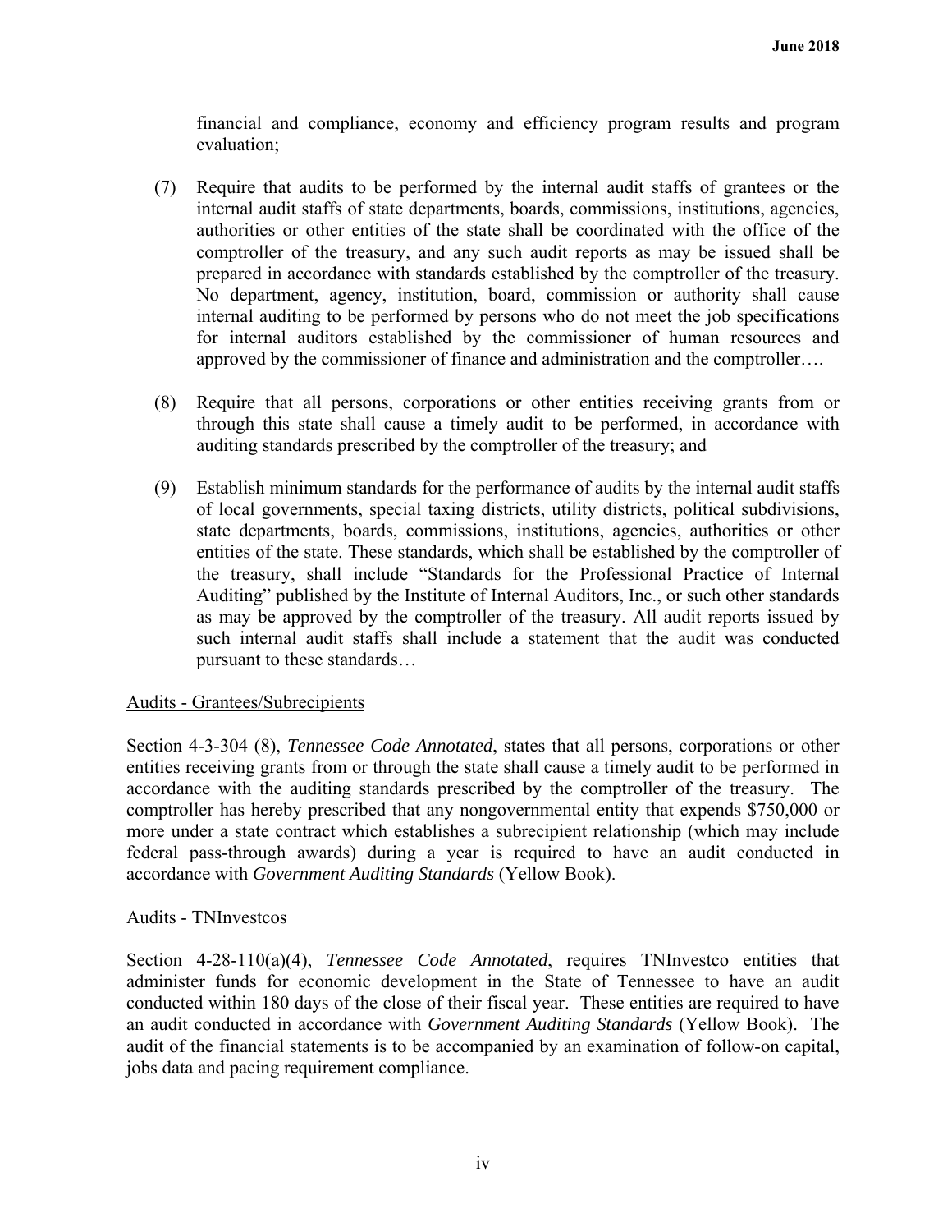financial and compliance, economy and efficiency program results and program evaluation;

(7) Require that audits to be performed by the internal audit staffs of grantees or the internal audit staffs of state departments, boards, commissions, institutions, agencies, authorities or other entities of the state shall be coordinated with the office of the comptroller of the treasury, and any such audit reports as may be issued shall be prepared in accordance with standards established by the comptroller of the treasury. No department, agency, institution, board, commission or authority shall cause internal auditing to be performed by persons who do not meet the job specifications for internal auditors established by the commissioner of human resources and approved by the commissioner of finance and administration and the comptroller….

(8) Require that all persons, corporations or other entities receiving grants from or through this state shall cause a timely audit to be performed, in accordance with auditing standards prescribed by the comptroller of the treasury; and

(9) Establish minimum standards for the performance of audits by the internal audit staffs of local governments, special taxing districts, utility districts, political subdivisions, state departments, boards, commissions, institutions, agencies, authorities or other entities of the state. These standards, which shall be established by the comptroller of the treasury, shall include "Standards for the Professional Practice of Internal Auditing" published by the Institute of Internal Auditors, Inc., or such other standards as may be approved by the comptroller of the treasury. All audit reports issued by such internal audit staffs shall include a statement that the audit was conducted pursuant to these standards…

Audits - Grantees/Subrecipients

Section 4-3-304 (8), *Tennessee Code Annotated*, states that all persons, corporations or other entities receiving grants from or through the state shall cause a timely audit to be performed in accordance with the auditing standards prescribed by the comptroller of the treasury. The comptroller has hereby prescribed that any nongovernmental entity that expends $750,000 or more under a state contract which establishes a subrecipient relationship (which may include federal pass-through awards) during a year is required to have an audit conducted in accordance with *Government Auditing Standards* (Yellow Book).

Audits - TNInvestcos

Section 4-28-110(a)(4), *Tennessee Code Annotated*, requires TNInvestco entities that administer funds for economic development in the State of Tennessee to have an audit conducted within 180 days of the close of their fiscal year. These entities are required to have an audit conducted in accordance with *Government Auditing Standards* (Yellow Book). The audit of the financial statements is to be accompanied by an examination of follow-on capital, jobs data and pacing requirement compliance.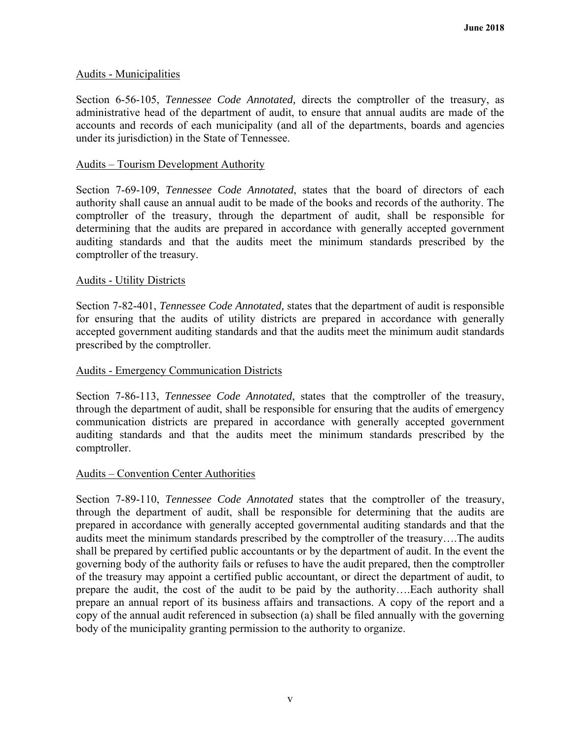Audits - Municipalities

Section 6-56-105, *Tennessee Code Annotated,* directs the comptroller of the treasury, as administrative head of the department of audit, to ensure that annual audits are made of the accounts and records of each municipality (and all of the departments, boards and agencies under its jurisdiction) in the State of Tennessee.

Audits – Tourism Development Authority

Section 7-69-109, *Tennessee Code Annotated*, states that the board of directors of each authority shall cause an annual audit to be made of the books and records of the authority. The comptroller of the treasury, through the department of audit, shall be responsible for determining that the audits are prepared in accordance with generally accepted government auditing standards and that the audits meet the minimum standards prescribed by the comptroller of the treasury.

Audits - Utility Districts

Section 7-82-401, *Tennessee Code Annotated,* states that the department of audit is responsible for ensuring that the audits of utility districts are prepared in accordance with generally accepted government auditing standards and that the audits meet the minimum audit standards prescribed by the comptroller.

Audits - Emergency Communication Districts

Section 7-86-113, *Tennessee Code Annotated*, states that the comptroller of the treasury, through the department of audit, shall be responsible for ensuring that the audits of emergency communication districts are prepared in accordance with generally accepted government auditing standards and that the audits meet the minimum standards prescribed by the comptroller.

Audits – Convention Center Authorities

Section 7-89-110, *Tennessee Code Annotated* states that the comptroller of the treasury, through the department of audit, shall be responsible for determining that the audits are prepared in accordance with generally accepted governmental auditing standards and that the audits meet the minimum standards prescribed by the comptroller of the treasury….The audits shall be prepared by certified public accountants or by the department of audit. In the event the governing body of the authority fails or refuses to have the audit prepared, then the comptroller of the treasury may appoint a certified public accountant, or direct the department of audit, to prepare the audit, the cost of the audit to be paid by the authority….Each authority shall prepare an annual report of its business affairs and transactions. A copy of the report and a copy of the annual audit referenced in subsection (a) shall be filed annually with the governing body of the municipality granting permission to the authority to organize.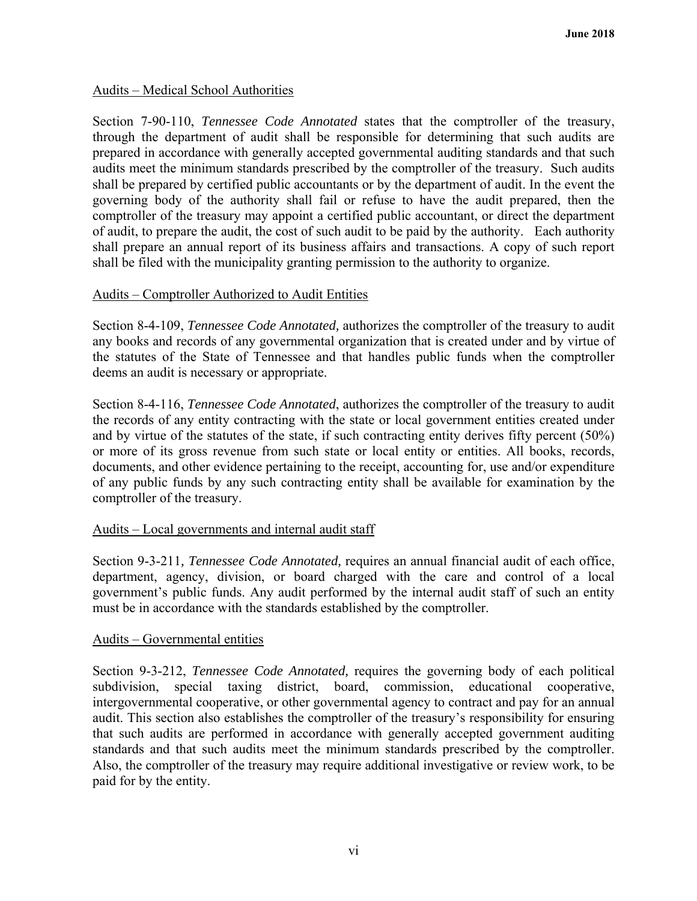Audits – Medical School Authorities

Section 7-90-110, *Tennessee Code Annotated* states that the comptroller of the treasury, through the department of audit shall be responsible for determining that such audits are prepared in accordance with generally accepted governmental auditing standards and that such audits meet the minimum standards prescribed by the comptroller of the treasury. Such audits shall be prepared by certified public accountants or by the department of audit. In the event the governing body of the authority shall fail or refuse to have the audit prepared, then the comptroller of the treasury may appoint a certified public accountant, or direct the department of audit, to prepare the audit, the cost of such audit to be paid by the authority. Each authority shall prepare an annual report of its business affairs and transactions. A copy of such report shall be filed with the municipality granting permission to the authority to organize.

Audits – Comptroller Authorized to Audit Entities

Section 8-4-109, *Tennessee Code Annotated,* authorizes the comptroller of the treasury to audit any books and records of any governmental organization that is created under and by virtue of the statutes of the State of Tennessee and that handles public funds when the comptroller deems an audit is necessary or appropriate.

Section 8-4-116, *Tennessee Code Annotated*, authorizes the comptroller of the treasury to audit the records of any entity contracting with the state or local government entities created under and by virtue of the statutes of the state, if such contracting entity derives fifty percent (50%) or more of its gross revenue from such state or local entity or entities. All books, records, documents, and other evidence pertaining to the receipt, accounting for, use and/or expenditure of any public funds by any such contracting entity shall be available for examination by the comptroller of the treasury.

Audits – Local governments and internal audit staff

Section 9-3-211*, Tennessee Code Annotated,* requires an annual financial audit of each office, department, agency, division, or board charged with the care and control of a local government's public funds. Any audit performed by the internal audit staff of such an entity must be in accordance with the standards established by the comptroller.

Audits – Governmental entities

Section 9-3-212, *Tennessee Code Annotated,* requires the governing body of each political subdivision, special taxing district, board, commission, educational cooperative, intergovernmental cooperative, or other governmental agency to contract and pay for an annual audit. This section also establishes the comptroller of the treasury's responsibility for ensuring that such audits are performed in accordance with generally accepted government auditing standards and that such audits meet the minimum standards prescribed by the comptroller. Also, the comptroller of the treasury may require additional investigative or review work, to be paid for by the entity.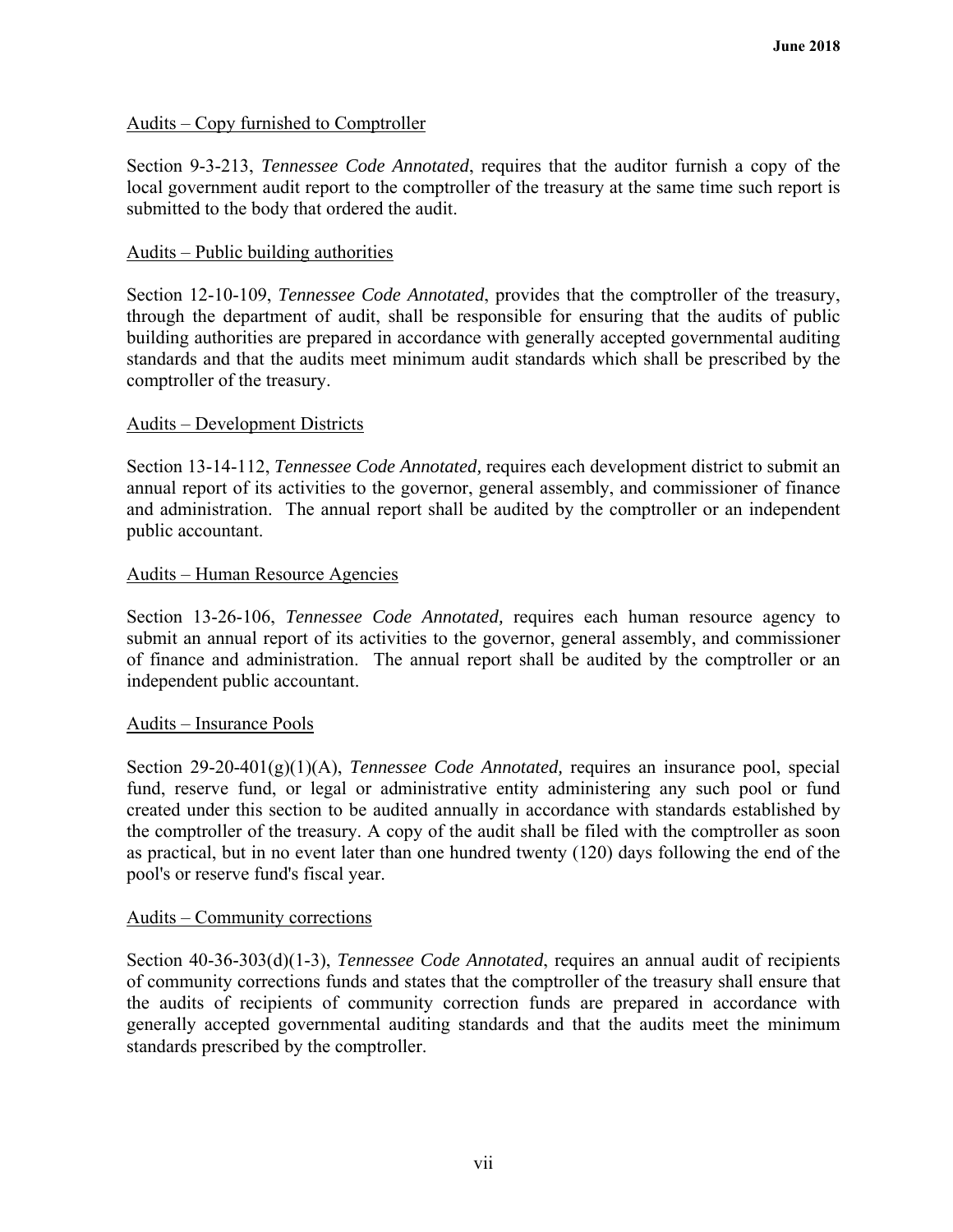Audits – Copy furnished to Comptroller

Section 9-3-213, *Tennessee Code Annotated*, requires that the auditor furnish a copy of the local government audit report to the comptroller of the treasury at the same time such report is submitted to the body that ordered the audit.

Audits – Public building authorities

Section 12-10-109, *Tennessee Code Annotated*, provides that the comptroller of the treasury, through the department of audit, shall be responsible for ensuring that the audits of public building authorities are prepared in accordance with generally accepted governmental auditing standards and that the audits meet minimum audit standards which shall be prescribed by the comptroller of the treasury.

Audits – Development Districts

Section 13-14-112, *Tennessee Code Annotated,* requires each development district to submit an annual report of its activities to the governor, general assembly, and commissioner of finance and administration. The annual report shall be audited by the comptroller or an independent public accountant.

Audits – Human Resource Agencies

Section 13-26-106, *Tennessee Code Annotated,* requires each human resource agency to submit an annual report of its activities to the governor, general assembly, and commissioner of finance and administration. The annual report shall be audited by the comptroller or an independent public accountant.

Audits – Insurance Pools

Section 29-20-401(g)(1)(A), *Tennessee Code Annotated,* requires an insurance pool, special fund, reserve fund, or legal or administrative entity administering any such pool or fund created under this section to be audited annually in accordance with standards established by the comptroller of the treasury. A copy of the audit shall be filed with the comptroller as soon as practical, but in no event later than one hundred twenty (120) days following the end of the pool's or reserve fund's fiscal year.

Audits – Community corrections

Section 40-36-303(d)(1-3), *Tennessee Code Annotated*, requires an annual audit of recipients of community corrections funds and states that the comptroller of the treasury shall ensure that the audits of recipients of community correction funds are prepared in accordance with generally accepted governmental auditing standards and that the audits meet the minimum standards prescribed by the comptroller.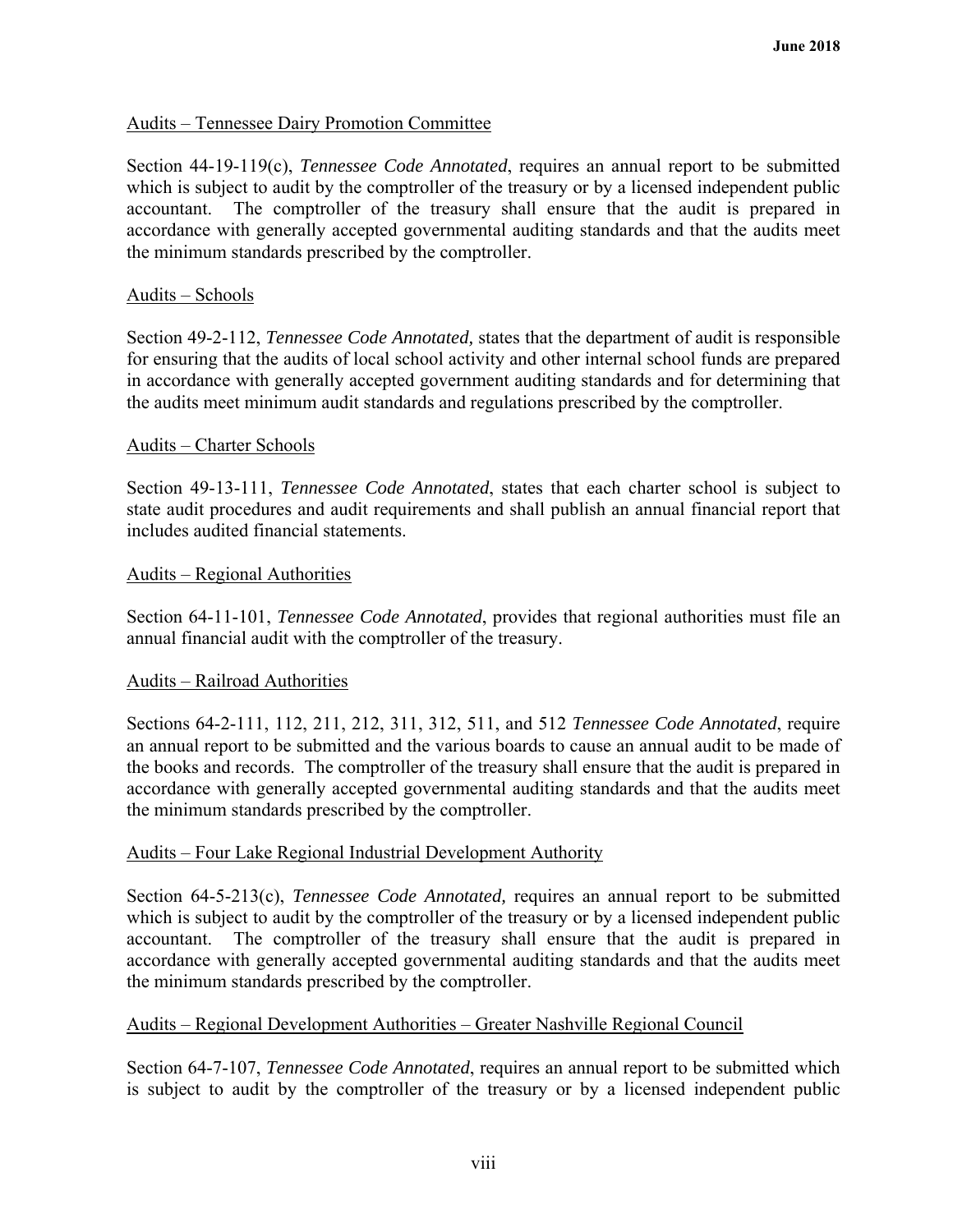Audits – Tennessee Dairy Promotion Committee

Section 44-19-119(c), *Tennessee Code Annotated*, requires an annual report to be submitted which is subject to audit by the comptroller of the treasury or by a licensed independent public accountant. The comptroller of the treasury shall ensure that the audit is prepared in accordance with generally accepted governmental auditing standards and that the audits meet the minimum standards prescribed by the comptroller.

Audits – Schools

Section 49-2-112, *Tennessee Code Annotated,* states that the department of audit is responsible for ensuring that the audits of local school activity and other internal school funds are prepared in accordance with generally accepted government auditing standards and for determining that the audits meet minimum audit standards and regulations prescribed by the comptroller.

Audits – Charter Schools

Section 49-13-111, *Tennessee Code Annotated*, states that each charter school is subject to state audit procedures and audit requirements and shall publish an annual financial report that includes audited financial statements.

Audits – Regional Authorities

Section 64-11-101, *Tennessee Code Annotated*, provides that regional authorities must file an annual financial audit with the comptroller of the treasury.

Audits – Railroad Authorities

Sections 64-2-111, 112, 211, 212, 311, 312, 511, and 512 *Tennessee Code Annotated*, require an annual report to be submitted and the various boards to cause an annual audit to be made of the books and records. The comptroller of the treasury shall ensure that the audit is prepared in accordance with generally accepted governmental auditing standards and that the audits meet the minimum standards prescribed by the comptroller.

Audits – Four Lake Regional Industrial Development Authority

Section 64-5-213(c), *Tennessee Code Annotated,* requires an annual report to be submitted which is subject to audit by the comptroller of the treasury or by a licensed independent public accountant. The comptroller of the treasury shall ensure that the audit is prepared in accordance with generally accepted governmental auditing standards and that the audits meet the minimum standards prescribed by the comptroller.

Audits – Regional Development Authorities – Greater Nashville Regional Council

Section 64-7-107, *Tennessee Code Annotated*, requires an annual report to be submitted which is subject to audit by the comptroller of the treasury or by a licensed independent public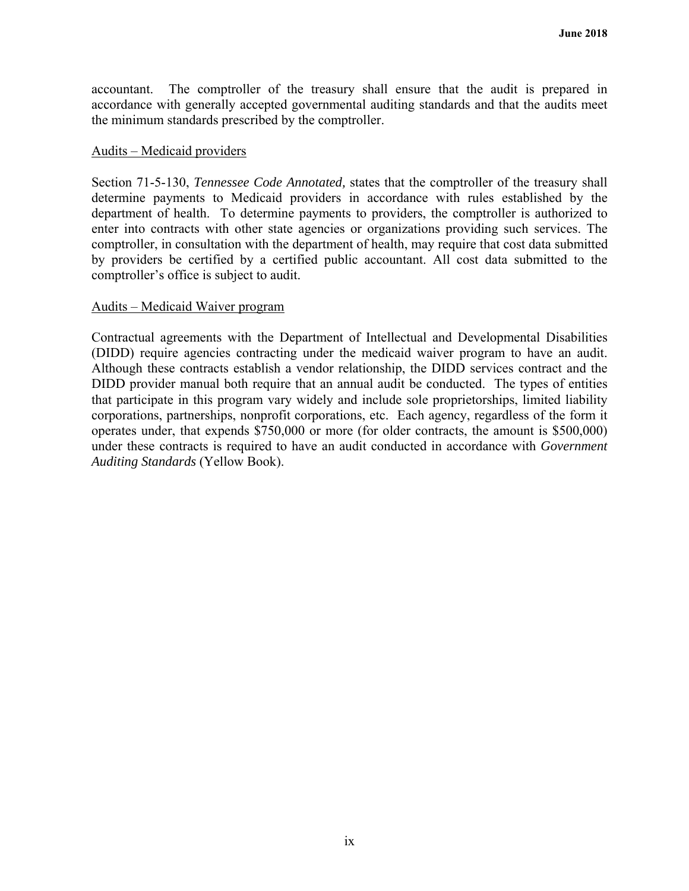accountant. The comptroller of the treasury shall ensure that the audit is prepared in accordance with generally accepted governmental auditing standards and that the audits meet the minimum standards prescribed by the comptroller.

Audits – Medicaid providers

Section 71-5-130, *Tennessee Code Annotated,* states that the comptroller of the treasury shall determine payments to Medicaid providers in accordance with rules established by the department of health. To determine payments to providers, the comptroller is authorized to enter into contracts with other state agencies or organizations providing such services. The comptroller, in consultation with the department of health, may require that cost data submitted by providers be certified by a certified public accountant. All cost data submitted to the comptroller's office is subject to audit.

Audits – Medicaid Waiver program

Contractual agreements with the Department of Intellectual and Developmental Disabilities (DIDD) require agencies contracting under the medicaid waiver program to have an audit. Although these contracts establish a vendor relationship, the DIDD services contract and the DIDD provider manual both require that an annual audit be conducted. The types of entities that participate in this program vary widely and include sole proprietorships, limited liability corporations, partnerships, nonprofit corporations, etc. Each agency, regardless of the form it operates under, that expends $750,000 or more (for older contracts, the amount is $500,000) under these contracts is required to have an audit conducted in accordance with *Government Auditing Standards* (Yellow Book).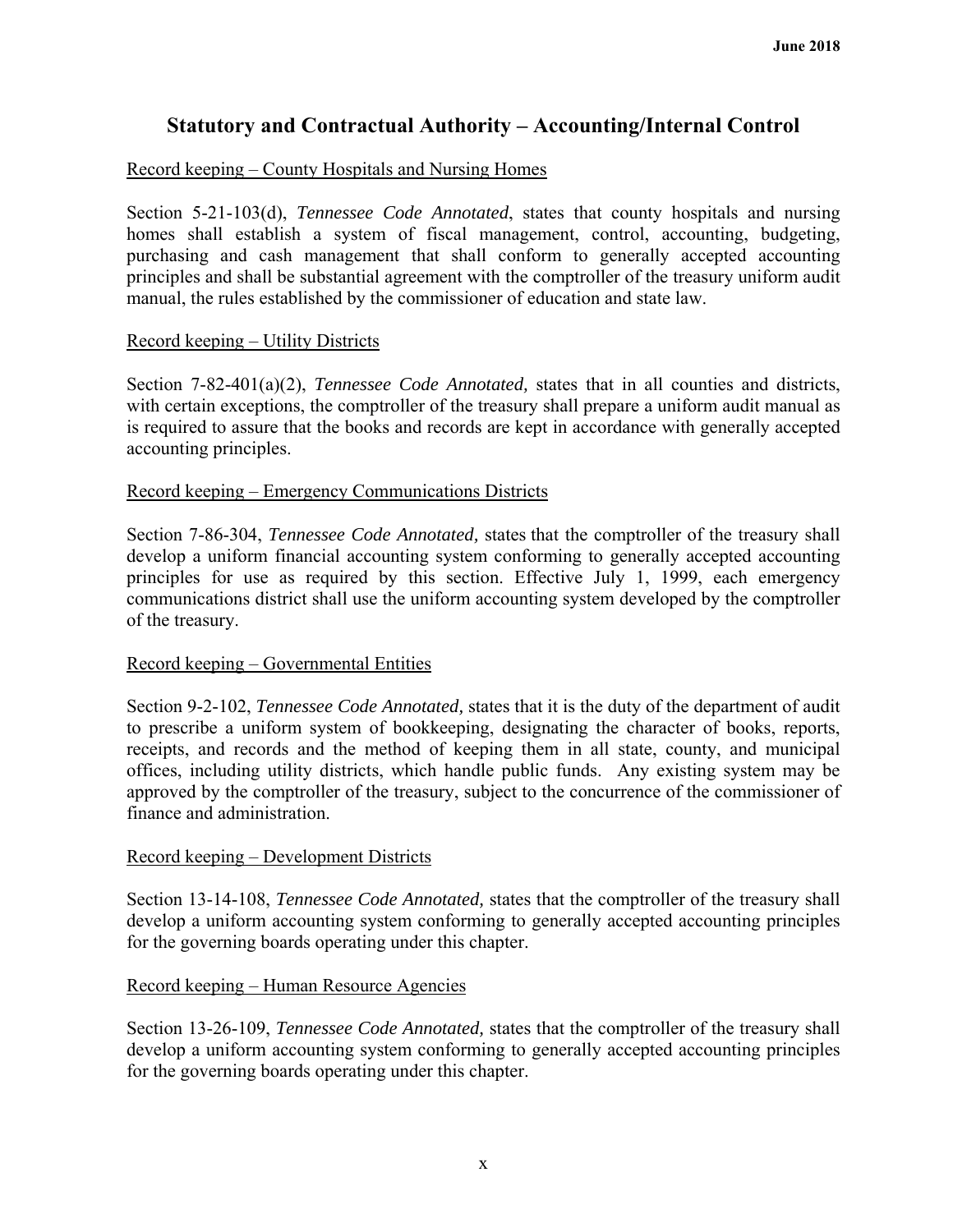## Statutory and Contractual Authority – Accounting/Internal Control

Record keeping – County Hospitals and Nursing Homes

Section 5-21-103(d), *Tennessee Code Annotated*, states that county hospitals and nursing homes shall establish a system of fiscal management, control, accounting, budgeting, purchasing and cash management that shall conform to generally accepted accounting principles and shall be substantial agreement with the comptroller of the treasury uniform audit manual, the rules established by the commissioner of education and state law.

Record keeping – Utility Districts

Section 7-82-401(a)(2), *Tennessee Code Annotated,* states that in all counties and districts, with certain exceptions, the comptroller of the treasury shall prepare a uniform audit manual as is required to assure that the books and records are kept in accordance with generally accepted accounting principles.

Record keeping – Emergency Communications Districts

Section 7-86-304, *Tennessee Code Annotated,* states that the comptroller of the treasury shall develop a uniform financial accounting system conforming to generally accepted accounting principles for use as required by this section. Effective July 1, 1999, each emergency communications district shall use the uniform accounting system developed by the comptroller of the treasury.

Record keeping – Governmental Entities

Section 9-2-102, *Tennessee Code Annotated,* states that it is the duty of the department of audit to prescribe a uniform system of bookkeeping, designating the character of books, reports, receipts, and records and the method of keeping them in all state, county, and municipal offices, including utility districts, which handle public funds. Any existing system may be approved by the comptroller of the treasury, subject to the concurrence of the commissioner of finance and administration.

Record keeping – Development Districts

Section 13-14-108, *Tennessee Code Annotated,* states that the comptroller of the treasury shall develop a uniform accounting system conforming to generally accepted accounting principles for the governing boards operating under this chapter.

Record keeping – Human Resource Agencies

Section 13-26-109, *Tennessee Code Annotated,* states that the comptroller of the treasury shall develop a uniform accounting system conforming to generally accepted accounting principles for the governing boards operating under this chapter.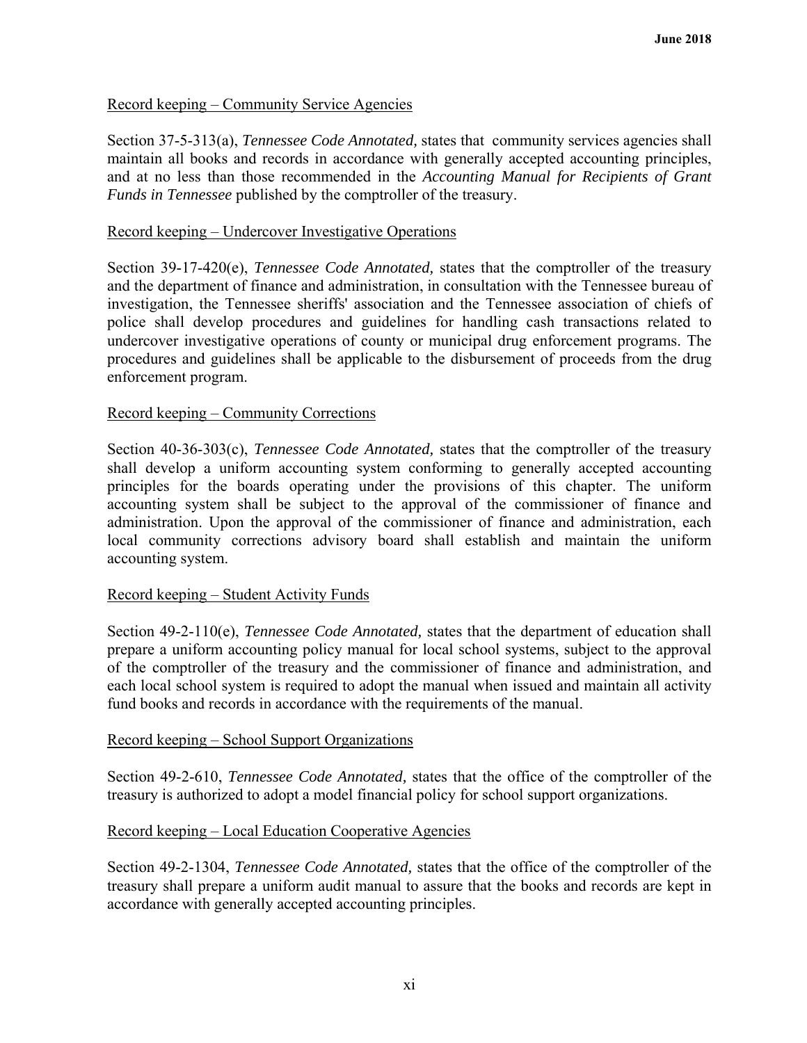Record keeping – Community Service Agencies

Section 37-5-313(a), *Tennessee Code Annotated,* states that community services agencies shall maintain all books and records in accordance with generally accepted accounting principles, and at no less than those recommended in the *Accounting Manual for Recipients of Grant Funds in Tennessee* published by the comptroller of the treasury.

Record keeping – Undercover Investigative Operations

Section 39-17-420(e), *Tennessee Code Annotated,* states that the comptroller of the treasury and the department of finance and administration, in consultation with the Tennessee bureau of investigation, the Tennessee sheriffs' association and the Tennessee association of chiefs of police shall develop procedures and guidelines for handling cash transactions related to undercover investigative operations of county or municipal drug enforcement programs. The procedures and guidelines shall be applicable to the disbursement of proceeds from the drug enforcement program.

Record keeping – Community Corrections

Section 40-36-303(c), *Tennessee Code Annotated,* states that the comptroller of the treasury shall develop a uniform accounting system conforming to generally accepted accounting principles for the boards operating under the provisions of this chapter. The uniform accounting system shall be subject to the approval of the commissioner of finance and administration. Upon the approval of the commissioner of finance and administration, each local community corrections advisory board shall establish and maintain the uniform accounting system.

Record keeping – Student Activity Funds

Section 49-2-110(e), *Tennessee Code Annotated,* states that the department of education shall prepare a uniform accounting policy manual for local school systems, subject to the approval of the comptroller of the treasury and the commissioner of finance and administration, and each local school system is required to adopt the manual when issued and maintain all activity fund books and records in accordance with the requirements of the manual.

Record keeping – School Support Organizations

Section 49-2-610, *Tennessee Code Annotated,* states that the office of the comptroller of the treasury is authorized to adopt a model financial policy for school support organizations.

Record keeping – Local Education Cooperative Agencies

Section 49-2-1304, *Tennessee Code Annotated,* states that the office of the comptroller of the treasury shall prepare a uniform audit manual to assure that the books and records are kept in accordance with generally accepted accounting principles.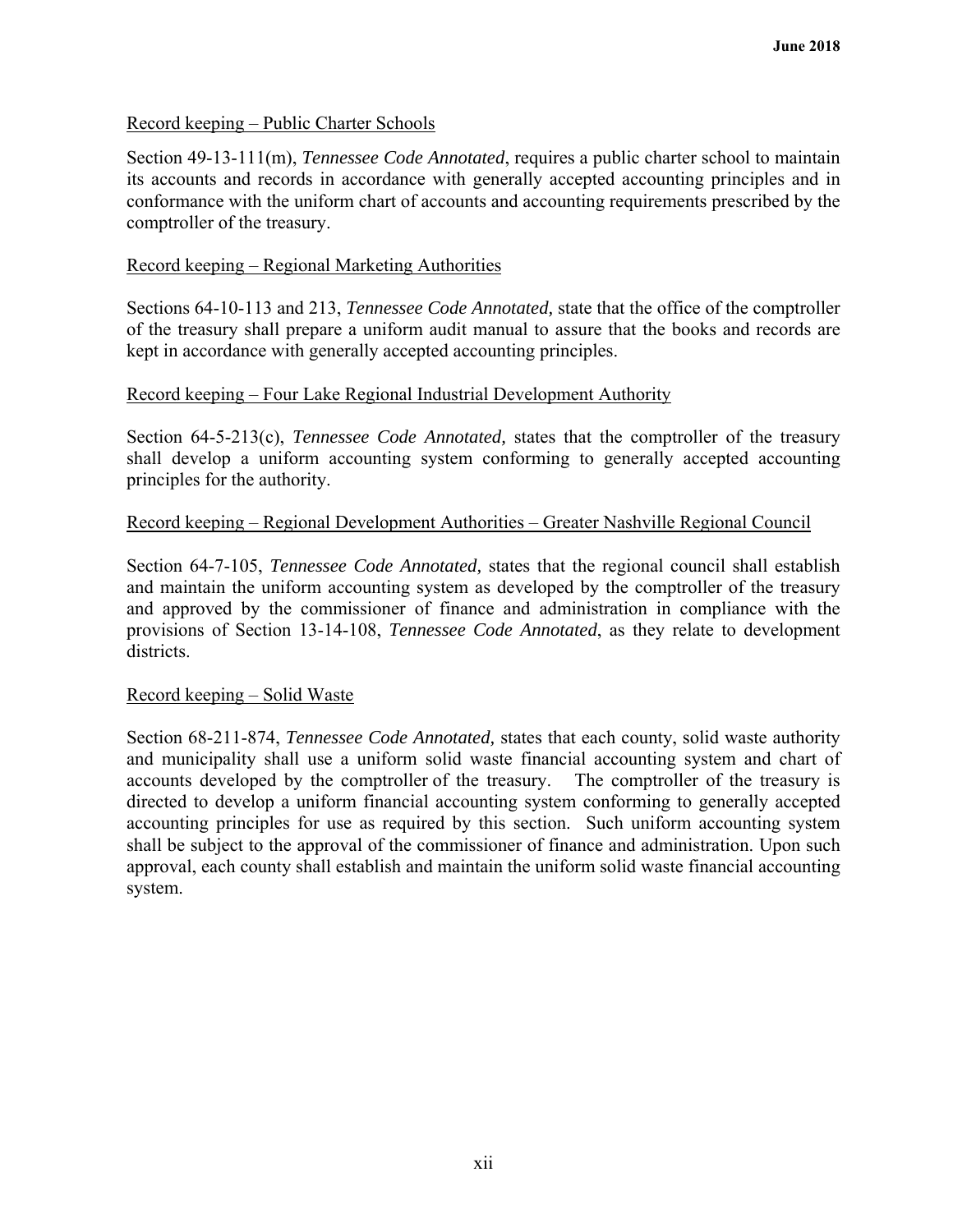Record keeping – Public Charter Schools

Section 49-13-111(m), *Tennessee Code Annotated*, requires a public charter school to maintain its accounts and records in accordance with generally accepted accounting principles and in conformance with the uniform chart of accounts and accounting requirements prescribed by the comptroller of the treasury.

Record keeping – Regional Marketing Authorities

Sections 64-10-113 and 213, *Tennessee Code Annotated,* state that the office of the comptroller of the treasury shall prepare a uniform audit manual to assure that the books and records are kept in accordance with generally accepted accounting principles.

Record keeping – Four Lake Regional Industrial Development Authority

Section 64-5-213(c), *Tennessee Code Annotated,* states that the comptroller of the treasury shall develop a uniform accounting system conforming to generally accepted accounting principles for the authority.

Record keeping – Regional Development Authorities – Greater Nashville Regional Council

Section 64-7-105, *Tennessee Code Annotated,* states that the regional council shall establish and maintain the uniform accounting system as developed by the comptroller of the treasury and approved by the commissioner of finance and administration in compliance with the provisions of Section 13-14-108, *Tennessee Code Annotated*, as they relate to development districts.

Record keeping – Solid Waste

Section 68-211-874, *Tennessee Code Annotated,* states that each county, solid waste authority and municipality shall use a uniform solid waste financial accounting system and chart of accounts developed by the comptroller of the treasury. The comptroller of the treasury is directed to develop a uniform financial accounting system conforming to generally accepted accounting principles for use as required by this section. Such uniform accounting system shall be subject to the approval of the commissioner of finance and administration. Upon such approval, each county shall establish and maintain the uniform solid waste financial accounting system.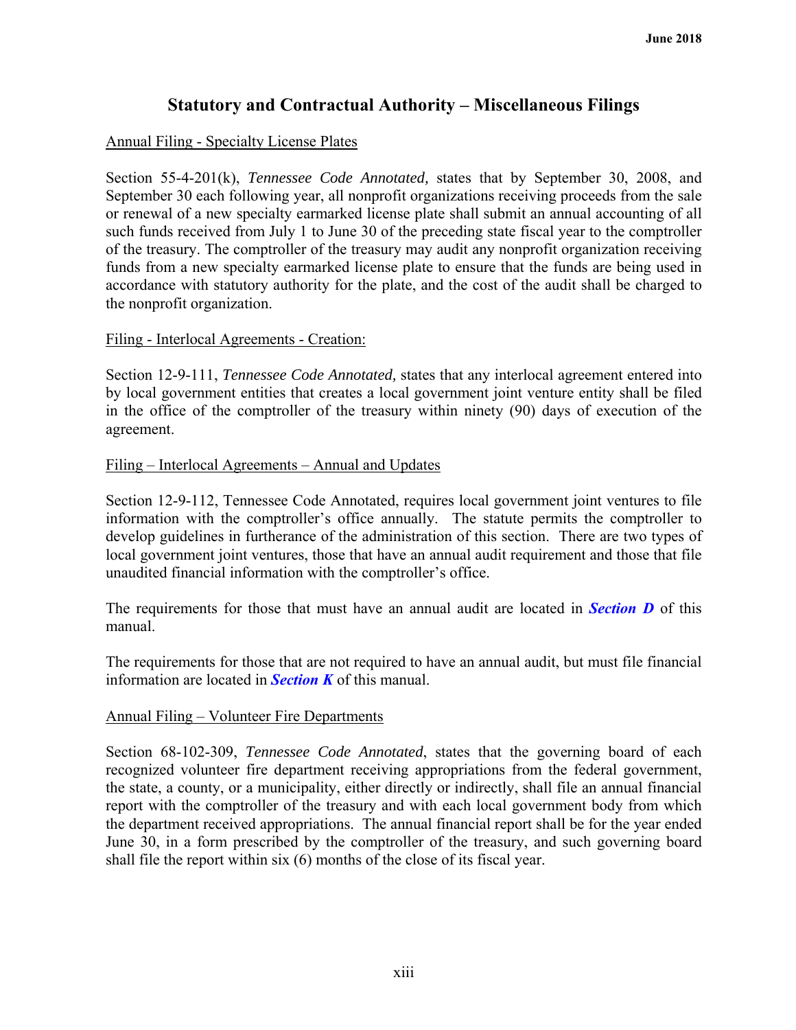# Statutory and Contractual Authority – Miscellaneous Filings

Annual Filing - Specialty License Plates

Section 55-4-201(k), *Tennessee Code Annotated,* states that by September 30, 2008, and September 30 each following year, all nonprofit organizations receiving proceeds from the sale or renewal of a new specialty earmarked license plate shall submit an annual accounting of all such funds received from July 1 to June 30 of the preceding state fiscal year to the comptroller of the treasury. The comptroller of the treasury may audit any nonprofit organization receiving funds from a new specialty earmarked license plate to ensure that the funds are being used in accordance with statutory authority for the plate, and the cost of the audit shall be charged to the nonprofit organization.

Filing - Interlocal Agreements - Creation:

Section 12-9-111, *Tennessee Code Annotated,* states that any interlocal agreement entered into by local government entities that creates a local government joint venture entity shall be filed in the office of the comptroller of the treasury within ninety (90) days of execution of the agreement.

Filing – Interlocal Agreements – Annual and Updates

Section 12-9-112, Tennessee Code Annotated, requires local government joint ventures to file information with the comptroller's office annually. The statute permits the comptroller to develop guidelines in furtherance of the administration of this section. There are two types of local government joint ventures, those that have an annual audit requirement and those that file unaudited financial information with the comptroller's office.

The requirements for those that must have an annual audit are located in ***Section D*** of this manual.

The requirements for those that are not required to have an annual audit, but must file financial information are located in ***Section K*** of this manual.

Annual Filing – Volunteer Fire Departments

Section 68-102-309, *Tennessee Code Annotated*, states that the governing board of each recognized volunteer fire department receiving appropriations from the federal government, the state, a county, or a municipality, either directly or indirectly, shall file an annual financial report with the comptroller of the treasury and with each local government body from which the department received appropriations. The annual financial report shall be for the year ended June 30, in a form prescribed by the comptroller of the treasury, and such governing board shall file the report within six (6) months of the close of its fiscal year.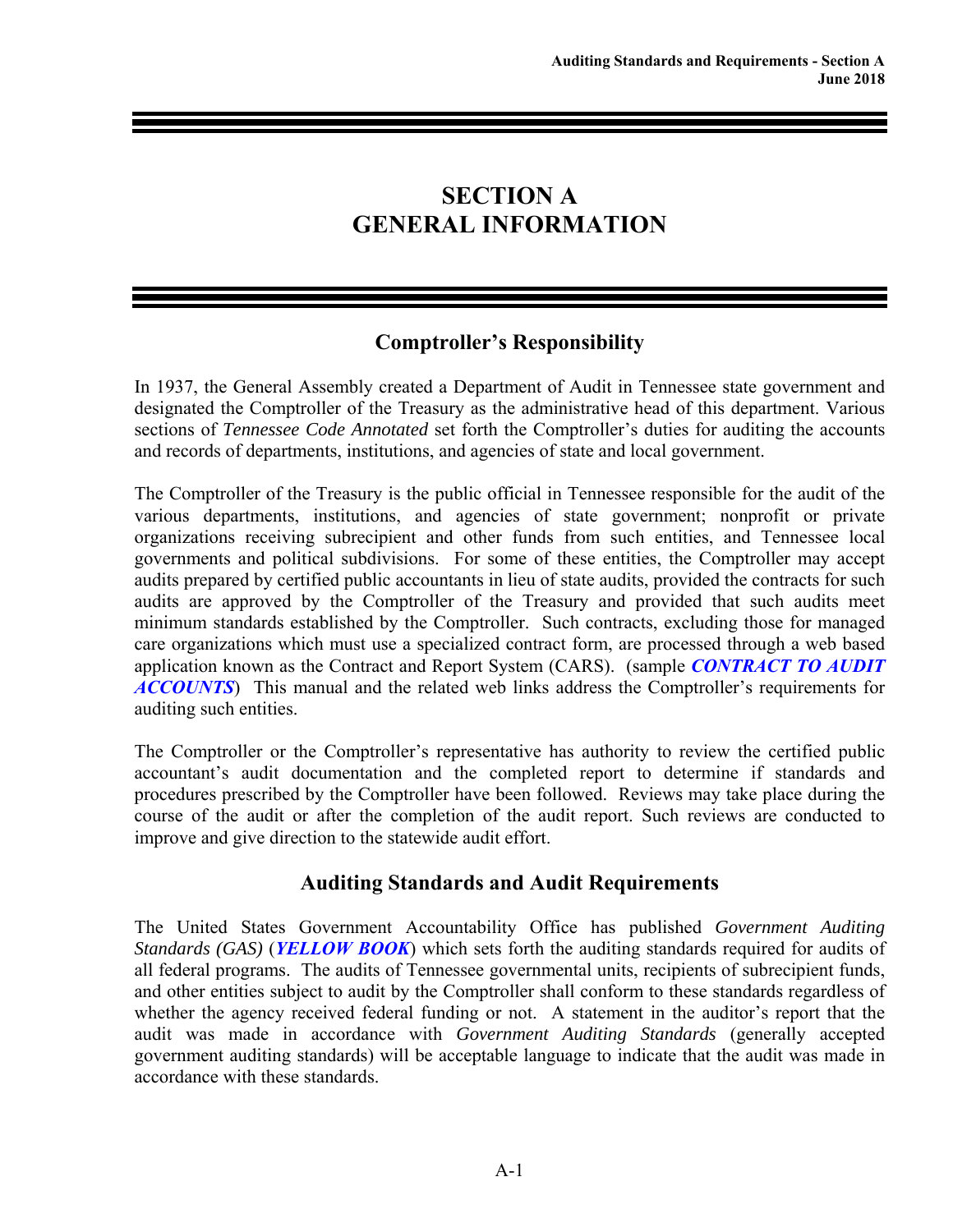# SECTION A
# GENERAL INFORMATION

## Comptroller's Responsibility

In 1937, the General Assembly created a Department of Audit in Tennessee state government and designated the Comptroller of the Treasury as the administrative head of this department. Various sections of *Tennessee Code Annotated* set forth the Comptroller's duties for auditing the accounts and records of departments, institutions, and agencies of state and local government.

The Comptroller of the Treasury is the public official in Tennessee responsible for the audit of the various departments, institutions, and agencies of state government; nonprofit or private organizations receiving subrecipient and other funds from such entities, and Tennessee local governments and political subdivisions. For some of these entities, the Comptroller may accept audits prepared by certified public accountants in lieu of state audits, provided the contracts for such audits are approved by the Comptroller of the Treasury and provided that such audits meet minimum standards established by the Comptroller. Such contracts, excluding those for managed care organizations which must use a specialized contract form, are processed through a web based application known as the Contract and Report System (CARS). (sample ***CONTRACT TO AUDIT ACCOUNTS***) This manual and the related web links address the Comptroller's requirements for auditing such entities.

The Comptroller or the Comptroller's representative has authority to review the certified public accountant's audit documentation and the completed report to determine if standards and procedures prescribed by the Comptroller have been followed. Reviews may take place during the course of the audit or after the completion of the audit report. Such reviews are conducted to improve and give direction to the statewide audit effort.

## Auditing Standards and Audit Requirements

The United States Government Accountability Office has published *Government Auditing Standards (GAS)* (***YELLOW BOOK***) which sets forth the auditing standards required for audits of all federal programs. The audits of Tennessee governmental units, recipients of subrecipient funds, and other entities subject to audit by the Comptroller shall conform to these standards regardless of whether the agency received federal funding or not. A statement in the auditor's report that the audit was made in accordance with *Government Auditing Standards* (generally accepted government auditing standards) will be acceptable language to indicate that the audit was made in accordance with these standards.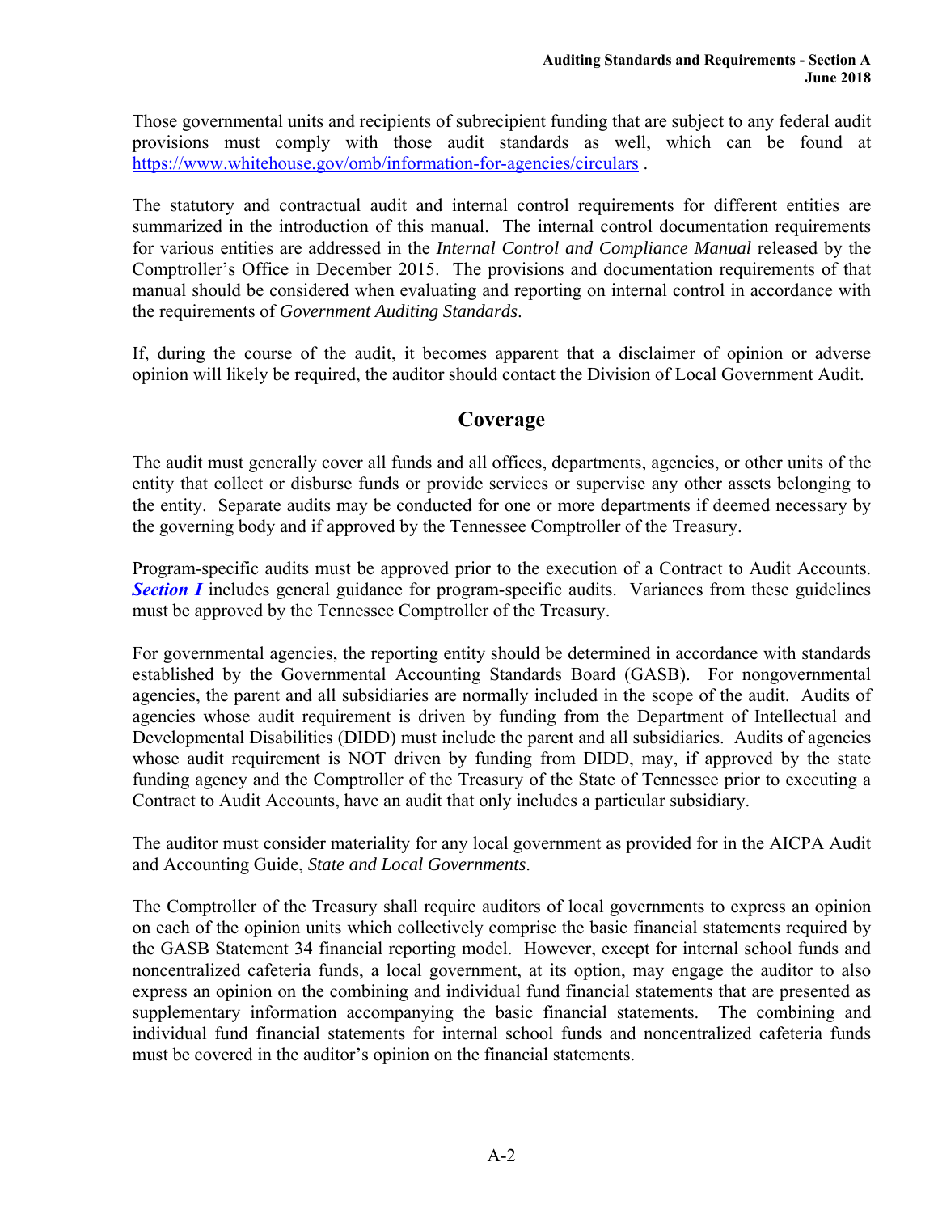Those governmental units and recipients of subrecipient funding that are subject to any federal audit provisions must comply with those audit standards as well, which can be found at https://www.whitehouse.gov/omb/information-for-agencies/circulars .

The statutory and contractual audit and internal control requirements for different entities are summarized in the introduction of this manual. The internal control documentation requirements for various entities are addressed in the *Internal Control and Compliance Manual* released by the Comptroller's Office in December 2015. The provisions and documentation requirements of that manual should be considered when evaluating and reporting on internal control in accordance with the requirements of *Government Auditing Standards*.

If, during the course of the audit, it becomes apparent that a disclaimer of opinion or adverse opinion will likely be required, the auditor should contact the Division of Local Government Audit.

## Coverage

The audit must generally cover all funds and all offices, departments, agencies, or other units of the entity that collect or disburse funds or provide services or supervise any other assets belonging to the entity. Separate audits may be conducted for one or more departments if deemed necessary by the governing body and if approved by the Tennessee Comptroller of the Treasury.

Program-specific audits must be approved prior to the execution of a Contract to Audit Accounts. ***Section I*** includes general guidance for program-specific audits. Variances from these guidelines must be approved by the Tennessee Comptroller of the Treasury.

For governmental agencies, the reporting entity should be determined in accordance with standards established by the Governmental Accounting Standards Board (GASB). For nongovernmental agencies, the parent and all subsidiaries are normally included in the scope of the audit. Audits of agencies whose audit requirement is driven by funding from the Department of Intellectual and Developmental Disabilities (DIDD) must include the parent and all subsidiaries. Audits of agencies whose audit requirement is NOT driven by funding from DIDD, may, if approved by the state funding agency and the Comptroller of the Treasury of the State of Tennessee prior to executing a Contract to Audit Accounts, have an audit that only includes a particular subsidiary.

The auditor must consider materiality for any local government as provided for in the AICPA Audit and Accounting Guide, *State and Local Governments*.

The Comptroller of the Treasury shall require auditors of local governments to express an opinion on each of the opinion units which collectively comprise the basic financial statements required by the GASB Statement 34 financial reporting model. However, except for internal school funds and noncentralized cafeteria funds, a local government, at its option, may engage the auditor to also express an opinion on the combining and individual fund financial statements that are presented as supplementary information accompanying the basic financial statements. The combining and individual fund financial statements for internal school funds and noncentralized cafeteria funds must be covered in the auditor's opinion on the financial statements.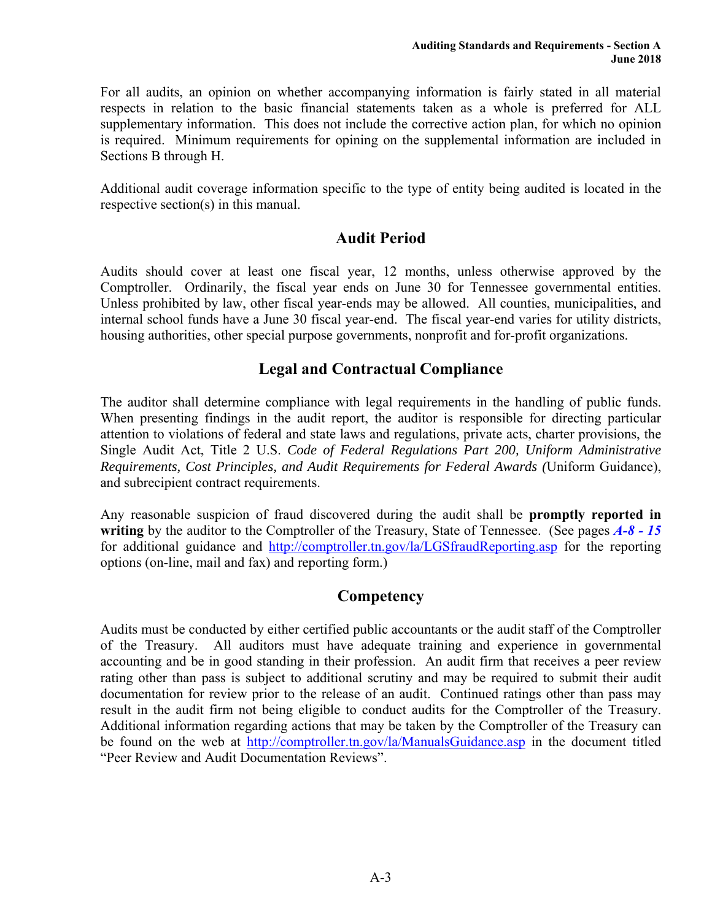For all audits, an opinion on whether accompanying information is fairly stated in all material respects in relation to the basic financial statements taken as a whole is preferred for ALL supplementary information. This does not include the corrective action plan, for which no opinion is required. Minimum requirements for opining on the supplemental information are included in Sections B through H.

Additional audit coverage information specific to the type of entity being audited is located in the respective section(s) in this manual.

## Audit Period

Audits should cover at least one fiscal year, 12 months, unless otherwise approved by the Comptroller. Ordinarily, the fiscal year ends on June 30 for Tennessee governmental entities. Unless prohibited by law, other fiscal year-ends may be allowed. All counties, municipalities, and internal school funds have a June 30 fiscal year-end. The fiscal year-end varies for utility districts, housing authorities, other special purpose governments, nonprofit and for-profit organizations.

## Legal and Contractual Compliance

The auditor shall determine compliance with legal requirements in the handling of public funds. When presenting findings in the audit report, the auditor is responsible for directing particular attention to violations of federal and state laws and regulations, private acts, charter provisions, the Single Audit Act, Title 2 U.S. *Code of Federal Regulations Part 200, Uniform Administrative Requirements, Cost Principles, and Audit Requirements for Federal Awards (*Uniform Guidance), and subrecipient contract requirements.

Any reasonable suspicion of fraud discovered during the audit shall be **promptly reported in writing** by the auditor to the Comptroller of the Treasury, State of Tennessee. (See pages ***A-8 - 15*** for additional guidance and http://comptroller.tn.gov/la/LGSfraudReporting.asp for the reporting options (on-line, mail and fax) and reporting form.)

## Competency

Audits must be conducted by either certified public accountants or the audit staff of the Comptroller of the Treasury. All auditors must have adequate training and experience in governmental accounting and be in good standing in their profession. An audit firm that receives a peer review rating other than pass is subject to additional scrutiny and may be required to submit their audit documentation for review prior to the release of an audit. Continued ratings other than pass may result in the audit firm not being eligible to conduct audits for the Comptroller of the Treasury. Additional information regarding actions that may be taken by the Comptroller of the Treasury can be found on the web at http://comptroller.tn.gov/la/ManualsGuidance.asp in the document titled "Peer Review and Audit Documentation Reviews".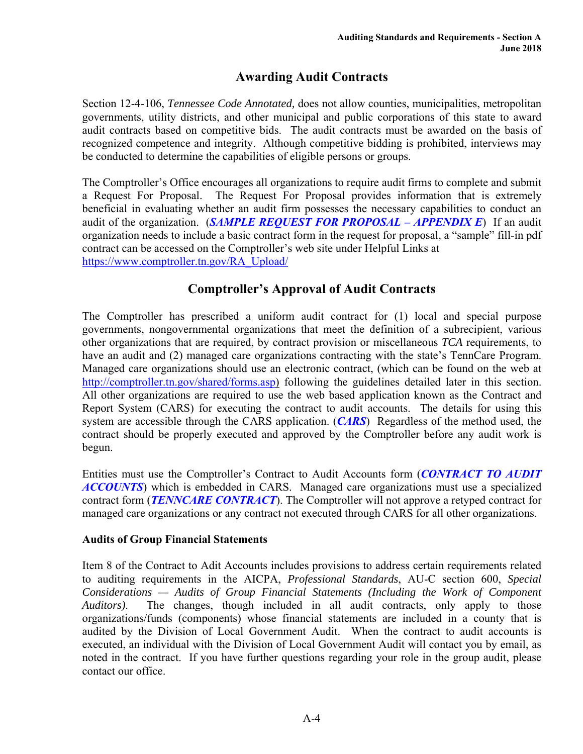## Awarding Audit Contracts

Section 12-4-106, *Tennessee Code Annotated,* does not allow counties, municipalities, metropolitan governments, utility districts, and other municipal and public corporations of this state to award audit contracts based on competitive bids. The audit contracts must be awarded on the basis of recognized competence and integrity. Although competitive bidding is prohibited, interviews may be conducted to determine the capabilities of eligible persons or groups.

The Comptroller's Office encourages all organizations to require audit firms to complete and submit a Request For Proposal. The Request For Proposal provides information that is extremely beneficial in evaluating whether an audit firm possesses the necessary capabilities to conduct an audit of the organization. (***SAMPLE REQUEST FOR PROPOSAL – APPENDIX E***) If an audit organization needs to include a basic contract form in the request for proposal, a "sample" fill-in pdf contract can be accessed on the Comptroller's web site under Helpful Links at https://www.comptroller.tn.gov/RA_Upload/

## Comptroller's Approval of Audit Contracts

The Comptroller has prescribed a uniform audit contract for (1) local and special purpose governments, nongovernmental organizations that meet the definition of a subrecipient, various other organizations that are required, by contract provision or miscellaneous *TCA* requirements, to have an audit and (2) managed care organizations contracting with the state's TennCare Program. Managed care organizations should use an electronic contract, (which can be found on the web at http://comptroller.tn.gov/shared/forms.asp) following the guidelines detailed later in this section. All other organizations are required to use the web based application known as the Contract and Report System (CARS) for executing the contract to audit accounts. The details for using this system are accessible through the CARS application. (***CARS***) Regardless of the method used, the contract should be properly executed and approved by the Comptroller before any audit work is begun.

Entities must use the Comptroller's Contract to Audit Accounts form (***CONTRACT TO AUDIT ACCOUNTS***) which is embedded in CARS. Managed care organizations must use a specialized contract form (***TENNCARE CONTRACT***). The Comptroller will not approve a retyped contract for managed care organizations or any contract not executed through CARS for all other organizations.

### Audits of Group Financial Statements

Item 8 of the Contract to Adit Accounts includes provisions to address certain requirements related to auditing requirements in the AICPA, *Professional Standards*, AU-C section 600, *Special Considerations — Audits of Group Financial Statements (Including the Work of Component Auditors).* The changes, though included in all audit contracts, only apply to those organizations/funds (components) whose financial statements are included in a county that is audited by the Division of Local Government Audit. When the contract to audit accounts is executed, an individual with the Division of Local Government Audit will contact you by email, as noted in the contract. If you have further questions regarding your role in the group audit, please contact our office.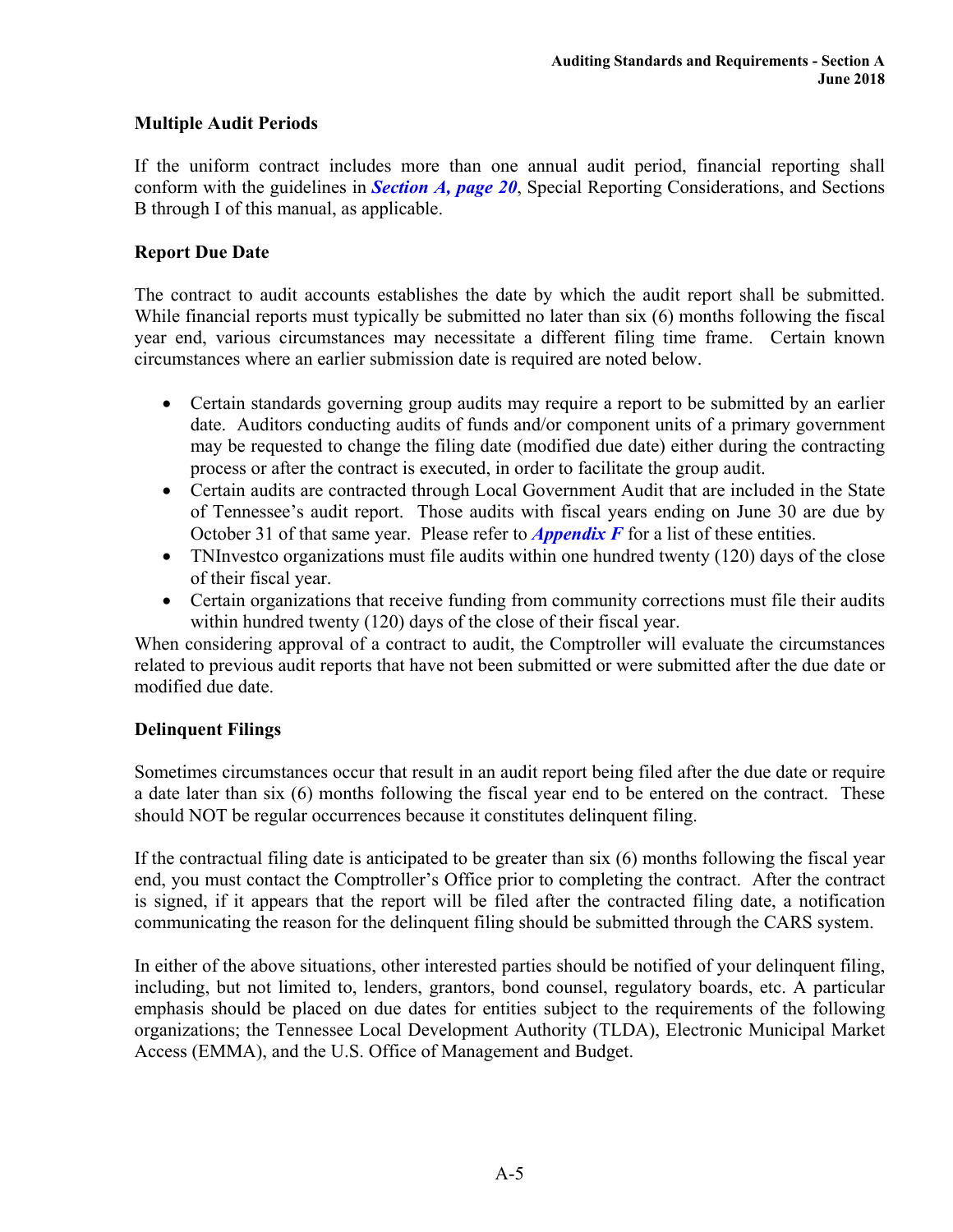## Multiple Audit Periods

If the uniform contract includes more than one annual audit period, financial reporting shall conform with the guidelines in ***Section A, page 20***, Special Reporting Considerations, and Sections B through I of this manual, as applicable.

## Report Due Date

The contract to audit accounts establishes the date by which the audit report shall be submitted. While financial reports must typically be submitted no later than six (6) months following the fiscal year end, various circumstances may necessitate a different filing time frame. Certain known circumstances where an earlier submission date is required are noted below.

- Certain standards governing group audits may require a report to be submitted by an earlier date. Auditors conducting audits of funds and/or component units of a primary government may be requested to change the filing date (modified due date) either during the contracting process or after the contract is executed, in order to facilitate the group audit.
- Certain audits are contracted through Local Government Audit that are included in the State of Tennessee's audit report. Those audits with fiscal years ending on June 30 are due by October 31 of that same year. Please refer to ***Appendix F*** for a list of these entities.
- TNInvestco organizations must file audits within one hundred twenty (120) days of the close of their fiscal year.
- Certain organizations that receive funding from community corrections must file their audits within hundred twenty (120) days of the close of their fiscal year.

When considering approval of a contract to audit, the Comptroller will evaluate the circumstances related to previous audit reports that have not been submitted or were submitted after the due date or modified due date.

## Delinquent Filings

Sometimes circumstances occur that result in an audit report being filed after the due date or require a date later than six (6) months following the fiscal year end to be entered on the contract. These should NOT be regular occurrences because it constitutes delinquent filing.

If the contractual filing date is anticipated to be greater than six (6) months following the fiscal year end, you must contact the Comptroller's Office prior to completing the contract. After the contract is signed, if it appears that the report will be filed after the contracted filing date, a notification communicating the reason for the delinquent filing should be submitted through the CARS system.

In either of the above situations, other interested parties should be notified of your delinquent filing, including, but not limited to, lenders, grantors, bond counsel, regulatory boards, etc. A particular emphasis should be placed on due dates for entities subject to the requirements of the following organizations; the Tennessee Local Development Authority (TLDA), Electronic Municipal Market Access (EMMA), and the U.S. Office of Management and Budget.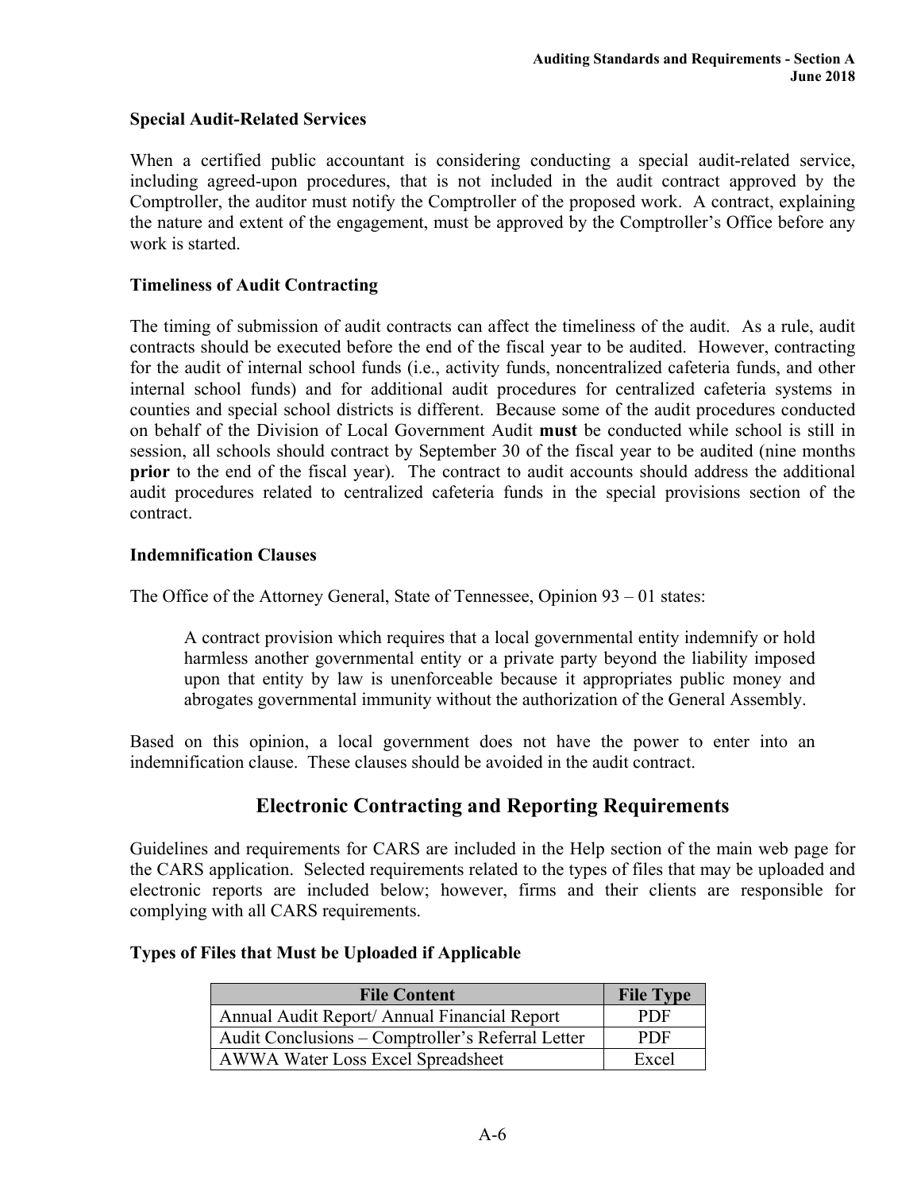### Special Audit-Related Services

When a certified public accountant is considering conducting a special audit-related service, including agreed-upon procedures, that is not included in the audit contract approved by the Comptroller, the auditor must notify the Comptroller of the proposed work. A contract, explaining the nature and extent of the engagement, must be approved by the Comptroller's Office before any work is started.

### Timeliness of Audit Contracting

The timing of submission of audit contracts can affect the timeliness of the audit. As a rule, audit contracts should be executed before the end of the fiscal year to be audited. However, contracting for the audit of internal school funds (i.e., activity funds, noncentralized cafeteria funds, and other internal school funds) and for additional audit procedures for centralized cafeteria systems in counties and special school districts is different. Because some of the audit procedures conducted on behalf of the Division of Local Government Audit **must** be conducted while school is still in session, all schools should contract by September 30 of the fiscal year to be audited (nine months **prior** to the end of the fiscal year). The contract to audit accounts should address the additional audit procedures related to centralized cafeteria funds in the special provisions section of the contract.

### Indemnification Clauses

The Office of the Attorney General, State of Tennessee, Opinion 93 – 01 states:

> A contract provision which requires that a local governmental entity indemnify or hold harmless another governmental entity or a private party beyond the liability imposed upon that entity by law is unenforceable because it appropriates public money and abrogates governmental immunity without the authorization of the General Assembly.

Based on this opinion, a local government does not have the power to enter into an indemnification clause. These clauses should be avoided in the audit contract.

## Electronic Contracting and Reporting Requirements

Guidelines and requirements for CARS are included in the Help section of the main web page for the CARS application. Selected requirements related to the types of files that may be uploaded and electronic reports are included below; however, firms and their clients are responsible for complying with all CARS requirements.

### Types of Files that Must be Uploaded if Applicable

| File Content | File Type |
|---|---|
| Annual Audit Report/ Annual Financial Report | PDF |
| Audit Conclusions – Comptroller's Referral Letter | PDF |
| AWWA Water Loss Excel Spreadsheet | Excel |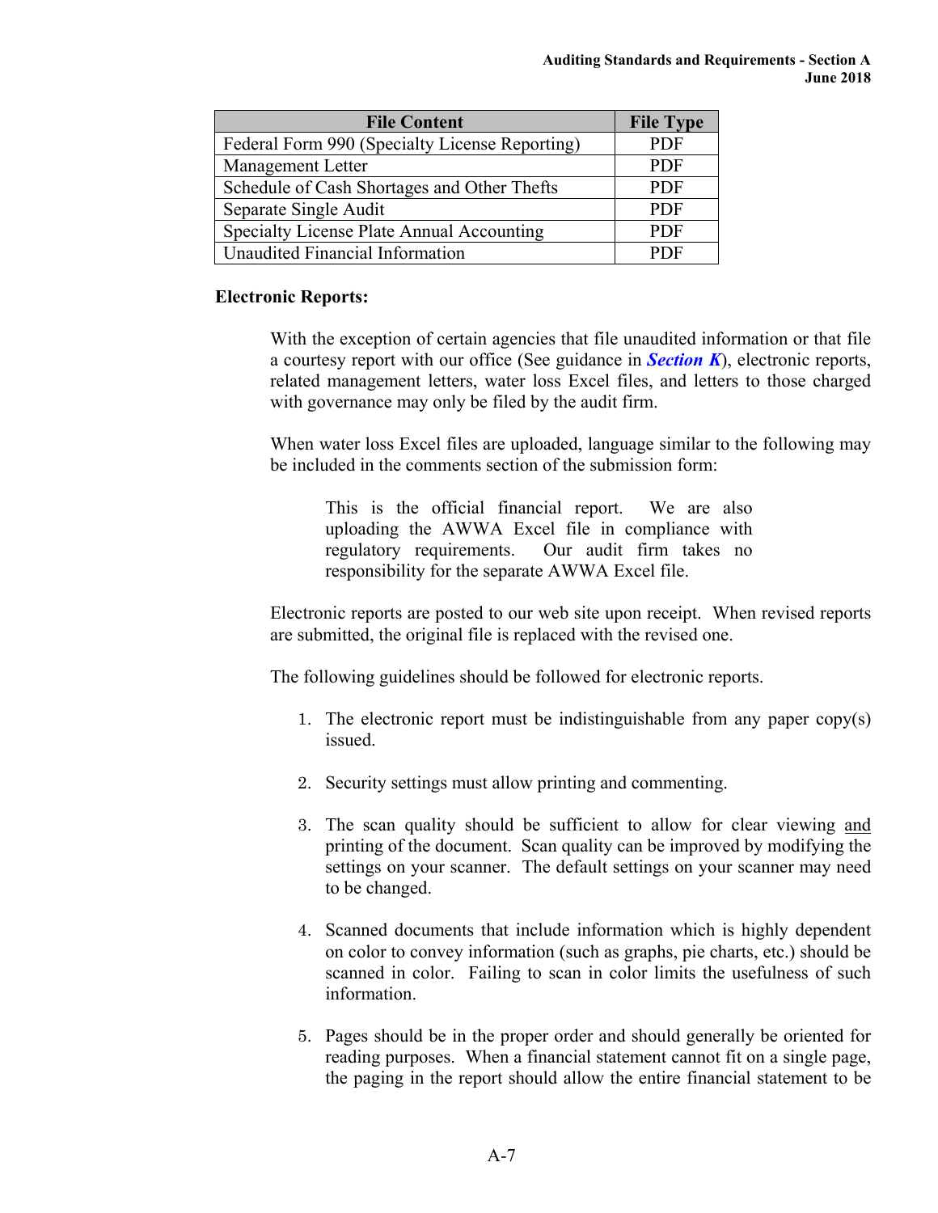| File Content | File Type |
| --- | --- |
| Federal Form 990 (Specialty License Reporting) | PDF |
| Management Letter | PDF |
| Schedule of Cash Shortages and Other Thefts | PDF |
| Separate Single Audit | PDF |
| Specialty License Plate Annual Accounting | PDF |
| Unaudited Financial Information | PDF |

**Electronic Reports:**

With the exception of certain agencies that file unaudited information or that file a courtesy report with our office (See guidance in ***Section K***), electronic reports, related management letters, water loss Excel files, and letters to those charged with governance may only be filed by the audit firm.

When water loss Excel files are uploaded, language similar to the following may be included in the comments section of the submission form:

> This is the official financial report. We are also uploading the AWWA Excel file in compliance with regulatory requirements. Our audit firm takes no responsibility for the separate AWWA Excel file.

Electronic reports are posted to our web site upon receipt. When revised reports are submitted, the original file is replaced with the revised one.

The following guidelines should be followed for electronic reports.

1. The electronic report must be indistinguishable from any paper copy(s) issued.

2. Security settings must allow printing and commenting.

3. The scan quality should be sufficient to allow for clear viewing <u>and</u> printing of the document. Scan quality can be improved by modifying the settings on your scanner. The default settings on your scanner may need to be changed.

4. Scanned documents that include information which is highly dependent on color to convey information (such as graphs, pie charts, etc.) should be scanned in color. Failing to scan in color limits the usefulness of such information.

5. Pages should be in the proper order and should generally be oriented for reading purposes. When a financial statement cannot fit on a single page, the paging in the report should allow the entire financial statement to be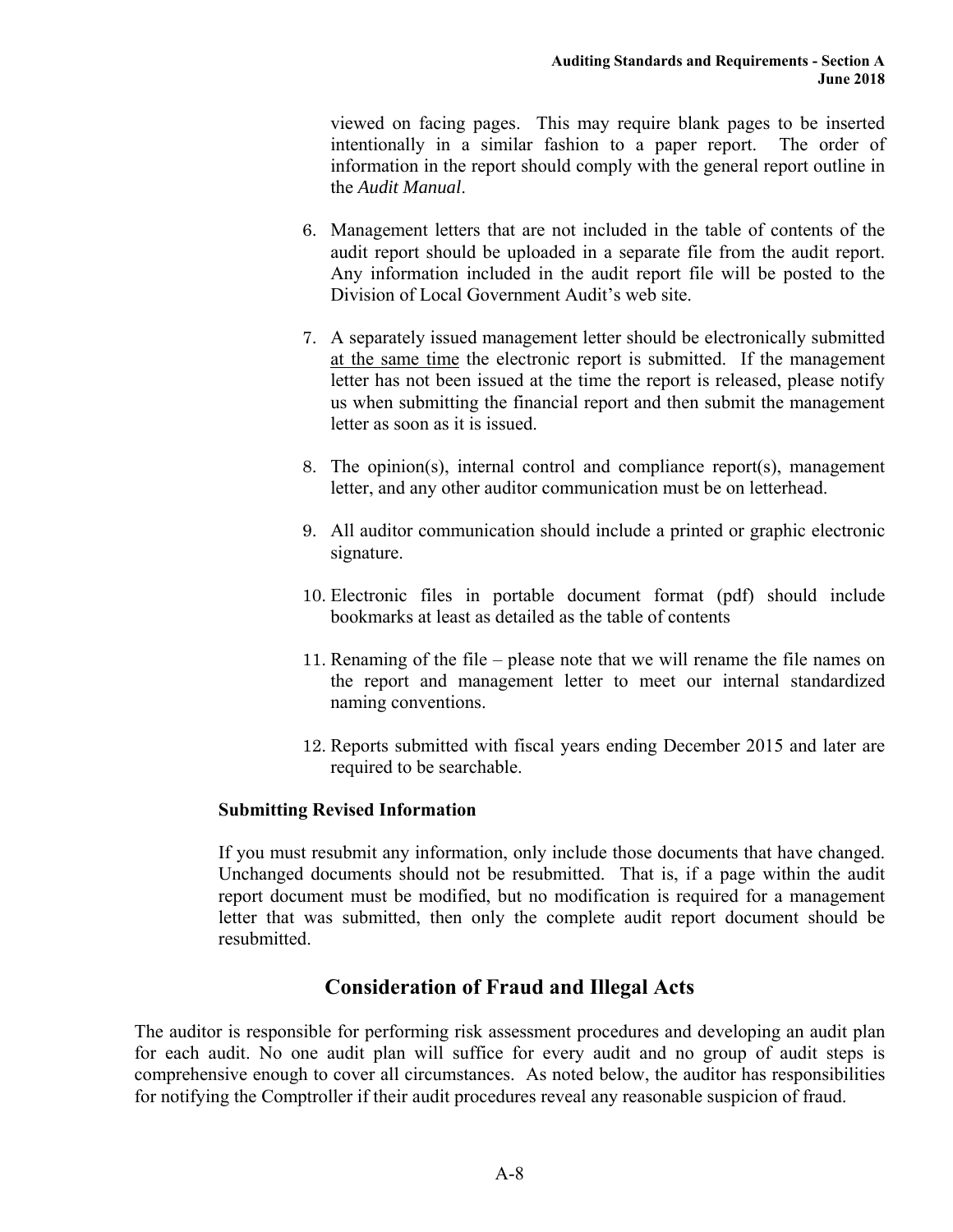viewed on facing pages. This may require blank pages to be inserted intentionally in a similar fashion to a paper report. The order of information in the report should comply with the general report outline in the *Audit Manual*.

6. Management letters that are not included in the table of contents of the audit report should be uploaded in a separate file from the audit report. Any information included in the audit report file will be posted to the Division of Local Government Audit's web site.

7. A separately issued management letter should be electronically submitted <u>at the same time</u> the electronic report is submitted. If the management letter has not been issued at the time the report is released, please notify us when submitting the financial report and then submit the management letter as soon as it is issued.

8. The opinion(s), internal control and compliance report(s), management letter, and any other auditor communication must be on letterhead.

9. All auditor communication should include a printed or graphic electronic signature.

10. Electronic files in portable document format (pdf) should include bookmarks at least as detailed as the table of contents

11. Renaming of the file – please note that we will rename the file names on the report and management letter to meet our internal standardized naming conventions.

12. Reports submitted with fiscal years ending December 2015 and later are required to be searchable.

**Submitting Revised Information**

If you must resubmit any information, only include those documents that have changed. Unchanged documents should not be resubmitted. That is, if a page within the audit report document must be modified, but no modification is required for a management letter that was submitted, then only the complete audit report document should be resubmitted.

## Consideration of Fraud and Illegal Acts

The auditor is responsible for performing risk assessment procedures and developing an audit plan for each audit. No one audit plan will suffice for every audit and no group of audit steps is comprehensive enough to cover all circumstances. As noted below, the auditor has responsibilities for notifying the Comptroller if their audit procedures reveal any reasonable suspicion of fraud.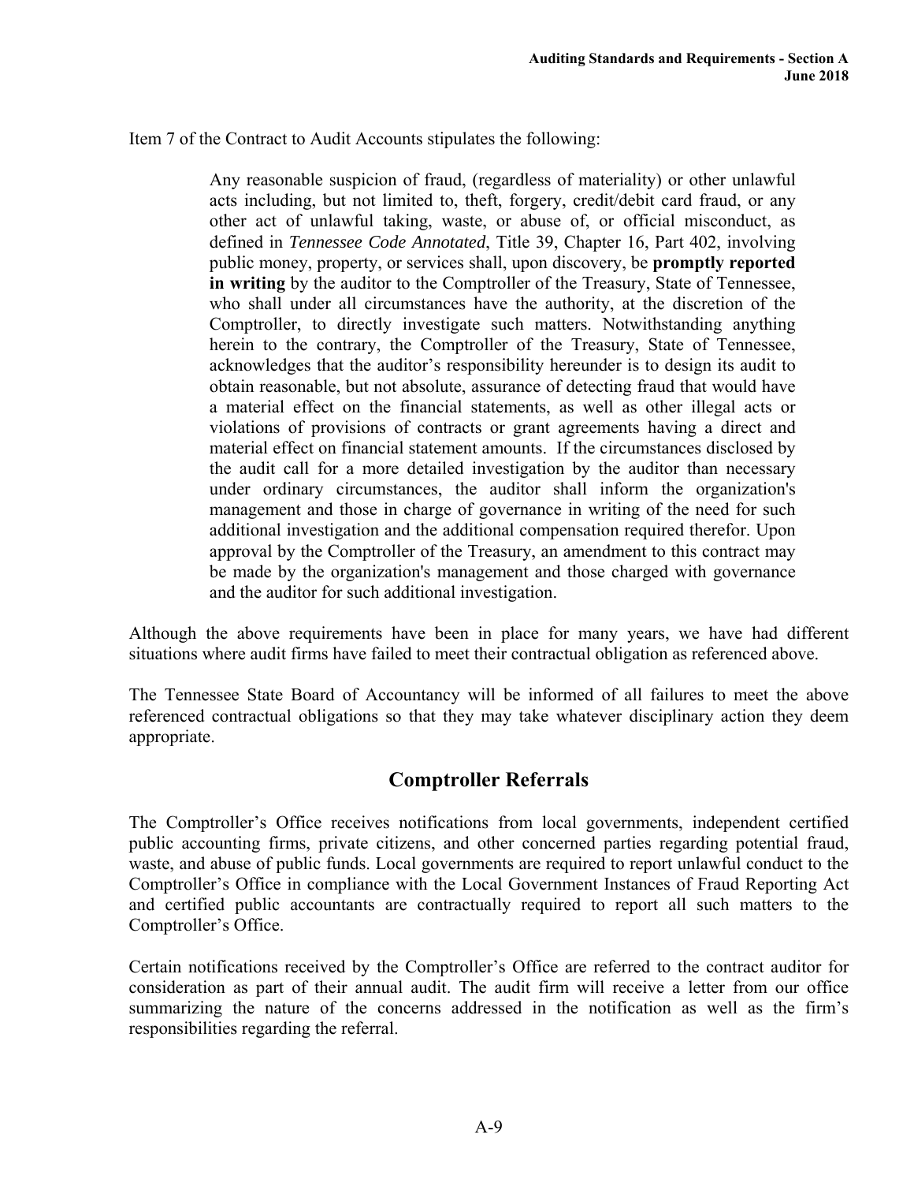Item 7 of the Contract to Audit Accounts stipulates the following:

> Any reasonable suspicion of fraud, (regardless of materiality) or other unlawful acts including, but not limited to, theft, forgery, credit/debit card fraud, or any other act of unlawful taking, waste, or abuse of, or official misconduct, as defined in *Tennessee Code Annotated*, Title 39, Chapter 16, Part 402, involving public money, property, or services shall, upon discovery, be **promptly reported in writing** by the auditor to the Comptroller of the Treasury, State of Tennessee, who shall under all circumstances have the authority, at the discretion of the Comptroller, to directly investigate such matters. Notwithstanding anything herein to the contrary, the Comptroller of the Treasury, State of Tennessee, acknowledges that the auditor's responsibility hereunder is to design its audit to obtain reasonable, but not absolute, assurance of detecting fraud that would have a material effect on the financial statements, as well as other illegal acts or violations of provisions of contracts or grant agreements having a direct and material effect on financial statement amounts. If the circumstances disclosed by the audit call for a more detailed investigation by the auditor than necessary under ordinary circumstances, the auditor shall inform the organization's management and those in charge of governance in writing of the need for such additional investigation and the additional compensation required therefor. Upon approval by the Comptroller of the Treasury, an amendment to this contract may be made by the organization's management and those charged with governance and the auditor for such additional investigation.

Although the above requirements have been in place for many years, we have had different situations where audit firms have failed to meet their contractual obligation as referenced above.

The Tennessee State Board of Accountancy will be informed of all failures to meet the above referenced contractual obligations so that they may take whatever disciplinary action they deem appropriate.

## Comptroller Referrals

The Comptroller's Office receives notifications from local governments, independent certified public accounting firms, private citizens, and other concerned parties regarding potential fraud, waste, and abuse of public funds. Local governments are required to report unlawful conduct to the Comptroller's Office in compliance with the Local Government Instances of Fraud Reporting Act and certified public accountants are contractually required to report all such matters to the Comptroller's Office.

Certain notifications received by the Comptroller's Office are referred to the contract auditor for consideration as part of their annual audit. The audit firm will receive a letter from our office summarizing the nature of the concerns addressed in the notification as well as the firm's responsibilities regarding the referral.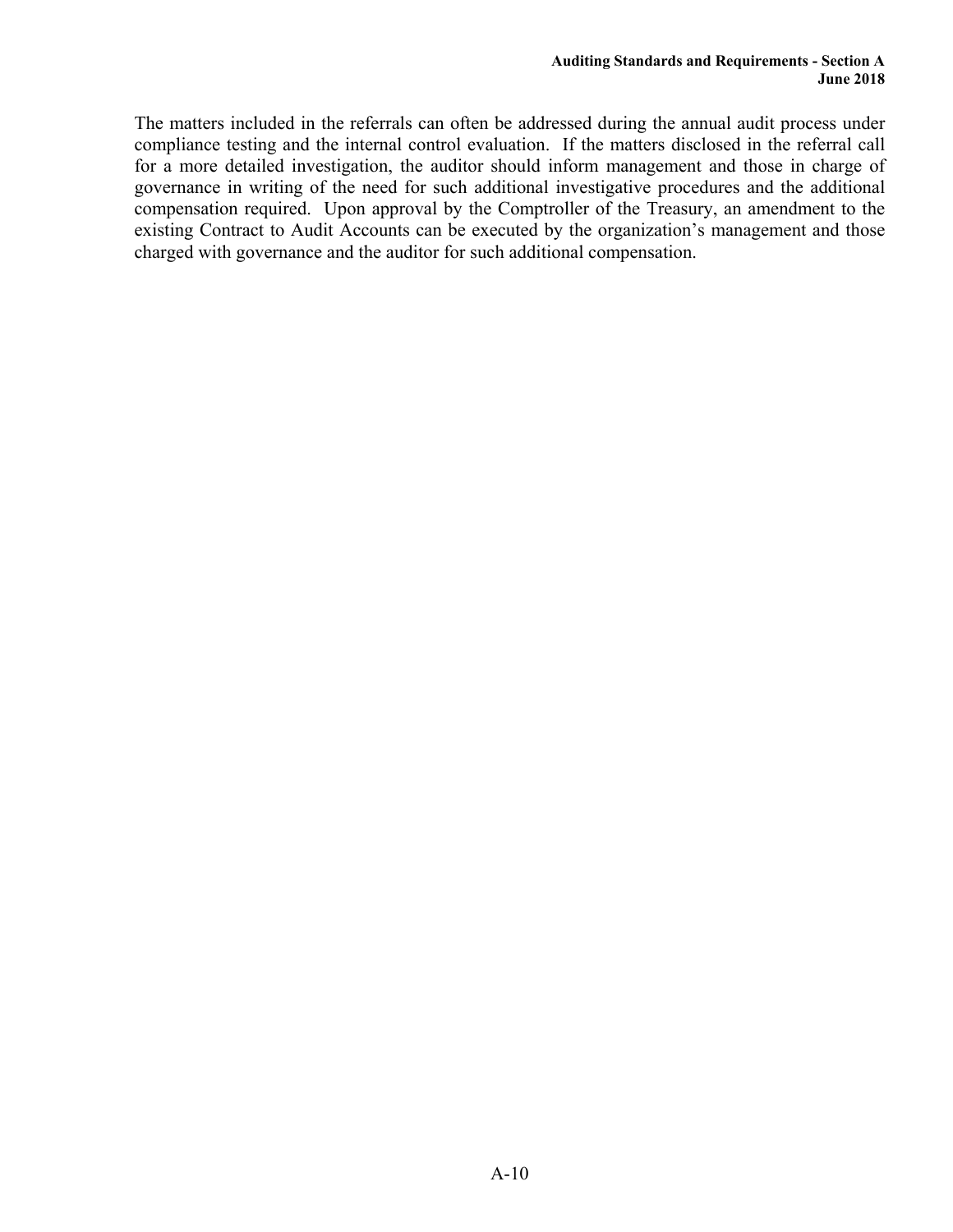The matters included in the referrals can often be addressed during the annual audit process under compliance testing and the internal control evaluation. If the matters disclosed in the referral call for a more detailed investigation, the auditor should inform management and those in charge of governance in writing of the need for such additional investigative procedures and the additional compensation required. Upon approval by the Comptroller of the Treasury, an amendment to the existing Contract to Audit Accounts can be executed by the organization's management and those charged with governance and the auditor for such additional compensation.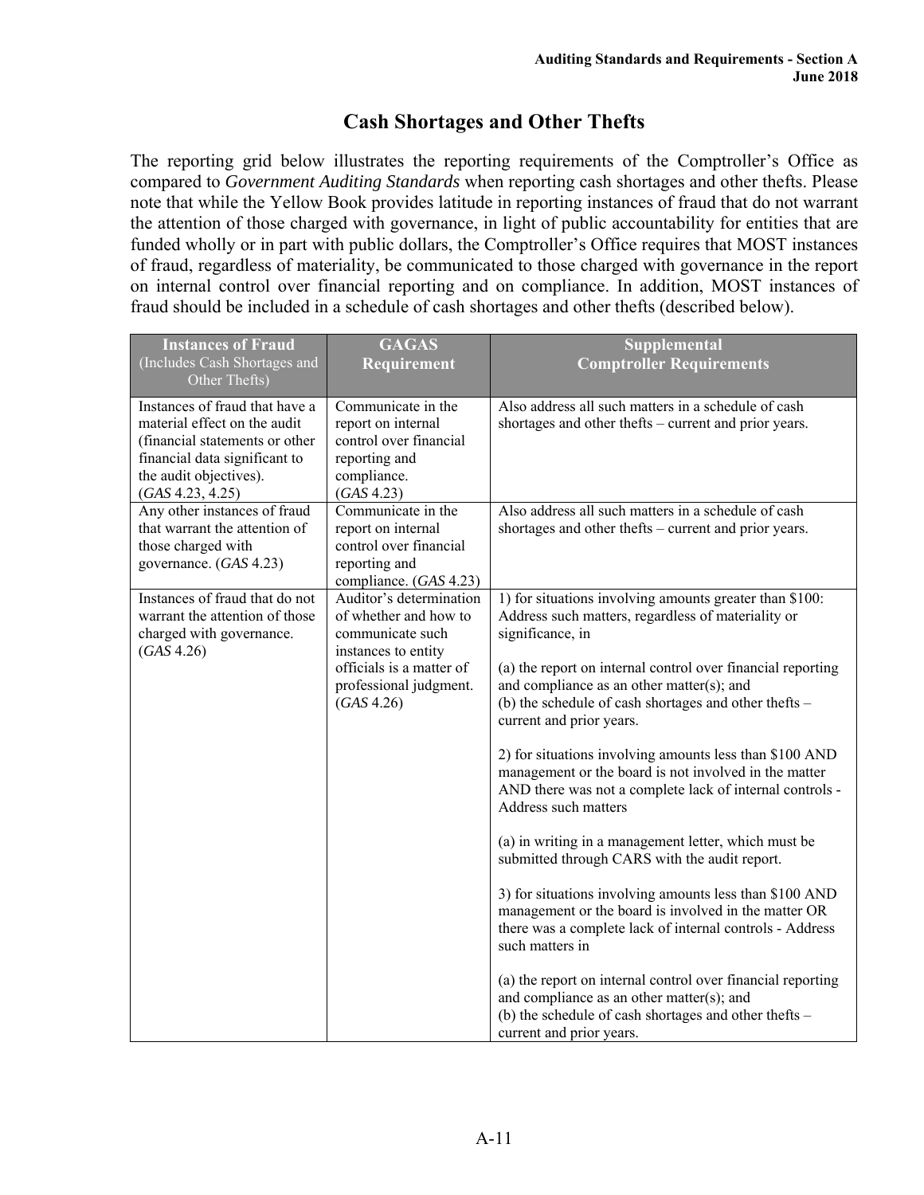# Cash Shortages and Other Thefts

The reporting grid below illustrates the reporting requirements of the Comptroller's Office as compared to *Government Auditing Standards* when reporting cash shortages and other thefts. Please note that while the Yellow Book provides latitude in reporting instances of fraud that do not warrant the attention of those charged with governance, in light of public accountability for entities that are funded wholly or in part with public dollars, the Comptroller's Office requires that MOST instances of fraud, regardless of materiality, be communicated to those charged with governance in the report on internal control over financial reporting and on compliance. In addition, MOST instances of fraud should be included in a schedule of cash shortages and other thefts (described below).

| **Instances of Fraud** (Includes Cash Shortages and Other Thefts) | **GAGAS Requirement** | **Supplemental Comptroller Requirements** |
|---|---|---|
| Instances of fraud that have a material effect on the audit (financial statements or other financial data significant to the audit objectives). (*GAS* 4.23, 4.25) | Communicate in the report on internal control over financial reporting and compliance. (*GAS* 4.23) | Also address all such matters in a schedule of cash shortages and other thefts – current and prior years. |
| Any other instances of fraud that warrant the attention of those charged with governance. (*GAS* 4.23) | Communicate in the report on internal control over financial reporting and compliance. (*GAS* 4.23) | Also address all such matters in a schedule of cash shortages and other thefts – current and prior years. |
| Instances of fraud that do not warrant the attention of those charged with governance. (*GAS* 4.26) | Auditor's determination of whether and how to communicate such instances to entity officials is a matter of professional judgment. (*GAS* 4.26) | 1) for situations involving amounts greater than $100: Address such matters, regardless of materiality or significance, in<br><br>(a) the report on internal control over financial reporting and compliance as an other matter(s); and<br>(b) the schedule of cash shortages and other thefts – current and prior years.<br><br>2) for situations involving amounts less than $100 AND management or the board is not involved in the matter AND there was not a complete lack of internal controls - Address such matters<br><br>(a) in writing in a management letter, which must be submitted through CARS with the audit report.<br><br>3) for situations involving amounts less than $100 AND management or the board is involved in the matter OR there was a complete lack of internal controls - Address such matters in<br><br>(a) the report on internal control over financial reporting and compliance as an other matter(s); and<br>(b) the schedule of cash shortages and other thefts – current and prior years. |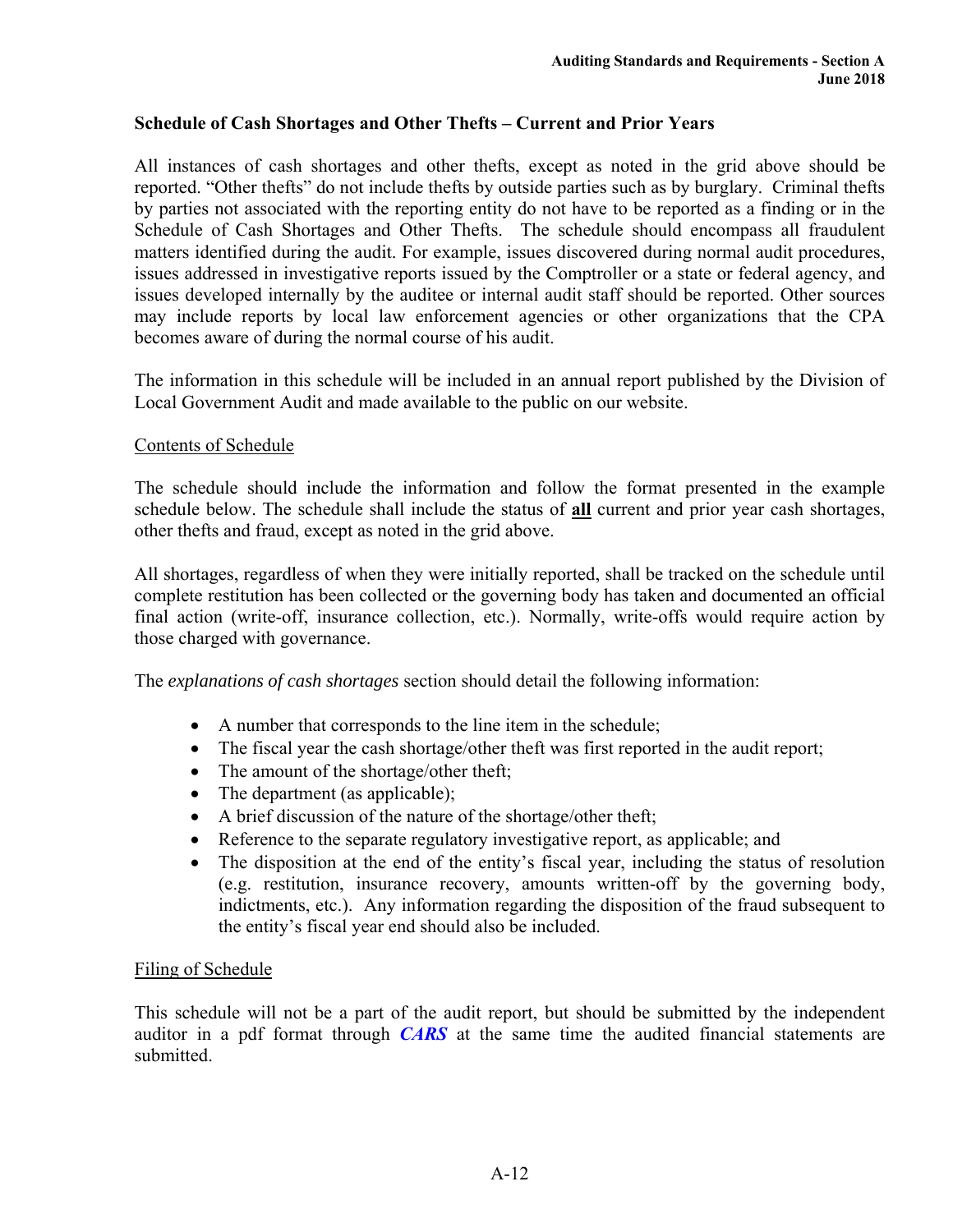### Schedule of Cash Shortages and Other Thefts – Current and Prior Years

All instances of cash shortages and other thefts, except as noted in the grid above should be reported. "Other thefts" do not include thefts by outside parties such as by burglary. Criminal thefts by parties not associated with the reporting entity do not have to be reported as a finding or in the Schedule of Cash Shortages and Other Thefts. The schedule should encompass all fraudulent matters identified during the audit. For example, issues discovered during normal audit procedures, issues addressed in investigative reports issued by the Comptroller or a state or federal agency, and issues developed internally by the auditee or internal audit staff should be reported. Other sources may include reports by local law enforcement agencies or other organizations that the CPA becomes aware of during the normal course of his audit.

The information in this schedule will be included in an annual report published by the Division of Local Government Audit and made available to the public on our website.

Contents of Schedule

The schedule should include the information and follow the format presented in the example schedule below. The schedule shall include the status of **all** current and prior year cash shortages, other thefts and fraud, except as noted in the grid above.

All shortages, regardless of when they were initially reported, shall be tracked on the schedule until complete restitution has been collected or the governing body has taken and documented an official final action (write-off, insurance collection, etc.). Normally, write-offs would require action by those charged with governance.

The *explanations of cash shortages* section should detail the following information:

- A number that corresponds to the line item in the schedule;
- The fiscal year the cash shortage/other theft was first reported in the audit report;
- The amount of the shortage/other theft;
- The department (as applicable);
- A brief discussion of the nature of the shortage/other theft;
- Reference to the separate regulatory investigative report, as applicable; and
- The disposition at the end of the entity's fiscal year, including the status of resolution (e.g. restitution, insurance recovery, amounts written-off by the governing body, indictments, etc.). Any information regarding the disposition of the fraud subsequent to the entity's fiscal year end should also be included.

Filing of Schedule

This schedule will not be a part of the audit report, but should be submitted by the independent auditor in a pdf format through ***CARS*** at the same time the audited financial statements are submitted.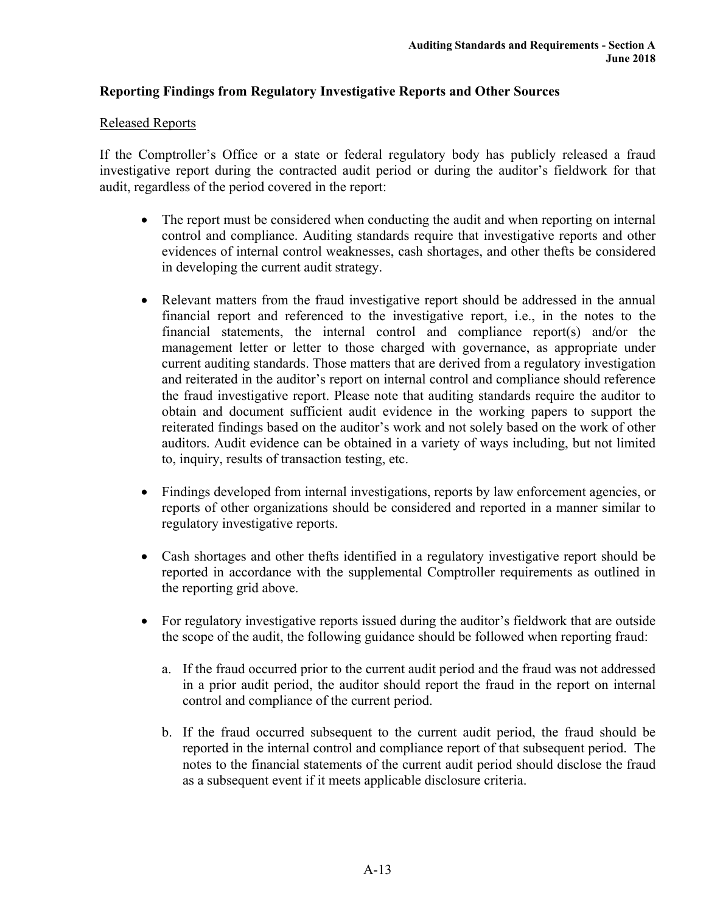### Reporting Findings from Regulatory Investigative Reports and Other Sources

Released Reports

If the Comptroller's Office or a state or federal regulatory body has publicly released a fraud investigative report during the contracted audit period or during the auditor's fieldwork for that audit, regardless of the period covered in the report:

- The report must be considered when conducting the audit and when reporting on internal control and compliance. Auditing standards require that investigative reports and other evidences of internal control weaknesses, cash shortages, and other thefts be considered in developing the current audit strategy.

- Relevant matters from the fraud investigative report should be addressed in the annual financial report and referenced to the investigative report, i.e., in the notes to the financial statements, the internal control and compliance report(s) and/or the management letter or letter to those charged with governance, as appropriate under current auditing standards. Those matters that are derived from a regulatory investigation and reiterated in the auditor's report on internal control and compliance should reference the fraud investigative report. Please note that auditing standards require the auditor to obtain and document sufficient audit evidence in the working papers to support the reiterated findings based on the auditor's work and not solely based on the work of other auditors. Audit evidence can be obtained in a variety of ways including, but not limited to, inquiry, results of transaction testing, etc.

- Findings developed from internal investigations, reports by law enforcement agencies, or reports of other organizations should be considered and reported in a manner similar to regulatory investigative reports.

- Cash shortages and other thefts identified in a regulatory investigative report should be reported in accordance with the supplemental Comptroller requirements as outlined in the reporting grid above.

- For regulatory investigative reports issued during the auditor's fieldwork that are outside the scope of the audit, the following guidance should be followed when reporting fraud:

  a. If the fraud occurred prior to the current audit period and the fraud was not addressed in a prior audit period, the auditor should report the fraud in the report on internal control and compliance of the current period.

  b. If the fraud occurred subsequent to the current audit period, the fraud should be reported in the internal control and compliance report of that subsequent period. The notes to the financial statements of the current audit period should disclose the fraud as a subsequent event if it meets applicable disclosure criteria.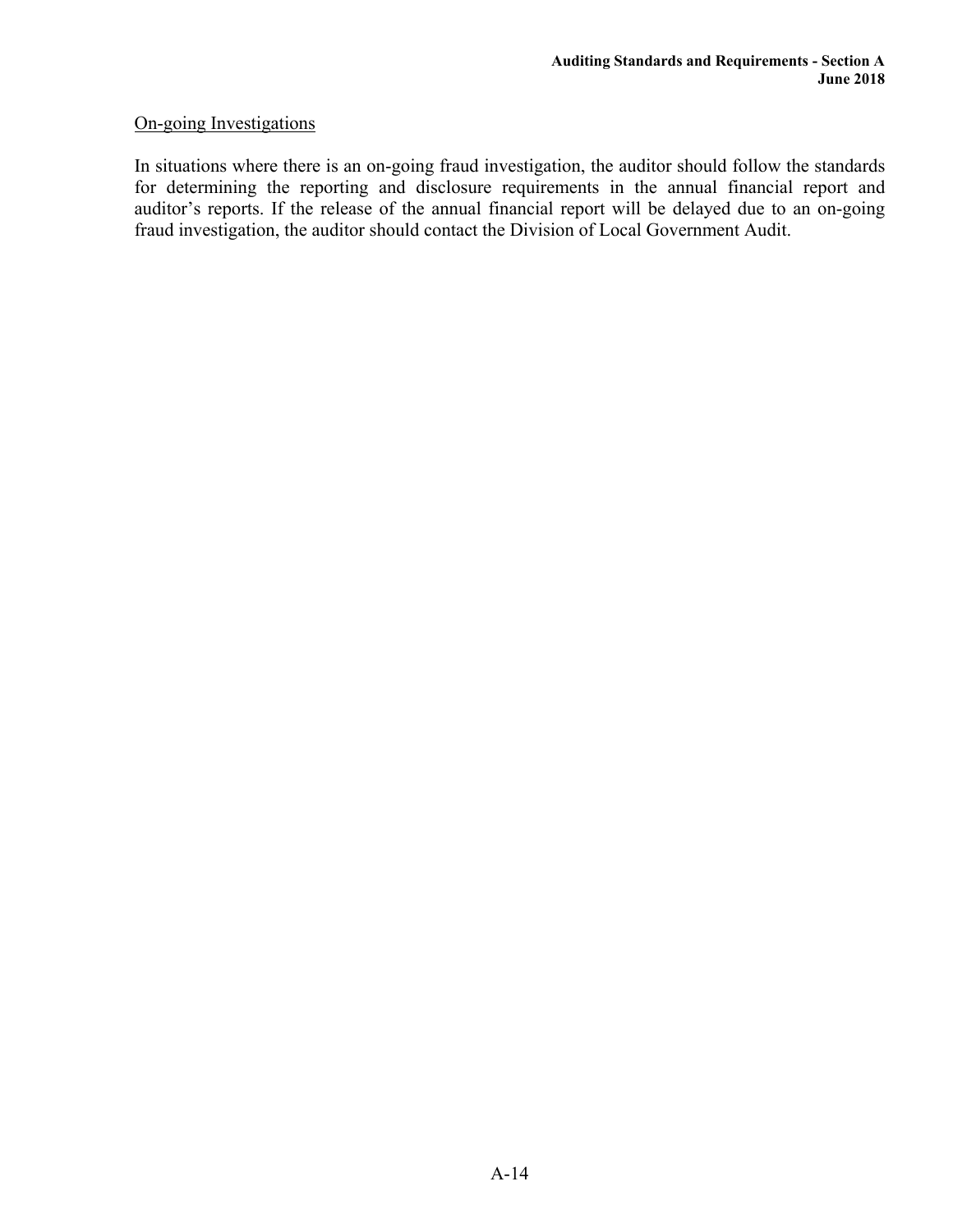On-going Investigations

In situations where there is an on-going fraud investigation, the auditor should follow the standards for determining the reporting and disclosure requirements in the annual financial report and auditor's reports. If the release of the annual financial report will be delayed due to an on-going fraud investigation, the auditor should contact the Division of Local Government Audit.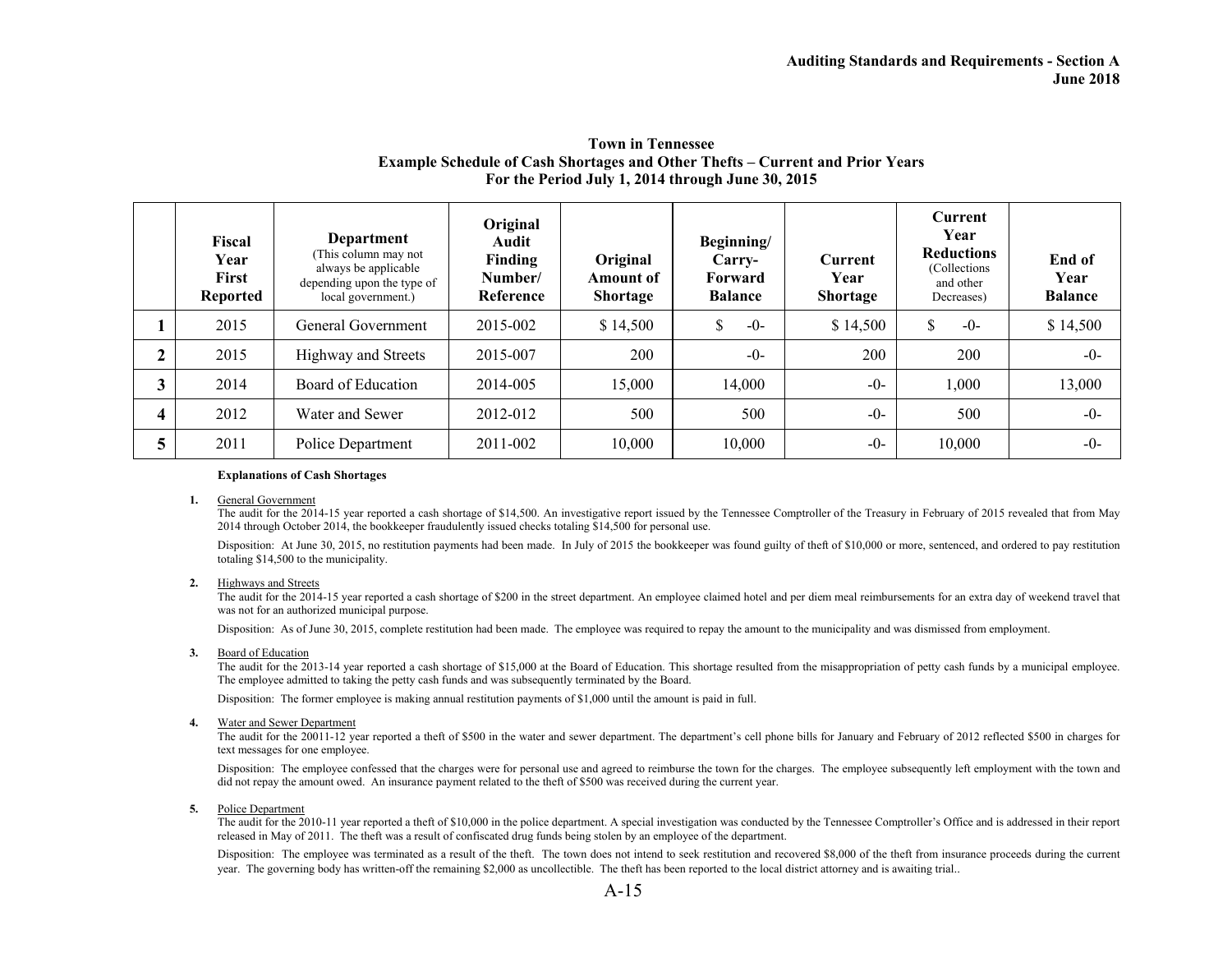**Town in Tennessee**
**Example Schedule of Cash Shortages and Other Thefts – Current and Prior Years**
**For the Period July 1, 2014 through June 30, 2015**

| | Fiscal Year First Reported | Department (This column may not always be applicable depending upon the type of local government.) | Original Audit Finding Number/ Reference | Original Amount of Shortage | Beginning/ Carry-Forward Balance | Current Year Shortage | Current Year Reductions (Collections and other Decreases) | End of Year Balance |
|---|---|---|---|---|---|---|---|---|
| **1** | 2015 | General Government | 2015-002 | $ 14,500 | $ -0- | $ 14,500 | $ -0- | $ 14,500 |
| **2** | 2015 | Highway and Streets | 2015-007 | 200 | -0- | 200 | 200 | -0- |
| **3** | 2014 | Board of Education | 2014-005 | 15,000 | 14,000 | -0- | 1,000 | 13,000 |
| **4** | 2012 | Water and Sewer | 2012-012 | 500 | 500 | -0- | 500 | -0- |
| **5** | 2011 | Police Department | 2011-002 | 10,000 | 10,000 | -0- | 10,000 | -0- |

**Explanations of Cash Shortages**

**1.** General Government

The audit for the 2014-15 year reported a cash shortage of $14,500. An investigative report issued by the Tennessee Comptroller of the Treasury in February of 2015 revealed that from May 2014 through October 2014, the bookkeeper fraudulently issued checks totaling $14,500 for personal use.

Disposition: At June 30, 2015, no restitution payments had been made. In July of 2015 the bookkeeper was found guilty of theft of $10,000 or more, sentenced, and ordered to pay restitution totaling $14,500 to the municipality.

**2.** Highways and Streets

The audit for the 2014-15 year reported a cash shortage of $200 in the street department. An employee claimed hotel and per diem meal reimbursements for an extra day of weekend travel that was not for an authorized municipal purpose.

Disposition: As of June 30, 2015, complete restitution had been made. The employee was required to repay the amount to the municipality and was dismissed from employment.

**3.** Board of Education

The audit for the 2013-14 year reported a cash shortage of $15,000 at the Board of Education. This shortage resulted from the misappropriation of petty cash funds by a municipal employee. The employee admitted to taking the petty cash funds and was subsequently terminated by the Board.

Disposition: The former employee is making annual restitution payments of $1,000 until the amount is paid in full.

**4.** Water and Sewer Department

The audit for the 20011-12 year reported a theft of $500 in the water and sewer department. The department's cell phone bills for January and February of 2012 reflected $500 in charges for text messages for one employee.

Disposition: The employee confessed that the charges were for personal use and agreed to reimburse the town for the charges. The employee subsequently left employment with the town and did not repay the amount owed. An insurance payment related to the theft of $500 was received during the current year.

**5.** Police Department

The audit for the 2010-11 year reported a theft of $10,000 in the police department. A special investigation was conducted by the Tennessee Comptroller's Office and is addressed in their report released in May of 2011. The theft was a result of confiscated drug funds being stolen by an employee of the department.

Disposition: The employee was terminated as a result of the theft. The town does not intend to seek restitution and recovered $8,000 of the theft from insurance proceeds during the current year. The governing body has written-off the remaining $2,000 as uncollectible. The theft has been reported to the local district attorney and is awaiting trial..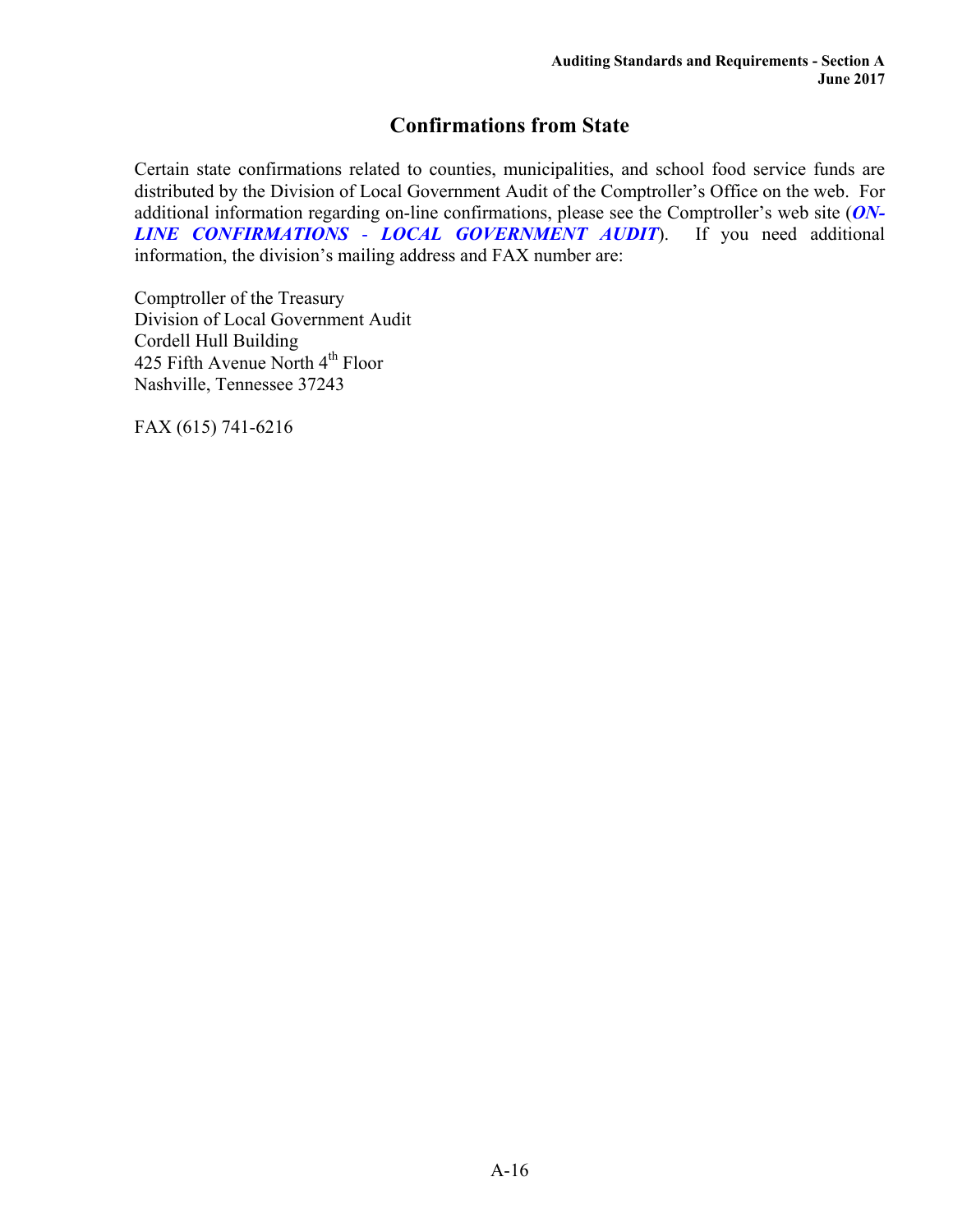## Confirmations from State

Certain state confirmations related to counties, municipalities, and school food service funds are distributed by the Division of Local Government Audit of the Comptroller's Office on the web. For additional information regarding on-line confirmations, please see the Comptroller's web site (***ON-LINE CONFIRMATIONS - LOCAL GOVERNMENT AUDIT***). If you need additional information, the division's mailing address and FAX number are:

Comptroller of the Treasury
Division of Local Government Audit
Cordell Hull Building
425 Fifth Avenue North 4th Floor
Nashville, Tennessee 37243

FAX (615) 741-6216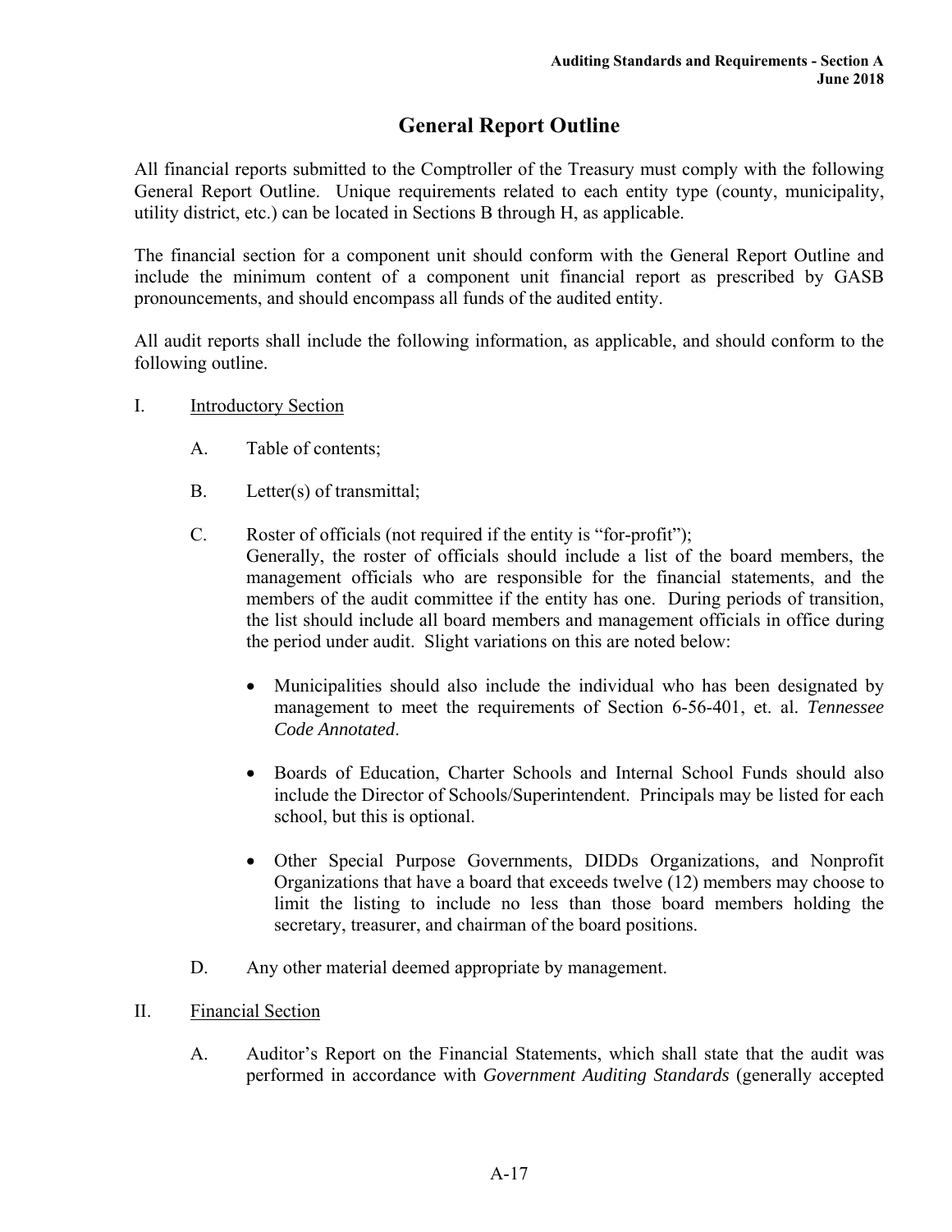# General Report Outline

All financial reports submitted to the Comptroller of the Treasury must comply with the following General Report Outline. Unique requirements related to each entity type (county, municipality, utility district, etc.) can be located in Sections B through H, as applicable.

The financial section for a component unit should conform with the General Report Outline and include the minimum content of a component unit financial report as prescribed by GASB pronouncements, and should encompass all funds of the audited entity.

All audit reports shall include the following information, as applicable, and should conform to the following outline.

I. <u>Introductory Section</u>

   A. Table of contents;

   B. Letter(s) of transmittal;

   C. Roster of officials (not required if the entity is "for-profit");
   Generally, the roster of officials should include a list of the board members, the management officials who are responsible for the financial statements, and the members of the audit committee if the entity has one. During periods of transition, the list should include all board members and management officials in office during the period under audit. Slight variations on this are noted below:

   - Municipalities should also include the individual who has been designated by management to meet the requirements of Section 6-56-401, et. al. *Tennessee Code Annotated*.

   - Boards of Education, Charter Schools and Internal School Funds should also include the Director of Schools/Superintendent. Principals may be listed for each school, but this is optional.

   - Other Special Purpose Governments, DIDDs Organizations, and Nonprofit Organizations that have a board that exceeds twelve (12) members may choose to limit the listing to include no less than those board members holding the secretary, treasurer, and chairman of the board positions.

   D. Any other material deemed appropriate by management.

II. <u>Financial Section</u>

   A. Auditor's Report on the Financial Statements, which shall state that the audit was performed in accordance with *Government Auditing Standards* (generally accepted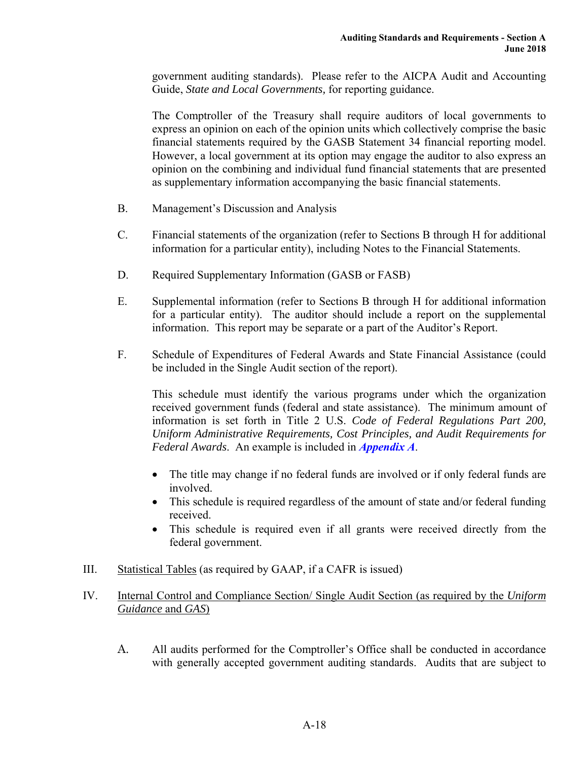government auditing standards). Please refer to the AICPA Audit and Accounting Guide, *State and Local Governments,* for reporting guidance.

The Comptroller of the Treasury shall require auditors of local governments to express an opinion on each of the opinion units which collectively comprise the basic financial statements required by the GASB Statement 34 financial reporting model. However, a local government at its option may engage the auditor to also express an opinion on the combining and individual fund financial statements that are presented as supplementary information accompanying the basic financial statements.

B. Management's Discussion and Analysis

C. Financial statements of the organization (refer to Sections B through H for additional information for a particular entity), including Notes to the Financial Statements.

D. Required Supplementary Information (GASB or FASB)

E. Supplemental information (refer to Sections B through H for additional information for a particular entity). The auditor should include a report on the supplemental information. This report may be separate or a part of the Auditor's Report.

F. Schedule of Expenditures of Federal Awards and State Financial Assistance (could be included in the Single Audit section of the report).

This schedule must identify the various programs under which the organization received government funds (federal and state assistance). The minimum amount of information is set forth in Title 2 U.S. *Code of Federal Regulations Part 200, Uniform Administrative Requirements, Cost Principles, and Audit Requirements for Federal Awards*. An example is included in ***Appendix A***.

- The title may change if no federal funds are involved or if only federal funds are involved.
- This schedule is required regardless of the amount of state and/or federal funding received.
- This schedule is required even if all grants were received directly from the federal government.

III. Statistical Tables (as required by GAAP, if a CAFR is issued)

IV. Internal Control and Compliance Section/ Single Audit Section (as required by the *Uniform Guidance* and *GAS*)

A. All audits performed for the Comptroller's Office shall be conducted in accordance with generally accepted government auditing standards. Audits that are subject to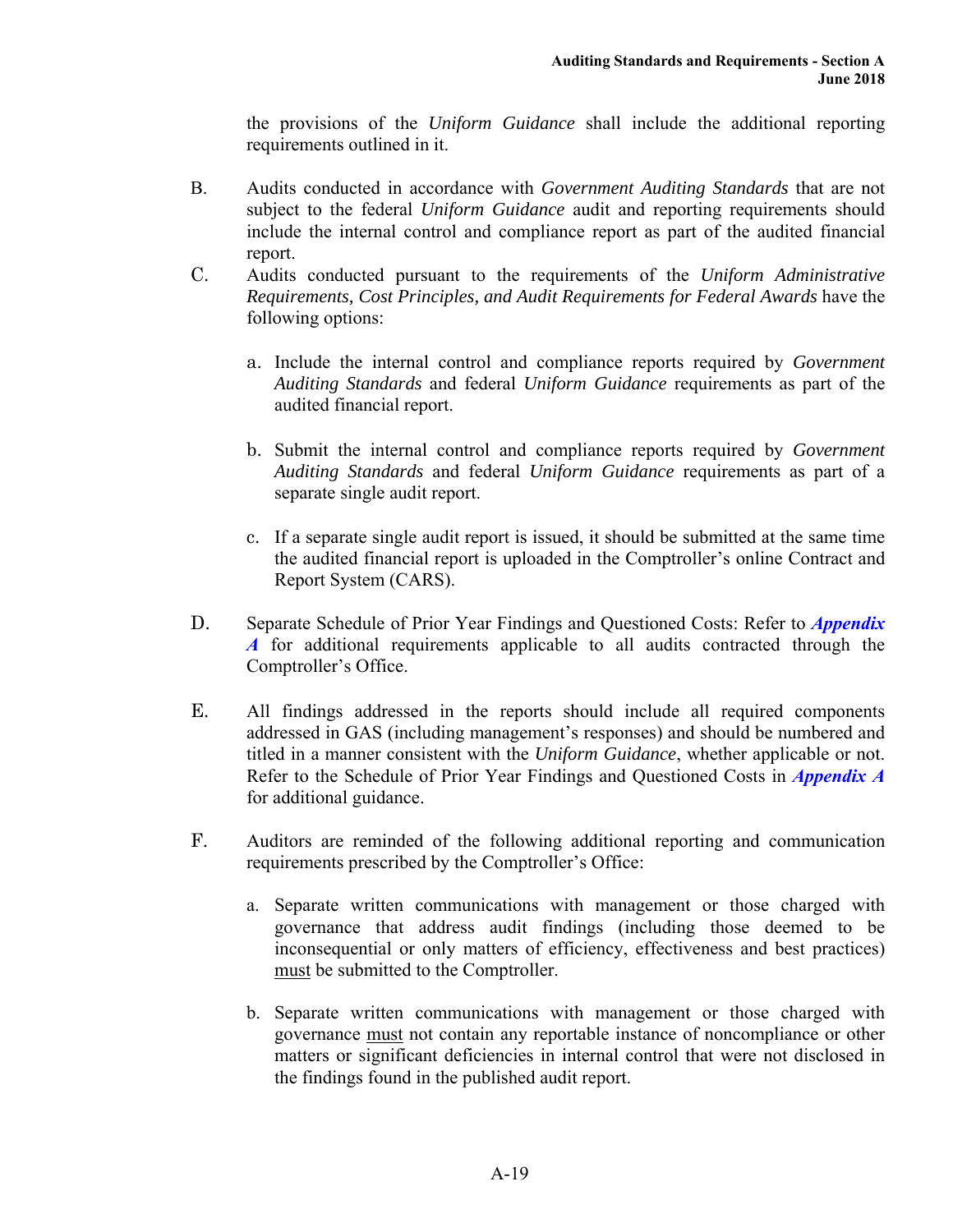the provisions of the *Uniform Guidance* shall include the additional reporting requirements outlined in it.

B. Audits conducted in accordance with *Government Auditing Standards* that are not subject to the federal *Uniform Guidance* audit and reporting requirements should include the internal control and compliance report as part of the audited financial report.

C. Audits conducted pursuant to the requirements of the *Uniform Administrative Requirements, Cost Principles, and Audit Requirements for Federal Awards* have the following options:

   a. Include the internal control and compliance reports required by *Government Auditing Standards* and federal *Uniform Guidance* requirements as part of the audited financial report.

   b. Submit the internal control and compliance reports required by *Government Auditing Standards* and federal *Uniform Guidance* requirements as part of a separate single audit report.

   c. If a separate single audit report is issued, it should be submitted at the same time the audited financial report is uploaded in the Comptroller's online Contract and Report System (CARS).

D. Separate Schedule of Prior Year Findings and Questioned Costs: Refer to ***Appendix A*** for additional requirements applicable to all audits contracted through the Comptroller's Office.

E. All findings addressed in the reports should include all required components addressed in GAS (including management's responses) and should be numbered and titled in a manner consistent with the *Uniform Guidance*, whether applicable or not. Refer to the Schedule of Prior Year Findings and Questioned Costs in ***Appendix A*** for additional guidance.

F. Auditors are reminded of the following additional reporting and communication requirements prescribed by the Comptroller's Office:

   a. Separate written communications with management or those charged with governance that address audit findings (including those deemed to be inconsequential or only matters of efficiency, effectiveness and best practices) <u>must</u> be submitted to the Comptroller.

   b. Separate written communications with management or those charged with governance <u>must</u> not contain any reportable instance of noncompliance or other matters or significant deficiencies in internal control that were not disclosed in the findings found in the published audit report.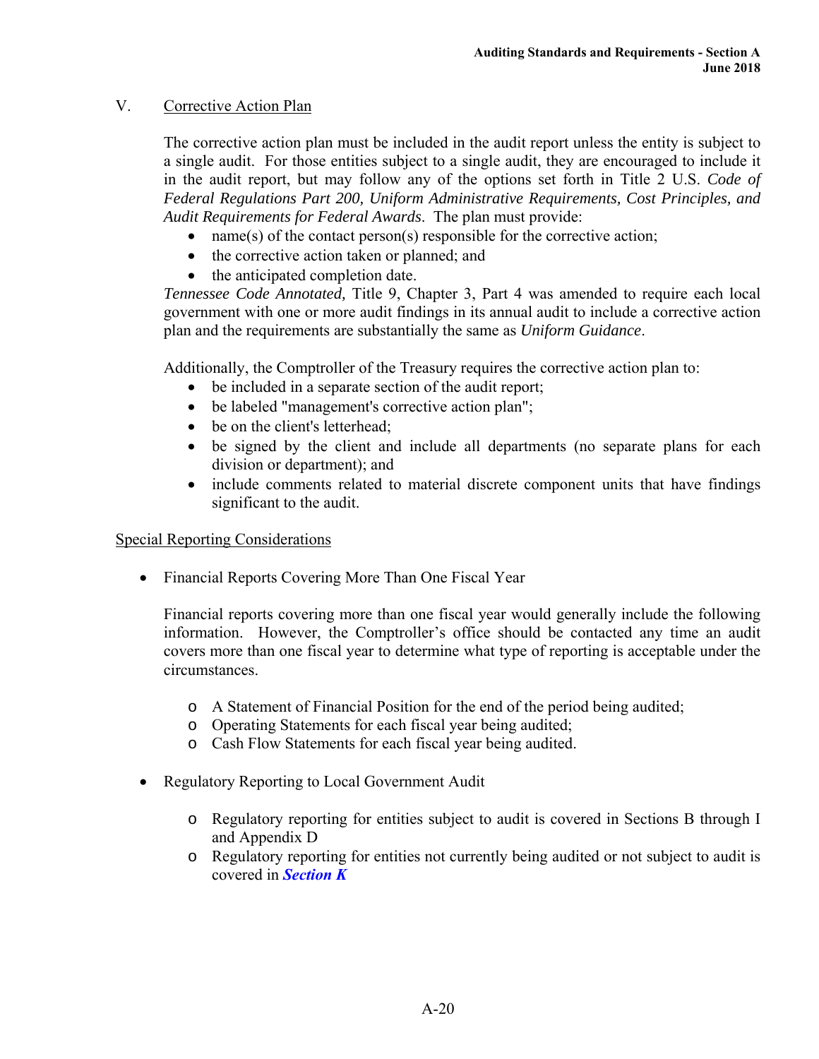## V. Corrective Action Plan

The corrective action plan must be included in the audit report unless the entity is subject to a single audit. For those entities subject to a single audit, they are encouraged to include it in the audit report, but may follow any of the options set forth in Title 2 U.S. *Code of Federal Regulations Part 200, Uniform Administrative Requirements, Cost Principles, and Audit Requirements for Federal Awards*. The plan must provide:

- name(s) of the contact person(s) responsible for the corrective action;
- the corrective action taken or planned; and
- the anticipated completion date.

*Tennessee Code Annotated,* Title 9, Chapter 3, Part 4 was amended to require each local government with one or more audit findings in its annual audit to include a corrective action plan and the requirements are substantially the same as *Uniform Guidance*.

Additionally, the Comptroller of the Treasury requires the corrective action plan to:

- be included in a separate section of the audit report;
- be labeled "management's corrective action plan";
- be on the client's letterhead;
- be signed by the client and include all departments (no separate plans for each division or department); and
- include comments related to material discrete component units that have findings significant to the audit.

### Special Reporting Considerations

- Financial Reports Covering More Than One Fiscal Year

  Financial reports covering more than one fiscal year would generally include the following information. However, the Comptroller's office should be contacted any time an audit covers more than one fiscal year to determine what type of reporting is acceptable under the circumstances.

  - A Statement of Financial Position for the end of the period being audited;
  - Operating Statements for each fiscal year being audited;
  - Cash Flow Statements for each fiscal year being audited.

- Regulatory Reporting to Local Government Audit

  - Regulatory reporting for entities subject to audit is covered in Sections B through I and Appendix D
  - Regulatory reporting for entities not currently being audited or not subject to audit is covered in ***Section K***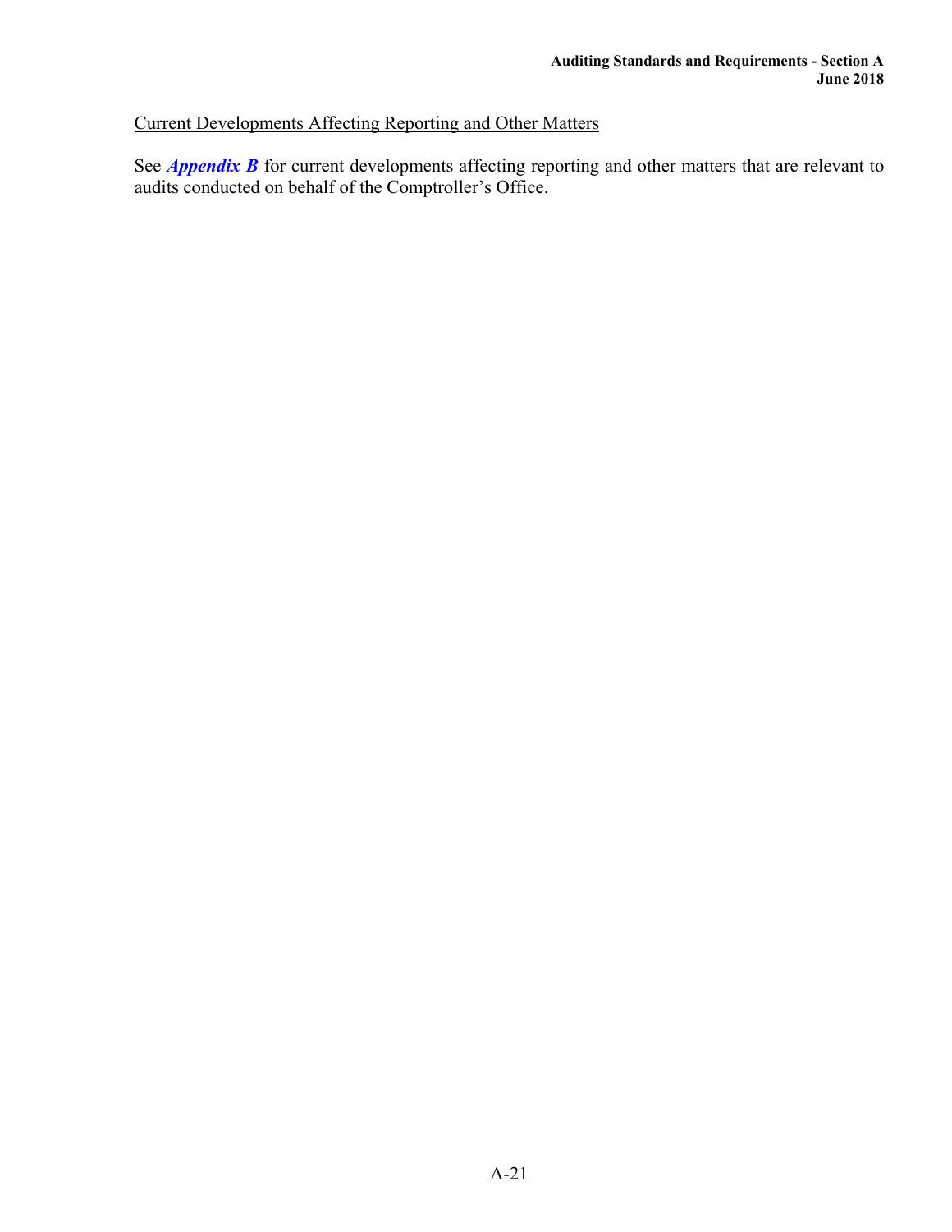Current Developments Affecting Reporting and Other Matters

See ***Appendix B*** for current developments affecting reporting and other matters that are relevant to audits conducted on behalf of the Comptroller's Office.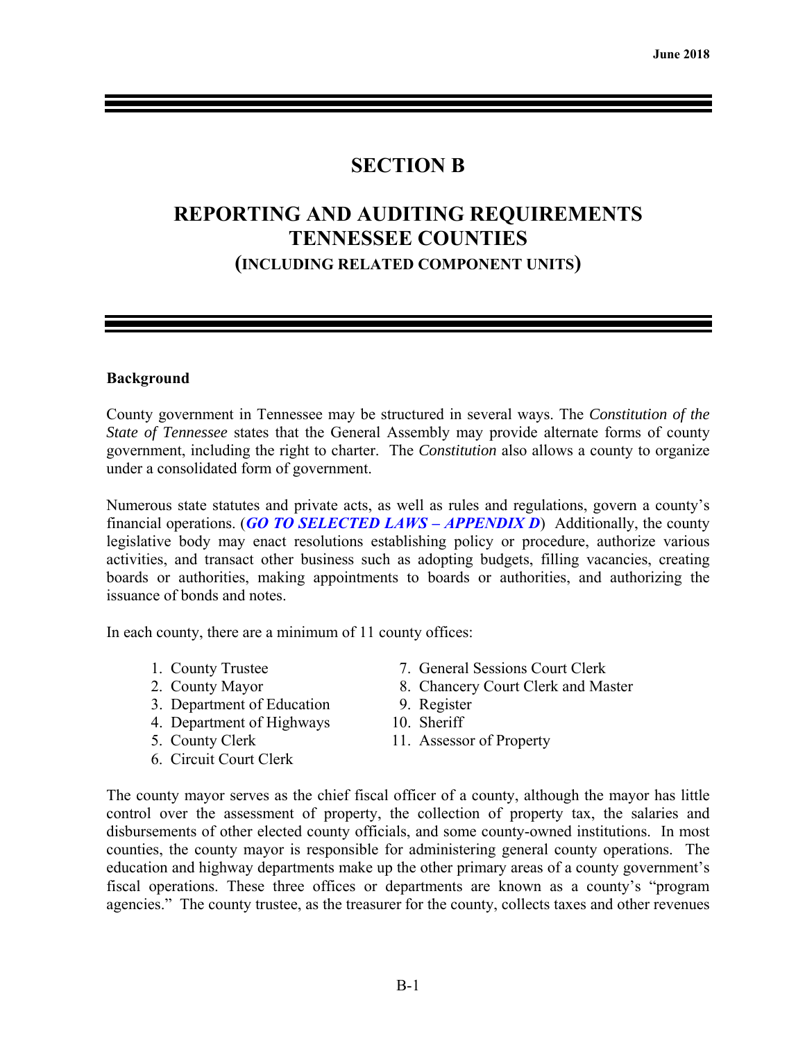# SECTION B

## REPORTING AND AUDITING REQUIREMENTS TENNESSEE COUNTIES (INCLUDING RELATED COMPONENT UNITS)

**Background**

County government in Tennessee may be structured in several ways. The *Constitution of the State of Tennessee* states that the General Assembly may provide alternate forms of county government, including the right to charter. The *Constitution* also allows a county to organize under a consolidated form of government.

Numerous state statutes and private acts, as well as rules and regulations, govern a county's financial operations. (***GO TO SELECTED LAWS – APPENDIX D***) Additionally, the county legislative body may enact resolutions establishing policy or procedure, authorize various activities, and transact other business such as adopting budgets, filling vacancies, creating boards or authorities, making appointments to boards or authorities, and authorizing the issuance of bonds and notes.

In each county, there are a minimum of 11 county offices:

1. County Trustee
2. County Mayor
3. Department of Education
4. Department of Highways
5. County Clerk
6. Circuit Court Clerk
7. General Sessions Court Clerk
8. Chancery Court Clerk and Master
9. Register
10. Sheriff
11. Assessor of Property

The county mayor serves as the chief fiscal officer of a county, although the mayor has little control over the assessment of property, the collection of property tax, the salaries and disbursements of other elected county officials, and some county-owned institutions. In most counties, the county mayor is responsible for administering general county operations. The education and highway departments make up the other primary areas of a county government's fiscal operations. These three offices or departments are known as a county's "program agencies." The county trustee, as the treasurer for the county, collects taxes and other revenues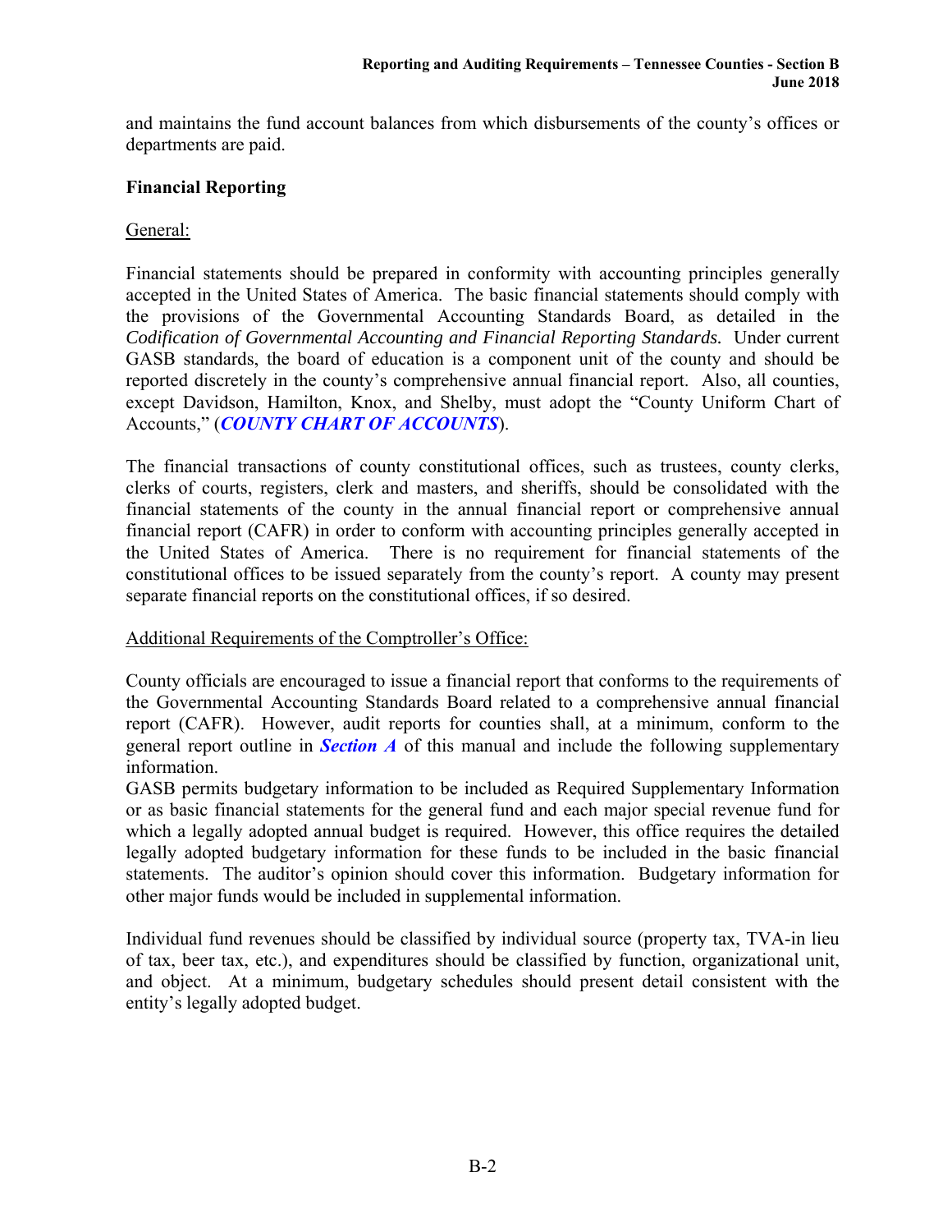and maintains the fund account balances from which disbursements of the county's offices or departments are paid.

## Financial Reporting

General:

Financial statements should be prepared in conformity with accounting principles generally accepted in the United States of America. The basic financial statements should comply with the provisions of the Governmental Accounting Standards Board, as detailed in the *Codification of Governmental Accounting and Financial Reporting Standards.* Under current GASB standards, the board of education is a component unit of the county and should be reported discretely in the county's comprehensive annual financial report. Also, all counties, except Davidson, Hamilton, Knox, and Shelby, must adopt the "County Uniform Chart of Accounts," (***COUNTY CHART OF ACCOUNTS***).

The financial transactions of county constitutional offices, such as trustees, county clerks, clerks of courts, registers, clerk and masters, and sheriffs, should be consolidated with the financial statements of the county in the annual financial report or comprehensive annual financial report (CAFR) in order to conform with accounting principles generally accepted in the United States of America. There is no requirement for financial statements of the constitutional offices to be issued separately from the county's report. A county may present separate financial reports on the constitutional offices, if so desired.

Additional Requirements of the Comptroller's Office:

County officials are encouraged to issue a financial report that conforms to the requirements of the Governmental Accounting Standards Board related to a comprehensive annual financial report (CAFR). However, audit reports for counties shall, at a minimum, conform to the general report outline in ***Section A*** of this manual and include the following supplementary information.
GASB permits budgetary information to be included as Required Supplementary Information or as basic financial statements for the general fund and each major special revenue fund for which a legally adopted annual budget is required. However, this office requires the detailed legally adopted budgetary information for these funds to be included in the basic financial statements. The auditor's opinion should cover this information. Budgetary information for other major funds would be included in supplemental information.

Individual fund revenues should be classified by individual source (property tax, TVA-in lieu of tax, beer tax, etc.), and expenditures should be classified by function, organizational unit, and object. At a minimum, budgetary schedules should present detail consistent with the entity's legally adopted budget.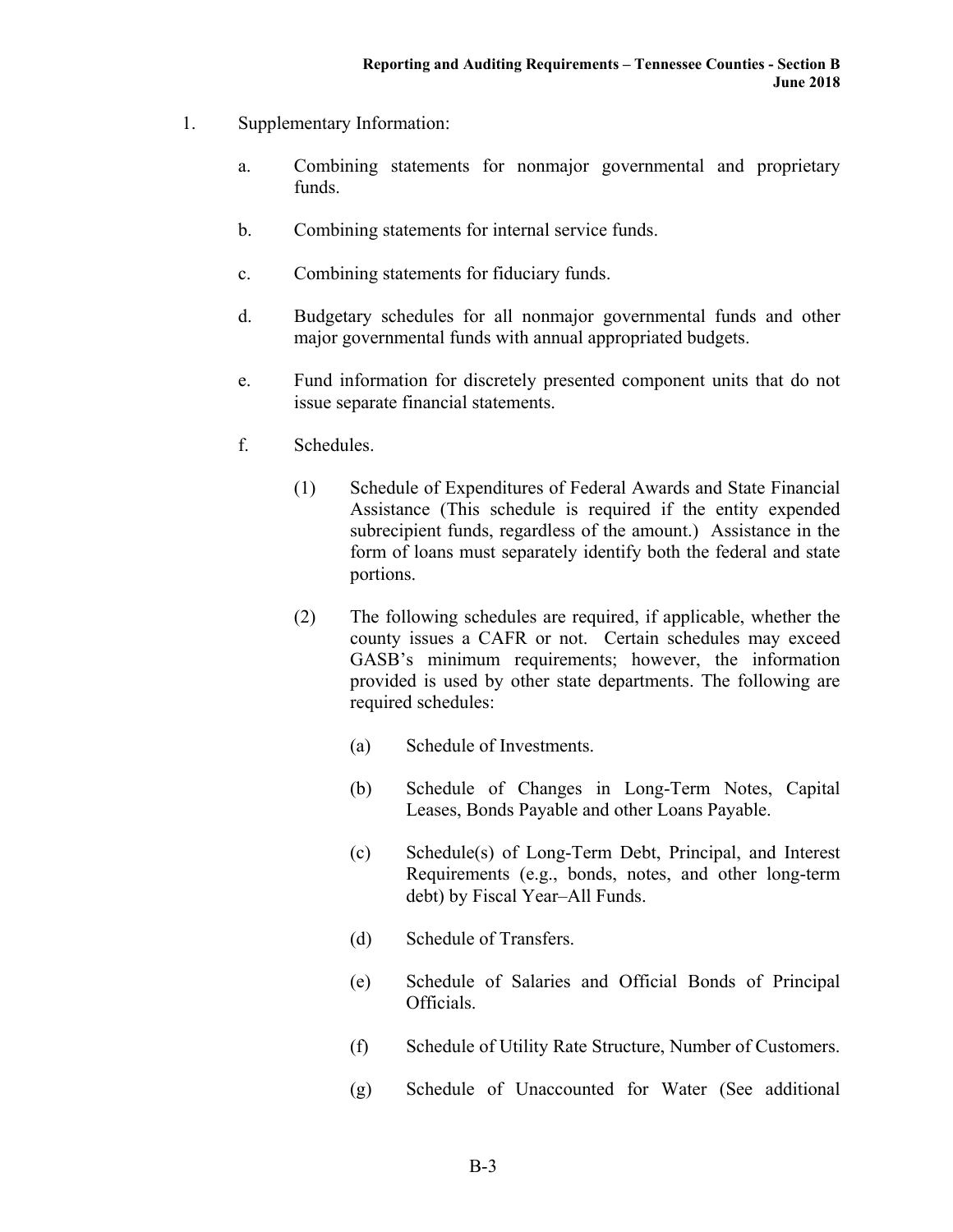1. Supplementary Information:

   a. Combining statements for nonmajor governmental and proprietary funds.

   b. Combining statements for internal service funds.

   c. Combining statements for fiduciary funds.

   d. Budgetary schedules for all nonmajor governmental funds and other major governmental funds with annual appropriated budgets.

   e. Fund information for discretely presented component units that do not issue separate financial statements.

   f. Schedules.

      (1) Schedule of Expenditures of Federal Awards and State Financial Assistance (This schedule is required if the entity expended subrecipient funds, regardless of the amount.) Assistance in the form of loans must separately identify both the federal and state portions.

      (2) The following schedules are required, if applicable, whether the county issues a CAFR or not. Certain schedules may exceed GASB's minimum requirements; however, the information provided is used by other state departments. The following are required schedules:

         (a) Schedule of Investments.

         (b) Schedule of Changes in Long-Term Notes, Capital Leases, Bonds Payable and other Loans Payable.

         (c) Schedule(s) of Long-Term Debt, Principal, and Interest Requirements (e.g., bonds, notes, and other long-term debt) by Fiscal Year–All Funds.

         (d) Schedule of Transfers.

         (e) Schedule of Salaries and Official Bonds of Principal Officials.

         (f) Schedule of Utility Rate Structure, Number of Customers.

         (g) Schedule of Unaccounted for Water (See additional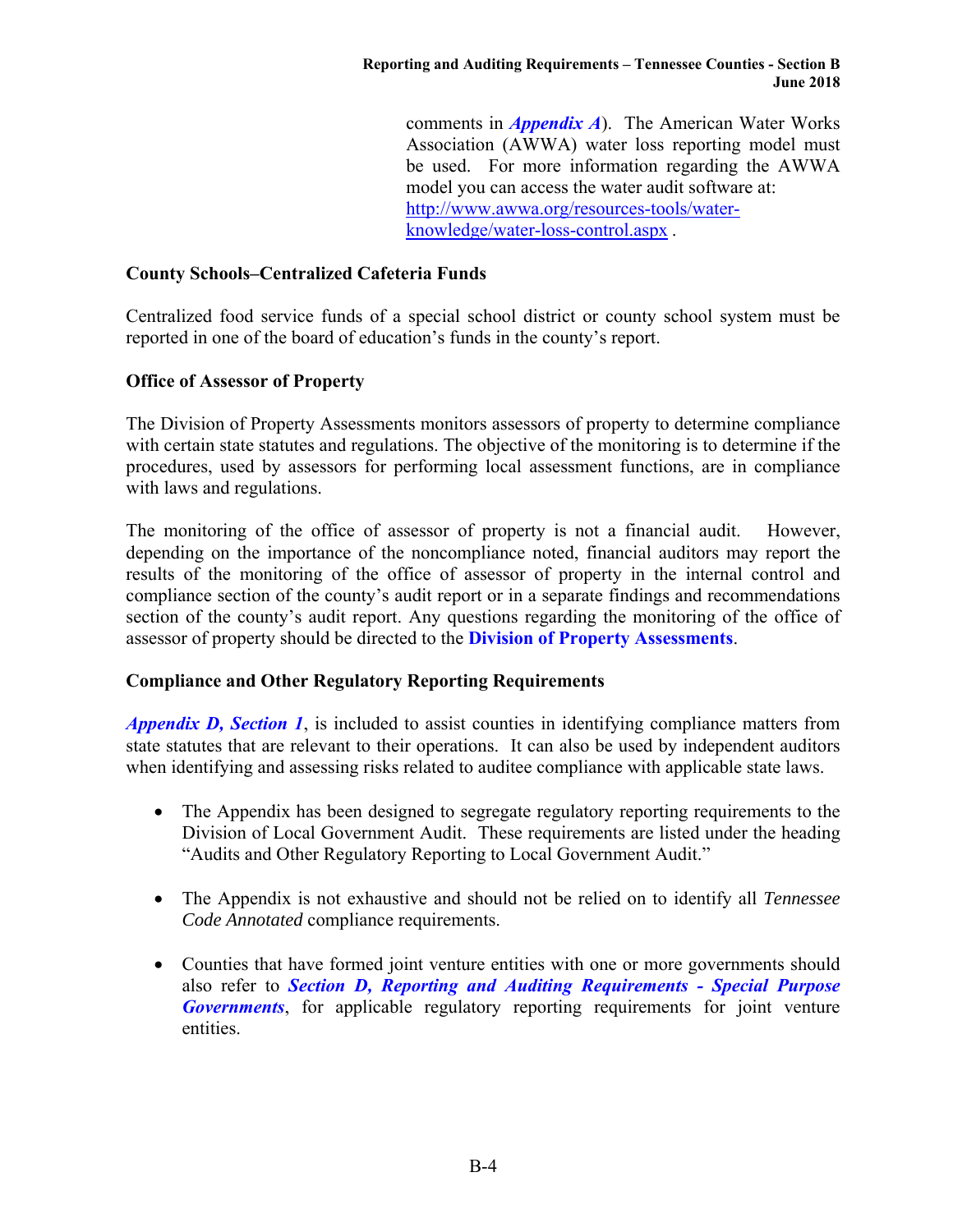comments in ***Appendix A***). The American Water Works Association (AWWA) water loss reporting model must be used. For more information regarding the AWWA model you can access the water audit software at: http://www.awwa.org/resources-tools/water-knowledge/water-loss-control.aspx .

**County Schools–Centralized Cafeteria Funds**

Centralized food service funds of a special school district or county school system must be reported in one of the board of education's funds in the county's report.

**Office of Assessor of Property**

The Division of Property Assessments monitors assessors of property to determine compliance with certain state statutes and regulations. The objective of the monitoring is to determine if the procedures, used by assessors for performing local assessment functions, are in compliance with laws and regulations.

The monitoring of the office of assessor of property is not a financial audit. However, depending on the importance of the noncompliance noted, financial auditors may report the results of the monitoring of the office of assessor of property in the internal control and compliance section of the county's audit report or in a separate findings and recommendations section of the county's audit report. Any questions regarding the monitoring of the office of assessor of property should be directed to the **Division of Property Assessments**.

**Compliance and Other Regulatory Reporting Requirements**

***Appendix D, Section 1***, is included to assist counties in identifying compliance matters from state statutes that are relevant to their operations. It can also be used by independent auditors when identifying and assessing risks related to auditee compliance with applicable state laws.

- The Appendix has been designed to segregate regulatory reporting requirements to the Division of Local Government Audit. These requirements are listed under the heading "Audits and Other Regulatory Reporting to Local Government Audit."

- The Appendix is not exhaustive and should not be relied on to identify all *Tennessee Code Annotated* compliance requirements.

- Counties that have formed joint venture entities with one or more governments should also refer to ***Section D, Reporting and Auditing Requirements - Special Purpose Governments***, for applicable regulatory reporting requirements for joint venture entities.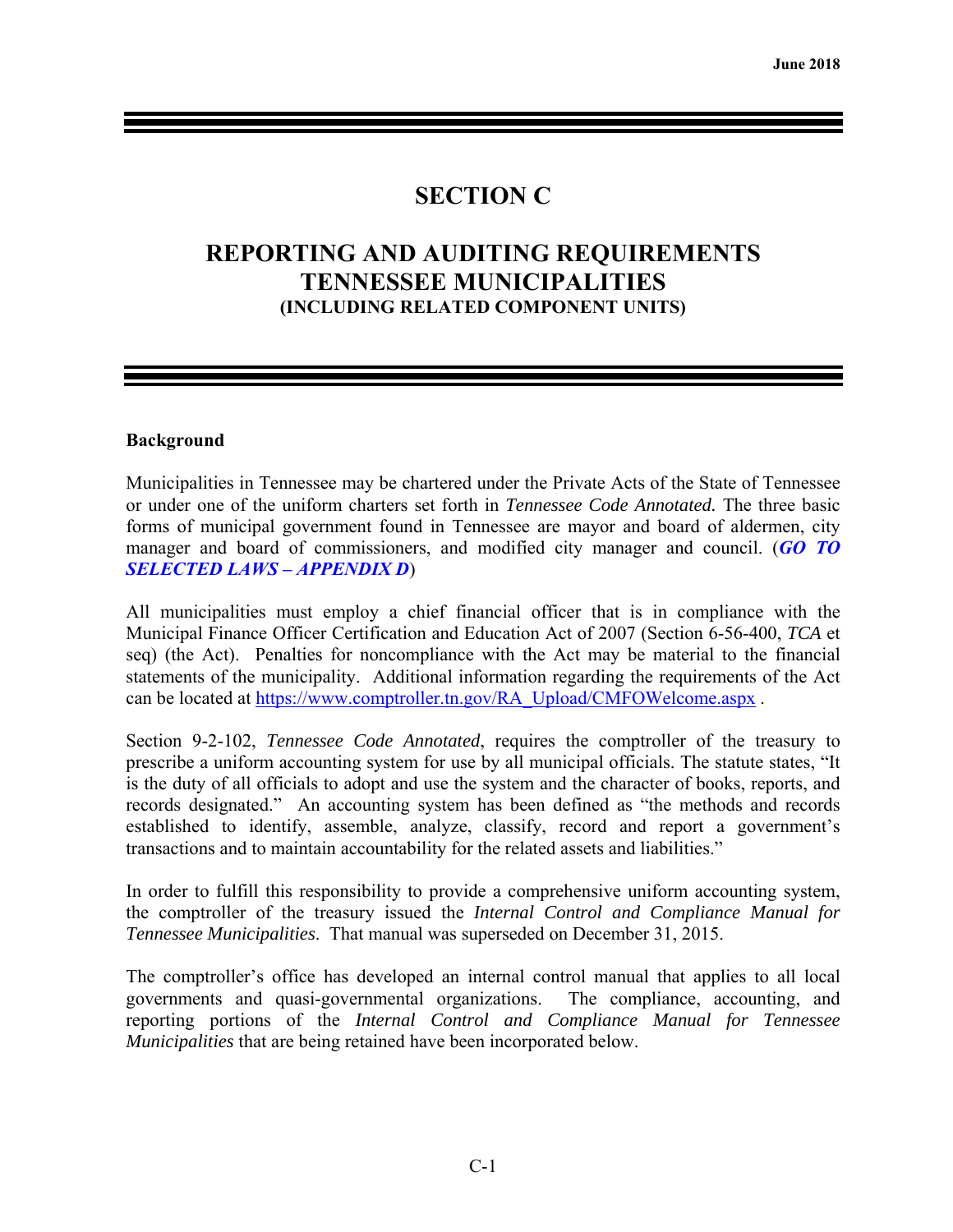# SECTION C

## REPORTING AND AUDITING REQUIREMENTS TENNESSEE MUNICIPALITIES

### (INCLUDING RELATED COMPONENT UNITS)

**Background**

Municipalities in Tennessee may be chartered under the Private Acts of the State of Tennessee or under one of the uniform charters set forth in *Tennessee Code Annotated.* The three basic forms of municipal government found in Tennessee are mayor and board of aldermen, city manager and board of commissioners, and modified city manager and council. (***GO TO SELECTED LAWS – APPENDIX D***)

All municipalities must employ a chief financial officer that is in compliance with the Municipal Finance Officer Certification and Education Act of 2007 (Section 6-56-400, *TCA* et seq) (the Act). Penalties for noncompliance with the Act may be material to the financial statements of the municipality. Additional information regarding the requirements of the Act can be located at https://www.comptroller.tn.gov/RA_Upload/CMFOWelcome.aspx .

Section 9-2-102, *Tennessee Code Annotated*, requires the comptroller of the treasury to prescribe a uniform accounting system for use by all municipal officials. The statute states, "It is the duty of all officials to adopt and use the system and the character of books, reports, and records designated." An accounting system has been defined as "the methods and records established to identify, assemble, analyze, classify, record and report a government's transactions and to maintain accountability for the related assets and liabilities."

In order to fulfill this responsibility to provide a comprehensive uniform accounting system, the comptroller of the treasury issued the *Internal Control and Compliance Manual for Tennessee Municipalities*. That manual was superseded on December 31, 2015.

The comptroller's office has developed an internal control manual that applies to all local governments and quasi-governmental organizations. The compliance, accounting, and reporting portions of the *Internal Control and Compliance Manual for Tennessee Municipalities* that are being retained have been incorporated below.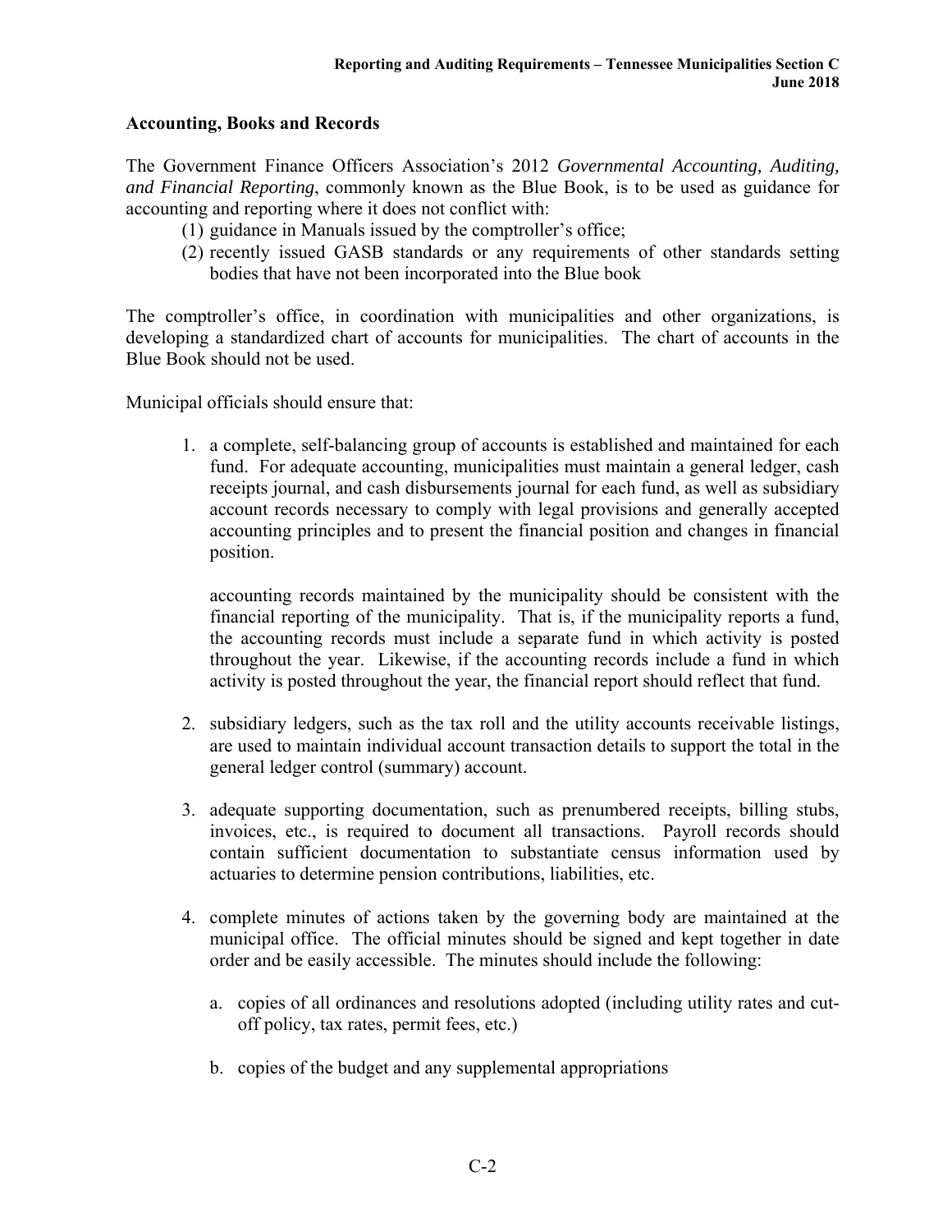## Accounting, Books and Records

The Government Finance Officers Association's 2012 *Governmental Accounting, Auditing, and Financial Reporting*, commonly known as the Blue Book, is to be used as guidance for accounting and reporting where it does not conflict with:

(1) guidance in Manuals issued by the comptroller's office;
(2) recently issued GASB standards or any requirements of other standards setting bodies that have not been incorporated into the Blue book

The comptroller's office, in coordination with municipalities and other organizations, is developing a standardized chart of accounts for municipalities. The chart of accounts in the Blue Book should not be used.

Municipal officials should ensure that:

1. a complete, self-balancing group of accounts is established and maintained for each fund. For adequate accounting, municipalities must maintain a general ledger, cash receipts journal, and cash disbursements journal for each fund, as well as subsidiary account records necessary to comply with legal provisions and generally accepted accounting principles and to present the financial position and changes in financial position.

   accounting records maintained by the municipality should be consistent with the financial reporting of the municipality. That is, if the municipality reports a fund, the accounting records must include a separate fund in which activity is posted throughout the year. Likewise, if the accounting records include a fund in which activity is posted throughout the year, the financial report should reflect that fund.

2. subsidiary ledgers, such as the tax roll and the utility accounts receivable listings, are used to maintain individual account transaction details to support the total in the general ledger control (summary) account.

3. adequate supporting documentation, such as prenumbered receipts, billing stubs, invoices, etc., is required to document all transactions. Payroll records should contain sufficient documentation to substantiate census information used by actuaries to determine pension contributions, liabilities, etc.

4. complete minutes of actions taken by the governing body are maintained at the municipal office. The official minutes should be signed and kept together in date order and be easily accessible. The minutes should include the following:

   a. copies of all ordinances and resolutions adopted (including utility rates and cut-off policy, tax rates, permit fees, etc.)

   b. copies of the budget and any supplemental appropriations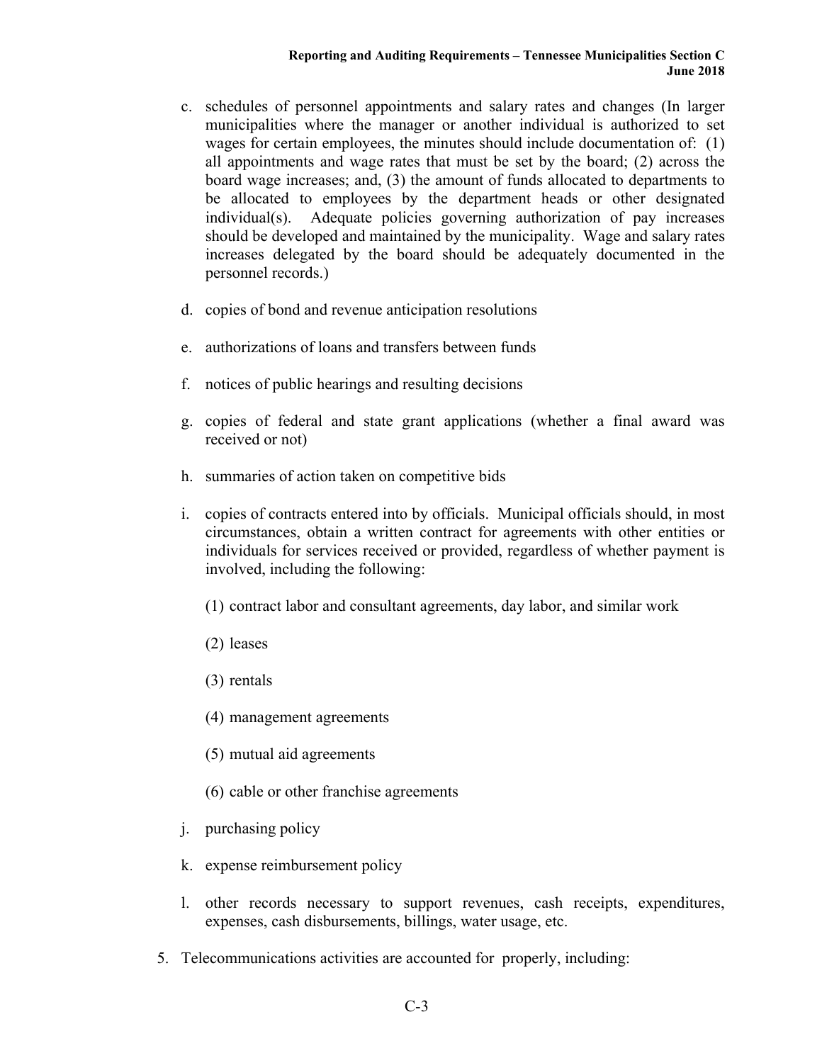c. schedules of personnel appointments and salary rates and changes (In larger municipalities where the manager or another individual is authorized to set wages for certain employees, the minutes should include documentation of: (1) all appointments and wage rates that must be set by the board; (2) across the board wage increases; and, (3) the amount of funds allocated to departments to be allocated to employees by the department heads or other designated individual(s). Adequate policies governing authorization of pay increases should be developed and maintained by the municipality. Wage and salary rates increases delegated by the board should be adequately documented in the personnel records.)

d. copies of bond and revenue anticipation resolutions

e. authorizations of loans and transfers between funds

f. notices of public hearings and resulting decisions

g. copies of federal and state grant applications (whether a final award was received or not)

h. summaries of action taken on competitive bids

i. copies of contracts entered into by officials. Municipal officials should, in most circumstances, obtain a written contract for agreements with other entities or individuals for services received or provided, regardless of whether payment is involved, including the following:

   (1) contract labor and consultant agreements, day labor, and similar work

   (2) leases

   (3) rentals

   (4) management agreements

   (5) mutual aid agreements

   (6) cable or other franchise agreements

j. purchasing policy

k. expense reimbursement policy

l. other records necessary to support revenues, cash receipts, expenditures, expenses, cash disbursements, billings, water usage, etc.

5. Telecommunications activities are accounted for properly, including: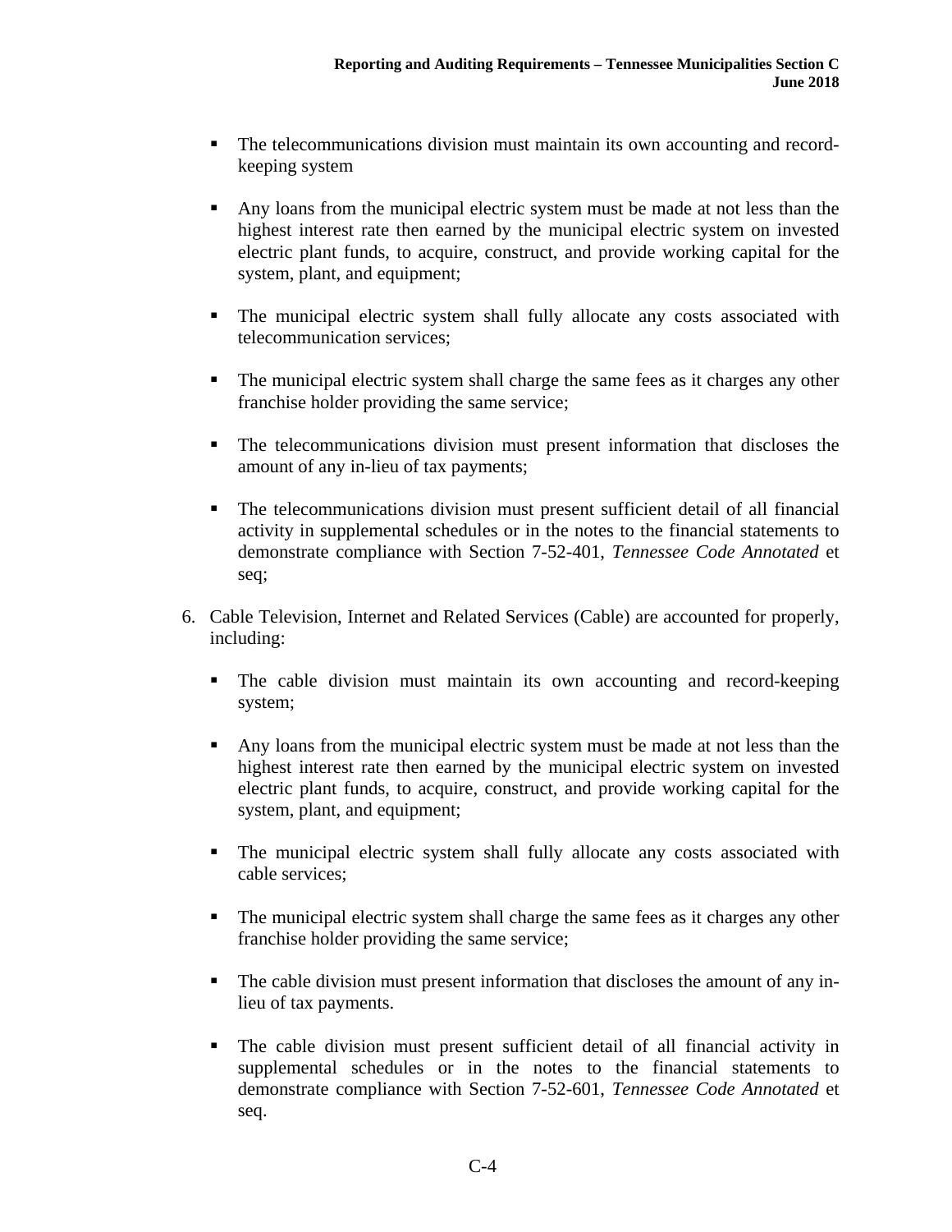- The telecommunications division must maintain its own accounting and record-keeping system

- Any loans from the municipal electric system must be made at not less than the highest interest rate then earned by the municipal electric system on invested electric plant funds, to acquire, construct, and provide working capital for the system, plant, and equipment;

- The municipal electric system shall fully allocate any costs associated with telecommunication services;

- The municipal electric system shall charge the same fees as it charges any other franchise holder providing the same service;

- The telecommunications division must present information that discloses the amount of any in-lieu of tax payments;

- The telecommunications division must present sufficient detail of all financial activity in supplemental schedules or in the notes to the financial statements to demonstrate compliance with Section 7-52-401, *Tennessee Code Annotated* et seq;

6. Cable Television, Internet and Related Services (Cable) are accounted for properly, including:

   - The cable division must maintain its own accounting and record-keeping system;

   - Any loans from the municipal electric system must be made at not less than the highest interest rate then earned by the municipal electric system on invested electric plant funds, to acquire, construct, and provide working capital for the system, plant, and equipment;

   - The municipal electric system shall fully allocate any costs associated with cable services;

   - The municipal electric system shall charge the same fees as it charges any other franchise holder providing the same service;

   - The cable division must present information that discloses the amount of any in-lieu of tax payments.

   - The cable division must present sufficient detail of all financial activity in supplemental schedules or in the notes to the financial statements to demonstrate compliance with Section 7-52-601, *Tennessee Code Annotated* et seq.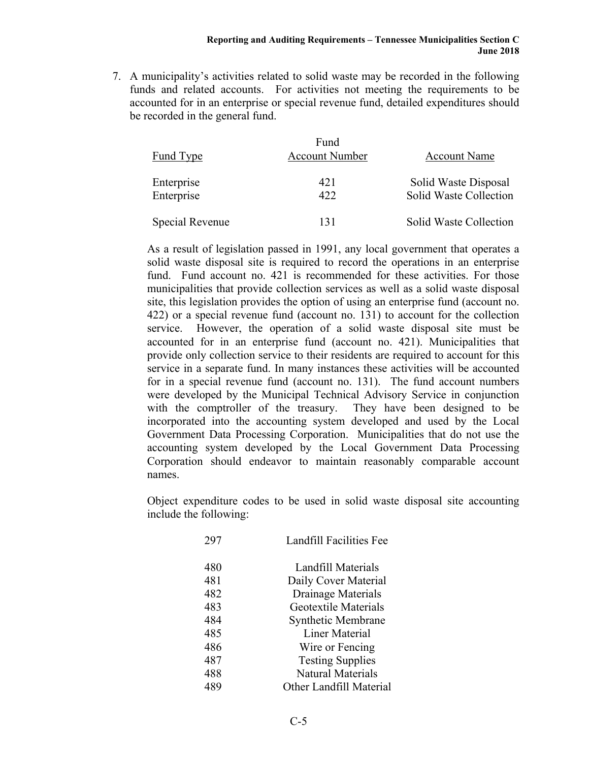7. A municipality's activities related to solid waste may be recorded in the following funds and related accounts. For activities not meeting the requirements to be accounted for in an enterprise or special revenue fund, detailed expenditures should be recorded in the general fund.

| Fund Type | Fund Account Number | Account Name |
|---|---|---|
| Enterprise | 421 | Solid Waste Disposal |
| Enterprise | 422 | Solid Waste Collection |
| Special Revenue | 131 | Solid Waste Collection |

As a result of legislation passed in 1991, any local government that operates a solid waste disposal site is required to record the operations in an enterprise fund. Fund account no. 421 is recommended for these activities. For those municipalities that provide collection services as well as a solid waste disposal site, this legislation provides the option of using an enterprise fund (account no. 422) or a special revenue fund (account no. 131) to account for the collection service. However, the operation of a solid waste disposal site must be accounted for in an enterprise fund (account no. 421). Municipalities that provide only collection service to their residents are required to account for this service in a separate fund. In many instances these activities will be accounted for in a special revenue fund (account no. 131). The fund account numbers were developed by the Municipal Technical Advisory Service in conjunction with the comptroller of the treasury. They have been designed to be incorporated into the accounting system developed and used by the Local Government Data Processing Corporation. Municipalities that do not use the accounting system developed by the Local Government Data Processing Corporation should endeavor to maintain reasonably comparable account names.

Object expenditure codes to be used in solid waste disposal site accounting include the following:

| Code | Description |
|---|---|
| 297 | Landfill Facilities Fee |
| 480 | Landfill Materials |
| 481 | Daily Cover Material |
| 482 | Drainage Materials |
| 483 | Geotextile Materials |
| 484 | Synthetic Membrane |
| 485 | Liner Material |
| 486 | Wire or Fencing |
| 487 | Testing Supplies |
| 488 | Natural Materials |
| 489 | Other Landfill Material |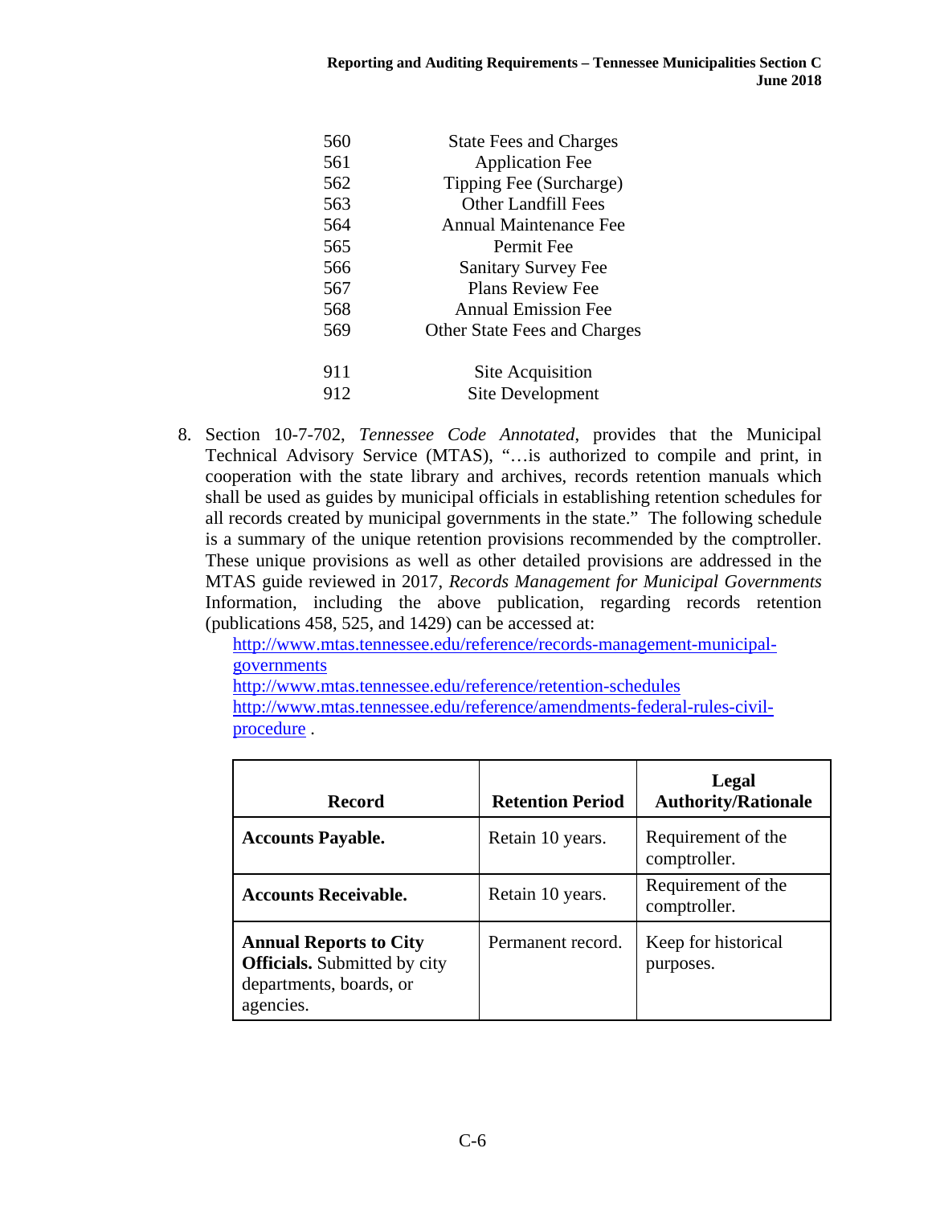| | |
|---|---|
| 560 | State Fees and Charges |
| 561 | Application Fee |
| 562 | Tipping Fee (Surcharge) |
| 563 | Other Landfill Fees |
| 564 | Annual Maintenance Fee |
| 565 | Permit Fee |
| 566 | Sanitary Survey Fee |
| 567 | Plans Review Fee |
| 568 | Annual Emission Fee |
| 569 | Other State Fees and Charges |
| | |
| 911 | Site Acquisition |
| 912 | Site Development |

8. Section 10-7-702, *Tennessee Code Annotated*, provides that the Municipal Technical Advisory Service (MTAS), "…is authorized to compile and print, in cooperation with the state library and archives, records retention manuals which shall be used as guides by municipal officials in establishing retention schedules for all records created by municipal governments in the state." The following schedule is a summary of the unique retention provisions recommended by the comptroller. These unique provisions as well as other detailed provisions are addressed in the MTAS guide reviewed in 2017, *Records Management for Municipal Governments* Information, including the above publication, regarding records retention (publications 458, 525, and 1429) can be accessed at:
   http://www.mtas.tennessee.edu/reference/records-management-municipal-governments
   http://www.mtas.tennessee.edu/reference/retention-schedules
   http://www.mtas.tennessee.edu/reference/amendments-federal-rules-civil-procedure .

| Record | Retention Period | Legal Authority/Rationale |
|---|---|---|
| **Accounts Payable.** | Retain 10 years. | Requirement of the comptroller. |
| **Accounts Receivable.** | Retain 10 years. | Requirement of the comptroller. |
| **Annual Reports to City Officials.** Submitted by city departments, boards, or agencies. | Permanent record. | Keep for historical purposes. |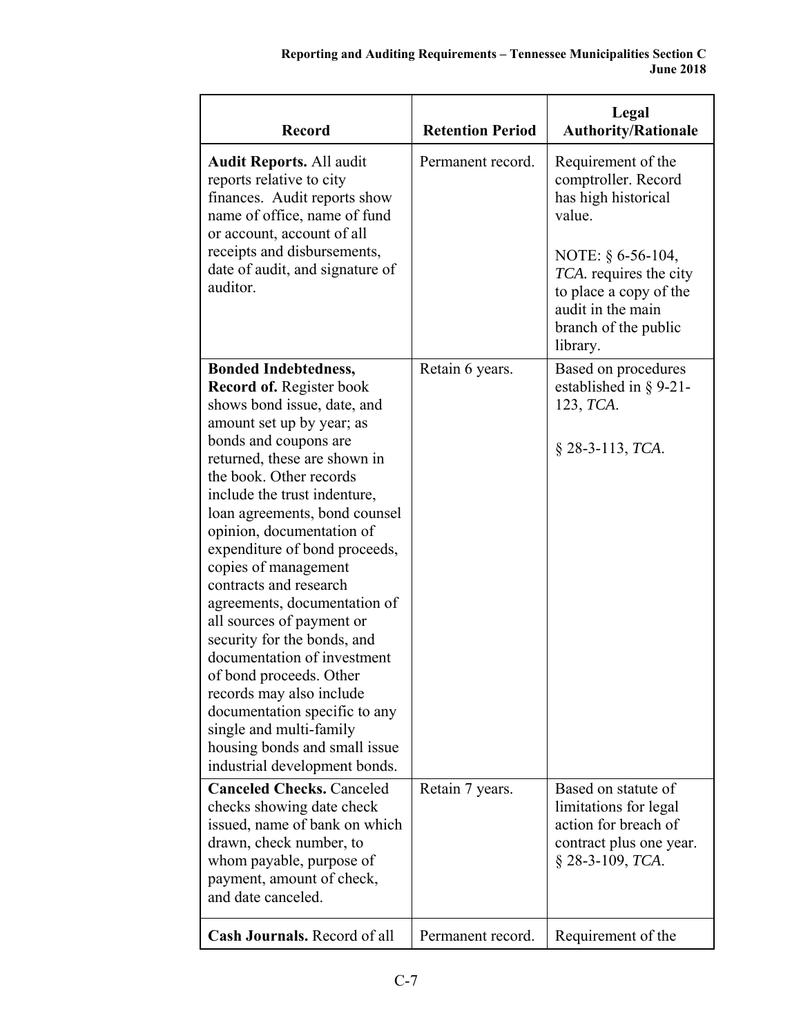| Record | Retention Period | Legal Authority/Rationale |
| --- | --- | --- |
| **Audit Reports.** All audit reports relative to city finances. Audit reports show name of office, name of fund or account, account of all receipts and disbursements, date of audit, and signature of auditor. | Permanent record. | Requirement of the comptroller. Record has high historical value.<br><br>NOTE: § 6-56-104, *TCA.* requires the city to place a copy of the audit in the main branch of the public library. |
| **Bonded Indebtedness, Record of.** Register book shows bond issue, date, and amount set up by year; as bonds and coupons are returned, these are shown in the book. Other records include the trust indenture, loan agreements, bond counsel opinion, documentation of expenditure of bond proceeds, copies of management contracts and research agreements, documentation of all sources of payment or security for the bonds, and documentation of investment of bond proceeds. Other records may also include documentation specific to any single and multi-family housing bonds and small issue industrial development bonds. | Retain 6 years. | Based on procedures established in § 9-21-123, *TCA*.<br><br>§ 28-3-113, *TCA*. |
| **Canceled Checks.** Canceled checks showing date check issued, name of bank on which drawn, check number, to whom payable, purpose of payment, amount of check, and date canceled. | Retain 7 years. | Based on statute of limitations for legal action for breach of contract plus one year. § 28-3-109, *TCA*. |
| **Cash Journals.** Record of all | Permanent record. | Requirement of the |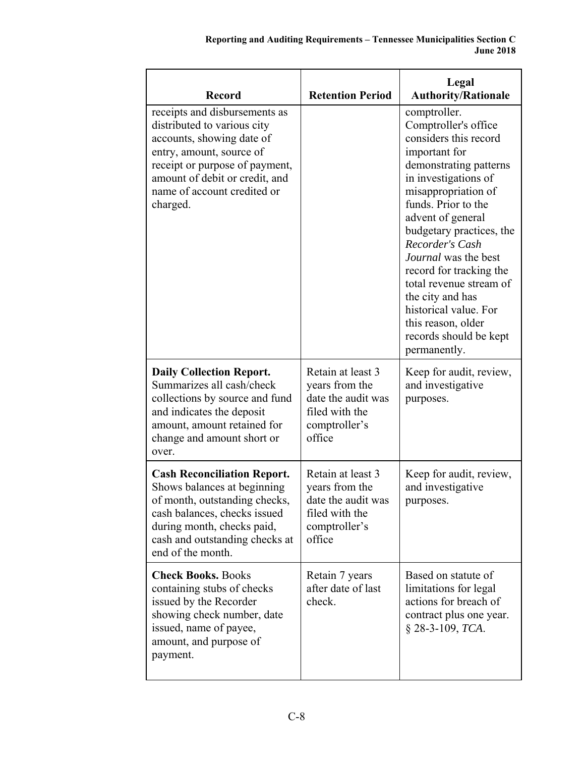| Record | Retention Period | Legal Authority/Rationale |
|---|---|---|
| receipts and disbursements as distributed to various city accounts, showing date of entry, amount, source of receipt or purpose of payment, amount of debit or credit, and name of account credited or charged. | | comptroller. Comptroller's office considers this record important for demonstrating patterns in investigations of misappropriation of funds. Prior to the advent of general budgetary practices, the *Recorder's Cash Journal* was the best record for tracking the total revenue stream of the city and has historical value. For this reason, older records should be kept permanently. |
| **Daily Collection Report.** Summarizes all cash/check collections by source and fund and indicates the deposit amount, amount retained for change and amount short or over. | Retain at least 3 years from the date the audit was filed with the comptroller's office | Keep for audit, review, and investigative purposes. |
| **Cash Reconciliation Report.** Shows balances at beginning of month, outstanding checks, cash balances, checks issued during month, checks paid, cash and outstanding checks at end of the month. | Retain at least 3 years from the date the audit was filed with the comptroller's office | Keep for audit, review, and investigative purposes. |
| **Check Books.** Books containing stubs of checks issued by the Recorder showing check number, date issued, name of payee, amount, and purpose of payment. | Retain 7 years after date of last check. | Based on statute of limitations for legal actions for breach of contract plus one year. § 28-3-109, *TCA*. |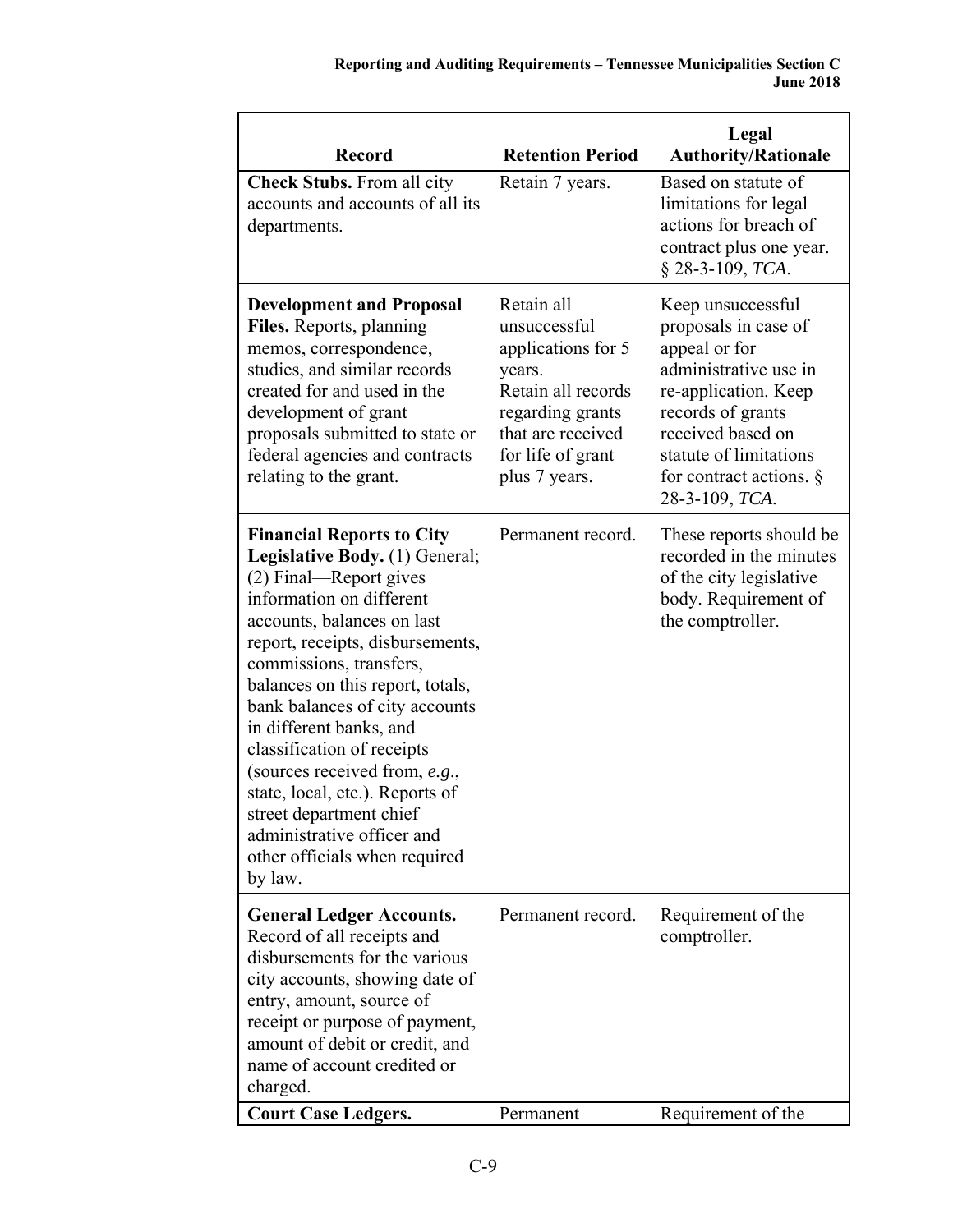| Record | Retention Period | Legal Authority/Rationale |
|---|---|---|
| **Check Stubs.** From all city accounts and accounts of all its departments. | Retain 7 years. | Based on statute of limitations for legal actions for breach of contract plus one year. § 28-3-109, *TCA*. |
| **Development and Proposal Files.** Reports, planning memos, correspondence, studies, and similar records created for and used in the development of grant proposals submitted to state or federal agencies and contracts relating to the grant. | Retain all unsuccessful applications for 5 years. Retain all records regarding grants that are received for life of grant plus 7 years. | Keep unsuccessful proposals in case of appeal or for administrative use in re-application. Keep records of grants received based on statute of limitations for contract actions. § 28-3-109, *TCA*. |
| **Financial Reports to City Legislative Body.** (1) General; (2) Final—Report gives information on different accounts, balances on last report, receipts, disbursements, commissions, transfers, balances on this report, totals, bank balances of city accounts in different banks, and classification of receipts (sources received from, *e.g.*, state, local, etc.). Reports of street department chief administrative officer and other officials when required by law. | Permanent record. | These reports should be recorded in the minutes of the city legislative body. Requirement of the comptroller. |
| **General Ledger Accounts.** Record of all receipts and disbursements for the various city accounts, showing date of entry, amount, source of receipt or purpose of payment, amount of debit or credit, and name of account credited or charged. | Permanent record. | Requirement of the comptroller. |
| **Court Case Ledgers.** | Permanent | Requirement of the |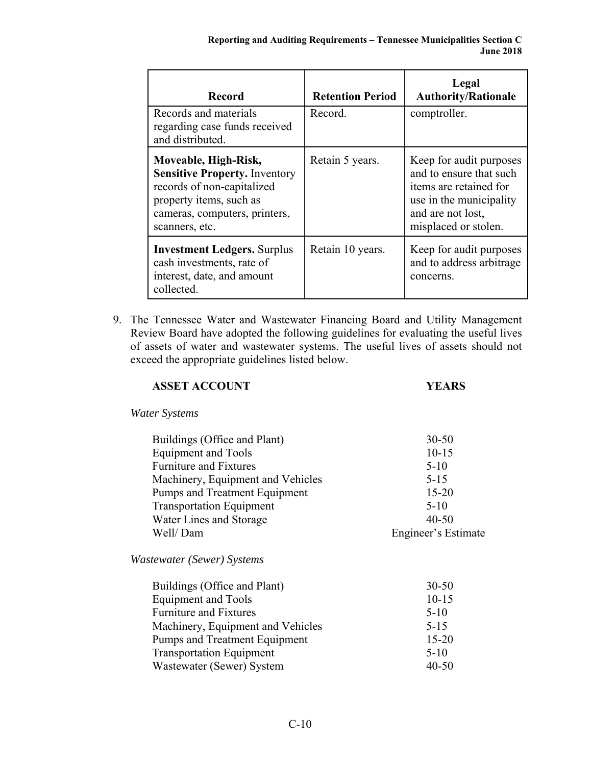| Record | Retention Period | Legal Authority/Rationale |
| --- | --- | --- |
| Records and materials regarding case funds received and distributed. | Record. | comptroller. |
| **Moveable, High-Risk, Sensitive Property.** Inventory records of non-capitalized property items, such as cameras, computers, printers, scanners, etc. | Retain 5 years. | Keep for audit purposes and to ensure that such items are retained for use in the municipality and are not lost, misplaced or stolen. |
| **Investment Ledgers.** Surplus cash investments, rate of interest, date, and amount collected. | Retain 10 years. | Keep for audit purposes and to address arbitrage concerns. |

9. The Tennessee Water and Wastewater Financing Board and Utility Management Review Board have adopted the following guidelines for evaluating the useful lives of assets of water and wastewater systems. The useful lives of assets should not exceed the appropriate guidelines listed below.

| ASSET ACCOUNT | YEARS |
| --- | --- |
| *Water Systems* | |
| Buildings (Office and Plant) | 30-50 |
| Equipment and Tools | 10-15 |
| Furniture and Fixtures | 5-10 |
| Machinery, Equipment and Vehicles | 5-15 |
| Pumps and Treatment Equipment | 15-20 |
| Transportation Equipment | 5-10 |
| Water Lines and Storage | 40-50 |
| Well/ Dam | Engineer's Estimate |
| *Wastewater (Sewer) Systems* | |
| Buildings (Office and Plant) | 30-50 |
| Equipment and Tools | 10-15 |
| Furniture and Fixtures | 5-10 |
| Machinery, Equipment and Vehicles | 5-15 |
| Pumps and Treatment Equipment | 15-20 |
| Transportation Equipment | 5-10 |
| Wastewater (Sewer) System | 40-50 |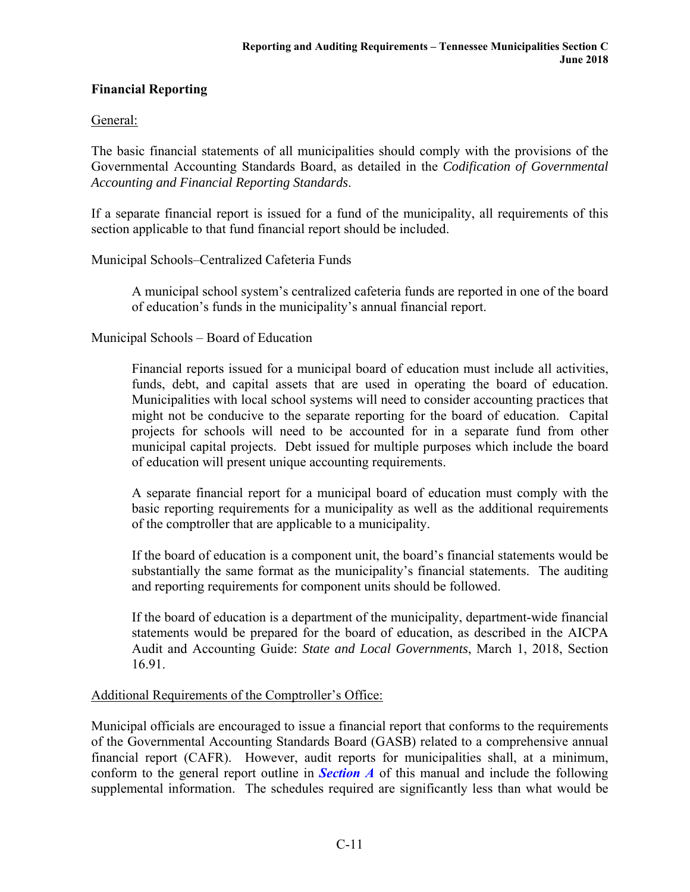## Financial Reporting

General:

The basic financial statements of all municipalities should comply with the provisions of the Governmental Accounting Standards Board, as detailed in the *Codification of Governmental Accounting and Financial Reporting Standards*.

If a separate financial report is issued for a fund of the municipality, all requirements of this section applicable to that fund financial report should be included.

Municipal Schools–Centralized Cafeteria Funds

> A municipal school system's centralized cafeteria funds are reported in one of the board of education's funds in the municipality's annual financial report.

Municipal Schools – Board of Education

> Financial reports issued for a municipal board of education must include all activities, funds, debt, and capital assets that are used in operating the board of education. Municipalities with local school systems will need to consider accounting practices that might not be conducive to the separate reporting for the board of education. Capital projects for schools will need to be accounted for in a separate fund from other municipal capital projects. Debt issued for multiple purposes which include the board of education will present unique accounting requirements.
>
> A separate financial report for a municipal board of education must comply with the basic reporting requirements for a municipality as well as the additional requirements of the comptroller that are applicable to a municipality.
>
> If the board of education is a component unit, the board's financial statements would be substantially the same format as the municipality's financial statements. The auditing and reporting requirements for component units should be followed.
>
> If the board of education is a department of the municipality, department-wide financial statements would be prepared for the board of education, as described in the AICPA Audit and Accounting Guide: *State and Local Governments*, March 1, 2018, Section 16.91.

Additional Requirements of the Comptroller's Office:

Municipal officials are encouraged to issue a financial report that conforms to the requirements of the Governmental Accounting Standards Board (GASB) related to a comprehensive annual financial report (CAFR). However, audit reports for municipalities shall, at a minimum, conform to the general report outline in ***Section A*** of this manual and include the following supplemental information. The schedules required are significantly less than what would be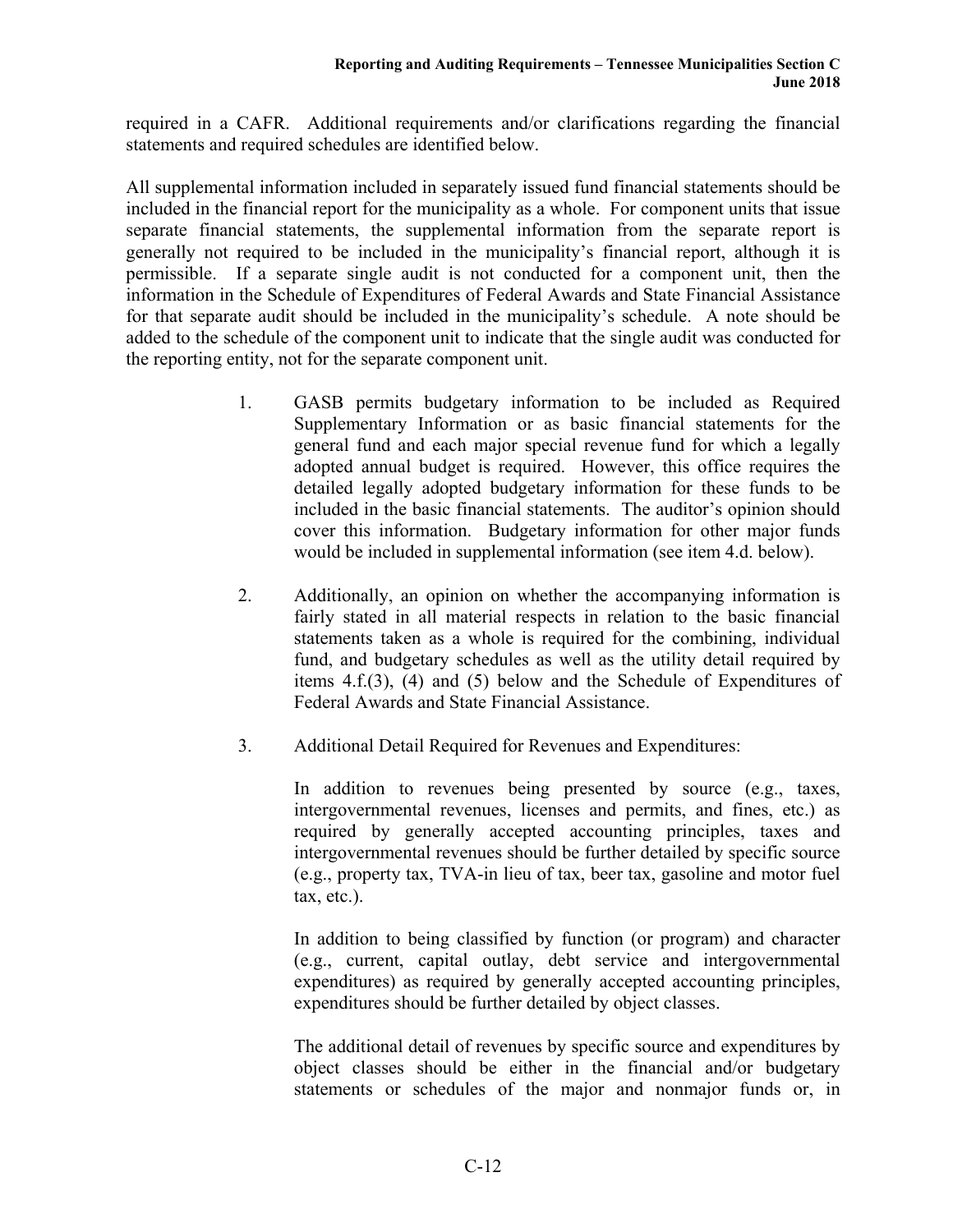required in a CAFR. Additional requirements and/or clarifications regarding the financial statements and required schedules are identified below.

All supplemental information included in separately issued fund financial statements should be included in the financial report for the municipality as a whole. For component units that issue separate financial statements, the supplemental information from the separate report is generally not required to be included in the municipality's financial report, although it is permissible. If a separate single audit is not conducted for a component unit, then the information in the Schedule of Expenditures of Federal Awards and State Financial Assistance for that separate audit should be included in the municipality's schedule. A note should be added to the schedule of the component unit to indicate that the single audit was conducted for the reporting entity, not for the separate component unit.

1. GASB permits budgetary information to be included as Required Supplementary Information or as basic financial statements for the general fund and each major special revenue fund for which a legally adopted annual budget is required. However, this office requires the detailed legally adopted budgetary information for these funds to be included in the basic financial statements. The auditor's opinion should cover this information. Budgetary information for other major funds would be included in supplemental information (see item 4.d. below).

2. Additionally, an opinion on whether the accompanying information is fairly stated in all material respects in relation to the basic financial statements taken as a whole is required for the combining, individual fund, and budgetary schedules as well as the utility detail required by items 4.f.(3), (4) and (5) below and the Schedule of Expenditures of Federal Awards and State Financial Assistance.

3. Additional Detail Required for Revenues and Expenditures:

   In addition to revenues being presented by source (e.g., taxes, intergovernmental revenues, licenses and permits, and fines, etc.) as required by generally accepted accounting principles, taxes and intergovernmental revenues should be further detailed by specific source (e.g., property tax, TVA-in lieu of tax, beer tax, gasoline and motor fuel tax, etc.).

   In addition to being classified by function (or program) and character (e.g., current, capital outlay, debt service and intergovernmental expenditures) as required by generally accepted accounting principles, expenditures should be further detailed by object classes.

   The additional detail of revenues by specific source and expenditures by object classes should be either in the financial and/or budgetary statements or schedules of the major and nonmajor funds or, in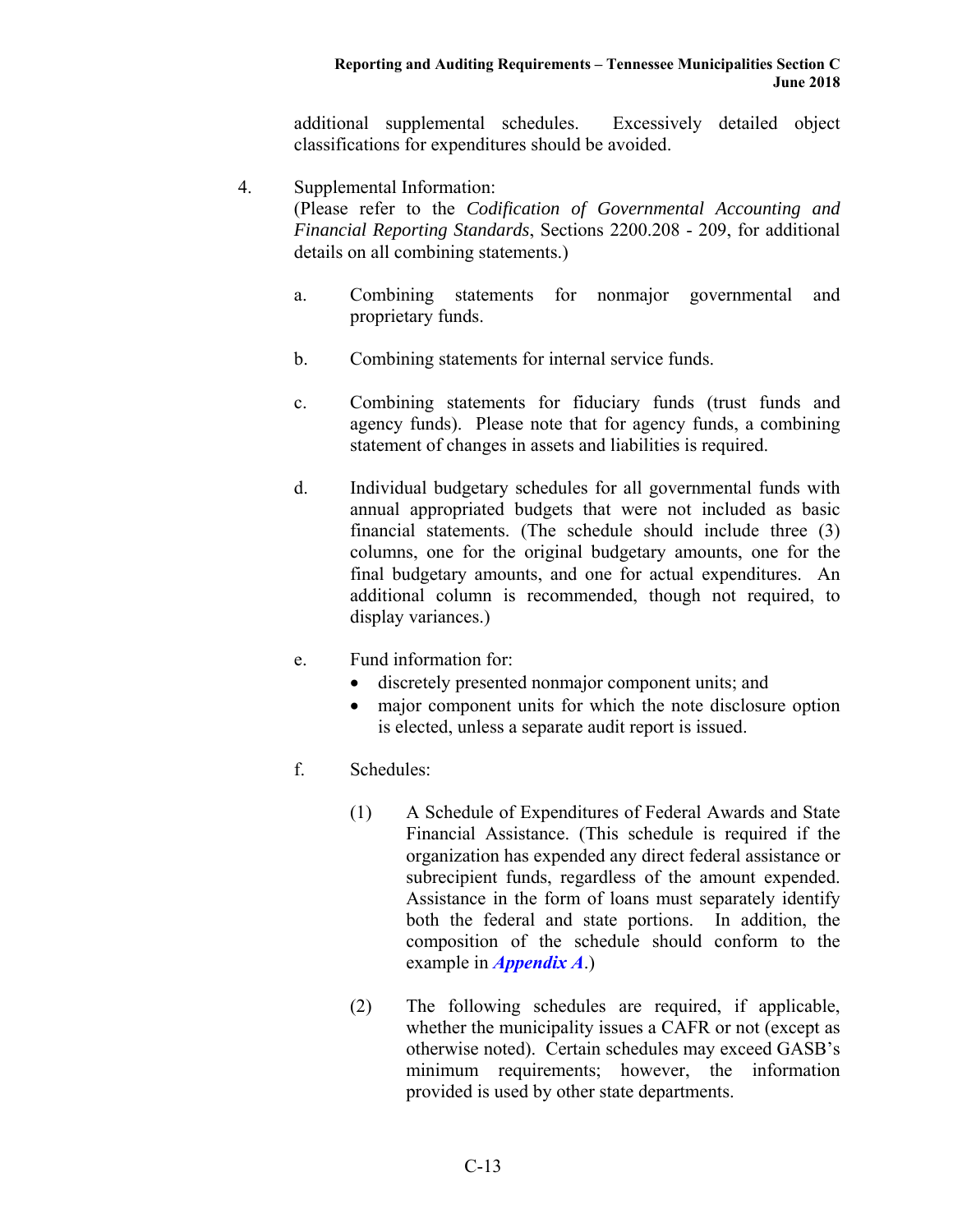additional supplemental schedules. Excessively detailed object classifications for expenditures should be avoided.

4. Supplemental Information:
(Please refer to the *Codification of Governmental Accounting and Financial Reporting Standards*, Sections 2200.208 - 209, for additional details on all combining statements.)

   a. Combining statements for nonmajor governmental and proprietary funds.

   b. Combining statements for internal service funds.

   c. Combining statements for fiduciary funds (trust funds and agency funds). Please note that for agency funds, a combining statement of changes in assets and liabilities is required.

   d. Individual budgetary schedules for all governmental funds with annual appropriated budgets that were not included as basic financial statements. (The schedule should include three (3) columns, one for the original budgetary amounts, one for the final budgetary amounts, and one for actual expenditures. An additional column is recommended, though not required, to display variances.)

   e. Fund information for:
      - discretely presented nonmajor component units; and
      - major component units for which the note disclosure option is elected, unless a separate audit report is issued.

   f. Schedules:

      (1) A Schedule of Expenditures of Federal Awards and State Financial Assistance. (This schedule is required if the organization has expended any direct federal assistance or subrecipient funds, regardless of the amount expended. Assistance in the form of loans must separately identify both the federal and state portions. In addition, the composition of the schedule should conform to the example in ***Appendix A***.)

      (2) The following schedules are required, if applicable, whether the municipality issues a CAFR or not (except as otherwise noted). Certain schedules may exceed GASB's minimum requirements; however, the information provided is used by other state departments.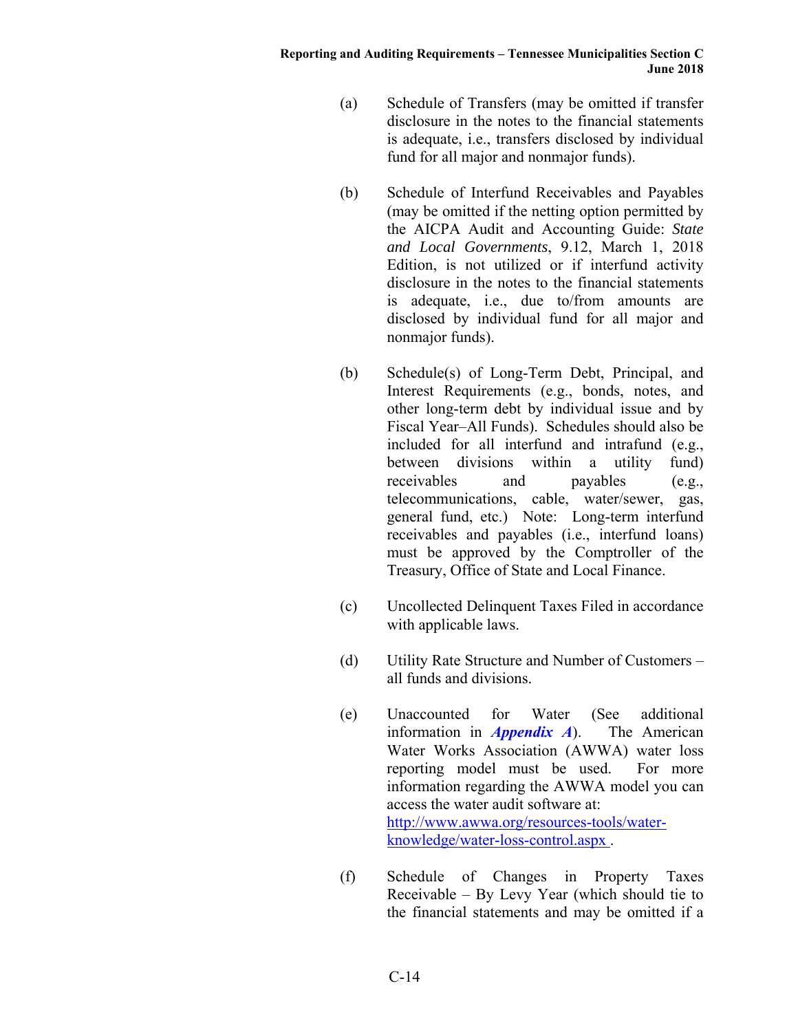(a) Schedule of Transfers (may be omitted if transfer disclosure in the notes to the financial statements is adequate, i.e., transfers disclosed by individual fund for all major and nonmajor funds).

(b) Schedule of Interfund Receivables and Payables (may be omitted if the netting option permitted by the AICPA Audit and Accounting Guide: *State and Local Governments*, 9.12, March 1, 2018 Edition, is not utilized or if interfund activity disclosure in the notes to the financial statements is adequate, i.e., due to/from amounts are disclosed by individual fund for all major and nonmajor funds).

(b) Schedule(s) of Long-Term Debt, Principal, and Interest Requirements (e.g., bonds, notes, and other long-term debt by individual issue and by Fiscal Year–All Funds). Schedules should also be included for all interfund and intrafund (e.g., between divisions within a utility fund) receivables and payables (e.g., telecommunications, cable, water/sewer, gas, general fund, etc.) Note: Long-term interfund receivables and payables (i.e., interfund loans) must be approved by the Comptroller of the Treasury, Office of State and Local Finance.

(c) Uncollected Delinquent Taxes Filed in accordance with applicable laws.

(d) Utility Rate Structure and Number of Customers – all funds and divisions.

(e) Unaccounted for Water (See additional information in ***Appendix A***). The American Water Works Association (AWWA) water loss reporting model must be used. For more information regarding the AWWA model you can access the water audit software at: http://www.awwa.org/resources-tools/water-knowledge/water-loss-control.aspx .

(f) Schedule of Changes in Property Taxes Receivable – By Levy Year (which should tie to the financial statements and may be omitted if a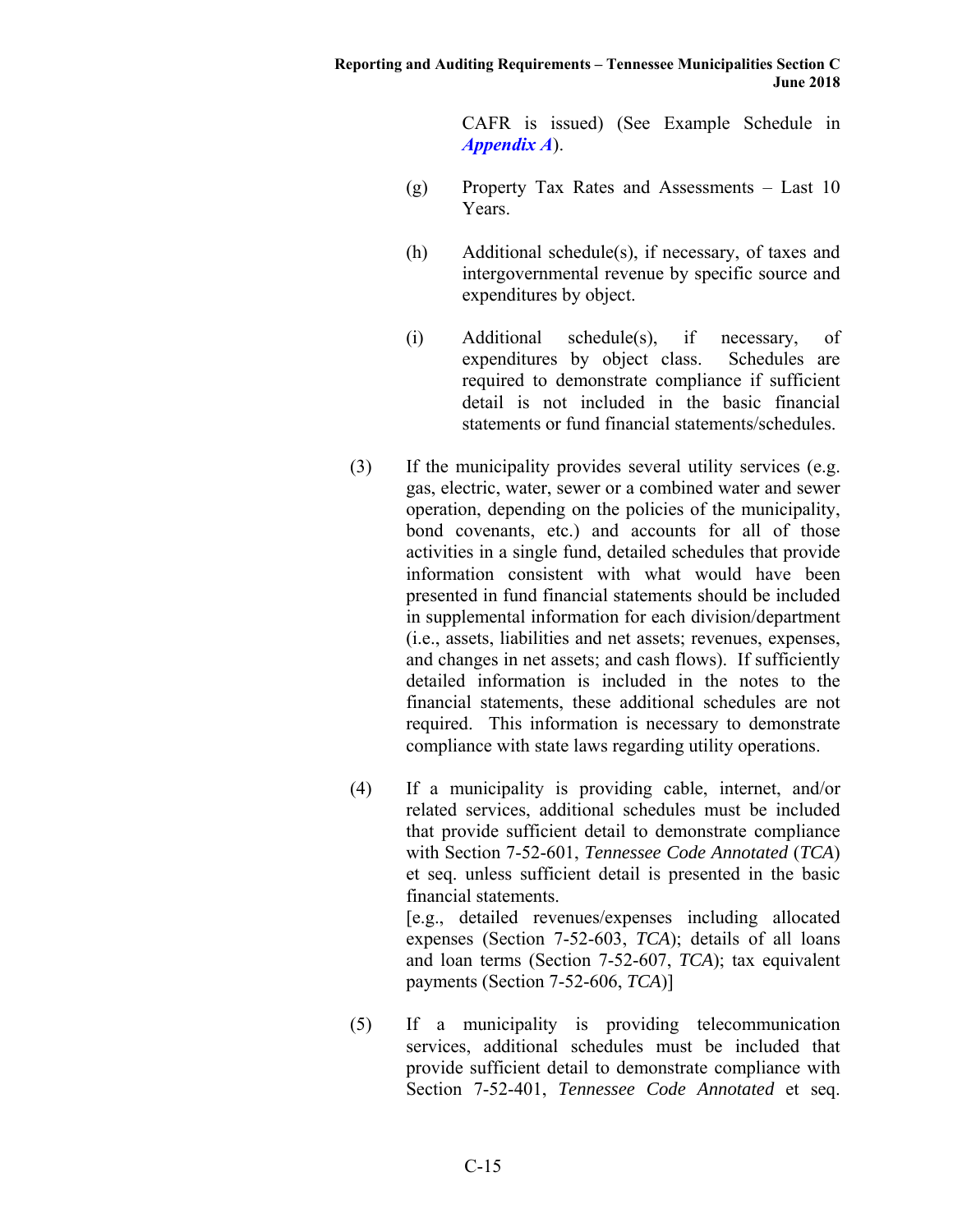CAFR is issued) (See Example Schedule in ***Appendix A***).

(g) Property Tax Rates and Assessments – Last 10 Years.

(h) Additional schedule(s), if necessary, of taxes and intergovernmental revenue by specific source and expenditures by object.

(i) Additional schedule(s), if necessary, of expenditures by object class. Schedules are required to demonstrate compliance if sufficient detail is not included in the basic financial statements or fund financial statements/schedules.

(3) If the municipality provides several utility services (e.g. gas, electric, water, sewer or a combined water and sewer operation, depending on the policies of the municipality, bond covenants, etc.) and accounts for all of those activities in a single fund, detailed schedules that provide information consistent with what would have been presented in fund financial statements should be included in supplemental information for each division/department (i.e., assets, liabilities and net assets; revenues, expenses, and changes in net assets; and cash flows). If sufficiently detailed information is included in the notes to the financial statements, these additional schedules are not required. This information is necessary to demonstrate compliance with state laws regarding utility operations.

(4) If a municipality is providing cable, internet, and/or related services, additional schedules must be included that provide sufficient detail to demonstrate compliance with Section 7-52-601, *Tennessee Code Annotated* (*TCA*) et seq. unless sufficient detail is presented in the basic financial statements.
[e.g., detailed revenues/expenses including allocated expenses (Section 7-52-603, *TCA*); details of all loans and loan terms (Section 7-52-607, *TCA*); tax equivalent payments (Section 7-52-606, *TCA*)]

(5) If a municipality is providing telecommunication services, additional schedules must be included that provide sufficient detail to demonstrate compliance with Section 7-52-401, *Tennessee Code Annotated* et seq.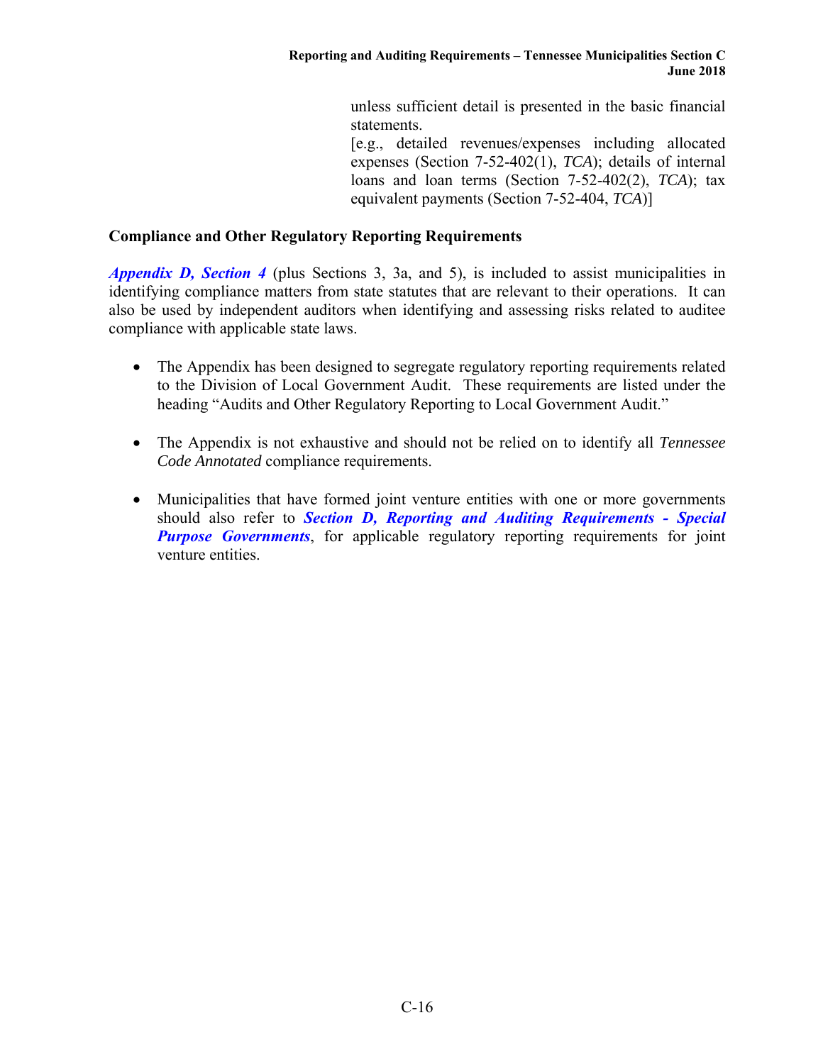unless sufficient detail is presented in the basic financial statements.
[e.g., detailed revenues/expenses including allocated expenses (Section 7-52-402(1), *TCA*); details of internal loans and loan terms (Section 7-52-402(2), *TCA*); tax equivalent payments (Section 7-52-404, *TCA*)]

**Compliance and Other Regulatory Reporting Requirements**

***Appendix D, Section 4*** (plus Sections 3, 3a, and 5), is included to assist municipalities in identifying compliance matters from state statutes that are relevant to their operations. It can also be used by independent auditors when identifying and assessing risks related to auditee compliance with applicable state laws.

- The Appendix has been designed to segregate regulatory reporting requirements related to the Division of Local Government Audit. These requirements are listed under the heading "Audits and Other Regulatory Reporting to Local Government Audit."

- The Appendix is not exhaustive and should not be relied on to identify all *Tennessee Code Annotated* compliance requirements.

- Municipalities that have formed joint venture entities with one or more governments should also refer to ***Section D, Reporting and Auditing Requirements - Special Purpose Governments***, for applicable regulatory reporting requirements for joint venture entities.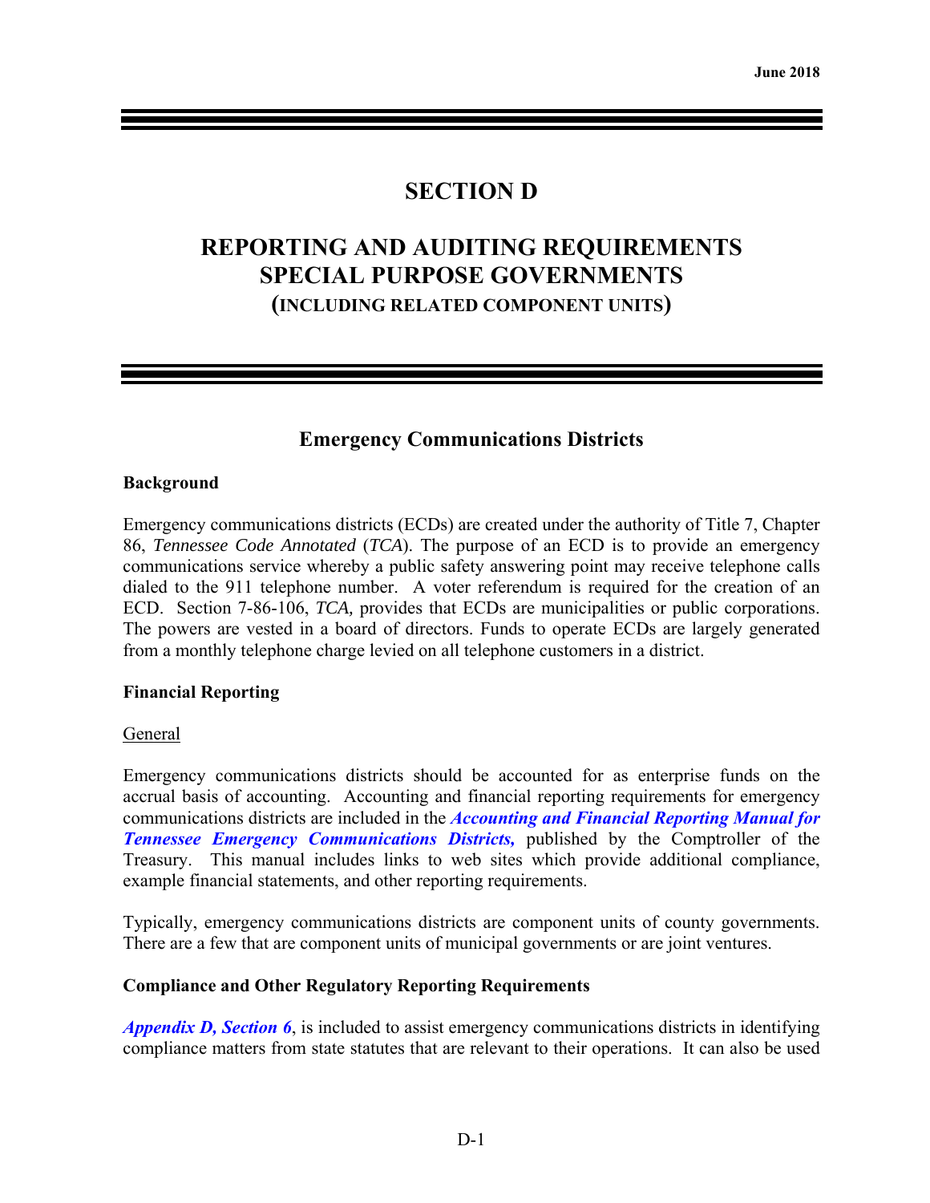# SECTION D

# REPORTING AND AUDITING REQUIREMENTS SPECIAL PURPOSE GOVERNMENTS (INCLUDING RELATED COMPONENT UNITS)

## Emergency Communications Districts

### Background

Emergency communications districts (ECDs) are created under the authority of Title 7, Chapter 86, *Tennessee Code Annotated* (*TCA*). The purpose of an ECD is to provide an emergency communications service whereby a public safety answering point may receive telephone calls dialed to the 911 telephone number. A voter referendum is required for the creation of an ECD. Section 7-86-106, *TCA,* provides that ECDs are municipalities or public corporations. The powers are vested in a board of directors. Funds to operate ECDs are largely generated from a monthly telephone charge levied on all telephone customers in a district.

### Financial Reporting

General

Emergency communications districts should be accounted for as enterprise funds on the accrual basis of accounting. Accounting and financial reporting requirements for emergency communications districts are included in the ***Accounting and Financial Reporting Manual for Tennessee Emergency Communications Districts,*** published by the Comptroller of the Treasury. This manual includes links to web sites which provide additional compliance, example financial statements, and other reporting requirements.

Typically, emergency communications districts are component units of county governments. There are a few that are component units of municipal governments or are joint ventures.

### Compliance and Other Regulatory Reporting Requirements

***Appendix D, Section 6***, is included to assist emergency communications districts in identifying compliance matters from state statutes that are relevant to their operations. It can also be used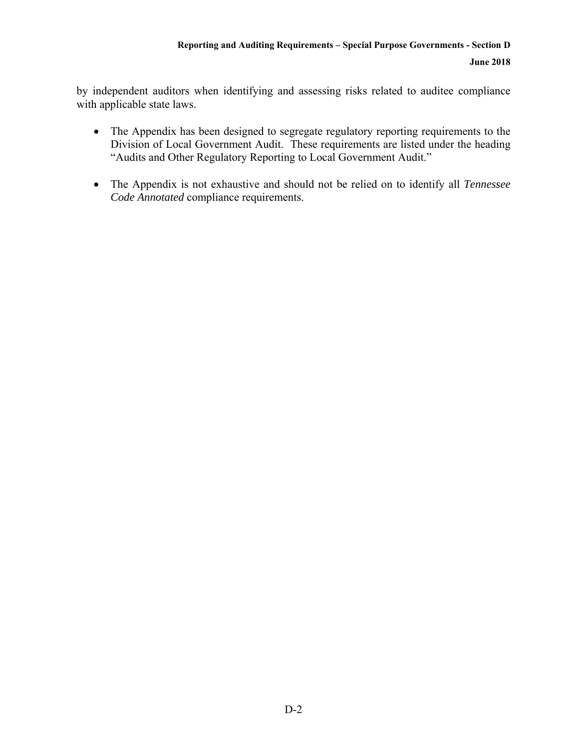by independent auditors when identifying and assessing risks related to auditee compliance with applicable state laws.

- The Appendix has been designed to segregate regulatory reporting requirements to the Division of Local Government Audit. These requirements are listed under the heading "Audits and Other Regulatory Reporting to Local Government Audit."

- The Appendix is not exhaustive and should not be relied on to identify all *Tennessee Code Annotated* compliance requirements.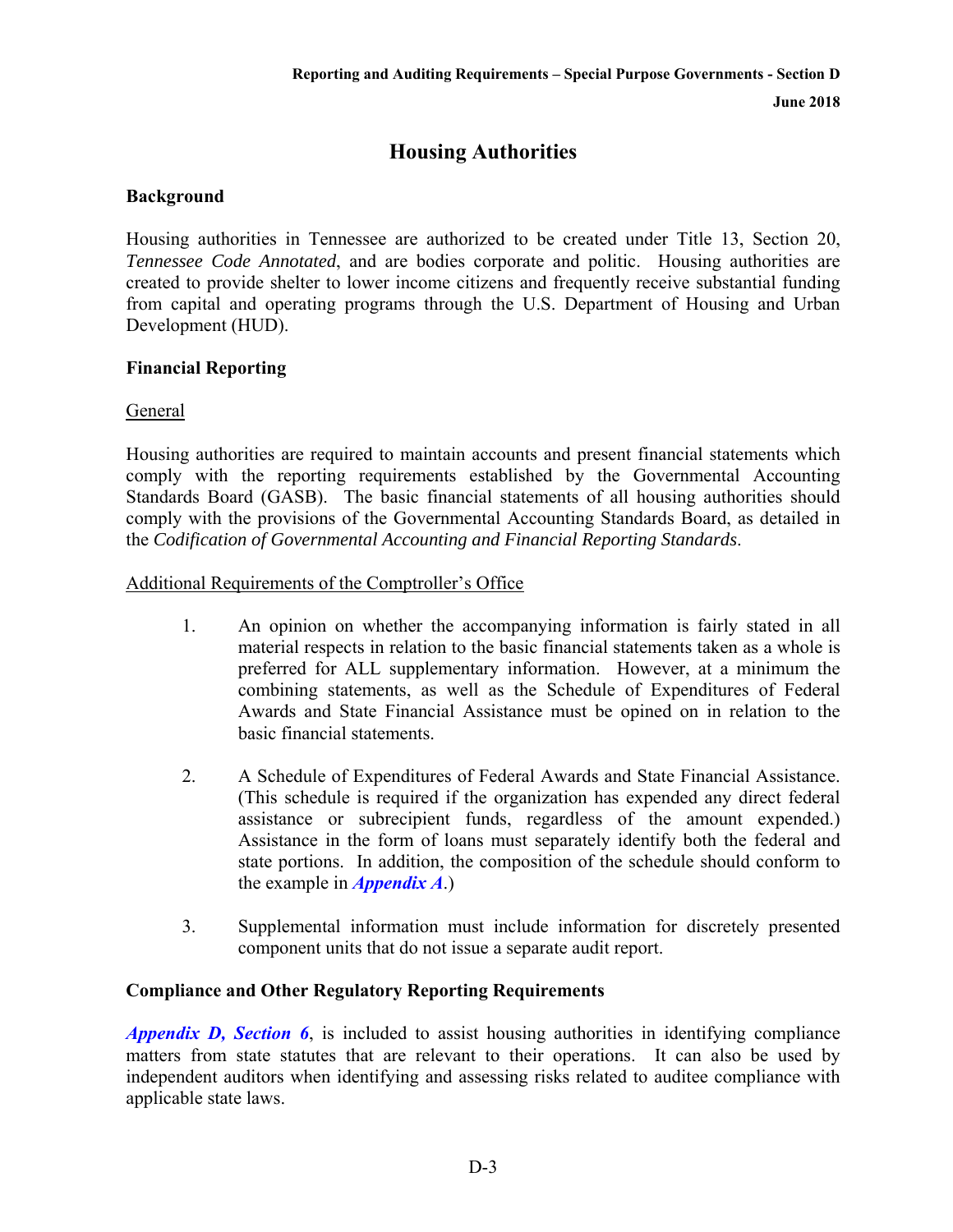# Housing Authorities

## Background

Housing authorities in Tennessee are authorized to be created under Title 13, Section 20, *Tennessee Code Annotated*, and are bodies corporate and politic. Housing authorities are created to provide shelter to lower income citizens and frequently receive substantial funding from capital and operating programs through the U.S. Department of Housing and Urban Development (HUD).

## Financial Reporting

General

Housing authorities are required to maintain accounts and present financial statements which comply with the reporting requirements established by the Governmental Accounting Standards Board (GASB). The basic financial statements of all housing authorities should comply with the provisions of the Governmental Accounting Standards Board, as detailed in the *Codification of Governmental Accounting and Financial Reporting Standards*.

Additional Requirements of the Comptroller's Office

1. An opinion on whether the accompanying information is fairly stated in all material respects in relation to the basic financial statements taken as a whole is preferred for ALL supplementary information. However, at a minimum the combining statements, as well as the Schedule of Expenditures of Federal Awards and State Financial Assistance must be opined on in relation to the basic financial statements.

2. A Schedule of Expenditures of Federal Awards and State Financial Assistance. (This schedule is required if the organization has expended any direct federal assistance or subrecipient funds, regardless of the amount expended.) Assistance in the form of loans must separately identify both the federal and state portions. In addition, the composition of the schedule should conform to the example in ***Appendix A***.)

3. Supplemental information must include information for discretely presented component units that do not issue a separate audit report.

## Compliance and Other Regulatory Reporting Requirements

***Appendix D, Section 6***, is included to assist housing authorities in identifying compliance matters from state statutes that are relevant to their operations. It can also be used by independent auditors when identifying and assessing risks related to auditee compliance with applicable state laws.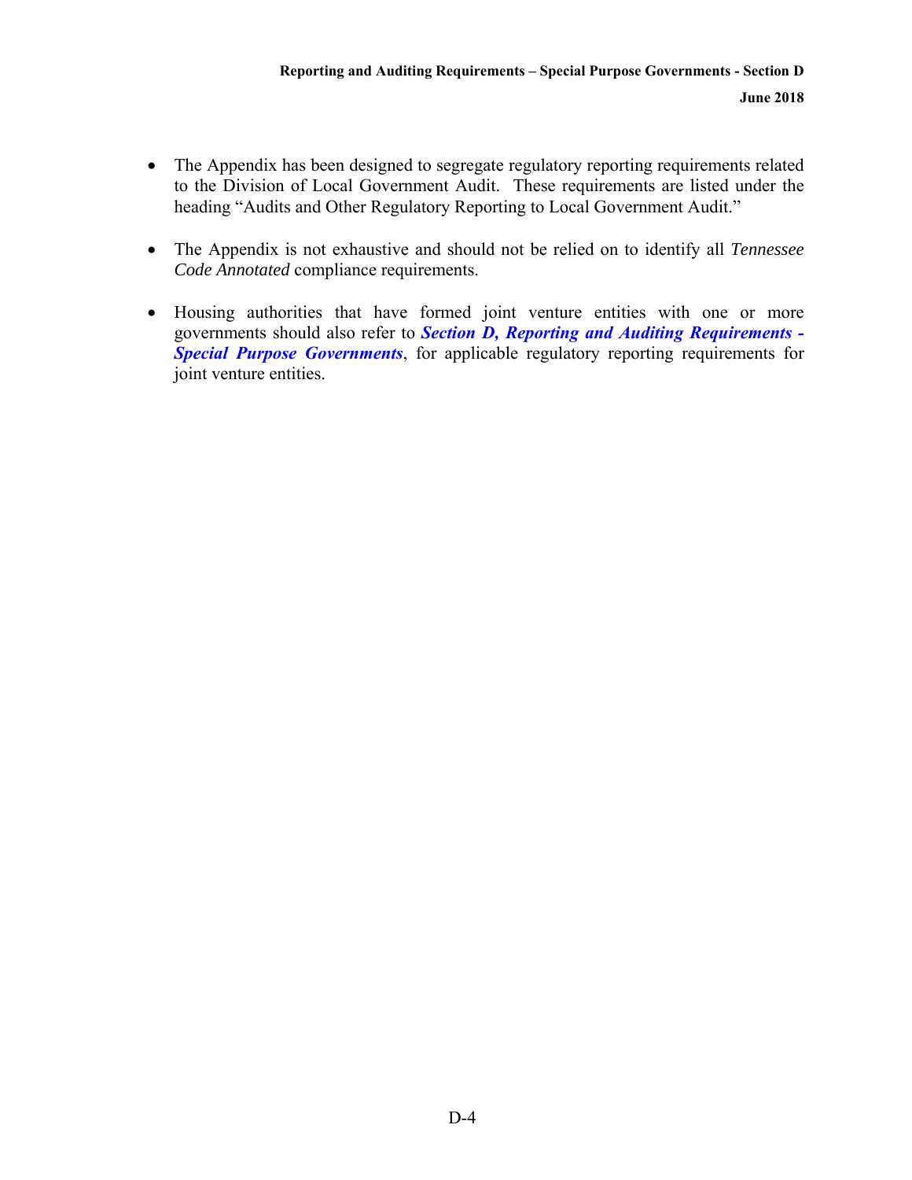- The Appendix has been designed to segregate regulatory reporting requirements related to the Division of Local Government Audit. These requirements are listed under the heading "Audits and Other Regulatory Reporting to Local Government Audit."

- The Appendix is not exhaustive and should not be relied on to identify all *Tennessee Code Annotated* compliance requirements.

- Housing authorities that have formed joint venture entities with one or more governments should also refer to ***Section D, Reporting and Auditing Requirements - Special Purpose Governments***, for applicable regulatory reporting requirements for joint venture entities.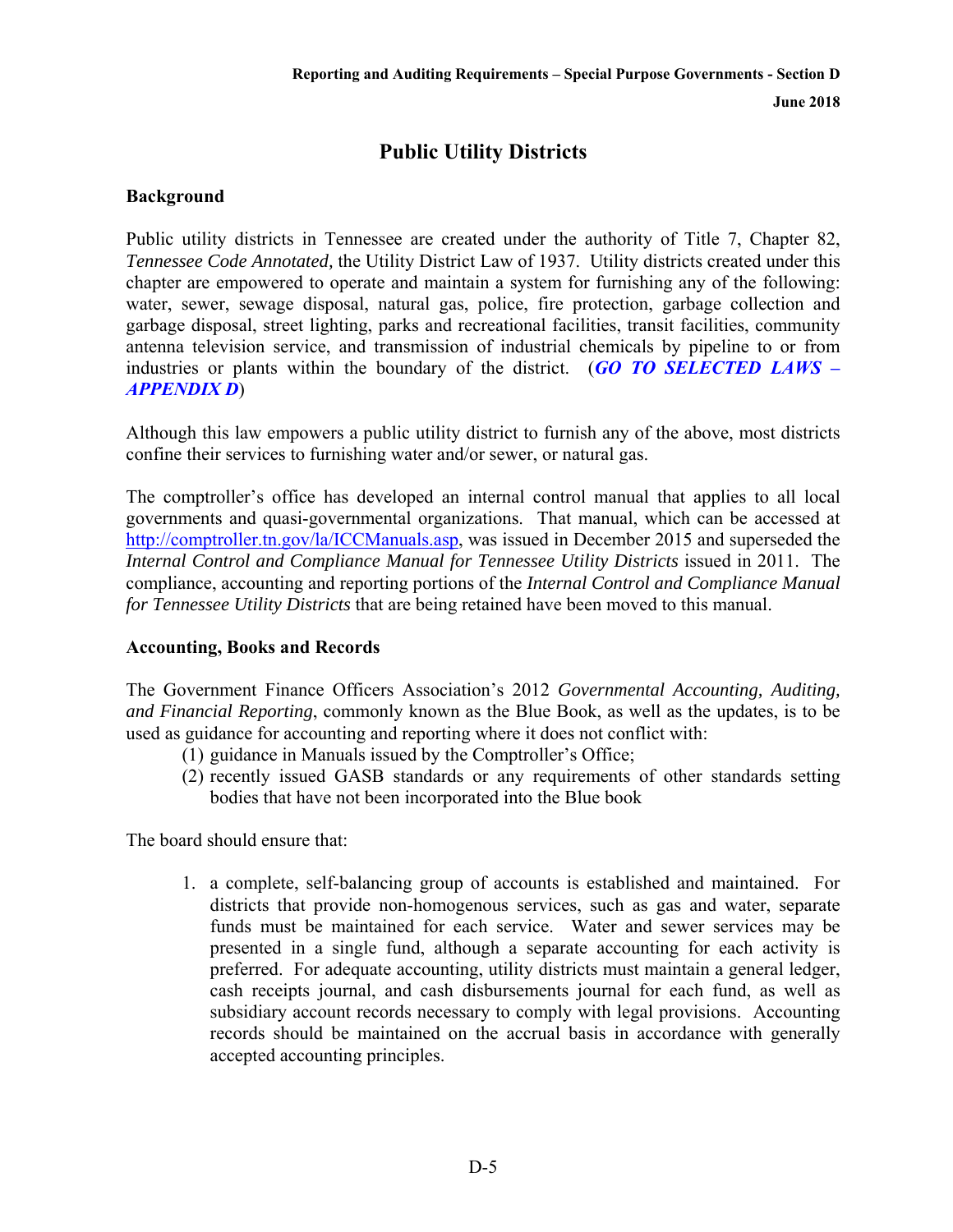# Public Utility Districts

## Background

Public utility districts in Tennessee are created under the authority of Title 7, Chapter 82, *Tennessee Code Annotated,* the Utility District Law of 1937. Utility districts created under this chapter are empowered to operate and maintain a system for furnishing any of the following: water, sewer, sewage disposal, natural gas, police, fire protection, garbage collection and garbage disposal, street lighting, parks and recreational facilities, transit facilities, community antenna television service, and transmission of industrial chemicals by pipeline to or from industries or plants within the boundary of the district. (***GO TO SELECTED LAWS – APPENDIX D***)

Although this law empowers a public utility district to furnish any of the above, most districts confine their services to furnishing water and/or sewer, or natural gas.

The comptroller's office has developed an internal control manual that applies to all local governments and quasi-governmental organizations. That manual, which can be accessed at http://comptroller.tn.gov/la/ICCManuals.asp, was issued in December 2015 and superseded the *Internal Control and Compliance Manual for Tennessee Utility Districts* issued in 2011. The compliance, accounting and reporting portions of the *Internal Control and Compliance Manual for Tennessee Utility Districts* that are being retained have been moved to this manual.

## Accounting, Books and Records

The Government Finance Officers Association's 2012 *Governmental Accounting, Auditing, and Financial Reporting*, commonly known as the Blue Book, as well as the updates, is to be used as guidance for accounting and reporting where it does not conflict with:

(1) guidance in Manuals issued by the Comptroller's Office;
(2) recently issued GASB standards or any requirements of other standards setting bodies that have not been incorporated into the Blue book

The board should ensure that:

1. a complete, self-balancing group of accounts is established and maintained. For districts that provide non-homogenous services, such as gas and water, separate funds must be maintained for each service. Water and sewer services may be presented in a single fund, although a separate accounting for each activity is preferred. For adequate accounting, utility districts must maintain a general ledger, cash receipts journal, and cash disbursements journal for each fund, as well as subsidiary account records necessary to comply with legal provisions. Accounting records should be maintained on the accrual basis in accordance with generally accepted accounting principles.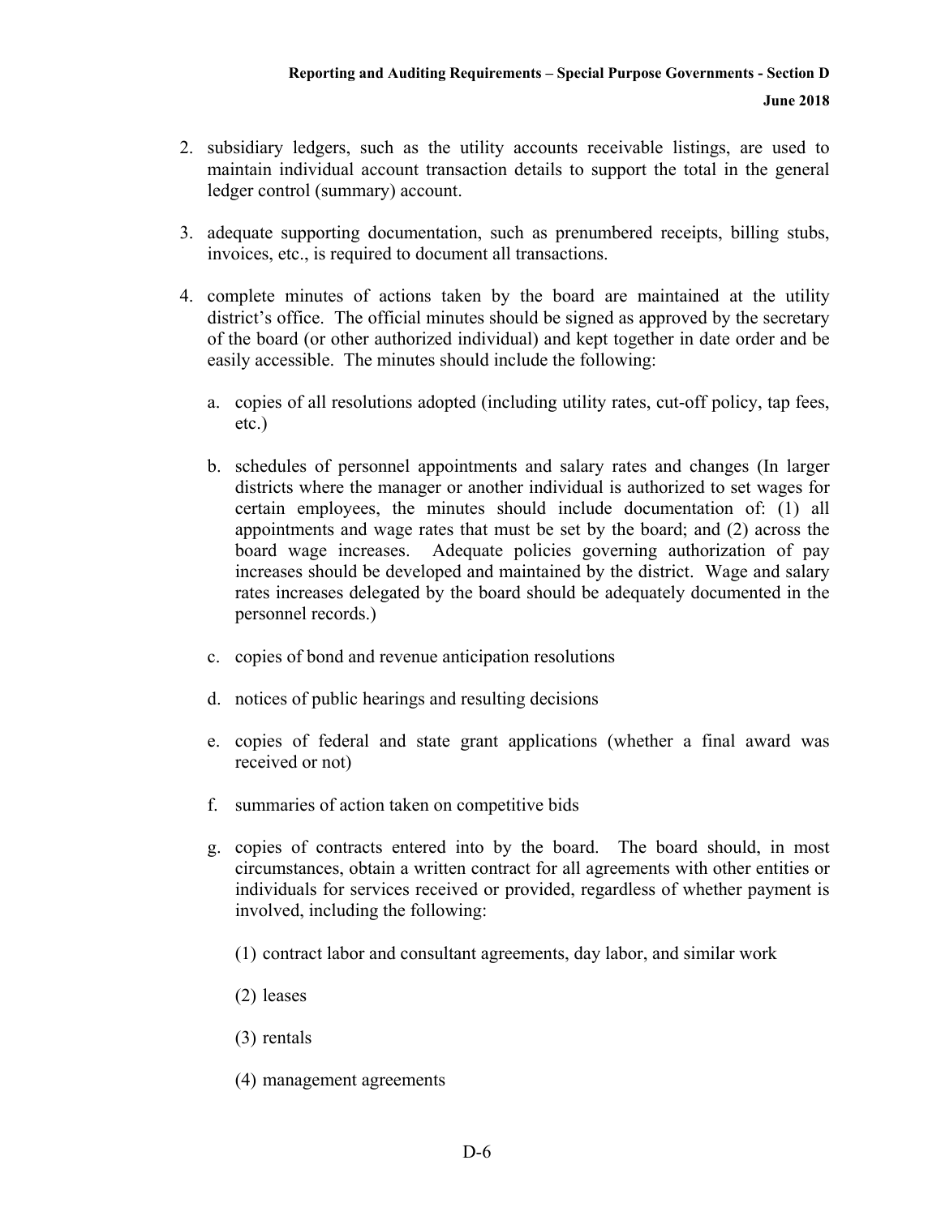2. subsidiary ledgers, such as the utility accounts receivable listings, are used to maintain individual account transaction details to support the total in the general ledger control (summary) account.

3. adequate supporting documentation, such as prenumbered receipts, billing stubs, invoices, etc., is required to document all transactions.

4. complete minutes of actions taken by the board are maintained at the utility district's office. The official minutes should be signed as approved by the secretary of the board (or other authorized individual) and kept together in date order and be easily accessible. The minutes should include the following:

   a. copies of all resolutions adopted (including utility rates, cut-off policy, tap fees, etc.)

   b. schedules of personnel appointments and salary rates and changes (In larger districts where the manager or another individual is authorized to set wages for certain employees, the minutes should include documentation of: (1) all appointments and wage rates that must be set by the board; and (2) across the board wage increases. Adequate policies governing authorization of pay increases should be developed and maintained by the district. Wage and salary rates increases delegated by the board should be adequately documented in the personnel records.)

   c. copies of bond and revenue anticipation resolutions

   d. notices of public hearings and resulting decisions

   e. copies of federal and state grant applications (whether a final award was received or not)

   f. summaries of action taken on competitive bids

   g. copies of contracts entered into by the board. The board should, in most circumstances, obtain a written contract for all agreements with other entities or individuals for services received or provided, regardless of whether payment is involved, including the following:

      (1) contract labor and consultant agreements, day labor, and similar work

      (2) leases

      (3) rentals

      (4) management agreements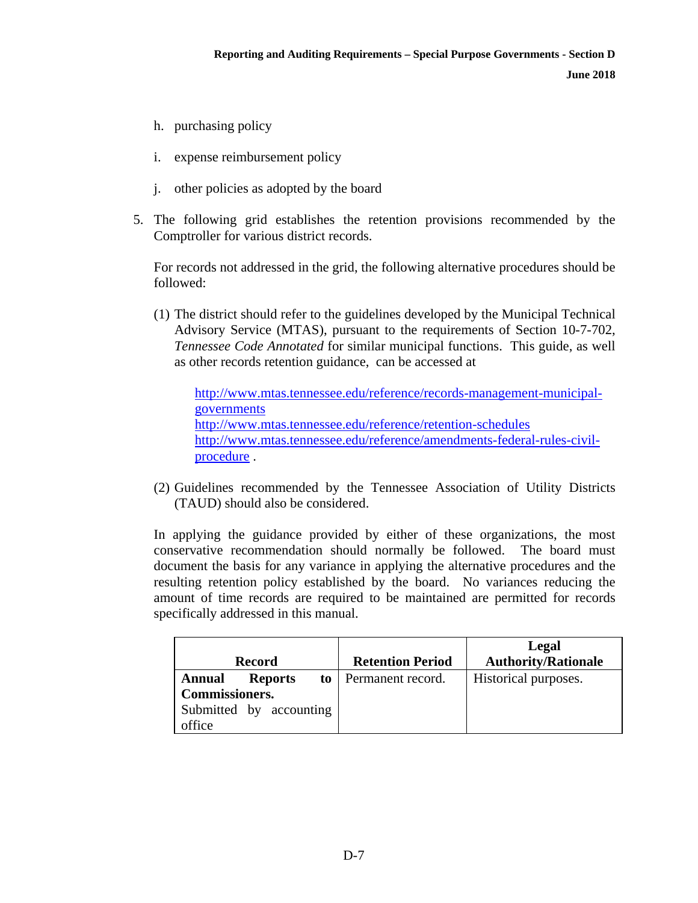h. purchasing policy

i. expense reimbursement policy

j. other policies as adopted by the board

5. The following grid establishes the retention provisions recommended by the Comptroller for various district records.

   For records not addressed in the grid, the following alternative procedures should be followed:

   (1) The district should refer to the guidelines developed by the Municipal Technical Advisory Service (MTAS), pursuant to the requirements of Section 10-7-702, *Tennessee Code Annotated* for similar municipal functions. This guide, as well as other records retention guidance, can be accessed at

      http://www.mtas.tennessee.edu/reference/records-management-municipal-governments
      http://www.mtas.tennessee.edu/reference/retention-schedules
      http://www.mtas.tennessee.edu/reference/amendments-federal-rules-civil-procedure .

   (2) Guidelines recommended by the Tennessee Association of Utility Districts (TAUD) should also be considered.

   In applying the guidance provided by either of these organizations, the most conservative recommendation should normally be followed. The board must document the basis for any variance in applying the alternative procedures and the resulting retention policy established by the board. No variances reducing the amount of time records are required to be maintained are permitted for records specifically addressed in this manual.

| Record | Retention Period | Legal Authority/Rationale |
|---|---|---|
| **Annual Reports to Commissioners.** Submitted by accounting office | Permanent record. | Historical purposes. |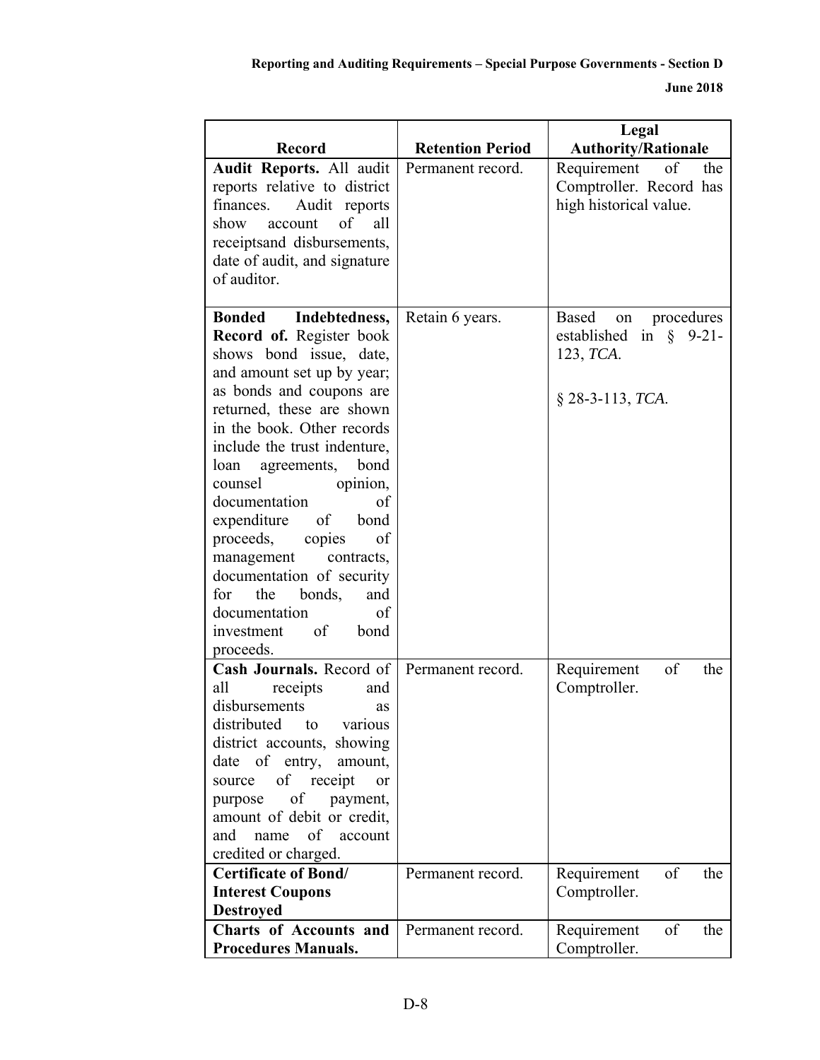| Record | Retention Period | Legal Authority/Rationale |
|---|---|---|
| **Audit Reports.** All audit reports relative to district finances. Audit reports show account of all receiptsand disbursements, date of audit, and signature of auditor. | Permanent record. | Requirement of the Comptroller. Record has high historical value. |
| **Bonded Indebtedness, Record of.** Register book shows bond issue, date, and amount set up by year; as bonds and coupons are returned, these are shown in the book. Other records include the trust indenture, loan agreements, bond counsel opinion, documentation of expenditure of bond proceeds, copies of management contracts, documentation of security for the bonds, and documentation of investment of bond proceeds. | Retain 6 years. | Based on procedures established in § 9-21-123, *TCA*.<br><br>§ 28-3-113, *TCA*. |
| **Cash Journals.** Record of all receipts and disbursements as distributed to various district accounts, showing date of entry, amount, source of receipt or purpose of payment, amount of debit or credit, and name of account credited or charged. | Permanent record. | Requirement of the Comptroller. |
| **Certificate of Bond/ Interest Coupons Destroyed** | Permanent record. | Requirement of the Comptroller. |
| **Charts of Accounts and Procedures Manuals.** | Permanent record. | Requirement of the Comptroller. |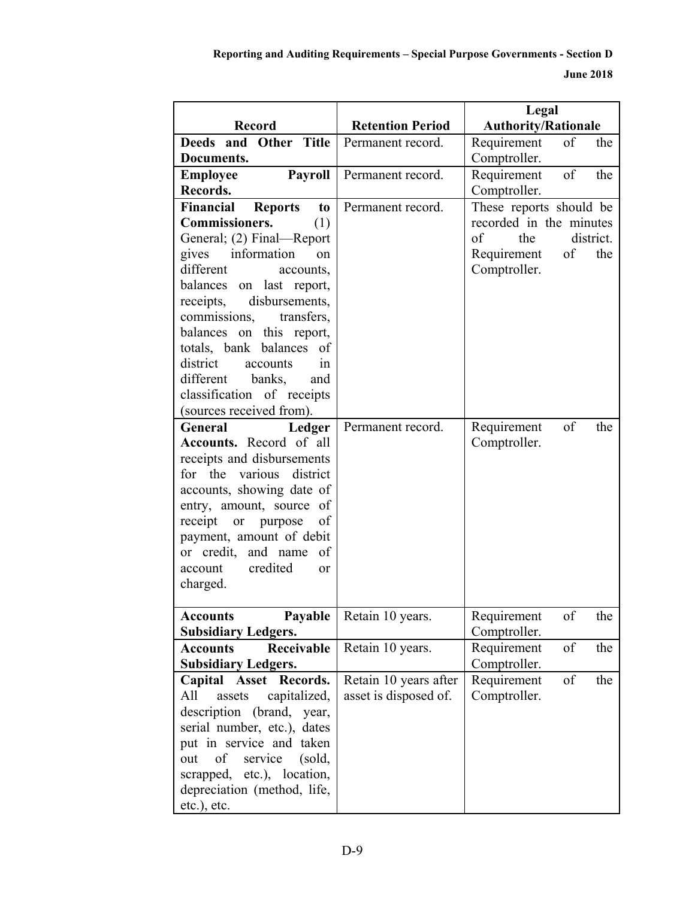| Record | Retention Period | Legal Authority/Rationale |
|---|---|---|
| **Deeds and Other Title Documents.** | Permanent record. | Requirement of the Comptroller. |
| **Employee Payroll Records.** | Permanent record. | Requirement of the Comptroller. |
| **Financial Reports to Commissioners.** (1) General; (2) Final—Report gives information on different accounts, balances on last report, receipts, disbursements, commissions, transfers, balances on this report, totals, bank balances of district accounts in different banks, and classification of receipts (sources received from). | Permanent record. | These reports should be recorded in the minutes of the district. Requirement of the Comptroller. |
| **General Ledger Accounts.** Record of all receipts and disbursements for the various district accounts, showing date of entry, amount, source of receipt or purpose of payment, amount of debit or credit, and name of account credited or charged. | Permanent record. | Requirement of the Comptroller. |
| **Accounts Payable Subsidiary Ledgers.** | Retain 10 years. | Requirement of the Comptroller. |
| **Accounts Receivable Subsidiary Ledgers.** | Retain 10 years. | Requirement of the Comptroller. |
| **Capital Asset Records.** All assets capitalized, description (brand, year, serial number, etc.), dates put in service and taken out of service (sold, scrapped, etc.), location, depreciation (method, life, etc.), etc. | Retain 10 years after asset is disposed of. | Requirement of the Comptroller. |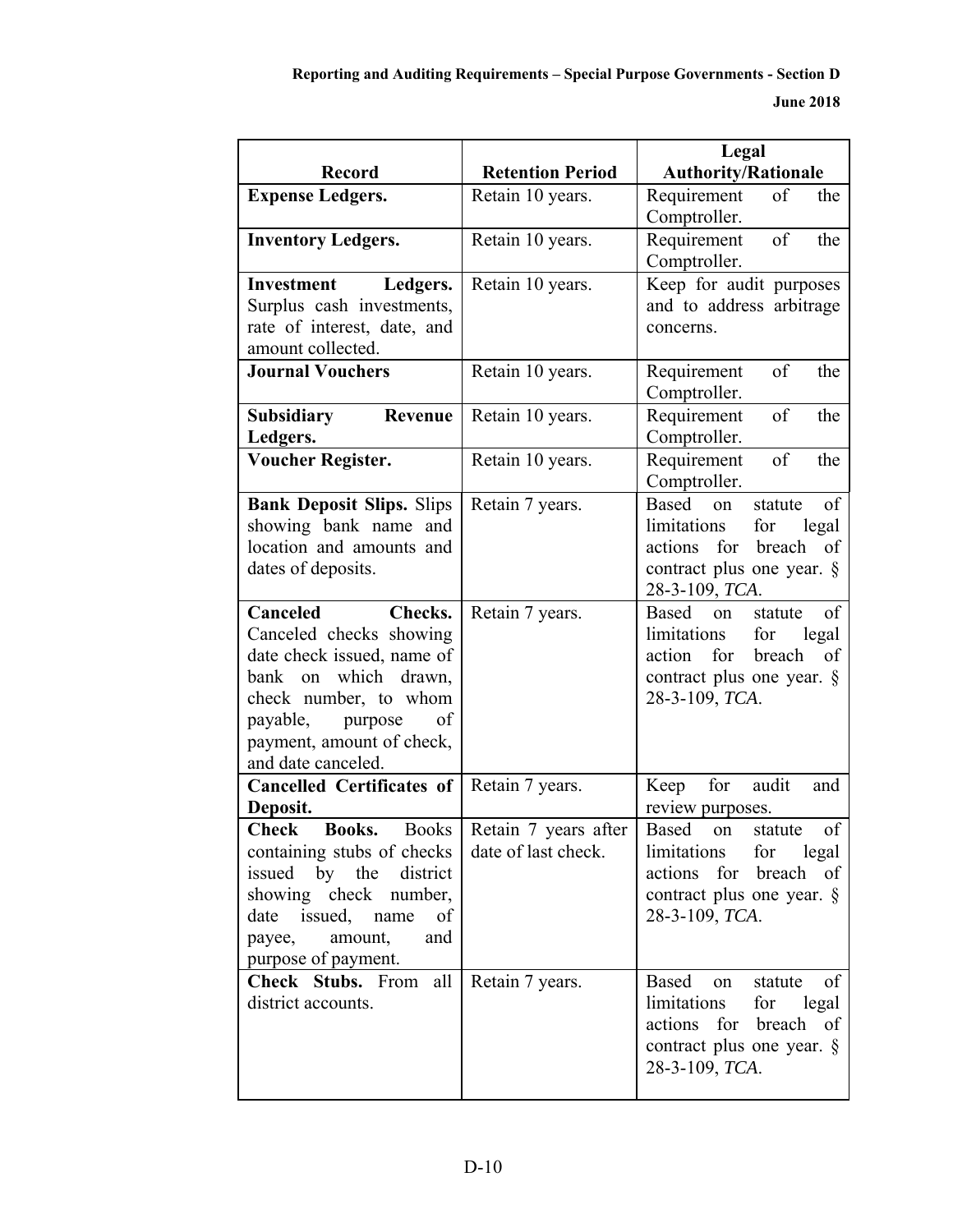| Record | Retention Period | Legal Authority/Rationale |
|---|---|---|
| **Expense Ledgers.** | Retain 10 years. | Requirement of the Comptroller. |
| **Inventory Ledgers.** | Retain 10 years. | Requirement of the Comptroller. |
| **Investment Ledgers.** Surplus cash investments, rate of interest, date, and amount collected. | Retain 10 years. | Keep for audit purposes and to address arbitrage concerns. |
| **Journal Vouchers** | Retain 10 years. | Requirement of the Comptroller. |
| **Subsidiary Revenue Ledgers.** | Retain 10 years. | Requirement of the Comptroller. |
| **Voucher Register.** | Retain 10 years. | Requirement of the Comptroller. |
| **Bank Deposit Slips.** Slips showing bank name and location and amounts and dates of deposits. | Retain 7 years. | Based on statute of limitations for legal actions for breach of contract plus one year. § 28-3-109, *TCA*. |
| **Canceled Checks.** Canceled checks showing date check issued, name of bank on which drawn, check number, to whom payable, purpose of payment, amount of check, and date canceled. | Retain 7 years. | Based on statute of limitations for legal action for breach of contract plus one year. § 28-3-109, *TCA*. |
| **Cancelled Certificates of Deposit.** | Retain 7 years. | Keep for audit and review purposes. |
| **Check Books.** Books containing stubs of checks issued by the district showing check number, date issued, name of payee, amount, and purpose of payment. | Retain 7 years after date of last check. | Based on statute of limitations for legal actions for breach of contract plus one year. § 28-3-109, *TCA*. |
| **Check Stubs.** From all district accounts. | Retain 7 years. | Based on statute of limitations for legal actions for breach of contract plus one year. § 28-3-109, *TCA*. |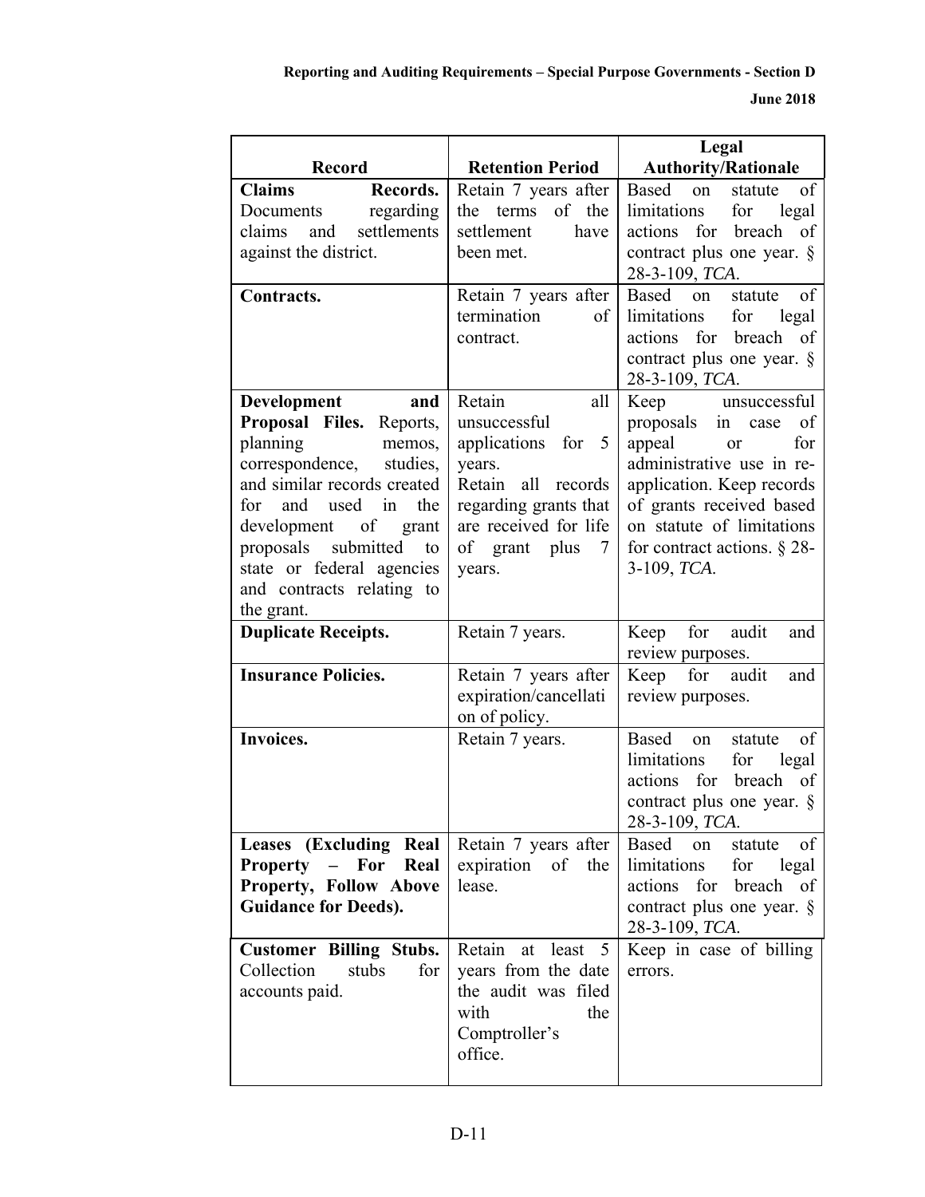| Record | Retention Period | Legal Authority/Rationale |
|---|---|---|
| **Claims Records.** Documents regarding claims and settlements against the district. | Retain 7 years after the terms of the settlement have been met. | Based on statute of limitations for legal actions for breach of contract plus one year. § 28-3-109, *TCA*. |
| **Contracts.** | Retain 7 years after termination of contract. | Based on statute of limitations for legal actions for breach of contract plus one year. § 28-3-109, *TCA*. |
| **Development and Proposal Files.** Reports, planning memos, correspondence, studies, and similar records created for and used in the development of grant proposals submitted to state or federal agencies and contracts relating to the grant. | Retain all unsuccessful applications for 5 years. Retain all records regarding grants that are received for life of grant plus 7 years. | Keep unsuccessful proposals in case of appeal or for administrative use in re-application. Keep records of grants received based on statute of limitations for contract actions. § 28-3-109, *TCA*. |
| **Duplicate Receipts.** | Retain 7 years. | Keep for audit and review purposes. |
| **Insurance Policies.** | Retain 7 years after expiration/cancellation of policy. | Keep for audit and review purposes. |
| **Invoices.** | Retain 7 years. | Based on statute of limitations for legal actions for breach of contract plus one year. § 28-3-109, *TCA*. |
| **Leases (Excluding Real Property – For Real Property, Follow Above Guidance for Deeds).** | Retain 7 years after expiration of the lease. | Based on statute of limitations for legal actions for breach of contract plus one year. § 28-3-109, *TCA*. |
| **Customer Billing Stubs.** Collection stubs for accounts paid. | Retain at least 5 years from the date the audit was filed with the Comptroller's office. | Keep in case of billing errors. |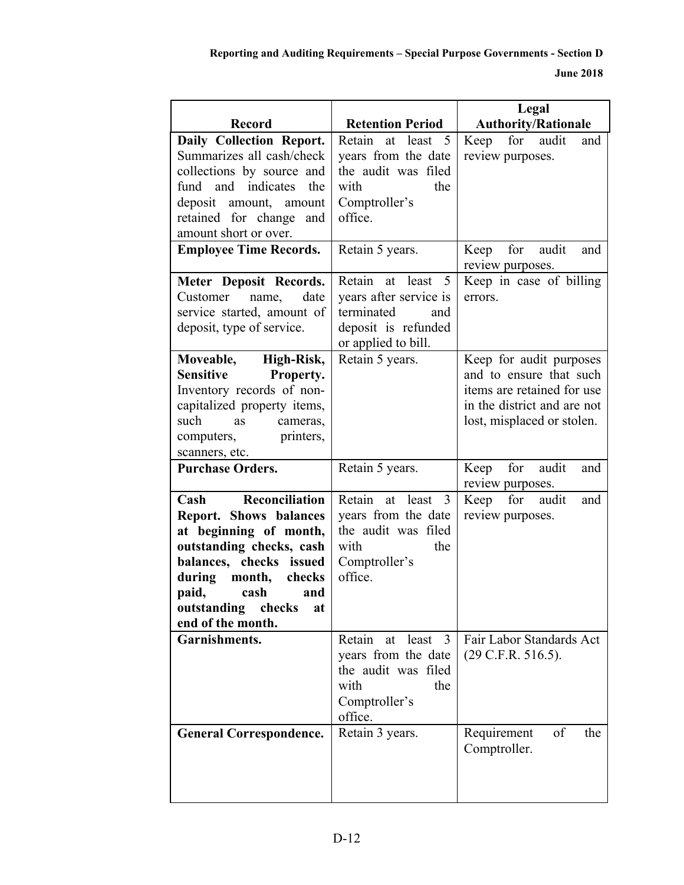| Record | Retention Period | Legal Authority/Rationale |
|---|---|---|
| **Daily Collection Report.** Summarizes all cash/check collections by source and fund and indicates the deposit amount, amount retained for change and amount short or over. | Retain at least 5 years from the date the audit was filed with the Comptroller's office. | Keep for audit and review purposes. |
| **Employee Time Records.** | Retain 5 years. | Keep for audit and review purposes. |
| **Meter Deposit Records.** Customer name, date service started, amount of deposit, type of service. | Retain at least 5 years after service is terminated and deposit is refunded or applied to bill. | Keep in case of billing errors. |
| **Moveable, High-Risk, Sensitive Property.** Inventory records of non-capitalized property items, such as cameras, computers, printers, scanners, etc. | Retain 5 years. | Keep for audit purposes and to ensure that such items are retained for use in the district and are not lost, misplaced or stolen. |
| **Purchase Orders.** | Retain 5 years. | Keep for audit and review purposes. |
| **Cash Reconciliation Report. Shows balances at beginning of month, outstanding checks, cash balances, checks issued during month, checks paid, cash and outstanding checks at end of the month.** | Retain at least 3 years from the date the audit was filed with the Comptroller's office. | Keep for audit and review purposes. |
| **Garnishments.** | Retain at least 3 years from the date the audit was filed with the Comptroller's office. | Fair Labor Standards Act (29 C.F.R. 516.5). |
| **General Correspondence.** | Retain 3 years. | Requirement of the Comptroller. |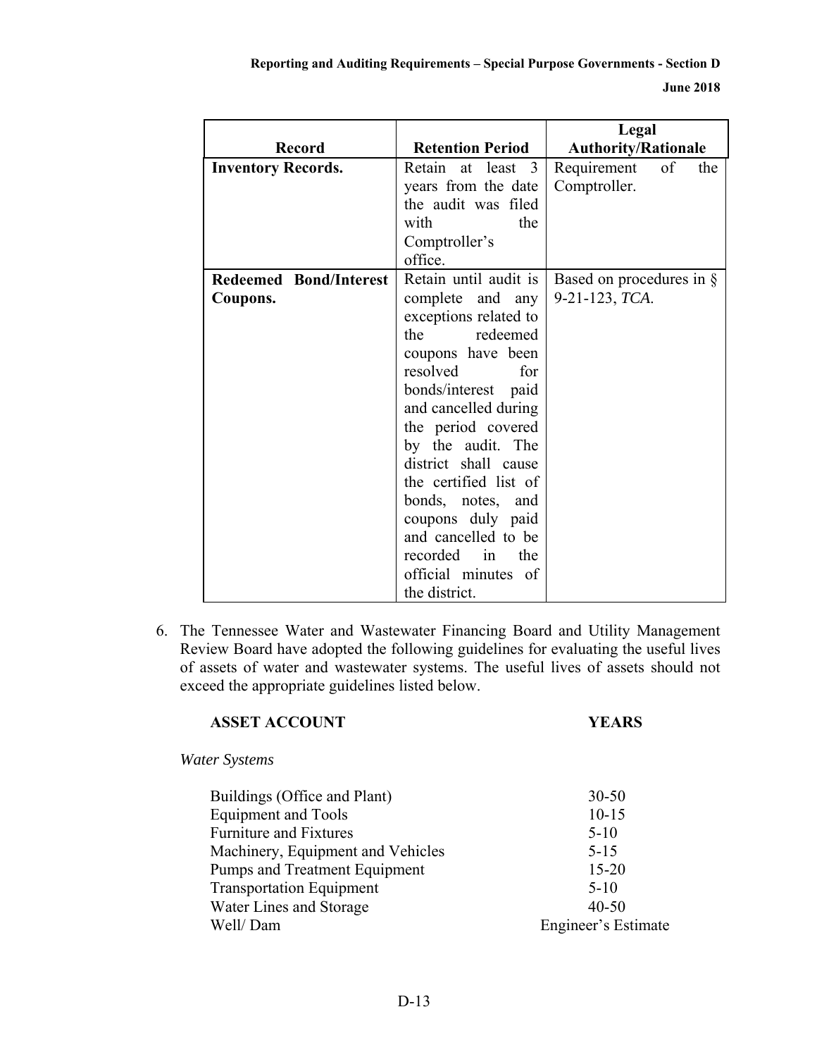| Record | Retention Period | Legal Authority/Rationale |
|---|---|---|
| **Inventory Records.** | Retain at least 3 years from the date the audit was filed with the Comptroller's office. | Requirement of the Comptroller. |
| **Redeemed Bond/Interest Coupons.** | Retain until audit is complete and any exceptions related to the redeemed coupons have been resolved for bonds/interest paid and cancelled during the period covered by the audit. The district shall cause the certified list of bonds, notes, and coupons duly paid and cancelled to be recorded in the official minutes of the district. | Based on procedures in § 9-21-123, *TCA*. |

6. The Tennessee Water and Wastewater Financing Board and Utility Management Review Board have adopted the following guidelines for evaluating the useful lives of assets of water and wastewater systems. The useful lives of assets should not exceed the appropriate guidelines listed below.

| **ASSET ACCOUNT** | **YEARS** |
|---|---|
| *Water Systems* | |
| Buildings (Office and Plant) | 30-50 |
| Equipment and Tools | 10-15 |
| Furniture and Fixtures | 5-10 |
| Machinery, Equipment and Vehicles | 5-15 |
| Pumps and Treatment Equipment | 15-20 |
| Transportation Equipment | 5-10 |
| Water Lines and Storage | 40-50 |
| Well/ Dam | Engineer's Estimate |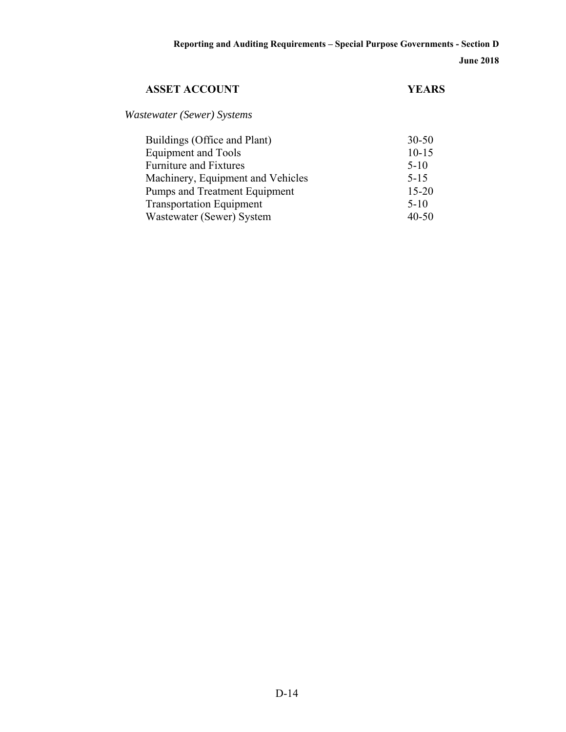| ASSET ACCOUNT | YEARS |
|---|---|
| *Wastewater (Sewer) Systems* | |
| Buildings (Office and Plant) | 30-50 |
| Equipment and Tools | 10-15 |
| Furniture and Fixtures | 5-10 |
| Machinery, Equipment and Vehicles | 5-15 |
| Pumps and Treatment Equipment | 15-20 |
| Transportation Equipment | 5-10 |
| Wastewater (Sewer) System | 40-50 |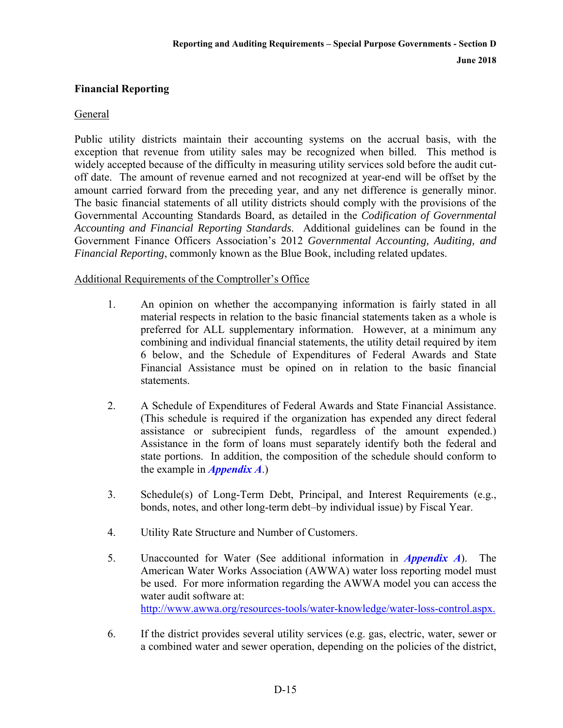## Financial Reporting

General

Public utility districts maintain their accounting systems on the accrual basis, with the exception that revenue from utility sales may be recognized when billed. This method is widely accepted because of the difficulty in measuring utility services sold before the audit cut-off date. The amount of revenue earned and not recognized at year-end will be offset by the amount carried forward from the preceding year, and any net difference is generally minor. The basic financial statements of all utility districts should comply with the provisions of the Governmental Accounting Standards Board, as detailed in the *Codification of Governmental Accounting and Financial Reporting Standards*. Additional guidelines can be found in the Government Finance Officers Association's 2012 *Governmental Accounting, Auditing, and Financial Reporting*, commonly known as the Blue Book, including related updates.

Additional Requirements of the Comptroller's Office

1. An opinion on whether the accompanying information is fairly stated in all material respects in relation to the basic financial statements taken as a whole is preferred for ALL supplementary information. However, at a minimum any combining and individual financial statements, the utility detail required by item 6 below, and the Schedule of Expenditures of Federal Awards and State Financial Assistance must be opined on in relation to the basic financial statements.

2. A Schedule of Expenditures of Federal Awards and State Financial Assistance. (This schedule is required if the organization has expended any direct federal assistance or subrecipient funds, regardless of the amount expended.) Assistance in the form of loans must separately identify both the federal and state portions. In addition, the composition of the schedule should conform to the example in ***Appendix A***.)

3. Schedule(s) of Long-Term Debt, Principal, and Interest Requirements (e.g., bonds, notes, and other long-term debt–by individual issue) by Fiscal Year.

4. Utility Rate Structure and Number of Customers.

5. Unaccounted for Water (See additional information in ***Appendix A***). The American Water Works Association (AWWA) water loss reporting model must be used. For more information regarding the AWWA model you can access the water audit software at: http://www.awwa.org/resources-tools/water-knowledge/water-loss-control.aspx.

6. If the district provides several utility services (e.g. gas, electric, water, sewer or a combined water and sewer operation, depending on the policies of the district,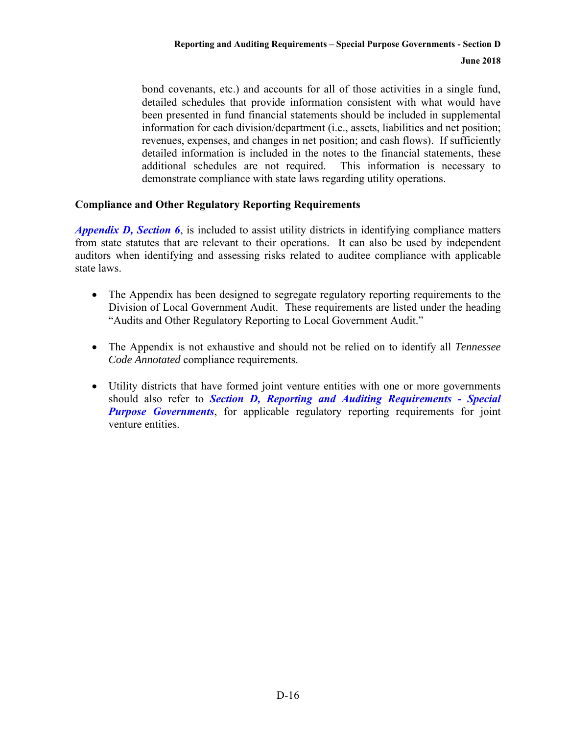bond covenants, etc.) and accounts for all of those activities in a single fund, detailed schedules that provide information consistent with what would have been presented in fund financial statements should be included in supplemental information for each division/department (i.e., assets, liabilities and net position; revenues, expenses, and changes in net position; and cash flows). If sufficiently detailed information is included in the notes to the financial statements, these additional schedules are not required. This information is necessary to demonstrate compliance with state laws regarding utility operations.

**Compliance and Other Regulatory Reporting Requirements**

***Appendix D, Section 6***, is included to assist utility districts in identifying compliance matters from state statutes that are relevant to their operations. It can also be used by independent auditors when identifying and assessing risks related to auditee compliance with applicable state laws.

- The Appendix has been designed to segregate regulatory reporting requirements to the Division of Local Government Audit. These requirements are listed under the heading "Audits and Other Regulatory Reporting to Local Government Audit."

- The Appendix is not exhaustive and should not be relied on to identify all *Tennessee Code Annotated* compliance requirements.

- Utility districts that have formed joint venture entities with one or more governments should also refer to ***Section D, Reporting and Auditing Requirements - Special Purpose Governments***, for applicable regulatory reporting requirements for joint venture entities.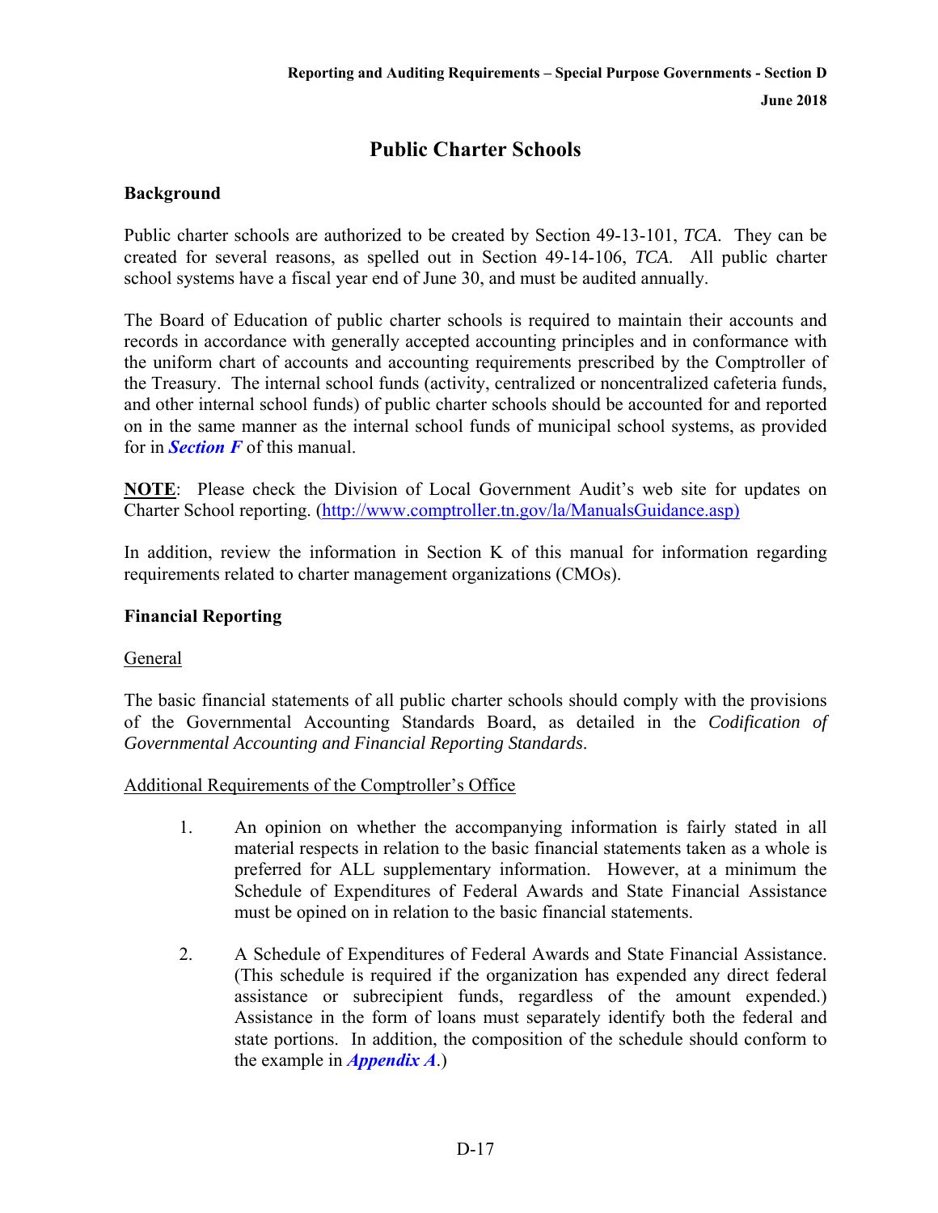# Public Charter Schools

## Background

Public charter schools are authorized to be created by Section 49-13-101, *TCA*. They can be created for several reasons, as spelled out in Section 49-14-106, *TCA*. All public charter school systems have a fiscal year end of June 30, and must be audited annually.

The Board of Education of public charter schools is required to maintain their accounts and records in accordance with generally accepted accounting principles and in conformance with the uniform chart of accounts and accounting requirements prescribed by the Comptroller of the Treasury. The internal school funds (activity, centralized or noncentralized cafeteria funds, and other internal school funds) of public charter schools should be accounted for and reported on in the same manner as the internal school funds of municipal school systems, as provided for in ***Section F*** of this manual.

**NOTE**: Please check the Division of Local Government Audit's web site for updates on Charter School reporting. (http://www.comptroller.tn.gov/la/ManualsGuidance.asp)

In addition, review the information in Section K of this manual for information regarding requirements related to charter management organizations (CMOs).

## Financial Reporting

General

The basic financial statements of all public charter schools should comply with the provisions of the Governmental Accounting Standards Board, as detailed in the *Codification of Governmental Accounting and Financial Reporting Standards*.

Additional Requirements of the Comptroller's Office

1. An opinion on whether the accompanying information is fairly stated in all material respects in relation to the basic financial statements taken as a whole is preferred for ALL supplementary information. However, at a minimum the Schedule of Expenditures of Federal Awards and State Financial Assistance must be opined on in relation to the basic financial statements.

2. A Schedule of Expenditures of Federal Awards and State Financial Assistance. (This schedule is required if the organization has expended any direct federal assistance or subrecipient funds, regardless of the amount expended.) Assistance in the form of loans must separately identify both the federal and state portions. In addition, the composition of the schedule should conform to the example in ***Appendix A***.)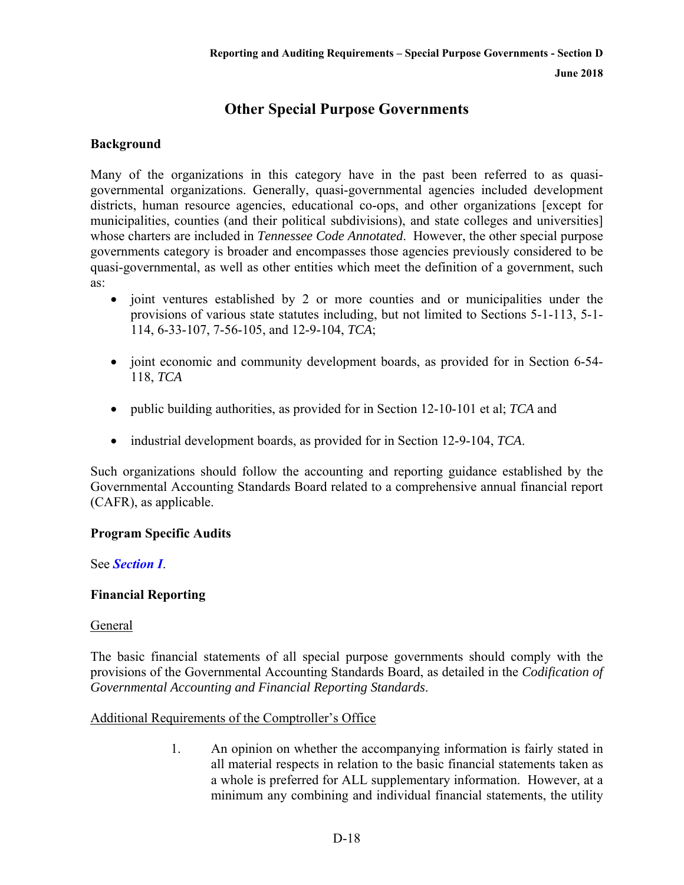# Other Special Purpose Governments

## Background

Many of the organizations in this category have in the past been referred to as quasi-governmental organizations. Generally, quasi-governmental agencies included development districts, human resource agencies, educational co-ops, and other organizations [except for municipalities, counties (and their political subdivisions), and state colleges and universities] whose charters are included in *Tennessee Code Annotated*. However, the other special purpose governments category is broader and encompasses those agencies previously considered to be quasi-governmental, as well as other entities which meet the definition of a government, such as:

- joint ventures established by 2 or more counties and or municipalities under the provisions of various state statutes including, but not limited to Sections 5-1-113, 5-1-114, 6-33-107, 7-56-105, and 12-9-104, *TCA*;
- joint economic and community development boards, as provided for in Section 6-54-118, *TCA*
- public building authorities, as provided for in Section 12-10-101 et al; *TCA* and
- industrial development boards, as provided for in Section 12-9-104, *TCA*.

Such organizations should follow the accounting and reporting guidance established by the Governmental Accounting Standards Board related to a comprehensive annual financial report (CAFR), as applicable.

## Program Specific Audits

See ***Section I***.

## Financial Reporting

General

The basic financial statements of all special purpose governments should comply with the provisions of the Governmental Accounting Standards Board, as detailed in the *Codification of Governmental Accounting and Financial Reporting Standards*.

Additional Requirements of the Comptroller's Office

1. An opinion on whether the accompanying information is fairly stated in all material respects in relation to the basic financial statements taken as a whole is preferred for ALL supplementary information. However, at a minimum any combining and individual financial statements, the utility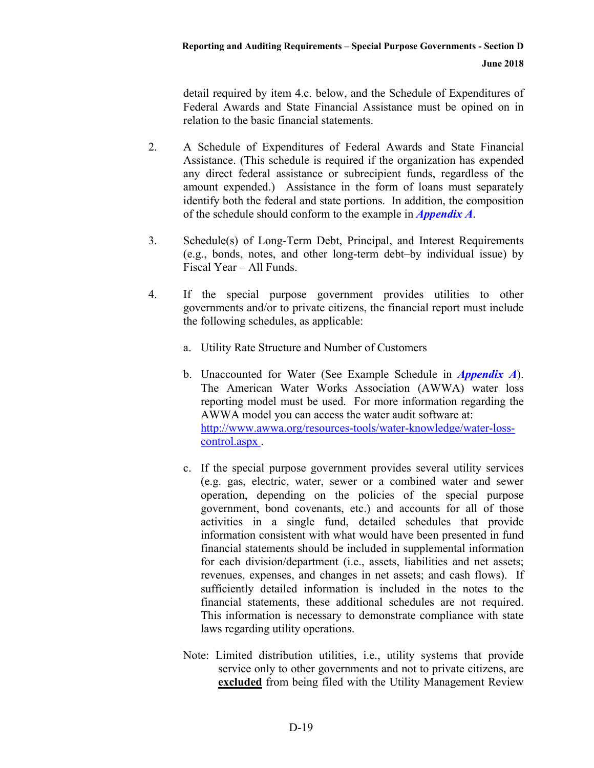detail required by item 4.c. below, and the Schedule of Expenditures of Federal Awards and State Financial Assistance must be opined on in relation to the basic financial statements.

2. A Schedule of Expenditures of Federal Awards and State Financial Assistance. (This schedule is required if the organization has expended any direct federal assistance or subrecipient funds, regardless of the amount expended.) Assistance in the form of loans must separately identify both the federal and state portions. In addition, the composition of the schedule should conform to the example in ***Appendix A***.

3. Schedule(s) of Long-Term Debt, Principal, and Interest Requirements (e.g., bonds, notes, and other long-term debt–by individual issue) by Fiscal Year – All Funds.

4. If the special purpose government provides utilities to other governments and/or to private citizens, the financial report must include the following schedules, as applicable:

   a. Utility Rate Structure and Number of Customers

   b. Unaccounted for Water (See Example Schedule in ***Appendix A***). The American Water Works Association (AWWA) water loss reporting model must be used. For more information regarding the AWWA model you can access the water audit software at: [http://www.awwa.org/resources-tools/water-knowledge/water-loss-control.aspx](http://www.awwa.org/resources-tools/water-knowledge/water-loss-control.aspx) .

   c. If the special purpose government provides several utility services (e.g. gas, electric, water, sewer or a combined water and sewer operation, depending on the policies of the special purpose government, bond covenants, etc.) and accounts for all of those activities in a single fund, detailed schedules that provide information consistent with what would have been presented in fund financial statements should be included in supplemental information for each division/department (i.e., assets, liabilities and net assets; revenues, expenses, and changes in net assets; and cash flows). If sufficiently detailed information is included in the notes to the financial statements, these additional schedules are not required. This information is necessary to demonstrate compliance with state laws regarding utility operations.

Note: Limited distribution utilities, i.e., utility systems that provide service only to other governments and not to private citizens, are **excluded** from being filed with the Utility Management Review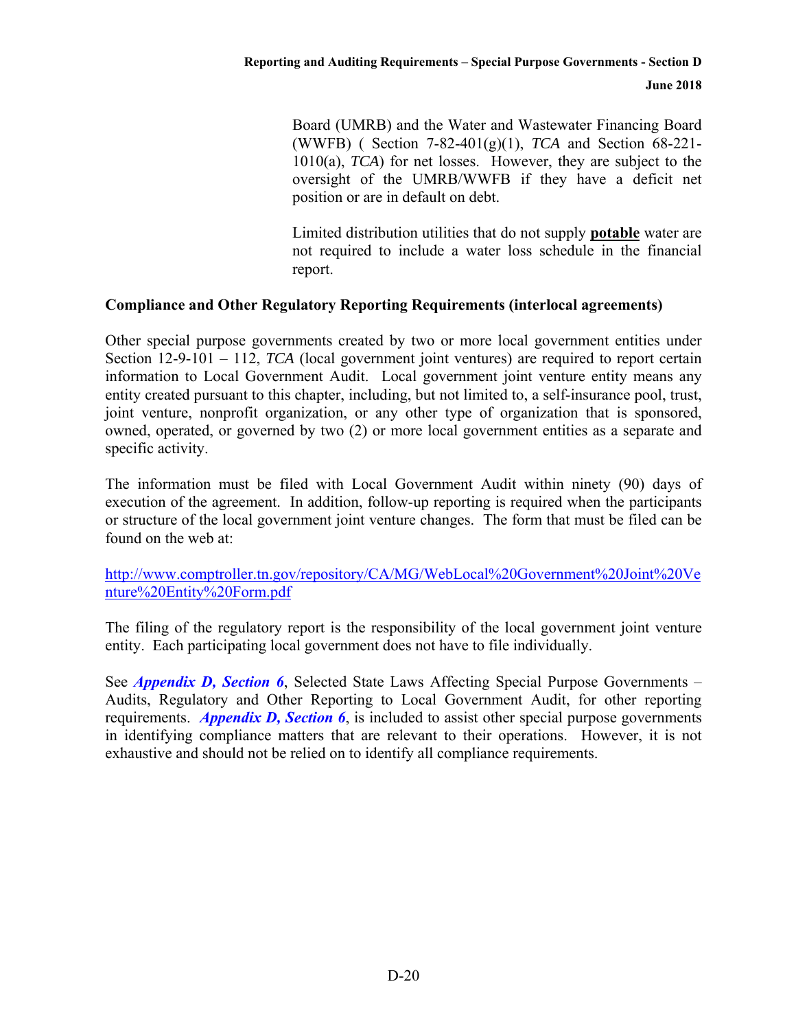Board (UMRB) and the Water and Wastewater Financing Board (WWFB) ( Section 7-82-401(g)(1), *TCA* and Section 68-221-1010(a), *TCA*) for net losses. However, they are subject to the oversight of the UMRB/WWFB if they have a deficit net position or are in default on debt.

Limited distribution utilities that do not supply **potable** water are not required to include a water loss schedule in the financial report.

**Compliance and Other Regulatory Reporting Requirements (interlocal agreements)**

Other special purpose governments created by two or more local government entities under Section 12-9-101 – 112, *TCA* (local government joint ventures) are required to report certain information to Local Government Audit. Local government joint venture entity means any entity created pursuant to this chapter, including, but not limited to, a self-insurance pool, trust, joint venture, nonprofit organization, or any other type of organization that is sponsored, owned, operated, or governed by two (2) or more local government entities as a separate and specific activity.

The information must be filed with Local Government Audit within ninety (90) days of execution of the agreement. In addition, follow-up reporting is required when the participants or structure of the local government joint venture changes. The form that must be filed can be found on the web at:

http://www.comptroller.tn.gov/repository/CA/MG/WebLocal%20Government%20Joint%20Venture%20Entity%20Form.pdf

The filing of the regulatory report is the responsibility of the local government joint venture entity. Each participating local government does not have to file individually.

See ***Appendix D, Section 6***, Selected State Laws Affecting Special Purpose Governments – Audits, Regulatory and Other Reporting to Local Government Audit, for other reporting requirements. ***Appendix D, Section 6***, is included to assist other special purpose governments in identifying compliance matters that are relevant to their operations. However, it is not exhaustive and should not be relied on to identify all compliance requirements.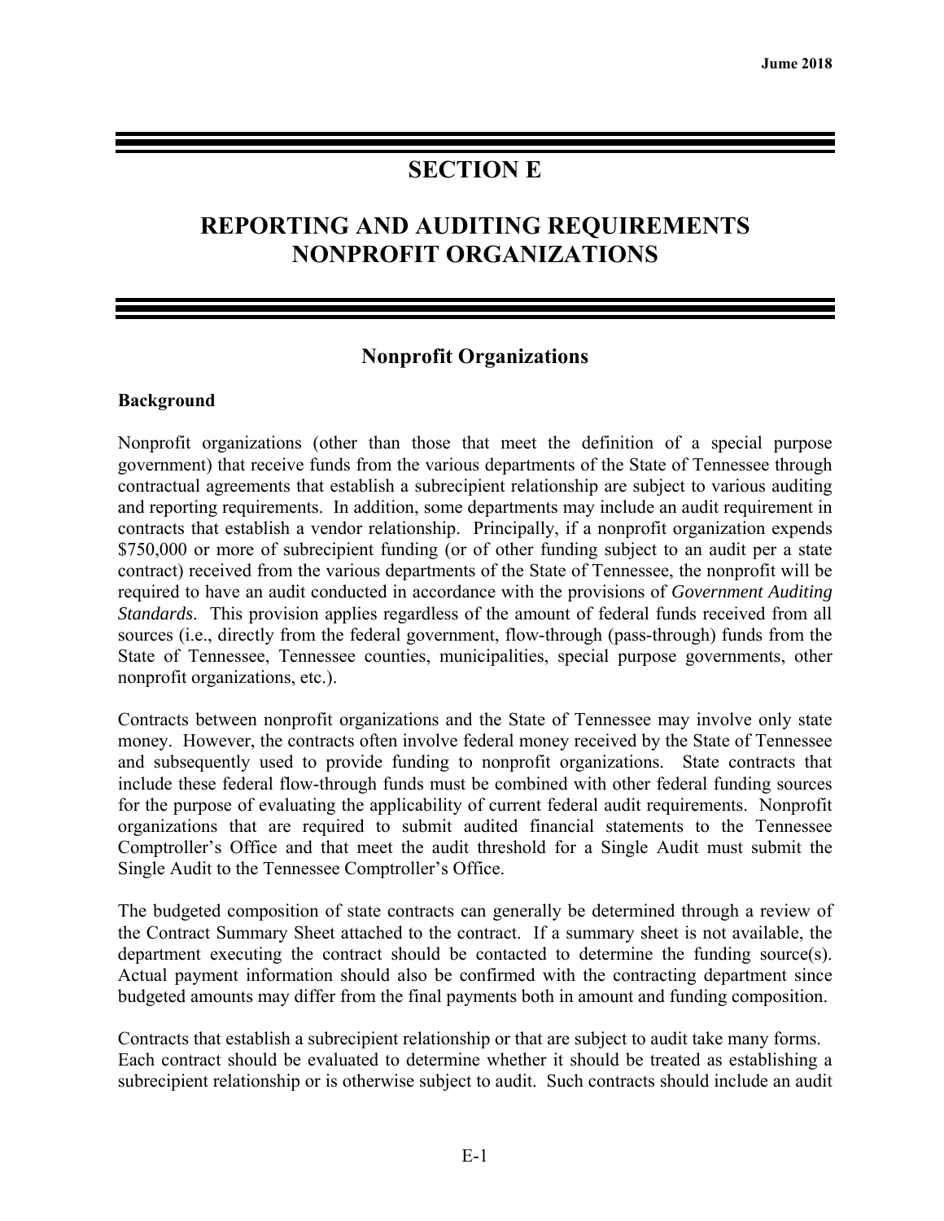# SECTION E

# REPORTING AND AUDITING REQUIREMENTS NONPROFIT ORGANIZATIONS

## Nonprofit Organizations

**Background**

Nonprofit organizations (other than those that meet the definition of a special purpose government) that receive funds from the various departments of the State of Tennessee through contractual agreements that establish a subrecipient relationship are subject to various auditing and reporting requirements. In addition, some departments may include an audit requirement in contracts that establish a vendor relationship. Principally, if a nonprofit organization expends $750,000 or more of subrecipient funding (or of other funding subject to an audit per a state contract) received from the various departments of the State of Tennessee, the nonprofit will be required to have an audit conducted in accordance with the provisions of *Government Auditing Standards*. This provision applies regardless of the amount of federal funds received from all sources (i.e., directly from the federal government, flow-through (pass-through) funds from the State of Tennessee, Tennessee counties, municipalities, special purpose governments, other nonprofit organizations, etc.).

Contracts between nonprofit organizations and the State of Tennessee may involve only state money. However, the contracts often involve federal money received by the State of Tennessee and subsequently used to provide funding to nonprofit organizations. State contracts that include these federal flow-through funds must be combined with other federal funding sources for the purpose of evaluating the applicability of current federal audit requirements. Nonprofit organizations that are required to submit audited financial statements to the Tennessee Comptroller's Office and that meet the audit threshold for a Single Audit must submit the Single Audit to the Tennessee Comptroller's Office.

The budgeted composition of state contracts can generally be determined through a review of the Contract Summary Sheet attached to the contract. If a summary sheet is not available, the department executing the contract should be contacted to determine the funding source(s). Actual payment information should also be confirmed with the contracting department since budgeted amounts may differ from the final payments both in amount and funding composition.

Contracts that establish a subrecipient relationship or that are subject to audit take many forms. Each contract should be evaluated to determine whether it should be treated as establishing a subrecipient relationship or is otherwise subject to audit. Such contracts should include an audit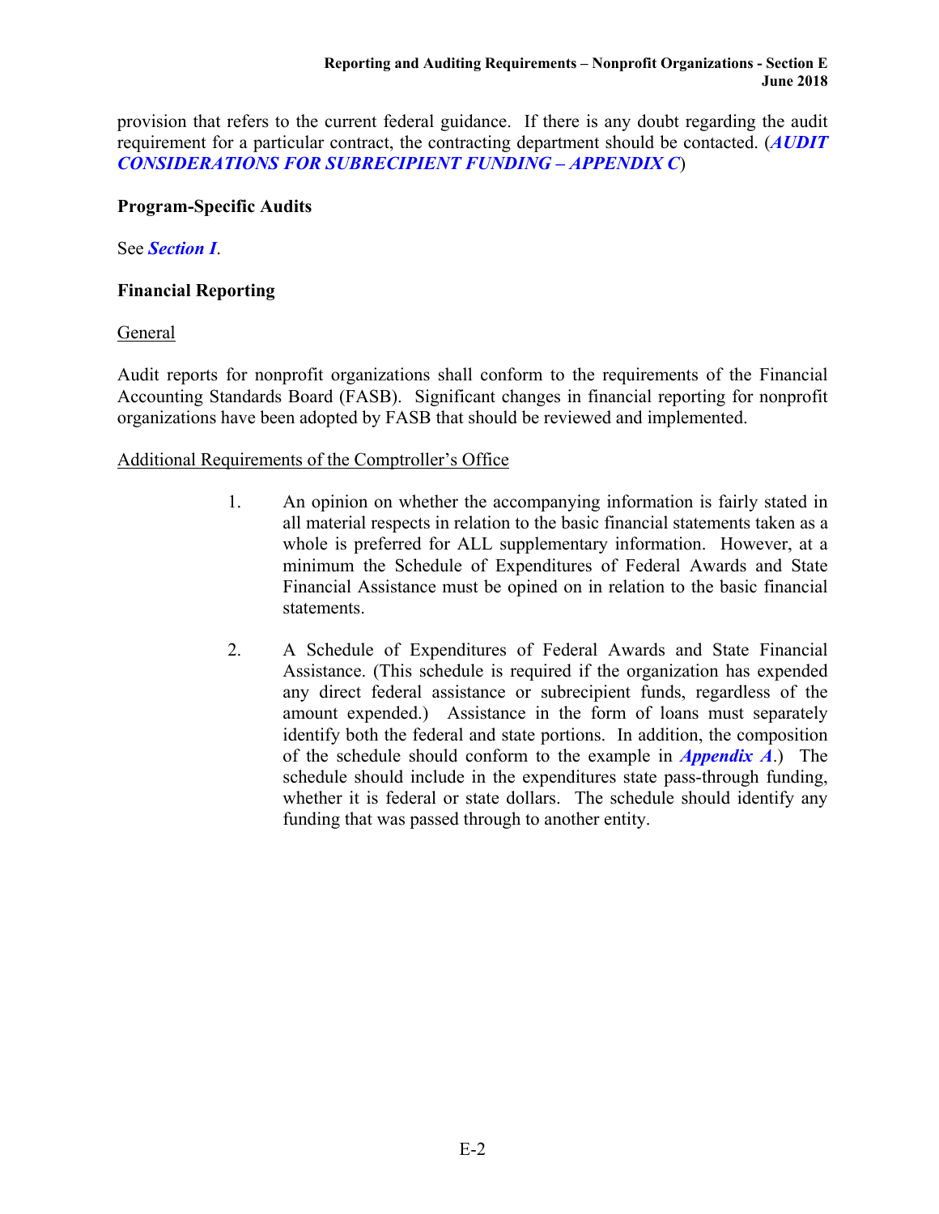provision that refers to the current federal guidance. If there is any doubt regarding the audit requirement for a particular contract, the contracting department should be contacted. (***AUDIT CONSIDERATIONS FOR SUBRECIPIENT FUNDING – APPENDIX C***)

**Program-Specific Audits**

See ***Section I***.

**Financial Reporting**

General

Audit reports for nonprofit organizations shall conform to the requirements of the Financial Accounting Standards Board (FASB). Significant changes in financial reporting for nonprofit organizations have been adopted by FASB that should be reviewed and implemented.

Additional Requirements of the Comptroller's Office

1. An opinion on whether the accompanying information is fairly stated in all material respects in relation to the basic financial statements taken as a whole is preferred for ALL supplementary information. However, at a minimum the Schedule of Expenditures of Federal Awards and State Financial Assistance must be opined on in relation to the basic financial statements.

2. A Schedule of Expenditures of Federal Awards and State Financial Assistance. (This schedule is required if the organization has expended any direct federal assistance or subrecipient funds, regardless of the amount expended.) Assistance in the form of loans must separately identify both the federal and state portions. In addition, the composition of the schedule should conform to the example in ***Appendix A***.) The schedule should include in the expenditures state pass-through funding, whether it is federal or state dollars. The schedule should identify any funding that was passed through to another entity.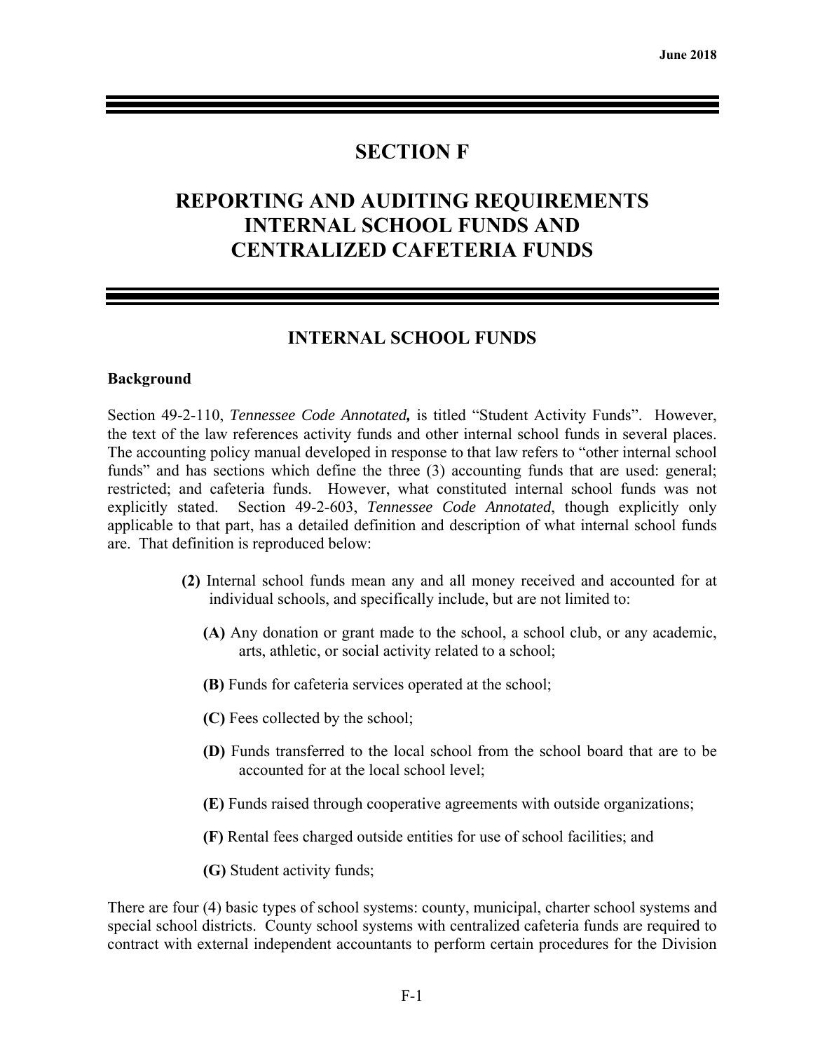# SECTION F

# REPORTING AND AUDITING REQUIREMENTS INTERNAL SCHOOL FUNDS AND CENTRALIZED CAFETERIA FUNDS

## INTERNAL SCHOOL FUNDS

**Background**

Section 49-2-110, *Tennessee Code Annotated,* is titled "Student Activity Funds". However, the text of the law references activity funds and other internal school funds in several places. The accounting policy manual developed in response to that law refers to "other internal school funds" and has sections which define the three (3) accounting funds that are used: general; restricted; and cafeteria funds. However, what constituted internal school funds was not explicitly stated. Section 49-2-603, *Tennessee Code Annotated*, though explicitly only applicable to that part, has a detailed definition and description of what internal school funds are. That definition is reproduced below:

> **(2)** Internal school funds mean any and all money received and accounted for at individual schools, and specifically include, but are not limited to:
>
> **(A)** Any donation or grant made to the school, a school club, or any academic, arts, athletic, or social activity related to a school;
>
> **(B)** Funds for cafeteria services operated at the school;
>
> **(C)** Fees collected by the school;
>
> **(D)** Funds transferred to the local school from the school board that are to be accounted for at the local school level;
>
> **(E)** Funds raised through cooperative agreements with outside organizations;
>
> **(F)** Rental fees charged outside entities for use of school facilities; and
>
> **(G)** Student activity funds;

There are four (4) basic types of school systems: county, municipal, charter school systems and special school districts. County school systems with centralized cafeteria funds are required to contract with external independent accountants to perform certain procedures for the Division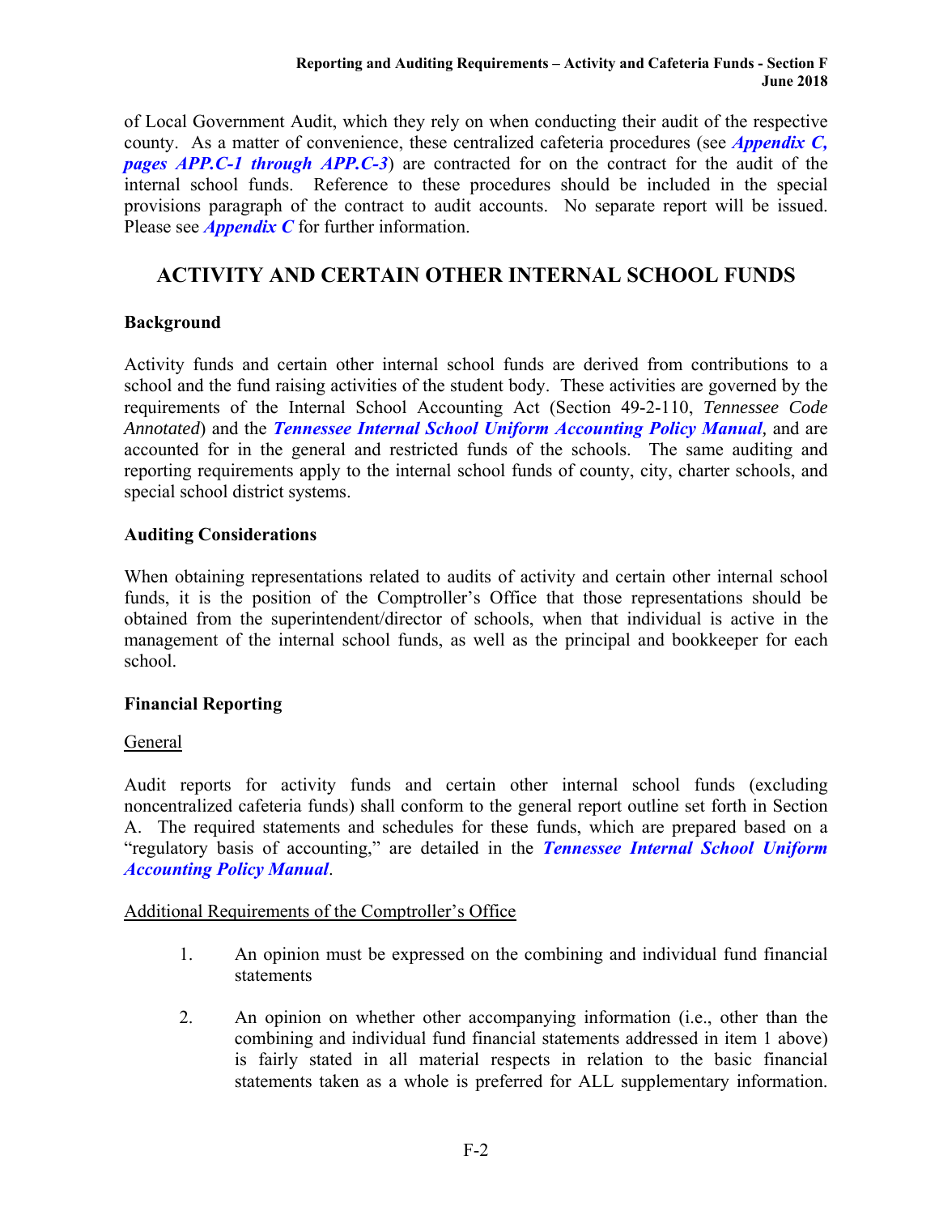of Local Government Audit, which they rely on when conducting their audit of the respective county. As a matter of convenience, these centralized cafeteria procedures (see ***Appendix C, pages APP.C-1 through APP.C-3***) are contracted for on the contract for the audit of the internal school funds. Reference to these procedures should be included in the special provisions paragraph of the contract to audit accounts. No separate report will be issued. Please see ***Appendix C*** for further information.

## ACTIVITY AND CERTAIN OTHER INTERNAL SCHOOL FUNDS

### Background

Activity funds and certain other internal school funds are derived from contributions to a school and the fund raising activities of the student body. These activities are governed by the requirements of the Internal School Accounting Act (Section 49-2-110, *Tennessee Code Annotated*) and the ***Tennessee Internal School Uniform Accounting Policy Manual***, and are accounted for in the general and restricted funds of the schools. The same auditing and reporting requirements apply to the internal school funds of county, city, charter schools, and special school district systems.

### Auditing Considerations

When obtaining representations related to audits of activity and certain other internal school funds, it is the position of the Comptroller's Office that those representations should be obtained from the superintendent/director of schools, when that individual is active in the management of the internal school funds, as well as the principal and bookkeeper for each school.

### Financial Reporting

General

Audit reports for activity funds and certain other internal school funds (excluding noncentralized cafeteria funds) shall conform to the general report outline set forth in Section A. The required statements and schedules for these funds, which are prepared based on a "regulatory basis of accounting," are detailed in the ***Tennessee Internal School Uniform Accounting Policy Manual***.

Additional Requirements of the Comptroller's Office

1. An opinion must be expressed on the combining and individual fund financial statements

2. An opinion on whether other accompanying information (i.e., other than the combining and individual fund financial statements addressed in item 1 above) is fairly stated in all material respects in relation to the basic financial statements taken as a whole is preferred for ALL supplementary information.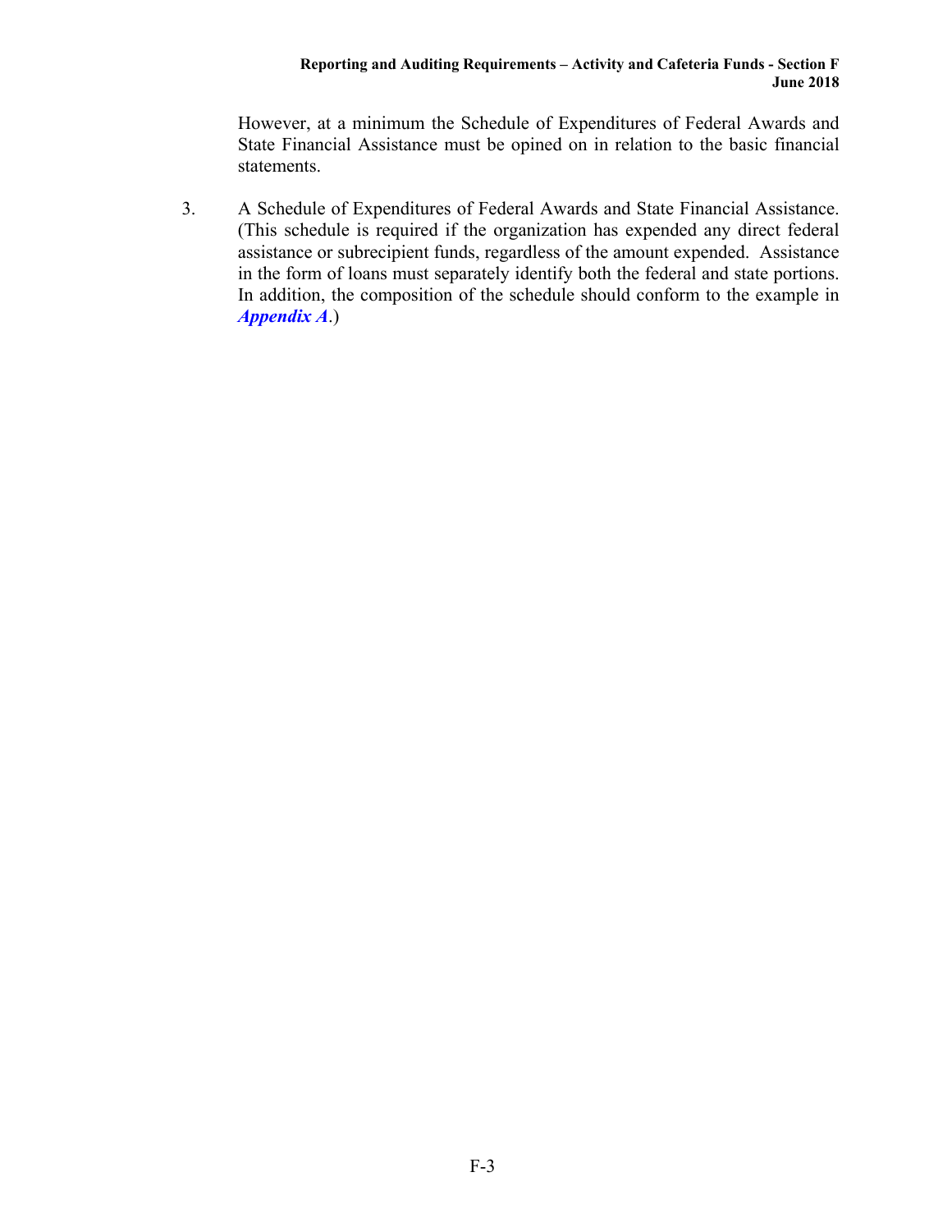However, at a minimum the Schedule of Expenditures of Federal Awards and State Financial Assistance must be opined on in relation to the basic financial statements.

3. A Schedule of Expenditures of Federal Awards and State Financial Assistance. (This schedule is required if the organization has expended any direct federal assistance or subrecipient funds, regardless of the amount expended. Assistance in the form of loans must separately identify both the federal and state portions. In addition, the composition of the schedule should conform to the example in ***Appendix A***.)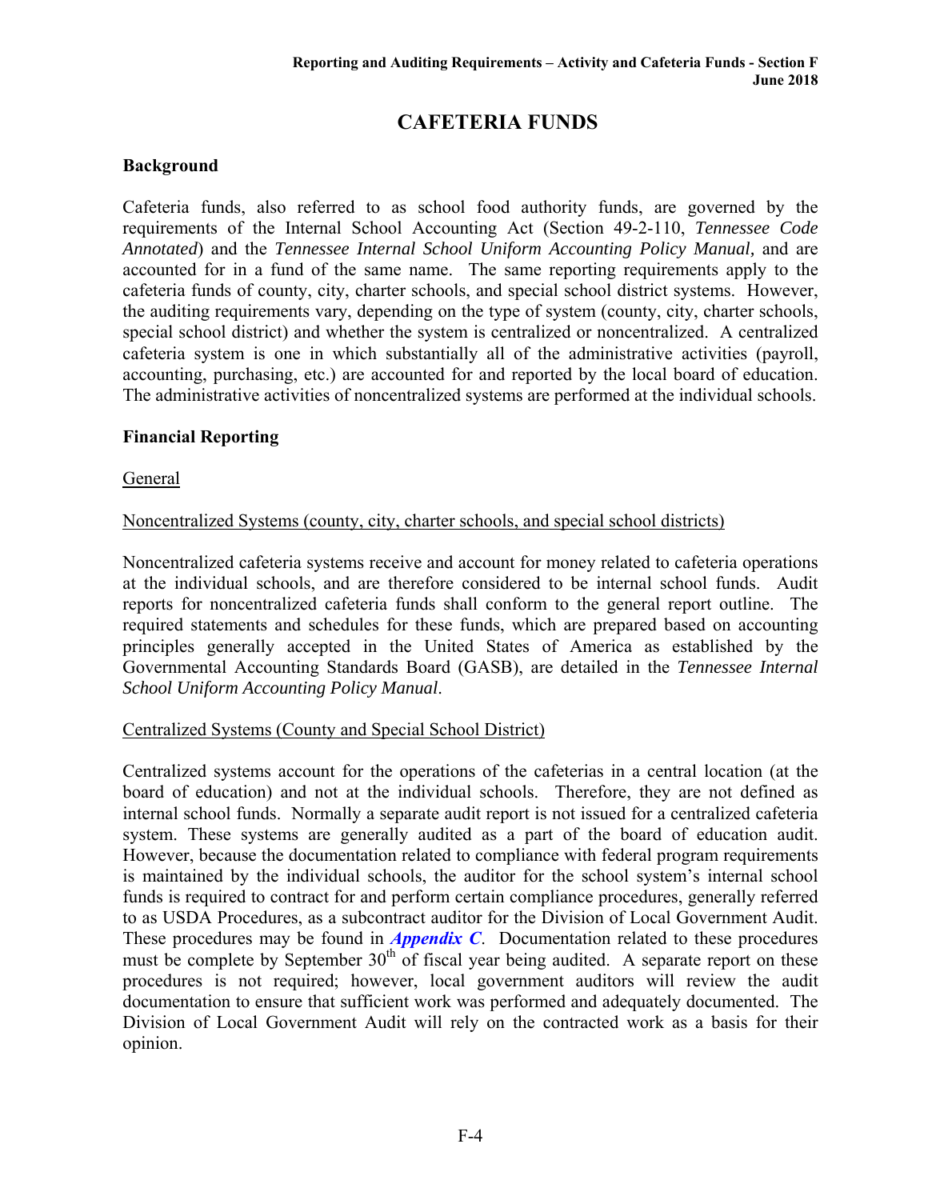# CAFETERIA FUNDS

## Background

Cafeteria funds, also referred to as school food authority funds, are governed by the requirements of the Internal School Accounting Act (Section 49-2-110, *Tennessee Code Annotated*) and the *Tennessee Internal School Uniform Accounting Policy Manual,* and are accounted for in a fund of the same name. The same reporting requirements apply to the cafeteria funds of county, city, charter schools, and special school district systems. However, the auditing requirements vary, depending on the type of system (county, city, charter schools, special school district) and whether the system is centralized or noncentralized. A centralized cafeteria system is one in which substantially all of the administrative activities (payroll, accounting, purchasing, etc.) are accounted for and reported by the local board of education. The administrative activities of noncentralized systems are performed at the individual schools.

## Financial Reporting

General

Noncentralized Systems (county, city, charter schools, and special school districts)

Noncentralized cafeteria systems receive and account for money related to cafeteria operations at the individual schools, and are therefore considered to be internal school funds. Audit reports for noncentralized cafeteria funds shall conform to the general report outline. The required statements and schedules for these funds, which are prepared based on accounting principles generally accepted in the United States of America as established by the Governmental Accounting Standards Board (GASB), are detailed in the *Tennessee Internal School Uniform Accounting Policy Manual*.

Centralized Systems (County and Special School District)

Centralized systems account for the operations of the cafeterias in a central location (at the board of education) and not at the individual schools. Therefore, they are not defined as internal school funds. Normally a separate audit report is not issued for a centralized cafeteria system. These systems are generally audited as a part of the board of education audit. However, because the documentation related to compliance with federal program requirements is maintained by the individual schools, the auditor for the school system's internal school funds is required to contract for and perform certain compliance procedures, generally referred to as USDA Procedures, as a subcontract auditor for the Division of Local Government Audit. These procedures may be found in ***Appendix C***. Documentation related to these procedures must be complete by September 30th of fiscal year being audited. A separate report on these procedures is not required; however, local government auditors will review the audit documentation to ensure that sufficient work was performed and adequately documented. The Division of Local Government Audit will rely on the contracted work as a basis for their opinion.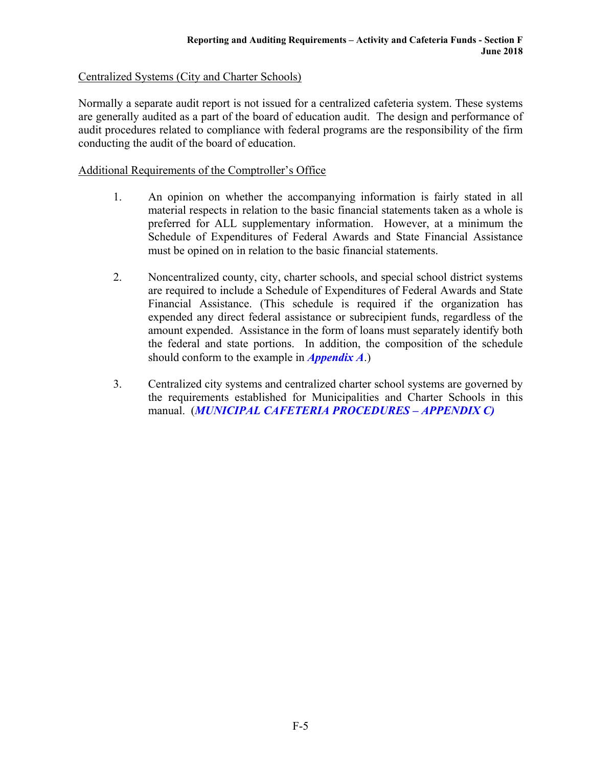<u>Centralized Systems (City and Charter Schools)</u>

Normally a separate audit report is not issued for a centralized cafeteria system. These systems are generally audited as a part of the board of education audit. The design and performance of audit procedures related to compliance with federal programs are the responsibility of the firm conducting the audit of the board of education.

<u>Additional Requirements of the Comptroller's Office</u>

1. An opinion on whether the accompanying information is fairly stated in all material respects in relation to the basic financial statements taken as a whole is preferred for ALL supplementary information. However, at a minimum the Schedule of Expenditures of Federal Awards and State Financial Assistance must be opined on in relation to the basic financial statements.

2. Noncentralized county, city, charter schools, and special school district systems are required to include a Schedule of Expenditures of Federal Awards and State Financial Assistance. (This schedule is required if the organization has expended any direct federal assistance or subrecipient funds, regardless of the amount expended. Assistance in the form of loans must separately identify both the federal and state portions. In addition, the composition of the schedule should conform to the example in ***Appendix A***.)

3. Centralized city systems and centralized charter school systems are governed by the requirements established for Municipalities and Charter Schools in this manual. (***MUNICIPAL CAFETERIA PROCEDURES – APPENDIX C)***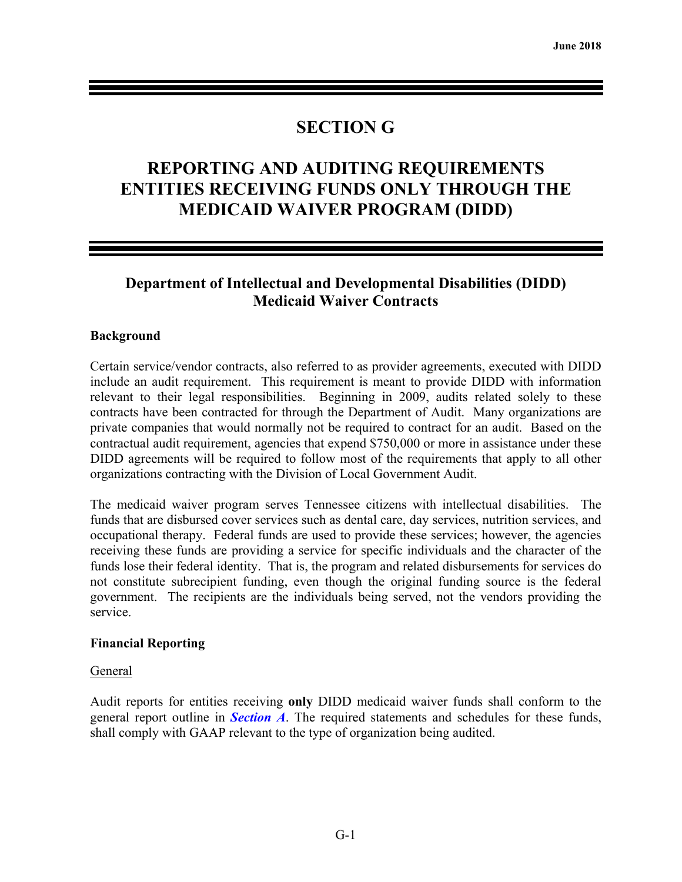# SECTION G

# REPORTING AND AUDITING REQUIREMENTS ENTITIES RECEIVING FUNDS ONLY THROUGH THE MEDICAID WAIVER PROGRAM (DIDD)

## Department of Intellectual and Developmental Disabilities (DIDD) Medicaid Waiver Contracts

### Background

Certain service/vendor contracts, also referred to as provider agreements, executed with DIDD include an audit requirement. This requirement is meant to provide DIDD with information relevant to their legal responsibilities. Beginning in 2009, audits related solely to these contracts have been contracted for through the Department of Audit. Many organizations are private companies that would normally not be required to contract for an audit. Based on the contractual audit requirement, agencies that expend $750,000 or more in assistance under these DIDD agreements will be required to follow most of the requirements that apply to all other organizations contracting with the Division of Local Government Audit.

The medicaid waiver program serves Tennessee citizens with intellectual disabilities. The funds that are disbursed cover services such as dental care, day services, nutrition services, and occupational therapy. Federal funds are used to provide these services; however, the agencies receiving these funds are providing a service for specific individuals and the character of the funds lose their federal identity. That is, the program and related disbursements for services do not constitute subrecipient funding, even though the original funding source is the federal government. The recipients are the individuals being served, not the vendors providing the service.

### Financial Reporting

General

Audit reports for entities receiving **only** DIDD medicaid waiver funds shall conform to the general report outline in ***Section A***. The required statements and schedules for these funds, shall comply with GAAP relevant to the type of organization being audited.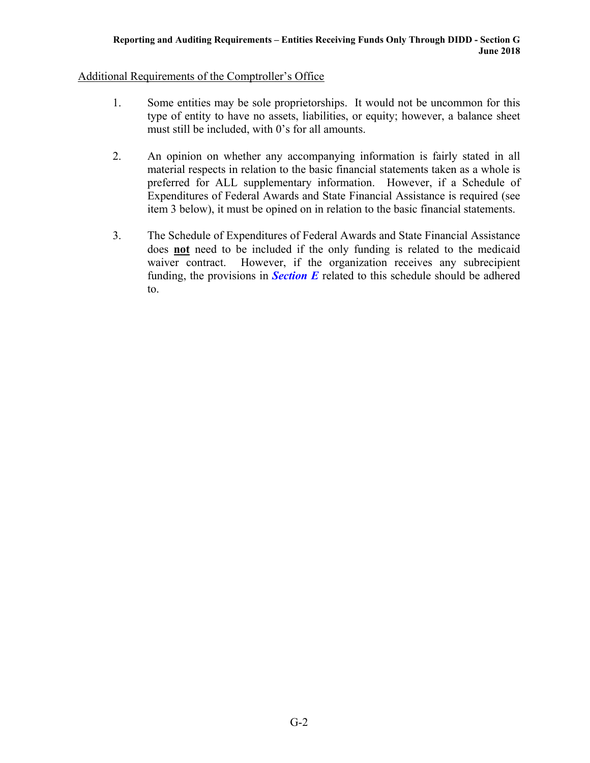Additional Requirements of the Comptroller's Office

1. Some entities may be sole proprietorships. It would not be uncommon for this type of entity to have no assets, liabilities, or equity; however, a balance sheet must still be included, with 0's for all amounts.

2. An opinion on whether any accompanying information is fairly stated in all material respects in relation to the basic financial statements taken as a whole is preferred for ALL supplementary information. However, if a Schedule of Expenditures of Federal Awards and State Financial Assistance is required (see item 3 below), it must be opined on in relation to the basic financial statements.

3. The Schedule of Expenditures of Federal Awards and State Financial Assistance does **not** need to be included if the only funding is related to the medicaid waiver contract. However, if the organization receives any subrecipient funding, the provisions in ***Section E*** related to this schedule should be adhered to.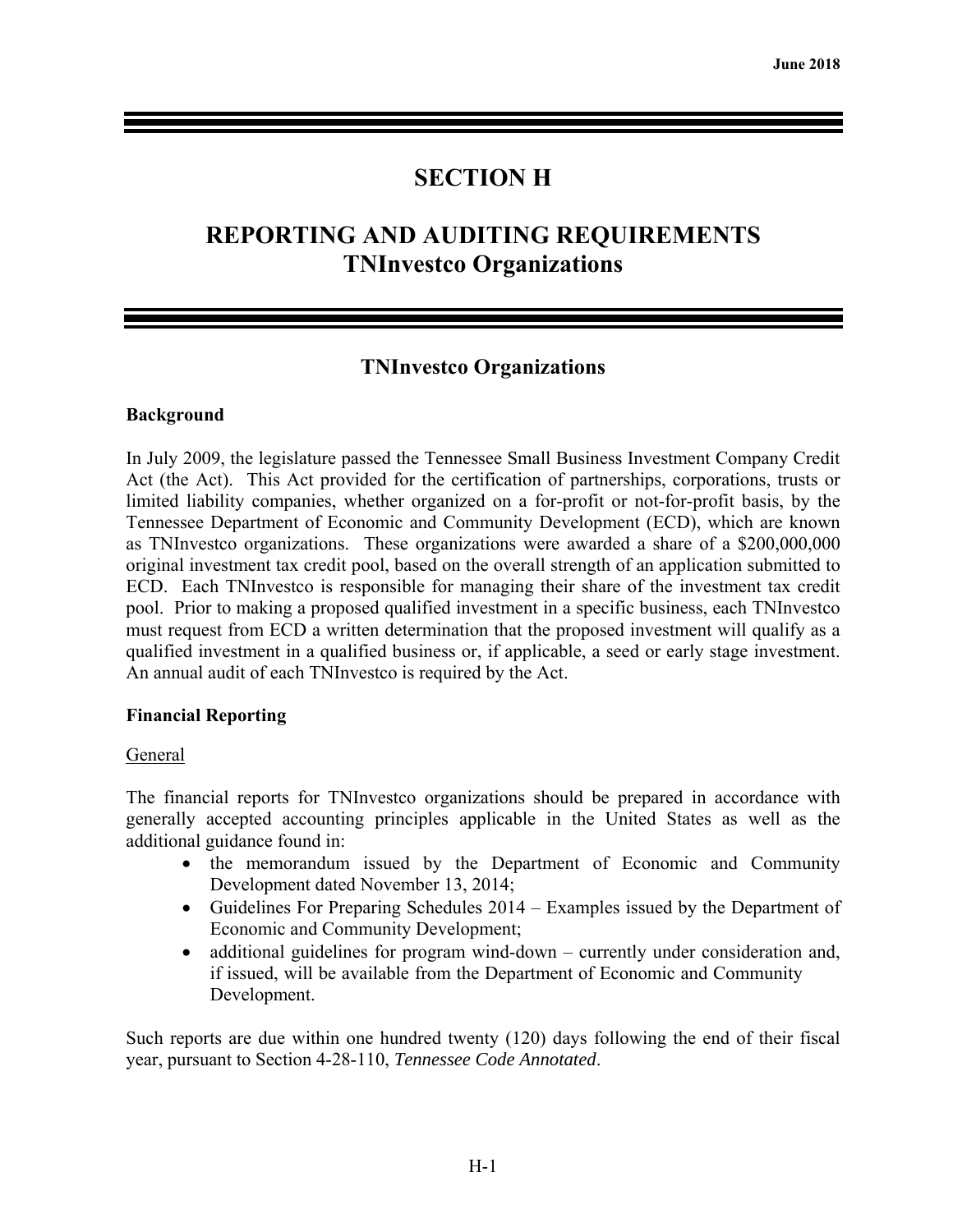# SECTION H

# REPORTING AND AUDITING REQUIREMENTS TNInvestco Organizations

## TNInvestco Organizations

### Background

In July 2009, the legislature passed the Tennessee Small Business Investment Company Credit Act (the Act). This Act provided for the certification of partnerships, corporations, trusts or limited liability companies, whether organized on a for-profit or not-for-profit basis, by the Tennessee Department of Economic and Community Development (ECD), which are known as TNInvestco organizations. These organizations were awarded a share of a $200,000,000 original investment tax credit pool, based on the overall strength of an application submitted to ECD. Each TNInvestco is responsible for managing their share of the investment tax credit pool. Prior to making a proposed qualified investment in a specific business, each TNInvestco must request from ECD a written determination that the proposed investment will qualify as a qualified investment in a qualified business or, if applicable, a seed or early stage investment. An annual audit of each TNInvestco is required by the Act.

### Financial Reporting

General

The financial reports for TNInvestco organizations should be prepared in accordance with generally accepted accounting principles applicable in the United States as well as the additional guidance found in:

- the memorandum issued by the Department of Economic and Community Development dated November 13, 2014;
- Guidelines For Preparing Schedules 2014 – Examples issued by the Department of Economic and Community Development;
- additional guidelines for program wind-down – currently under consideration and, if issued, will be available from the Department of Economic and Community Development.

Such reports are due within one hundred twenty (120) days following the end of their fiscal year, pursuant to Section 4-28-110, *Tennessee Code Annotated*.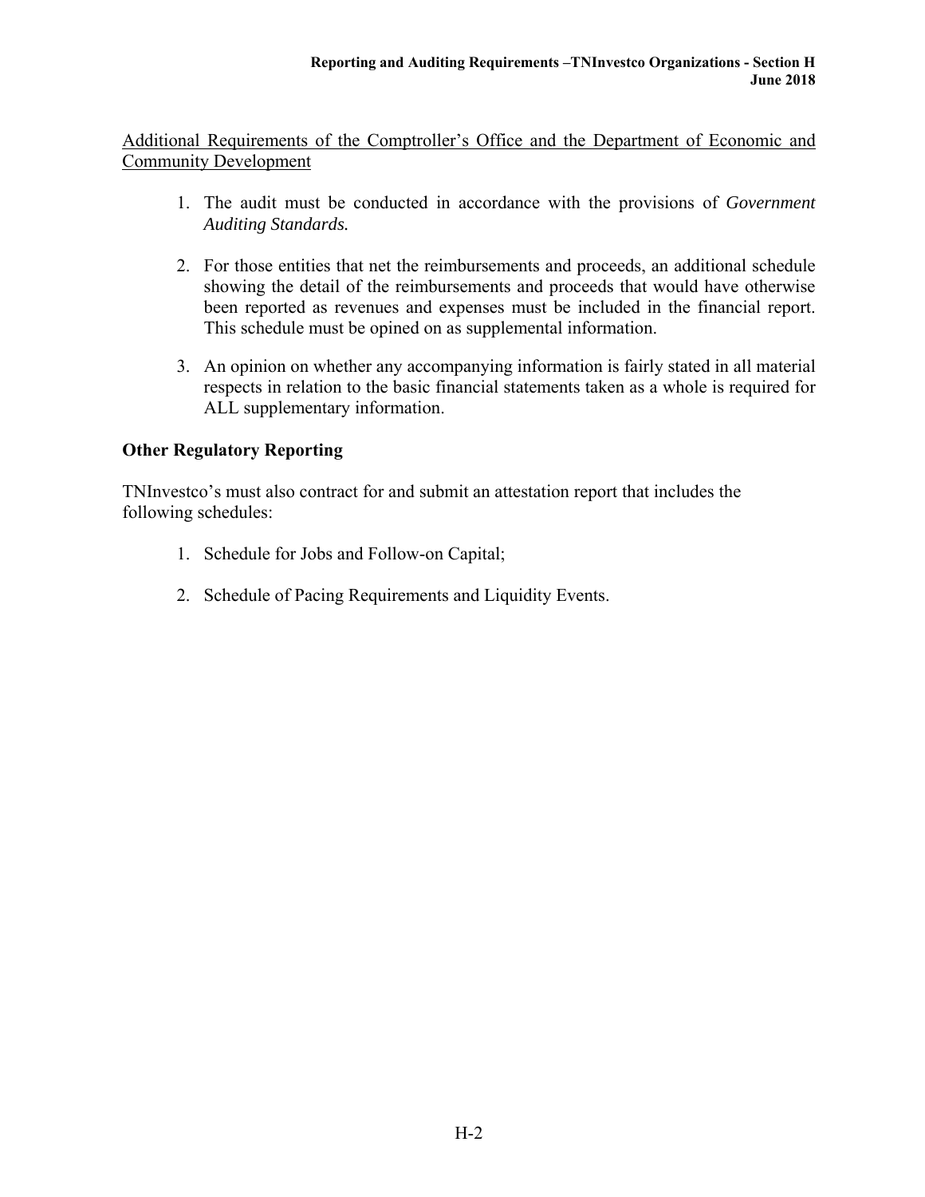Additional Requirements of the Comptroller's Office and the Department of Economic and Community Development

1. The audit must be conducted in accordance with the provisions of *Government Auditing Standards.*

2. For those entities that net the reimbursements and proceeds, an additional schedule showing the detail of the reimbursements and proceeds that would have otherwise been reported as revenues and expenses must be included in the financial report. This schedule must be opined on as supplemental information.

3. An opinion on whether any accompanying information is fairly stated in all material respects in relation to the basic financial statements taken as a whole is required for ALL supplementary information.

## Other Regulatory Reporting

TNInvestco's must also contract for and submit an attestation report that includes the following schedules:

1. Schedule for Jobs and Follow-on Capital;

2. Schedule of Pacing Requirements and Liquidity Events.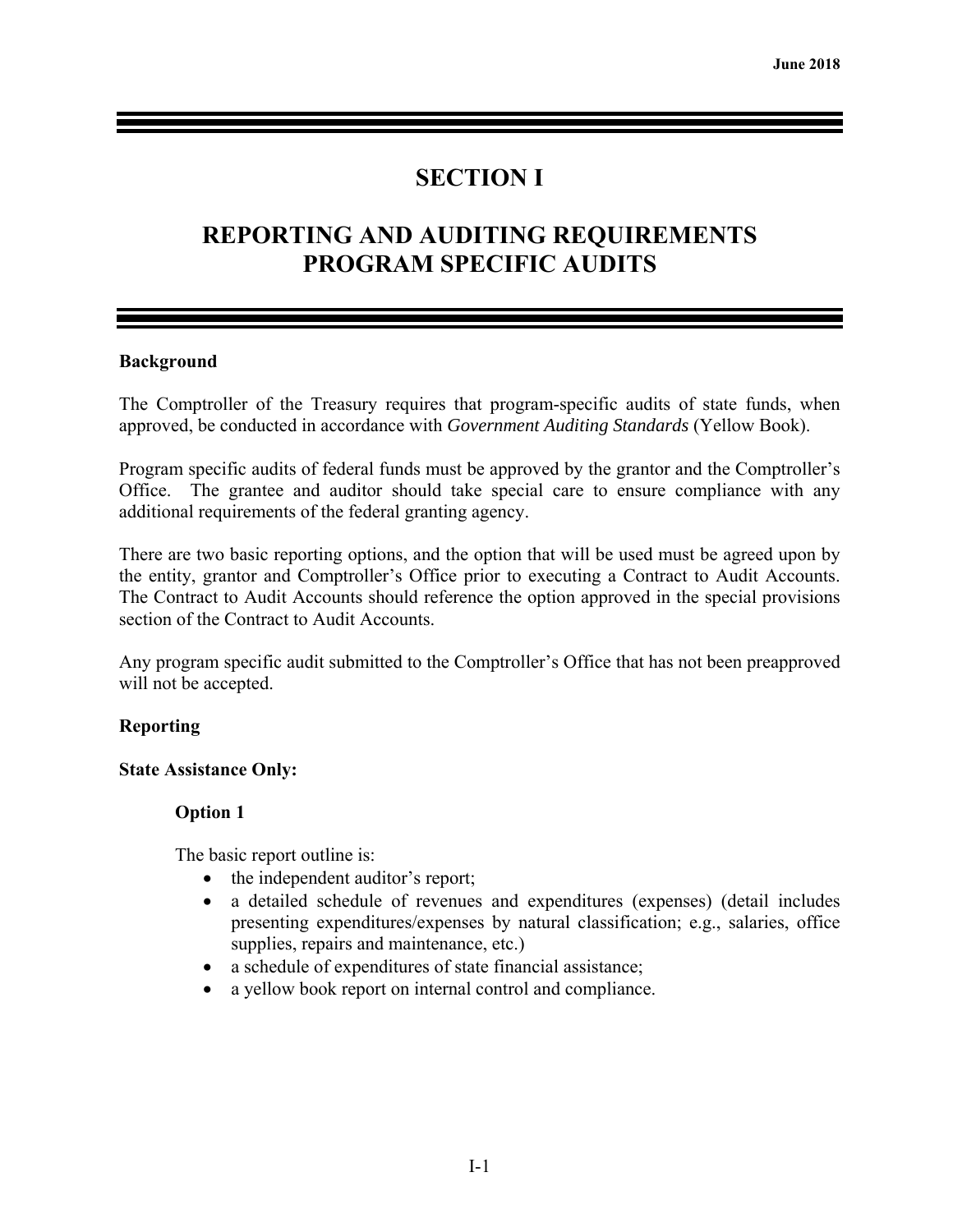# SECTION I

# REPORTING AND AUDITING REQUIREMENTS PROGRAM SPECIFIC AUDITS

**Background**

The Comptroller of the Treasury requires that program-specific audits of state funds, when approved, be conducted in accordance with *Government Auditing Standards* (Yellow Book).

Program specific audits of federal funds must be approved by the grantor and the Comptroller's Office. The grantee and auditor should take special care to ensure compliance with any additional requirements of the federal granting agency.

There are two basic reporting options, and the option that will be used must be agreed upon by the entity, grantor and Comptroller's Office prior to executing a Contract to Audit Accounts. The Contract to Audit Accounts should reference the option approved in the special provisions section of the Contract to Audit Accounts.

Any program specific audit submitted to the Comptroller's Office that has not been preapproved will not be accepted.

**Reporting**

**State Assistance Only:**

**Option 1**

The basic report outline is:

- the independent auditor's report;
- a detailed schedule of revenues and expenditures (expenses) (detail includes presenting expenditures/expenses by natural classification; e.g., salaries, office supplies, repairs and maintenance, etc.)
- a schedule of expenditures of state financial assistance;
- a yellow book report on internal control and compliance.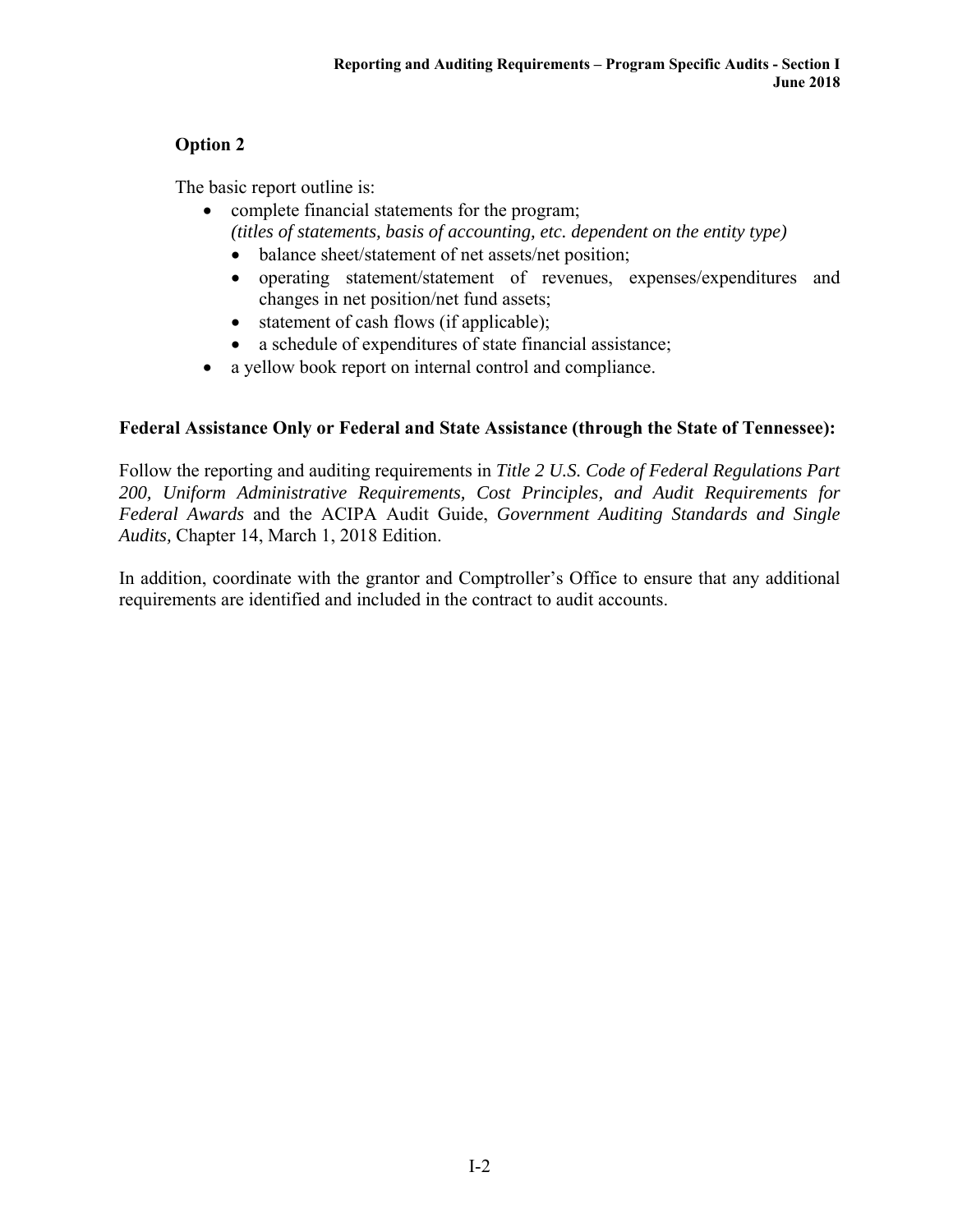### Option 2

The basic report outline is:

- complete financial statements for the program;
  *(titles of statements, basis of accounting, etc. dependent on the entity type)*
  - balance sheet/statement of net assets/net position;
  - operating statement/statement of revenues, expenses/expenditures and changes in net position/net fund assets;
  - statement of cash flows (if applicable);
  - a schedule of expenditures of state financial assistance;
- a yellow book report on internal control and compliance.

**Federal Assistance Only or Federal and State Assistance (through the State of Tennessee):**

Follow the reporting and auditing requirements in *Title 2 U.S. Code of Federal Regulations Part 200, Uniform Administrative Requirements, Cost Principles, and Audit Requirements for Federal Awards* and the ACIPA Audit Guide, *Government Auditing Standards and Single Audits,* Chapter 14, March 1, 2018 Edition.

In addition, coordinate with the grantor and Comptroller's Office to ensure that any additional requirements are identified and included in the contract to audit accounts.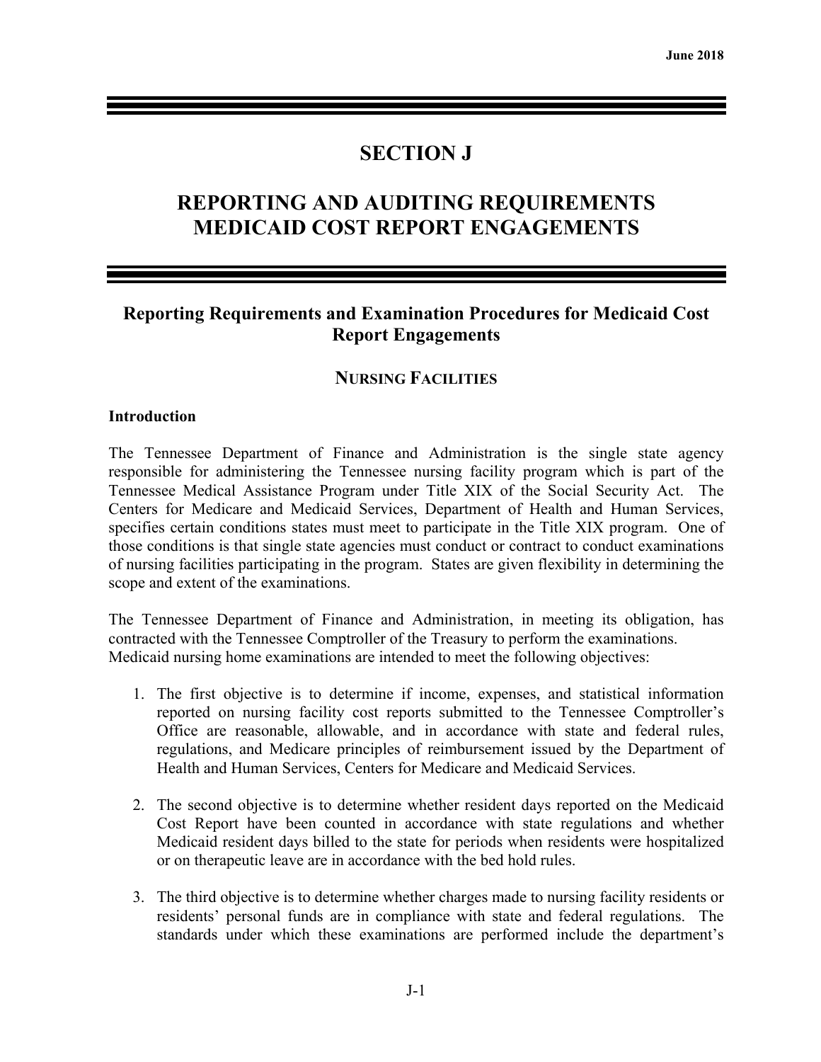# SECTION J

# REPORTING AND AUDITING REQUIREMENTS MEDICAID COST REPORT ENGAGEMENTS

## Reporting Requirements and Examination Procedures for Medicaid Cost Report Engagements

### NURSING FACILITIES

**Introduction**

The Tennessee Department of Finance and Administration is the single state agency responsible for administering the Tennessee nursing facility program which is part of the Tennessee Medical Assistance Program under Title XIX of the Social Security Act. The Centers for Medicare and Medicaid Services, Department of Health and Human Services, specifies certain conditions states must meet to participate in the Title XIX program. One of those conditions is that single state agencies must conduct or contract to conduct examinations of nursing facilities participating in the program. States are given flexibility in determining the scope and extent of the examinations.

The Tennessee Department of Finance and Administration, in meeting its obligation, has contracted with the Tennessee Comptroller of the Treasury to perform the examinations. Medicaid nursing home examinations are intended to meet the following objectives:

1. The first objective is to determine if income, expenses, and statistical information reported on nursing facility cost reports submitted to the Tennessee Comptroller's Office are reasonable, allowable, and in accordance with state and federal rules, regulations, and Medicare principles of reimbursement issued by the Department of Health and Human Services, Centers for Medicare and Medicaid Services.

2. The second objective is to determine whether resident days reported on the Medicaid Cost Report have been counted in accordance with state regulations and whether Medicaid resident days billed to the state for periods when residents were hospitalized or on therapeutic leave are in accordance with the bed hold rules.

3. The third objective is to determine whether charges made to nursing facility residents or residents' personal funds are in compliance with state and federal regulations. The standards under which these examinations are performed include the department's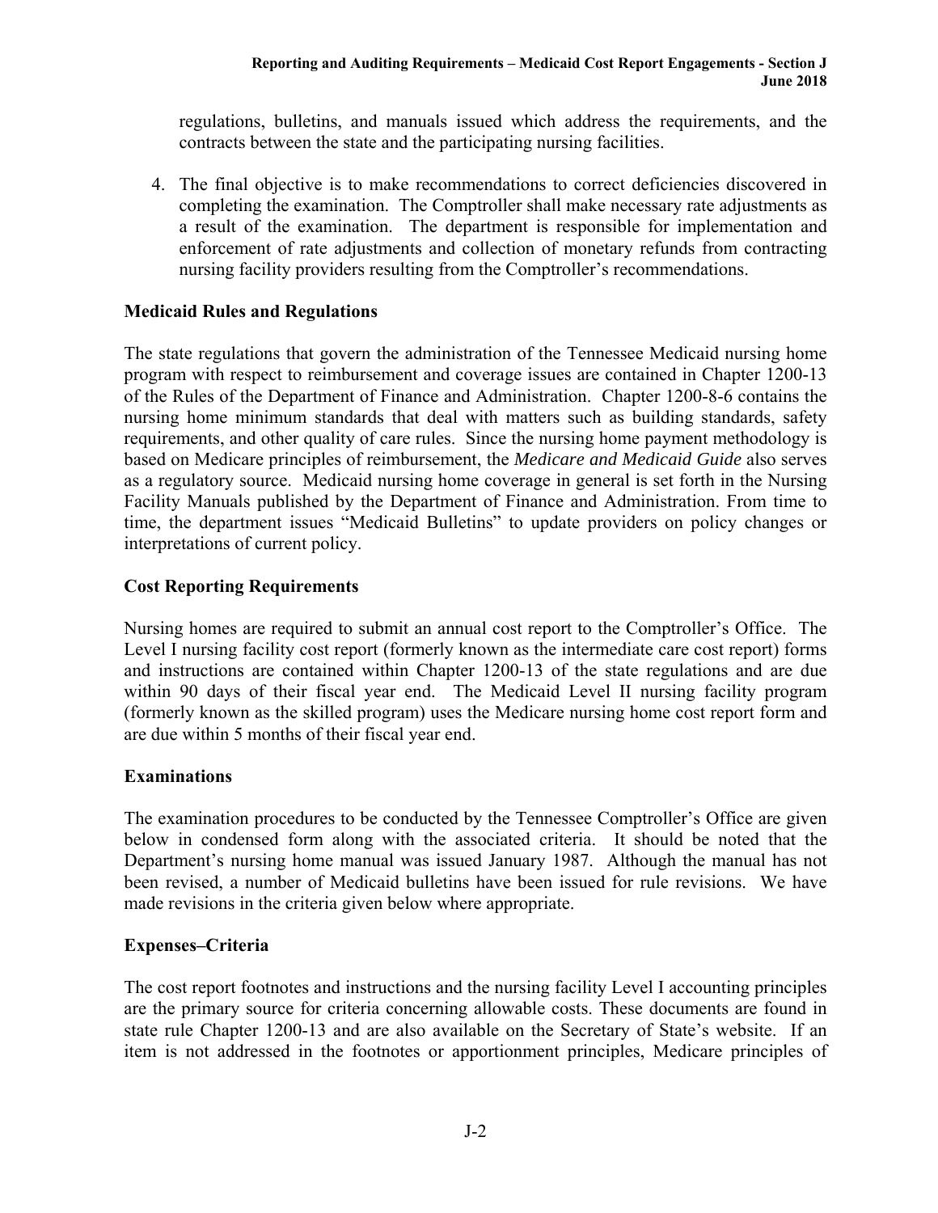regulations, bulletins, and manuals issued which address the requirements, and the contracts between the state and the participating nursing facilities.

4. The final objective is to make recommendations to correct deficiencies discovered in completing the examination. The Comptroller shall make necessary rate adjustments as a result of the examination. The department is responsible for implementation and enforcement of rate adjustments and collection of monetary refunds from contracting nursing facility providers resulting from the Comptroller's recommendations.

## Medicaid Rules and Regulations

The state regulations that govern the administration of the Tennessee Medicaid nursing home program with respect to reimbursement and coverage issues are contained in Chapter 1200-13 of the Rules of the Department of Finance and Administration. Chapter 1200-8-6 contains the nursing home minimum standards that deal with matters such as building standards, safety requirements, and other quality of care rules. Since the nursing home payment methodology is based on Medicare principles of reimbursement, the *Medicare and Medicaid Guide* also serves as a regulatory source. Medicaid nursing home coverage in general is set forth in the Nursing Facility Manuals published by the Department of Finance and Administration. From time to time, the department issues "Medicaid Bulletins" to update providers on policy changes or interpretations of current policy.

## Cost Reporting Requirements

Nursing homes are required to submit an annual cost report to the Comptroller's Office. The Level I nursing facility cost report (formerly known as the intermediate care cost report) forms and instructions are contained within Chapter 1200-13 of the state regulations and are due within 90 days of their fiscal year end. The Medicaid Level II nursing facility program (formerly known as the skilled program) uses the Medicare nursing home cost report form and are due within 5 months of their fiscal year end.

## Examinations

The examination procedures to be conducted by the Tennessee Comptroller's Office are given below in condensed form along with the associated criteria. It should be noted that the Department's nursing home manual was issued January 1987. Although the manual has not been revised, a number of Medicaid bulletins have been issued for rule revisions. We have made revisions in the criteria given below where appropriate.

## Expenses–Criteria

The cost report footnotes and instructions and the nursing facility Level I accounting principles are the primary source for criteria concerning allowable costs. These documents are found in state rule Chapter 1200-13 and are also available on the Secretary of State's website. If an item is not addressed in the footnotes or apportionment principles, Medicare principles of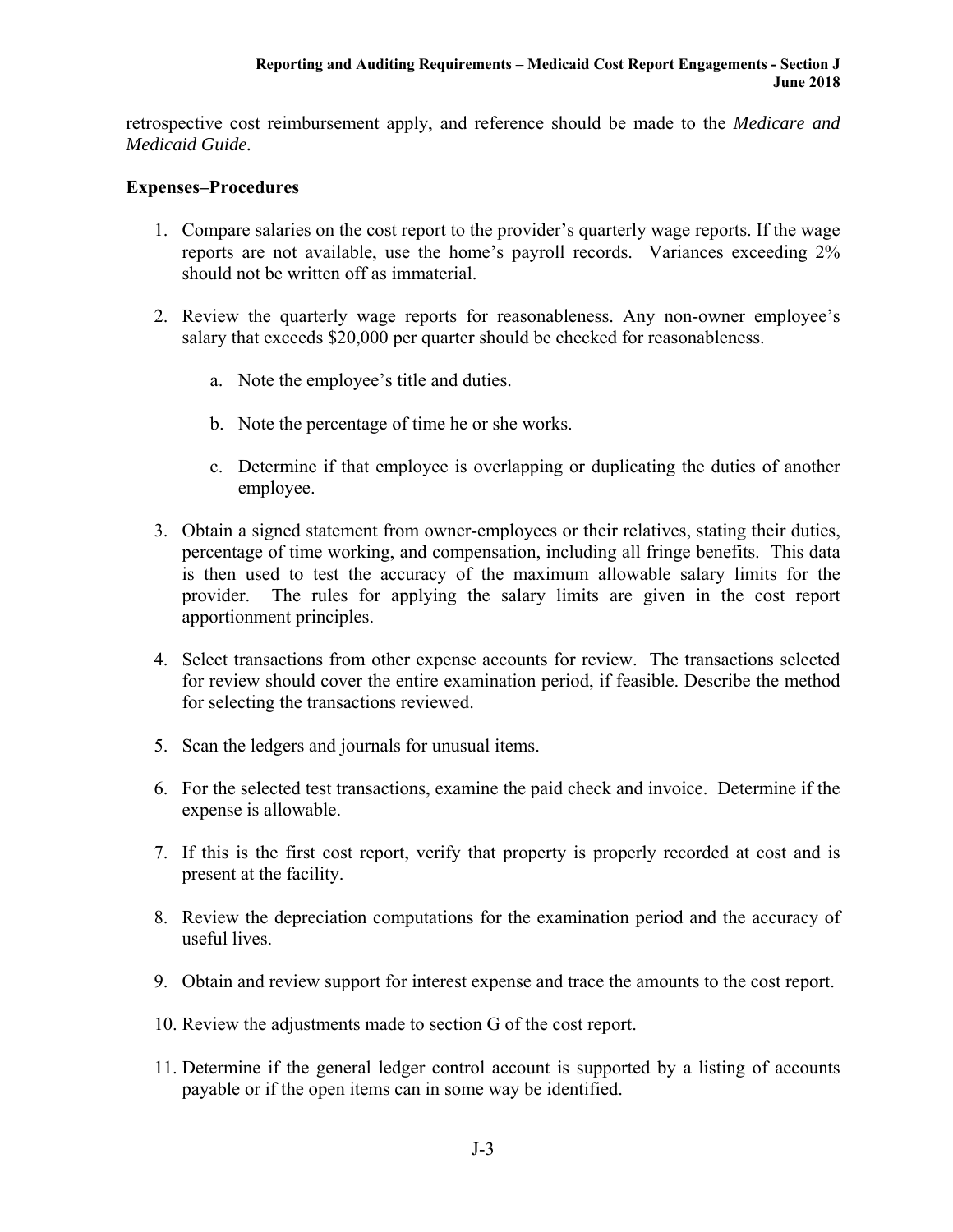retrospective cost reimbursement apply, and reference should be made to the *Medicare and Medicaid Guide*.

**Expenses–Procedures**

1. Compare salaries on the cost report to the provider's quarterly wage reports. If the wage reports are not available, use the home's payroll records. Variances exceeding 2% should not be written off as immaterial.

2. Review the quarterly wage reports for reasonableness. Any non-owner employee's salary that exceeds $20,000 per quarter should be checked for reasonableness.

   a. Note the employee's title and duties.

   b. Note the percentage of time he or she works.

   c. Determine if that employee is overlapping or duplicating the duties of another employee.

3. Obtain a signed statement from owner-employees or their relatives, stating their duties, percentage of time working, and compensation, including all fringe benefits. This data is then used to test the accuracy of the maximum allowable salary limits for the provider. The rules for applying the salary limits are given in the cost report apportionment principles.

4. Select transactions from other expense accounts for review. The transactions selected for review should cover the entire examination period, if feasible. Describe the method for selecting the transactions reviewed.

5. Scan the ledgers and journals for unusual items.

6. For the selected test transactions, examine the paid check and invoice. Determine if the expense is allowable.

7. If this is the first cost report, verify that property is properly recorded at cost and is present at the facility.

8. Review the depreciation computations for the examination period and the accuracy of useful lives.

9. Obtain and review support for interest expense and trace the amounts to the cost report.

10. Review the adjustments made to section G of the cost report.

11. Determine if the general ledger control account is supported by a listing of accounts payable or if the open items can in some way be identified.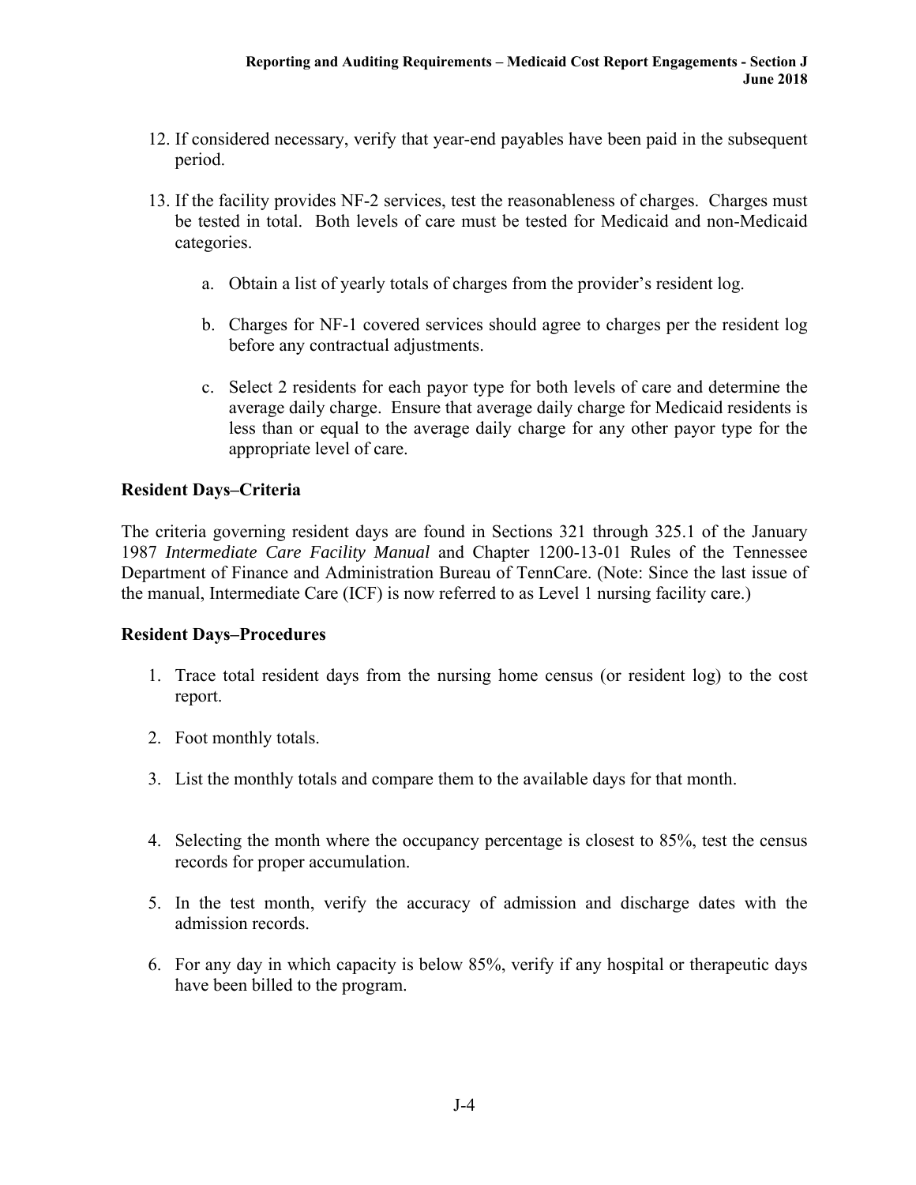12. If considered necessary, verify that year-end payables have been paid in the subsequent period.

13. If the facility provides NF-2 services, test the reasonableness of charges. Charges must be tested in total. Both levels of care must be tested for Medicaid and non-Medicaid categories.

    a. Obtain a list of yearly totals of charges from the provider's resident log.

    b. Charges for NF-1 covered services should agree to charges per the resident log before any contractual adjustments.

    c. Select 2 residents for each payor type for both levels of care and determine the average daily charge. Ensure that average daily charge for Medicaid residents is less than or equal to the average daily charge for any other payor type for the appropriate level of care.

**Resident Days–Criteria**

The criteria governing resident days are found in Sections 321 through 325.1 of the January 1987 *Intermediate Care Facility Manual* and Chapter 1200-13-01 Rules of the Tennessee Department of Finance and Administration Bureau of TennCare. (Note: Since the last issue of the manual, Intermediate Care (ICF) is now referred to as Level 1 nursing facility care.)

**Resident Days–Procedures**

1. Trace total resident days from the nursing home census (or resident log) to the cost report.

2. Foot monthly totals.

3. List the monthly totals and compare them to the available days for that month.

4. Selecting the month where the occupancy percentage is closest to 85%, test the census records for proper accumulation.

5. In the test month, verify the accuracy of admission and discharge dates with the admission records.

6. For any day in which capacity is below 85%, verify if any hospital or therapeutic days have been billed to the program.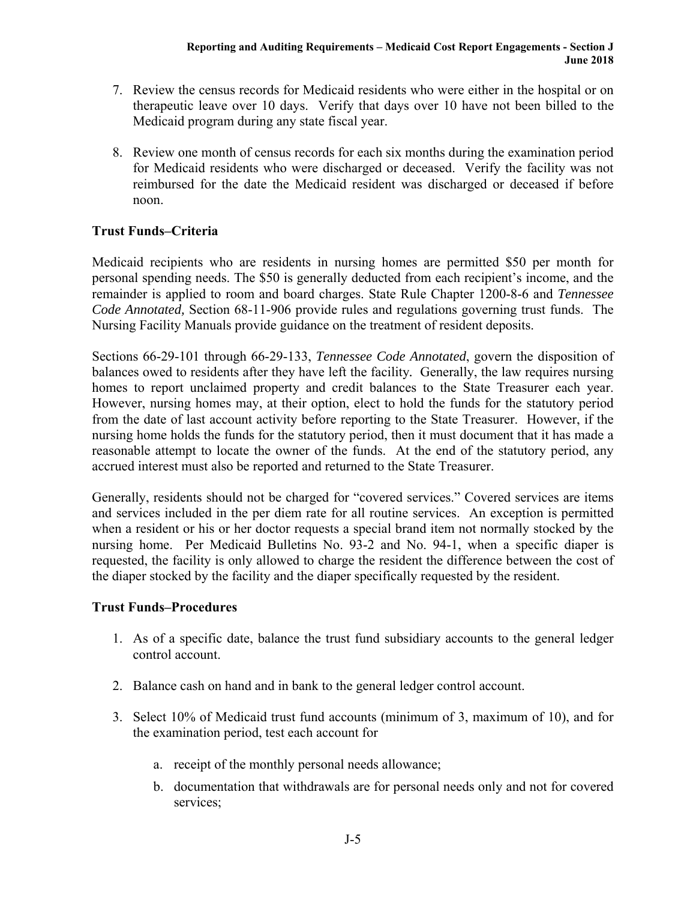7. Review the census records for Medicaid residents who were either in the hospital or on therapeutic leave over 10 days. Verify that days over 10 have not been billed to the Medicaid program during any state fiscal year.

8. Review one month of census records for each six months during the examination period for Medicaid residents who were discharged or deceased. Verify the facility was not reimbursed for the date the Medicaid resident was discharged or deceased if before noon.

## Trust Funds–Criteria

Medicaid recipients who are residents in nursing homes are permitted $50 per month for personal spending needs. The $50 is generally deducted from each recipient's income, and the remainder is applied to room and board charges. State Rule Chapter 1200-8-6 and *Tennessee Code Annotated,* Section 68-11-906 provide rules and regulations governing trust funds. The Nursing Facility Manuals provide guidance on the treatment of resident deposits.

Sections 66-29-101 through 66-29-133, *Tennessee Code Annotated*, govern the disposition of balances owed to residents after they have left the facility. Generally, the law requires nursing homes to report unclaimed property and credit balances to the State Treasurer each year. However, nursing homes may, at their option, elect to hold the funds for the statutory period from the date of last account activity before reporting to the State Treasurer. However, if the nursing home holds the funds for the statutory period, then it must document that it has made a reasonable attempt to locate the owner of the funds. At the end of the statutory period, any accrued interest must also be reported and returned to the State Treasurer.

Generally, residents should not be charged for "covered services." Covered services are items and services included in the per diem rate for all routine services. An exception is permitted when a resident or his or her doctor requests a special brand item not normally stocked by the nursing home. Per Medicaid Bulletins No. 93-2 and No. 94-1, when a specific diaper is requested, the facility is only allowed to charge the resident the difference between the cost of the diaper stocked by the facility and the diaper specifically requested by the resident.

## Trust Funds–Procedures

1. As of a specific date, balance the trust fund subsidiary accounts to the general ledger control account.

2. Balance cash on hand and in bank to the general ledger control account.

3. Select 10% of Medicaid trust fund accounts (minimum of 3, maximum of 10), and for the examination period, test each account for

   a. receipt of the monthly personal needs allowance;

   b. documentation that withdrawals are for personal needs only and not for covered services;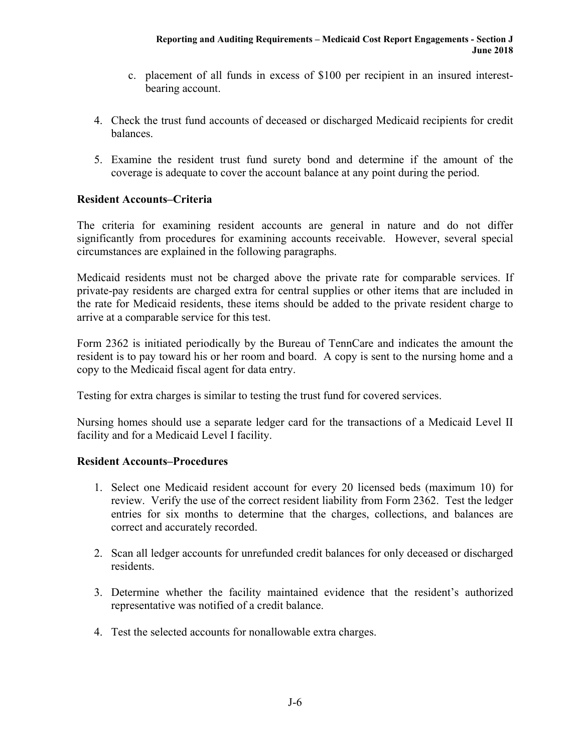c. placement of all funds in excess of $100 per recipient in an insured interest-bearing account.

4. Check the trust fund accounts of deceased or discharged Medicaid recipients for credit balances.

5. Examine the resident trust fund surety bond and determine if the amount of the coverage is adequate to cover the account balance at any point during the period.

**Resident Accounts–Criteria**

The criteria for examining resident accounts are general in nature and do not differ significantly from procedures for examining accounts receivable. However, several special circumstances are explained in the following paragraphs.

Medicaid residents must not be charged above the private rate for comparable services. If private-pay residents are charged extra for central supplies or other items that are included in the rate for Medicaid residents, these items should be added to the private resident charge to arrive at a comparable service for this test.

Form 2362 is initiated periodically by the Bureau of TennCare and indicates the amount the resident is to pay toward his or her room and board. A copy is sent to the nursing home and a copy to the Medicaid fiscal agent for data entry.

Testing for extra charges is similar to testing the trust fund for covered services.

Nursing homes should use a separate ledger card for the transactions of a Medicaid Level II facility and for a Medicaid Level I facility.

**Resident Accounts–Procedures**

1. Select one Medicaid resident account for every 20 licensed beds (maximum 10) for review. Verify the use of the correct resident liability from Form 2362. Test the ledger entries for six months to determine that the charges, collections, and balances are correct and accurately recorded.

2. Scan all ledger accounts for unrefunded credit balances for only deceased or discharged residents.

3. Determine whether the facility maintained evidence that the resident's authorized representative was notified of a credit balance.

4. Test the selected accounts for nonallowable extra charges.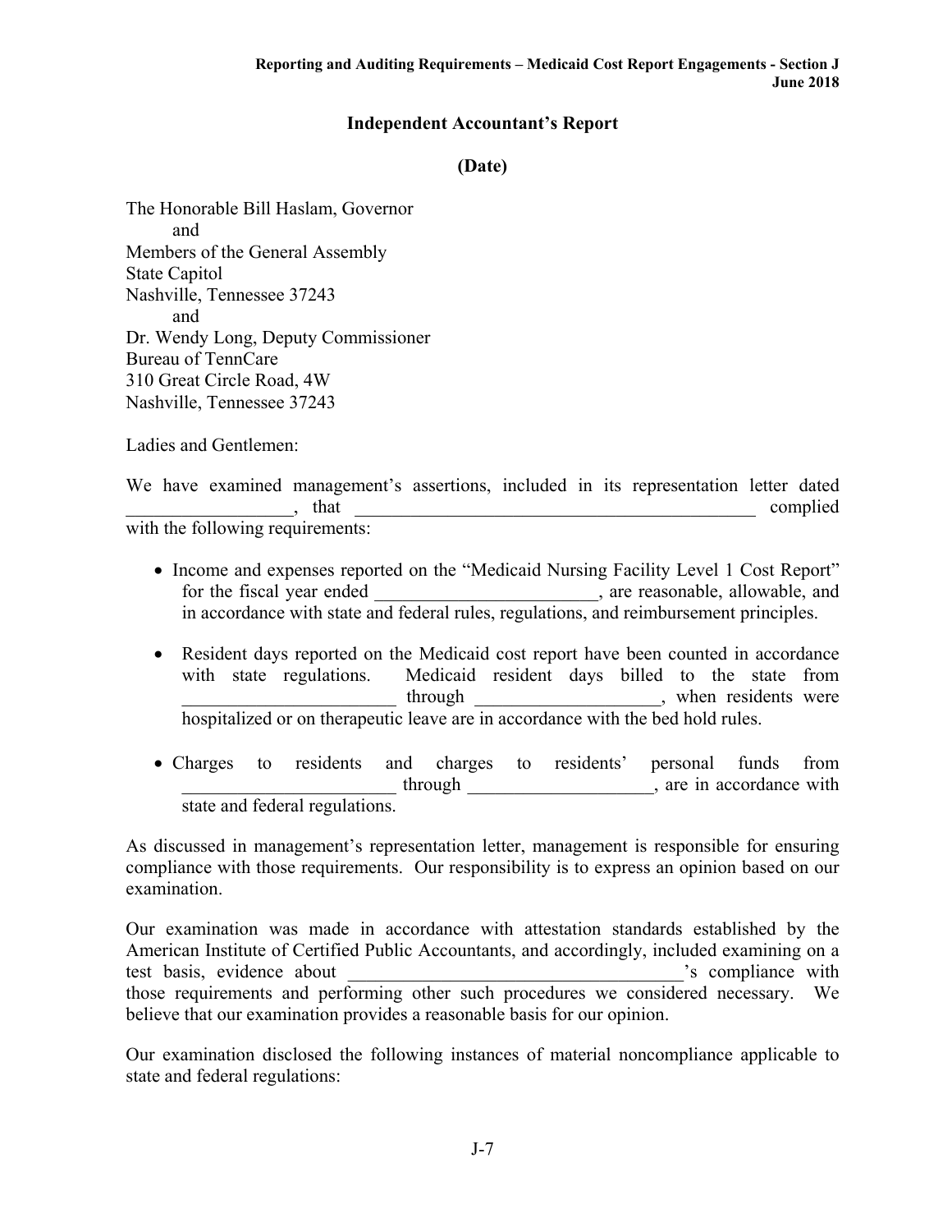**Independent Accountant's Report**

**(Date)**

The Honorable Bill Haslam, Governor
and
Members of the General Assembly
State Capitol
Nashville, Tennessee 37243
and
Dr. Wendy Long, Deputy Commissioner
Bureau of TennCare
310 Great Circle Road, 4W
Nashville, Tennessee 37243

Ladies and Gentlemen:

We have examined management's assertions, included in its representation letter dated \_\_\_\_\_\_\_\_\_\_\_\_\_\_\_\_\_\_, that \_\_\_\_\_\_\_\_\_\_\_\_\_\_\_\_\_\_\_\_\_\_\_\_\_\_\_\_\_\_\_\_\_\_\_\_\_\_\_\_\_\_\_\_ complied with the following requirements:

- Income and expenses reported on the "Medicaid Nursing Facility Level 1 Cost Report" for the fiscal year ended \_\_\_\_\_\_\_\_\_\_\_\_\_\_\_\_\_\_\_\_\_\_\_\_, are reasonable, allowable, and in accordance with state and federal rules, regulations, and reimbursement principles.
- Resident days reported on the Medicaid cost report have been counted in accordance with state regulations. Medicaid resident days billed to the state from \_\_\_\_\_\_\_\_\_\_\_\_\_\_\_\_\_\_\_\_\_\_\_ through \_\_\_\_\_\_\_\_\_\_\_\_\_\_\_\_\_\_\_, when residents were hospitalized or on therapeutic leave are in accordance with the bed hold rules.
- Charges to residents and charges to residents' personal funds from \_\_\_\_\_\_\_\_\_\_\_\_\_\_\_\_\_\_\_\_\_\_\_ through \_\_\_\_\_\_\_\_\_\_\_\_\_\_\_\_\_\_\_, are in accordance with state and federal regulations.

As discussed in management's representation letter, management is responsible for ensuring compliance with those requirements. Our responsibility is to express an opinion based on our examination.

Our examination was made in accordance with attestation standards established by the American Institute of Certified Public Accountants, and accordingly, included examining on a test basis, evidence about \_\_\_\_\_\_\_\_\_\_\_\_\_\_\_\_\_\_\_\_\_\_\_\_\_\_\_\_\_\_\_\_\_\_\_\_\_'s compliance with those requirements and performing other such procedures we considered necessary. We believe that our examination provides a reasonable basis for our opinion.

Our examination disclosed the following instances of material noncompliance applicable to state and federal regulations: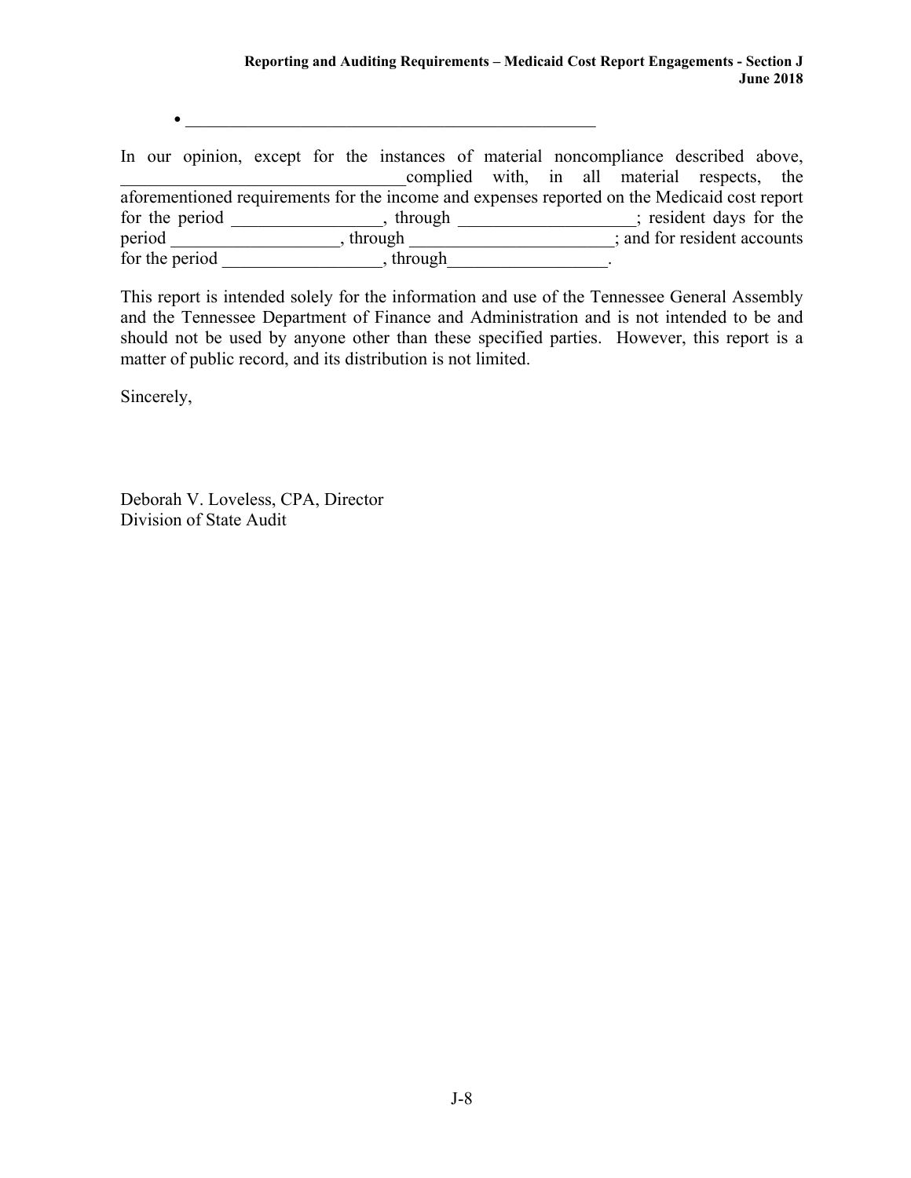- ________________________________________________

In our opinion, except for the instances of material noncompliance described above, ________________________________complied with, in all material respects, the aforementioned requirements for the income and expenses reported on the Medicaid cost report for the period _________________, through ____________________; resident days for the period ___________________, through ________________________; and for resident accounts for the period __________________, through__________________.

This report is intended solely for the information and use of the Tennessee General Assembly and the Tennessee Department of Finance and Administration and is not intended to be and should not be used by anyone other than these specified parties. However, this report is a matter of public record, and its distribution is not limited.

Sincerely,

Deborah V. Loveless, CPA, Director
Division of State Audit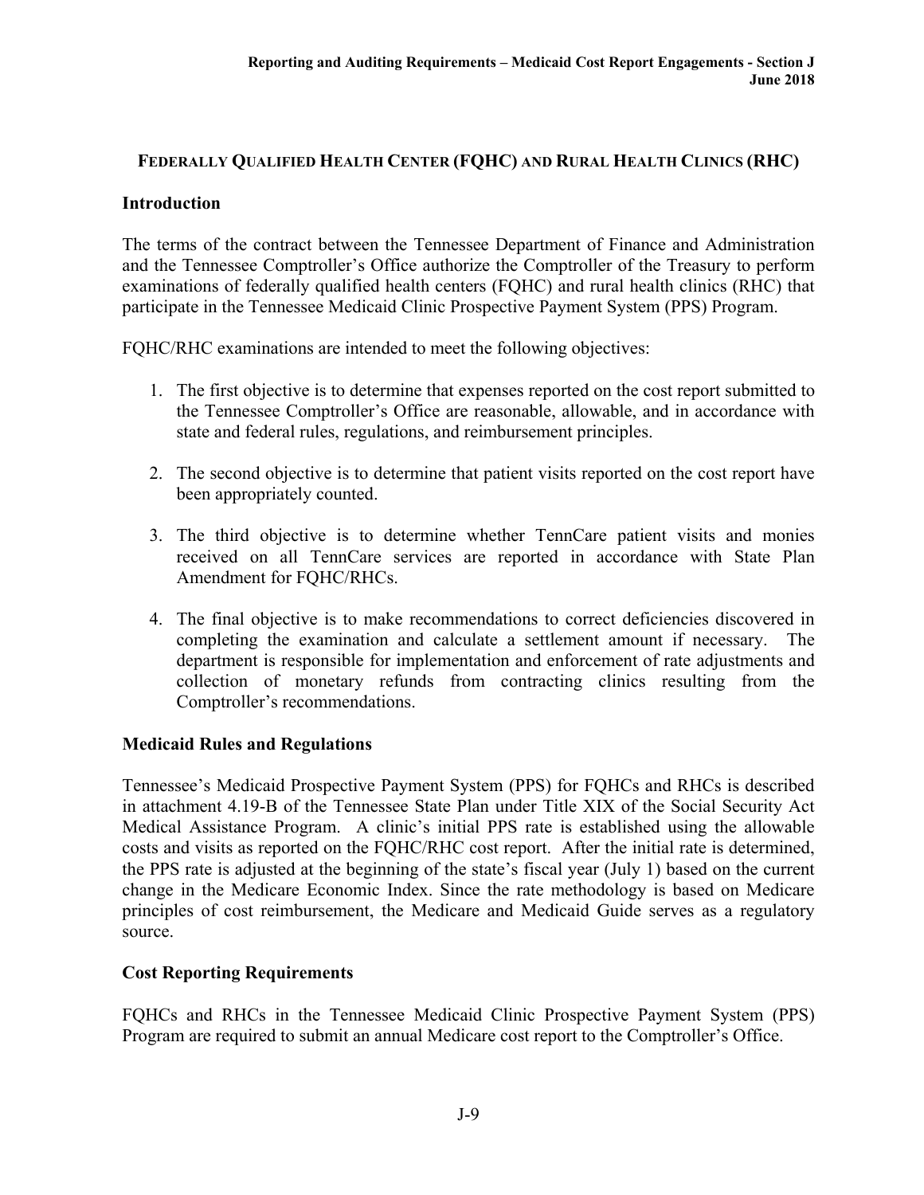## Federally Qualified Health Center (FQHC) and Rural Health Clinics (RHC)

### Introduction

The terms of the contract between the Tennessee Department of Finance and Administration and the Tennessee Comptroller's Office authorize the Comptroller of the Treasury to perform examinations of federally qualified health centers (FQHC) and rural health clinics (RHC) that participate in the Tennessee Medicaid Clinic Prospective Payment System (PPS) Program.

FQHC/RHC examinations are intended to meet the following objectives:

1. The first objective is to determine that expenses reported on the cost report submitted to the Tennessee Comptroller's Office are reasonable, allowable, and in accordance with state and federal rules, regulations, and reimbursement principles.

2. The second objective is to determine that patient visits reported on the cost report have been appropriately counted.

3. The third objective is to determine whether TennCare patient visits and monies received on all TennCare services are reported in accordance with State Plan Amendment for FQHC/RHCs.

4. The final objective is to make recommendations to correct deficiencies discovered in completing the examination and calculate a settlement amount if necessary. The department is responsible for implementation and enforcement of rate adjustments and collection of monetary refunds from contracting clinics resulting from the Comptroller's recommendations.

### Medicaid Rules and Regulations

Tennessee's Medicaid Prospective Payment System (PPS) for FQHCs and RHCs is described in attachment 4.19-B of the Tennessee State Plan under Title XIX of the Social Security Act Medical Assistance Program. A clinic's initial PPS rate is established using the allowable costs and visits as reported on the FQHC/RHC cost report. After the initial rate is determined, the PPS rate is adjusted at the beginning of the state's fiscal year (July 1) based on the current change in the Medicare Economic Index. Since the rate methodology is based on Medicare principles of cost reimbursement, the Medicare and Medicaid Guide serves as a regulatory source.

### Cost Reporting Requirements

FQHCs and RHCs in the Tennessee Medicaid Clinic Prospective Payment System (PPS) Program are required to submit an annual Medicare cost report to the Comptroller's Office.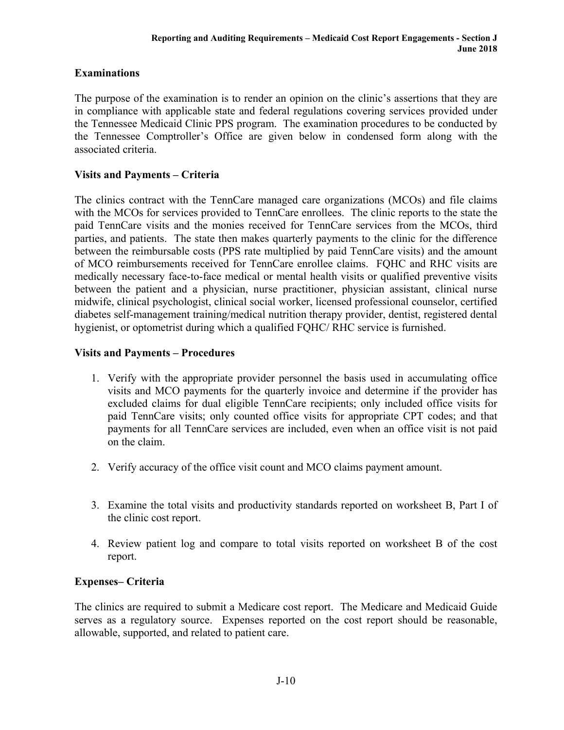**Examinations**

The purpose of the examination is to render an opinion on the clinic's assertions that they are in compliance with applicable state and federal regulations covering services provided under the Tennessee Medicaid Clinic PPS program. The examination procedures to be conducted by the Tennessee Comptroller's Office are given below in condensed form along with the associated criteria.

**Visits and Payments – Criteria**

The clinics contract with the TennCare managed care organizations (MCOs) and file claims with the MCOs for services provided to TennCare enrollees. The clinic reports to the state the paid TennCare visits and the monies received for TennCare services from the MCOs, third parties, and patients. The state then makes quarterly payments to the clinic for the difference between the reimbursable costs (PPS rate multiplied by paid TennCare visits) and the amount of MCO reimbursements received for TennCare enrollee claims. FQHC and RHC visits are medically necessary face-to-face medical or mental health visits or qualified preventive visits between the patient and a physician, nurse practitioner, physician assistant, clinical nurse midwife, clinical psychologist, clinical social worker, licensed professional counselor, certified diabetes self-management training/medical nutrition therapy provider, dentist, registered dental hygienist, or optometrist during which a qualified FQHC/ RHC service is furnished.

**Visits and Payments – Procedures**

1. Verify with the appropriate provider personnel the basis used in accumulating office visits and MCO payments for the quarterly invoice and determine if the provider has excluded claims for dual eligible TennCare recipients; only included office visits for paid TennCare visits; only counted office visits for appropriate CPT codes; and that payments for all TennCare services are included, even when an office visit is not paid on the claim.

2. Verify accuracy of the office visit count and MCO claims payment amount.

3. Examine the total visits and productivity standards reported on worksheet B, Part I of the clinic cost report.

4. Review patient log and compare to total visits reported on worksheet B of the cost report.

**Expenses– Criteria**

The clinics are required to submit a Medicare cost report. The Medicare and Medicaid Guide serves as a regulatory source. Expenses reported on the cost report should be reasonable, allowable, supported, and related to patient care.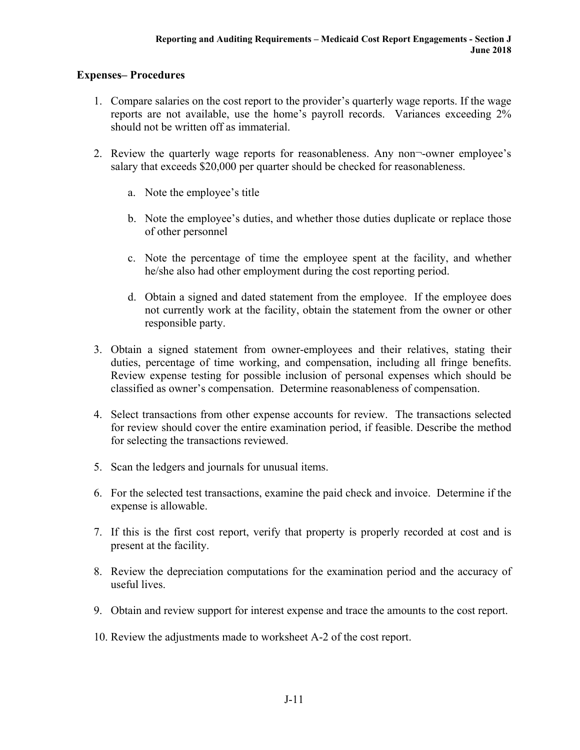## Expenses– Procedures

1. Compare salaries on the cost report to the provider's quarterly wage reports. If the wage reports are not available, use the home's payroll records. Variances exceeding 2% should not be written off as immaterial.

2. Review the quarterly wage reports for reasonableness. Any non¬-owner employee's salary that exceeds $20,000 per quarter should be checked for reasonableness.

    a. Note the employee's title

    b. Note the employee's duties, and whether those duties duplicate or replace those of other personnel

    c. Note the percentage of time the employee spent at the facility, and whether he/she also had other employment during the cost reporting period.

    d. Obtain a signed and dated statement from the employee. If the employee does not currently work at the facility, obtain the statement from the owner or other responsible party.

3. Obtain a signed statement from owner-employees and their relatives, stating their duties, percentage of time working, and compensation, including all fringe benefits. Review expense testing for possible inclusion of personal expenses which should be classified as owner's compensation. Determine reasonableness of compensation.

4. Select transactions from other expense accounts for review. The transactions selected for review should cover the entire examination period, if feasible. Describe the method for selecting the transactions reviewed.

5. Scan the ledgers and journals for unusual items.

6. For the selected test transactions, examine the paid check and invoice. Determine if the expense is allowable.

7. If this is the first cost report, verify that property is properly recorded at cost and is present at the facility.

8. Review the depreciation computations for the examination period and the accuracy of useful lives.

9. Obtain and review support for interest expense and trace the amounts to the cost report.

10. Review the adjustments made to worksheet A-2 of the cost report.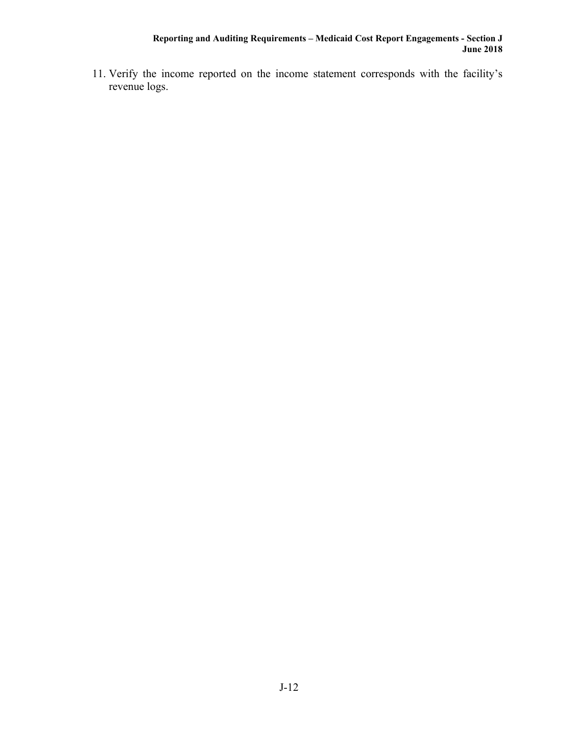11. Verify the income reported on the income statement corresponds with the facility's revenue logs.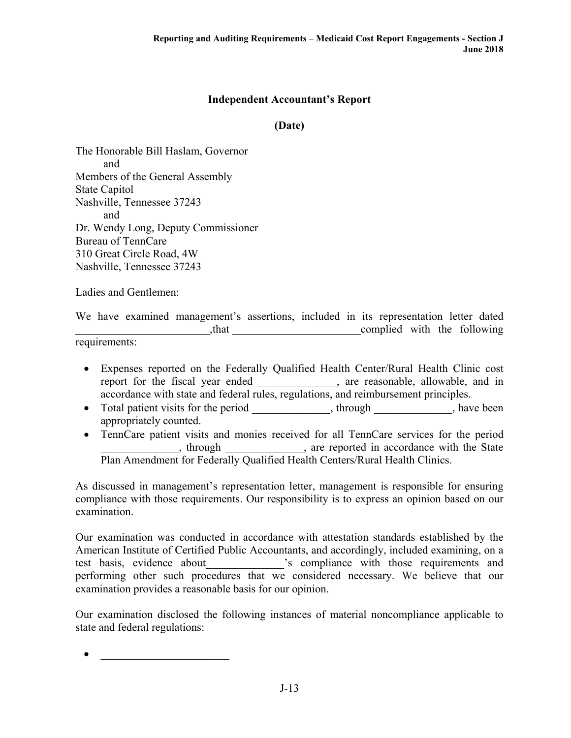## Independent Accountant's Report

**(Date)**

The Honorable Bill Haslam, Governor
and
Members of the General Assembly
State Capitol
Nashville, Tennessee 37243
and
Dr. Wendy Long, Deputy Commissioner
Bureau of TennCare
310 Great Circle Road, 4W
Nashville, Tennessee 37243

Ladies and Gentlemen:

We have examined management's assertions, included in its representation letter dated ________________________,that ________________________complied with the following requirements:

- Expenses reported on the Federally Qualified Health Center/Rural Health Clinic cost report for the fiscal year ended ______________, are reasonable, allowable, and in accordance with state and federal rules, regulations, and reimbursement principles.
- Total patient visits for the period ______________, through ______________, have been appropriately counted.
- TennCare patient visits and monies received for all TennCare services for the period ______________, through ______________, are reported in accordance with the State Plan Amendment for Federally Qualified Health Centers/Rural Health Clinics.

As discussed in management's representation letter, management is responsible for ensuring compliance with those requirements. Our responsibility is to express an opinion based on our examination.

Our examination was conducted in accordance with attestation standards established by the American Institute of Certified Public Accountants, and accordingly, included examining, on a test basis, evidence about______________'s compliance with those requirements and performing other such procedures that we considered necessary. We believe that our examination provides a reasonable basis for our opinion.

Our examination disclosed the following instances of material noncompliance applicable to state and federal regulations:

- ________________________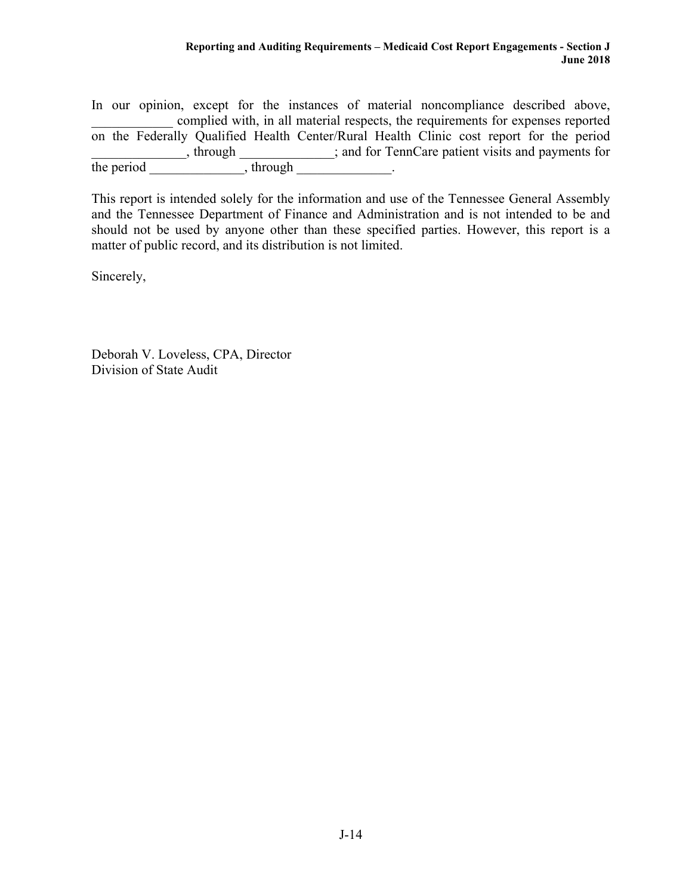In our opinion, except for the instances of material noncompliance described above, ____________ complied with, in all material respects, the requirements for expenses reported on the Federally Qualified Health Center/Rural Health Clinic cost report for the period ______________, through ______________; and for TennCare patient visits and payments for the period ______________, through ______________.

This report is intended solely for the information and use of the Tennessee General Assembly and the Tennessee Department of Finance and Administration and is not intended to be and should not be used by anyone other than these specified parties. However, this report is a matter of public record, and its distribution is not limited.

Sincerely,

Deborah V. Loveless, CPA, Director
Division of State Audit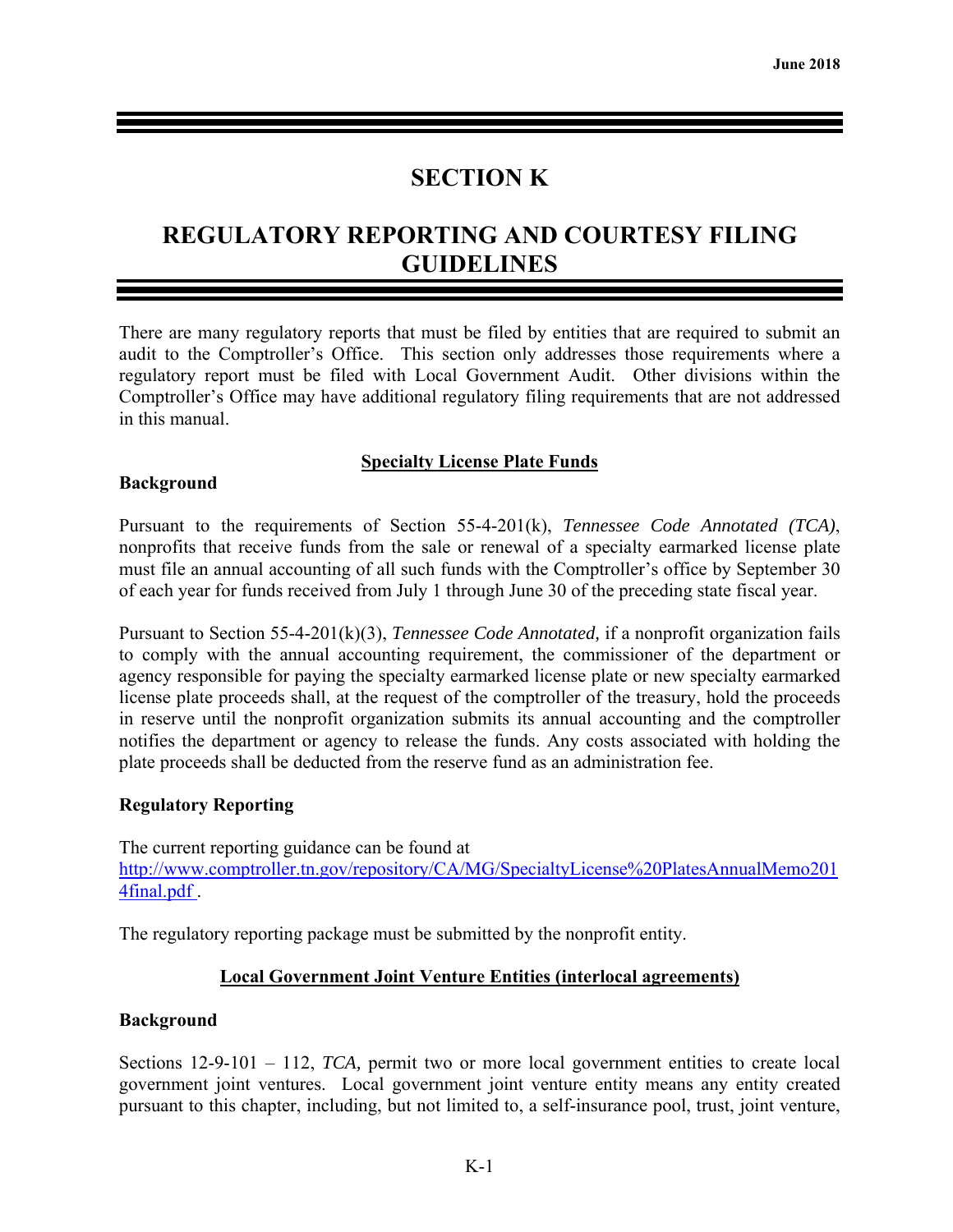# SECTION K

# REGULATORY REPORTING AND COURTESY FILING GUIDELINES

There are many regulatory reports that must be filed by entities that are required to submit an audit to the Comptroller's Office. This section only addresses those requirements where a regulatory report must be filed with Local Government Audit. Other divisions within the Comptroller's Office may have additional regulatory filing requirements that are not addressed in this manual.

## Specialty License Plate Funds

### Background

Pursuant to the requirements of Section 55-4-201(k), *Tennessee Code Annotated (TCA)*, nonprofits that receive funds from the sale or renewal of a specialty earmarked license plate must file an annual accounting of all such funds with the Comptroller's office by September 30 of each year for funds received from July 1 through June 30 of the preceding state fiscal year.

Pursuant to Section 55-4-201(k)(3), *Tennessee Code Annotated,* if a nonprofit organization fails to comply with the annual accounting requirement, the commissioner of the department or agency responsible for paying the specialty earmarked license plate or new specialty earmarked license plate proceeds shall, at the request of the comptroller of the treasury, hold the proceeds in reserve until the nonprofit organization submits its annual accounting and the comptroller notifies the department or agency to release the funds. Any costs associated with holding the plate proceeds shall be deducted from the reserve fund as an administration fee.

### Regulatory Reporting

The current reporting guidance can be found at
[http://www.comptroller.tn.gov/repository/CA/MG/SpecialtyLicense%20PlatesAnnualMemo2014final.pdf](http://www.comptroller.tn.gov/repository/CA/MG/SpecialtyLicense%20PlatesAnnualMemo2014final.pdf) .

The regulatory reporting package must be submitted by the nonprofit entity.

## Local Government Joint Venture Entities (interlocal agreements)

### Background

Sections 12-9-101 – 112, *TCA,* permit two or more local government entities to create local government joint ventures. Local government joint venture entity means any entity created pursuant to this chapter, including, but not limited to, a self-insurance pool, trust, joint venture,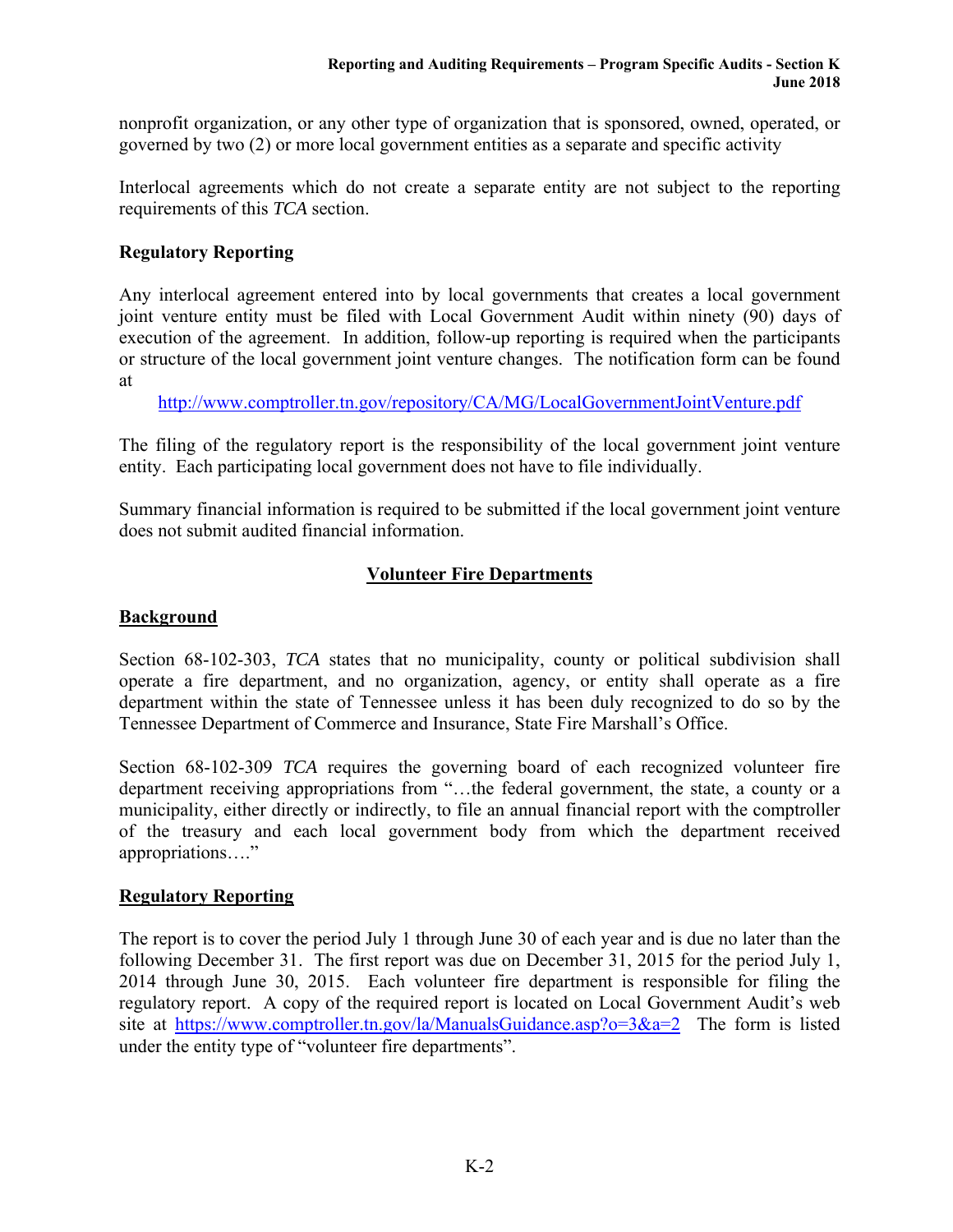nonprofit organization, or any other type of organization that is sponsored, owned, operated, or governed by two (2) or more local government entities as a separate and specific activity

Interlocal agreements which do not create a separate entity are not subject to the reporting requirements of this *TCA* section.

### Regulatory Reporting

Any interlocal agreement entered into by local governments that creates a local government joint venture entity must be filed with Local Government Audit within ninety (90) days of execution of the agreement. In addition, follow-up reporting is required when the participants or structure of the local government joint venture changes. The notification form can be found at

http://www.comptroller.tn.gov/repository/CA/MG/LocalGovernmentJointVenture.pdf

The filing of the regulatory report is the responsibility of the local government joint venture entity. Each participating local government does not have to file individually.

Summary financial information is required to be submitted if the local government joint venture does not submit audited financial information.

## Volunteer Fire Departments

### Background

Section 68-102-303, *TCA* states that no municipality, county or political subdivision shall operate a fire department, and no organization, agency, or entity shall operate as a fire department within the state of Tennessee unless it has been duly recognized to do so by the Tennessee Department of Commerce and Insurance, State Fire Marshall's Office.

Section 68-102-309 *TCA* requires the governing board of each recognized volunteer fire department receiving appropriations from "…the federal government, the state, a county or a municipality, either directly or indirectly, to file an annual financial report with the comptroller of the treasury and each local government body from which the department received appropriations…."

### Regulatory Reporting

The report is to cover the period July 1 through June 30 of each year and is due no later than the following December 31. The first report was due on December 31, 2015 for the period July 1, 2014 through June 30, 2015. Each volunteer fire department is responsible for filing the regulatory report. A copy of the required report is located on Local Government Audit's web site at https://www.comptroller.tn.gov/la/ManualsGuidance.asp?o=3&a=2 The form is listed under the entity type of "volunteer fire departments".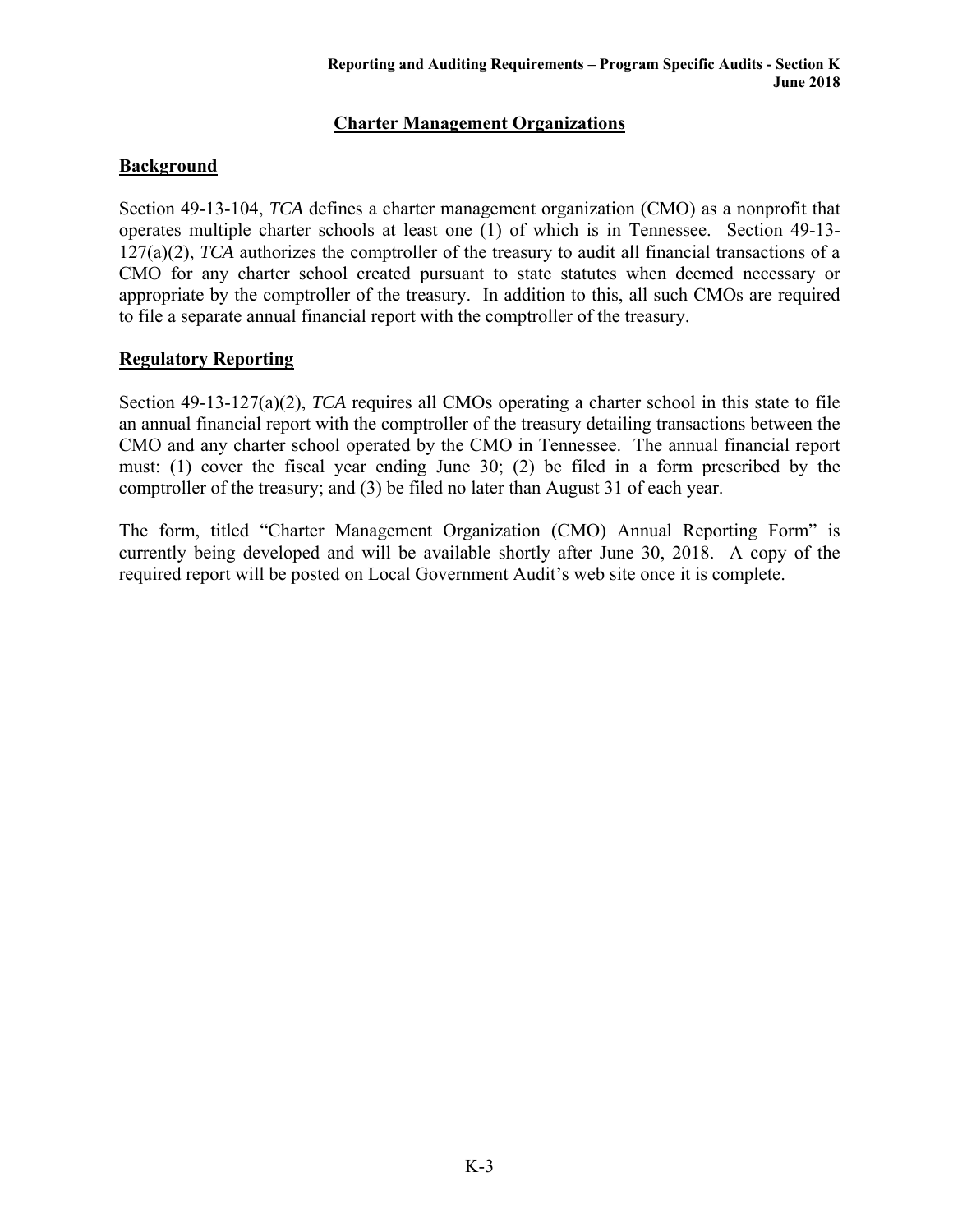# Charter Management Organizations

## Background

Section 49-13-104, *TCA* defines a charter management organization (CMO) as a nonprofit that operates multiple charter schools at least one (1) of which is in Tennessee. Section 49-13-127(a)(2), *TCA* authorizes the comptroller of the treasury to audit all financial transactions of a CMO for any charter school created pursuant to state statutes when deemed necessary or appropriate by the comptroller of the treasury. In addition to this, all such CMOs are required to file a separate annual financial report with the comptroller of the treasury.

## Regulatory Reporting

Section 49-13-127(a)(2), *TCA* requires all CMOs operating a charter school in this state to file an annual financial report with the comptroller of the treasury detailing transactions between the CMO and any charter school operated by the CMO in Tennessee. The annual financial report must: (1) cover the fiscal year ending June 30; (2) be filed in a form prescribed by the comptroller of the treasury; and (3) be filed no later than August 31 of each year.

The form, titled "Charter Management Organization (CMO) Annual Reporting Form" is currently being developed and will be available shortly after June 30, 2018. A copy of the required report will be posted on Local Government Audit's web site once it is complete.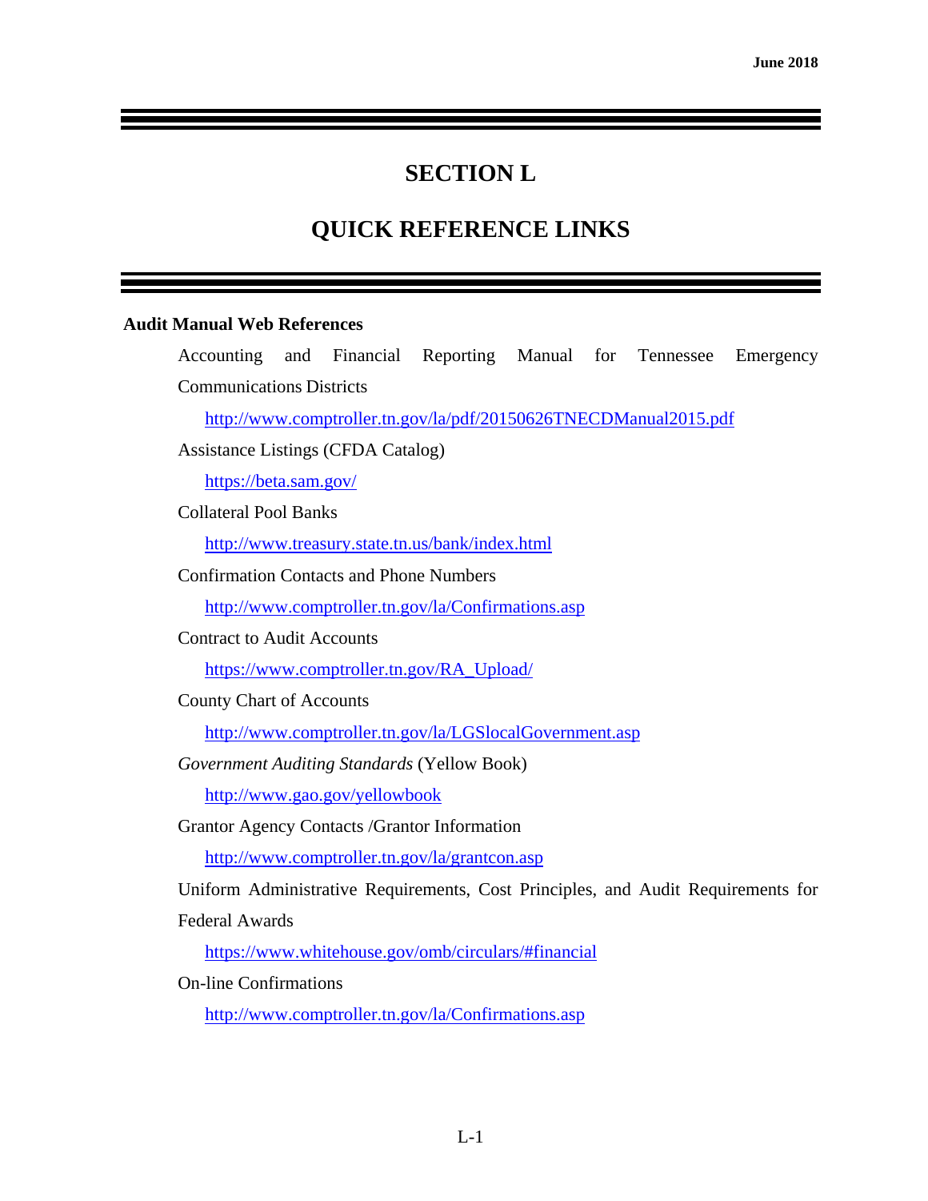# SECTION L

# QUICK REFERENCE LINKS

**Audit Manual Web References**

Accounting and Financial Reporting Manual for Tennessee Emergency Communications Districts

http://www.comptroller.tn.gov/la/pdf/20150626TNECDManual2015.pdf

Assistance Listings (CFDA Catalog)

https://beta.sam.gov/

Collateral Pool Banks

http://www.treasury.state.tn.us/bank/index.html

Confirmation Contacts and Phone Numbers

http://www.comptroller.tn.gov/la/Confirmations.asp

Contract to Audit Accounts

https://www.comptroller.tn.gov/RA_Upload/

County Chart of Accounts

http://www.comptroller.tn.gov/la/LGSlocalGovernment.asp

*Government Auditing Standards* (Yellow Book)

http://www.gao.gov/yellowbook

Grantor Agency Contacts /Grantor Information

http://www.comptroller.tn.gov/la/grantcon.asp

Uniform Administrative Requirements, Cost Principles, and Audit Requirements for Federal Awards

https://www.whitehouse.gov/omb/circulars/#financial

On-line Confirmations

http://www.comptroller.tn.gov/la/Confirmations.asp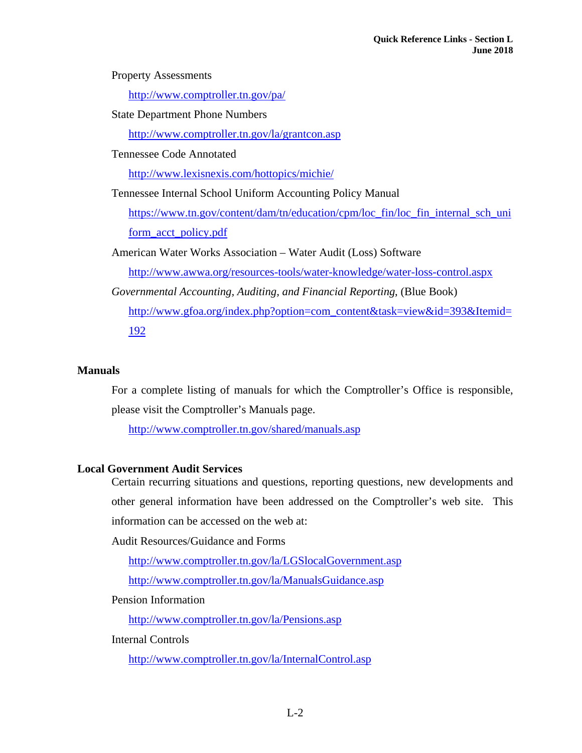Property Assessments

http://www.comptroller.tn.gov/pa/

State Department Phone Numbers

http://www.comptroller.tn.gov/la/grantcon.asp

Tennessee Code Annotated

http://www.lexisnexis.com/hottopics/michie/

Tennessee Internal School Uniform Accounting Policy Manual

https://www.tn.gov/content/dam/tn/education/cpm/loc_fin/loc_fin_internal_sch_uniform_acct_policy.pdf

American Water Works Association – Water Audit (Loss) Software

http://www.awwa.org/resources-tools/water-knowledge/water-loss-control.aspx

*Governmental Accounting, Auditing, and Financial Reporting*, (Blue Book)

http://www.gfoa.org/index.php?option=com_content&task=view&id=393&Itemid=192

## Manuals

For a complete listing of manuals for which the Comptroller's Office is responsible, please visit the Comptroller's Manuals page.

http://www.comptroller.tn.gov/shared/manuals.asp

## Local Government Audit Services

Certain recurring situations and questions, reporting questions, new developments and other general information have been addressed on the Comptroller's web site. This information can be accessed on the web at:

Audit Resources/Guidance and Forms

http://www.comptroller.tn.gov/la/LGSlocalGovernment.asp

http://www.comptroller.tn.gov/la/ManualsGuidance.asp

Pension Information

http://www.comptroller.tn.gov/la/Pensions.asp

Internal Controls

http://www.comptroller.tn.gov/la/InternalControl.asp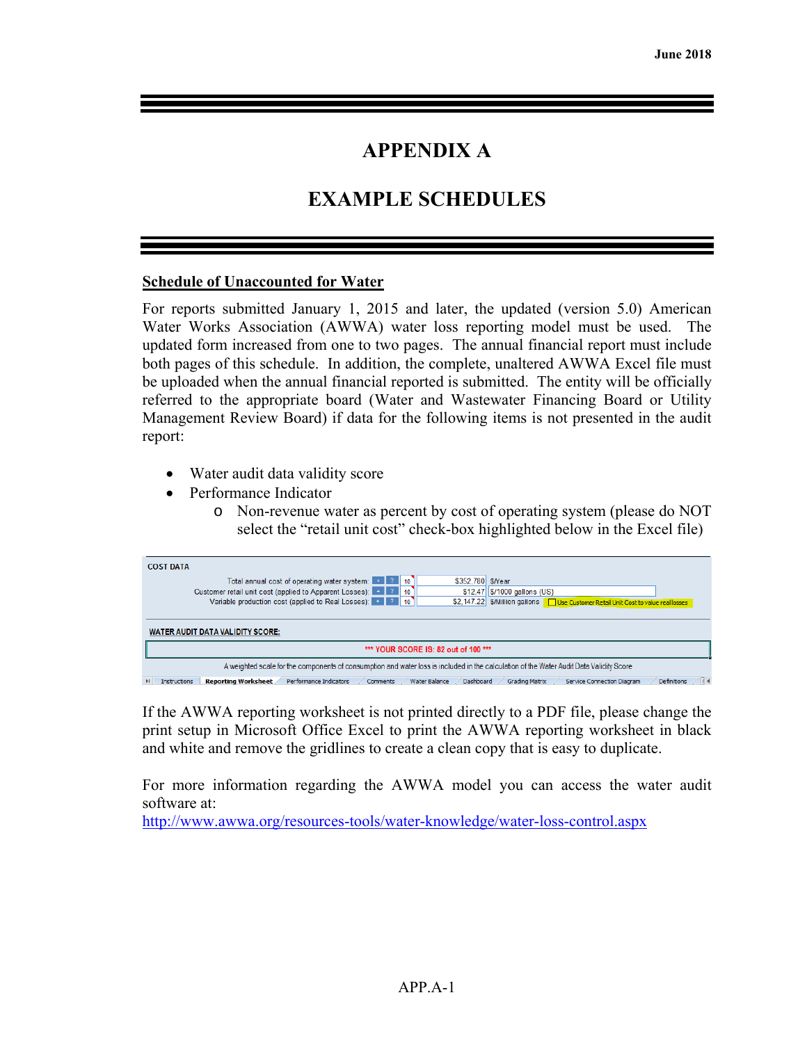# APPENDIX A

# EXAMPLE SCHEDULES

## Schedule of Unaccounted for Water

For reports submitted January 1, 2015 and later, the updated (version 5.0) American Water Works Association (AWWA) water loss reporting model must be used. The updated form increased from one to two pages. The annual financial report must include both pages of this schedule. In addition, the complete, unaltered AWWA Excel file must be uploaded when the annual financial reported is submitted. The entity will be officially referred to the appropriate board (Water and Wastewater Financing Board or Utility Management Review Board) if data for the following items is not presented in the audit report:

- Water audit data validity score
- Performance Indicator
  - Non-revenue water as percent by cost of operating system (please do NOT select the "retail unit cost" check-box highlighted below in the Excel file)

COST DATA

| | | | | |
|---|---|---|---|---|
| Total annual cost of operating water system: | 10 | $352,780 | $/Year | |
| Customer retail unit cost (applied to Apparent Losses): | 10 | $12.47 | $/1000 gallons (US) | |
| Variable production cost (applied to Real Losses): | 10 | $2,147.22 | $/Million gallons | Use Customer Retail Unit Cost to value real losses |

WATER AUDIT DATA VALIDITY SCORE:

\*\*\* YOUR SCORE IS: 82 out of 100 \*\*\*

A weighted scale for the components of consumption and water loss is included in the calculation of the Water Audit Data Validity Score

Instructions | Reporting Worksheet | Performance Indicators | Comments | Water Balance | Dashboard | Grading Matrix | Service Connection Diagram | Definitions

If the AWWA reporting worksheet is not printed directly to a PDF file, please change the print setup in Microsoft Office Excel to print the AWWA reporting worksheet in black and white and remove the gridlines to create a clean copy that is easy to duplicate.

For more information regarding the AWWA model you can access the water audit software at:
http://www.awwa.org/resources-tools/water-knowledge/water-loss-control.aspx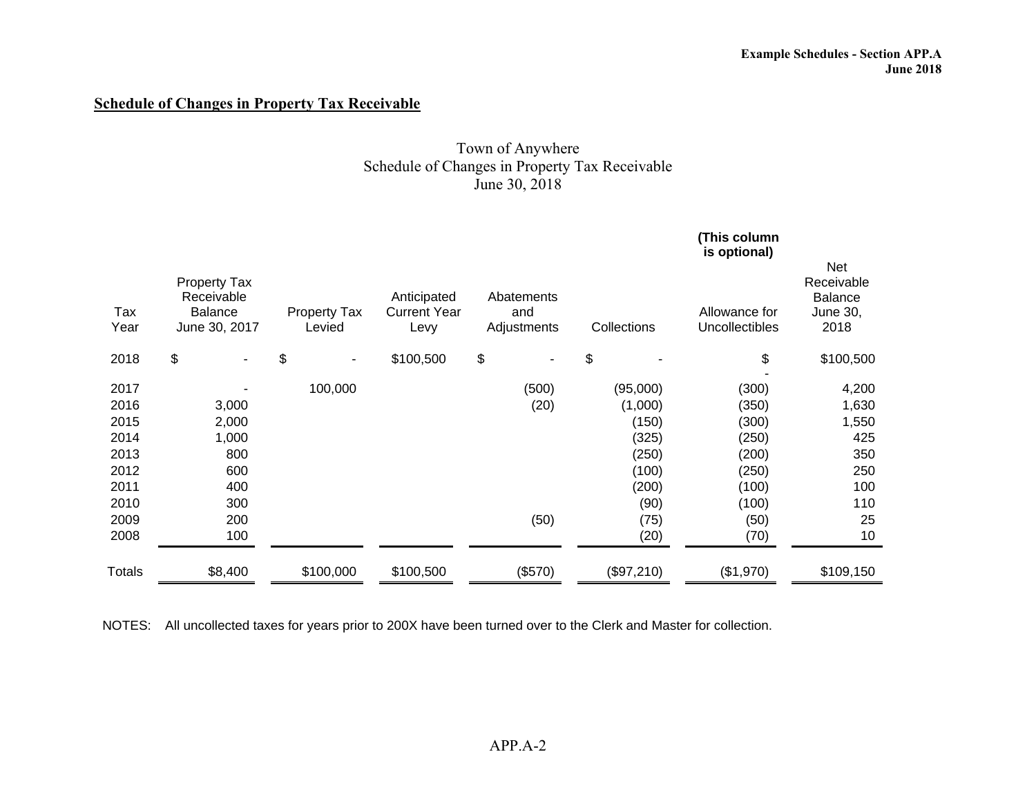## Schedule of Changes in Property Tax Receivable

Town of Anywhere
Schedule of Changes in Property Tax Receivable
June 30, 2018

| Tax Year | Property Tax Receivable Balance June 30, 2017 | Property Tax Levied | Anticipated Current Year Levy | Abatements and Adjustments | Collections | (This column is optional) Allowance for Uncollectibles | Net Receivable Balance June 30, 2018 |
|---|---|---|---|---|---|---|---|
| 2018 | $ - | $ - | $100,500 | $ - | $ - | $ - | $100,500 |
| 2017 | - | 100,000 | | (500) | (95,000) | (300) | 4,200 |
| 2016 | 3,000 | | | (20) | (1,000) | (350) | 1,630 |
| 2015 | 2,000 | | | | (150) | (300) | 1,550 |
| 2014 | 1,000 | | | | (325) | (250) | 425 |
| 2013 | 800 | | | | (250) | (200) | 350 |
| 2012 | 600 | | | | (100) | (250) | 250 |
| 2011 | 400 | | | | (200) | (100) | 100 |
| 2010 | 300 | | | | (90) | (100) | 110 |
| 2009 | 200 | | | (50) | (75) | (50) | 25 |
| 2008 | 100 | | | | (20) | (70) | 10 |
| Totals | $8,400 | $100,000 | $100,500 | ($570) | ($97,210) | ($1,970) | $109,150 |

NOTES: All uncollected taxes for years prior to 200X have been turned over to the Clerk and Master for collection.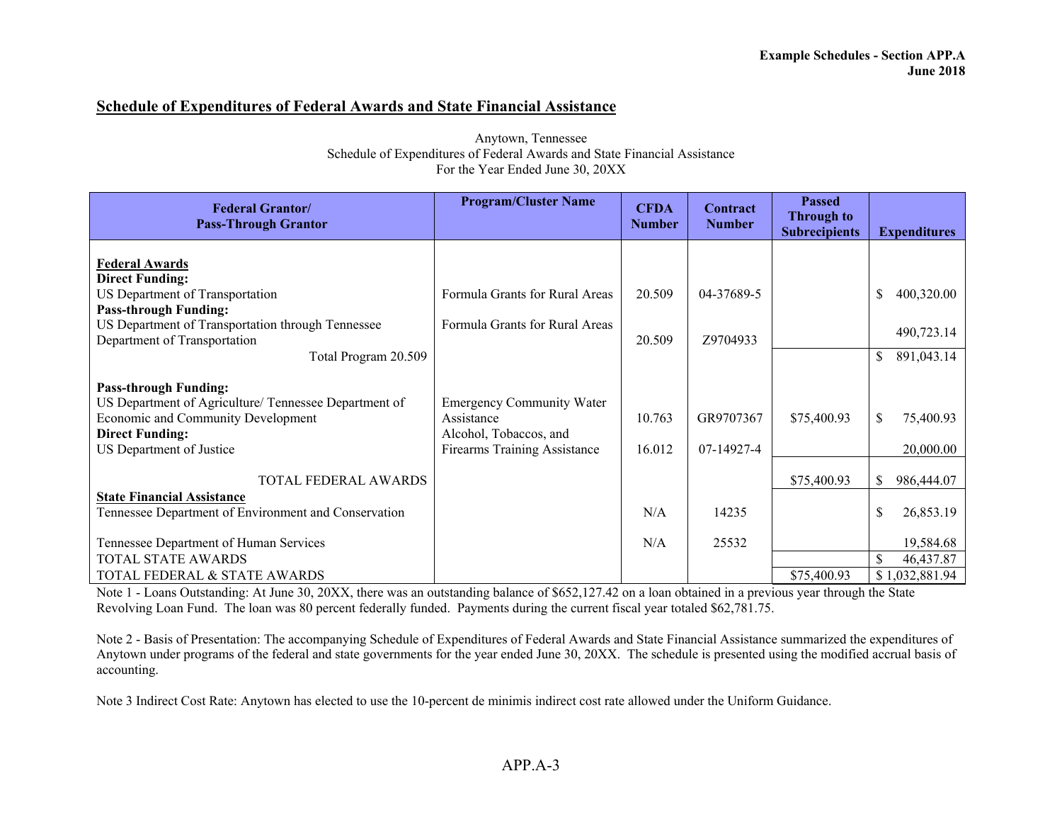## Schedule of Expenditures of Federal Awards and State Financial Assistance

Anytown, Tennessee
Schedule of Expenditures of Federal Awards and State Financial Assistance
For the Year Ended June 30, 20XX

| Federal Grantor/ Pass-Through Grantor | Program/Cluster Name | CFDA Number | Contract Number | Passed Through to Subrecipients | Expenditures |
|---|---|---|---|---|---|
| **Federal Awards** | | | | | |
| **Direct Funding:** | | | | | |
| US Department of Transportation | Formula Grants for Rural Areas | 20.509 | 04-37689-5 | | $ 400,320.00 |
| **Pass-through Funding:** | | | | | |
| US Department of Transportation through Tennessee Department of Transportation | Formula Grants for Rural Areas | 20.509 | Z9704933 | | 490,723.14 |
| Total Program 20.509 | | | | | $ 891,043.14 |
| **Pass-through Funding:** | | | | | |
| US Department of Agriculture/ Tennessee Department of Economic and Community Development | Emergency Community Water Assistance | 10.763 | GR9707367 | $75,400.93 | $ 75,400.93 |
| **Direct Funding:** | | | | | |
| US Department of Justice | Alcohol, Tobaccos, and Firearms Training Assistance | 16.012 | 07-14927-4 | | 20,000.00 |
| TOTAL FEDERAL AWARDS | | | | $75,400.93 | $ 986,444.07 |
| **State Financial Assistance** | | | | | |
| Tennessee Department of Environment and Conservation | | N/A | 14235 | | $ 26,853.19 |
| Tennessee Department of Human Services | | N/A | 25532 | | 19,584.68 |
| TOTAL STATE AWARDS | | | | | $ 46,437.87 |
| TOTAL FEDERAL & STATE AWARDS | | | | $75,400.93 | $ 1,032,881.94 |

Note 1 - Loans Outstanding: At June 30, 20XX, there was an outstanding balance of $652,127.42 on a loan obtained in a previous year through the State Revolving Loan Fund. The loan was 80 percent federally funded. Payments during the current fiscal year totaled $62,781.75.

Note 2 - Basis of Presentation: The accompanying Schedule of Expenditures of Federal Awards and State Financial Assistance summarized the expenditures of Anytown under programs of the federal and state governments for the year ended June 30, 20XX. The schedule is presented using the modified accrual basis of accounting.

Note 3 Indirect Cost Rate: Anytown has elected to use the 10-percent de minimis indirect cost rate allowed under the Uniform Guidance.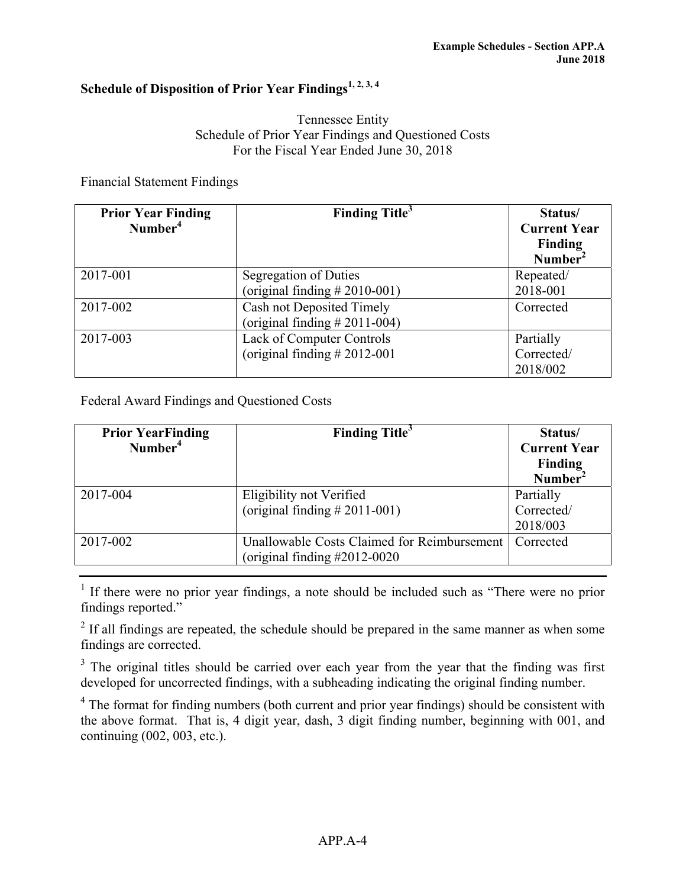## Schedule of Disposition of Prior Year Findings[1, 2, 3, 4]

Tennessee Entity
Schedule of Prior Year Findings and Questioned Costs
For the Fiscal Year Ended June 30, 2018

Financial Statement Findings

| Prior Year Finding Number[4] | Finding Title[3] | Status/ Current Year Finding Number[2] |
|---|---|---|
| 2017-001 | Segregation of Duties (original finding # 2010-001) | Repeated/ 2018-001 |
| 2017-002 | Cash not Deposited Timely (original finding # 2011-004) | Corrected |
| 2017-003 | Lack of Computer Controls (original finding # 2012-001 | Partially Corrected/ 2018/002 |

Federal Award Findings and Questioned Costs

| Prior YearFinding Number[4] | Finding Title[3] | Status/ Current Year Finding Number[2] |
|---|---|---|
| 2017-004 | Eligibility not Verified (original finding # 2011-001) | Partially Corrected/ 2018/003 |
| 2017-002 | Unallowable Costs Claimed for Reimbursement (original finding #2012-0020 | Corrected |

---

[1] If there were no prior year findings, a note should be included such as "There were no prior findings reported."

[2] If all findings are repeated, the schedule should be prepared in the same manner as when some findings are corrected.

[3] The original titles should be carried over each year from the year that the finding was first developed for uncorrected findings, with a subheading indicating the original finding number.

[4] The format for finding numbers (both current and prior year findings) should be consistent with the above format. That is, 4 digit year, dash, 3 digit finding number, beginning with 001, and continuing (002, 003, etc.).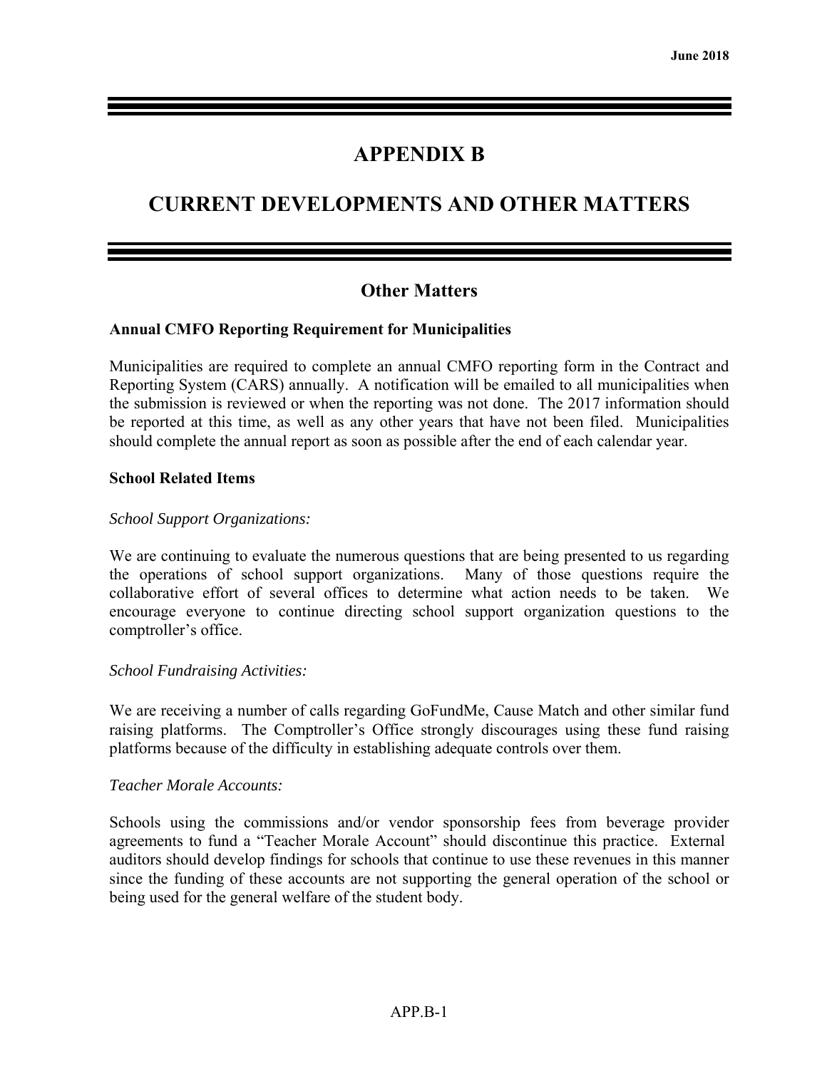# APPENDIX B

# CURRENT DEVELOPMENTS AND OTHER MATTERS

## Other Matters

**Annual CMFO Reporting Requirement for Municipalities**

Municipalities are required to complete an annual CMFO reporting form in the Contract and Reporting System (CARS) annually. A notification will be emailed to all municipalities when the submission is reviewed or when the reporting was not done. The 2017 information should be reported at this time, as well as any other years that have not been filed. Municipalities should complete the annual report as soon as possible after the end of each calendar year.

**School Related Items**

*School Support Organizations:*

We are continuing to evaluate the numerous questions that are being presented to us regarding the operations of school support organizations. Many of those questions require the collaborative effort of several offices to determine what action needs to be taken. We encourage everyone to continue directing school support organization questions to the comptroller's office.

*School Fundraising Activities:*

We are receiving a number of calls regarding GoFundMe, Cause Match and other similar fund raising platforms. The Comptroller's Office strongly discourages using these fund raising platforms because of the difficulty in establishing adequate controls over them.

*Teacher Morale Accounts:*

Schools using the commissions and/or vendor sponsorship fees from beverage provider agreements to fund a "Teacher Morale Account" should discontinue this practice. External auditors should develop findings for schools that continue to use these revenues in this manner since the funding of these accounts are not supporting the general operation of the school or being used for the general welfare of the student body.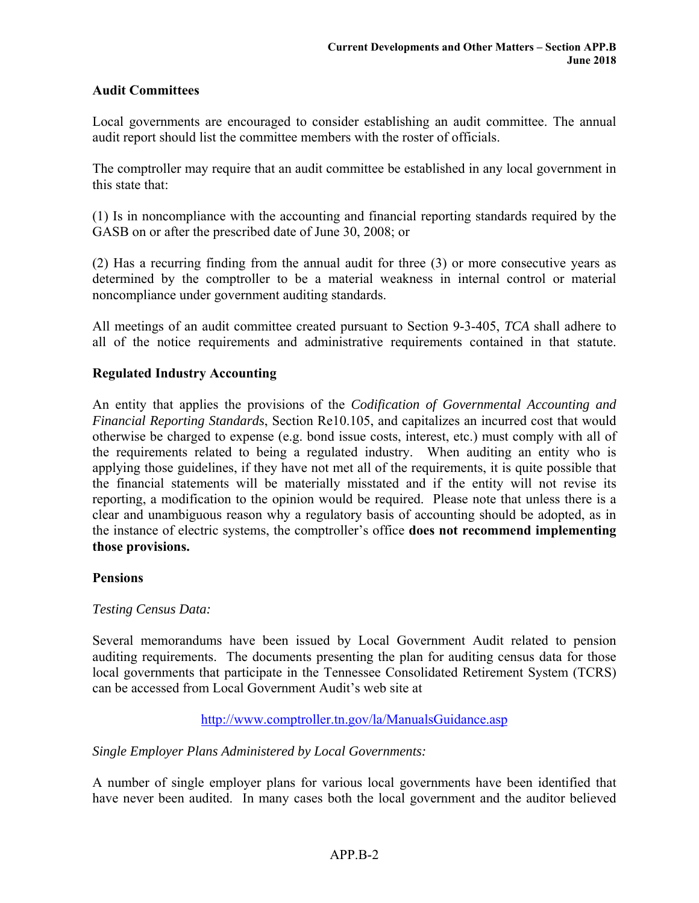## Audit Committees

Local governments are encouraged to consider establishing an audit committee. The annual audit report should list the committee members with the roster of officials.

The comptroller may require that an audit committee be established in any local government in this state that:

(1) Is in noncompliance with the accounting and financial reporting standards required by the GASB on or after the prescribed date of June 30, 2008; or

(2) Has a recurring finding from the annual audit for three (3) or more consecutive years as determined by the comptroller to be a material weakness in internal control or material noncompliance under government auditing standards.

All meetings of an audit committee created pursuant to Section 9-3-405, *TCA* shall adhere to all of the notice requirements and administrative requirements contained in that statute.

## Regulated Industry Accounting

An entity that applies the provisions of the *Codification of Governmental Accounting and Financial Reporting Standards*, Section Re10.105, and capitalizes an incurred cost that would otherwise be charged to expense (e.g. bond issue costs, interest, etc.) must comply with all of the requirements related to being a regulated industry. When auditing an entity who is applying those guidelines, if they have not met all of the requirements, it is quite possible that the financial statements will be materially misstated and if the entity will not revise its reporting, a modification to the opinion would be required. Please note that unless there is a clear and unambiguous reason why a regulatory basis of accounting should be adopted, as in the instance of electric systems, the comptroller's office **does not recommend implementing those provisions.**

## Pensions

*Testing Census Data:*

Several memorandums have been issued by Local Government Audit related to pension auditing requirements. The documents presenting the plan for auditing census data for those local governments that participate in the Tennessee Consolidated Retirement System (TCRS) can be accessed from Local Government Audit's web site at

http://www.comptroller.tn.gov/la/ManualsGuidance.asp

*Single Employer Plans Administered by Local Governments:*

A number of single employer plans for various local governments have been identified that have never been audited. In many cases both the local government and the auditor believed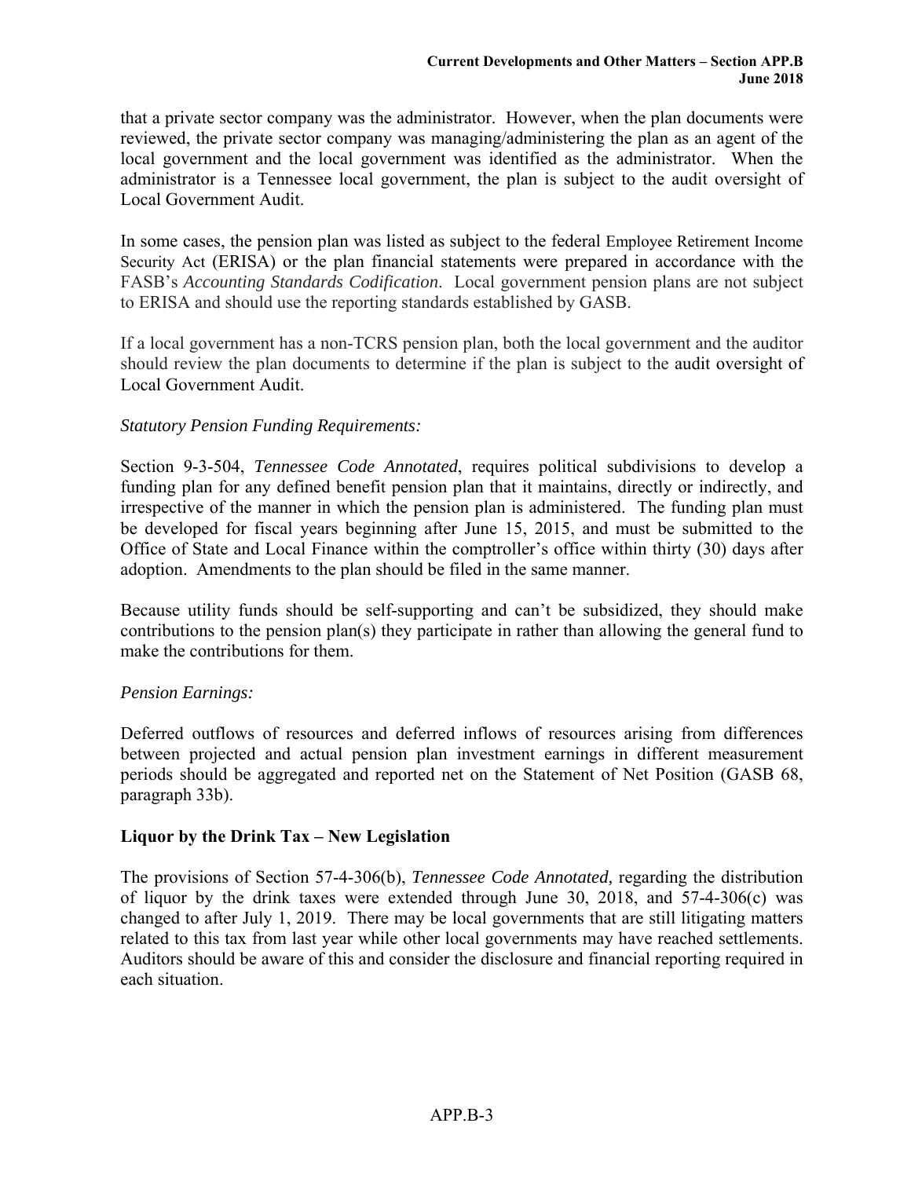that a private sector company was the administrator. However, when the plan documents were reviewed, the private sector company was managing/administering the plan as an agent of the local government and the local government was identified as the administrator. When the administrator is a Tennessee local government, the plan is subject to the audit oversight of Local Government Audit.

In some cases, the pension plan was listed as subject to the federal Employee Retirement Income Security Act (ERISA) or the plan financial statements were prepared in accordance with the FASB's *Accounting Standards Codification*. Local government pension plans are not subject to ERISA and should use the reporting standards established by GASB.

If a local government has a non-TCRS pension plan, both the local government and the auditor should review the plan documents to determine if the plan is subject to the audit oversight of Local Government Audit.

*Statutory Pension Funding Requirements:*

Section 9-3-504, *Tennessee Code Annotated*, requires political subdivisions to develop a funding plan for any defined benefit pension plan that it maintains, directly or indirectly, and irrespective of the manner in which the pension plan is administered. The funding plan must be developed for fiscal years beginning after June 15, 2015, and must be submitted to the Office of State and Local Finance within the comptroller's office within thirty (30) days after adoption. Amendments to the plan should be filed in the same manner.

Because utility funds should be self-supporting and can't be subsidized, they should make contributions to the pension plan(s) they participate in rather than allowing the general fund to make the contributions for them.

*Pension Earnings:*

Deferred outflows of resources and deferred inflows of resources arising from differences between projected and actual pension plan investment earnings in different measurement periods should be aggregated and reported net on the Statement of Net Position (GASB 68, paragraph 33b).

## Liquor by the Drink Tax – New Legislation

The provisions of Section 57-4-306(b), *Tennessee Code Annotated,* regarding the distribution of liquor by the drink taxes were extended through June 30, 2018, and 57-4-306(c) was changed to after July 1, 2019. There may be local governments that are still litigating matters related to this tax from last year while other local governments may have reached settlements. Auditors should be aware of this and consider the disclosure and financial reporting required in each situation.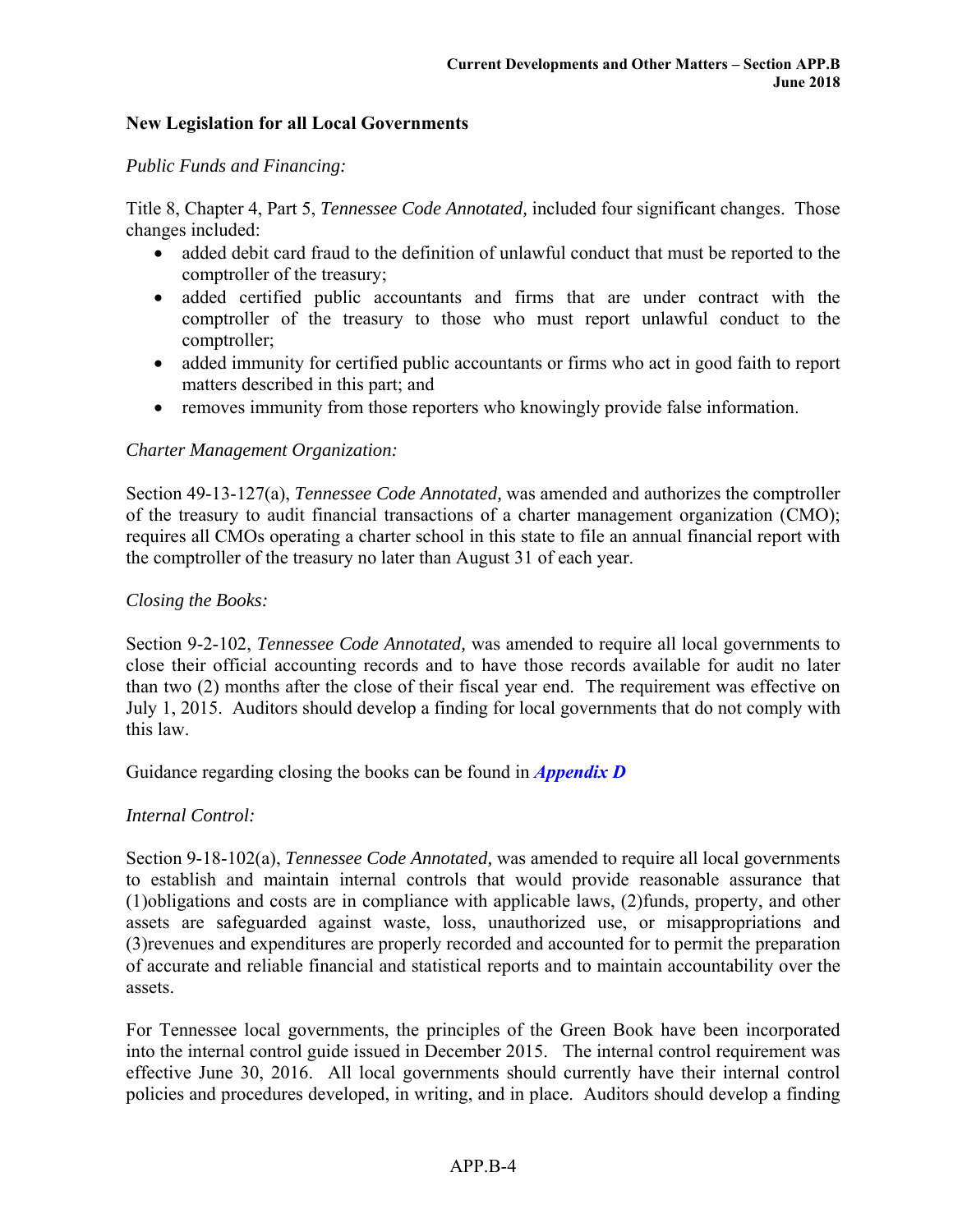## New Legislation for all Local Governments

*Public Funds and Financing:*

Title 8, Chapter 4, Part 5, *Tennessee Code Annotated,* included four significant changes. Those changes included:

- added debit card fraud to the definition of unlawful conduct that must be reported to the comptroller of the treasury;
- added certified public accountants and firms that are under contract with the comptroller of the treasury to those who must report unlawful conduct to the comptroller;
- added immunity for certified public accountants or firms who act in good faith to report matters described in this part; and
- removes immunity from those reporters who knowingly provide false information.

*Charter Management Organization:*

Section 49-13-127(a), *Tennessee Code Annotated,* was amended and authorizes the comptroller of the treasury to audit financial transactions of a charter management organization (CMO); requires all CMOs operating a charter school in this state to file an annual financial report with the comptroller of the treasury no later than August 31 of each year.

*Closing the Books:*

Section 9-2-102, *Tennessee Code Annotated,* was amended to require all local governments to close their official accounting records and to have those records available for audit no later than two (2) months after the close of their fiscal year end. The requirement was effective on July 1, 2015. Auditors should develop a finding for local governments that do not comply with this law.

Guidance regarding closing the books can be found in ***Appendix D***

*Internal Control:*

Section 9-18-102(a), *Tennessee Code Annotated,* was amended to require all local governments to establish and maintain internal controls that would provide reasonable assurance that (1)obligations and costs are in compliance with applicable laws, (2)funds, property, and other assets are safeguarded against waste, loss, unauthorized use, or misappropriations and (3)revenues and expenditures are properly recorded and accounted for to permit the preparation of accurate and reliable financial and statistical reports and to maintain accountability over the assets.

For Tennessee local governments, the principles of the Green Book have been incorporated into the internal control guide issued in December 2015. The internal control requirement was effective June 30, 2016. All local governments should currently have their internal control policies and procedures developed, in writing, and in place. Auditors should develop a finding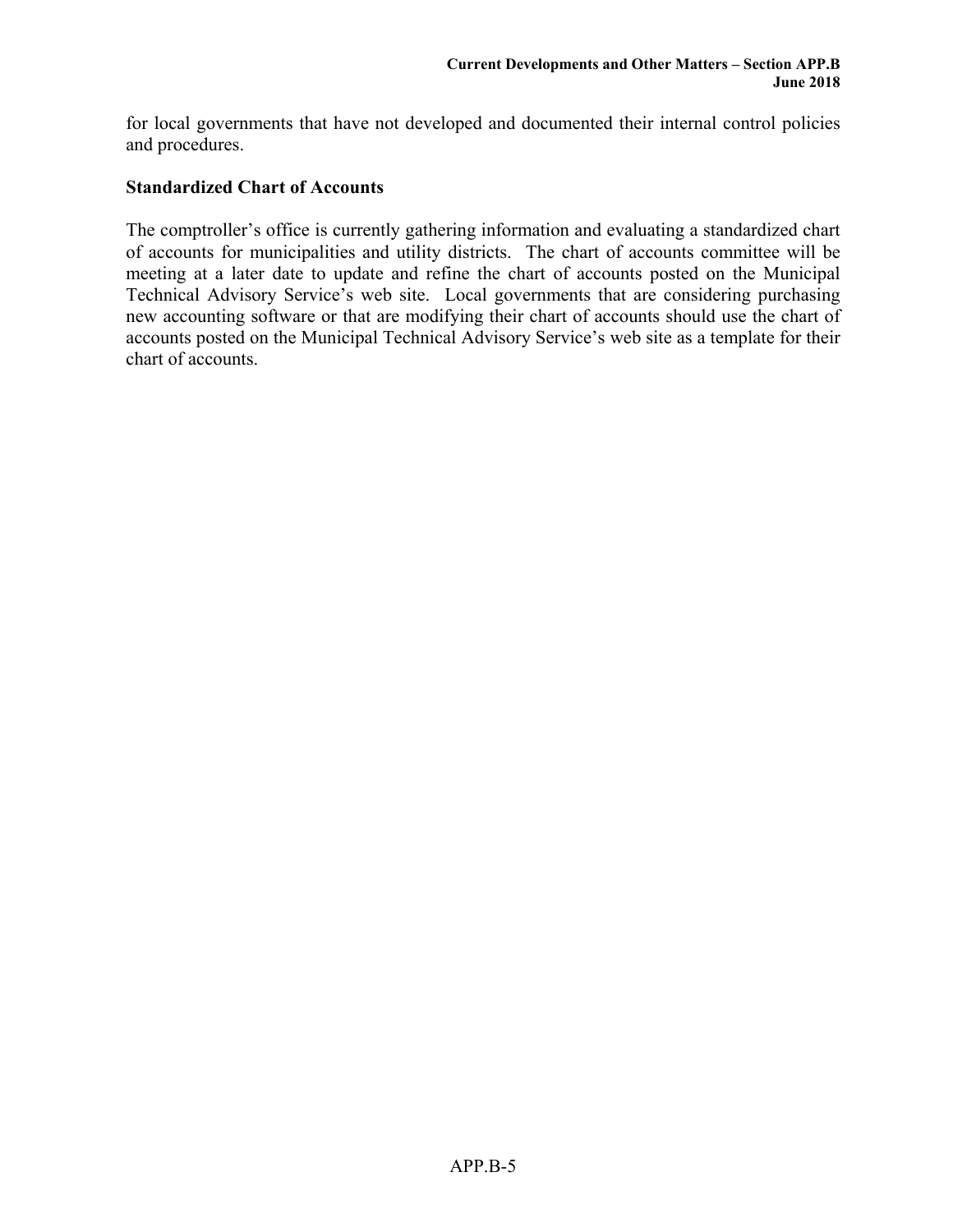for local governments that have not developed and documented their internal control policies and procedures.

### Standardized Chart of Accounts

The comptroller's office is currently gathering information and evaluating a standardized chart of accounts for municipalities and utility districts. The chart of accounts committee will be meeting at a later date to update and refine the chart of accounts posted on the Municipal Technical Advisory Service's web site. Local governments that are considering purchasing new accounting software or that are modifying their chart of accounts should use the chart of accounts posted on the Municipal Technical Advisory Service's web site as a template for their chart of accounts.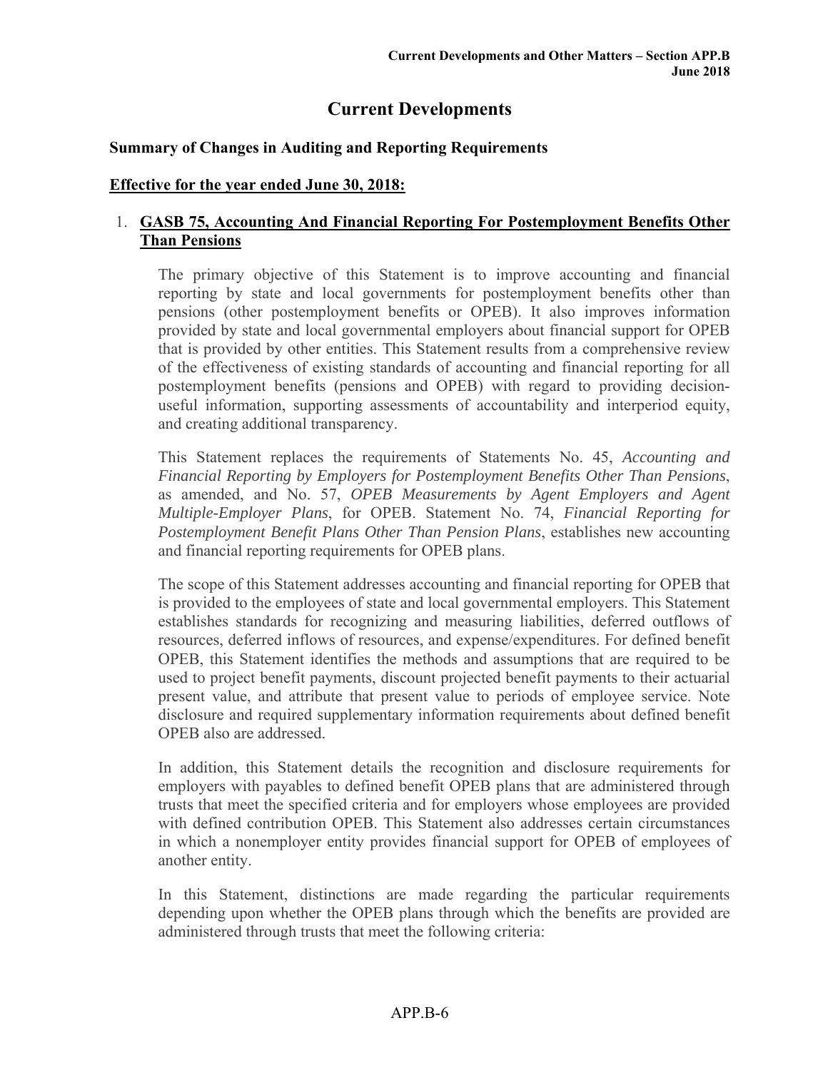# Current Developments

## Summary of Changes in Auditing and Reporting Requirements

### <u>Effective for the year ended June 30, 2018:</u>

1. **<u>GASB 75, Accounting And Financial Reporting For Postemployment Benefits Other Than Pensions</u>**

   The primary objective of this Statement is to improve accounting and financial reporting by state and local governments for postemployment benefits other than pensions (other postemployment benefits or OPEB). It also improves information provided by state and local governmental employers about financial support for OPEB that is provided by other entities. This Statement results from a comprehensive review of the effectiveness of existing standards of accounting and financial reporting for all postemployment benefits (pensions and OPEB) with regard to providing decision-useful information, supporting assessments of accountability and interperiod equity, and creating additional transparency.

   This Statement replaces the requirements of Statements No. 45, *Accounting and Financial Reporting by Employers for Postemployment Benefits Other Than Pensions*, as amended, and No. 57, *OPEB Measurements by Agent Employers and Agent Multiple-Employer Plans*, for OPEB. Statement No. 74, *Financial Reporting for Postemployment Benefit Plans Other Than Pension Plans*, establishes new accounting and financial reporting requirements for OPEB plans.

   The scope of this Statement addresses accounting and financial reporting for OPEB that is provided to the employees of state and local governmental employers. This Statement establishes standards for recognizing and measuring liabilities, deferred outflows of resources, deferred inflows of resources, and expense/expenditures. For defined benefit OPEB, this Statement identifies the methods and assumptions that are required to be used to project benefit payments, discount projected benefit payments to their actuarial present value, and attribute that present value to periods of employee service. Note disclosure and required supplementary information requirements about defined benefit OPEB also are addressed.

   In addition, this Statement details the recognition and disclosure requirements for employers with payables to defined benefit OPEB plans that are administered through trusts that meet the specified criteria and for employers whose employees are provided with defined contribution OPEB. This Statement also addresses certain circumstances in which a nonemployer entity provides financial support for OPEB of employees of another entity.

   In this Statement, distinctions are made regarding the particular requirements depending upon whether the OPEB plans through which the benefits are provided are administered through trusts that meet the following criteria: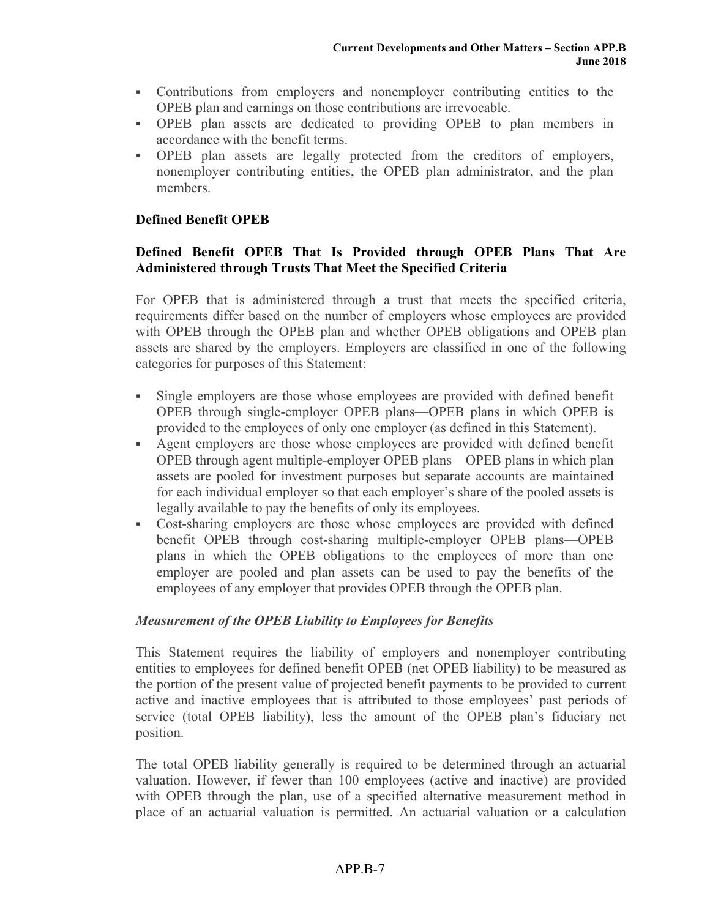- Contributions from employers and nonemployer contributing entities to the OPEB plan and earnings on those contributions are irrevocable.
- OPEB plan assets are dedicated to providing OPEB to plan members in accordance with the benefit terms.
- OPEB plan assets are legally protected from the creditors of employers, nonemployer contributing entities, the OPEB plan administrator, and the plan members.

**Defined Benefit OPEB**

**Defined Benefit OPEB That Is Provided through OPEB Plans That Are Administered through Trusts That Meet the Specified Criteria**

For OPEB that is administered through a trust that meets the specified criteria, requirements differ based on the number of employers whose employees are provided with OPEB through the OPEB plan and whether OPEB obligations and OPEB plan assets are shared by the employers. Employers are classified in one of the following categories for purposes of this Statement:

- Single employers are those whose employees are provided with defined benefit OPEB through single-employer OPEB plans—OPEB plans in which OPEB is provided to the employees of only one employer (as defined in this Statement).
- Agent employers are those whose employees are provided with defined benefit OPEB through agent multiple-employer OPEB plans—OPEB plans in which plan assets are pooled for investment purposes but separate accounts are maintained for each individual employer so that each employer's share of the pooled assets is legally available to pay the benefits of only its employees.
- Cost-sharing employers are those whose employees are provided with defined benefit OPEB through cost-sharing multiple-employer OPEB plans—OPEB plans in which the OPEB obligations to the employees of more than one employer are pooled and plan assets can be used to pay the benefits of the employees of any employer that provides OPEB through the OPEB plan.

***Measurement of the OPEB Liability to Employees for Benefits***

This Statement requires the liability of employers and nonemployer contributing entities to employees for defined benefit OPEB (net OPEB liability) to be measured as the portion of the present value of projected benefit payments to be provided to current active and inactive employees that is attributed to those employees' past periods of service (total OPEB liability), less the amount of the OPEB plan's fiduciary net position.

The total OPEB liability generally is required to be determined through an actuarial valuation. However, if fewer than 100 employees (active and inactive) are provided with OPEB through the plan, use of a specified alternative measurement method in place of an actuarial valuation is permitted. An actuarial valuation or a calculation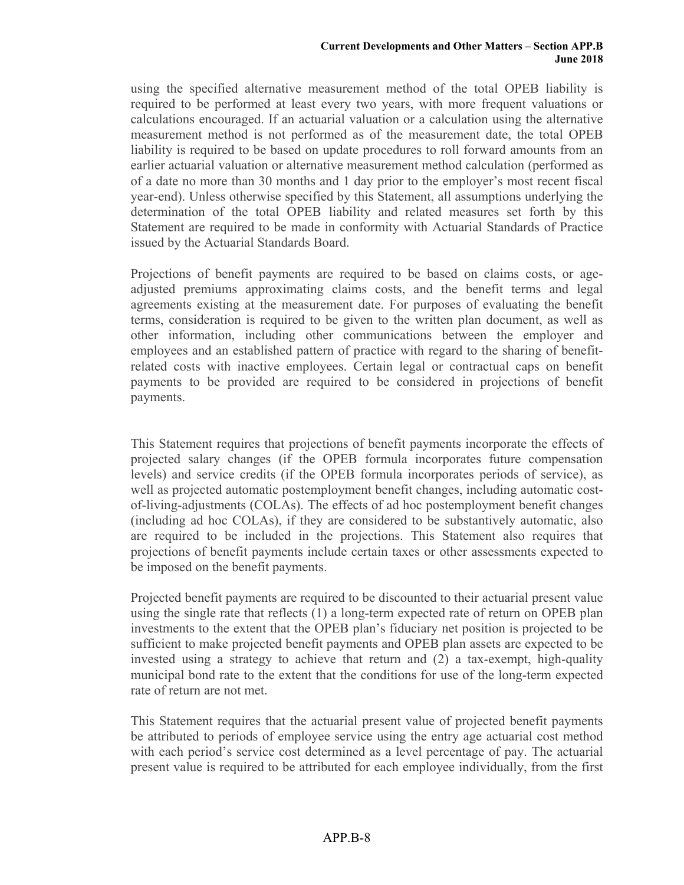using the specified alternative measurement method of the total OPEB liability is required to be performed at least every two years, with more frequent valuations or calculations encouraged. If an actuarial valuation or a calculation using the alternative measurement method is not performed as of the measurement date, the total OPEB liability is required to be based on update procedures to roll forward amounts from an earlier actuarial valuation or alternative measurement method calculation (performed as of a date no more than 30 months and 1 day prior to the employer's most recent fiscal year-end). Unless otherwise specified by this Statement, all assumptions underlying the determination of the total OPEB liability and related measures set forth by this Statement are required to be made in conformity with Actuarial Standards of Practice issued by the Actuarial Standards Board.

Projections of benefit payments are required to be based on claims costs, or age-adjusted premiums approximating claims costs, and the benefit terms and legal agreements existing at the measurement date. For purposes of evaluating the benefit terms, consideration is required to be given to the written plan document, as well as other information, including other communications between the employer and employees and an established pattern of practice with regard to the sharing of benefit-related costs with inactive employees. Certain legal or contractual caps on benefit payments to be provided are required to be considered in projections of benefit payments.

This Statement requires that projections of benefit payments incorporate the effects of projected salary changes (if the OPEB formula incorporates future compensation levels) and service credits (if the OPEB formula incorporates periods of service), as well as projected automatic postemployment benefit changes, including automatic cost-of-living-adjustments (COLAs). The effects of ad hoc postemployment benefit changes (including ad hoc COLAs), if they are considered to be substantively automatic, also are required to be included in the projections. This Statement also requires that projections of benefit payments include certain taxes or other assessments expected to be imposed on the benefit payments.

Projected benefit payments are required to be discounted to their actuarial present value using the single rate that reflects (1) a long-term expected rate of return on OPEB plan investments to the extent that the OPEB plan's fiduciary net position is projected to be sufficient to make projected benefit payments and OPEB plan assets are expected to be invested using a strategy to achieve that return and (2) a tax-exempt, high-quality municipal bond rate to the extent that the conditions for use of the long-term expected rate of return are not met.

This Statement requires that the actuarial present value of projected benefit payments be attributed to periods of employee service using the entry age actuarial cost method with each period's service cost determined as a level percentage of pay. The actuarial present value is required to be attributed for each employee individually, from the first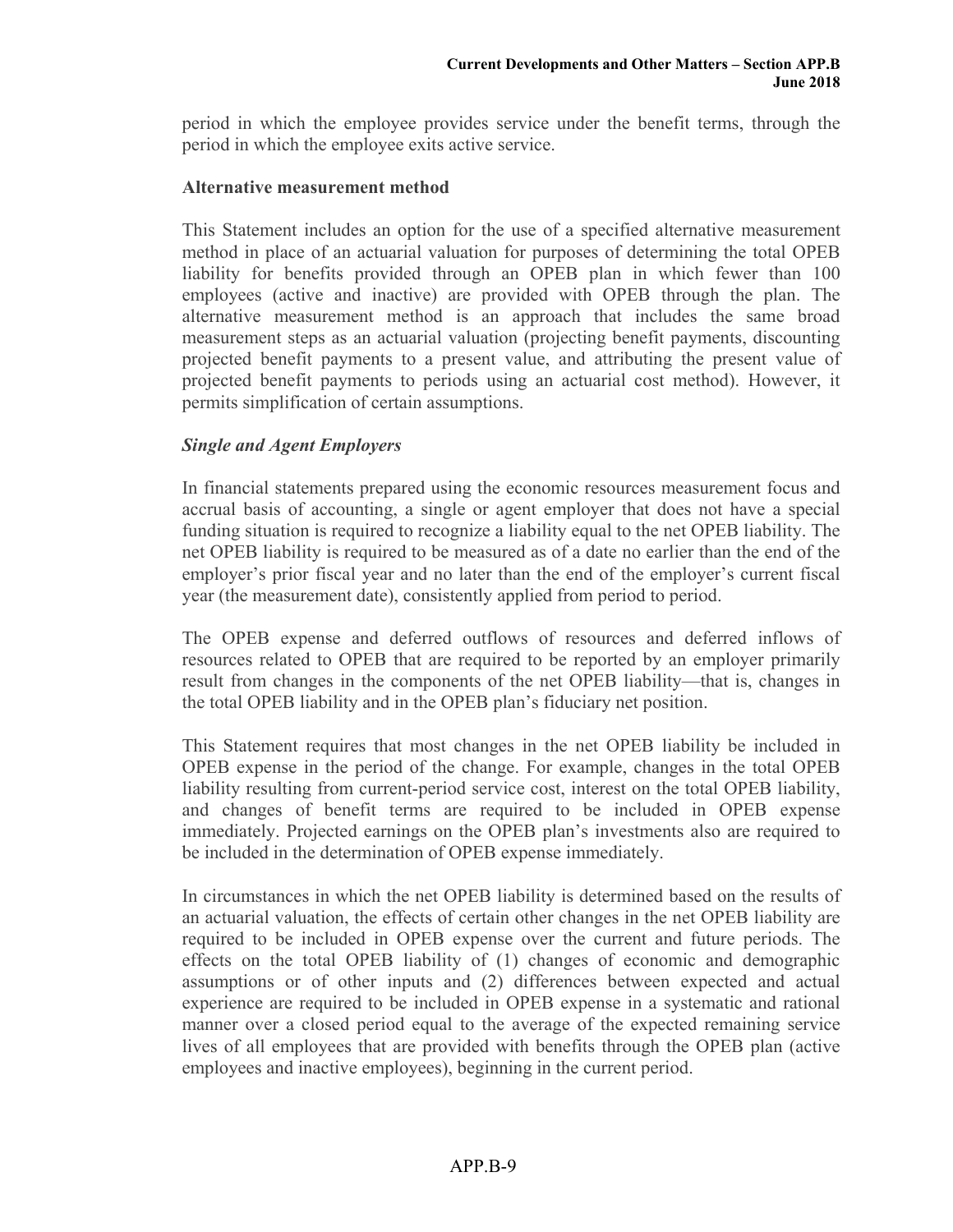period in which the employee provides service under the benefit terms, through the period in which the employee exits active service.

**Alternative measurement method**

This Statement includes an option for the use of a specified alternative measurement method in place of an actuarial valuation for purposes of determining the total OPEB liability for benefits provided through an OPEB plan in which fewer than 100 employees (active and inactive) are provided with OPEB through the plan. The alternative measurement method is an approach that includes the same broad measurement steps as an actuarial valuation (projecting benefit payments, discounting projected benefit payments to a present value, and attributing the present value of projected benefit payments to periods using an actuarial cost method). However, it permits simplification of certain assumptions.

***Single and Agent Employers***

In financial statements prepared using the economic resources measurement focus and accrual basis of accounting, a single or agent employer that does not have a special funding situation is required to recognize a liability equal to the net OPEB liability. The net OPEB liability is required to be measured as of a date no earlier than the end of the employer's prior fiscal year and no later than the end of the employer's current fiscal year (the measurement date), consistently applied from period to period.

The OPEB expense and deferred outflows of resources and deferred inflows of resources related to OPEB that are required to be reported by an employer primarily result from changes in the components of the net OPEB liability—that is, changes in the total OPEB liability and in the OPEB plan's fiduciary net position.

This Statement requires that most changes in the net OPEB liability be included in OPEB expense in the period of the change. For example, changes in the total OPEB liability resulting from current-period service cost, interest on the total OPEB liability, and changes of benefit terms are required to be included in OPEB expense immediately. Projected earnings on the OPEB plan's investments also are required to be included in the determination of OPEB expense immediately.

In circumstances in which the net OPEB liability is determined based on the results of an actuarial valuation, the effects of certain other changes in the net OPEB liability are required to be included in OPEB expense over the current and future periods. The effects on the total OPEB liability of (1) changes of economic and demographic assumptions or of other inputs and (2) differences between expected and actual experience are required to be included in OPEB expense in a systematic and rational manner over a closed period equal to the average of the expected remaining service lives of all employees that are provided with benefits through the OPEB plan (active employees and inactive employees), beginning in the current period.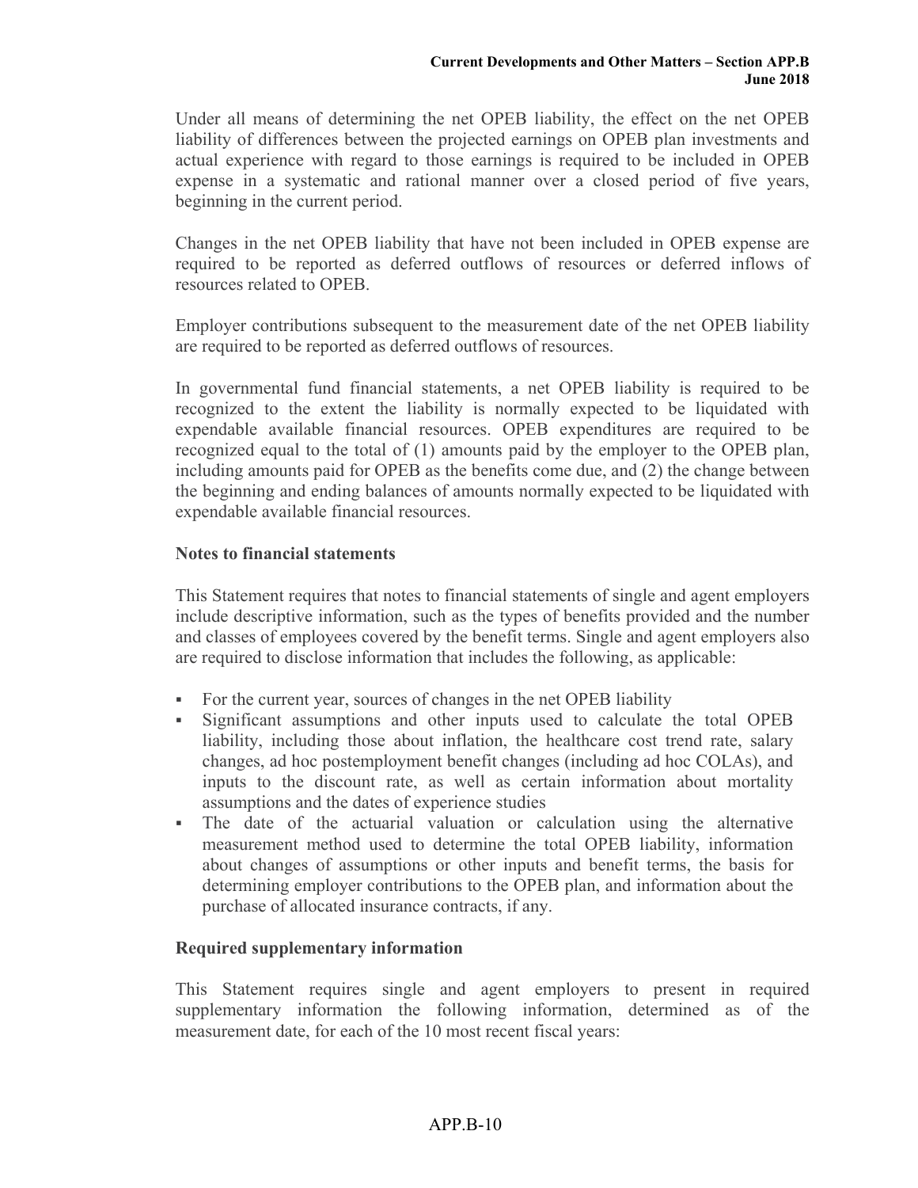Under all means of determining the net OPEB liability, the effect on the net OPEB liability of differences between the projected earnings on OPEB plan investments and actual experience with regard to those earnings is required to be included in OPEB expense in a systematic and rational manner over a closed period of five years, beginning in the current period.

Changes in the net OPEB liability that have not been included in OPEB expense are required to be reported as deferred outflows of resources or deferred inflows of resources related to OPEB.

Employer contributions subsequent to the measurement date of the net OPEB liability are required to be reported as deferred outflows of resources.

In governmental fund financial statements, a net OPEB liability is required to be recognized to the extent the liability is normally expected to be liquidated with expendable available financial resources. OPEB expenditures are required to be recognized equal to the total of (1) amounts paid by the employer to the OPEB plan, including amounts paid for OPEB as the benefits come due, and (2) the change between the beginning and ending balances of amounts normally expected to be liquidated with expendable available financial resources.

**Notes to financial statements**

This Statement requires that notes to financial statements of single and agent employers include descriptive information, such as the types of benefits provided and the number and classes of employees covered by the benefit terms. Single and agent employers also are required to disclose information that includes the following, as applicable:

- For the current year, sources of changes in the net OPEB liability
- Significant assumptions and other inputs used to calculate the total OPEB liability, including those about inflation, the healthcare cost trend rate, salary changes, ad hoc postemployment benefit changes (including ad hoc COLAs), and inputs to the discount rate, as well as certain information about mortality assumptions and the dates of experience studies
- The date of the actuarial valuation or calculation using the alternative measurement method used to determine the total OPEB liability, information about changes of assumptions or other inputs and benefit terms, the basis for determining employer contributions to the OPEB plan, and information about the purchase of allocated insurance contracts, if any.

**Required supplementary information**

This Statement requires single and agent employers to present in required supplementary information the following information, determined as of the measurement date, for each of the 10 most recent fiscal years: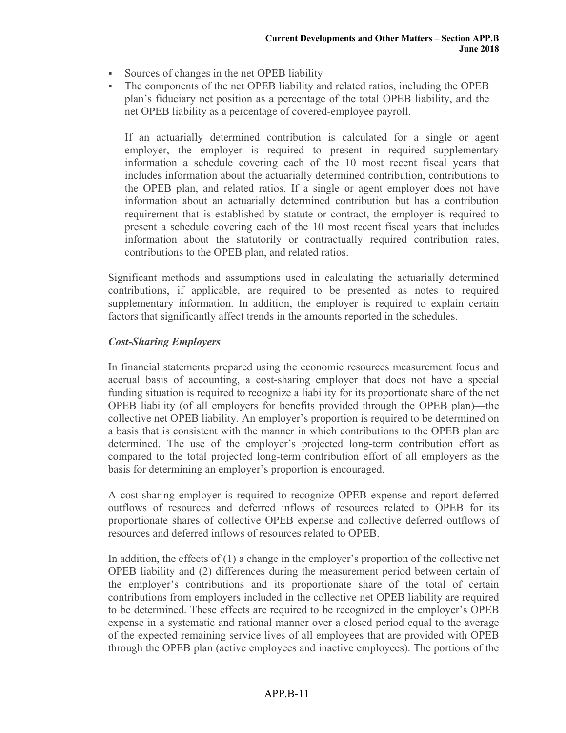- Sources of changes in the net OPEB liability
- The components of the net OPEB liability and related ratios, including the OPEB plan's fiduciary net position as a percentage of the total OPEB liability, and the net OPEB liability as a percentage of covered-employee payroll.

  If an actuarially determined contribution is calculated for a single or agent employer, the employer is required to present in required supplementary information a schedule covering each of the 10 most recent fiscal years that includes information about the actuarially determined contribution, contributions to the OPEB plan, and related ratios. If a single or agent employer does not have information about an actuarially determined contribution but has a contribution requirement that is established by statute or contract, the employer is required to present a schedule covering each of the 10 most recent fiscal years that includes information about the statutorily or contractually required contribution rates, contributions to the OPEB plan, and related ratios.

Significant methods and assumptions used in calculating the actuarially determined contributions, if applicable, are required to be presented as notes to required supplementary information. In addition, the employer is required to explain certain factors that significantly affect trends in the amounts reported in the schedules.

### *Cost-Sharing Employers*

In financial statements prepared using the economic resources measurement focus and accrual basis of accounting, a cost-sharing employer that does not have a special funding situation is required to recognize a liability for its proportionate share of the net OPEB liability (of all employers for benefits provided through the OPEB plan)—the collective net OPEB liability. An employer's proportion is required to be determined on a basis that is consistent with the manner in which contributions to the OPEB plan are determined. The use of the employer's projected long-term contribution effort as compared to the total projected long-term contribution effort of all employers as the basis for determining an employer's proportion is encouraged.

A cost-sharing employer is required to recognize OPEB expense and report deferred outflows of resources and deferred inflows of resources related to OPEB for its proportionate shares of collective OPEB expense and collective deferred outflows of resources and deferred inflows of resources related to OPEB.

In addition, the effects of (1) a change in the employer's proportion of the collective net OPEB liability and (2) differences during the measurement period between certain of the employer's contributions and its proportionate share of the total of certain contributions from employers included in the collective net OPEB liability are required to be determined. These effects are required to be recognized in the employer's OPEB expense in a systematic and rational manner over a closed period equal to the average of the expected remaining service lives of all employees that are provided with OPEB through the OPEB plan (active employees and inactive employees). The portions of the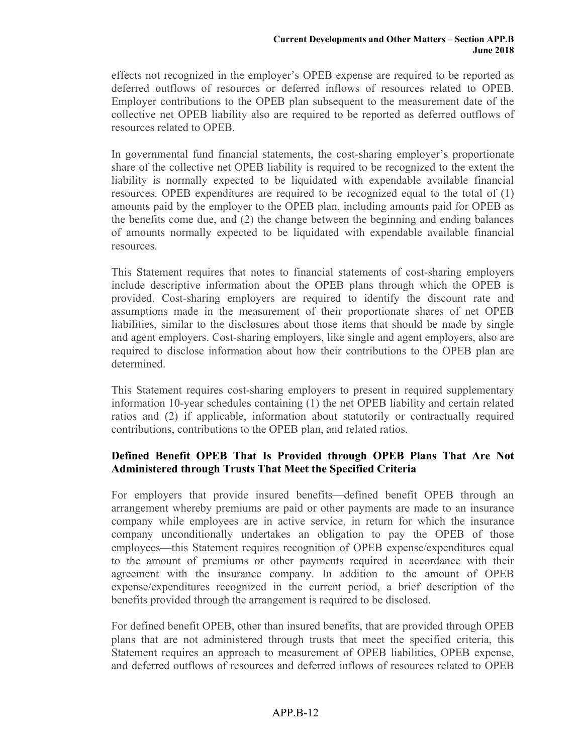effects not recognized in the employer's OPEB expense are required to be reported as deferred outflows of resources or deferred inflows of resources related to OPEB. Employer contributions to the OPEB plan subsequent to the measurement date of the collective net OPEB liability also are required to be reported as deferred outflows of resources related to OPEB.

In governmental fund financial statements, the cost-sharing employer's proportionate share of the collective net OPEB liability is required to be recognized to the extent the liability is normally expected to be liquidated with expendable available financial resources. OPEB expenditures are required to be recognized equal to the total of (1) amounts paid by the employer to the OPEB plan, including amounts paid for OPEB as the benefits come due, and (2) the change between the beginning and ending balances of amounts normally expected to be liquidated with expendable available financial resources.

This Statement requires that notes to financial statements of cost-sharing employers include descriptive information about the OPEB plans through which the OPEB is provided. Cost-sharing employers are required to identify the discount rate and assumptions made in the measurement of their proportionate shares of net OPEB liabilities, similar to the disclosures about those items that should be made by single and agent employers. Cost-sharing employers, like single and agent employers, also are required to disclose information about how their contributions to the OPEB plan are determined.

This Statement requires cost-sharing employers to present in required supplementary information 10-year schedules containing (1) the net OPEB liability and certain related ratios and (2) if applicable, information about statutorily or contractually required contributions, contributions to the OPEB plan, and related ratios.

### Defined Benefit OPEB That Is Provided through OPEB Plans That Are Not Administered through Trusts That Meet the Specified Criteria

For employers that provide insured benefits—defined benefit OPEB through an arrangement whereby premiums are paid or other payments are made to an insurance company while employees are in active service, in return for which the insurance company unconditionally undertakes an obligation to pay the OPEB of those employees—this Statement requires recognition of OPEB expense/expenditures equal to the amount of premiums or other payments required in accordance with their agreement with the insurance company. In addition to the amount of OPEB expense/expenditures recognized in the current period, a brief description of the benefits provided through the arrangement is required to be disclosed.

For defined benefit OPEB, other than insured benefits, that are provided through OPEB plans that are not administered through trusts that meet the specified criteria, this Statement requires an approach to measurement of OPEB liabilities, OPEB expense, and deferred outflows of resources and deferred inflows of resources related to OPEB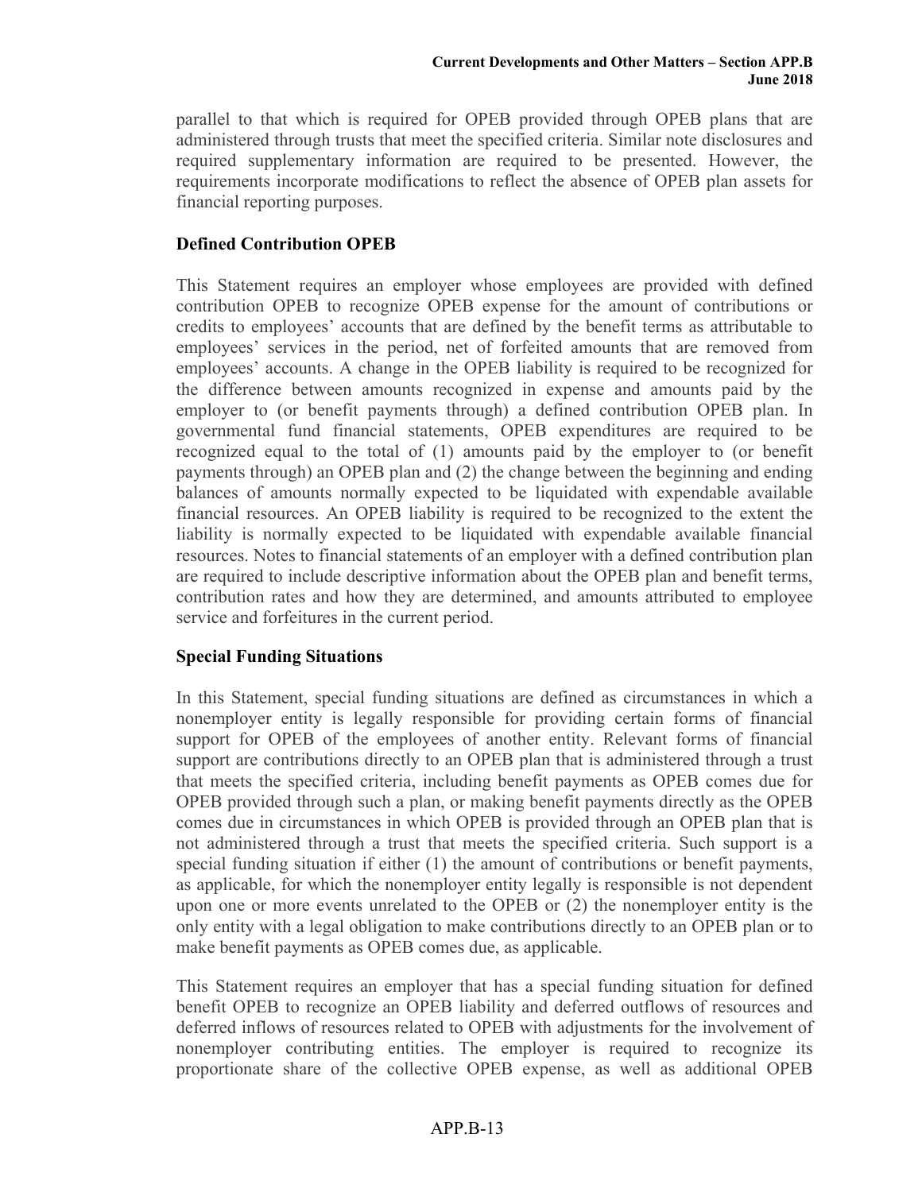parallel to that which is required for OPEB provided through OPEB plans that are administered through trusts that meet the specified criteria. Similar note disclosures and required supplementary information are required to be presented. However, the requirements incorporate modifications to reflect the absence of OPEB plan assets for financial reporting purposes.

## Defined Contribution OPEB

This Statement requires an employer whose employees are provided with defined contribution OPEB to recognize OPEB expense for the amount of contributions or credits to employees' accounts that are defined by the benefit terms as attributable to employees' services in the period, net of forfeited amounts that are removed from employees' accounts. A change in the OPEB liability is required to be recognized for the difference between amounts recognized in expense and amounts paid by the employer to (or benefit payments through) a defined contribution OPEB plan. In governmental fund financial statements, OPEB expenditures are required to be recognized equal to the total of (1) amounts paid by the employer to (or benefit payments through) an OPEB plan and (2) the change between the beginning and ending balances of amounts normally expected to be liquidated with expendable available financial resources. An OPEB liability is required to be recognized to the extent the liability is normally expected to be liquidated with expendable available financial resources. Notes to financial statements of an employer with a defined contribution plan are required to include descriptive information about the OPEB plan and benefit terms, contribution rates and how they are determined, and amounts attributed to employee service and forfeitures in the current period.

## Special Funding Situations

In this Statement, special funding situations are defined as circumstances in which a nonemployer entity is legally responsible for providing certain forms of financial support for OPEB of the employees of another entity. Relevant forms of financial support are contributions directly to an OPEB plan that is administered through a trust that meets the specified criteria, including benefit payments as OPEB comes due for OPEB provided through such a plan, or making benefit payments directly as the OPEB comes due in circumstances in which OPEB is provided through an OPEB plan that is not administered through a trust that meets the specified criteria. Such support is a special funding situation if either (1) the amount of contributions or benefit payments, as applicable, for which the nonemployer entity legally is responsible is not dependent upon one or more events unrelated to the OPEB or (2) the nonemployer entity is the only entity with a legal obligation to make contributions directly to an OPEB plan or to make benefit payments as OPEB comes due, as applicable.

This Statement requires an employer that has a special funding situation for defined benefit OPEB to recognize an OPEB liability and deferred outflows of resources and deferred inflows of resources related to OPEB with adjustments for the involvement of nonemployer contributing entities. The employer is required to recognize its proportionate share of the collective OPEB expense, as well as additional OPEB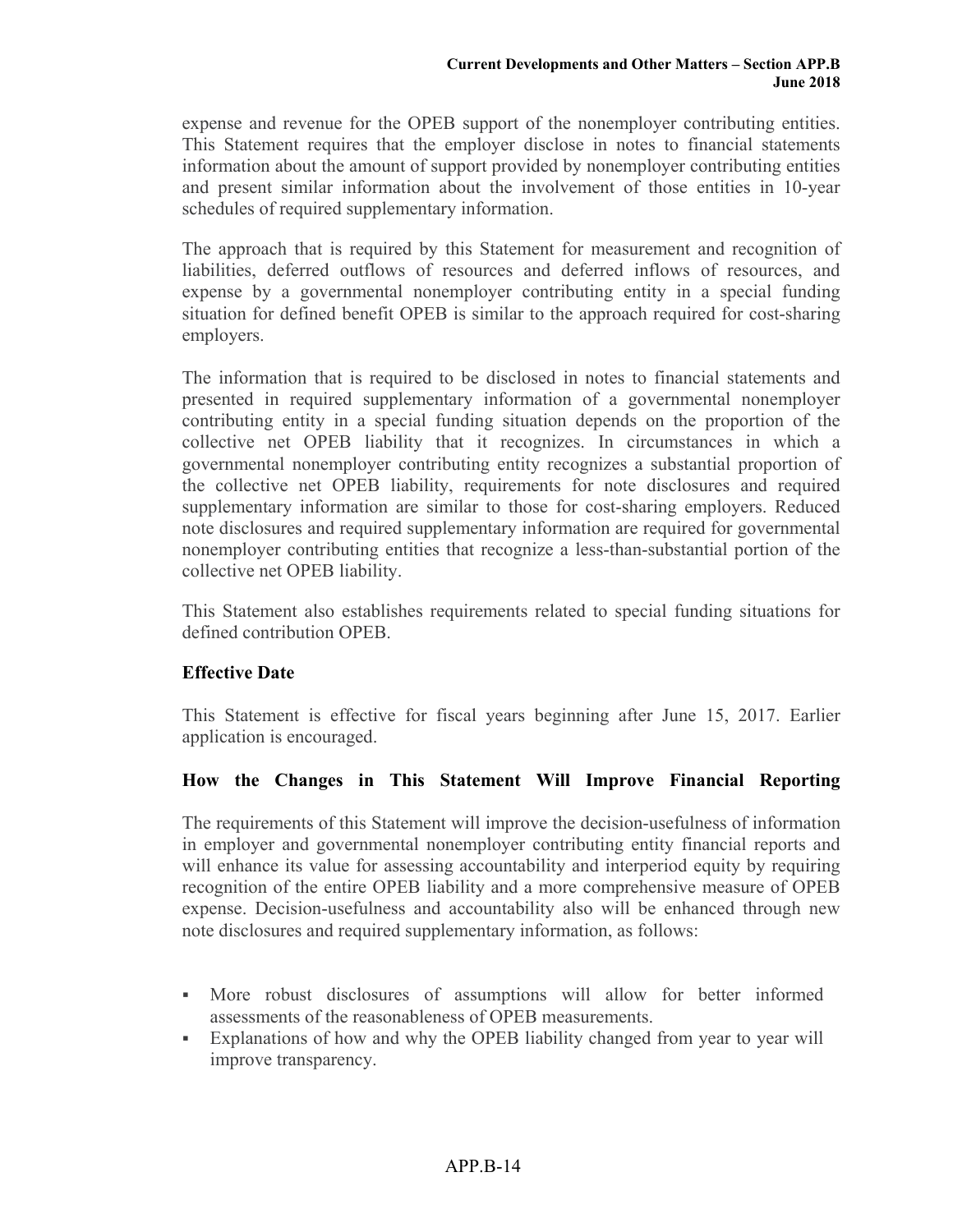expense and revenue for the OPEB support of the nonemployer contributing entities. This Statement requires that the employer disclose in notes to financial statements information about the amount of support provided by nonemployer contributing entities and present similar information about the involvement of those entities in 10-year schedules of required supplementary information.

The approach that is required by this Statement for measurement and recognition of liabilities, deferred outflows of resources and deferred inflows of resources, and expense by a governmental nonemployer contributing entity in a special funding situation for defined benefit OPEB is similar to the approach required for cost-sharing employers.

The information that is required to be disclosed in notes to financial statements and presented in required supplementary information of a governmental nonemployer contributing entity in a special funding situation depends on the proportion of the collective net OPEB liability that it recognizes. In circumstances in which a governmental nonemployer contributing entity recognizes a substantial proportion of the collective net OPEB liability, requirements for note disclosures and required supplementary information are similar to those for cost-sharing employers. Reduced note disclosures and required supplementary information are required for governmental nonemployer contributing entities that recognize a less-than-substantial portion of the collective net OPEB liability.

This Statement also establishes requirements related to special funding situations for defined contribution OPEB.

### Effective Date

This Statement is effective for fiscal years beginning after June 15, 2017. Earlier application is encouraged.

### How the Changes in This Statement Will Improve Financial Reporting

The requirements of this Statement will improve the decision-usefulness of information in employer and governmental nonemployer contributing entity financial reports and will enhance its value for assessing accountability and interperiod equity by requiring recognition of the entire OPEB liability and a more comprehensive measure of OPEB expense. Decision-usefulness and accountability also will be enhanced through new note disclosures and required supplementary information, as follows:

- More robust disclosures of assumptions will allow for better informed assessments of the reasonableness of OPEB measurements.
- Explanations of how and why the OPEB liability changed from year to year will improve transparency.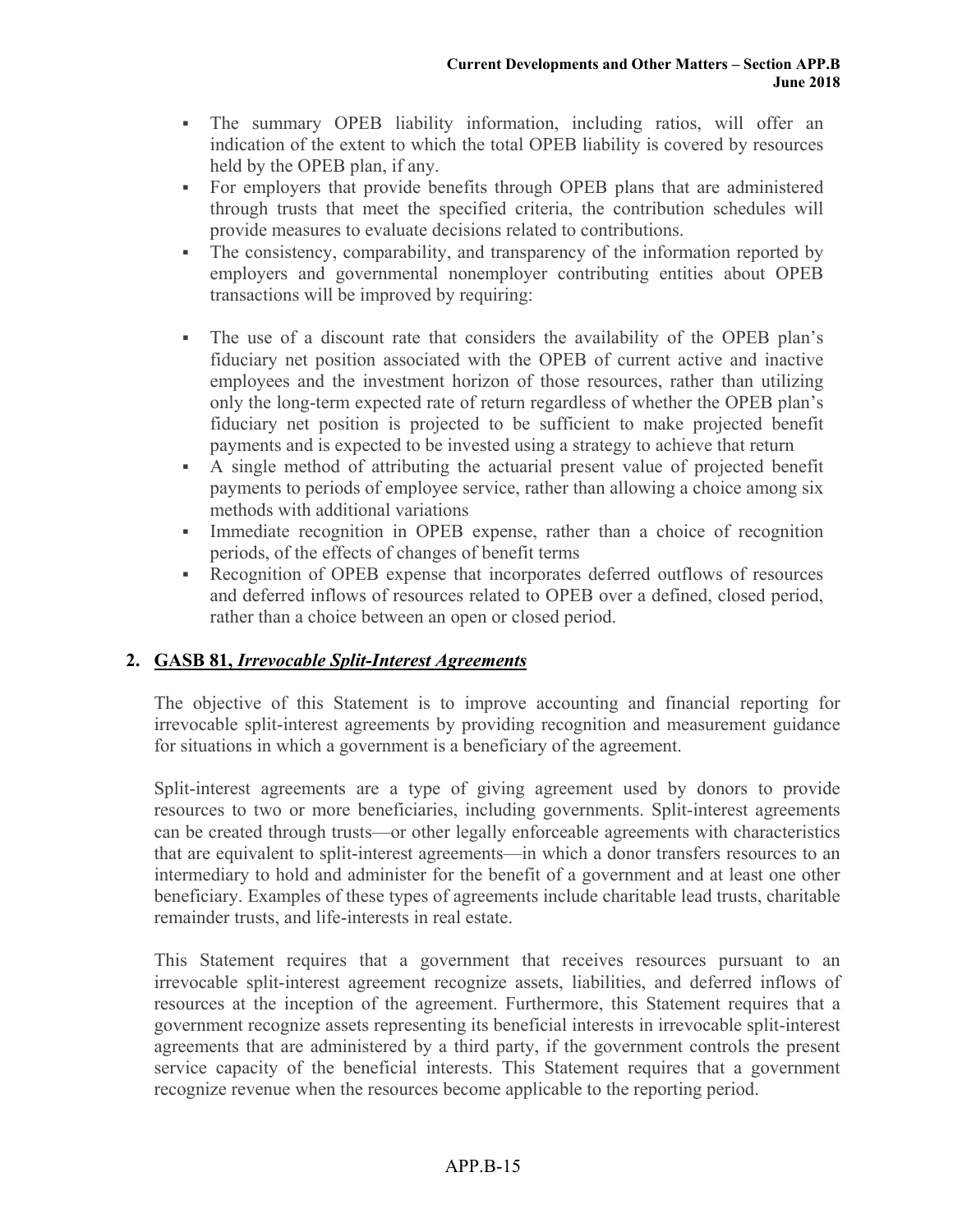- The summary OPEB liability information, including ratios, will offer an indication of the extent to which the total OPEB liability is covered by resources held by the OPEB plan, if any.
- For employers that provide benefits through OPEB plans that are administered through trusts that meet the specified criteria, the contribution schedules will provide measures to evaluate decisions related to contributions.
- The consistency, comparability, and transparency of the information reported by employers and governmental nonemployer contributing entities about OPEB transactions will be improved by requiring:

- The use of a discount rate that considers the availability of the OPEB plan's fiduciary net position associated with the OPEB of current active and inactive employees and the investment horizon of those resources, rather than utilizing only the long-term expected rate of return regardless of whether the OPEB plan's fiduciary net position is projected to be sufficient to make projected benefit payments and is expected to be invested using a strategy to achieve that return
- A single method of attributing the actuarial present value of projected benefit payments to periods of employee service, rather than allowing a choice among six methods with additional variations
- Immediate recognition in OPEB expense, rather than a choice of recognition periods, of the effects of changes of benefit terms
- Recognition of OPEB expense that incorporates deferred outflows of resources and deferred inflows of resources related to OPEB over a defined, closed period, rather than a choice between an open or closed period.

## 2. GASB 81, *Irrevocable Split-Interest Agreements*

The objective of this Statement is to improve accounting and financial reporting for irrevocable split-interest agreements by providing recognition and measurement guidance for situations in which a government is a beneficiary of the agreement.

Split-interest agreements are a type of giving agreement used by donors to provide resources to two or more beneficiaries, including governments. Split-interest agreements can be created through trusts—or other legally enforceable agreements with characteristics that are equivalent to split-interest agreements—in which a donor transfers resources to an intermediary to hold and administer for the benefit of a government and at least one other beneficiary. Examples of these types of agreements include charitable lead trusts, charitable remainder trusts, and life-interests in real estate.

This Statement requires that a government that receives resources pursuant to an irrevocable split-interest agreement recognize assets, liabilities, and deferred inflows of resources at the inception of the agreement. Furthermore, this Statement requires that a government recognize assets representing its beneficial interests in irrevocable split-interest agreements that are administered by a third party, if the government controls the present service capacity of the beneficial interests. This Statement requires that a government recognize revenue when the resources become applicable to the reporting period.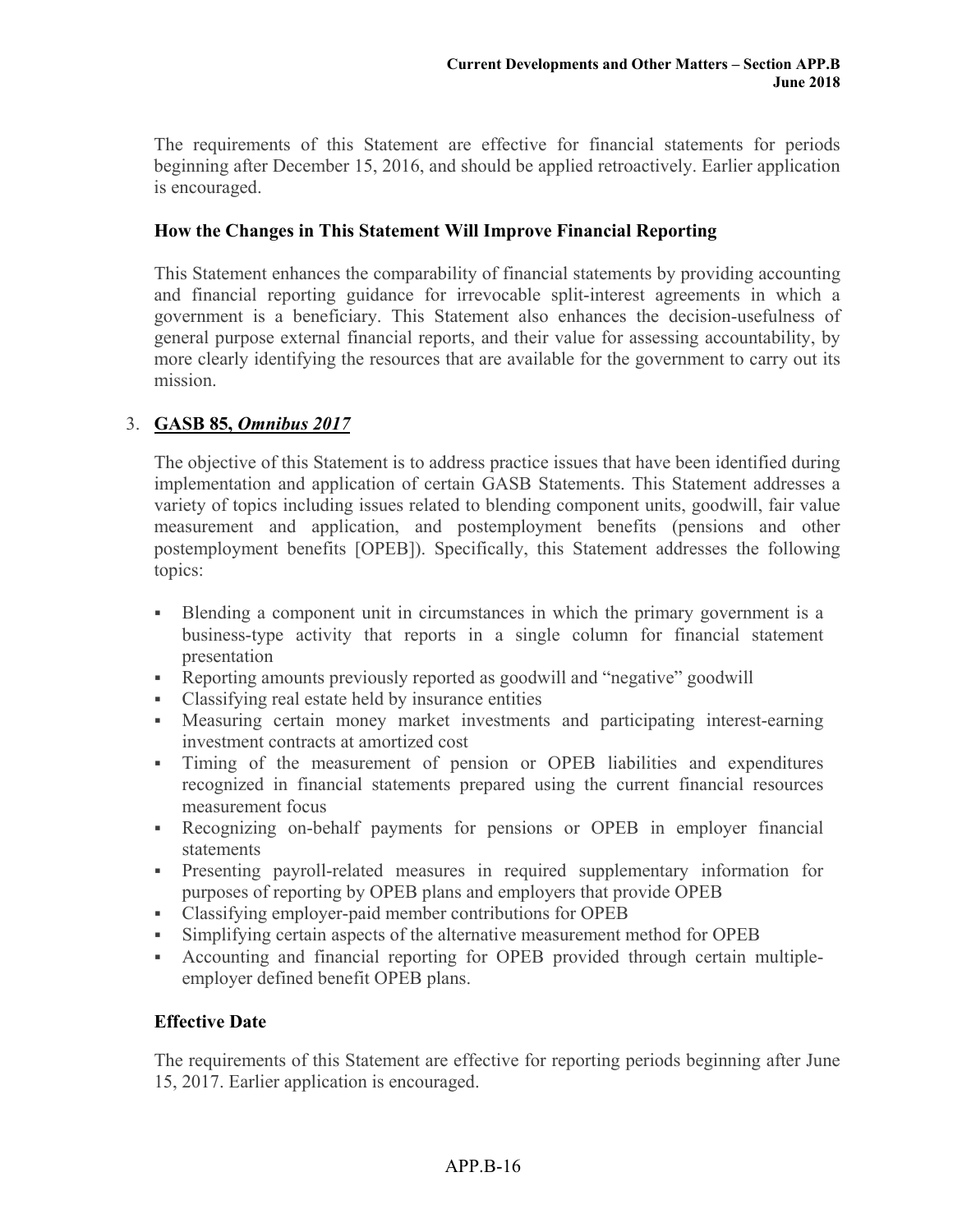The requirements of this Statement are effective for financial statements for periods beginning after December 15, 2016, and should be applied retroactively. Earlier application is encouraged.

**How the Changes in This Statement Will Improve Financial Reporting**

This Statement enhances the comparability of financial statements by providing accounting and financial reporting guidance for irrevocable split-interest agreements in which a government is a beneficiary. This Statement also enhances the decision-usefulness of general purpose external financial reports, and their value for assessing accountability, by more clearly identifying the resources that are available for the government to carry out its mission.

3. **GASB 85, *Omnibus 2017***

   The objective of this Statement is to address practice issues that have been identified during implementation and application of certain GASB Statements. This Statement addresses a variety of topics including issues related to blending component units, goodwill, fair value measurement and application, and postemployment benefits (pensions and other postemployment benefits [OPEB]). Specifically, this Statement addresses the following topics:

   - Blending a component unit in circumstances in which the primary government is a business-type activity that reports in a single column for financial statement presentation
   - Reporting amounts previously reported as goodwill and "negative" goodwill
   - Classifying real estate held by insurance entities
   - Measuring certain money market investments and participating interest-earning investment contracts at amortized cost
   - Timing of the measurement of pension or OPEB liabilities and expenditures recognized in financial statements prepared using the current financial resources measurement focus
   - Recognizing on-behalf payments for pensions or OPEB in employer financial statements
   - Presenting payroll-related measures in required supplementary information for purposes of reporting by OPEB plans and employers that provide OPEB
   - Classifying employer-paid member contributions for OPEB
   - Simplifying certain aspects of the alternative measurement method for OPEB
   - Accounting and financial reporting for OPEB provided through certain multiple-employer defined benefit OPEB plans.

   **Effective Date**

   The requirements of this Statement are effective for reporting periods beginning after June 15, 2017. Earlier application is encouraged.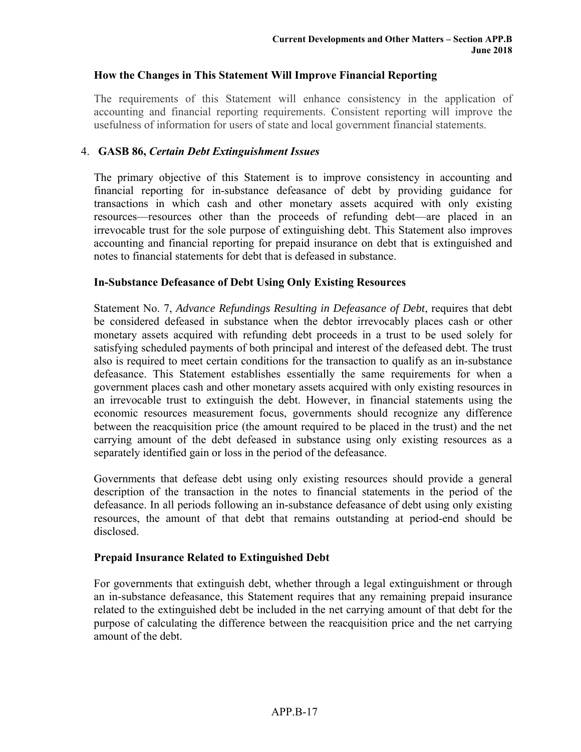### How the Changes in This Statement Will Improve Financial Reporting

The requirements of this Statement will enhance consistency in the application of accounting and financial reporting requirements. Consistent reporting will improve the usefulness of information for users of state and local government financial statements.

4. **GASB 86, *Certain Debt Extinguishment Issues***

The primary objective of this Statement is to improve consistency in accounting and financial reporting for in-substance defeasance of debt by providing guidance for transactions in which cash and other monetary assets acquired with only existing resources—resources other than the proceeds of refunding debt—are placed in an irrevocable trust for the sole purpose of extinguishing debt. This Statement also improves accounting and financial reporting for prepaid insurance on debt that is extinguished and notes to financial statements for debt that is defeased in substance.

### In-Substance Defeasance of Debt Using Only Existing Resources

Statement No. 7, *Advance Refundings Resulting in Defeasance of Debt*, requires that debt be considered defeased in substance when the debtor irrevocably places cash or other monetary assets acquired with refunding debt proceeds in a trust to be used solely for satisfying scheduled payments of both principal and interest of the defeased debt. The trust also is required to meet certain conditions for the transaction to qualify as an in-substance defeasance. This Statement establishes essentially the same requirements for when a government places cash and other monetary assets acquired with only existing resources in an irrevocable trust to extinguish the debt. However, in financial statements using the economic resources measurement focus, governments should recognize any difference between the reacquisition price (the amount required to be placed in the trust) and the net carrying amount of the debt defeased in substance using only existing resources as a separately identified gain or loss in the period of the defeasance.

Governments that defease debt using only existing resources should provide a general description of the transaction in the notes to financial statements in the period of the defeasance. In all periods following an in-substance defeasance of debt using only existing resources, the amount of that debt that remains outstanding at period-end should be disclosed.

### Prepaid Insurance Related to Extinguished Debt

For governments that extinguish debt, whether through a legal extinguishment or through an in-substance defeasance, this Statement requires that any remaining prepaid insurance related to the extinguished debt be included in the net carrying amount of that debt for the purpose of calculating the difference between the reacquisition price and the net carrying amount of the debt.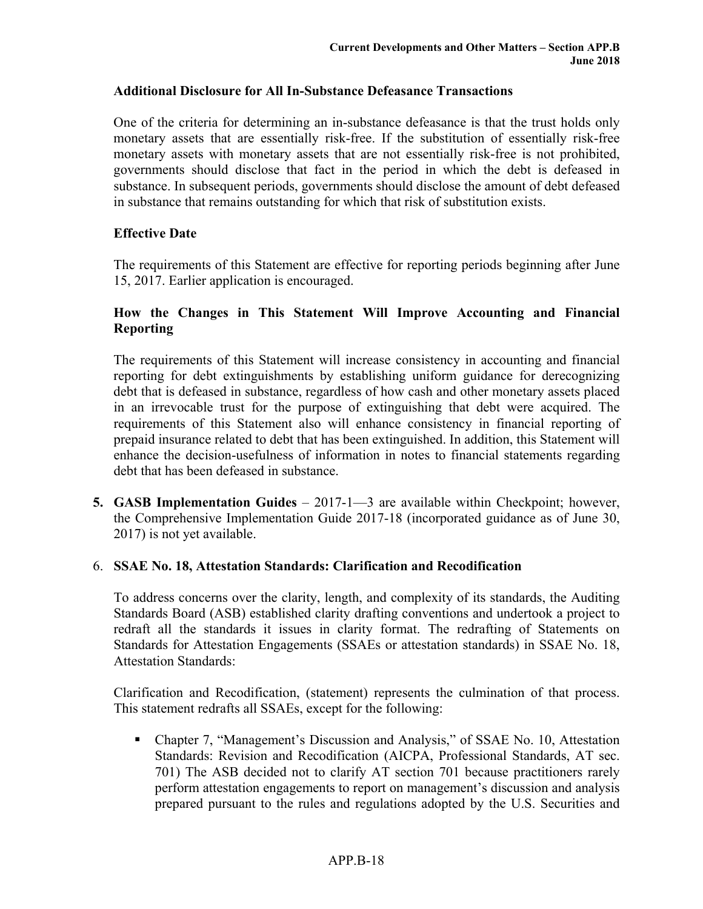**Additional Disclosure for All In-Substance Defeasance Transactions**

One of the criteria for determining an in-substance defeasance is that the trust holds only monetary assets that are essentially risk-free. If the substitution of essentially risk-free monetary assets with monetary assets that are not essentially risk-free is not prohibited, governments should disclose that fact in the period in which the debt is defeased in substance. In subsequent periods, governments should disclose the amount of debt defeased in substance that remains outstanding for which that risk of substitution exists.

**Effective Date**

The requirements of this Statement are effective for reporting periods beginning after June 15, 2017. Earlier application is encouraged.

**How the Changes in This Statement Will Improve Accounting and Financial Reporting**

The requirements of this Statement will increase consistency in accounting and financial reporting for debt extinguishments by establishing uniform guidance for derecognizing debt that is defeased in substance, regardless of how cash and other monetary assets placed in an irrevocable trust for the purpose of extinguishing that debt were acquired. The requirements of this Statement also will enhance consistency in financial reporting of prepaid insurance related to debt that has been extinguished. In addition, this Statement will enhance the decision-usefulness of information in notes to financial statements regarding debt that has been defeased in substance.

5. **GASB Implementation Guides** – 2017-1—3 are available within Checkpoint; however, the Comprehensive Implementation Guide 2017-18 (incorporated guidance as of June 30, 2017) is not yet available.

6. **SSAE No. 18, Attestation Standards: Clarification and Recodification**

To address concerns over the clarity, length, and complexity of its standards, the Auditing Standards Board (ASB) established clarity drafting conventions and undertook a project to redraft all the standards it issues in clarity format. The redrafting of Statements on Standards for Attestation Engagements (SSAEs or attestation standards) in SSAE No. 18, Attestation Standards:

Clarification and Recodification, (statement) represents the culmination of that process. This statement redrafts all SSAEs, except for the following:

- Chapter 7, "Management's Discussion and Analysis," of SSAE No. 10, Attestation Standards: Revision and Recodification (AICPA, Professional Standards, AT sec. 701) The ASB decided not to clarify AT section 701 because practitioners rarely perform attestation engagements to report on management's discussion and analysis prepared pursuant to the rules and regulations adopted by the U.S. Securities and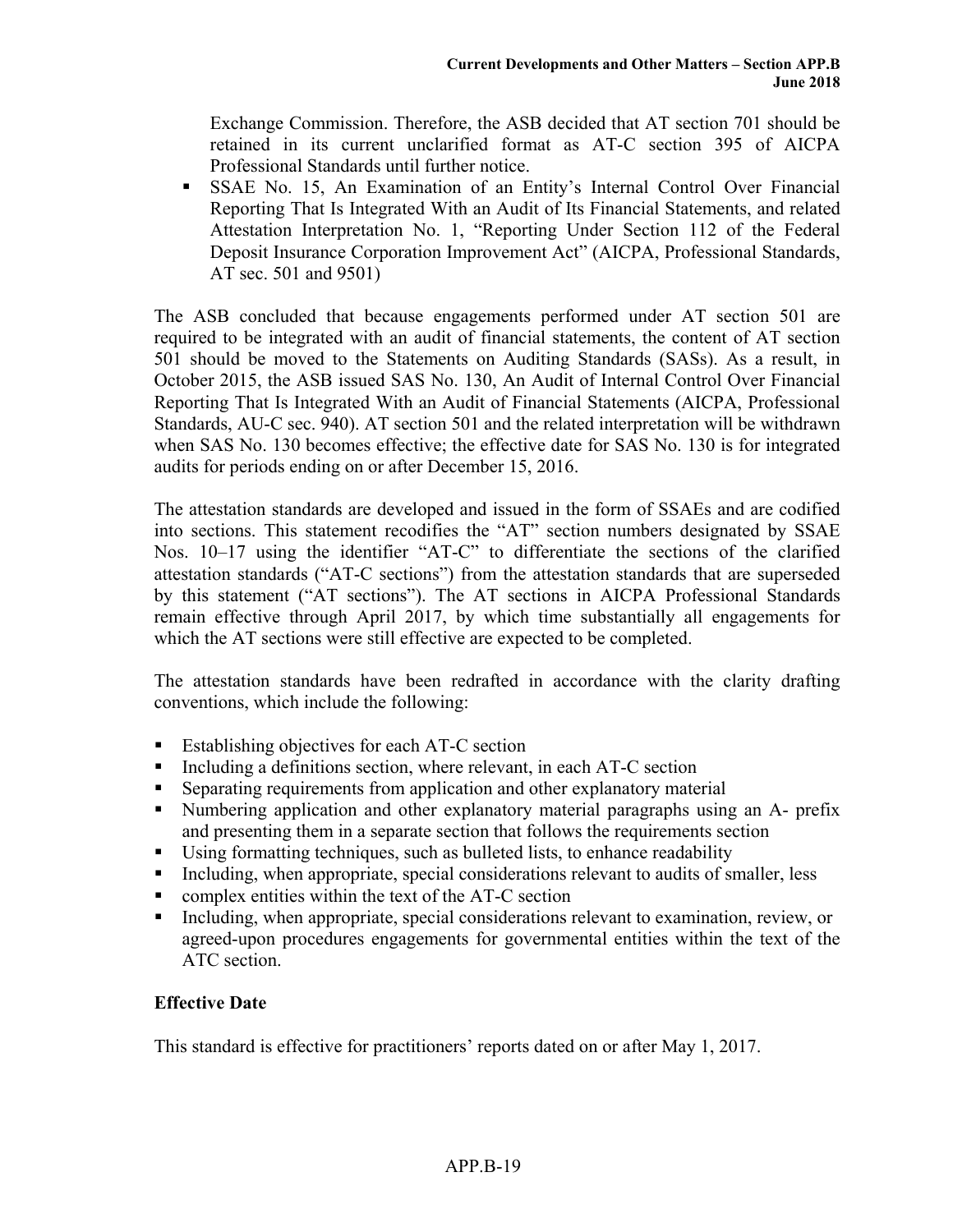Exchange Commission. Therefore, the ASB decided that AT section 701 should be retained in its current unclarified format as AT-C section 395 of AICPA Professional Standards until further notice.

- SSAE No. 15, An Examination of an Entity's Internal Control Over Financial Reporting That Is Integrated With an Audit of Its Financial Statements, and related Attestation Interpretation No. 1, "Reporting Under Section 112 of the Federal Deposit Insurance Corporation Improvement Act" (AICPA, Professional Standards, AT sec. 501 and 9501)

The ASB concluded that because engagements performed under AT section 501 are required to be integrated with an audit of financial statements, the content of AT section 501 should be moved to the Statements on Auditing Standards (SASs). As a result, in October 2015, the ASB issued SAS No. 130, An Audit of Internal Control Over Financial Reporting That Is Integrated With an Audit of Financial Statements (AICPA, Professional Standards, AU-C sec. 940). AT section 501 and the related interpretation will be withdrawn when SAS No. 130 becomes effective; the effective date for SAS No. 130 is for integrated audits for periods ending on or after December 15, 2016.

The attestation standards are developed and issued in the form of SSAEs and are codified into sections. This statement recodifies the "AT" section numbers designated by SSAE Nos. 10–17 using the identifier "AT-C" to differentiate the sections of the clarified attestation standards ("AT-C sections") from the attestation standards that are superseded by this statement ("AT sections"). The AT sections in AICPA Professional Standards remain effective through April 2017, by which time substantially all engagements for which the AT sections were still effective are expected to be completed.

The attestation standards have been redrafted in accordance with the clarity drafting conventions, which include the following:

- Establishing objectives for each AT-C section
- Including a definitions section, where relevant, in each AT-C section
- Separating requirements from application and other explanatory material
- Numbering application and other explanatory material paragraphs using an A- prefix and presenting them in a separate section that follows the requirements section
- Using formatting techniques, such as bulleted lists, to enhance readability
- Including, when appropriate, special considerations relevant to audits of smaller, less
- complex entities within the text of the AT-C section
- Including, when appropriate, special considerations relevant to examination, review, or agreed-upon procedures engagements for governmental entities within the text of the ATC section.

**Effective Date**

This standard is effective for practitioners' reports dated on or after May 1, 2017.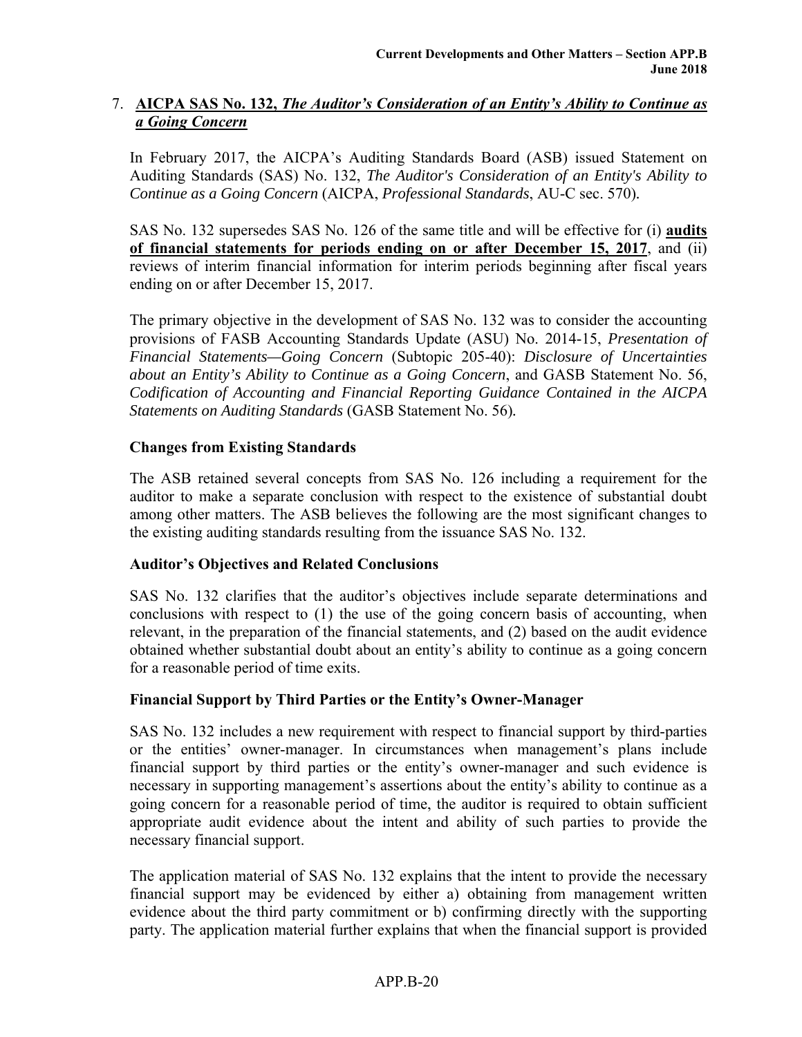7. **AICPA SAS No. 132, *The Auditor's Consideration of an Entity's Ability to Continue as a Going Concern***

In February 2017, the AICPA's Auditing Standards Board (ASB) issued Statement on Auditing Standards (SAS) No. 132, *The Auditor's Consideration of an Entity's Ability to Continue as a Going Concern* (AICPA, *Professional Standards*, AU-C sec. 570).

SAS No. 132 supersedes SAS No. 126 of the same title and will be effective for (i) **audits of financial statements for periods ending on or after December 15, 2017**, and (ii) reviews of interim financial information for interim periods beginning after fiscal years ending on or after December 15, 2017.

The primary objective in the development of SAS No. 132 was to consider the accounting provisions of FASB Accounting Standards Update (ASU) No. 2014-15, *Presentation of Financial Statements—Going Concern* (Subtopic 205-40): *Disclosure of Uncertainties about an Entity's Ability to Continue as a Going Concern*, and GASB Statement No. 56, *Codification of Accounting and Financial Reporting Guidance Contained in the AICPA Statements on Auditing Standards* (GASB Statement No. 56).

**Changes from Existing Standards**

The ASB retained several concepts from SAS No. 126 including a requirement for the auditor to make a separate conclusion with respect to the existence of substantial doubt among other matters. The ASB believes the following are the most significant changes to the existing auditing standards resulting from the issuance SAS No. 132.

**Auditor's Objectives and Related Conclusions**

SAS No. 132 clarifies that the auditor's objectives include separate determinations and conclusions with respect to (1) the use of the going concern basis of accounting, when relevant, in the preparation of the financial statements, and (2) based on the audit evidence obtained whether substantial doubt about an entity's ability to continue as a going concern for a reasonable period of time exits.

**Financial Support by Third Parties or the Entity's Owner-Manager**

SAS No. 132 includes a new requirement with respect to financial support by third-parties or the entities' owner-manager. In circumstances when management's plans include financial support by third parties or the entity's owner-manager and such evidence is necessary in supporting management's assertions about the entity's ability to continue as a going concern for a reasonable period of time, the auditor is required to obtain sufficient appropriate audit evidence about the intent and ability of such parties to provide the necessary financial support.

The application material of SAS No. 132 explains that the intent to provide the necessary financial support may be evidenced by either a) obtaining from management written evidence about the third party commitment or b) confirming directly with the supporting party. The application material further explains that when the financial support is provided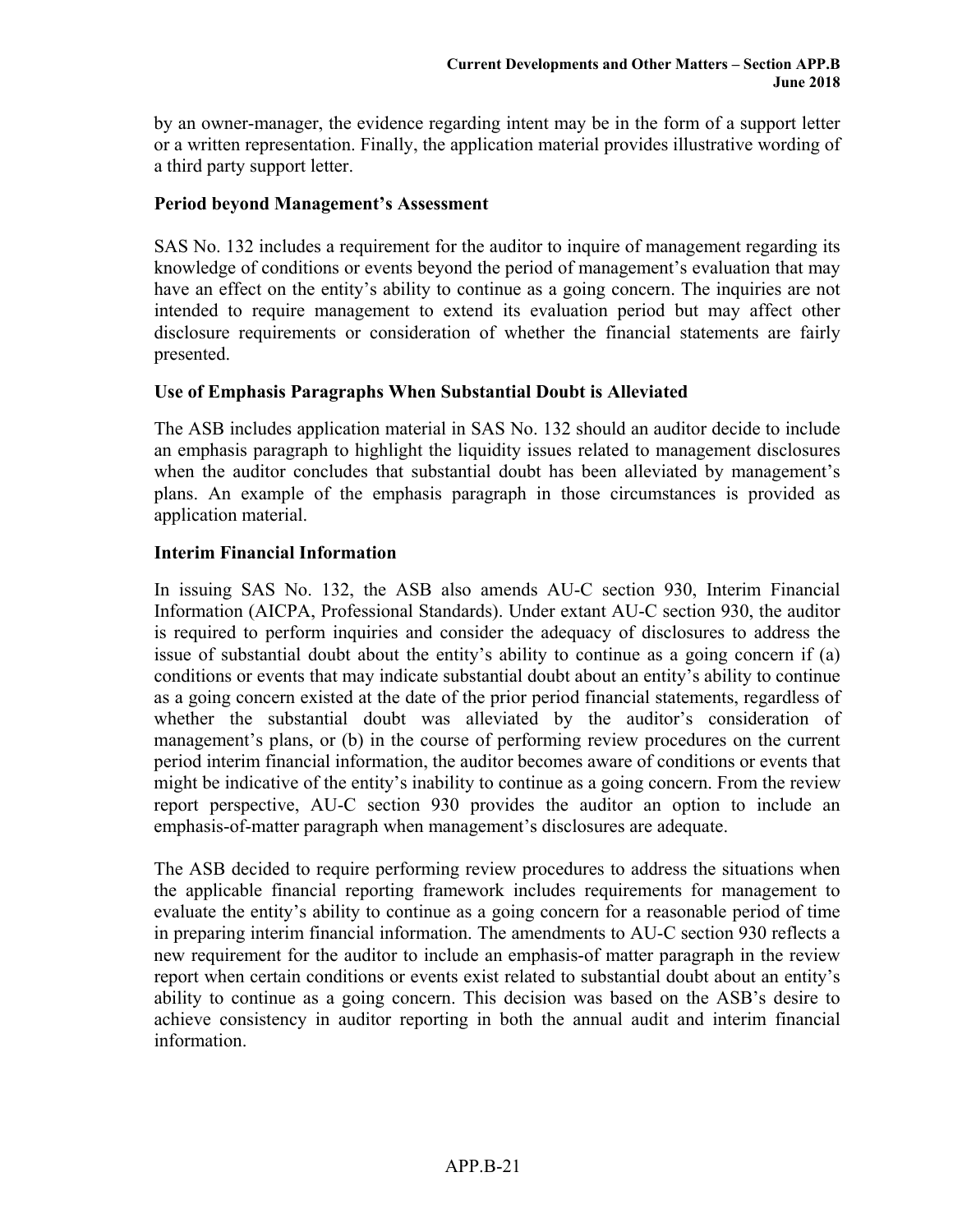by an owner-manager, the evidence regarding intent may be in the form of a support letter or a written representation. Finally, the application material provides illustrative wording of a third party support letter.

**Period beyond Management's Assessment**

SAS No. 132 includes a requirement for the auditor to inquire of management regarding its knowledge of conditions or events beyond the period of management's evaluation that may have an effect on the entity's ability to continue as a going concern. The inquiries are not intended to require management to extend its evaluation period but may affect other disclosure requirements or consideration of whether the financial statements are fairly presented.

**Use of Emphasis Paragraphs When Substantial Doubt is Alleviated**

The ASB includes application material in SAS No. 132 should an auditor decide to include an emphasis paragraph to highlight the liquidity issues related to management disclosures when the auditor concludes that substantial doubt has been alleviated by management's plans. An example of the emphasis paragraph in those circumstances is provided as application material.

**Interim Financial Information**

In issuing SAS No. 132, the ASB also amends AU-C section 930, Interim Financial Information (AICPA, Professional Standards). Under extant AU-C section 930, the auditor is required to perform inquiries and consider the adequacy of disclosures to address the issue of substantial doubt about the entity's ability to continue as a going concern if (a) conditions or events that may indicate substantial doubt about an entity's ability to continue as a going concern existed at the date of the prior period financial statements, regardless of whether the substantial doubt was alleviated by the auditor's consideration of management's plans, or (b) in the course of performing review procedures on the current period interim financial information, the auditor becomes aware of conditions or events that might be indicative of the entity's inability to continue as a going concern. From the review report perspective, AU-C section 930 provides the auditor an option to include an emphasis-of-matter paragraph when management's disclosures are adequate.

The ASB decided to require performing review procedures to address the situations when the applicable financial reporting framework includes requirements for management to evaluate the entity's ability to continue as a going concern for a reasonable period of time in preparing interim financial information. The amendments to AU-C section 930 reflects a new requirement for the auditor to include an emphasis-of matter paragraph in the review report when certain conditions or events exist related to substantial doubt about an entity's ability to continue as a going concern. This decision was based on the ASB's desire to achieve consistency in auditor reporting in both the annual audit and interim financial information.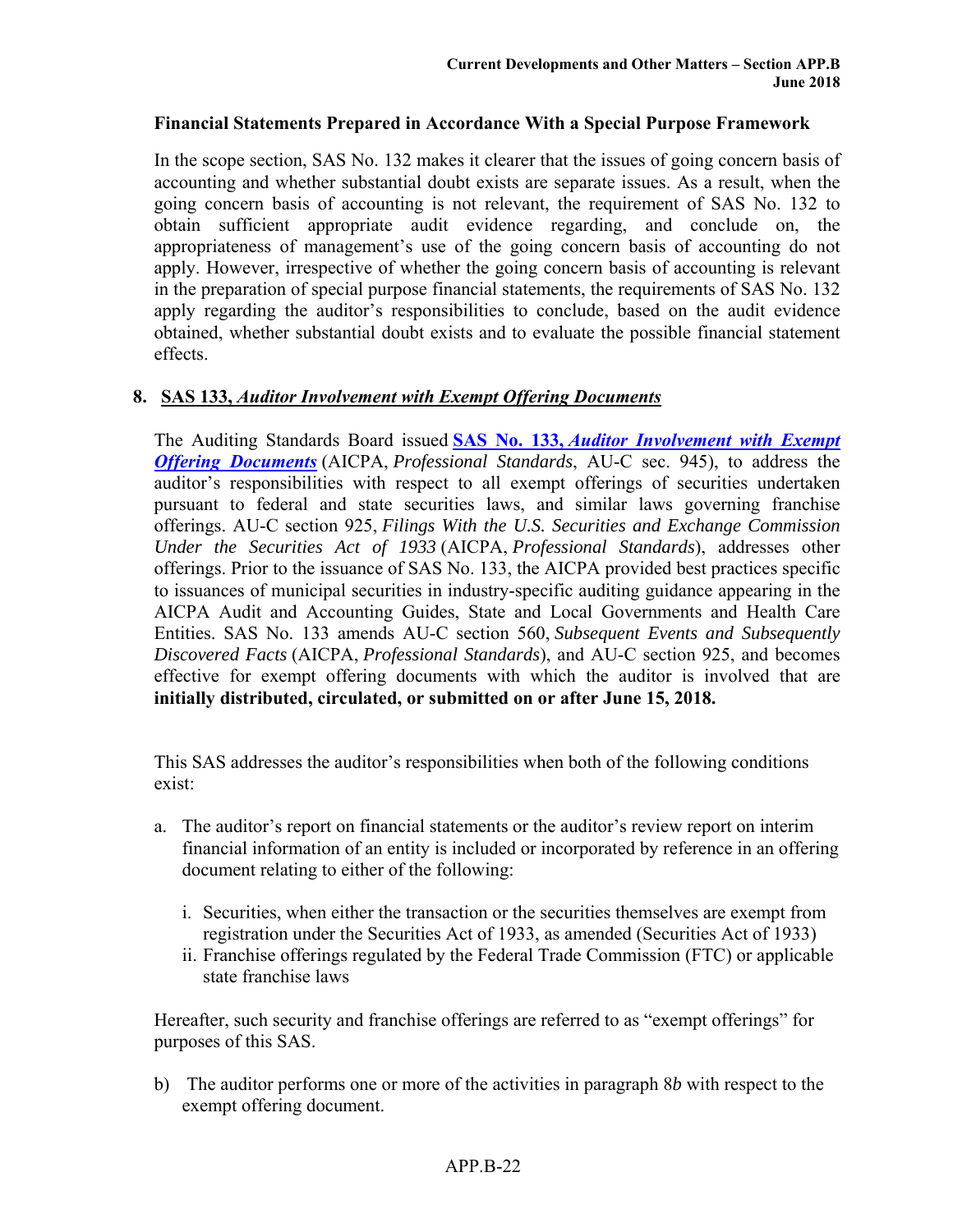### Financial Statements Prepared in Accordance With a Special Purpose Framework

In the scope section, SAS No. 132 makes it clearer that the issues of going concern basis of accounting and whether substantial doubt exists are separate issues. As a result, when the going concern basis of accounting is not relevant, the requirement of SAS No. 132 to obtain sufficient appropriate audit evidence regarding, and conclude on, the appropriateness of management's use of the going concern basis of accounting do not apply. However, irrespective of whether the going concern basis of accounting is relevant in the preparation of special purpose financial statements, the requirements of SAS No. 132 apply regarding the auditor's responsibilities to conclude, based on the audit evidence obtained, whether substantial doubt exists and to evaluate the possible financial statement effects.

## 8. SAS 133, *Auditor Involvement with Exempt Offering Documents*

The Auditing Standards Board issued **SAS No. 133, *Auditor Involvement with Exempt Offering Documents*** (AICPA, *Professional Standards*, AU-C sec. 945), to address the auditor's responsibilities with respect to all exempt offerings of securities undertaken pursuant to federal and state securities laws, and similar laws governing franchise offerings. AU-C section 925, *Filings With the U.S. Securities and Exchange Commission Under the Securities Act of 1933* (AICPA, *Professional Standards*), addresses other offerings. Prior to the issuance of SAS No. 133, the AICPA provided best practices specific to issuances of municipal securities in industry-specific auditing guidance appearing in the AICPA Audit and Accounting Guides, State and Local Governments and Health Care Entities. SAS No. 133 amends AU-C section 560, *Subsequent Events and Subsequently Discovered Facts* (AICPA, *Professional Standards*), and AU-C section 925, and becomes effective for exempt offering documents with which the auditor is involved that are **initially distributed, circulated, or submitted on or after June 15, 2018.**

This SAS addresses the auditor's responsibilities when both of the following conditions exist:

a. The auditor's report on financial statements or the auditor's review report on interim financial information of an entity is included or incorporated by reference in an offering document relating to either of the following:

   i. Securities, when either the transaction or the securities themselves are exempt from registration under the Securities Act of 1933, as amended (Securities Act of 1933)
   
   ii. Franchise offerings regulated by the Federal Trade Commission (FTC) or applicable state franchise laws

Hereafter, such security and franchise offerings are referred to as "exempt offerings" for purposes of this SAS.

b) The auditor performs one or more of the activities in paragraph 8*b* with respect to the exempt offering document.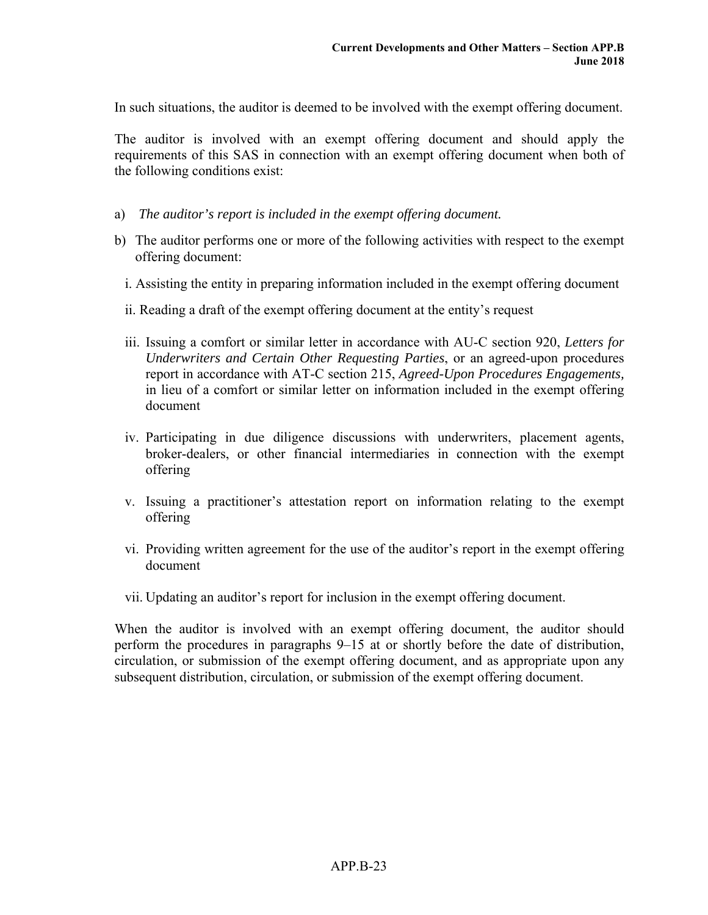In such situations, the auditor is deemed to be involved with the exempt offering document.

The auditor is involved with an exempt offering document and should apply the requirements of this SAS in connection with an exempt offering document when both of the following conditions exist:

a) *The auditor's report is included in the exempt offering document.*

b) The auditor performs one or more of the following activities with respect to the exempt offering document:

   i. Assisting the entity in preparing information included in the exempt offering document

   ii. Reading a draft of the exempt offering document at the entity's request

   iii. Issuing a comfort or similar letter in accordance with AU-C section 920, *Letters for Underwriters and Certain Other Requesting Parties*, or an agreed-upon procedures report in accordance with AT-C section 215, *Agreed-Upon Procedures Engagements,* in lieu of a comfort or similar letter on information included in the exempt offering document

   iv. Participating in due diligence discussions with underwriters, placement agents, broker-dealers, or other financial intermediaries in connection with the exempt offering

   v. Issuing a practitioner's attestation report on information relating to the exempt offering

   vi. Providing written agreement for the use of the auditor's report in the exempt offering document

   vii. Updating an auditor's report for inclusion in the exempt offering document.

When the auditor is involved with an exempt offering document, the auditor should perform the procedures in paragraphs 9–15 at or shortly before the date of distribution, circulation, or submission of the exempt offering document, and as appropriate upon any subsequent distribution, circulation, or submission of the exempt offering document.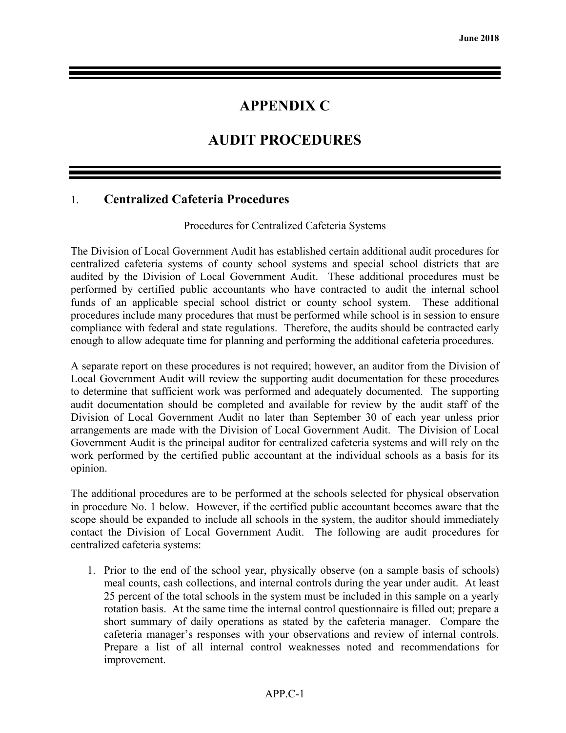# APPENDIX C

# AUDIT PROCEDURES

## 1. Centralized Cafeteria Procedures

Procedures for Centralized Cafeteria Systems

The Division of Local Government Audit has established certain additional audit procedures for centralized cafeteria systems of county school systems and special school districts that are audited by the Division of Local Government Audit. These additional procedures must be performed by certified public accountants who have contracted to audit the internal school funds of an applicable special school district or county school system. These additional procedures include many procedures that must be performed while school is in session to ensure compliance with federal and state regulations. Therefore, the audits should be contracted early enough to allow adequate time for planning and performing the additional cafeteria procedures.

A separate report on these procedures is not required; however, an auditor from the Division of Local Government Audit will review the supporting audit documentation for these procedures to determine that sufficient work was performed and adequately documented. The supporting audit documentation should be completed and available for review by the audit staff of the Division of Local Government Audit no later than September 30 of each year unless prior arrangements are made with the Division of Local Government Audit. The Division of Local Government Audit is the principal auditor for centralized cafeteria systems and will rely on the work performed by the certified public accountant at the individual schools as a basis for its opinion.

The additional procedures are to be performed at the schools selected for physical observation in procedure No. 1 below. However, if the certified public accountant becomes aware that the scope should be expanded to include all schools in the system, the auditor should immediately contact the Division of Local Government Audit. The following are audit procedures for centralized cafeteria systems:

1. Prior to the end of the school year, physically observe (on a sample basis of schools) meal counts, cash collections, and internal controls during the year under audit. At least 25 percent of the total schools in the system must be included in this sample on a yearly rotation basis. At the same time the internal control questionnaire is filled out; prepare a short summary of daily operations as stated by the cafeteria manager. Compare the cafeteria manager's responses with your observations and review of internal controls. Prepare a list of all internal control weaknesses noted and recommendations for improvement.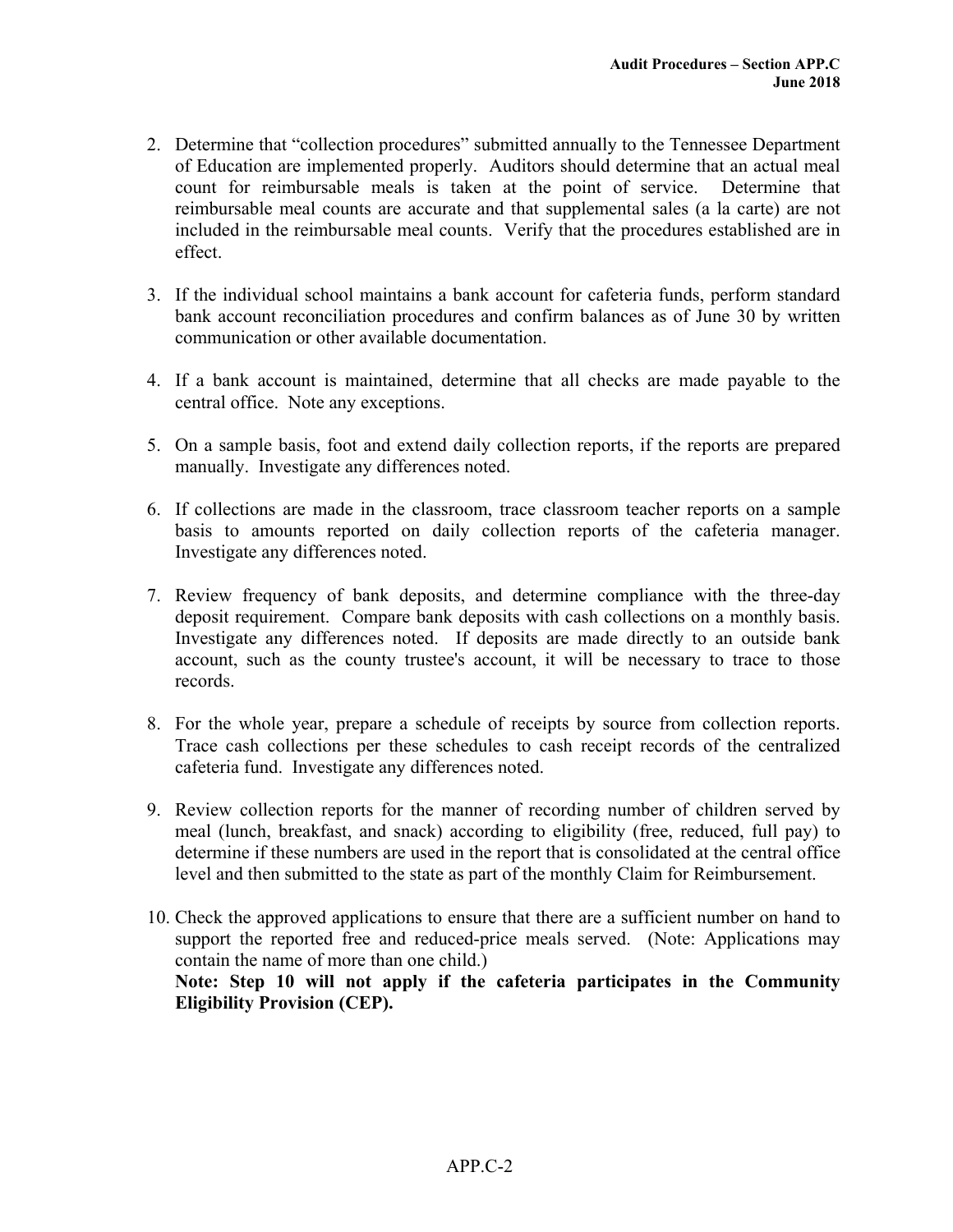2. Determine that "collection procedures" submitted annually to the Tennessee Department of Education are implemented properly. Auditors should determine that an actual meal count for reimbursable meals is taken at the point of service. Determine that reimbursable meal counts are accurate and that supplemental sales (a la carte) are not included in the reimbursable meal counts. Verify that the procedures established are in effect.

3. If the individual school maintains a bank account for cafeteria funds, perform standard bank account reconciliation procedures and confirm balances as of June 30 by written communication or other available documentation.

4. If a bank account is maintained, determine that all checks are made payable to the central office. Note any exceptions.

5. On a sample basis, foot and extend daily collection reports, if the reports are prepared manually. Investigate any differences noted.

6. If collections are made in the classroom, trace classroom teacher reports on a sample basis to amounts reported on daily collection reports of the cafeteria manager. Investigate any differences noted.

7. Review frequency of bank deposits, and determine compliance with the three-day deposit requirement. Compare bank deposits with cash collections on a monthly basis. Investigate any differences noted. If deposits are made directly to an outside bank account, such as the county trustee's account, it will be necessary to trace to those records.

8. For the whole year, prepare a schedule of receipts by source from collection reports. Trace cash collections per these schedules to cash receipt records of the centralized cafeteria fund. Investigate any differences noted.

9. Review collection reports for the manner of recording number of children served by meal (lunch, breakfast, and snack) according to eligibility (free, reduced, full pay) to determine if these numbers are used in the report that is consolidated at the central office level and then submitted to the state as part of the monthly Claim for Reimbursement.

10. Check the approved applications to ensure that there are a sufficient number on hand to support the reported free and reduced-price meals served. (Note: Applications may contain the name of more than one child.)
    **Note: Step 10 will not apply if the cafeteria participates in the Community Eligibility Provision (CEP).**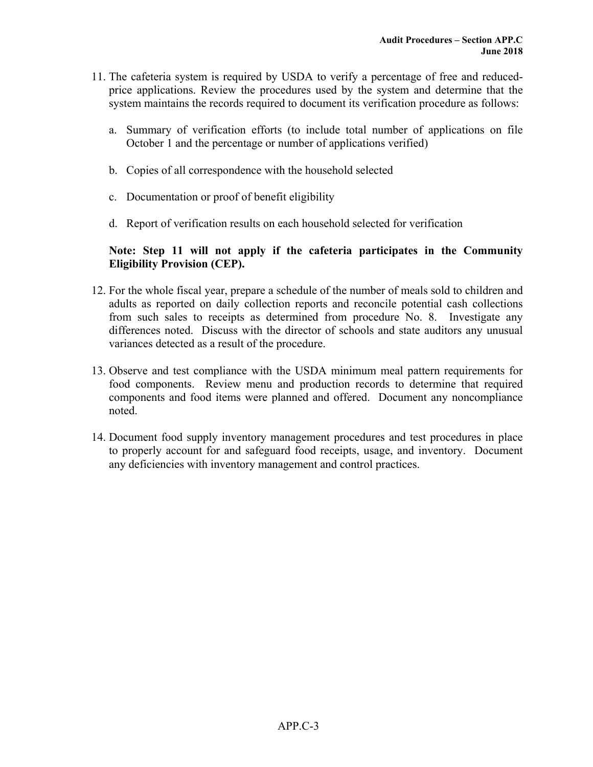11. The cafeteria system is required by USDA to verify a percentage of free and reduced-price applications. Review the procedures used by the system and determine that the system maintains the records required to document its verification procedure as follows:

    a. Summary of verification efforts (to include total number of applications on file October 1 and the percentage or number of applications verified)

    b. Copies of all correspondence with the household selected

    c. Documentation or proof of benefit eligibility

    d. Report of verification results on each household selected for verification

    **Note: Step 11 will not apply if the cafeteria participates in the Community Eligibility Provision (CEP).**

12. For the whole fiscal year, prepare a schedule of the number of meals sold to children and adults as reported on daily collection reports and reconcile potential cash collections from such sales to receipts as determined from procedure No. 8. Investigate any differences noted. Discuss with the director of schools and state auditors any unusual variances detected as a result of the procedure.

13. Observe and test compliance with the USDA minimum meal pattern requirements for food components. Review menu and production records to determine that required components and food items were planned and offered. Document any noncompliance noted.

14. Document food supply inventory management procedures and test procedures in place to properly account for and safeguard food receipts, usage, and inventory. Document any deficiencies with inventory management and control practices.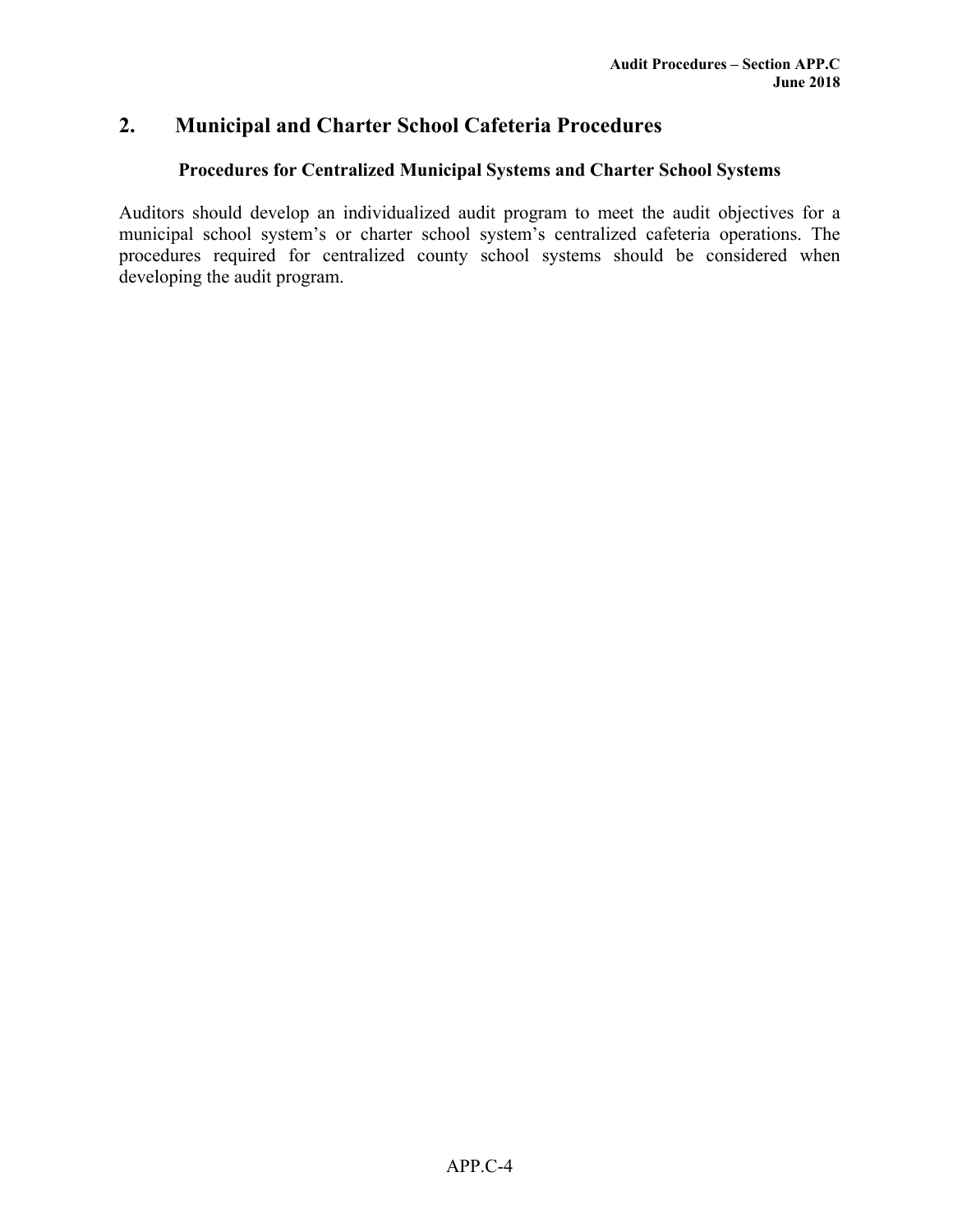## 2. Municipal and Charter School Cafeteria Procedures

### Procedures for Centralized Municipal Systems and Charter School Systems

Auditors should develop an individualized audit program to meet the audit objectives for a municipal school system's or charter school system's centralized cafeteria operations. The procedures required for centralized county school systems should be considered when developing the audit program.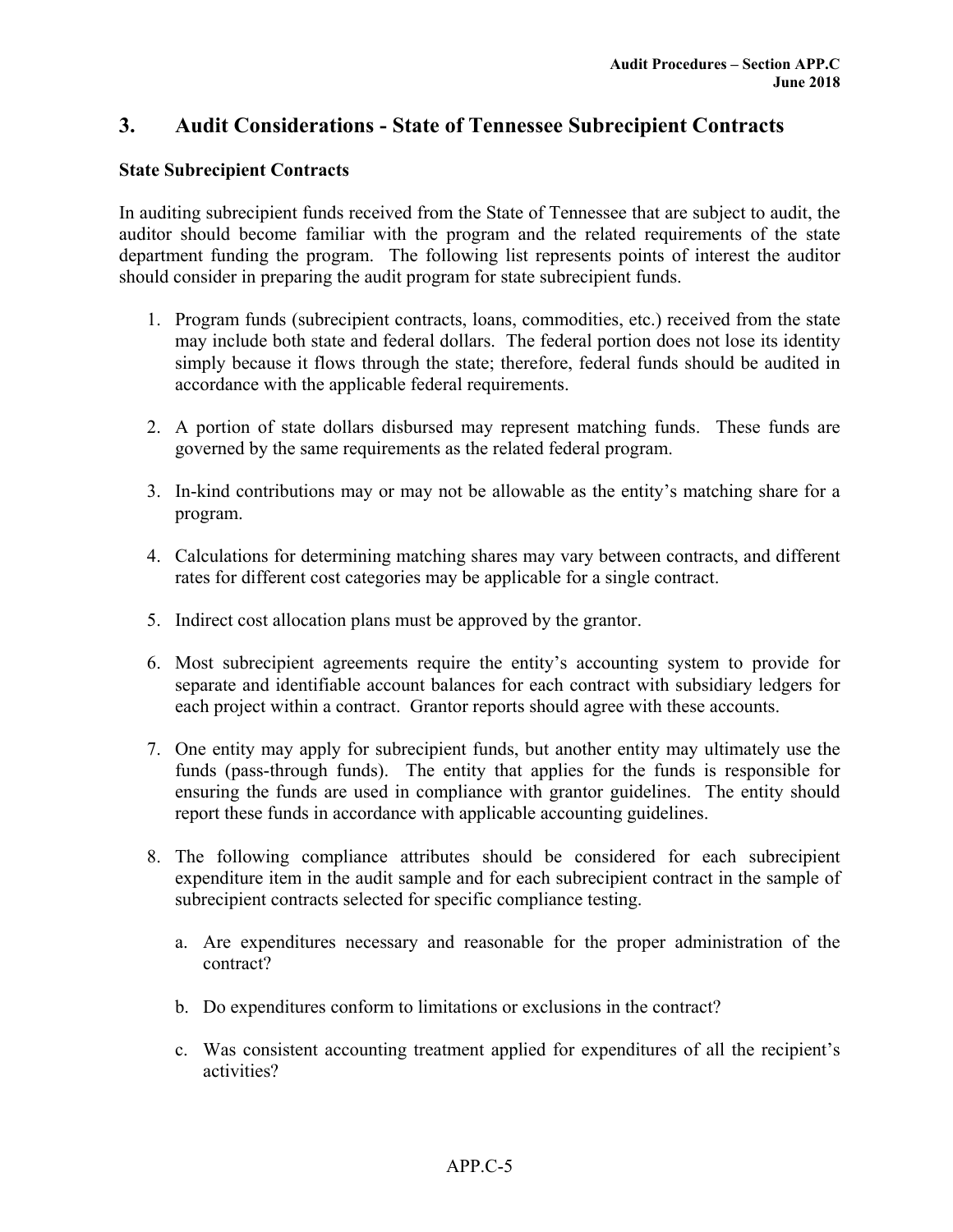## 3. Audit Considerations - State of Tennessee Subrecipient Contracts

**State Subrecipient Contracts**

In auditing subrecipient funds received from the State of Tennessee that are subject to audit, the auditor should become familiar with the program and the related requirements of the state department funding the program. The following list represents points of interest the auditor should consider in preparing the audit program for state subrecipient funds.

1. Program funds (subrecipient contracts, loans, commodities, etc.) received from the state may include both state and federal dollars. The federal portion does not lose its identity simply because it flows through the state; therefore, federal funds should be audited in accordance with the applicable federal requirements.

2. A portion of state dollars disbursed may represent matching funds. These funds are governed by the same requirements as the related federal program.

3. In-kind contributions may or may not be allowable as the entity's matching share for a program.

4. Calculations for determining matching shares may vary between contracts, and different rates for different cost categories may be applicable for a single contract.

5. Indirect cost allocation plans must be approved by the grantor.

6. Most subrecipient agreements require the entity's accounting system to provide for separate and identifiable account balances for each contract with subsidiary ledgers for each project within a contract. Grantor reports should agree with these accounts.

7. One entity may apply for subrecipient funds, but another entity may ultimately use the funds (pass-through funds). The entity that applies for the funds is responsible for ensuring the funds are used in compliance with grantor guidelines. The entity should report these funds in accordance with applicable accounting guidelines.

8. The following compliance attributes should be considered for each subrecipient expenditure item in the audit sample and for each subrecipient contract in the sample of subrecipient contracts selected for specific compliance testing.

   a. Are expenditures necessary and reasonable for the proper administration of the contract?

   b. Do expenditures conform to limitations or exclusions in the contract?

   c. Was consistent accounting treatment applied for expenditures of all the recipient's activities?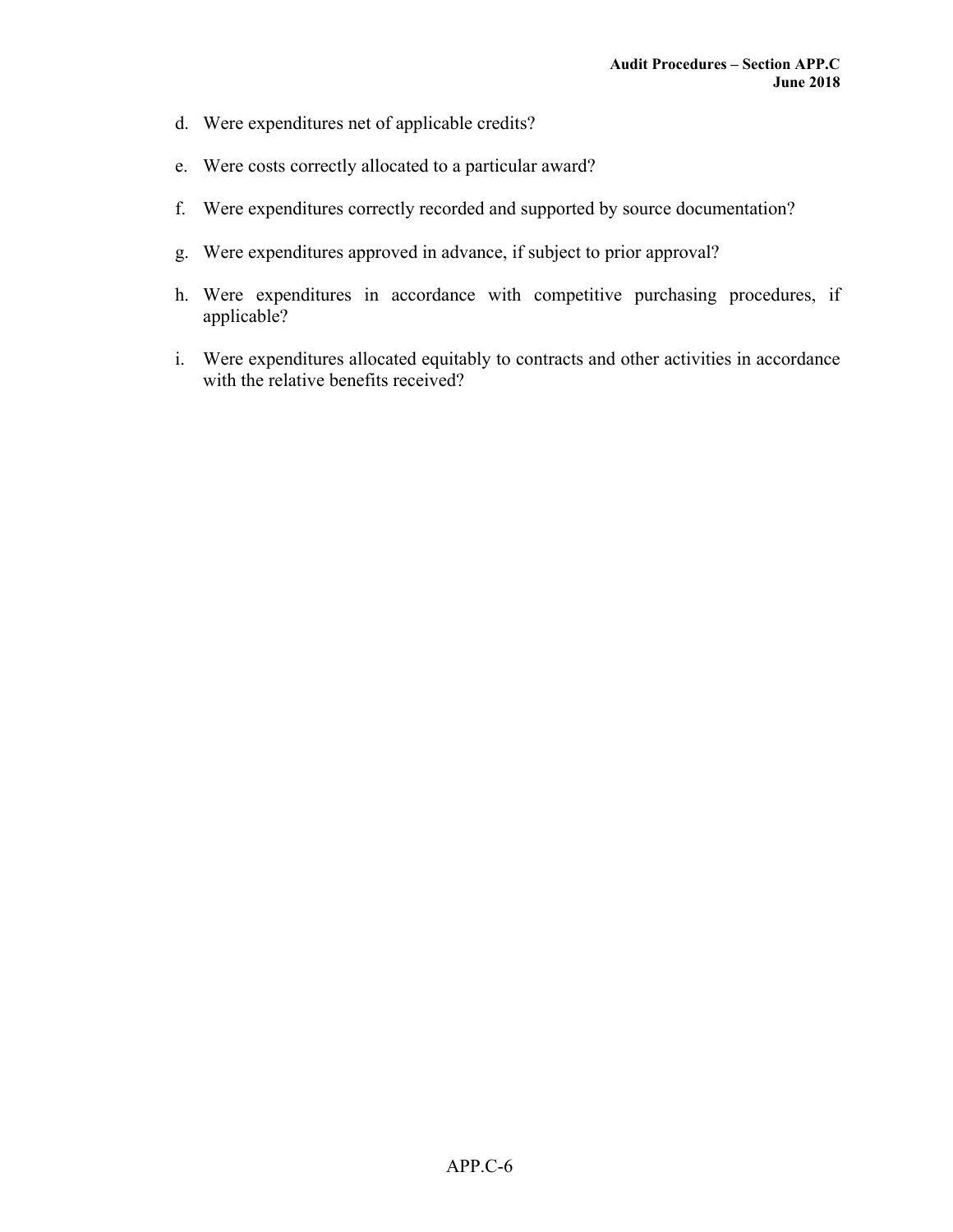d. Were expenditures net of applicable credits?

e. Were costs correctly allocated to a particular award?

f. Were expenditures correctly recorded and supported by source documentation?

g. Were expenditures approved in advance, if subject to prior approval?

h. Were expenditures in accordance with competitive purchasing procedures, if applicable?

i. Were expenditures allocated equitably to contracts and other activities in accordance with the relative benefits received?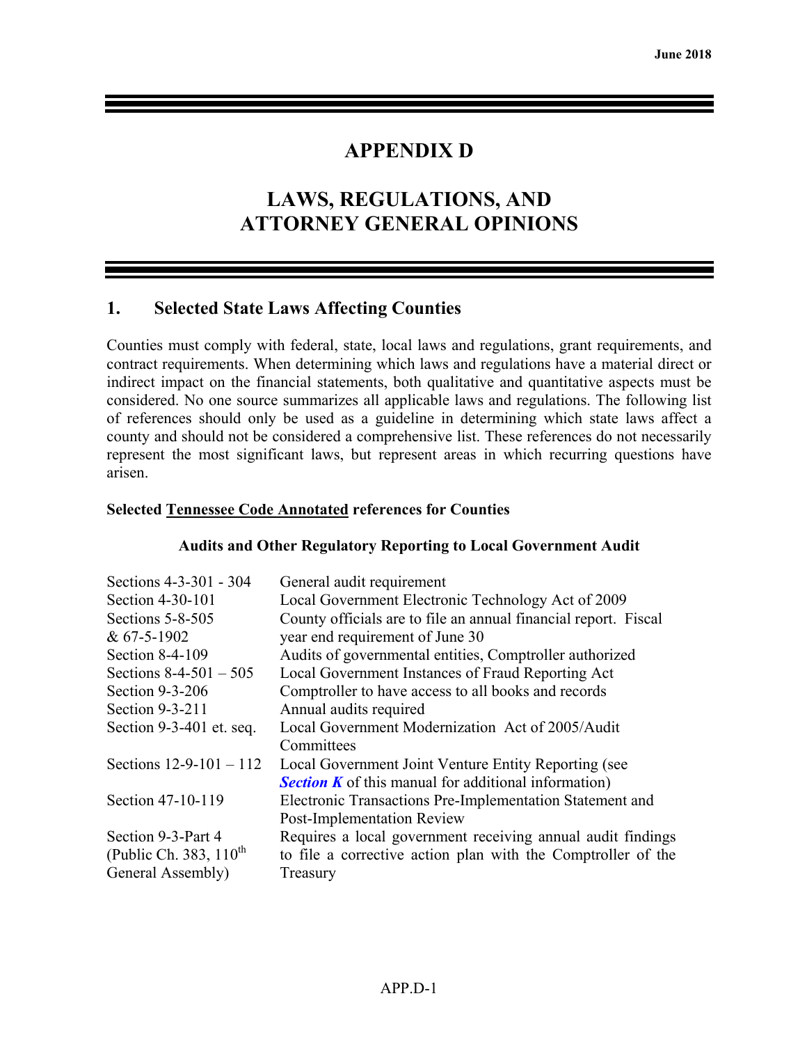# APPENDIX D

# LAWS, REGULATIONS, AND ATTORNEY GENERAL OPINIONS

## 1. Selected State Laws Affecting Counties

Counties must comply with federal, state, local laws and regulations, grant requirements, and contract requirements. When determining which laws and regulations have a material direct or indirect impact on the financial statements, both qualitative and quantitative aspects must be considered. No one source summarizes all applicable laws and regulations. The following list of references should only be used as a guideline in determining which state laws affect a county and should not be considered a comprehensive list. These references do not necessarily represent the most significant laws, but represent areas in which recurring questions have arisen.

**Selected Tennessee Code Annotated references for Counties**

**Audits and Other Regulatory Reporting to Local Government Audit**

| | |
|---|---|
| Sections 4-3-301 - 304 | General audit requirement |
| Section 4-30-101 | Local Government Electronic Technology Act of 2009 |
| Sections 5-8-505 & 67-5-1902 | County officials are to file an annual financial report. Fiscal year end requirement of June 30 |
| Section 8-4-109 | Audits of governmental entities, Comptroller authorized |
| Sections 8-4-501 – 505 | Local Government Instances of Fraud Reporting Act |
| Section 9-3-206 | Comptroller to have access to all books and records |
| Section 9-3-211 | Annual audits required |
| Section 9-3-401 et. seq. | Local Government Modernization Act of 2005/Audit Committees |
| Sections 12-9-101 – 112 | Local Government Joint Venture Entity Reporting (see ***Section K*** of this manual for additional information) |
| Section 47-10-119 | Electronic Transactions Pre-Implementation Statement and Post-Implementation Review |
| Section 9-3-Part 4 (Public Ch. 383, 110th General Assembly) | Requires a local government receiving annual audit findings to file a corrective action plan with the Comptroller of the Treasury |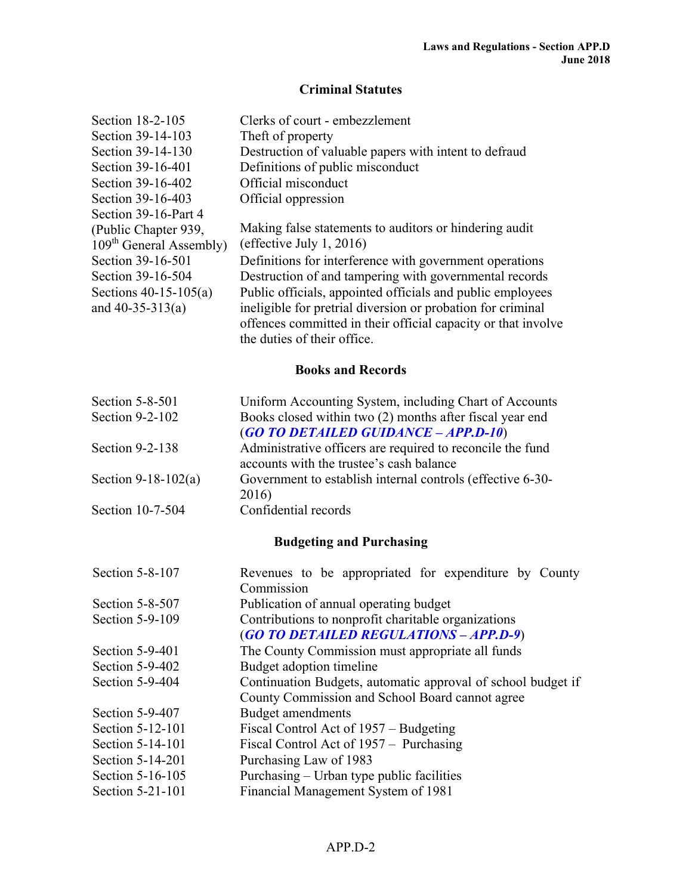## Criminal Statutes

| | |
|---|---|
| Section 18-2-105 | Clerks of court - embezzlement |
| Section 39-14-103 | Theft of property |
| Section 39-14-130 | Destruction of valuable papers with intent to defraud |
| Section 39-16-401 | Definitions of public misconduct |
| Section 39-16-402 | Official misconduct |
| Section 39-16-403 | Official oppression |
| Section 39-16-Part 4 (Public Chapter 939, 109th General Assembly) | Making false statements to auditors or hindering audit (effective July 1, 2016) |
| Section 39-16-501 | Definitions for interference with government operations |
| Section 39-16-504 | Destruction of and tampering with governmental records |
| Sections 40-15-105(a) and 40-35-313(a) | Public officials, appointed officials and public employees ineligible for pretrial diversion or probation for criminal offences committed in their official capacity or that involve the duties of their office. |

## Books and Records

| | |
|---|---|
| Section 5-8-501 | Uniform Accounting System, including Chart of Accounts |
| Section 9-2-102 | Books closed within two (2) months after fiscal year end (***GO TO DETAILED GUIDANCE – APP.D-10***) |
| Section 9-2-138 | Administrative officers are required to reconcile the fund accounts with the trustee's cash balance |
| Section 9-18-102(a) | Government to establish internal controls (effective 6-30-2016) |
| Section 10-7-504 | Confidential records |

## Budgeting and Purchasing

| | |
|---|---|
| Section 5-8-107 | Revenues to be appropriated for expenditure by County Commission |
| Section 5-8-507 | Publication of annual operating budget |
| Section 5-9-109 | Contributions to nonprofit charitable organizations (***GO TO DETAILED REGULATIONS – APP.D-9***) |
| Section 5-9-401 | The County Commission must appropriate all funds |
| Section 5-9-402 | Budget adoption timeline |
| Section 5-9-404 | Continuation Budgets, automatic approval of school budget if County Commission and School Board cannot agree |
| Section 5-9-407 | Budget amendments |
| Section 5-12-101 | Fiscal Control Act of 1957 – Budgeting |
| Section 5-14-101 | Fiscal Control Act of 1957 – Purchasing |
| Section 5-14-201 | Purchasing Law of 1983 |
| Section 5-16-105 | Purchasing – Urban type public facilities |
| Section 5-21-101 | Financial Management System of 1981 |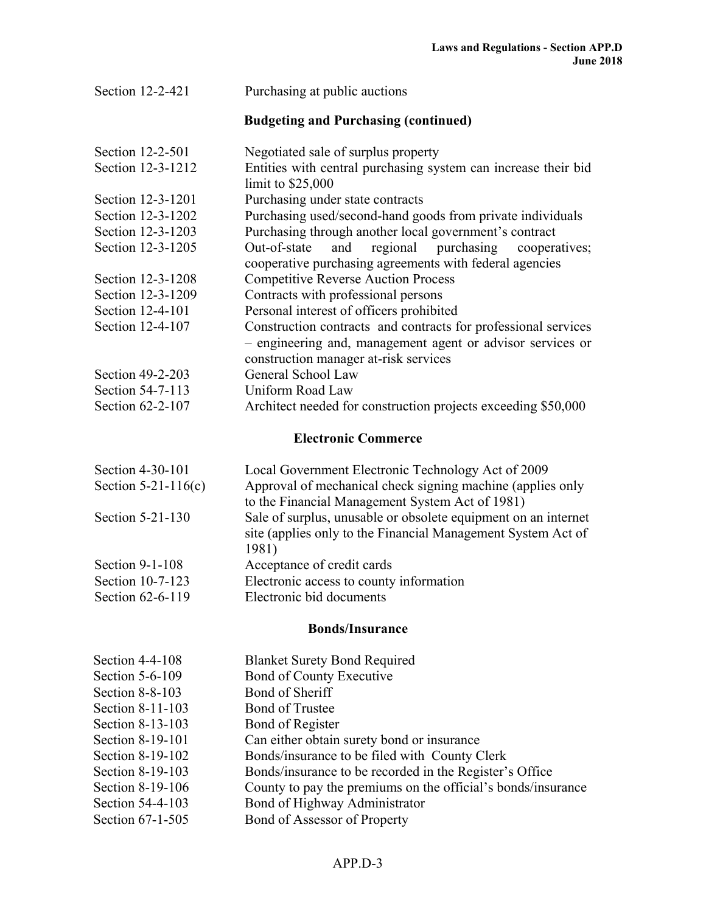| | |
|---|---|
| Section 12-2-421 | Purchasing at public auctions |

**Budgeting and Purchasing (continued)**

| | |
|---|---|
| Section 12-2-501 | Negotiated sale of surplus property |
| Section 12-3-1212 | Entities with central purchasing system can increase their bid limit to $25,000 |
| Section 12-3-1201 | Purchasing under state contracts |
| Section 12-3-1202 | Purchasing used/second-hand goods from private individuals |
| Section 12-3-1203 | Purchasing through another local government's contract |
| Section 12-3-1205 | Out-of-state and regional purchasing cooperatives; cooperative purchasing agreements with federal agencies |
| Section 12-3-1208 | Competitive Reverse Auction Process |
| Section 12-3-1209 | Contracts with professional persons |
| Section 12-4-101 | Personal interest of officers prohibited |
| Section 12-4-107 | Construction contracts and contracts for professional services – engineering and, management agent or advisor services or construction manager at-risk services |
| Section 49-2-203 | General School Law |
| Section 54-7-113 | Uniform Road Law |
| Section 62-2-107 | Architect needed for construction projects exceeding $50,000 |

**Electronic Commerce**

| | |
|---|---|
| Section 4-30-101 | Local Government Electronic Technology Act of 2009 |
| Section 5-21-116(c) | Approval of mechanical check signing machine (applies only to the Financial Management System Act of 1981) |
| Section 5-21-130 | Sale of surplus, unusable or obsolete equipment on an internet site (applies only to the Financial Management System Act of 1981) |
| Section 9-1-108 | Acceptance of credit cards |
| Section 10-7-123 | Electronic access to county information |
| Section 62-6-119 | Electronic bid documents |

**Bonds/Insurance**

| | |
|---|---|
| Section 4-4-108 | Blanket Surety Bond Required |
| Section 5-6-109 | Bond of County Executive |
| Section 8-8-103 | Bond of Sheriff |
| Section 8-11-103 | Bond of Trustee |
| Section 8-13-103 | Bond of Register |
| Section 8-19-101 | Can either obtain surety bond or insurance |
| Section 8-19-102 | Bonds/insurance to be filed with County Clerk |
| Section 8-19-103 | Bonds/insurance to be recorded in the Register's Office |
| Section 8-19-106 | County to pay the premiums on the official's bonds/insurance |
| Section 54-4-103 | Bond of Highway Administrator |
| Section 67-1-505 | Bond of Assessor of Property |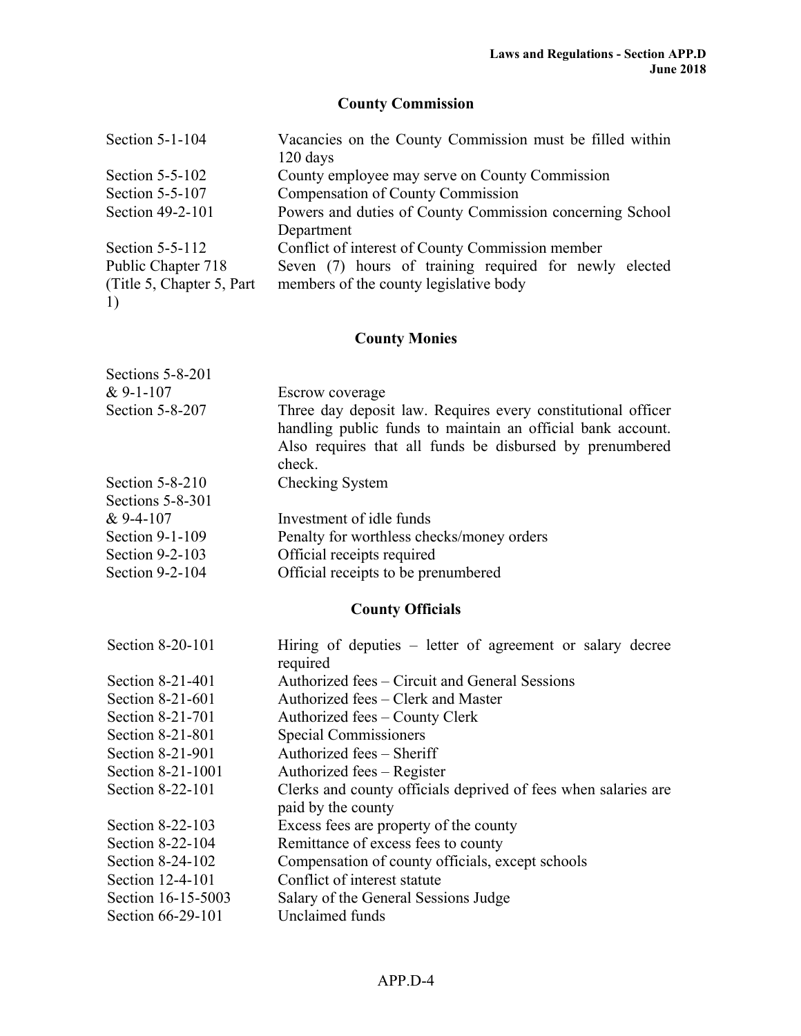## County Commission

| | |
|---|---|
| Section 5-1-104 | Vacancies on the County Commission must be filled within 120 days |
| Section 5-5-102 | County employee may serve on County Commission |
| Section 5-5-107 | Compensation of County Commission |
| Section 49-2-101 | Powers and duties of County Commission concerning School Department |
| Section 5-5-112 | Conflict of interest of County Commission member |
| Public Chapter 718 (Title 5, Chapter 5, Part 1) | Seven (7) hours of training required for newly elected members of the county legislative body |

## County Monies

| | |
|---|---|
| Sections 5-8-201 & 9-1-107 | Escrow coverage |
| Section 5-8-207 | Three day deposit law. Requires every constitutional officer handling public funds to maintain an official bank account. Also requires that all funds be disbursed by prenumbered check. |
| Section 5-8-210 | Checking System |
| Sections 5-8-301 & 9-4-107 | Investment of idle funds |
| Section 9-1-109 | Penalty for worthless checks/money orders |
| Section 9-2-103 | Official receipts required |
| Section 9-2-104 | Official receipts to be prenumbered |

## County Officials

| | |
|---|---|
| Section 8-20-101 | Hiring of deputies – letter of agreement or salary decree required |
| Section 8-21-401 | Authorized fees – Circuit and General Sessions |
| Section 8-21-601 | Authorized fees – Clerk and Master |
| Section 8-21-701 | Authorized fees – County Clerk |
| Section 8-21-801 | Special Commissioners |
| Section 8-21-901 | Authorized fees – Sheriff |
| Section 8-21-1001 | Authorized fees – Register |
| Section 8-22-101 | Clerks and county officials deprived of fees when salaries are paid by the county |
| Section 8-22-103 | Excess fees are property of the county |
| Section 8-22-104 | Remittance of excess fees to county |
| Section 8-24-102 | Compensation of county officials, except schools |
| Section 12-4-101 | Conflict of interest statute |
| Section 16-15-5003 | Salary of the General Sessions Judge |
| Section 66-29-101 | Unclaimed funds |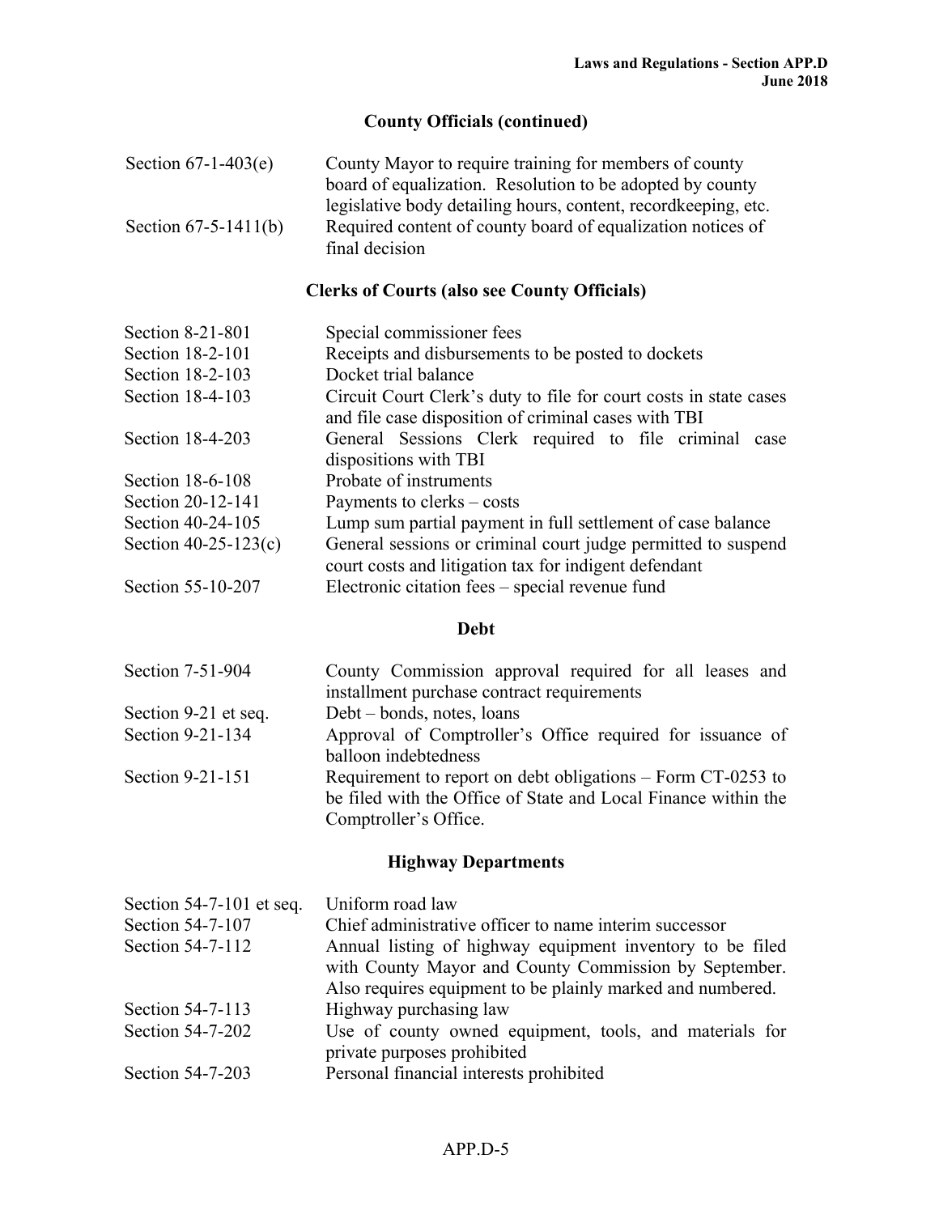## County Officials (continued)

| | |
|---|---|
| Section 67-1-403(e) | County Mayor to require training for members of county board of equalization. Resolution to be adopted by county legislative body detailing hours, content, recordkeeping, etc. |
| Section 67-5-1411(b) | Required content of county board of equalization notices of final decision |

## Clerks of Courts (also see County Officials)

| | |
|---|---|
| Section 8-21-801 | Special commissioner fees |
| Section 18-2-101 | Receipts and disbursements to be posted to dockets |
| Section 18-2-103 | Docket trial balance |
| Section 18-4-103 | Circuit Court Clerk's duty to file for court costs in state cases and file case disposition of criminal cases with TBI |
| Section 18-4-203 | General Sessions Clerk required to file criminal case dispositions with TBI |
| Section 18-6-108 | Probate of instruments |
| Section 20-12-141 | Payments to clerks – costs |
| Section 40-24-105 | Lump sum partial payment in full settlement of case balance |
| Section 40-25-123(c) | General sessions or criminal court judge permitted to suspend court costs and litigation tax for indigent defendant |
| Section 55-10-207 | Electronic citation fees – special revenue fund |

## Debt

| | |
|---|---|
| Section 7-51-904 | County Commission approval required for all leases and installment purchase contract requirements |
| Section 9-21 et seq. | Debt – bonds, notes, loans |
| Section 9-21-134 | Approval of Comptroller's Office required for issuance of balloon indebtedness |
| Section 9-21-151 | Requirement to report on debt obligations – Form CT-0253 to be filed with the Office of State and Local Finance within the Comptroller's Office. |

## Highway Departments

| | |
|---|---|
| Section 54-7-101 et seq. | Uniform road law |
| Section 54-7-107 | Chief administrative officer to name interim successor |
| Section 54-7-112 | Annual listing of highway equipment inventory to be filed with County Mayor and County Commission by September. Also requires equipment to be plainly marked and numbered. |
| Section 54-7-113 | Highway purchasing law |
| Section 54-7-202 | Use of county owned equipment, tools, and materials for private purposes prohibited |
| Section 54-7-203 | Personal financial interests prohibited |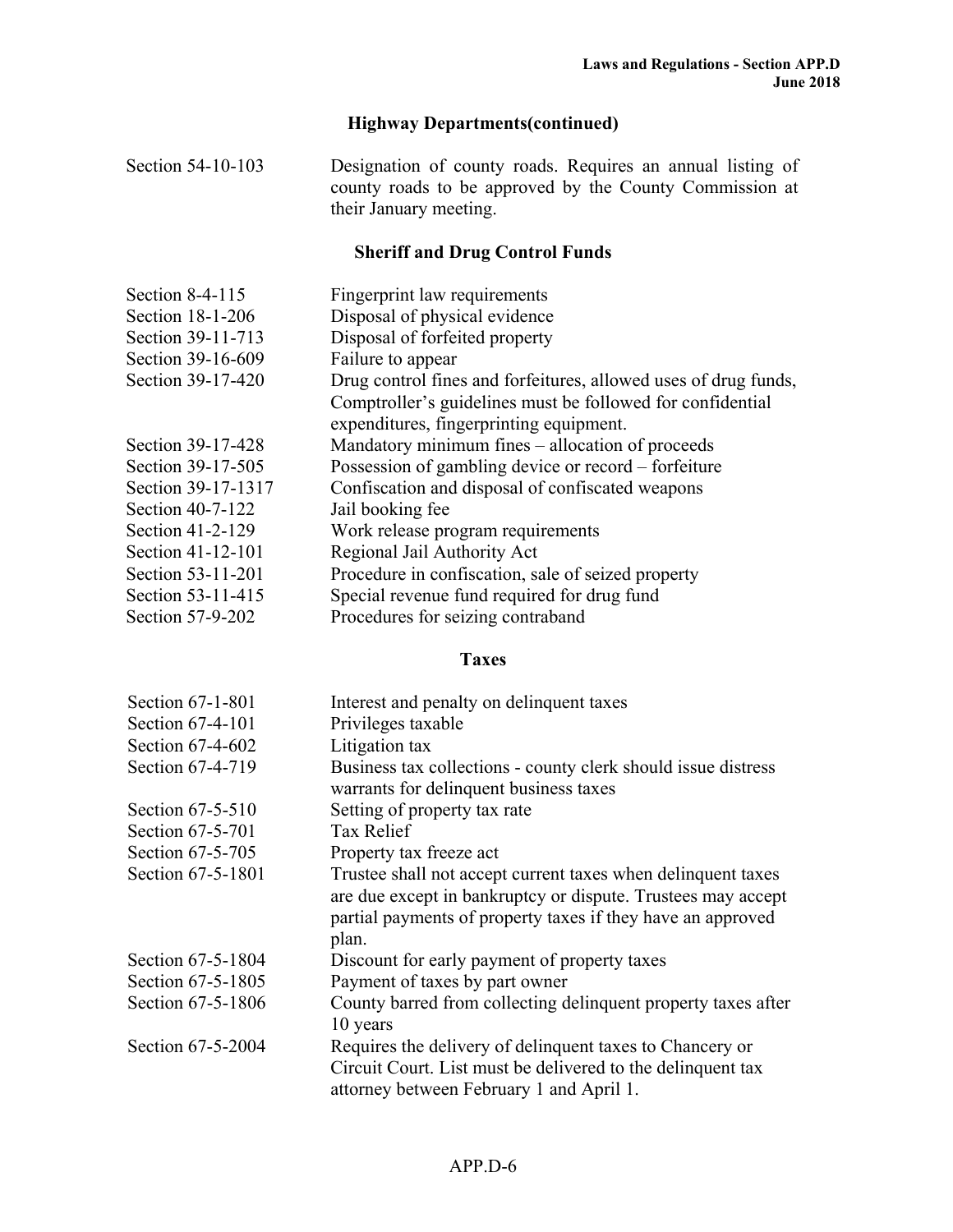## Highway Departments(continued)

| | |
|---|---|
| Section 54-10-103 | Designation of county roads. Requires an annual listing of county roads to be approved by the County Commission at their January meeting. |

## Sheriff and Drug Control Funds

| | |
|---|---|
| Section 8-4-115 | Fingerprint law requirements |
| Section 18-1-206 | Disposal of physical evidence |
| Section 39-11-713 | Disposal of forfeited property |
| Section 39-16-609 | Failure to appear |
| Section 39-17-420 | Drug control fines and forfeitures, allowed uses of drug funds, Comptroller's guidelines must be followed for confidential expenditures, fingerprinting equipment. |
| Section 39-17-428 | Mandatory minimum fines – allocation of proceeds |
| Section 39-17-505 | Possession of gambling device or record – forfeiture |
| Section 39-17-1317 | Confiscation and disposal of confiscated weapons |
| Section 40-7-122 | Jail booking fee |
| Section 41-2-129 | Work release program requirements |
| Section 41-12-101 | Regional Jail Authority Act |
| Section 53-11-201 | Procedure in confiscation, sale of seized property |
| Section 53-11-415 | Special revenue fund required for drug fund |
| Section 57-9-202 | Procedures for seizing contraband |

## Taxes

| | |
|---|---|
| Section 67-1-801 | Interest and penalty on delinquent taxes |
| Section 67-4-101 | Privileges taxable |
| Section 67-4-602 | Litigation tax |
| Section 67-4-719 | Business tax collections - county clerk should issue distress warrants for delinquent business taxes |
| Section 67-5-510 | Setting of property tax rate |
| Section 67-5-701 | Tax Relief |
| Section 67-5-705 | Property tax freeze act |
| Section 67-5-1801 | Trustee shall not accept current taxes when delinquent taxes are due except in bankruptcy or dispute. Trustees may accept partial payments of property taxes if they have an approved plan. |
| Section 67-5-1804 | Discount for early payment of property taxes |
| Section 67-5-1805 | Payment of taxes by part owner |
| Section 67-5-1806 | County barred from collecting delinquent property taxes after 10 years |
| Section 67-5-2004 | Requires the delivery of delinquent taxes to Chancery or Circuit Court. List must be delivered to the delinquent tax attorney between February 1 and April 1. |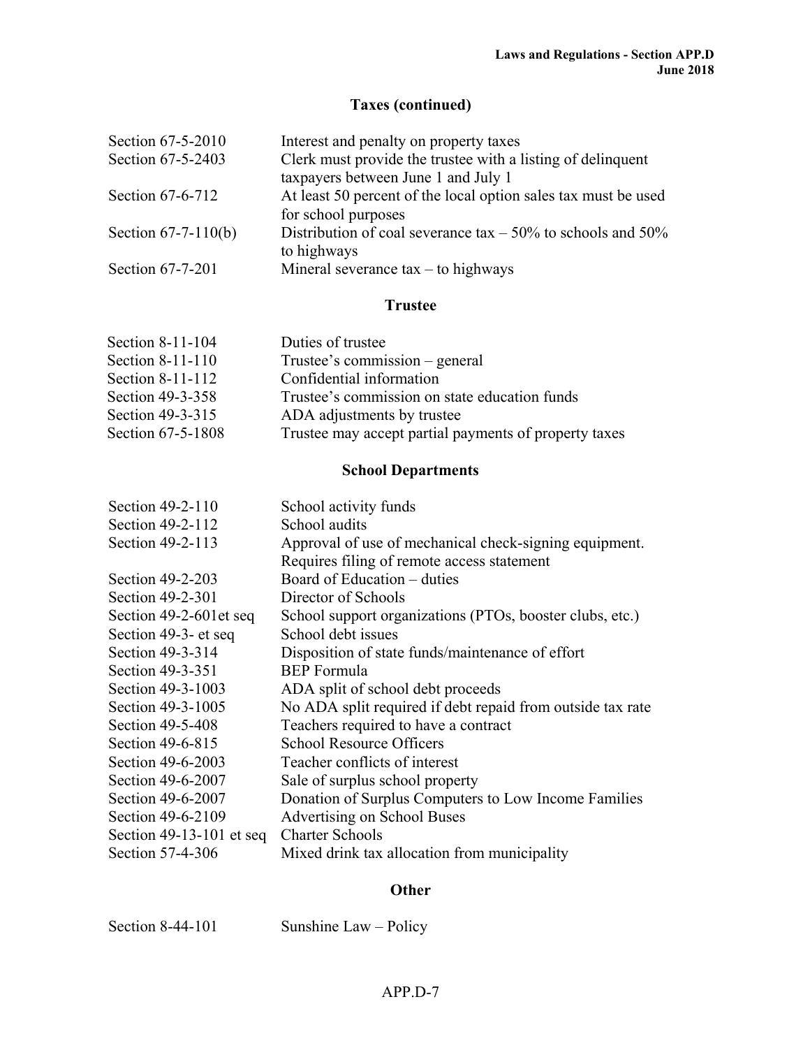## Taxes (continued)

| | |
|---|---|
| Section 67-5-2010 | Interest and penalty on property taxes |
| Section 67-5-2403 | Clerk must provide the trustee with a listing of delinquent taxpayers between June 1 and July 1 |
| Section 67-6-712 | At least 50 percent of the local option sales tax must be used for school purposes |
| Section 67-7-110(b) | Distribution of coal severance tax – 50% to schools and 50% to highways |
| Section 67-7-201 | Mineral severance tax – to highways |

## Trustee

| | |
|---|---|
| Section 8-11-104 | Duties of trustee |
| Section 8-11-110 | Trustee's commission – general |
| Section 8-11-112 | Confidential information |
| Section 49-3-358 | Trustee's commission on state education funds |
| Section 49-3-315 | ADA adjustments by trustee |
| Section 67-5-1808 | Trustee may accept partial payments of property taxes |

## School Departments

| | |
|---|---|
| Section 49-2-110 | School activity funds |
| Section 49-2-112 | School audits |
| Section 49-2-113 | Approval of use of mechanical check-signing equipment. Requires filing of remote access statement |
| Section 49-2-203 | Board of Education – duties |
| Section 49-2-301 | Director of Schools |
| Section 49-2-601et seq | School support organizations (PTOs, booster clubs, etc.) |
| Section 49-3- et seq | School debt issues |
| Section 49-3-314 | Disposition of state funds/maintenance of effort |
| Section 49-3-351 | BEP Formula |
| Section 49-3-1003 | ADA split of school debt proceeds |
| Section 49-3-1005 | No ADA split required if debt repaid from outside tax rate |
| Section 49-5-408 | Teachers required to have a contract |
| Section 49-6-815 | School Resource Officers |
| Section 49-6-2003 | Teacher conflicts of interest |
| Section 49-6-2007 | Sale of surplus school property |
| Section 49-6-2007 | Donation of Surplus Computers to Low Income Families |
| Section 49-6-2109 | Advertising on School Buses |
| Section 49-13-101 et seq | Charter Schools |
| Section 57-4-306 | Mixed drink tax allocation from municipality |

## Other

| | |
|---|---|
| Section 8-44-101 | Sunshine Law – Policy |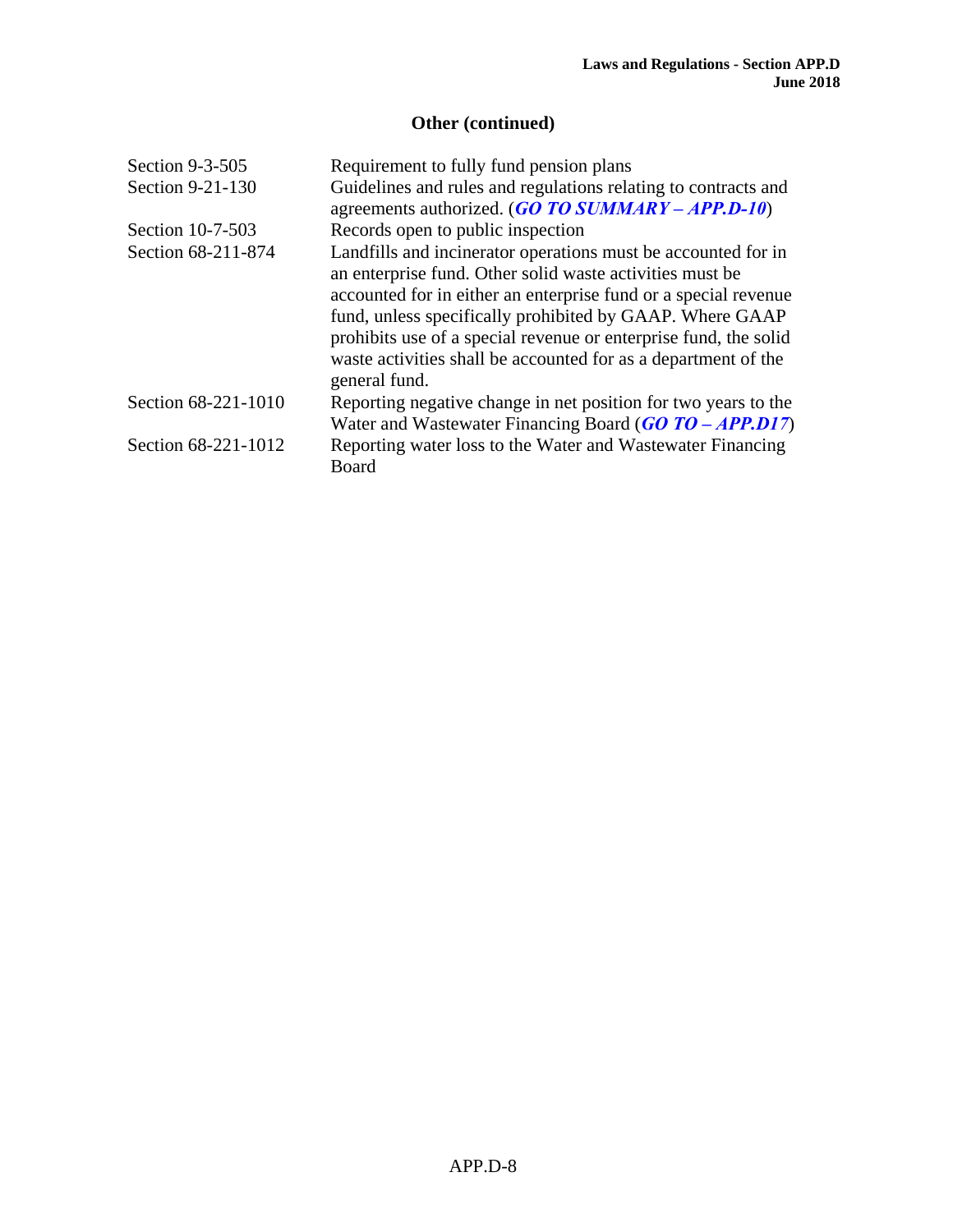## Other (continued)

| | |
|---|---|
| Section 9-3-505 | Requirement to fully fund pension plans |
| Section 9-21-130 | Guidelines and rules and regulations relating to contracts and agreements authorized. (***GO TO SUMMARY – APP.D-10***) |
| Section 10-7-503 | Records open to public inspection |
| Section 68-211-874 | Landfills and incinerator operations must be accounted for in an enterprise fund. Other solid waste activities must be accounted for in either an enterprise fund or a special revenue fund, unless specifically prohibited by GAAP. Where GAAP prohibits use of a special revenue or enterprise fund, the solid waste activities shall be accounted for as a department of the general fund. |
| Section 68-221-1010 | Reporting negative change in net position for two years to the Water and Wastewater Financing Board (***GO TO – APP.D17***) |
| Section 68-221-1012 | Reporting water loss to the Water and Wastewater Financing Board |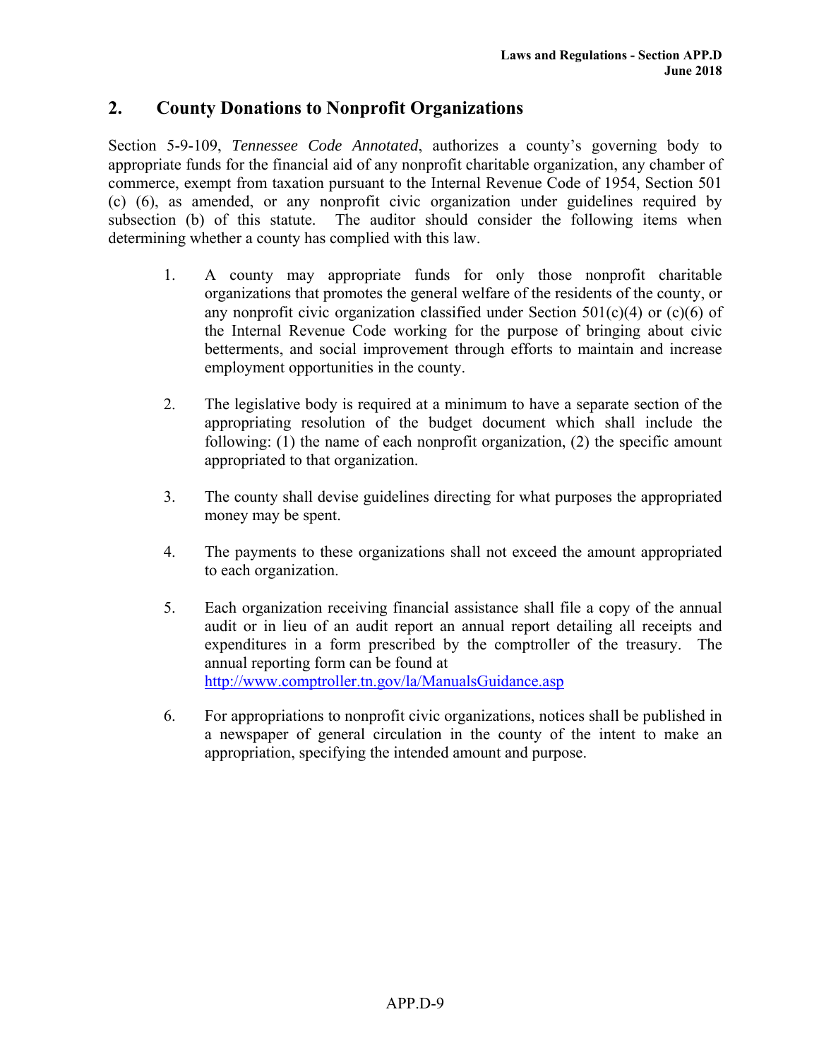## 2. County Donations to Nonprofit Organizations

Section 5-9-109, *Tennessee Code Annotated*, authorizes a county's governing body to appropriate funds for the financial aid of any nonprofit charitable organization, any chamber of commerce, exempt from taxation pursuant to the Internal Revenue Code of 1954, Section 501 (c) (6), as amended, or any nonprofit civic organization under guidelines required by subsection (b) of this statute. The auditor should consider the following items when determining whether a county has complied with this law.

1. A county may appropriate funds for only those nonprofit charitable organizations that promotes the general welfare of the residents of the county, or any nonprofit civic organization classified under Section 501(c)(4) or (c)(6) of the Internal Revenue Code working for the purpose of bringing about civic betterments, and social improvement through efforts to maintain and increase employment opportunities in the county.

2. The legislative body is required at a minimum to have a separate section of the appropriating resolution of the budget document which shall include the following: (1) the name of each nonprofit organization, (2) the specific amount appropriated to that organization.

3. The county shall devise guidelines directing for what purposes the appropriated money may be spent.

4. The payments to these organizations shall not exceed the amount appropriated to each organization.

5. Each organization receiving financial assistance shall file a copy of the annual audit or in lieu of an audit report an annual report detailing all receipts and expenditures in a form prescribed by the comptroller of the treasury. The annual reporting form can be found at [http://www.comptroller.tn.gov/la/ManualsGuidance.asp](http://www.comptroller.tn.gov/la/ManualsGuidance.asp)

6. For appropriations to nonprofit civic organizations, notices shall be published in a newspaper of general circulation in the county of the intent to make an appropriation, specifying the intended amount and purpose.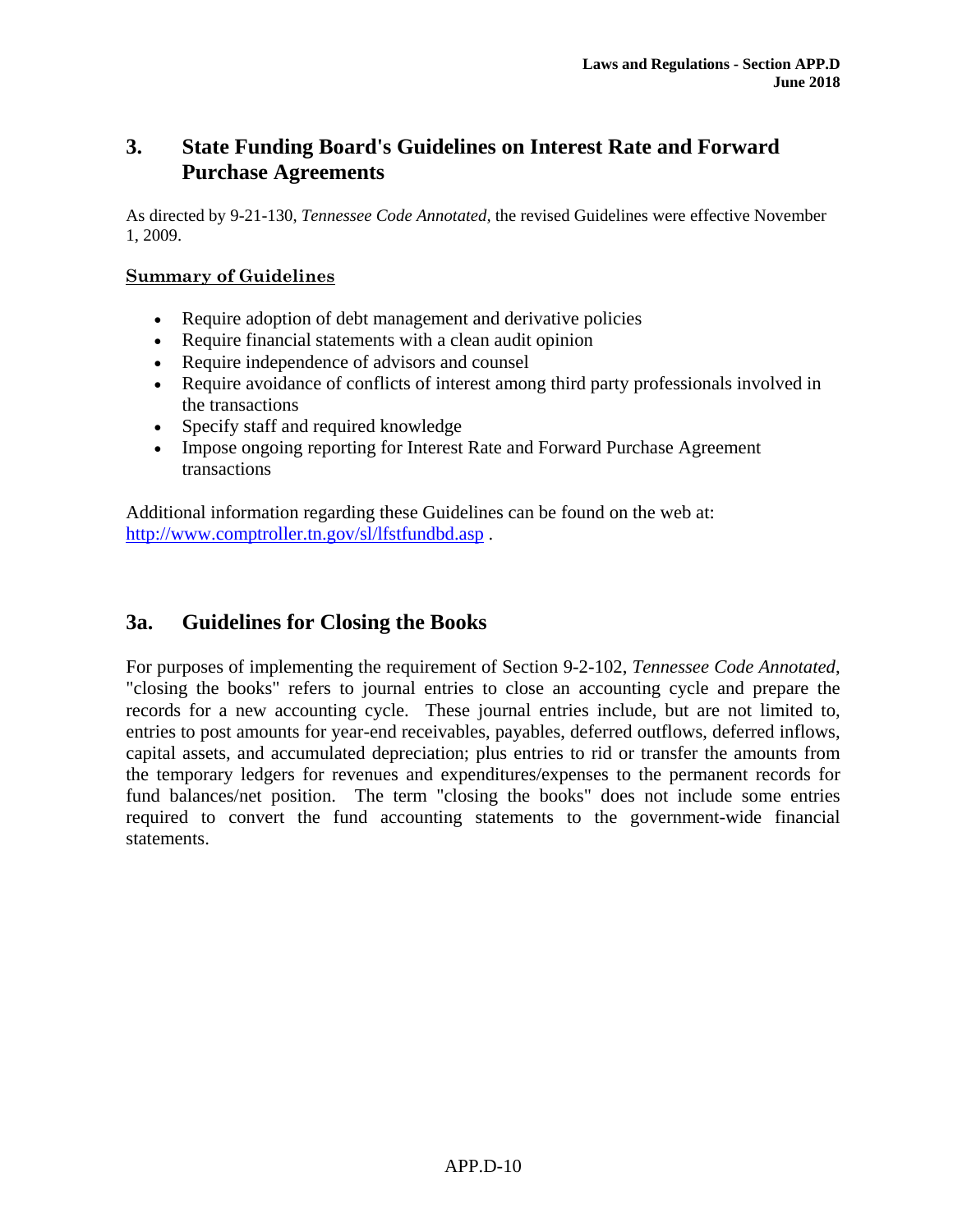## 3. State Funding Board's Guidelines on Interest Rate and Forward Purchase Agreements

As directed by 9-21-130, *Tennessee Code Annotated,* the revised Guidelines were effective November 1, 2009.

**Summary of Guidelines**

- Require adoption of debt management and derivative policies
- Require financial statements with a clean audit opinion
- Require independence of advisors and counsel
- Require avoidance of conflicts of interest among third party professionals involved in the transactions
- Specify staff and required knowledge
- Impose ongoing reporting for Interest Rate and Forward Purchase Agreement transactions

Additional information regarding these Guidelines can be found on the web at: http://www.comptroller.tn.gov/sl/lfstfundbd.asp .

## 3a. Guidelines for Closing the Books

For purposes of implementing the requirement of Section 9-2-102, *Tennessee Code Annotated*, "closing the books" refers to journal entries to close an accounting cycle and prepare the records for a new accounting cycle. These journal entries include, but are not limited to, entries to post amounts for year-end receivables, payables, deferred outflows, deferred inflows, capital assets, and accumulated depreciation; plus entries to rid or transfer the amounts from the temporary ledgers for revenues and expenditures/expenses to the permanent records for fund balances/net position. The term "closing the books" does not include some entries required to convert the fund accounting statements to the government-wide financial statements.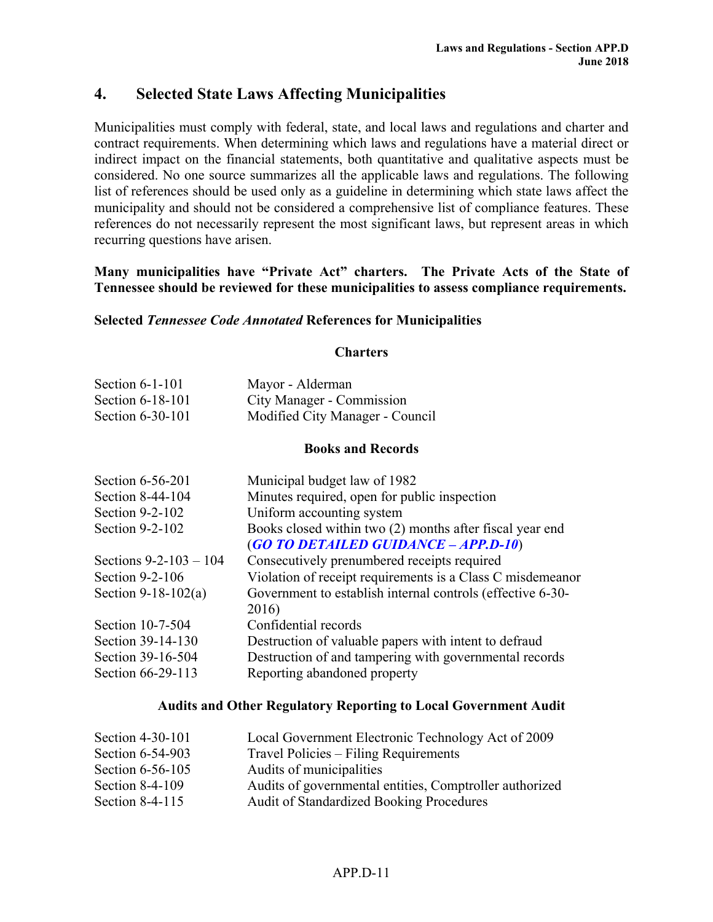## 4. Selected State Laws Affecting Municipalities

Municipalities must comply with federal, state, and local laws and regulations and charter and contract requirements. When determining which laws and regulations have a material direct or indirect impact on the financial statements, both quantitative and qualitative aspects must be considered. No one source summarizes all the applicable laws and regulations. The following list of references should be used only as a guideline in determining which state laws affect the municipality and should not be considered a comprehensive list of compliance features. These references do not necessarily represent the most significant laws, but represent areas in which recurring questions have arisen.

**Many municipalities have "Private Act" charters. The Private Acts of the State of Tennessee should be reviewed for these municipalities to assess compliance requirements.**

**Selected *Tennessee Code Annotated* References for Municipalities**

**Charters**

| | |
|---|---|
| Section 6-1-101 | Mayor - Alderman |
| Section 6-18-101 | City Manager - Commission |
| Section 6-30-101 | Modified City Manager - Council |

**Books and Records**

| | |
|---|---|
| Section 6-56-201 | Municipal budget law of 1982 |
| Section 8-44-104 | Minutes required, open for public inspection |
| Section 9-2-102 | Uniform accounting system |
| Section 9-2-102 | Books closed within two (2) months after fiscal year end (***GO TO DETAILED GUIDANCE – APP.D-10***) |
| Sections 9-2-103 – 104 | Consecutively prenumbered receipts required |
| Section 9-2-106 | Violation of receipt requirements is a Class C misdemeanor |
| Section 9-18-102(a) | Government to establish internal controls (effective 6-30-2016) |
| Section 10-7-504 | Confidential records |
| Section 39-14-130 | Destruction of valuable papers with intent to defraud |
| Section 39-16-504 | Destruction of and tampering with governmental records |
| Section 66-29-113 | Reporting abandoned property |

**Audits and Other Regulatory Reporting to Local Government Audit**

| | |
|---|---|
| Section 4-30-101 | Local Government Electronic Technology Act of 2009 |
| Section 6-54-903 | Travel Policies – Filing Requirements |
| Section 6-56-105 | Audits of municipalities |
| Section 8-4-109 | Audits of governmental entities, Comptroller authorized |
| Section 8-4-115 | Audit of Standardized Booking Procedures |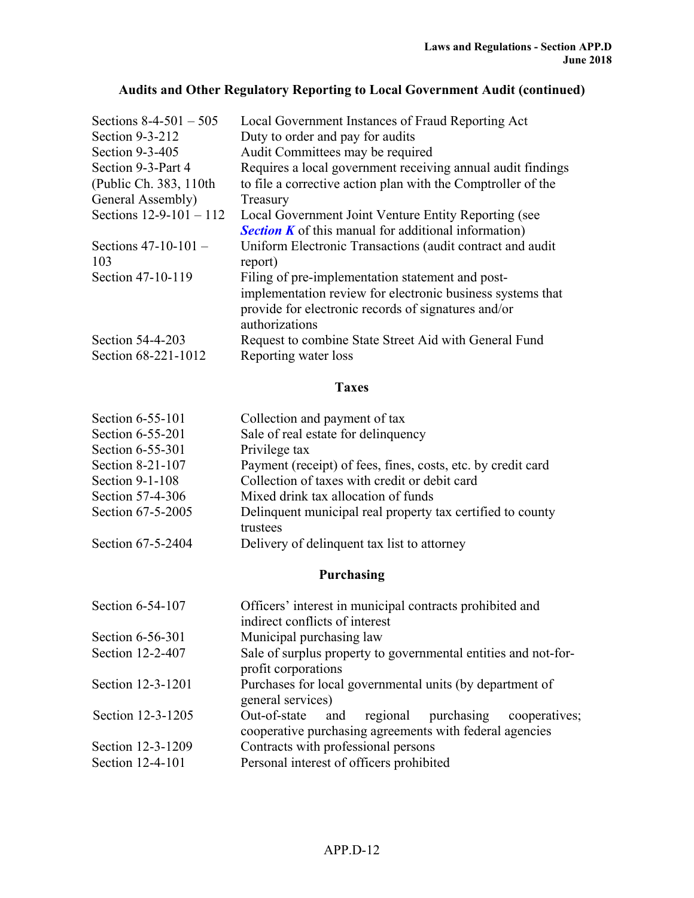## Audits and Other Regulatory Reporting to Local Government Audit (continued)

| | |
|---|---|
| Sections 8-4-501 – 505 | Local Government Instances of Fraud Reporting Act |
| Section 9-3-212 | Duty to order and pay for audits |
| Section 9-3-405 | Audit Committees may be required |
| Section 9-3-Part 4 (Public Ch. 383, 110th General Assembly) | Requires a local government receiving annual audit findings to file a corrective action plan with the Comptroller of the Treasury |
| Sections 12-9-101 – 112 | Local Government Joint Venture Entity Reporting (see ***Section K*** of this manual for additional information) |
| Sections 47-10-101 – 103 | Uniform Electronic Transactions (audit contract and audit report) |
| Section 47-10-119 | Filing of pre-implementation statement and post-implementation review for electronic business systems that provide for electronic records of signatures and/or authorizations |
| Section 54-4-203 | Request to combine State Street Aid with General Fund |
| Section 68-221-1012 | Reporting water loss |

## Taxes

| | |
|---|---|
| Section 6-55-101 | Collection and payment of tax |
| Section 6-55-201 | Sale of real estate for delinquency |
| Section 6-55-301 | Privilege tax |
| Section 8-21-107 | Payment (receipt) of fees, fines, costs, etc. by credit card |
| Section 9-1-108 | Collection of taxes with credit or debit card |
| Section 57-4-306 | Mixed drink tax allocation of funds |
| Section 67-5-2005 | Delinquent municipal real property tax certified to county trustees |
| Section 67-5-2404 | Delivery of delinquent tax list to attorney |

## Purchasing

| | |
|---|---|
| Section 6-54-107 | Officers' interest in municipal contracts prohibited and indirect conflicts of interest |
| Section 6-56-301 | Municipal purchasing law |
| Section 12-2-407 | Sale of surplus property to governmental entities and not-for-profit corporations |
| Section 12-3-1201 | Purchases for local governmental units (by department of general services) |
| Section 12-3-1205 | Out-of-state and regional purchasing cooperatives; cooperative purchasing agreements with federal agencies |
| Section 12-3-1209 | Contracts with professional persons |
| Section 12-4-101 | Personal interest of officers prohibited |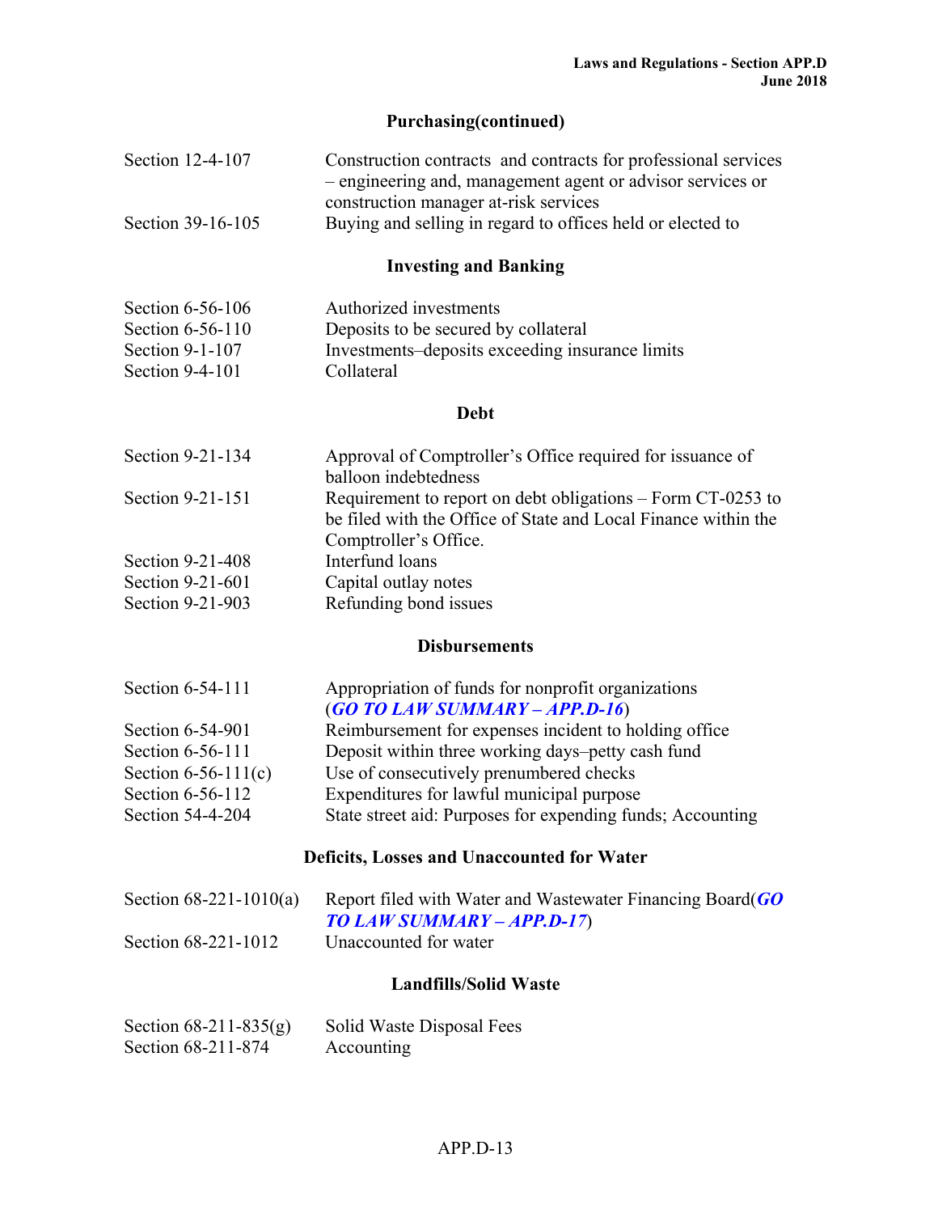## Purchasing(continued)

| | |
|---|---|
| Section 12-4-107 | Construction contracts and contracts for professional services – engineering and, management agent or advisor services or construction manager at-risk services |
| Section 39-16-105 | Buying and selling in regard to offices held or elected to |

## Investing and Banking

| | |
|---|---|
| Section 6-56-106 | Authorized investments |
| Section 6-56-110 | Deposits to be secured by collateral |
| Section 9-1-107 | Investments–deposits exceeding insurance limits |
| Section 9-4-101 | Collateral |

## Debt

| | |
|---|---|
| Section 9-21-134 | Approval of Comptroller's Office required for issuance of balloon indebtedness |
| Section 9-21-151 | Requirement to report on debt obligations – Form CT-0253 to be filed with the Office of State and Local Finance within the Comptroller's Office. |
| Section 9-21-408 | Interfund loans |
| Section 9-21-601 | Capital outlay notes |
| Section 9-21-903 | Refunding bond issues |

## Disbursements

| | |
|---|---|
| Section 6-54-111 | Appropriation of funds for nonprofit organizations (***GO TO LAW SUMMARY – APP.D-16***) |
| Section 6-54-901 | Reimbursement for expenses incident to holding office |
| Section 6-56-111 | Deposit within three working days–petty cash fund |
| Section 6-56-111(c) | Use of consecutively prenumbered checks |
| Section 6-56-112 | Expenditures for lawful municipal purpose |
| Section 54-4-204 | State street aid: Purposes for expending funds; Accounting |

## Deficits, Losses and Unaccounted for Water

| | |
|---|---|
| Section 68-221-1010(a) | Report filed with Water and Wastewater Financing Board(***GO TO LAW SUMMARY – APP.D-17***) |
| Section 68-221-1012 | Unaccounted for water |

## Landfills/Solid Waste

| | |
|---|---|
| Section 68-211-835(g) | Solid Waste Disposal Fees |
| Section 68-211-874 | Accounting |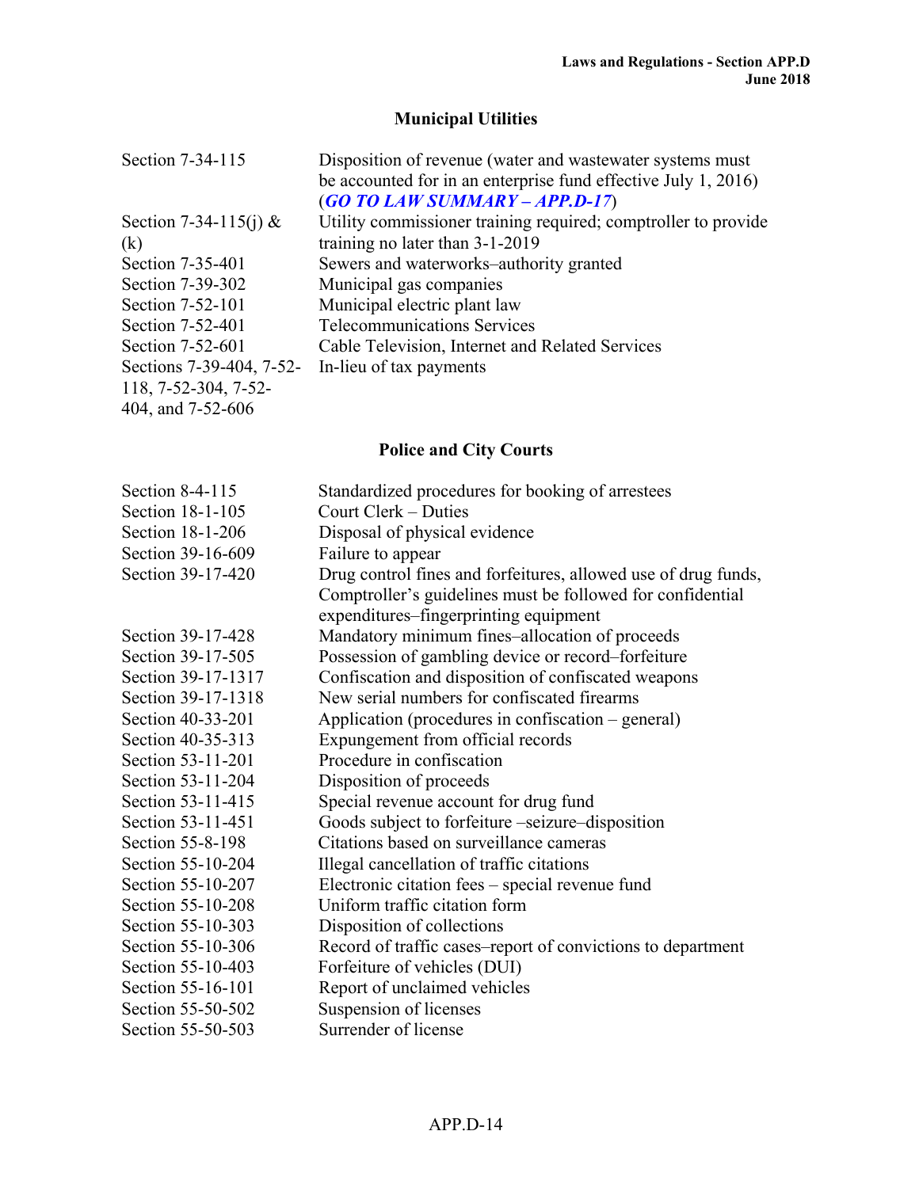## Municipal Utilities

| | |
|---|---|
| Section 7-34-115 | Disposition of revenue (water and wastewater systems must be accounted for in an enterprise fund effective July 1, 2016) (***GO TO LAW SUMMARY – APP.D-17***) |
| Section 7-34-115(j) & (k) | Utility commissioner training required; comptroller to provide training no later than 3-1-2019 |
| Section 7-35-401 | Sewers and waterworks–authority granted |
| Section 7-39-302 | Municipal gas companies |
| Section 7-52-101 | Municipal electric plant law |
| Section 7-52-401 | Telecommunications Services |
| Section 7-52-601 | Cable Television, Internet and Related Services |
| Sections 7-39-404, 7-52-118, 7-52-304, 7-52-404, and 7-52-606 | In-lieu of tax payments |

## Police and City Courts

| | |
|---|---|
| Section 8-4-115 | Standardized procedures for booking of arrestees |
| Section 18-1-105 | Court Clerk – Duties |
| Section 18-1-206 | Disposal of physical evidence |
| Section 39-16-609 | Failure to appear |
| Section 39-17-420 | Drug control fines and forfeitures, allowed use of drug funds, Comptroller's guidelines must be followed for confidential expenditures–fingerprinting equipment |
| Section 39-17-428 | Mandatory minimum fines–allocation of proceeds |
| Section 39-17-505 | Possession of gambling device or record–forfeiture |
| Section 39-17-1317 | Confiscation and disposition of confiscated weapons |
| Section 39-17-1318 | New serial numbers for confiscated firearms |
| Section 40-33-201 | Application (procedures in confiscation – general) |
| Section 40-35-313 | Expungement from official records |
| Section 53-11-201 | Procedure in confiscation |
| Section 53-11-204 | Disposition of proceeds |
| Section 53-11-415 | Special revenue account for drug fund |
| Section 53-11-451 | Goods subject to forfeiture –seizure–disposition |
| Section 55-8-198 | Citations based on surveillance cameras |
| Section 55-10-204 | Illegal cancellation of traffic citations |
| Section 55-10-207 | Electronic citation fees – special revenue fund |
| Section 55-10-208 | Uniform traffic citation form |
| Section 55-10-303 | Disposition of collections |
| Section 55-10-306 | Record of traffic cases–report of convictions to department |
| Section 55-10-403 | Forfeiture of vehicles (DUI) |
| Section 55-16-101 | Report of unclaimed vehicles |
| Section 55-50-502 | Suspension of licenses |
| Section 55-50-503 | Surrender of license |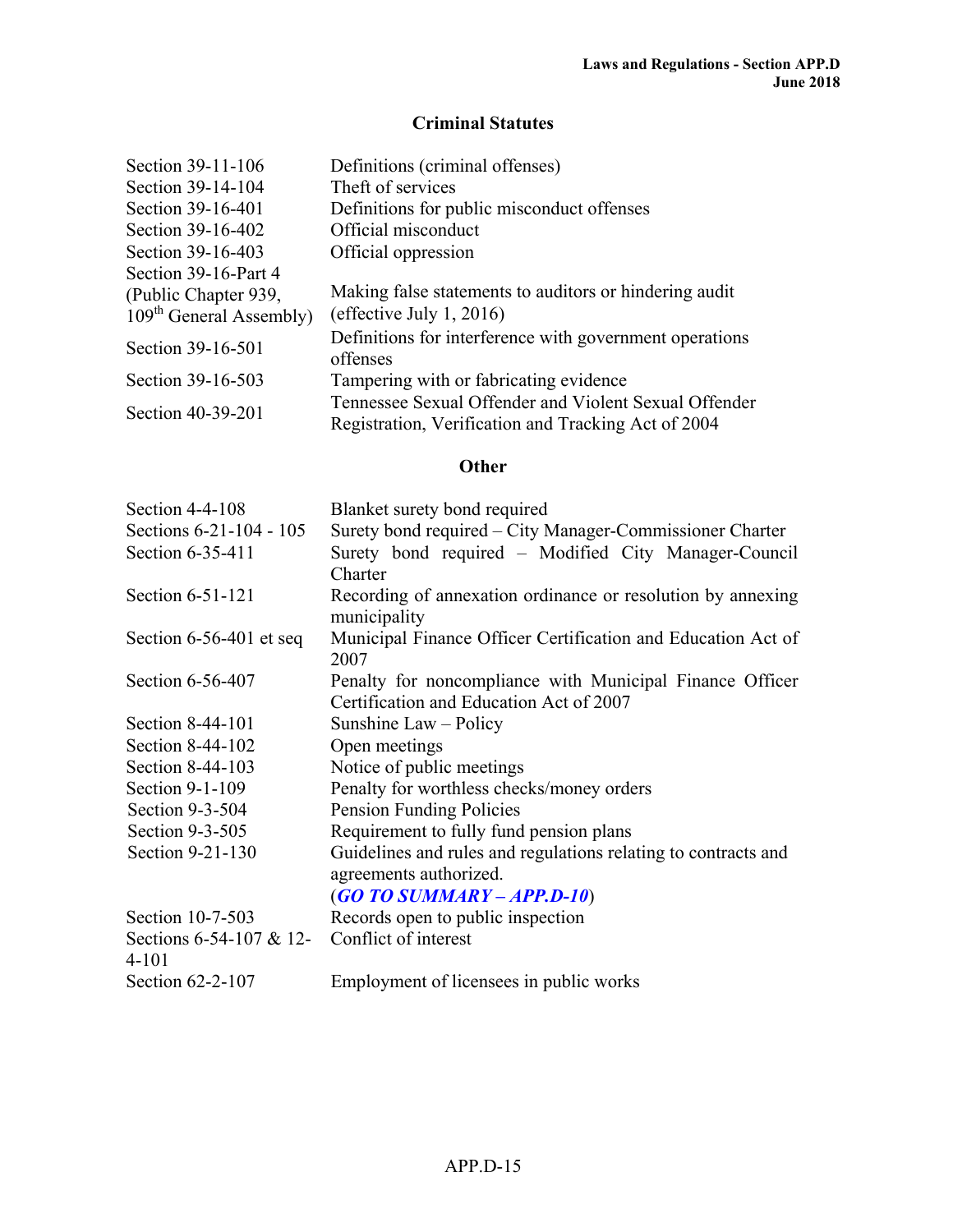## Criminal Statutes

| | |
|---|---|
| Section 39-11-106 | Definitions (criminal offenses) |
| Section 39-14-104 | Theft of services |
| Section 39-16-401 | Definitions for public misconduct offenses |
| Section 39-16-402 | Official misconduct |
| Section 39-16-403 | Official oppression |
| Section 39-16-Part 4 (Public Chapter 939, 109th General Assembly) | Making false statements to auditors or hindering audit (effective July 1, 2016) |
| Section 39-16-501 | Definitions for interference with government operations offenses |
| Section 39-16-503 | Tampering with or fabricating evidence |
| Section 40-39-201 | Tennessee Sexual Offender and Violent Sexual Offender Registration, Verification and Tracking Act of 2004 |

## Other

| | |
|---|---|
| Section 4-4-108 | Blanket surety bond required |
| Sections 6-21-104 - 105 | Surety bond required – City Manager-Commissioner Charter |
| Section 6-35-411 | Surety bond required – Modified City Manager-Council Charter |
| Section 6-51-121 | Recording of annexation ordinance or resolution by annexing municipality |
| Section 6-56-401 et seq | Municipal Finance Officer Certification and Education Act of 2007 |
| Section 6-56-407 | Penalty for noncompliance with Municipal Finance Officer Certification and Education Act of 2007 |
| Section 8-44-101 | Sunshine Law – Policy |
| Section 8-44-102 | Open meetings |
| Section 8-44-103 | Notice of public meetings |
| Section 9-1-109 | Penalty for worthless checks/money orders |
| Section 9-3-504 | Pension Funding Policies |
| Section 9-3-505 | Requirement to fully fund pension plans |
| Section 9-21-130 | Guidelines and rules and regulations relating to contracts and agreements authorized. (***GO TO SUMMARY – APP.D-10***) |
| Section 10-7-503 | Records open to public inspection |
| Sections 6-54-107 & 12-4-101 | Conflict of interest |
| Section 62-2-107 | Employment of licensees in public works |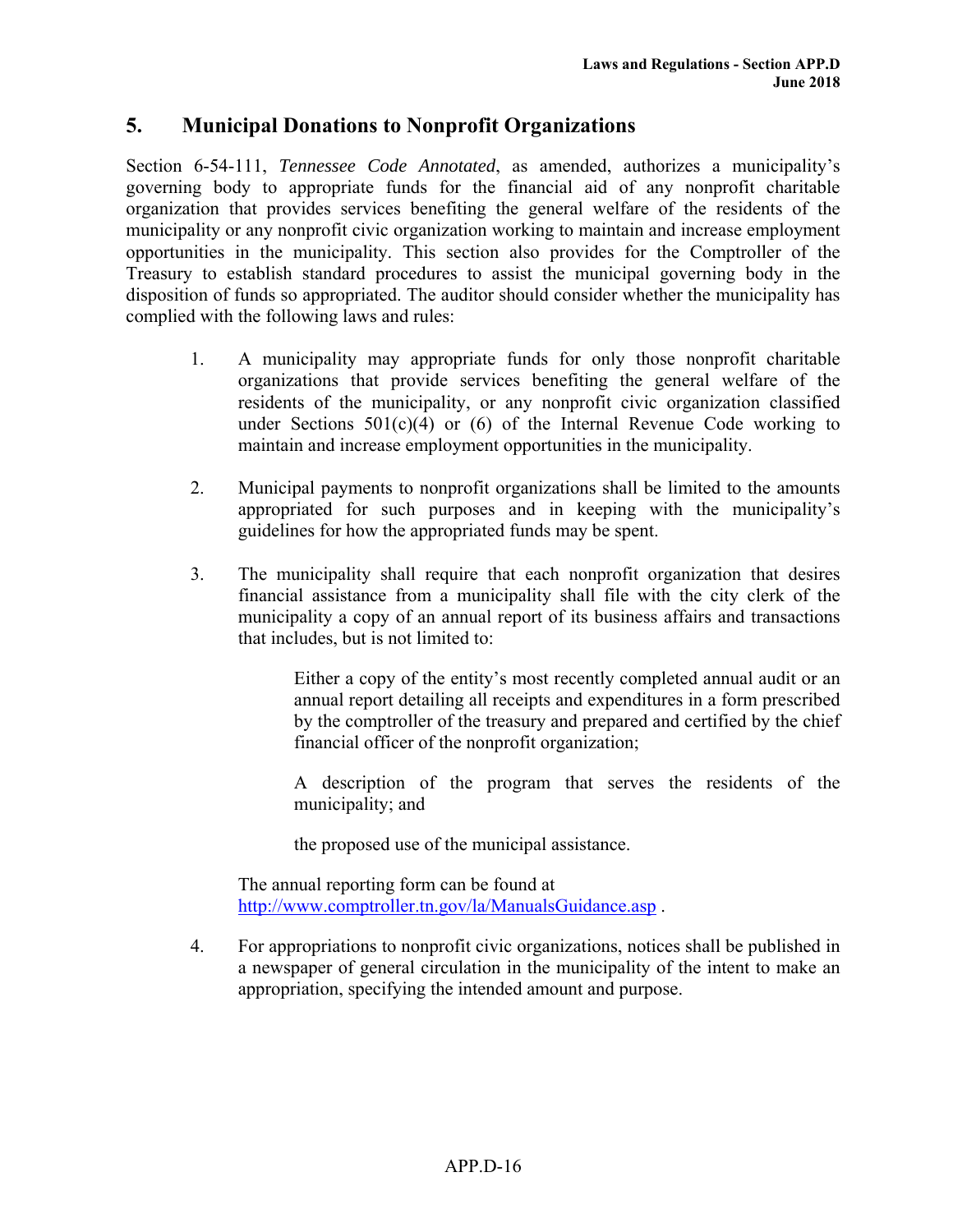## 5. Municipal Donations to Nonprofit Organizations

Section 6-54-111, *Tennessee Code Annotated*, as amended, authorizes a municipality's governing body to appropriate funds for the financial aid of any nonprofit charitable organization that provides services benefiting the general welfare of the residents of the municipality or any nonprofit civic organization working to maintain and increase employment opportunities in the municipality. This section also provides for the Comptroller of the Treasury to establish standard procedures to assist the municipal governing body in the disposition of funds so appropriated. The auditor should consider whether the municipality has complied with the following laws and rules:

1. A municipality may appropriate funds for only those nonprofit charitable organizations that provide services benefiting the general welfare of the residents of the municipality, or any nonprofit civic organization classified under Sections 501(c)(4) or (6) of the Internal Revenue Code working to maintain and increase employment opportunities in the municipality.

2. Municipal payments to nonprofit organizations shall be limited to the amounts appropriated for such purposes and in keeping with the municipality's guidelines for how the appropriated funds may be spent.

3. The municipality shall require that each nonprofit organization that desires financial assistance from a municipality shall file with the city clerk of the municipality a copy of an annual report of its business affairs and transactions that includes, but is not limited to:

   Either a copy of the entity's most recently completed annual audit or an annual report detailing all receipts and expenditures in a form prescribed by the comptroller of the treasury and prepared and certified by the chief financial officer of the nonprofit organization;

   A description of the program that serves the residents of the municipality; and

   the proposed use of the municipal assistance.

   The annual reporting form can be found at http://www.comptroller.tn.gov/la/ManualsGuidance.asp .

4. For appropriations to nonprofit civic organizations, notices shall be published in a newspaper of general circulation in the municipality of the intent to make an appropriation, specifying the intended amount and purpose.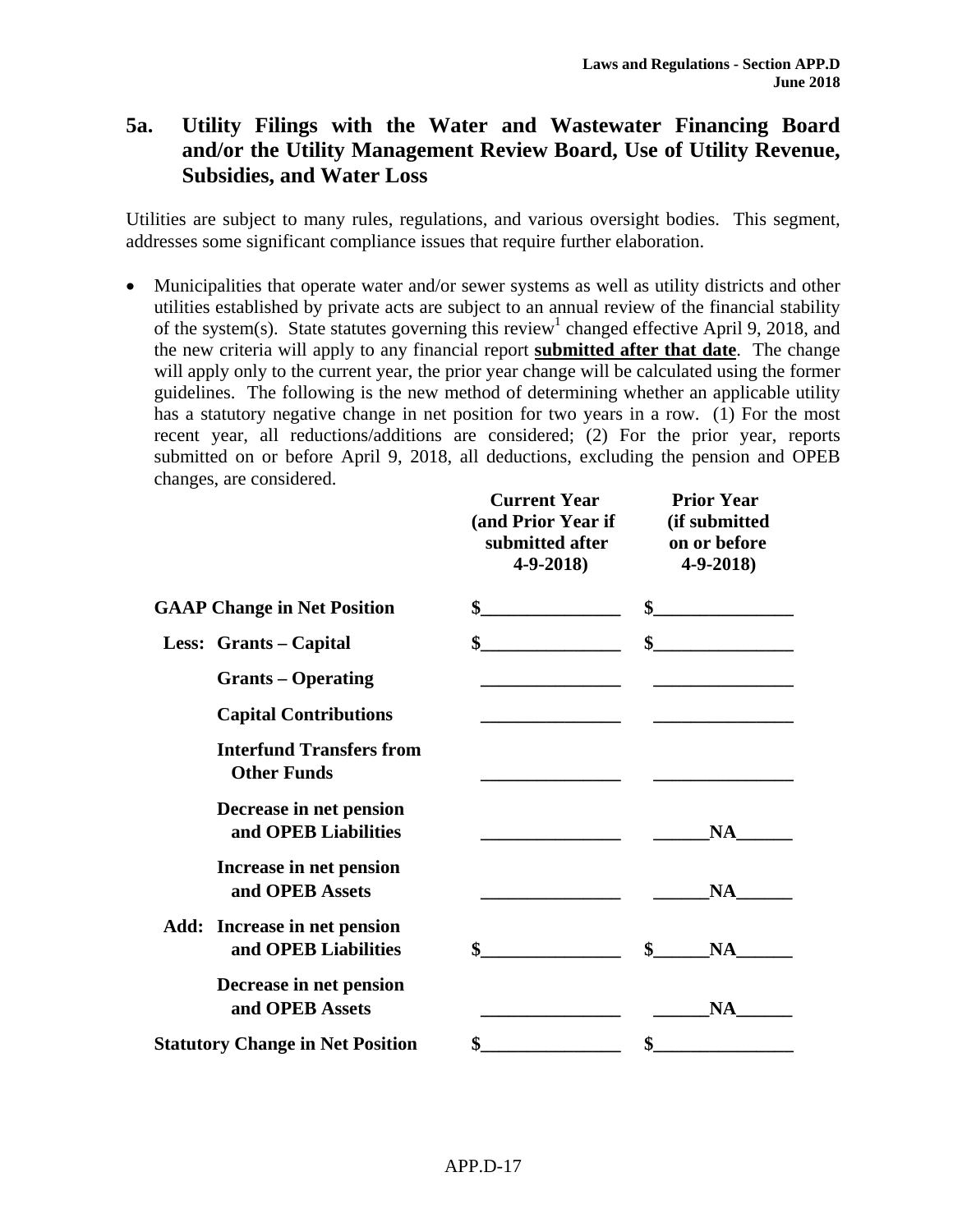## 5a. Utility Filings with the Water and Wastewater Financing Board and/or the Utility Management Review Board, Use of Utility Revenue, Subsidies, and Water Loss

Utilities are subject to many rules, regulations, and various oversight bodies. This segment, addresses some significant compliance issues that require further elaboration.

- Municipalities that operate water and/or sewer systems as well as utility districts and other utilities established by private acts are subject to an annual review of the financial stability of the system(s). State statutes governing this review[1] changed effective April 9, 2018, and the new criteria will apply to any financial report **<u>submitted after that date</u>**. The change will apply only to the current year, the prior year change will be calculated using the former guidelines. The following is the new method of determining whether an applicable utility has a statutory negative change in net position for two years in a row. (1) For the most recent year, all reductions/additions are considered; (2) For the prior year, reports submitted on or before April 9, 2018, all deductions, excluding the pension and OPEB changes, are considered.

| | | Current Year (and Prior Year if submitted after 4-9-2018) | Prior Year (if submitted on or before 4-9-2018) |
|---|---|---|---|
| **GAAP Change in Net Position** | | $_______________ | $_______________ |
| **Less:** | **Grants – Capital** | $_______________ | $_______________ |
| | **Grants – Operating** | _______________ | _______________ |
| | **Capital Contributions** | _______________ | _______________ |
| | **Interfund Transfers from Other Funds** | _______________ | _______________ |
| | **Decrease in net pension and OPEB Liabilities** | _______________ | ______NA______ |
| | **Increase in net pension and OPEB Assets** | _______________ | ______NA______ |
| **Add:** | **Increase in net pension and OPEB Liabilities** | $_______________ | $______NA______ |
| | **Decrease in net pension and OPEB Assets** | _______________ | ______NA______ |
| **Statutory Change in Net Position** | | $_______________ | $_______________ |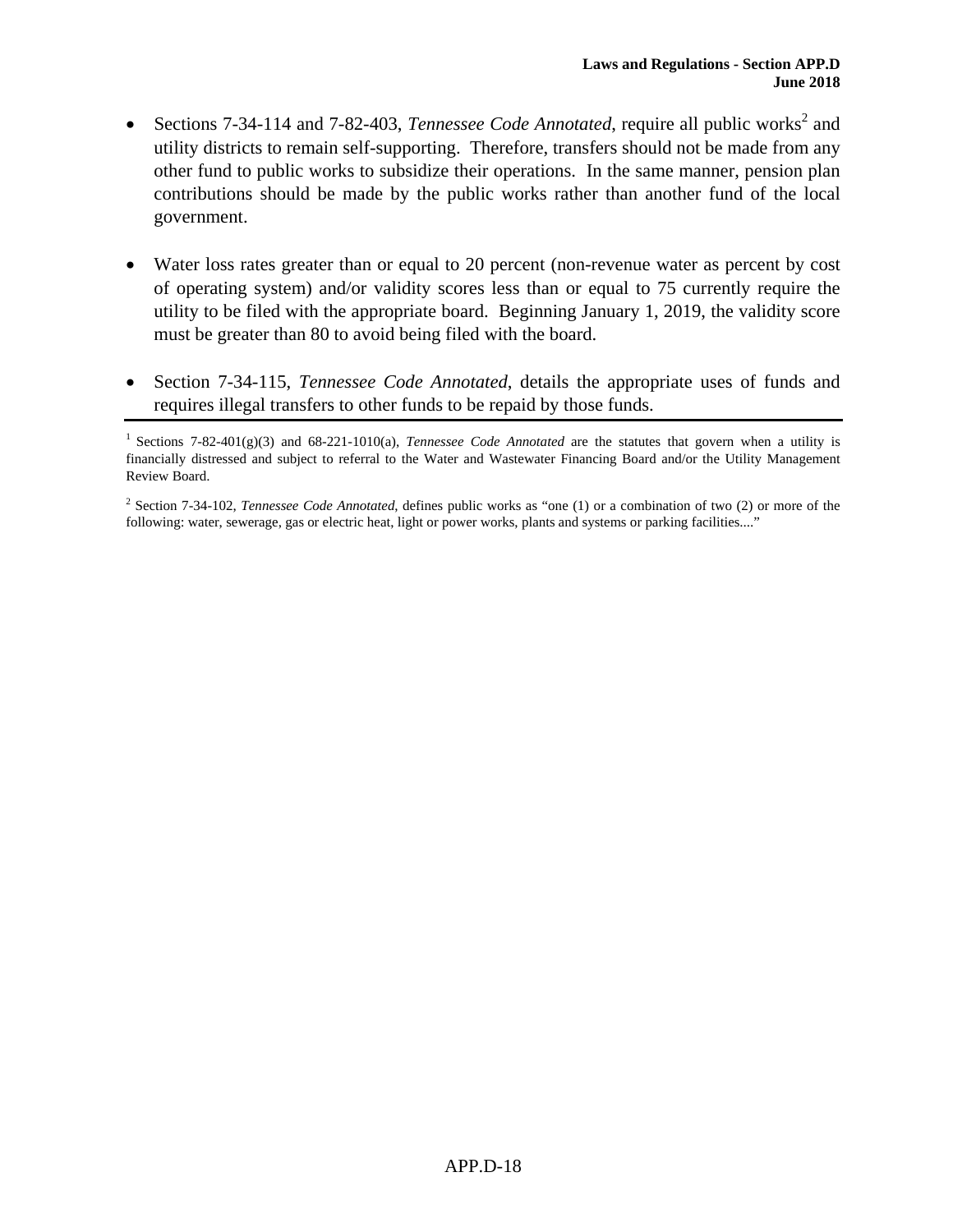- Sections 7-34-114 and 7-82-403, *Tennessee Code Annotated*, require all public works[2] and utility districts to remain self-supporting. Therefore, transfers should not be made from any other fund to public works to subsidize their operations. In the same manner, pension plan contributions should be made by the public works rather than another fund of the local government.

- Water loss rates greater than or equal to 20 percent (non-revenue water as percent by cost of operating system) and/or validity scores less than or equal to 75 currently require the utility to be filed with the appropriate board. Beginning January 1, 2019, the validity score must be greater than 80 to avoid being filed with the board.

- Section 7-34-115, *Tennessee Code Annotated*, details the appropriate uses of funds and requires illegal transfers to other funds to be repaid by those funds.

---

[1] Sections 7-82-401(g)(3) and 68-221-1010(a), *Tennessee Code Annotated* are the statutes that govern when a utility is financially distressed and subject to referral to the Water and Wastewater Financing Board and/or the Utility Management Review Board.

[2] Section 7-34-102, *Tennessee Code Annotated*, defines public works as "one (1) or a combination of two (2) or more of the following: water, sewerage, gas or electric heat, light or power works, plants and systems or parking facilities...."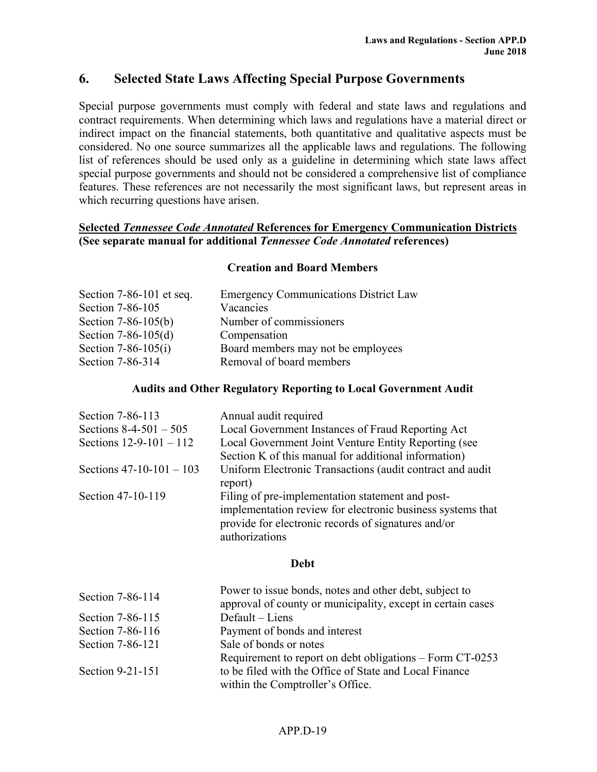## 6. Selected State Laws Affecting Special Purpose Governments

Special purpose governments must comply with federal and state laws and regulations and contract requirements. When determining which laws and regulations have a material direct or indirect impact on the financial statements, both quantitative and qualitative aspects must be considered. No one source summarizes all the applicable laws and regulations. The following list of references should be used only as a guideline in determining which state laws affect special purpose governments and should not be considered a comprehensive list of compliance features. These references are not necessarily the most significant laws, but represent areas in which recurring questions have arisen.

**Selected *Tennessee Code Annotated* References for Emergency Communication Districts (See separate manual for additional *Tennessee Code Annotated* references)**

### Creation and Board Members

| | |
|---|---|
| Section 7-86-101 et seq. | Emergency Communications District Law |
| Section 7-86-105 | Vacancies |
| Section 7-86-105(b) | Number of commissioners |
| Section 7-86-105(d) | Compensation |
| Section 7-86-105(i) | Board members may not be employees |
| Section 7-86-314 | Removal of board members |

### Audits and Other Regulatory Reporting to Local Government Audit

| | |
|---|---|
| Section 7-86-113 | Annual audit required |
| Sections 8-4-501 – 505 | Local Government Instances of Fraud Reporting Act |
| Sections 12-9-101 – 112 | Local Government Joint Venture Entity Reporting (see Section K of this manual for additional information) |
| Sections 47-10-101 – 103 | Uniform Electronic Transactions (audit contract and audit report) |
| Section 47-10-119 | Filing of pre-implementation statement and post-implementation review for electronic business systems that provide for electronic records of signatures and/or authorizations |

### Debt

| | |
|---|---|
| Section 7-86-114 | Power to issue bonds, notes and other debt, subject to approval of county or municipality, except in certain cases |
| Section 7-86-115 | Default – Liens |
| Section 7-86-116 | Payment of bonds and interest |
| Section 7-86-121 | Sale of bonds or notes |
| Section 9-21-151 | Requirement to report on debt obligations – Form CT-0253 to be filed with the Office of State and Local Finance within the Comptroller's Office. |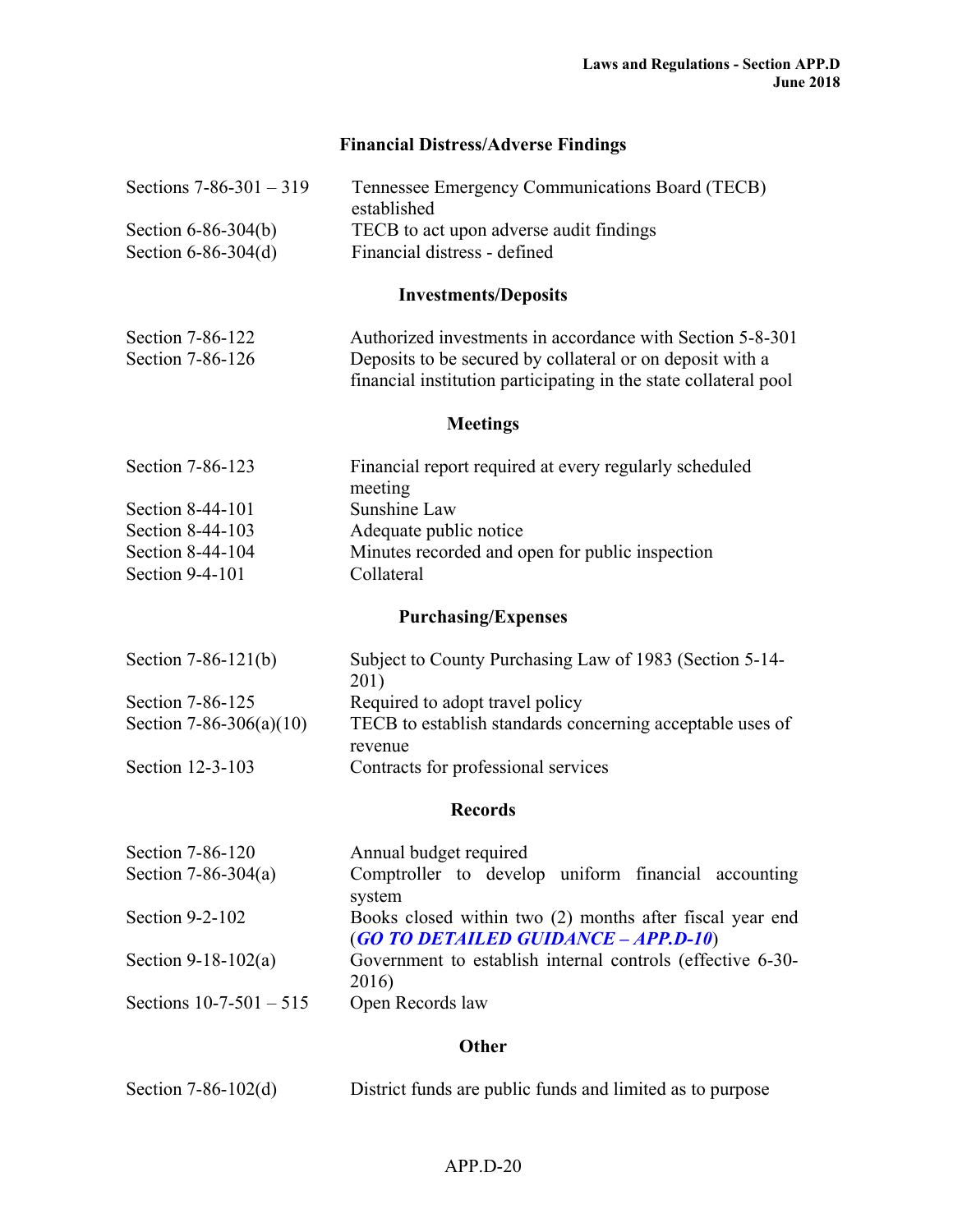## Financial Distress/Adverse Findings

| | |
|---|---|
| Sections 7-86-301 – 319 | Tennessee Emergency Communications Board (TECB) established |
| Section 6-86-304(b) | TECB to act upon adverse audit findings |
| Section 6-86-304(d) | Financial distress - defined |

## Investments/Deposits

| | |
|---|---|
| Section 7-86-122 | Authorized investments in accordance with Section 5-8-301 |
| Section 7-86-126 | Deposits to be secured by collateral or on deposit with a financial institution participating in the state collateral pool |

## Meetings

| | |
|---|---|
| Section 7-86-123 | Financial report required at every regularly scheduled meeting |
| Section 8-44-101 | Sunshine Law |
| Section 8-44-103 | Adequate public notice |
| Section 8-44-104 | Minutes recorded and open for public inspection |
| Section 9-4-101 | Collateral |

## Purchasing/Expenses

| | |
|---|---|
| Section 7-86-121(b) | Subject to County Purchasing Law of 1983 (Section 5-14-201) |
| Section 7-86-125 | Required to adopt travel policy |
| Section 7-86-306(a)(10) | TECB to establish standards concerning acceptable uses of revenue |
| Section 12-3-103 | Contracts for professional services |

## Records

| | |
|---|---|
| Section 7-86-120 | Annual budget required |
| Section 7-86-304(a) | Comptroller to develop uniform financial accounting system |
| Section 9-2-102 | Books closed within two (2) months after fiscal year end (***GO TO DETAILED GUIDANCE – APP.D-10***) |
| Section 9-18-102(a) | Government to establish internal controls (effective 6-30-2016) |
| Sections 10-7-501 – 515 | Open Records law |

## Other

| | |
|---|---|
| Section 7-86-102(d) | District funds are public funds and limited as to purpose |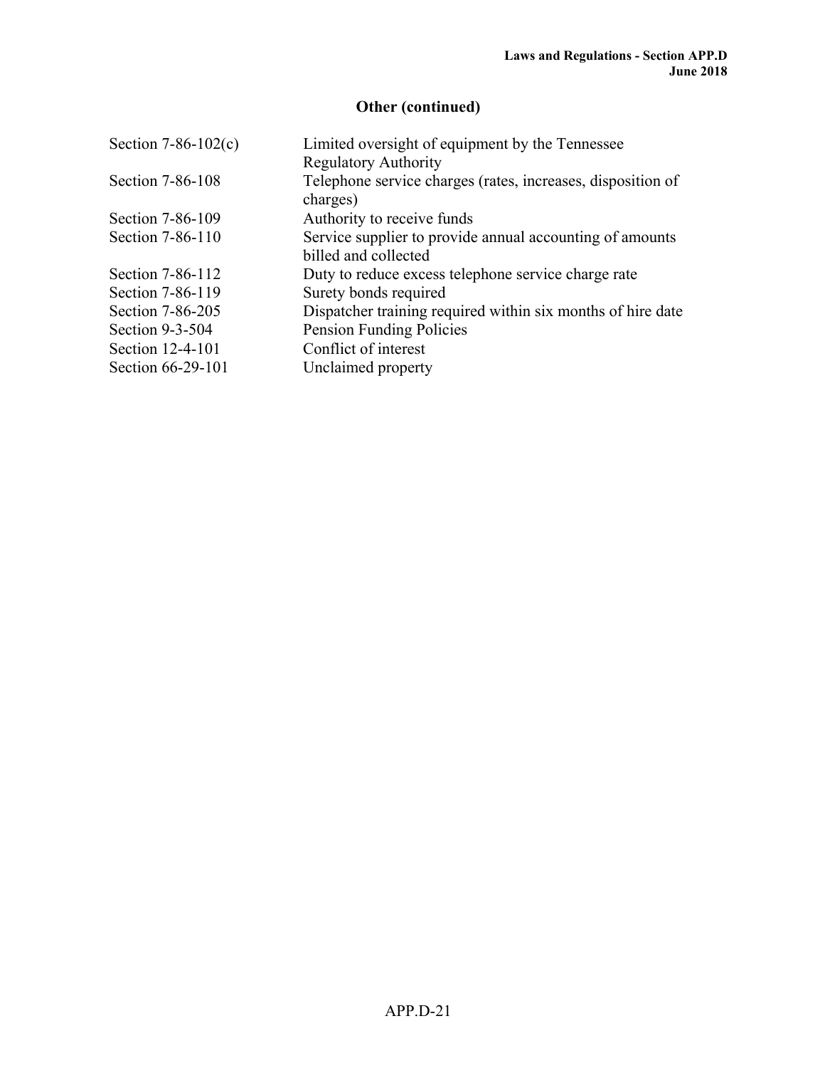## Other (continued)

| | |
|---|---|
| Section 7-86-102(c) | Limited oversight of equipment by the Tennessee Regulatory Authority |
| Section 7-86-108 | Telephone service charges (rates, increases, disposition of charges) |
| Section 7-86-109 | Authority to receive funds |
| Section 7-86-110 | Service supplier to provide annual accounting of amounts billed and collected |
| Section 7-86-112 | Duty to reduce excess telephone service charge rate |
| Section 7-86-119 | Surety bonds required |
| Section 7-86-205 | Dispatcher training required within six months of hire date |
| Section 9-3-504 | Pension Funding Policies |
| Section 12-4-101 | Conflict of interest |
| Section 66-29-101 | Unclaimed property |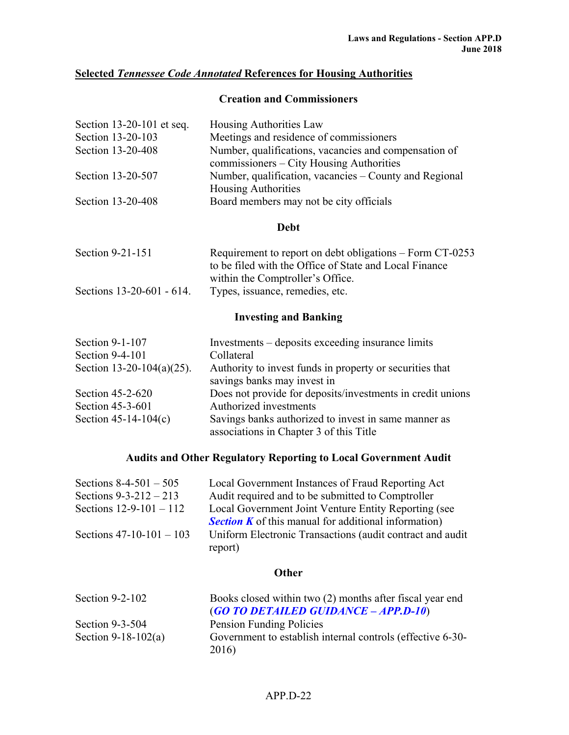## Selected *Tennessee Code Annotated* References for Housing Authorities

### Creation and Commissioners

| | |
|---|---|
| Section 13-20-101 et seq. | Housing Authorities Law |
| Section 13-20-103 | Meetings and residence of commissioners |
| Section 13-20-408 | Number, qualifications, vacancies and compensation of commissioners – City Housing Authorities |
| Section 13-20-507 | Number, qualification, vacancies – County and Regional Housing Authorities |
| Section 13-20-408 | Board members may not be city officials |

### Debt

| | |
|---|---|
| Section 9-21-151 | Requirement to report on debt obligations – Form CT-0253 to be filed with the Office of State and Local Finance within the Comptroller's Office. |
| Sections 13-20-601 - 614. | Types, issuance, remedies, etc. |

### Investing and Banking

| | |
|---|---|
| Section 9-1-107 | Investments – deposits exceeding insurance limits |
| Section 9-4-101 | Collateral |
| Section 13-20-104(a)(25). | Authority to invest funds in property or securities that savings banks may invest in |
| Section 45-2-620 | Does not provide for deposits/investments in credit unions |
| Section 45-3-601 | Authorized investments |
| Section 45-14-104(c) | Savings banks authorized to invest in same manner as associations in Chapter 3 of this Title |

### Audits and Other Regulatory Reporting to Local Government Audit

| | |
|---|---|
| Sections 8-4-501 – 505 | Local Government Instances of Fraud Reporting Act |
| Sections 9-3-212 – 213 | Audit required and to be submitted to Comptroller |
| Sections 12-9-101 – 112 | Local Government Joint Venture Entity Reporting (see ***Section K*** of this manual for additional information) |
| Sections 47-10-101 – 103 | Uniform Electronic Transactions (audit contract and audit report) |

### Other

| | |
|---|---|
| Section 9-2-102 | Books closed within two (2) months after fiscal year end (***GO TO DETAILED GUIDANCE – APP.D-10***) |
| Section 9-3-504 | Pension Funding Policies |
| Section 9-18-102(a) | Government to establish internal controls (effective 6-30-2016) |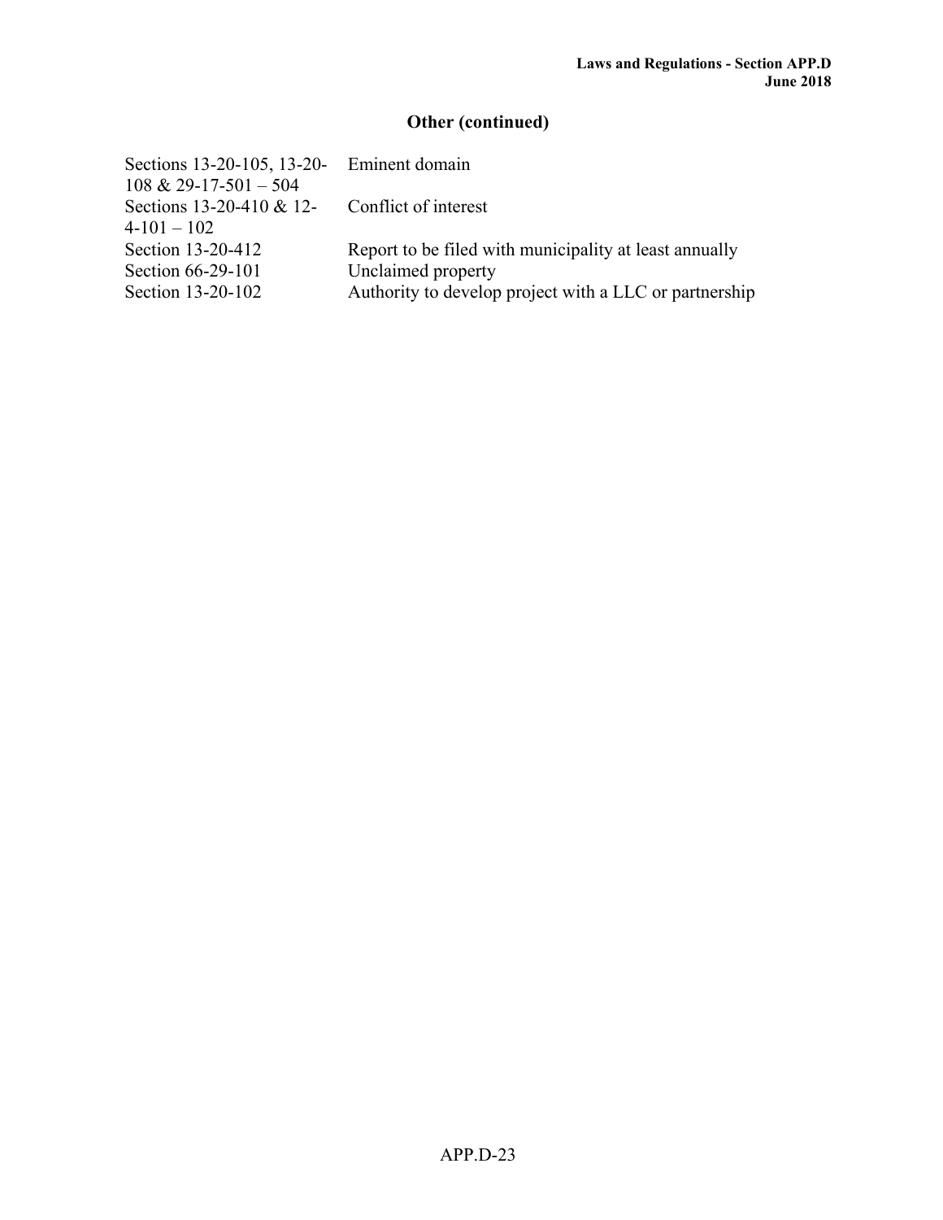## Other (continued)

| | |
|---|---|
| Sections 13-20-105, 13-20-108 & 29-17-501 – 504 | Eminent domain |
| Sections 13-20-410 & 12-4-101 – 102 | Conflict of interest |
| Section 13-20-412 | Report to be filed with municipality at least annually |
| Section 66-29-101 | Unclaimed property |
| Section 13-20-102 | Authority to develop project with a LLC or partnership |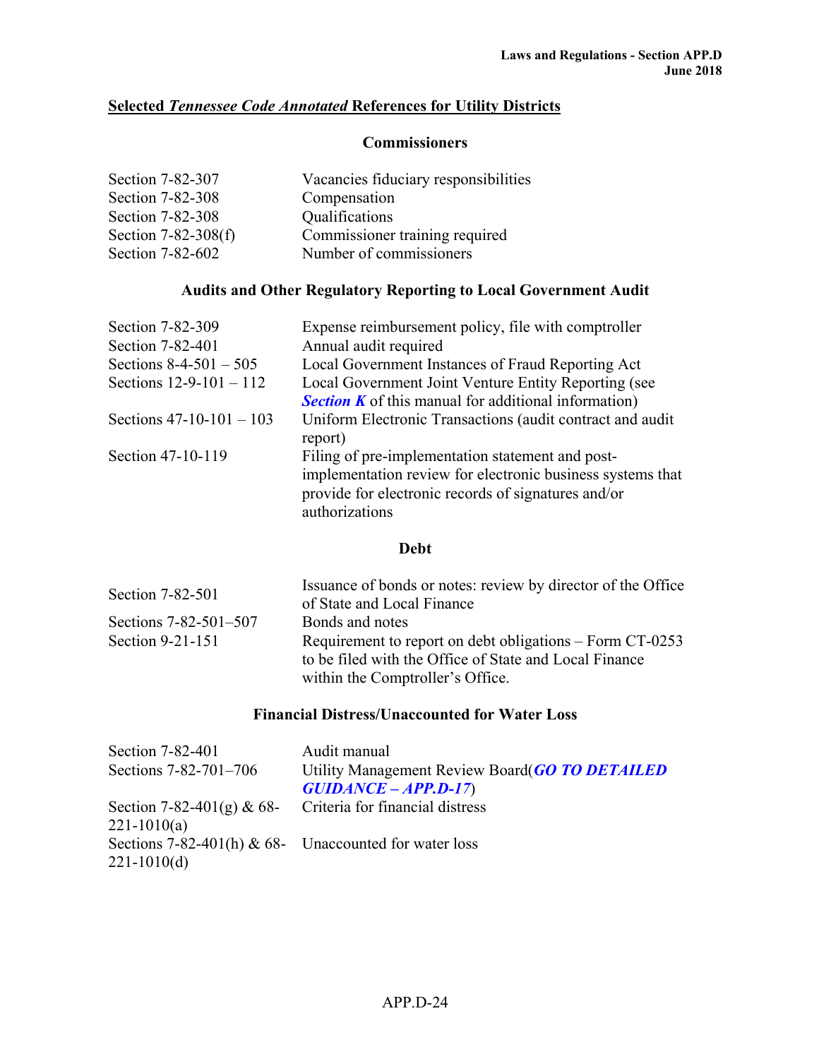## Selected *Tennessee Code Annotated* References for Utility Districts

### Commissioners

| | |
|---|---|
| Section 7-82-307 | Vacancies fiduciary responsibilities |
| Section 7-82-308 | Compensation |
| Section 7-82-308 | Qualifications |
| Section 7-82-308(f) | Commissioner training required |
| Section 7-82-602 | Number of commissioners |

### Audits and Other Regulatory Reporting to Local Government Audit

| | |
|---|---|
| Section 7-82-309 | Expense reimbursement policy, file with comptroller |
| Section 7-82-401 | Annual audit required |
| Sections 8-4-501 – 505 | Local Government Instances of Fraud Reporting Act |
| Sections 12-9-101 – 112 | Local Government Joint Venture Entity Reporting (see ***Section K*** of this manual for additional information) |
| Sections 47-10-101 – 103 | Uniform Electronic Transactions (audit contract and audit report) |
| Section 47-10-119 | Filing of pre-implementation statement and post-implementation review for electronic business systems that provide for electronic records of signatures and/or authorizations |

### Debt

| | |
|---|---|
| Section 7-82-501 | Issuance of bonds or notes: review by director of the Office of State and Local Finance |
| Sections 7-82-501–507 | Bonds and notes |
| Section 9-21-151 | Requirement to report on debt obligations – Form CT-0253 to be filed with the Office of State and Local Finance within the Comptroller's Office. |

### Financial Distress/Unaccounted for Water Loss

| | |
|---|---|
| Section 7-82-401 | Audit manual |
| Sections 7-82-701–706 | Utility Management Review Board(***GO TO DETAILED GUIDANCE – APP.D-17***) |
| Section 7-82-401(g) & 68-221-1010(a) | Criteria for financial distress |
| Sections 7-82-401(h) & 68-221-1010(d) | Unaccounted for water loss |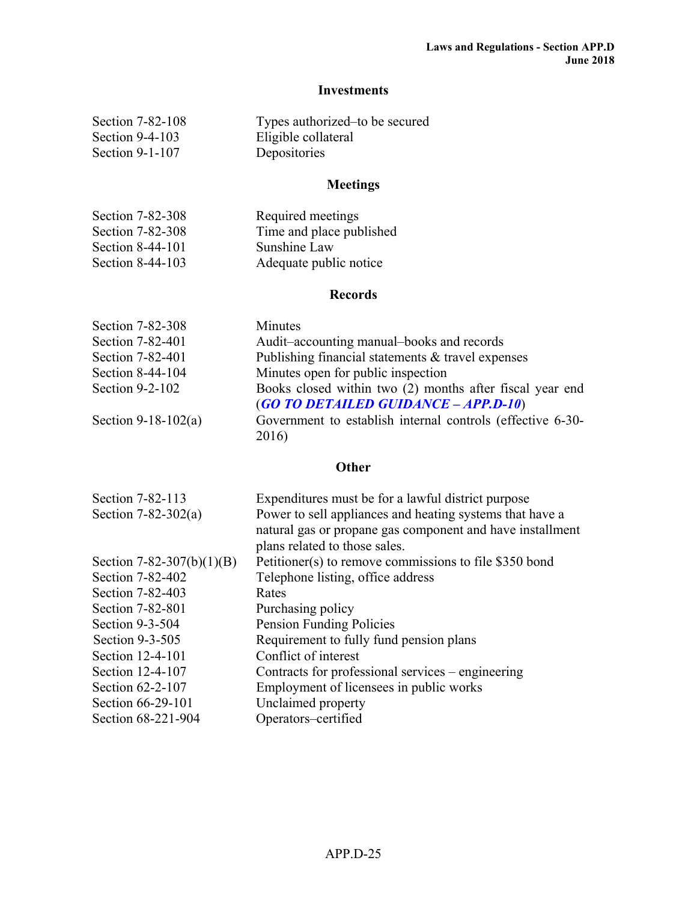## Investments

| | |
|---|---|
| Section 7-82-108 | Types authorized–to be secured |
| Section 9-4-103 | Eligible collateral |
| Section 9-1-107 | Depositories |

## Meetings

| | |
|---|---|
| Section 7-82-308 | Required meetings |
| Section 7-82-308 | Time and place published |
| Section 8-44-101 | Sunshine Law |
| Section 8-44-103 | Adequate public notice |

## Records

| | |
|---|---|
| Section 7-82-308 | Minutes |
| Section 7-82-401 | Audit–accounting manual–books and records |
| Section 7-82-401 | Publishing financial statements & travel expenses |
| Section 8-44-104 | Minutes open for public inspection |
| Section 9-2-102 | Books closed within two (2) months after fiscal year end (***GO TO DETAILED GUIDANCE – APP.D-10***) |
| Section 9-18-102(a) | Government to establish internal controls (effective 6-30-2016) |

## Other

| | |
|---|---|
| Section 7-82-113 | Expenditures must be for a lawful district purpose |
| Section 7-82-302(a) | Power to sell appliances and heating systems that have a natural gas or propane gas component and have installment plans related to those sales. |
| Section 7-82-307(b)(1)(B) | Petitioner(s) to remove commissions to file $350 bond |
| Section 7-82-402 | Telephone listing, office address |
| Section 7-82-403 | Rates |
| Section 7-82-801 | Purchasing policy |
| Section 9-3-504 | Pension Funding Policies |
| Section 9-3-505 | Requirement to fully fund pension plans |
| Section 12-4-101 | Conflict of interest |
| Section 12-4-107 | Contracts for professional services – engineering |
| Section 62-2-107 | Employment of licensees in public works |
| Section 66-29-101 | Unclaimed property |
| Section 68-221-904 | Operators–certified |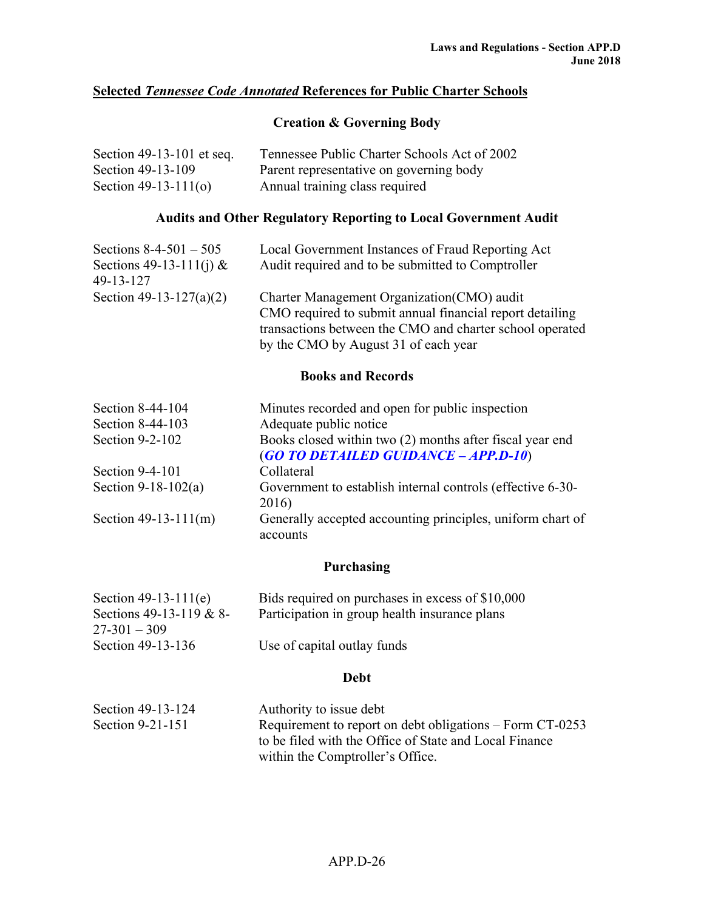## Selected *Tennessee Code Annotated* References for Public Charter Schools

### Creation & Governing Body

| | |
|---|---|
| Section 49-13-101 et seq. | Tennessee Public Charter Schools Act of 2002 |
| Section 49-13-109 | Parent representative on governing body |
| Section 49-13-111(o) | Annual training class required |

### Audits and Other Regulatory Reporting to Local Government Audit

| | |
|---|---|
| Sections 8-4-501 – 505 | Local Government Instances of Fraud Reporting Act |
| Sections 49-13-111(j) & 49-13-127 | Audit required and to be submitted to Comptroller |
| Section 49-13-127(a)(2) | Charter Management Organization(CMO) audit CMO required to submit annual financial report detailing transactions between the CMO and charter school operated by the CMO by August 31 of each year |

### Books and Records

| | |
|---|---|
| Section 8-44-104 | Minutes recorded and open for public inspection |
| Section 8-44-103 | Adequate public notice |
| Section 9-2-102 | Books closed within two (2) months after fiscal year end (***GO TO DETAILED GUIDANCE – APP.D-10***) |
| Section 9-4-101 | Collateral |
| Section 9-18-102(a) | Government to establish internal controls (effective 6-30-2016) |
| Section 49-13-111(m) | Generally accepted accounting principles, uniform chart of accounts |

### Purchasing

| | |
|---|---|
| Section 49-13-111(e) | Bids required on purchases in excess of $10,000 |
| Sections 49-13-119 & 8-27-301 – 309 | Participation in group health insurance plans |
| Section 49-13-136 | Use of capital outlay funds |

### Debt

| | |
|---|---|
| Section 49-13-124 | Authority to issue debt |
| Section 9-21-151 | Requirement to report on debt obligations – Form CT-0253 to be filed with the Office of State and Local Finance within the Comptroller's Office. |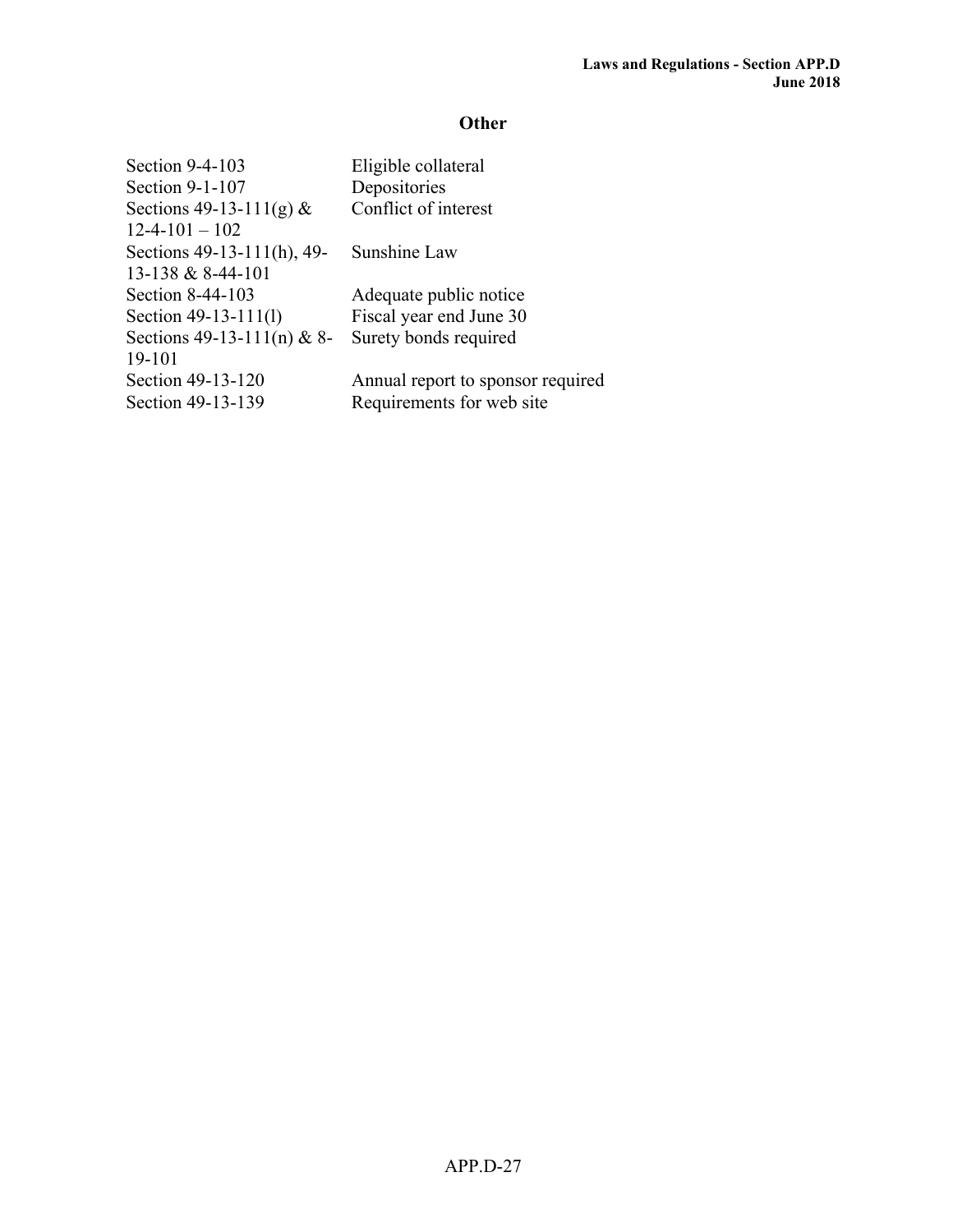## Other

| | |
|---|---|
| Section 9-4-103 | Eligible collateral |
| Section 9-1-107 | Depositories |
| Sections 49-13-111(g) & 12-4-101 – 102 | Conflict of interest |
| Sections 49-13-111(h), 49-13-138 & 8-44-101 | Sunshine Law |
| Section 8-44-103 | Adequate public notice |
| Section 49-13-111(l) | Fiscal year end June 30 |
| Sections 49-13-111(n) & 8-19-101 | Surety bonds required |
| Section 49-13-120 | Annual report to sponsor required |
| Section 49-13-139 | Requirements for web site |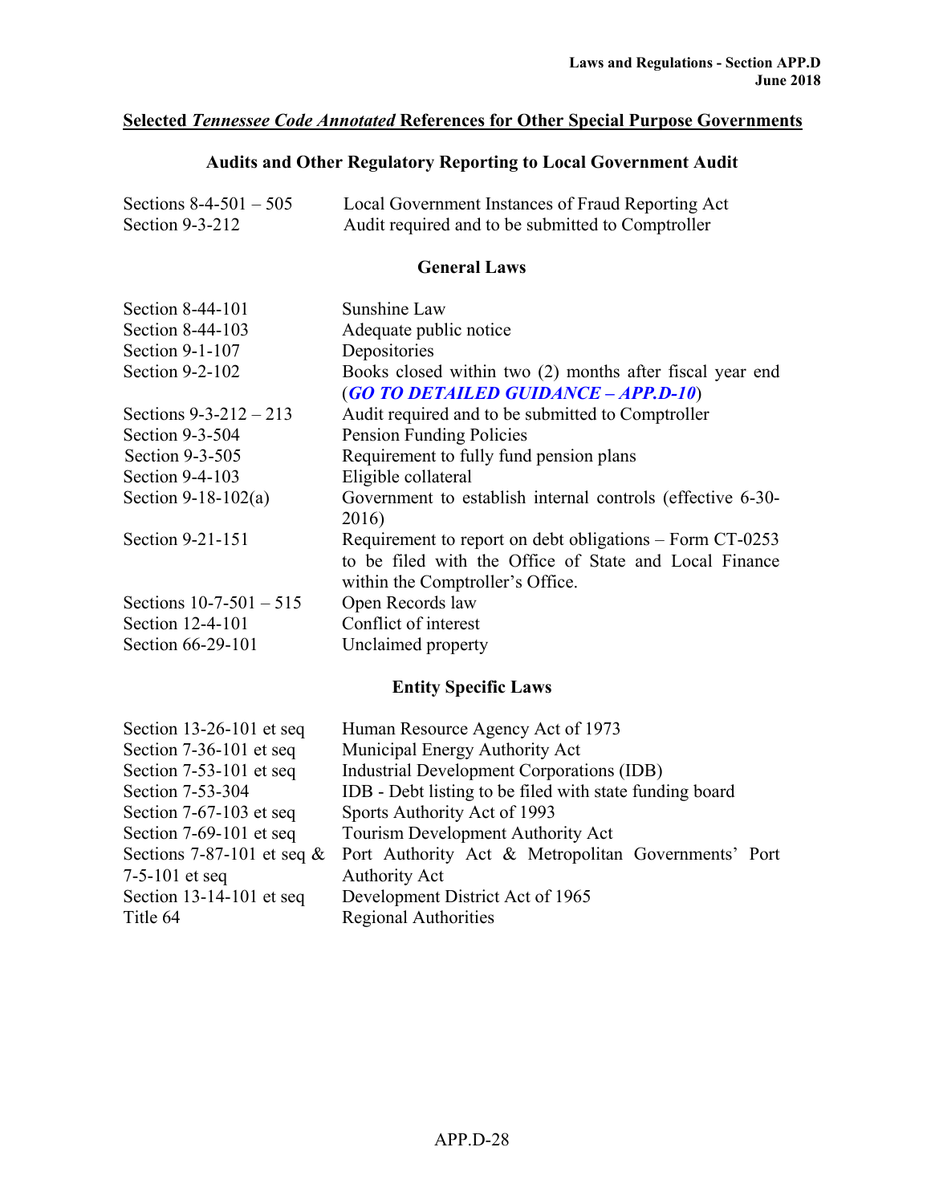## Selected *Tennessee Code Annotated* References for Other Special Purpose Governments

### Audits and Other Regulatory Reporting to Local Government Audit

| | |
|---|---|
| Sections 8-4-501 – 505 | Local Government Instances of Fraud Reporting Act |
| Section 9-3-212 | Audit required and to be submitted to Comptroller |

### General Laws

| | |
|---|---|
| Section 8-44-101 | Sunshine Law |
| Section 8-44-103 | Adequate public notice |
| Section 9-1-107 | Depositories |
| Section 9-2-102 | Books closed within two (2) months after fiscal year end (***GO TO DETAILED GUIDANCE – APP.D-10***) |
| Sections 9-3-212 – 213 | Audit required and to be submitted to Comptroller |
| Section 9-3-504 | Pension Funding Policies |
| Section 9-3-505 | Requirement to fully fund pension plans |
| Section 9-4-103 | Eligible collateral |
| Section 9-18-102(a) | Government to establish internal controls (effective 6-30-2016) |
| Section 9-21-151 | Requirement to report on debt obligations – Form CT-0253 to be filed with the Office of State and Local Finance within the Comptroller's Office. |
| Sections 10-7-501 – 515 | Open Records law |
| Section 12-4-101 | Conflict of interest |
| Section 66-29-101 | Unclaimed property |

### Entity Specific Laws

| | |
|---|---|
| Section 13-26-101 et seq | Human Resource Agency Act of 1973 |
| Section 7-36-101 et seq | Municipal Energy Authority Act |
| Section 7-53-101 et seq | Industrial Development Corporations (IDB) |
| Section 7-53-304 | IDB - Debt listing to be filed with state funding board |
| Section 7-67-103 et seq | Sports Authority Act of 1993 |
| Section 7-69-101 et seq | Tourism Development Authority Act |
| Sections 7-87-101 et seq & 7-5-101 et seq | Port Authority Act & Metropolitan Governments' Port Authority Act |
| Section 13-14-101 et seq | Development District Act of 1965 |
| Title 64 | Regional Authorities |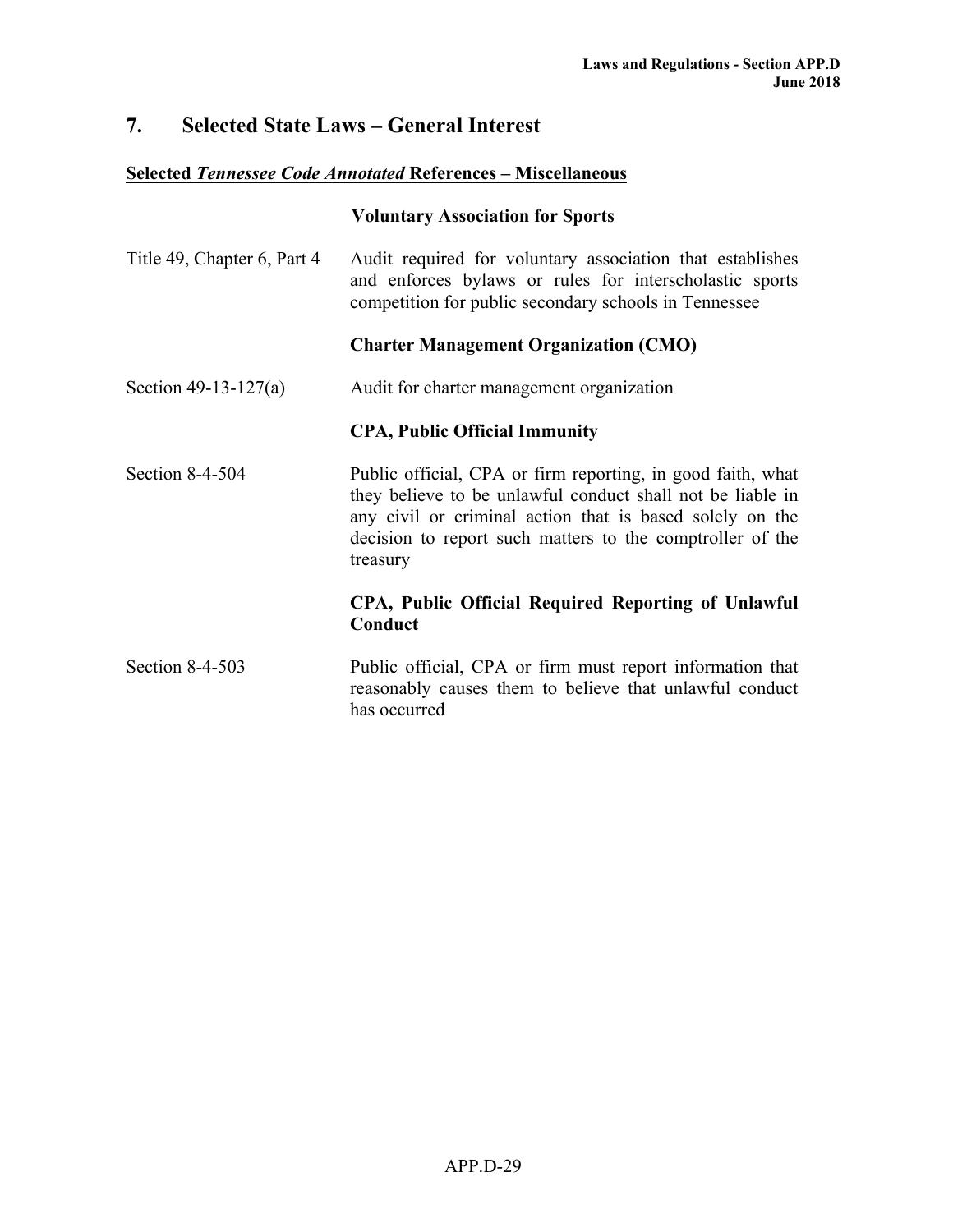## 7. Selected State Laws – General Interest

**Selected *Tennessee Code Annotated* References – Miscellaneous**

| | |
|---|---|
| | **Voluntary Association for Sports** |
| Title 49, Chapter 6, Part 4 | Audit required for voluntary association that establishes and enforces bylaws or rules for interscholastic sports competition for public secondary schools in Tennessee |
| | **Charter Management Organization (CMO)** |
| Section 49-13-127(a) | Audit for charter management organization |
| | **CPA, Public Official Immunity** |
| Section 8-4-504 | Public official, CPA or firm reporting, in good faith, what they believe to be unlawful conduct shall not be liable in any civil or criminal action that is based solely on the decision to report such matters to the comptroller of the treasury |
| | **CPA, Public Official Required Reporting of Unlawful Conduct** |
| Section 8-4-503 | Public official, CPA or firm must report information that reasonably causes them to believe that unlawful conduct has occurred |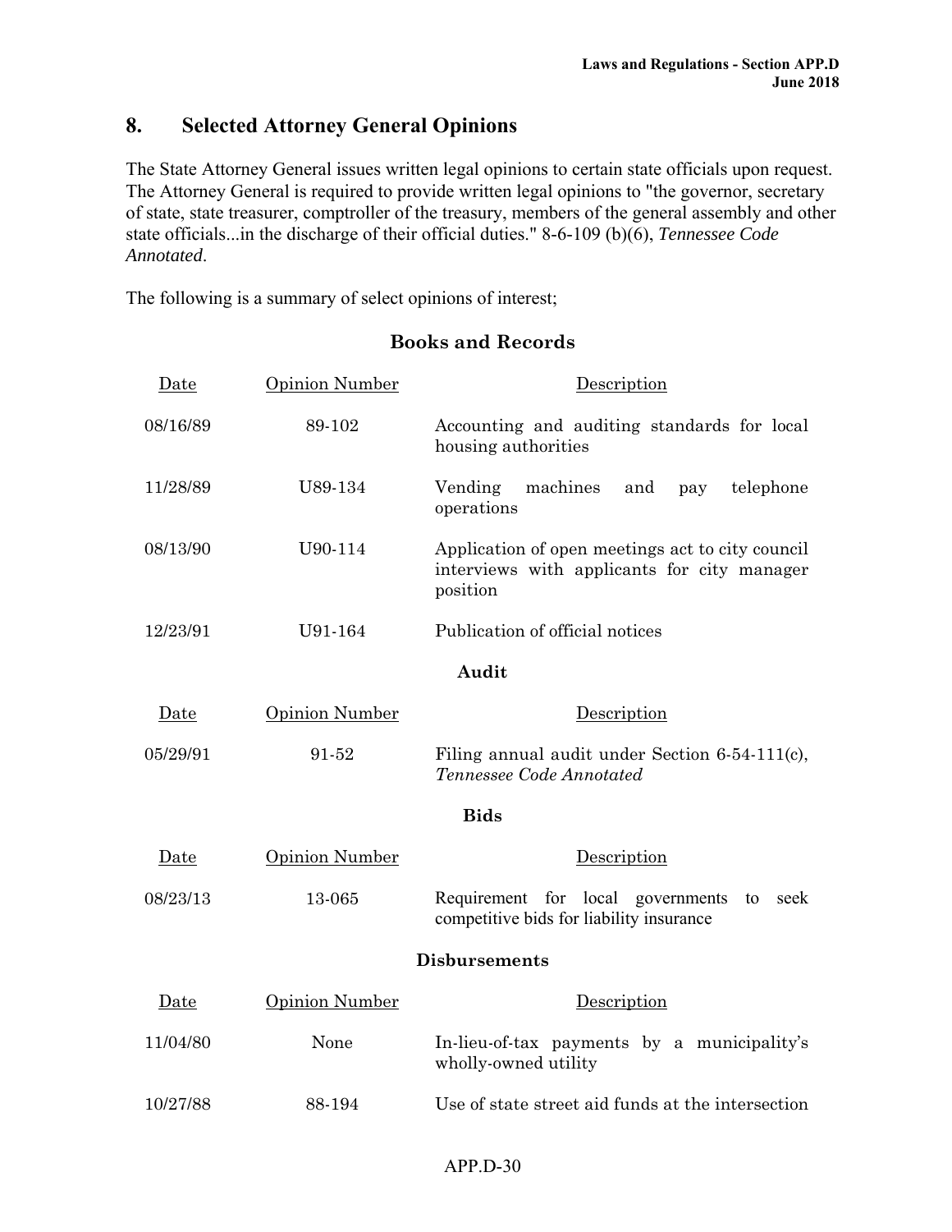## 8. Selected Attorney General Opinions

The State Attorney General issues written legal opinions to certain state officials upon request. The Attorney General is required to provide written legal opinions to "the governor, secretary of state, state treasurer, comptroller of the treasury, members of the general assembly and other state officials...in the discharge of their official duties." 8-6-109 (b)(6), *Tennessee Code Annotated*.

The following is a summary of select opinions of interest;

### Books and Records

| Date | Opinion Number | Description |
|---|---|---|
| 08/16/89 | 89-102 | Accounting and auditing standards for local housing authorities |
| 11/28/89 | U89-134 | Vending machines and pay telephone operations |
| 08/13/90 | U90-114 | Application of open meetings act to city council interviews with applicants for city manager position |
| 12/23/91 | U91-164 | Publication of official notices |

### Audit

| Date | Opinion Number | Description |
|---|---|---|
| 05/29/91 | 91-52 | Filing annual audit under Section 6-54-111(c), *Tennessee Code Annotated* |

### Bids

| Date | Opinion Number | Description |
|---|---|---|
| 08/23/13 | 13-065 | Requirement for local governments to seek competitive bids for liability insurance |

### Disbursements

| Date | Opinion Number | Description |
|---|---|---|
| 11/04/80 | None | In-lieu-of-tax payments by a municipality's wholly-owned utility |
| 10/27/88 | 88-194 | Use of state street aid funds at the intersection |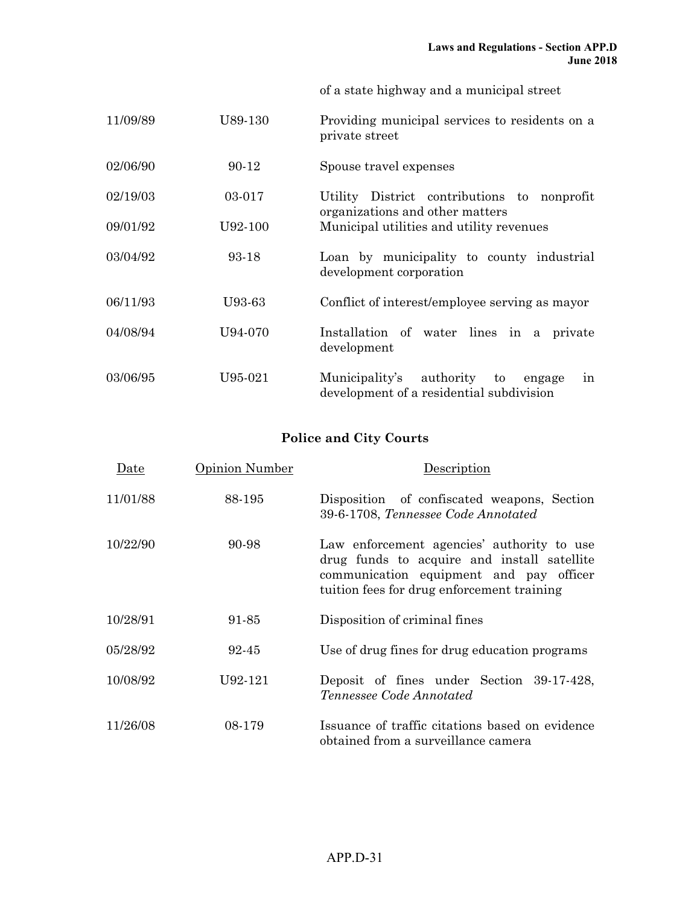| | | of a state highway and a municipal street |
|---|---|---|
| 11/09/89 | U89-130 | Providing municipal services to residents on a private street |
| 02/06/90 | 90-12 | Spouse travel expenses |
| 02/19/03 | 03-017 | Utility District contributions to nonprofit organizations and other matters |
| 09/01/92 | U92-100 | Municipal utilities and utility revenues |
| 03/04/92 | 93-18 | Loan by municipality to county industrial development corporation |
| 06/11/93 | U93-63 | Conflict of interest/employee serving as mayor |
| 04/08/94 | U94-070 | Installation of water lines in a private development |
| 03/06/95 | U95-021 | Municipality's authority to engage in development of a residential subdivision |

## Police and City Courts

| Date | Opinion Number | Description |
|---|---|---|
| 11/01/88 | 88-195 | Disposition of confiscated weapons, Section 39-6-1708, *Tennessee Code Annotated* |
| 10/22/90 | 90-98 | Law enforcement agencies' authority to use drug funds to acquire and install satellite communication equipment and pay officer tuition fees for drug enforcement training |
| 10/28/91 | 91-85 | Disposition of criminal fines |
| 05/28/92 | 92-45 | Use of drug fines for drug education programs |
| 10/08/92 | U92-121 | Deposit of fines under Section 39-17-428, *Tennessee Code Annotated* |
| 11/26/08 | 08-179 | Issuance of traffic citations based on evidence obtained from a surveillance camera |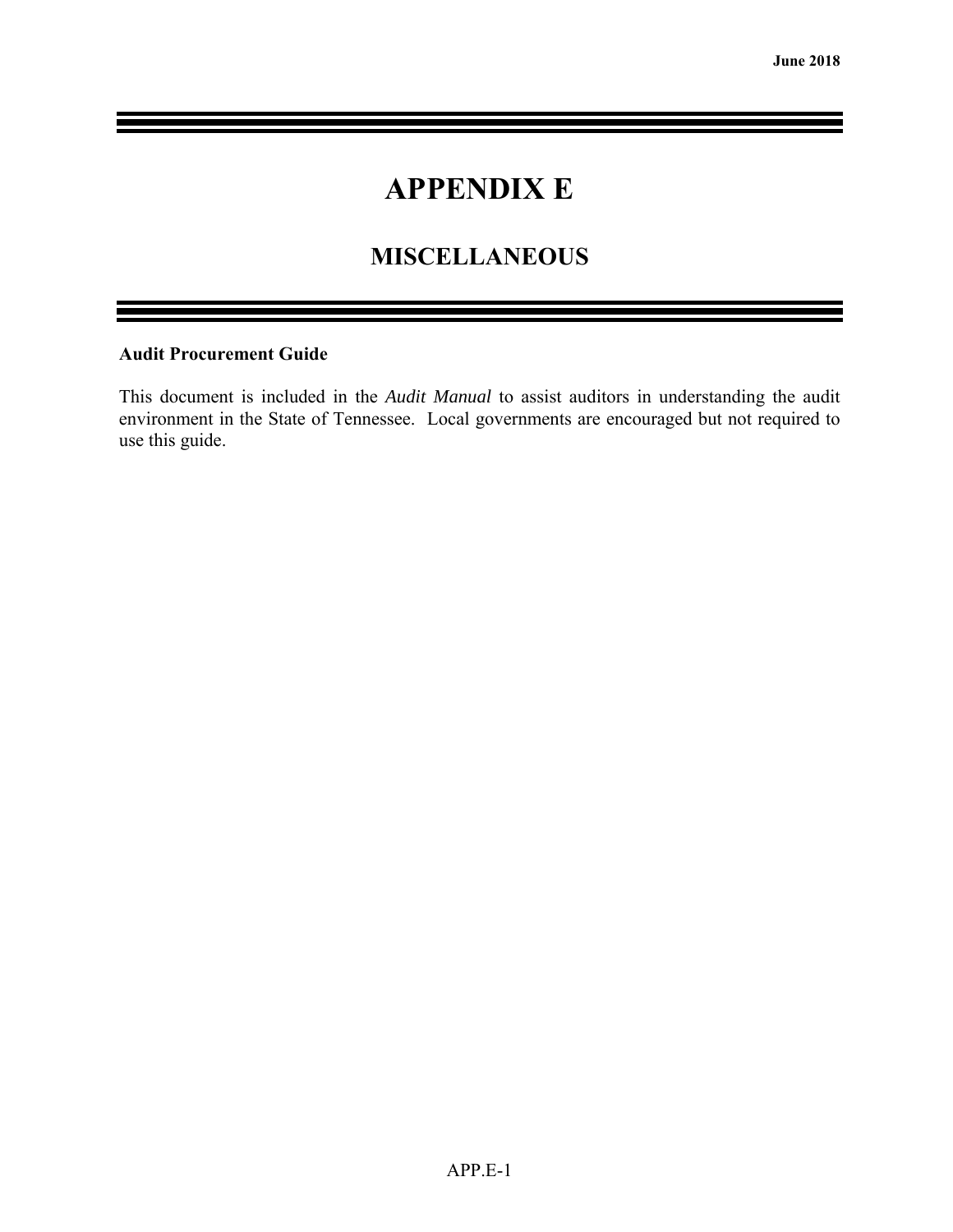# APPENDIX E

## MISCELLANEOUS

**Audit Procurement Guide**

This document is included in the *Audit Manual* to assist auditors in understanding the audit environment in the State of Tennessee. Local governments are encouraged but not required to use this guide.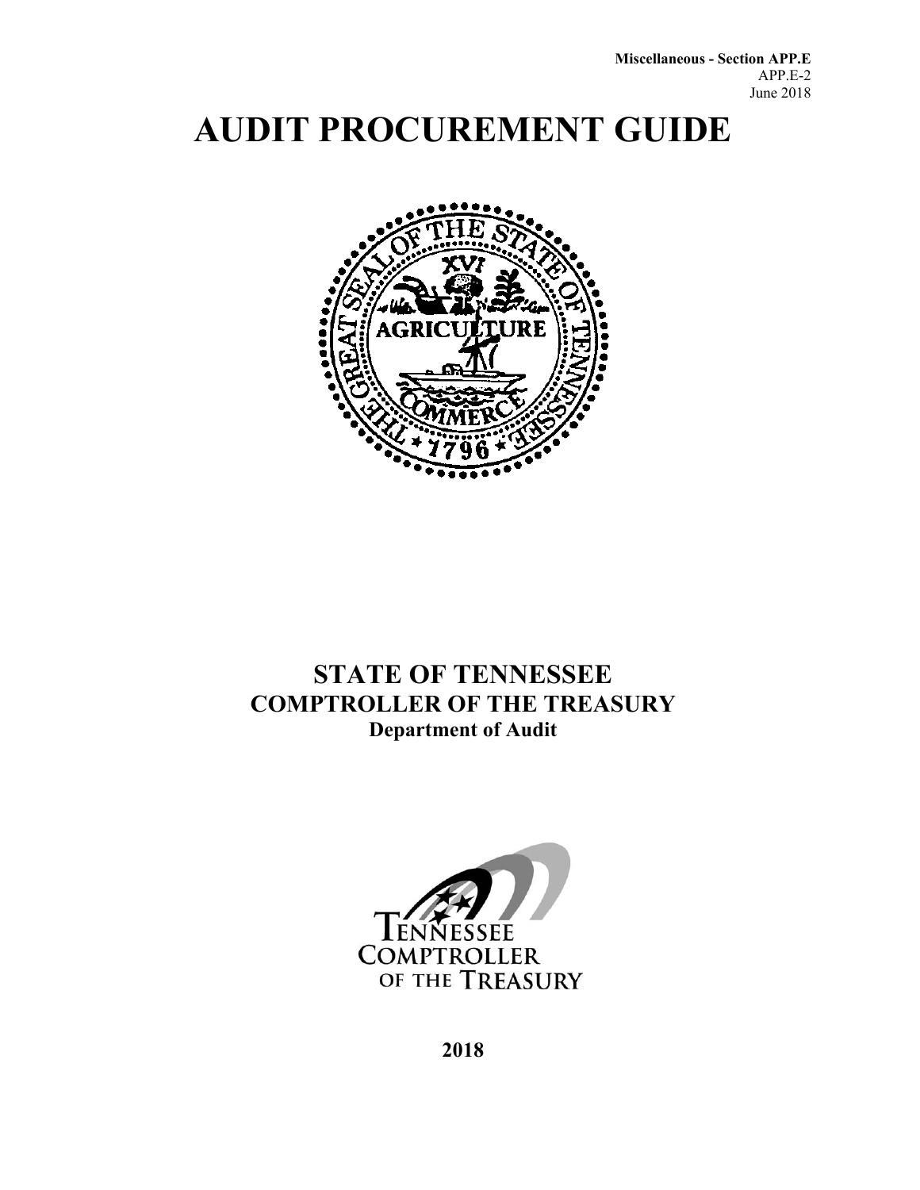# AUDIT PROCUREMENT GUIDE

## STATE OF TENNESSEE
## COMPTROLLER OF THE TREASURY
### Department of Audit

**2018**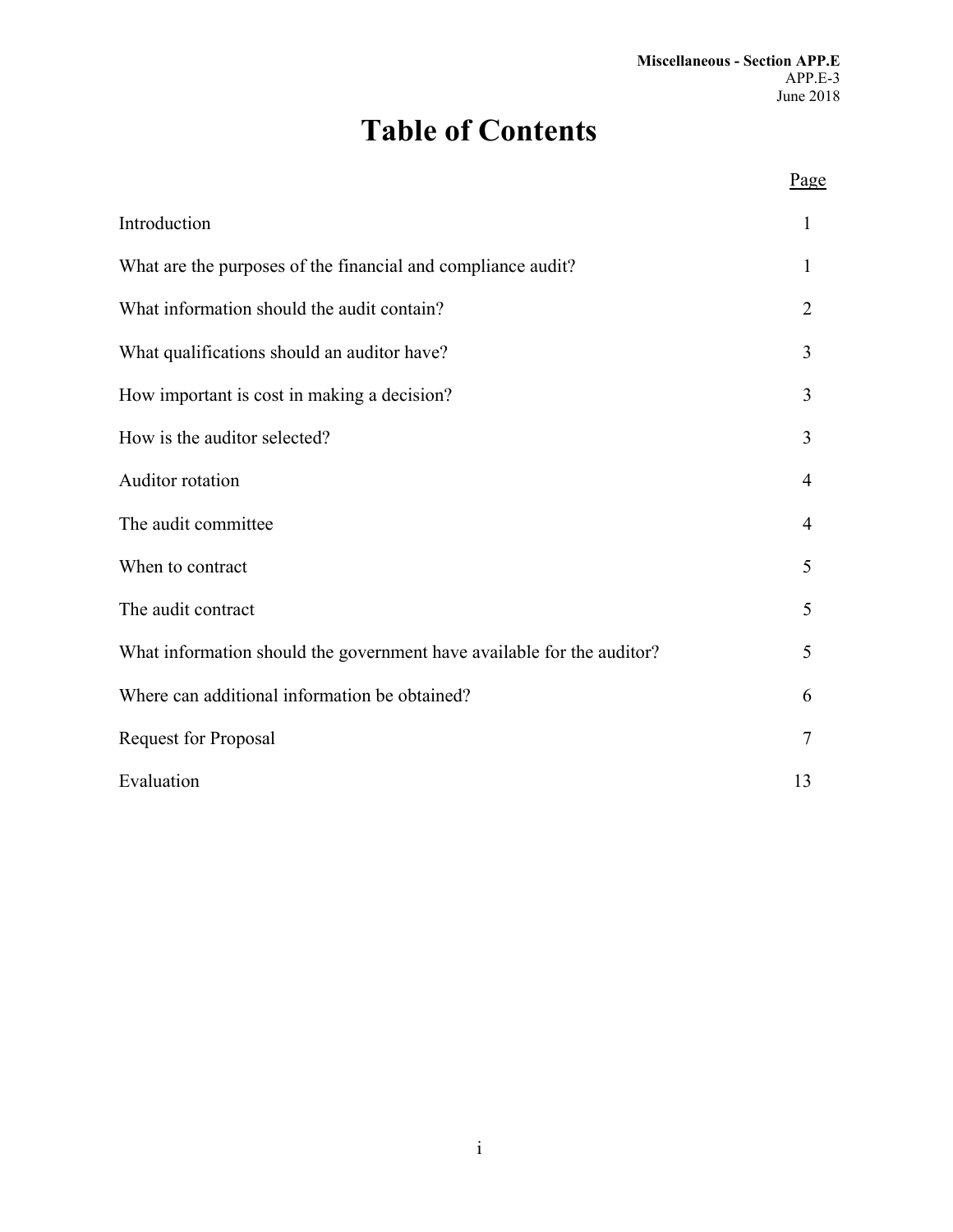# Table of Contents

| | Page |
|---|---|
| Introduction | 1 |
| What are the purposes of the financial and compliance audit? | 1 |
| What information should the audit contain? | 2 |
| What qualifications should an auditor have? | 3 |
| How important is cost in making a decision? | 3 |
| How is the auditor selected? | 3 |
| Auditor rotation | 4 |
| The audit committee | 4 |
| When to contract | 5 |
| The audit contract | 5 |
| What information should the government have available for the auditor? | 5 |
| Where can additional information be obtained? | 6 |
| Request for Proposal | 7 |
| Evaluation | 13 |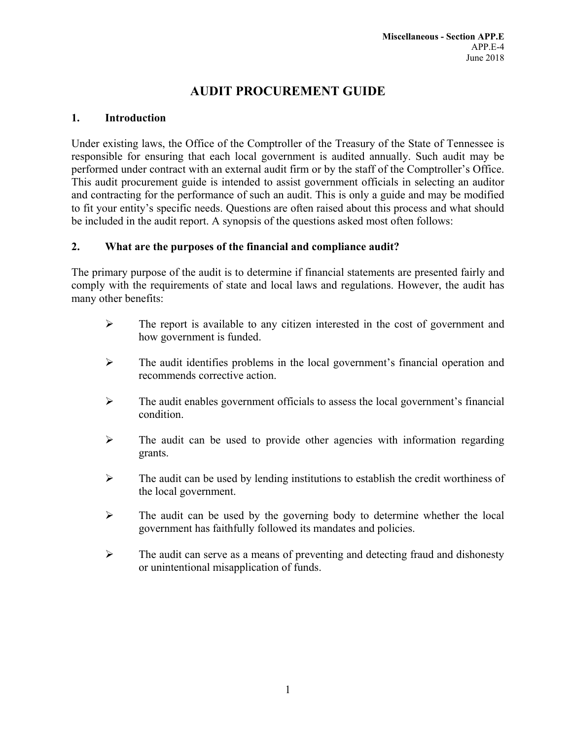# AUDIT PROCUREMENT GUIDE

## 1. Introduction

Under existing laws, the Office of the Comptroller of the Treasury of the State of Tennessee is responsible for ensuring that each local government is audited annually. Such audit may be performed under contract with an external audit firm or by the staff of the Comptroller's Office. This audit procurement guide is intended to assist government officials in selecting an auditor and contracting for the performance of such an audit. This is only a guide and may be modified to fit your entity's specific needs. Questions are often raised about this process and what should be included in the audit report. A synopsis of the questions asked most often follows:

## 2. What are the purposes of the financial and compliance audit?

The primary purpose of the audit is to determine if financial statements are presented fairly and comply with the requirements of state and local laws and regulations. However, the audit has many other benefits:

- The report is available to any citizen interested in the cost of government and how government is funded.
- The audit identifies problems in the local government's financial operation and recommends corrective action.
- The audit enables government officials to assess the local government's financial condition.
- The audit can be used to provide other agencies with information regarding grants.
- The audit can be used by lending institutions to establish the credit worthiness of the local government.
- The audit can be used by the governing body to determine whether the local government has faithfully followed its mandates and policies.
- The audit can serve as a means of preventing and detecting fraud and dishonesty or unintentional misapplication of funds.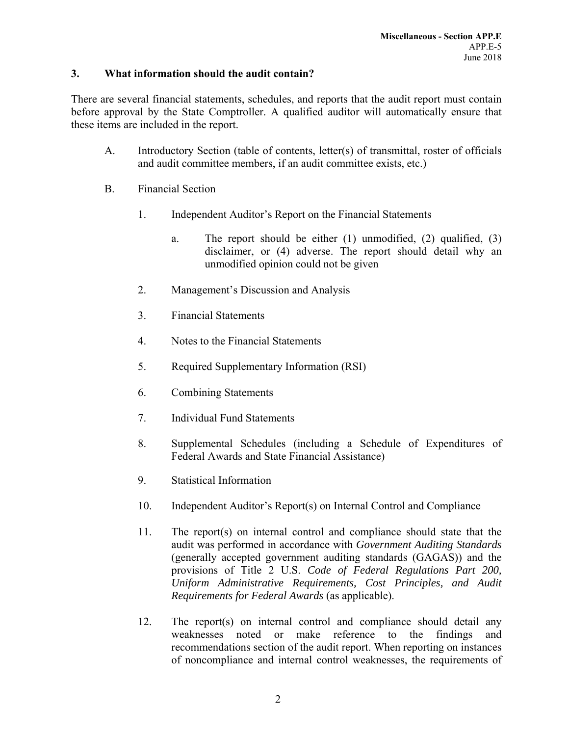### 3. What information should the audit contain?

There are several financial statements, schedules, and reports that the audit report must contain before approval by the State Comptroller. A qualified auditor will automatically ensure that these items are included in the report.

A. Introductory Section (table of contents, letter(s) of transmittal, roster of officials and audit committee members, if an audit committee exists, etc.)

B. Financial Section

1. Independent Auditor's Report on the Financial Statements

    a. The report should be either (1) unmodified, (2) qualified, (3) disclaimer, or (4) adverse. The report should detail why an unmodified opinion could not be given

2. Management's Discussion and Analysis

3. Financial Statements

4. Notes to the Financial Statements

5. Required Supplementary Information (RSI)

6. Combining Statements

7. Individual Fund Statements

8. Supplemental Schedules (including a Schedule of Expenditures of Federal Awards and State Financial Assistance)

9. Statistical Information

10. Independent Auditor's Report(s) on Internal Control and Compliance

11. The report(s) on internal control and compliance should state that the audit was performed in accordance with *Government Auditing Standards* (generally accepted government auditing standards (GAGAS)) and the provisions of Title 2 U.S. *Code of Federal Regulations Part 200, Uniform Administrative Requirements, Cost Principles, and Audit Requirements for Federal Awards* (as applicable).

12. The report(s) on internal control and compliance should detail any weaknesses noted or make reference to the findings and recommendations section of the audit report. When reporting on instances of noncompliance and internal control weaknesses, the requirements of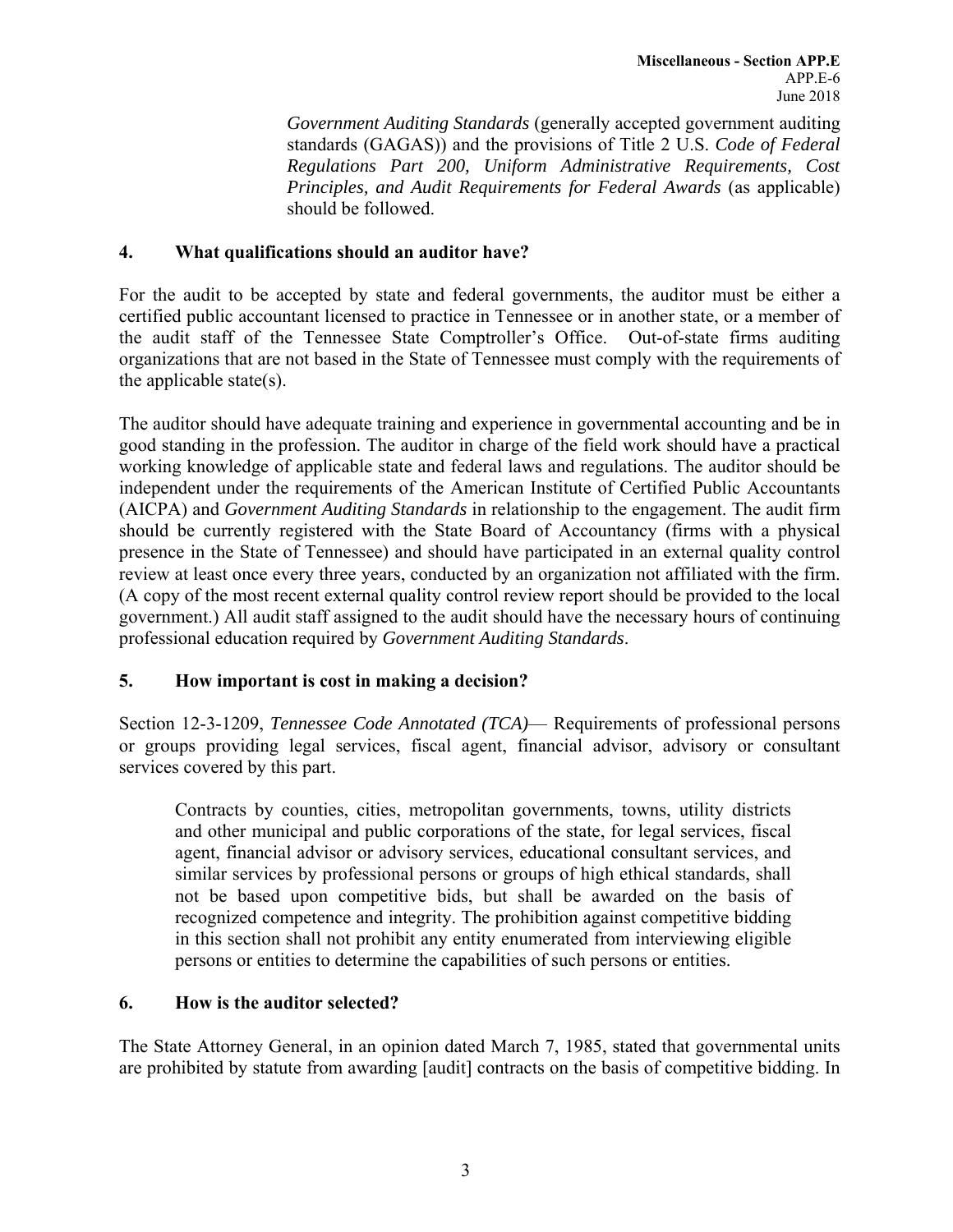*Government Auditing Standards* (generally accepted government auditing standards (GAGAS)) and the provisions of Title 2 U.S. *Code of Federal Regulations Part 200, Uniform Administrative Requirements, Cost Principles, and Audit Requirements for Federal Awards* (as applicable) should be followed.

## 4. What qualifications should an auditor have?

For the audit to be accepted by state and federal governments, the auditor must be either a certified public accountant licensed to practice in Tennessee or in another state, or a member of the audit staff of the Tennessee State Comptroller's Office. Out-of-state firms auditing organizations that are not based in the State of Tennessee must comply with the requirements of the applicable state(s).

The auditor should have adequate training and experience in governmental accounting and be in good standing in the profession. The auditor in charge of the field work should have a practical working knowledge of applicable state and federal laws and regulations. The auditor should be independent under the requirements of the American Institute of Certified Public Accountants (AICPA) and *Government Auditing Standards* in relationship to the engagement. The audit firm should be currently registered with the State Board of Accountancy (firms with a physical presence in the State of Tennessee) and should have participated in an external quality control review at least once every three years, conducted by an organization not affiliated with the firm. (A copy of the most recent external quality control review report should be provided to the local government.) All audit staff assigned to the audit should have the necessary hours of continuing professional education required by *Government Auditing Standards*.

## 5. How important is cost in making a decision?

Section 12-3-1209, *Tennessee Code Annotated (TCA)*— Requirements of professional persons or groups providing legal services, fiscal agent, financial advisor, advisory or consultant services covered by this part.

> Contracts by counties, cities, metropolitan governments, towns, utility districts and other municipal and public corporations of the state, for legal services, fiscal agent, financial advisor or advisory services, educational consultant services, and similar services by professional persons or groups of high ethical standards, shall not be based upon competitive bids, but shall be awarded on the basis of recognized competence and integrity. The prohibition against competitive bidding in this section shall not prohibit any entity enumerated from interviewing eligible persons or entities to determine the capabilities of such persons or entities.

## 6. How is the auditor selected?

The State Attorney General, in an opinion dated March 7, 1985, stated that governmental units are prohibited by statute from awarding [audit] contracts on the basis of competitive bidding. In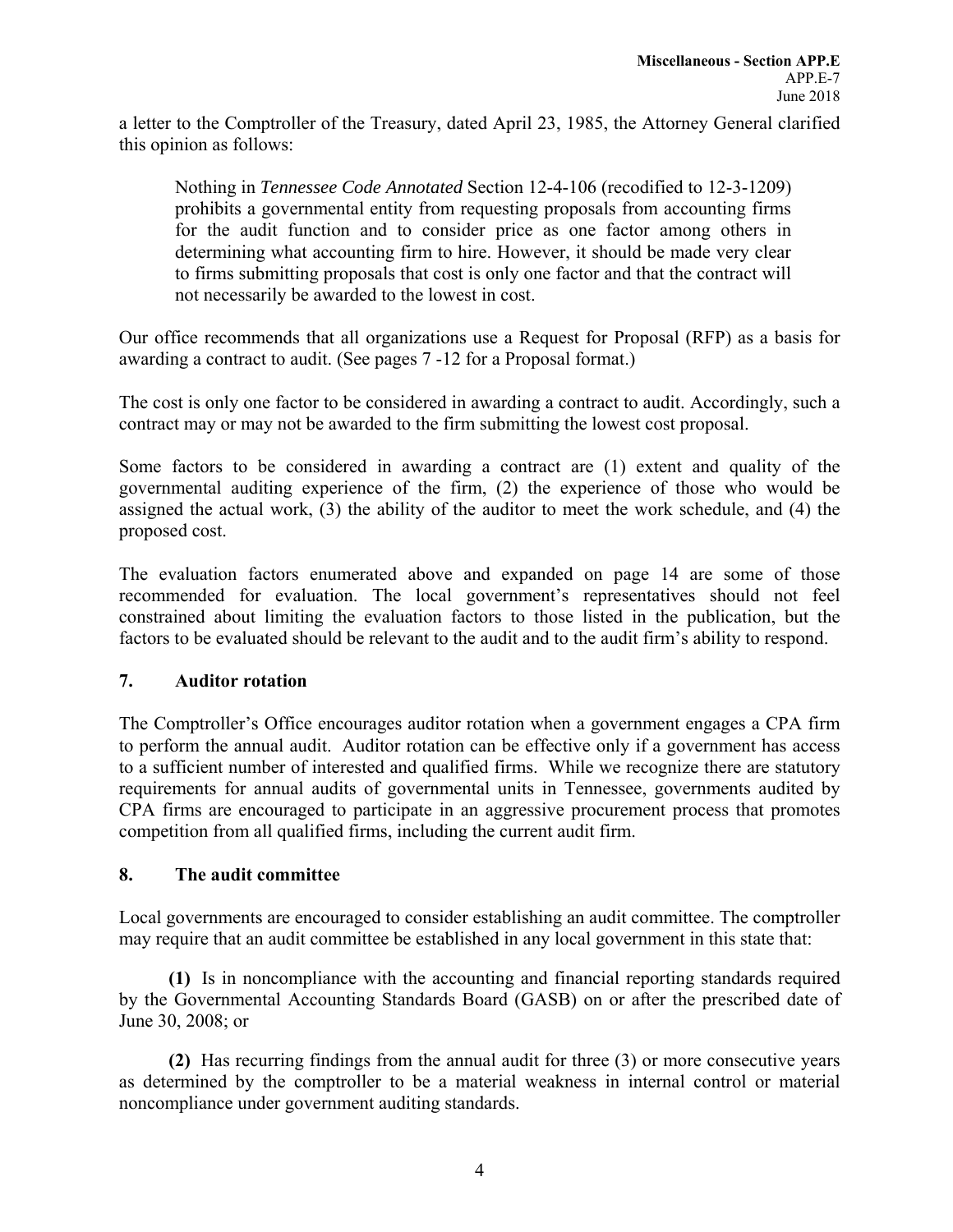a letter to the Comptroller of the Treasury, dated April 23, 1985, the Attorney General clarified this opinion as follows:

> Nothing in *Tennessee Code Annotated* Section 12-4-106 (recodified to 12-3-1209) prohibits a governmental entity from requesting proposals from accounting firms for the audit function and to consider price as one factor among others in determining what accounting firm to hire. However, it should be made very clear to firms submitting proposals that cost is only one factor and that the contract will not necessarily be awarded to the lowest in cost.

Our office recommends that all organizations use a Request for Proposal (RFP) as a basis for awarding a contract to audit. (See pages 7 -12 for a Proposal format.)

The cost is only one factor to be considered in awarding a contract to audit. Accordingly, such a contract may or may not be awarded to the firm submitting the lowest cost proposal.

Some factors to be considered in awarding a contract are (1) extent and quality of the governmental auditing experience of the firm, (2) the experience of those who would be assigned the actual work, (3) the ability of the auditor to meet the work schedule, and (4) the proposed cost.

The evaluation factors enumerated above and expanded on page 14 are some of those recommended for evaluation. The local government's representatives should not feel constrained about limiting the evaluation factors to those listed in the publication, but the factors to be evaluated should be relevant to the audit and to the audit firm's ability to respond.

## 7. Auditor rotation

The Comptroller's Office encourages auditor rotation when a government engages a CPA firm to perform the annual audit. Auditor rotation can be effective only if a government has access to a sufficient number of interested and qualified firms. While we recognize there are statutory requirements for annual audits of governmental units in Tennessee, governments audited by CPA firms are encouraged to participate in an aggressive procurement process that promotes competition from all qualified firms, including the current audit firm.

## 8. The audit committee

Local governments are encouraged to consider establishing an audit committee. The comptroller may require that an audit committee be established in any local government in this state that:

**(1)** Is in noncompliance with the accounting and financial reporting standards required by the Governmental Accounting Standards Board (GASB) on or after the prescribed date of June 30, 2008; or

**(2)** Has recurring findings from the annual audit for three (3) or more consecutive years as determined by the comptroller to be a material weakness in internal control or material noncompliance under government auditing standards.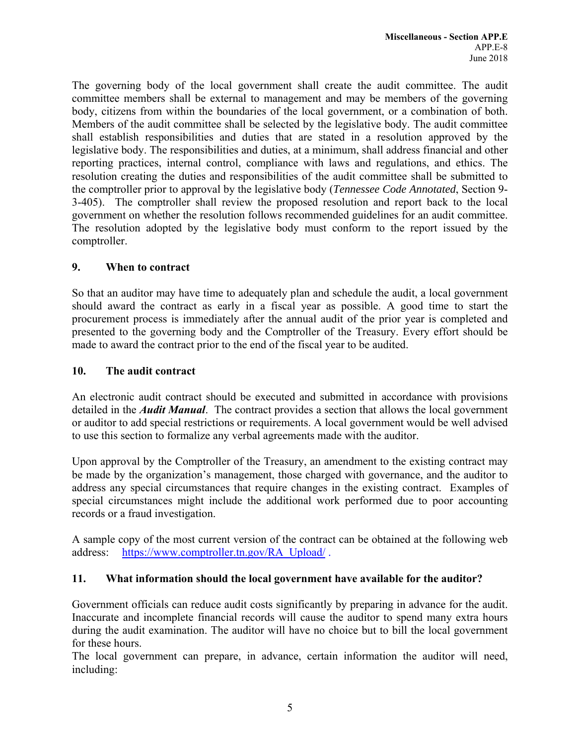The governing body of the local government shall create the audit committee. The audit committee members shall be external to management and may be members of the governing body, citizens from within the boundaries of the local government, or a combination of both. Members of the audit committee shall be selected by the legislative body. The audit committee shall establish responsibilities and duties that are stated in a resolution approved by the legislative body. The responsibilities and duties, at a minimum, shall address financial and other reporting practices, internal control, compliance with laws and regulations, and ethics. The resolution creating the duties and responsibilities of the audit committee shall be submitted to the comptroller prior to approval by the legislative body (*Tennessee Code Annotated*, Section 9-3-405). The comptroller shall review the proposed resolution and report back to the local government on whether the resolution follows recommended guidelines for an audit committee. The resolution adopted by the legislative body must conform to the report issued by the comptroller.

### 9. When to contract

So that an auditor may have time to adequately plan and schedule the audit, a local government should award the contract as early in a fiscal year as possible. A good time to start the procurement process is immediately after the annual audit of the prior year is completed and presented to the governing body and the Comptroller of the Treasury. Every effort should be made to award the contract prior to the end of the fiscal year to be audited.

### 10. The audit contract

An electronic audit contract should be executed and submitted in accordance with provisions detailed in the ***Audit Manual***. The contract provides a section that allows the local government or auditor to add special restrictions or requirements. A local government would be well advised to use this section to formalize any verbal agreements made with the auditor.

Upon approval by the Comptroller of the Treasury, an amendment to the existing contract may be made by the organization's management, those charged with governance, and the auditor to address any special circumstances that require changes in the existing contract. Examples of special circumstances might include the additional work performed due to poor accounting records or a fraud investigation.

A sample copy of the most current version of the contract can be obtained at the following web address: https://www.comptroller.tn.gov/RA_Upload/ .

### 11. What information should the local government have available for the auditor?

Government officials can reduce audit costs significantly by preparing in advance for the audit. Inaccurate and incomplete financial records will cause the auditor to spend many extra hours during the audit examination. The auditor will have no choice but to bill the local government for these hours.

The local government can prepare, in advance, certain information the auditor will need, including: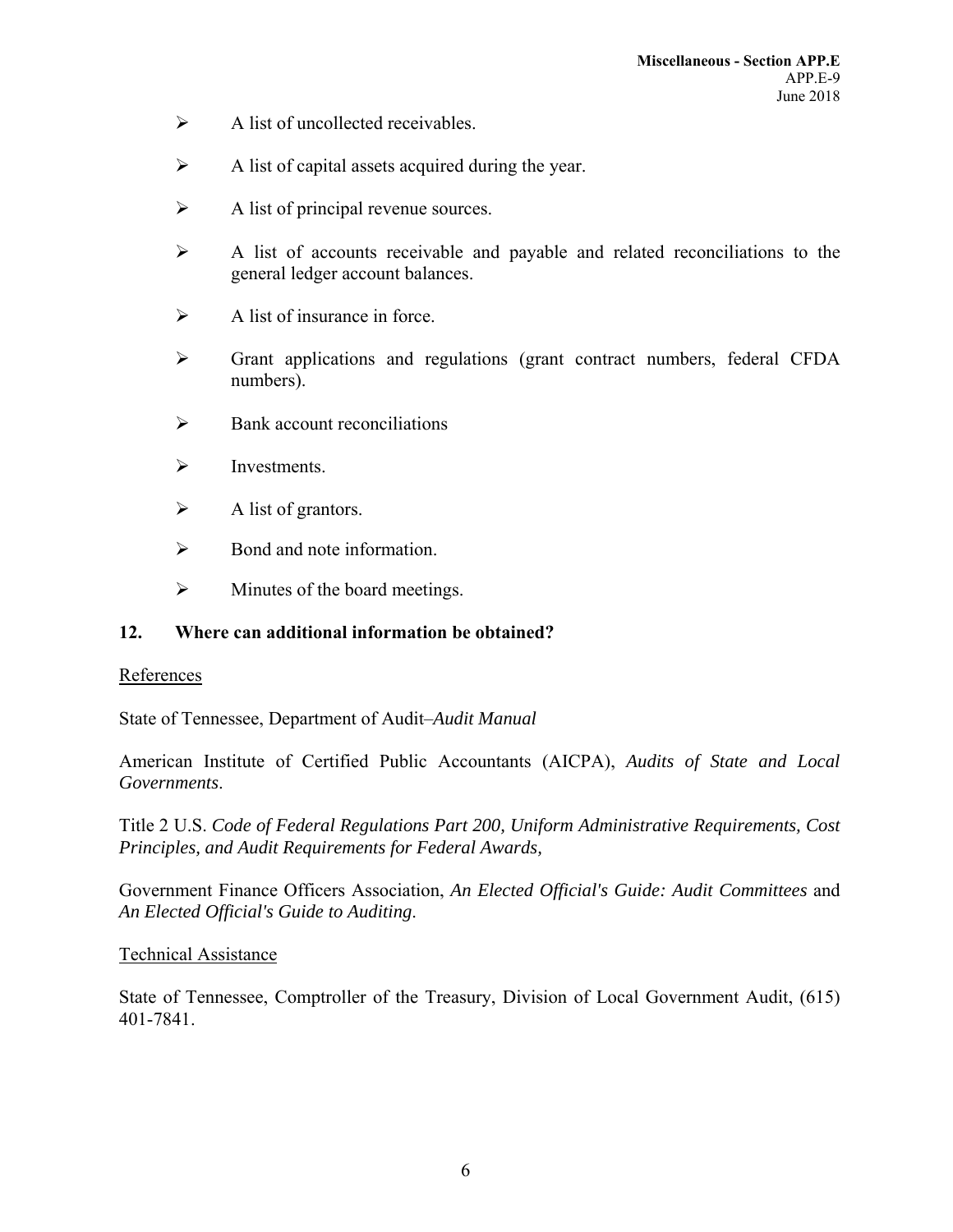- A list of uncollected receivables.
- A list of capital assets acquired during the year.
- A list of principal revenue sources.
- A list of accounts receivable and payable and related reconciliations to the general ledger account balances.
- A list of insurance in force.
- Grant applications and regulations (grant contract numbers, federal CFDA numbers).
- Bank account reconciliations
- Investments.
- A list of grantors.
- Bond and note information.
- Minutes of the board meetings.

**12. Where can additional information be obtained?**

References

State of Tennessee, Department of Audit–*Audit Manual*

American Institute of Certified Public Accountants (AICPA), *Audits of State and Local Governments*.

Title 2 U.S. *Code of Federal Regulations Part 200, Uniform Administrative Requirements, Cost Principles, and Audit Requirements for Federal Awards,*

Government Finance Officers Association, *An Elected Official's Guide: Audit Committees* and *An Elected Official's Guide to Auditing*.

Technical Assistance

State of Tennessee, Comptroller of the Treasury, Division of Local Government Audit, (615) 401-7841.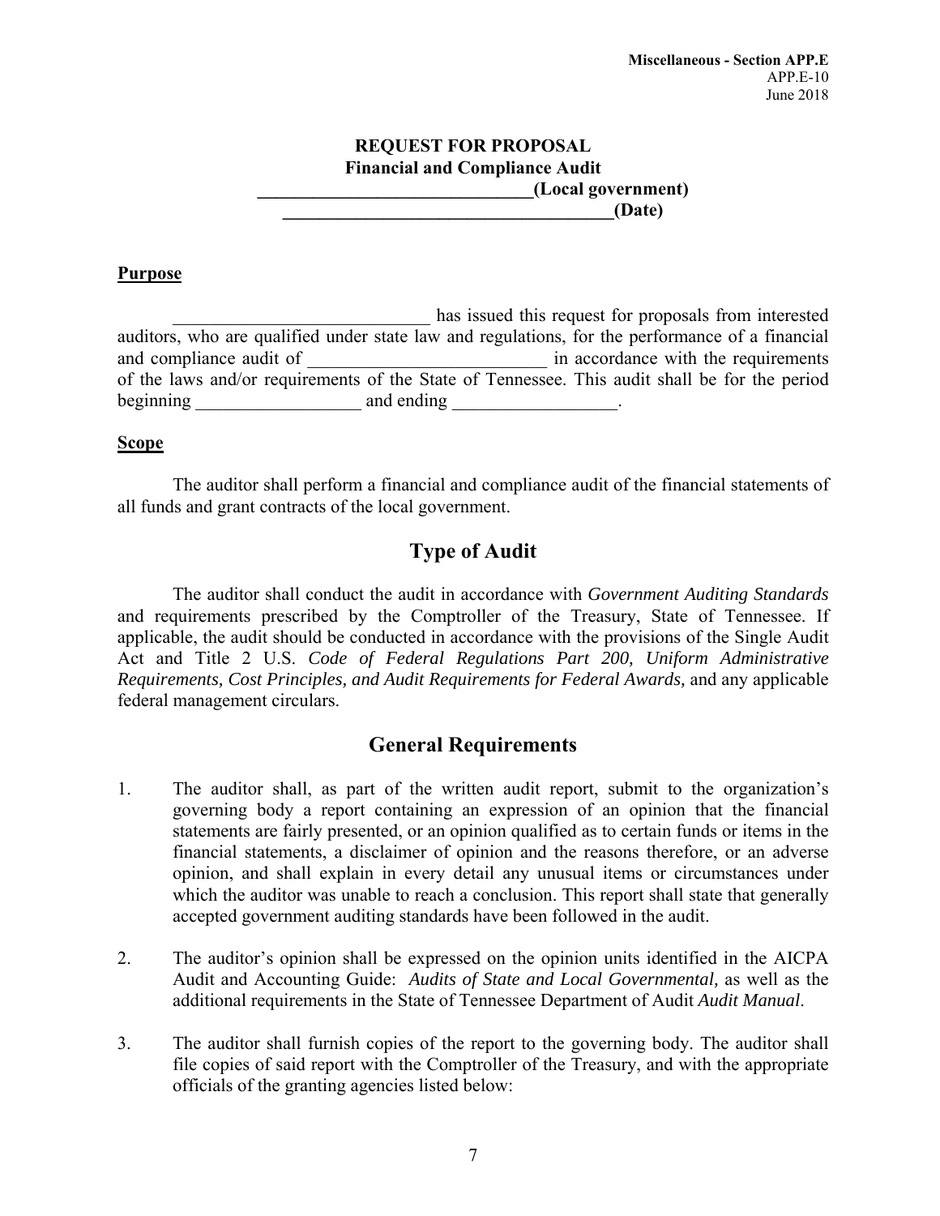**REQUEST FOR PROPOSAL**
**Financial and Compliance Audit**
**______________________________(Local government)**
**____________________________________(Date)**

**Purpose**

____________________________ has issued this request for proposals from interested auditors, who are qualified under state law and regulations, for the performance of a financial and compliance audit of __________________________ in accordance with the requirements of the laws and/or requirements of the State of Tennessee. This audit shall be for the period beginning __________________ and ending __________________.

**Scope**

The auditor shall perform a financial and compliance audit of the financial statements of all funds and grant contracts of the local government.

## Type of Audit

The auditor shall conduct the audit in accordance with *Government Auditing Standards* and requirements prescribed by the Comptroller of the Treasury, State of Tennessee. If applicable, the audit should be conducted in accordance with the provisions of the Single Audit Act and Title 2 U.S. *Code of Federal Regulations Part 200, Uniform Administrative Requirements, Cost Principles, and Audit Requirements for Federal Awards,* and any applicable federal management circulars.

## General Requirements

1. The auditor shall, as part of the written audit report, submit to the organization's governing body a report containing an expression of an opinion that the financial statements are fairly presented, or an opinion qualified as to certain funds or items in the financial statements, a disclaimer of opinion and the reasons therefore, or an adverse opinion, and shall explain in every detail any unusual items or circumstances under which the auditor was unable to reach a conclusion. This report shall state that generally accepted government auditing standards have been followed in the audit.

2. The auditor's opinion shall be expressed on the opinion units identified in the AICPA Audit and Accounting Guide: *Audits of State and Local Governmental,* as well as the additional requirements in the State of Tennessee Department of Audit *Audit Manual*.

3. The auditor shall furnish copies of the report to the governing body. The auditor shall file copies of said report with the Comptroller of the Treasury, and with the appropriate officials of the granting agencies listed below: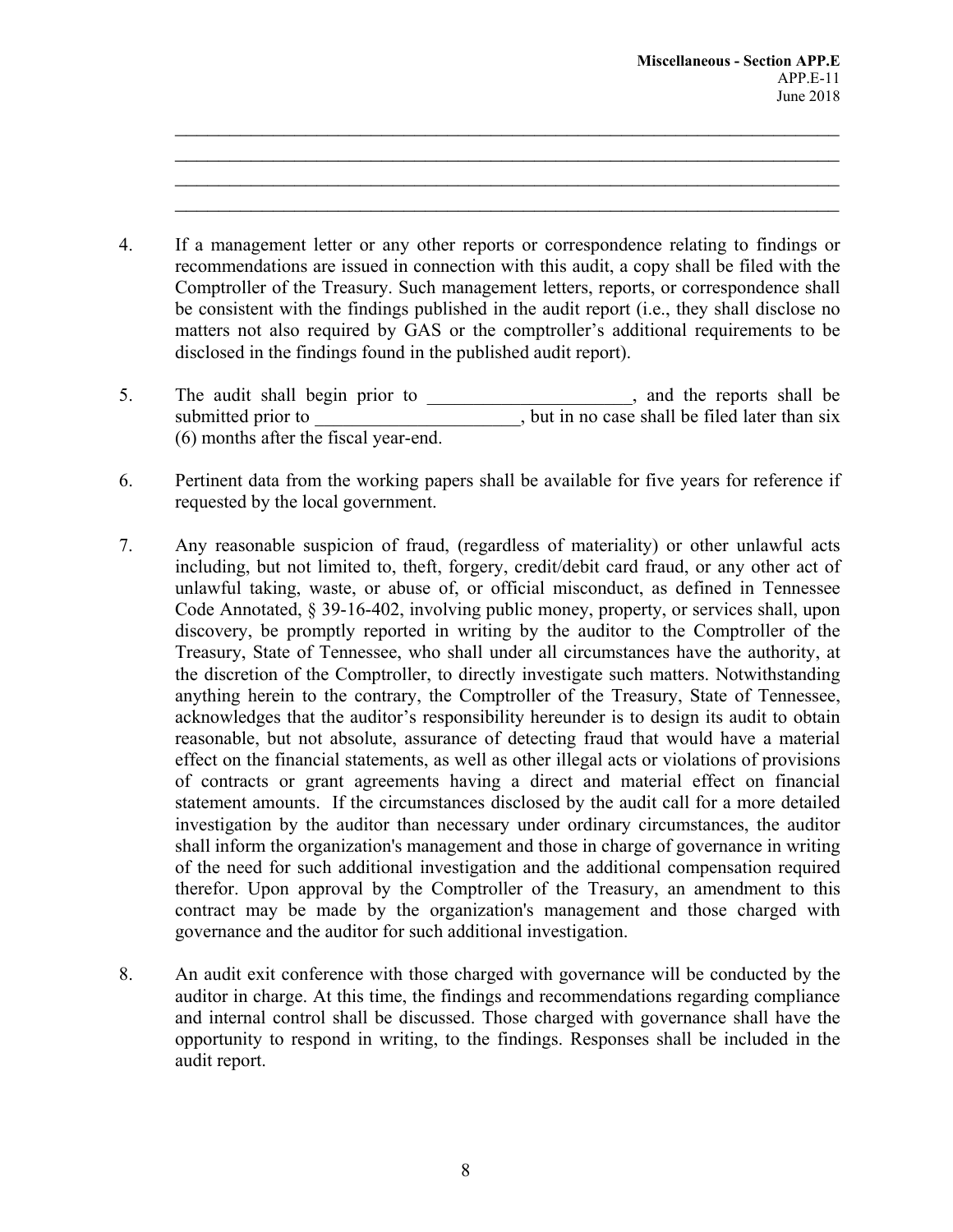\_\_\_\_\_\_\_\_\_\_\_\_\_\_\_\_\_\_\_\_\_\_\_\_\_\_\_\_\_\_\_\_\_\_\_\_\_\_\_\_\_\_\_\_\_\_\_\_\_\_\_\_\_\_\_\_\_\_\_\_\_\_\_\_\_\_\_\_\_\_\_\_
\_\_\_\_\_\_\_\_\_\_\_\_\_\_\_\_\_\_\_\_\_\_\_\_\_\_\_\_\_\_\_\_\_\_\_\_\_\_\_\_\_\_\_\_\_\_\_\_\_\_\_\_\_\_\_\_\_\_\_\_\_\_\_\_\_\_\_\_\_\_\_\_
\_\_\_\_\_\_\_\_\_\_\_\_\_\_\_\_\_\_\_\_\_\_\_\_\_\_\_\_\_\_\_\_\_\_\_\_\_\_\_\_\_\_\_\_\_\_\_\_\_\_\_\_\_\_\_\_\_\_\_\_\_\_\_\_\_\_\_\_\_\_\_\_
\_\_\_\_\_\_\_\_\_\_\_\_\_\_\_\_\_\_\_\_\_\_\_\_\_\_\_\_\_\_\_\_\_\_\_\_\_\_\_\_\_\_\_\_\_\_\_\_\_\_\_\_\_\_\_\_\_\_\_\_\_\_\_\_\_\_\_\_\_\_\_\_

4. If a management letter or any other reports or correspondence relating to findings or recommendations are issued in connection with this audit, a copy shall be filed with the Comptroller of the Treasury. Such management letters, reports, or correspondence shall be consistent with the findings published in the audit report (i.e., they shall disclose no matters not also required by GAS or the comptroller's additional requirements to be disclosed in the findings found in the published audit report).

5. The audit shall begin prior to \_\_\_\_\_\_\_\_\_\_\_\_\_\_\_\_\_\_\_\_\_\_, and the reports shall be submitted prior to \_\_\_\_\_\_\_\_\_\_\_\_\_\_\_\_\_\_\_\_\_\_, but in no case shall be filed later than six (6) months after the fiscal year-end.

6. Pertinent data from the working papers shall be available for five years for reference if requested by the local government.

7. Any reasonable suspicion of fraud, (regardless of materiality) or other unlawful acts including, but not limited to, theft, forgery, credit/debit card fraud, or any other act of unlawful taking, waste, or abuse of, or official misconduct, as defined in Tennessee Code Annotated, § 39-16-402, involving public money, property, or services shall, upon discovery, be promptly reported in writing by the auditor to the Comptroller of the Treasury, State of Tennessee, who shall under all circumstances have the authority, at the discretion of the Comptroller, to directly investigate such matters. Notwithstanding anything herein to the contrary, the Comptroller of the Treasury, State of Tennessee, acknowledges that the auditor's responsibility hereunder is to design its audit to obtain reasonable, but not absolute, assurance of detecting fraud that would have a material effect on the financial statements, as well as other illegal acts or violations of provisions of contracts or grant agreements having a direct and material effect on financial statement amounts. If the circumstances disclosed by the audit call for a more detailed investigation by the auditor than necessary under ordinary circumstances, the auditor shall inform the organization's management and those in charge of governance in writing of the need for such additional investigation and the additional compensation required therefor. Upon approval by the Comptroller of the Treasury, an amendment to this contract may be made by the organization's management and those charged with governance and the auditor for such additional investigation.

8. An audit exit conference with those charged with governance will be conducted by the auditor in charge. At this time, the findings and recommendations regarding compliance and internal control shall be discussed. Those charged with governance shall have the opportunity to respond in writing, to the findings. Responses shall be included in the audit report.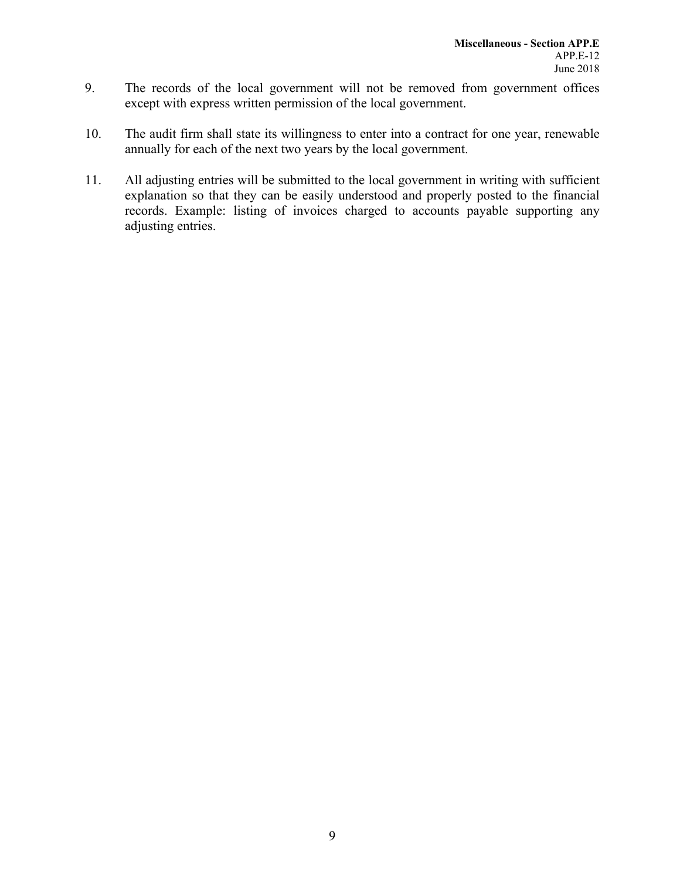9. The records of the local government will not be removed from government offices except with express written permission of the local government.

10. The audit firm shall state its willingness to enter into a contract for one year, renewable annually for each of the next two years by the local government.

11. All adjusting entries will be submitted to the local government in writing with sufficient explanation so that they can be easily understood and properly posted to the financial records. Example: listing of invoices charged to accounts payable supporting any adjusting entries.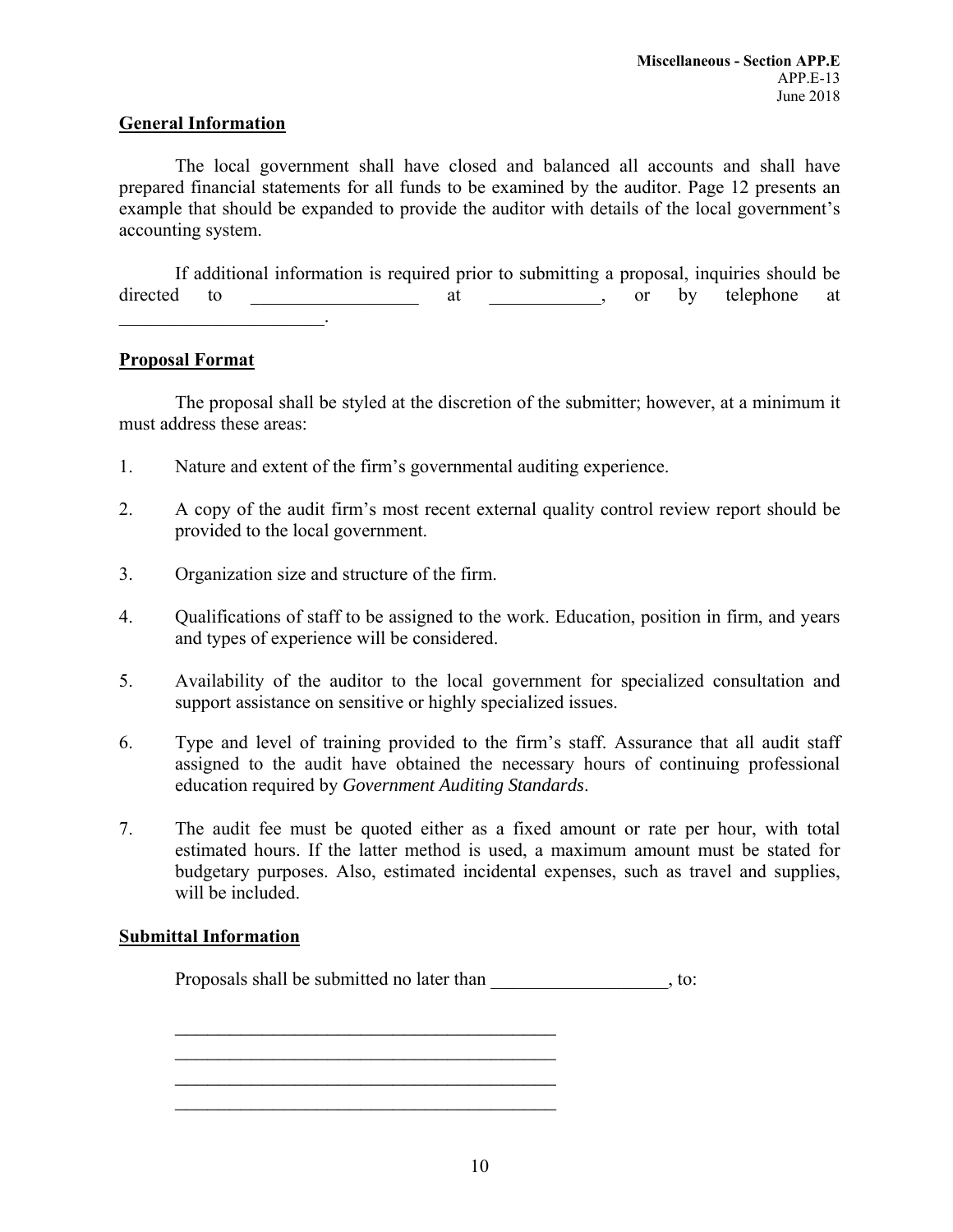**General Information**

The local government shall have closed and balanced all accounts and shall have prepared financial statements for all funds to be examined by the auditor. Page 12 presents an example that should be expanded to provide the auditor with details of the local government's accounting system.

If additional information is required prior to submitting a proposal, inquiries should be directed to __________________ at ____________, or by telephone at ______________________.

**Proposal Format**

The proposal shall be styled at the discretion of the submitter; however, at a minimum it must address these areas:

1. Nature and extent of the firm's governmental auditing experience.

2. A copy of the audit firm's most recent external quality control review report should be provided to the local government.

3. Organization size and structure of the firm.

4. Qualifications of staff to be assigned to the work. Education, position in firm, and years and types of experience will be considered.

5. Availability of the auditor to the local government for specialized consultation and support assistance on sensitive or highly specialized issues.

6. Type and level of training provided to the firm's staff. Assurance that all audit staff assigned to the audit have obtained the necessary hours of continuing professional education required by *Government Auditing Standards*.

7. The audit fee must be quoted either as a fixed amount or rate per hour, with total estimated hours. If the latter method is used, a maximum amount must be stated for budgetary purposes. Also, estimated incidental expenses, such as travel and supplies, will be included.

**Submittal Information**

Proposals shall be submitted no later than ___________________, to:

__________________________________________
__________________________________________
__________________________________________
__________________________________________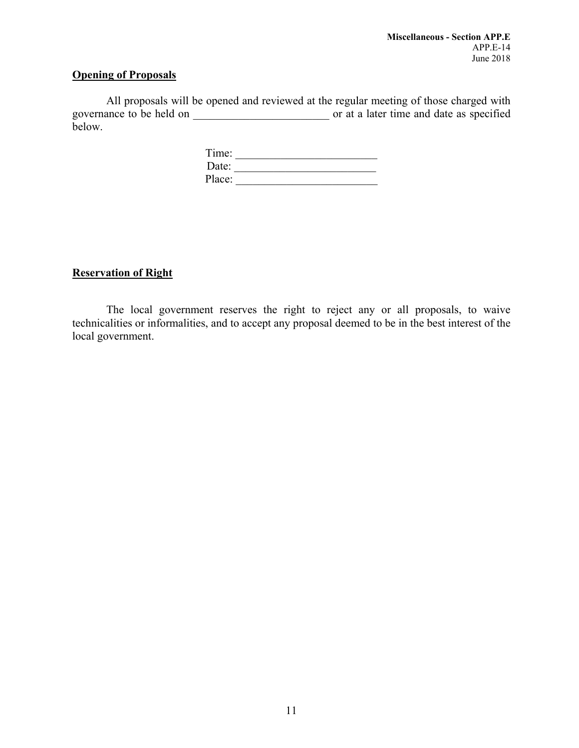**Opening of Proposals**

All proposals will be opened and reviewed at the regular meeting of those charged with governance to be held on ________________________ or at a later time and date as specified below.

Time: ________________________

Date: ________________________

Place: ________________________

**Reservation of Right**

The local government reserves the right to reject any or all proposals, to waive technicalities or informalities, and to accept any proposal deemed to be in the best interest of the local government.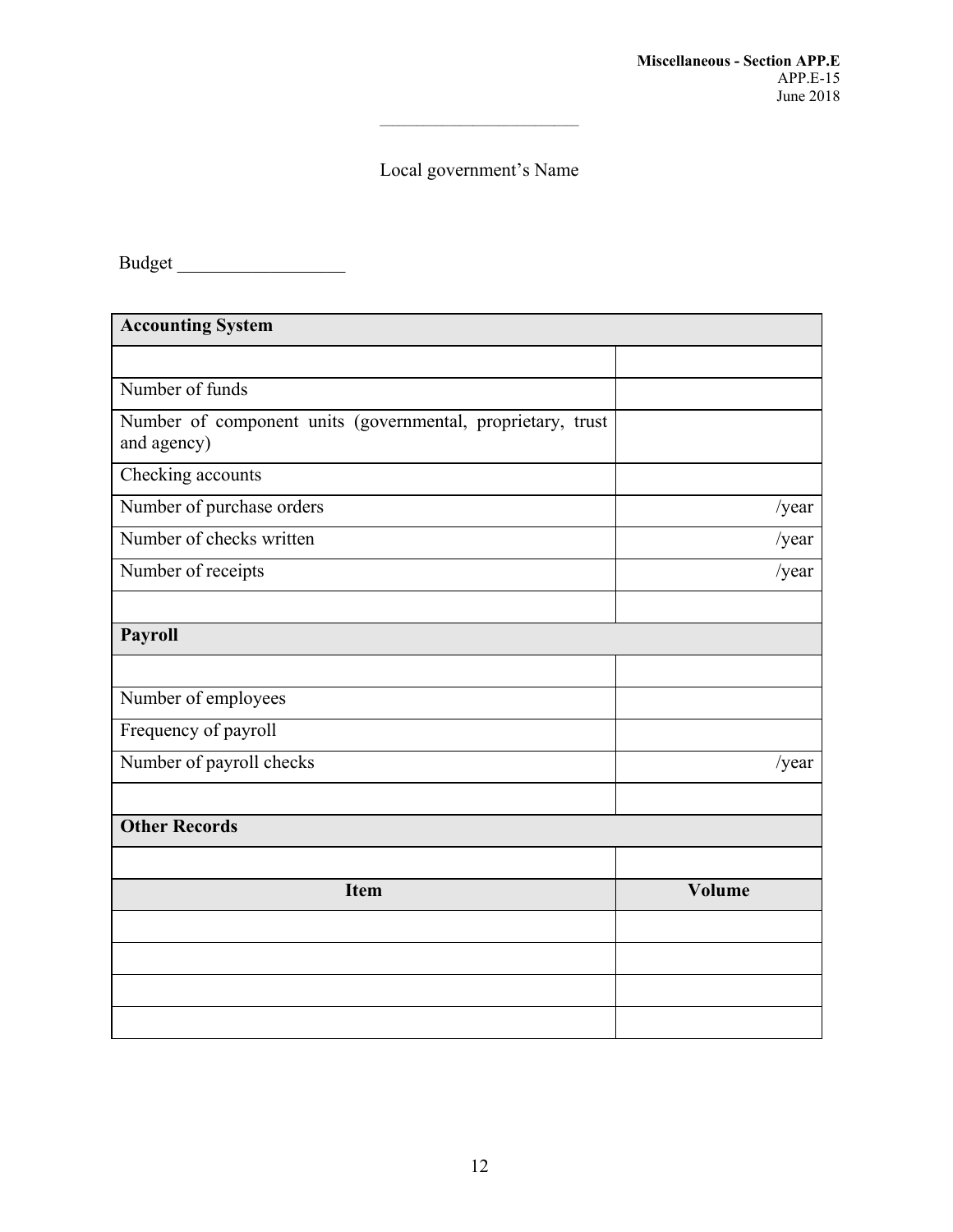________________________

Local government's Name

Budget ________________

| **Accounting System** | |
|---|---|
| | |
| Number of funds | |
| Number of component units (governmental, proprietary, trust and agency) | |
| Checking accounts | |
| Number of purchase orders | /year |
| Number of checks written | /year |
| Number of receipts | /year |
| | |
| **Payroll** | |
| | |
| Number of employees | |
| Frequency of payroll | |
| Number of payroll checks | /year |
| | |
| **Other Records** | |
| | |
| **Item** | **Volume** |
| | |
| | |
| | |
| | |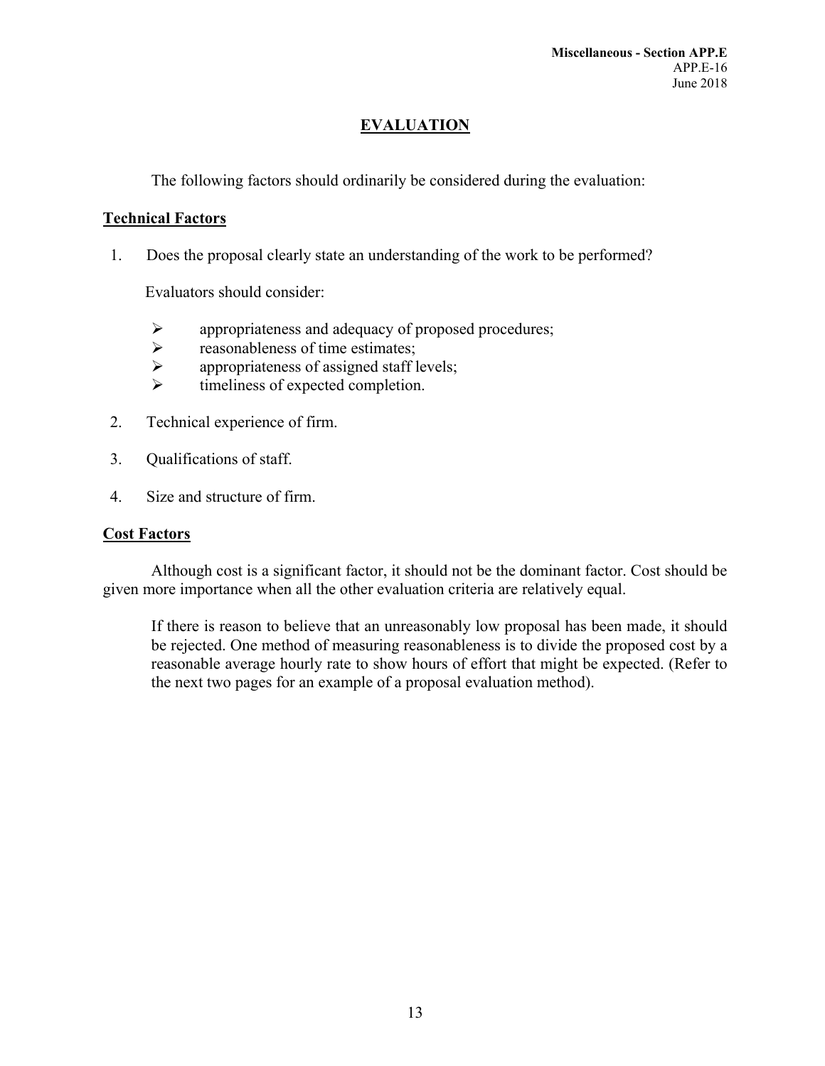# EVALUATION

The following factors should ordinarily be considered during the evaluation:

## Technical Factors

1. Does the proposal clearly state an understanding of the work to be performed?

   Evaluators should consider:

   - appropriateness and adequacy of proposed procedures;
   - reasonableness of time estimates;
   - appropriateness of assigned staff levels;
   - timeliness of expected completion.

2. Technical experience of firm.

3. Qualifications of staff.

4. Size and structure of firm.

## Cost Factors

Although cost is a significant factor, it should not be the dominant factor. Cost should be given more importance when all the other evaluation criteria are relatively equal.

> If there is reason to believe that an unreasonably low proposal has been made, it should be rejected. One method of measuring reasonableness is to divide the proposed cost by a reasonable average hourly rate to show hours of effort that might be expected. (Refer to the next two pages for an example of a proposal evaluation method).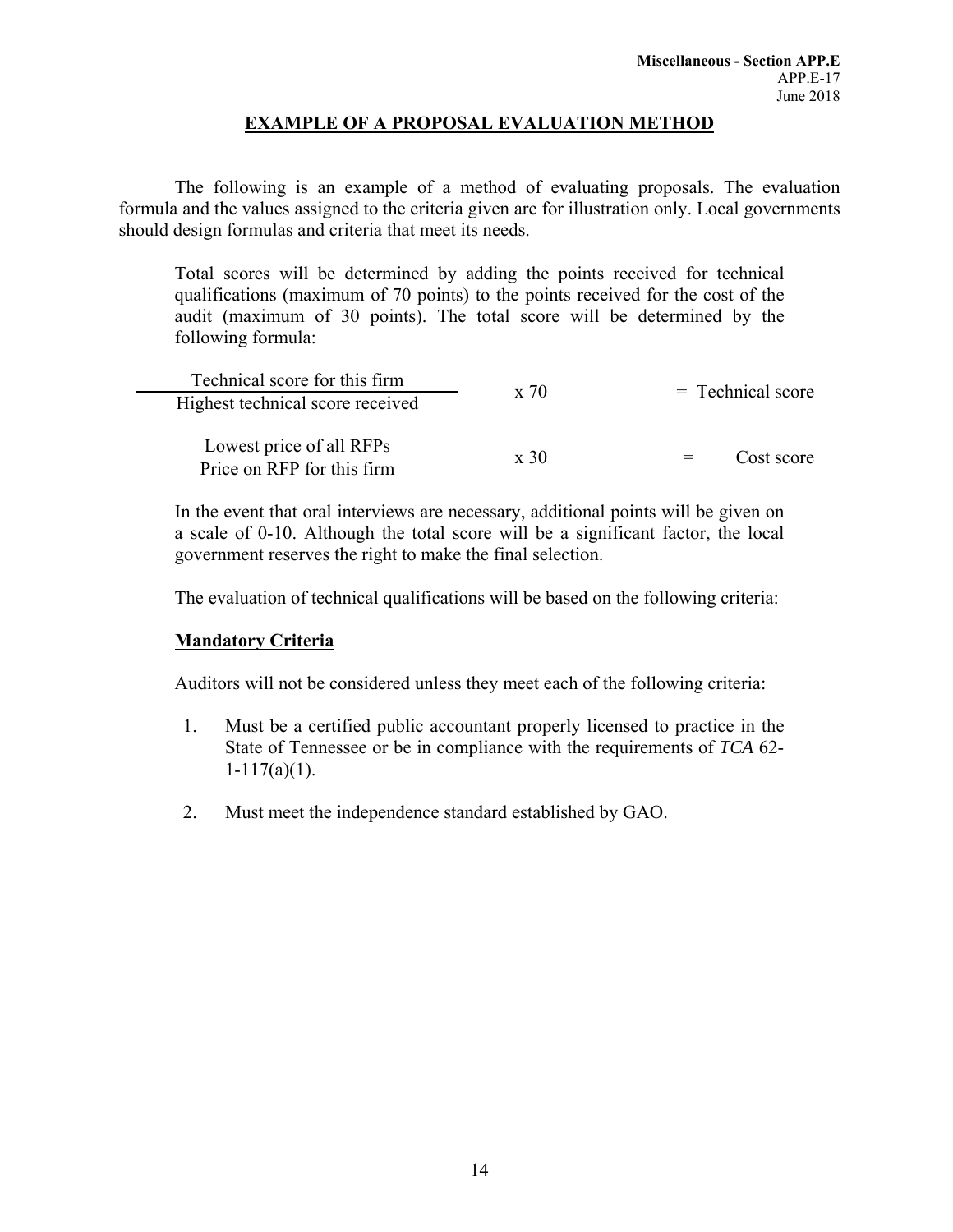## EXAMPLE OF A PROPOSAL EVALUATION METHOD

The following is an example of a method of evaluating proposals. The evaluation formula and the values assigned to the criteria given are for illustration only. Local governments should design formulas and criteria that meet its needs.

> Total scores will be determined by adding the points received for technical qualifications (maximum of 70 points) to the points received for the cost of the audit (maximum of 30 points). The total score will be determined by the following formula:

$$\frac{\text{Technical score for this firm}}{\text{Highest technical score received}} \times 70 = \text{Technical score}$$

$$\frac{\text{Lowest price of all RFPs}}{\text{Price on RFP for this firm}} \times 30 = \text{Cost score}$$

> In the event that oral interviews are necessary, additional points will be given on a scale of 0-10. Although the total score will be a significant factor, the local government reserves the right to make the final selection.
>
> The evaluation of technical qualifications will be based on the following criteria:

**<u>Mandatory Criteria</u>**

Auditors will not be considered unless they meet each of the following criteria:

1. Must be a certified public accountant properly licensed to practice in the State of Tennessee or be in compliance with the requirements of *TCA* 62-1-117(a)(1).

2. Must meet the independence standard established by GAO.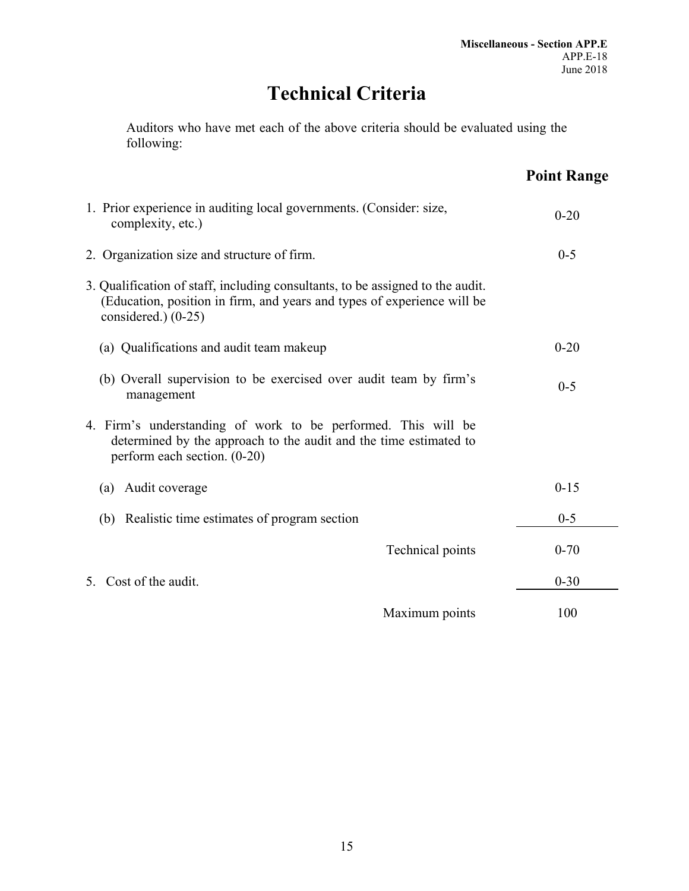# Technical Criteria

Auditors who have met each of the above criteria should be evaluated using the following:

| | Point Range |
|---|---|
| 1. Prior experience in auditing local governments. (Consider: size, complexity, etc.) | 0-20 |
| 2. Organization size and structure of firm. | 0-5 |
| 3. Qualification of staff, including consultants, to be assigned to the audit. (Education, position in firm, and years and types of experience will be considered.) (0-25) | |
| (a) Qualifications and audit team makeup | 0-20 |
| (b) Overall supervision to be exercised over audit team by firm's management | 0-5 |
| 4. Firm's understanding of work to be performed. This will be determined by the approach to the audit and the time estimated to perform each section. (0-20) | |
| (a) Audit coverage | 0-15 |
| (b) Realistic time estimates of program section | 0-5 |
| Technical points | 0-70 |
| 5. Cost of the audit. | 0-30 |
| Maximum points | 100 |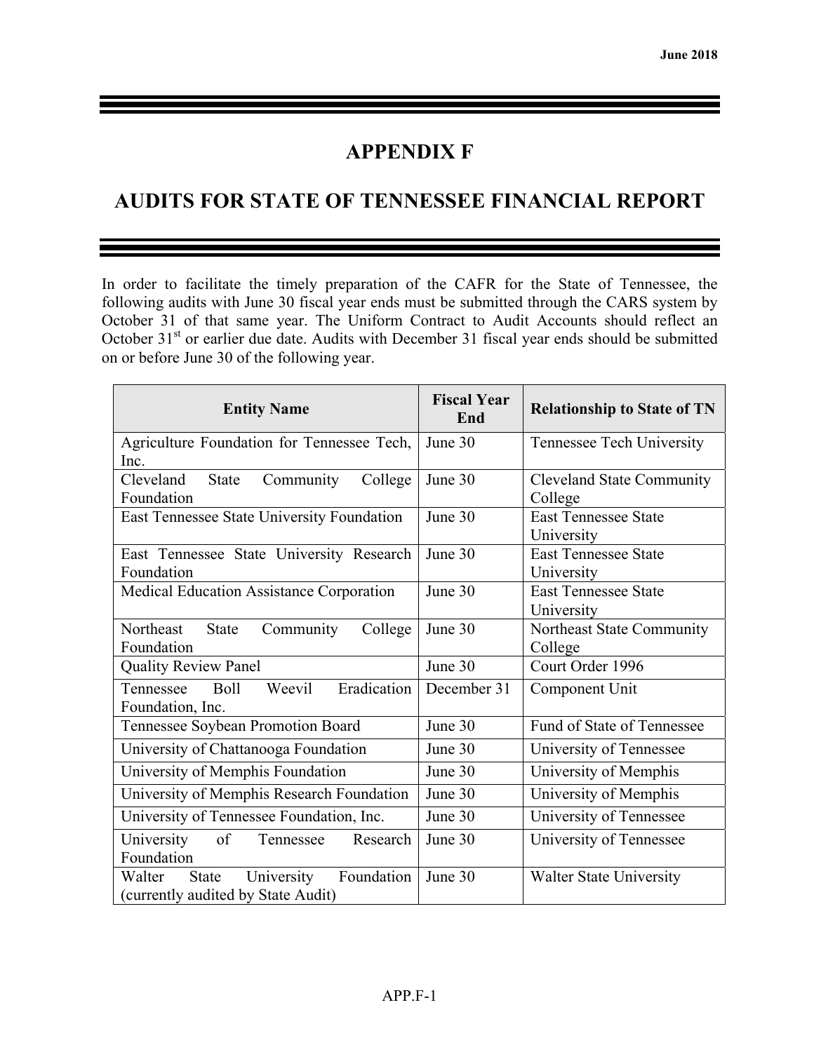# APPENDIX F

# AUDITS FOR STATE OF TENNESSEE FINANCIAL REPORT

In order to facilitate the timely preparation of the CAFR for the State of Tennessee, the following audits with June 30 fiscal year ends must be submitted through the CARS system by October 31 of that same year. The Uniform Contract to Audit Accounts should reflect an October 31[st] or earlier due date. Audits with December 31 fiscal year ends should be submitted on or before June 30 of the following year.

| Entity Name | Fiscal Year End | Relationship to State of TN |
|---|---|---|
| Agriculture Foundation for Tennessee Tech, Inc. | June 30 | Tennessee Tech University |
| Cleveland State Community College Foundation | June 30 | Cleveland State Community College |
| East Tennessee State University Foundation | June 30 | East Tennessee State University |
| East Tennessee State University Research Foundation | June 30 | East Tennessee State University |
| Medical Education Assistance Corporation | June 30 | East Tennessee State University |
| Northeast State Community College Foundation | June 30 | Northeast State Community College |
| Quality Review Panel | June 30 | Court Order 1996 |
| Tennessee Boll Weevil Eradication Foundation, Inc. | December 31 | Component Unit |
| Tennessee Soybean Promotion Board | June 30 | Fund of State of Tennessee |
| University of Chattanooga Foundation | June 30 | University of Tennessee |
| University of Memphis Foundation | June 30 | University of Memphis |
| University of Memphis Research Foundation | June 30 | University of Memphis |
| University of Tennessee Foundation, Inc. | June 30 | University of Tennessee |
| University of Tennessee Research Foundation | June 30 | University of Tennessee |
| Walter State University Foundation (currently audited by State Audit) | June 30 | Walter State University |